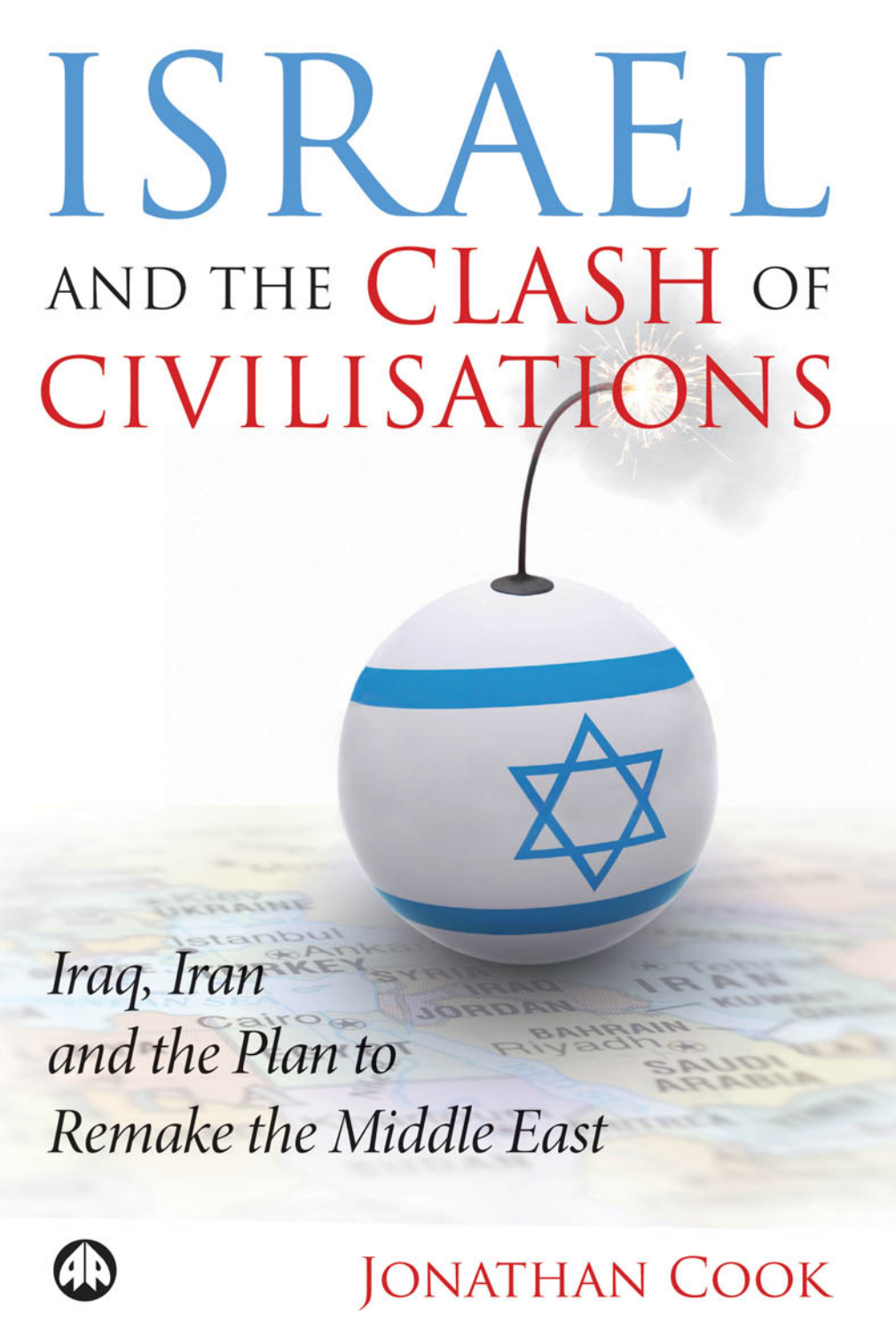# ISRAEL

## AND THE CLASH OF CIVILISATIONS

*Iraq, Iran and the Plan to Remake the Middle East*

JONATHAN COOK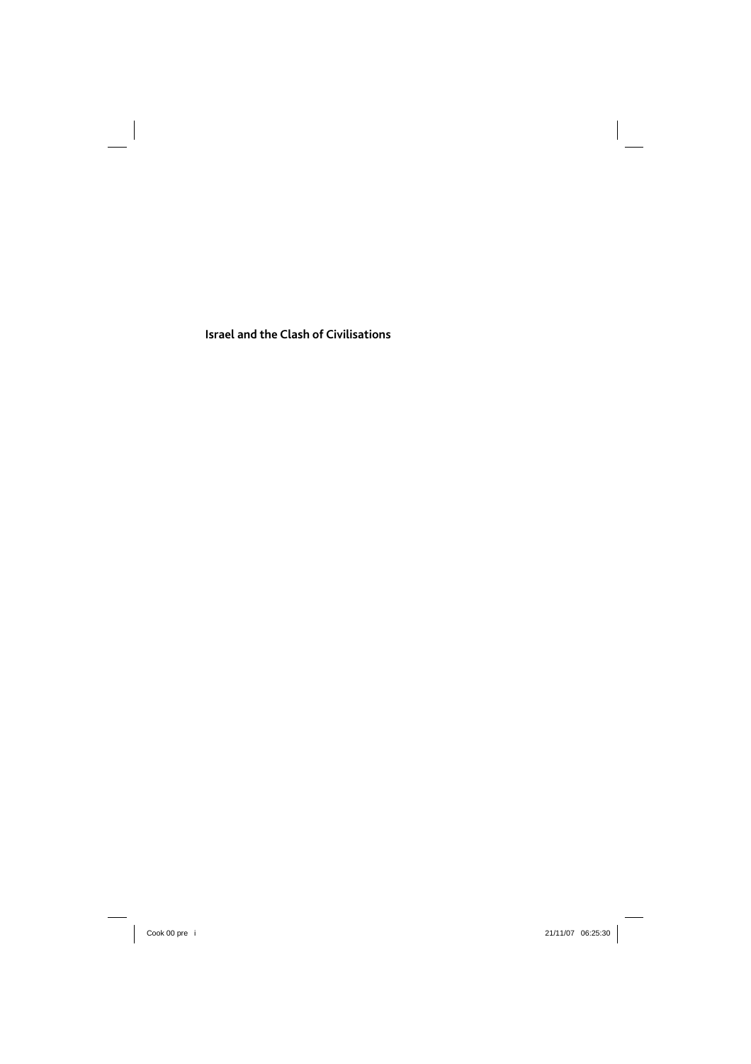**Israel and the Clash of Civilisations**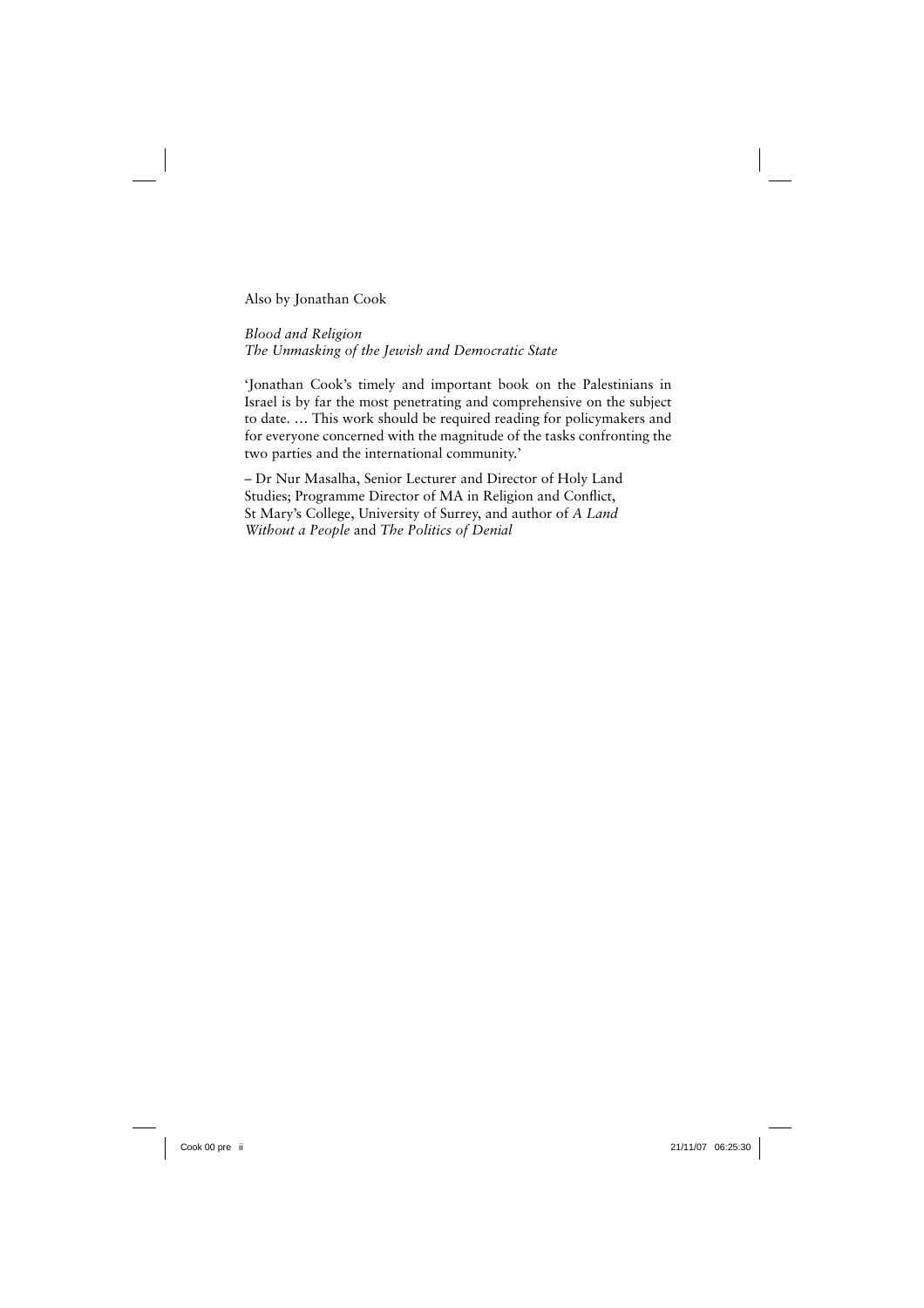Also by Jonathan Cook

*Blood and Religion*
*The Unmasking of the Jewish and Democratic State*

'Jonathan Cook's timely and important book on the Palestinians in Israel is by far the most penetrating and comprehensive on the subject to date. … This work should be required reading for policymakers and for everyone concerned with the magnitude of the tasks confronting the two parties and the international community.'

– Dr Nur Masalha, Senior Lecturer and Director of Holy Land Studies; Programme Director of MA in Religion and Conflict, St Mary's College, University of Surrey, and author of *A Land Without a People* and *The Politics of Denial*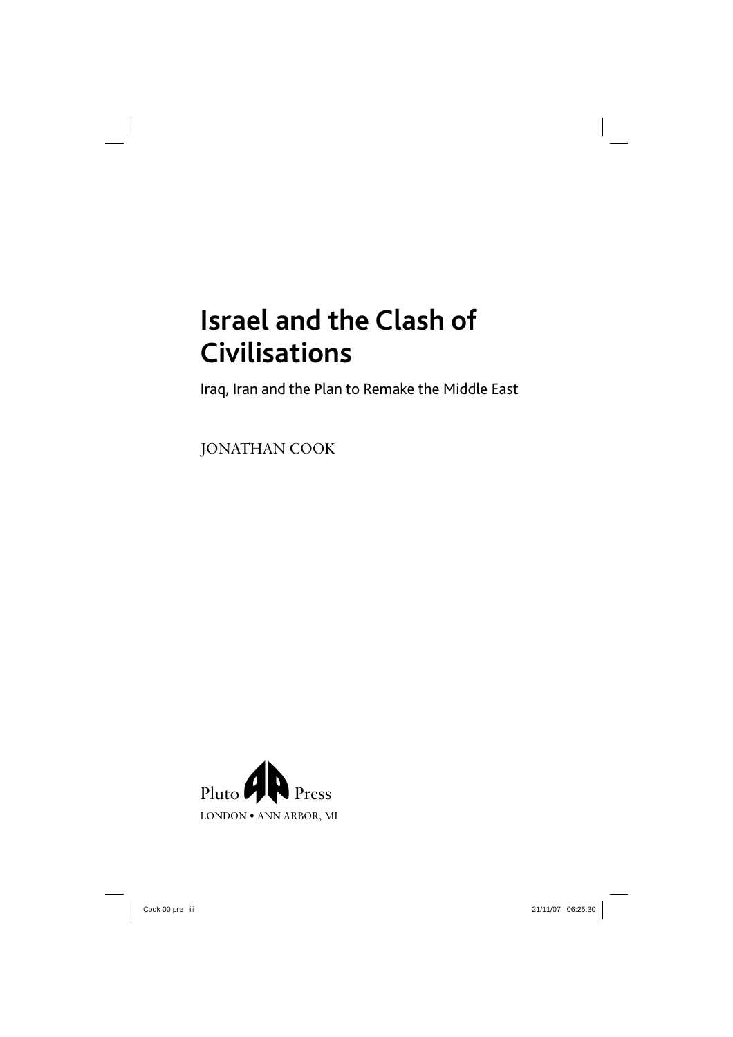# Israel and the Clash of Civilisations

Iraq, Iran and the Plan to Remake the Middle East

JONATHAN COOK

Pluto Press

LONDON • ANN ARBOR, MI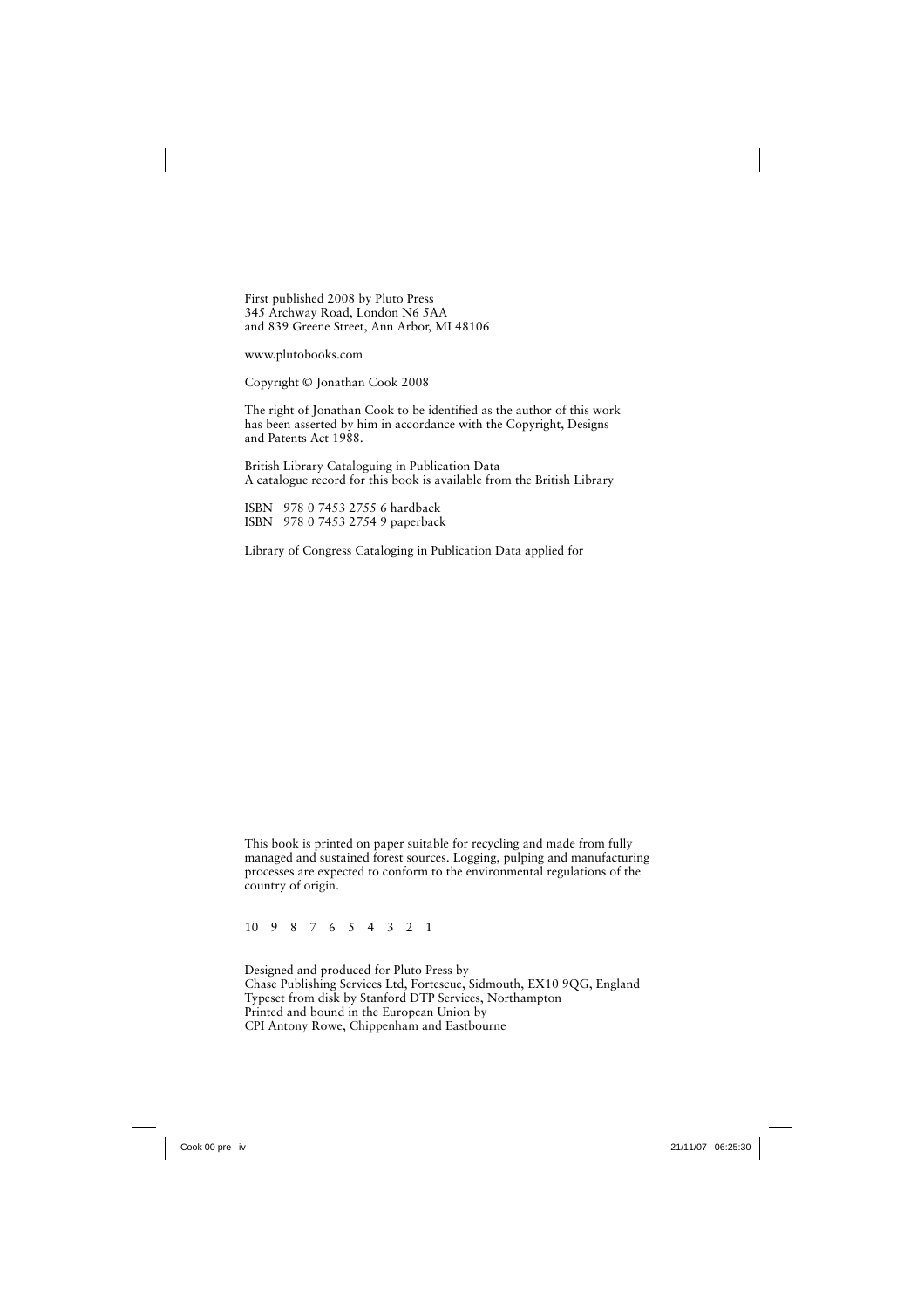First published 2008 by Pluto Press
345 Archway Road, London N6 5AA
and 839 Greene Street, Ann Arbor, MI 48106

www.plutobooks.com

Copyright © Jonathan Cook 2008

The right of Jonathan Cook to be identified as the author of this work has been asserted by him in accordance with the Copyright, Designs and Patents Act 1988.

British Library Cataloguing in Publication Data
A catalogue record for this book is available from the British Library

ISBN 978 0 7453 2755 6 hardback
ISBN 978 0 7453 2754 9 paperback

Library of Congress Cataloging in Publication Data applied for

This book is printed on paper suitable for recycling and made from fully managed and sustained forest sources. Logging, pulping and manufacturing processes are expected to conform to the environmental regulations of the country of origin.

10 9 8 7 6 5 4 3 2 1

Designed and produced for Pluto Press by
Chase Publishing Services Ltd, Fortescue, Sidmouth, EX10 9QG, England
Typeset from disk by Stanford DTP Services, Northampton
Printed and bound in the European Union by
CPI Antony Rowe, Chippenham and Eastbourne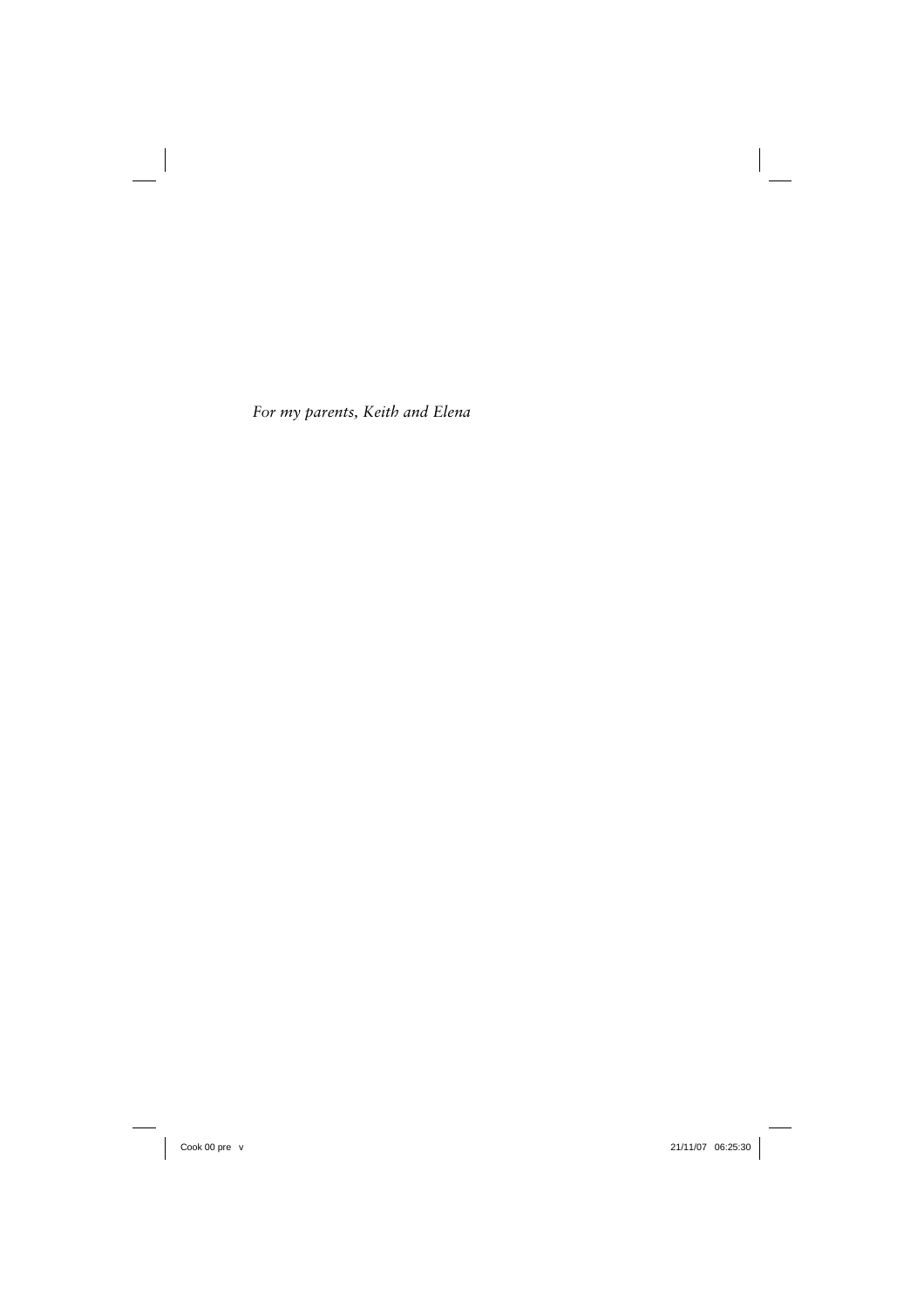*For my parents, Keith and Elena*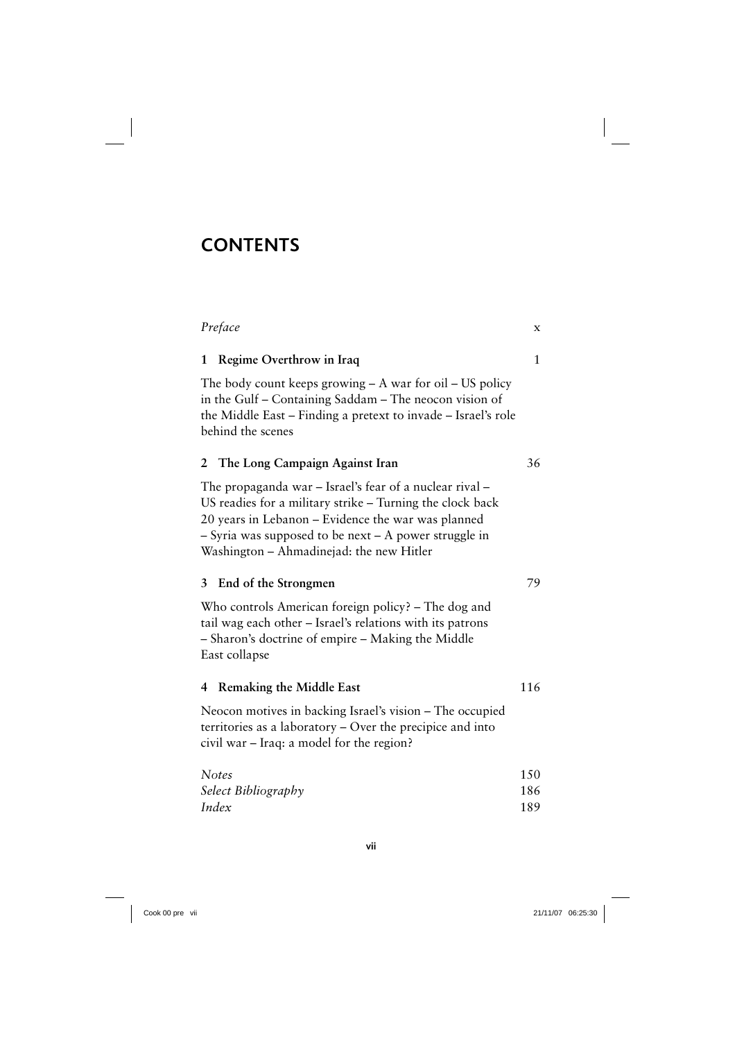# CONTENTS

| | |
|---|---|
| *Preface* | x |
| **1 Regime Overthrow in Iraq** | 1 |
| The body count keeps growing – A war for oil – US policy in the Gulf – Containing Saddam – The neocon vision of the Middle East – Finding a pretext to invade – Israel's role behind the scenes | |
| **2 The Long Campaign Against Iran** | 36 |
| The propaganda war – Israel's fear of a nuclear rival – US readies for a military strike – Turning the clock back 20 years in Lebanon – Evidence the war was planned – Syria was supposed to be next – A power struggle in Washington – Ahmadinejad: the new Hitler | |
| **3 End of the Strongmen** | 79 |
| Who controls American foreign policy? – The dog and tail wag each other – Israel's relations with its patrons – Sharon's doctrine of empire – Making the Middle East collapse | |
| **4 Remaking the Middle East** | 116 |
| Neocon motives in backing Israel's vision – The occupied territories as a laboratory – Over the precipice and into civil war – Iraq: a model for the region? | |
| *Notes* | 150 |
| *Select Bibliography* | 186 |
| *Index* | 189 |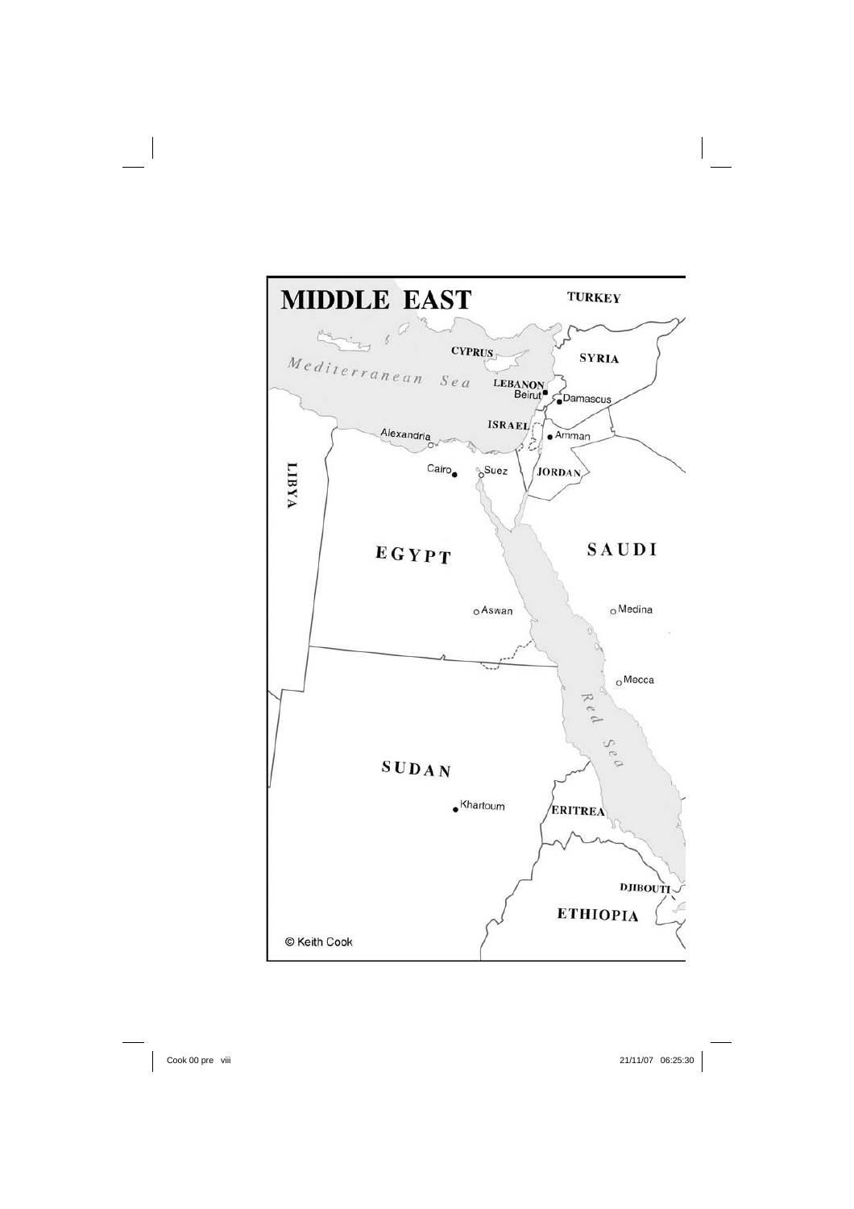# MIDDLE EAST

TURKEY

CYPRUS

SYRIA

Mediterranean Sea

LEBANON

Beirut

Damascus

ISRAEL

Amman

Alexandria

Cairo

Suez

JORDAN

LIBYA

EGYPT

SAUDI

Aswan

Medina

Mecca

Red Sea

SUDAN

Khartoum

ERITREA

DJIBOUTI

ETHIOPIA

© Keith Cook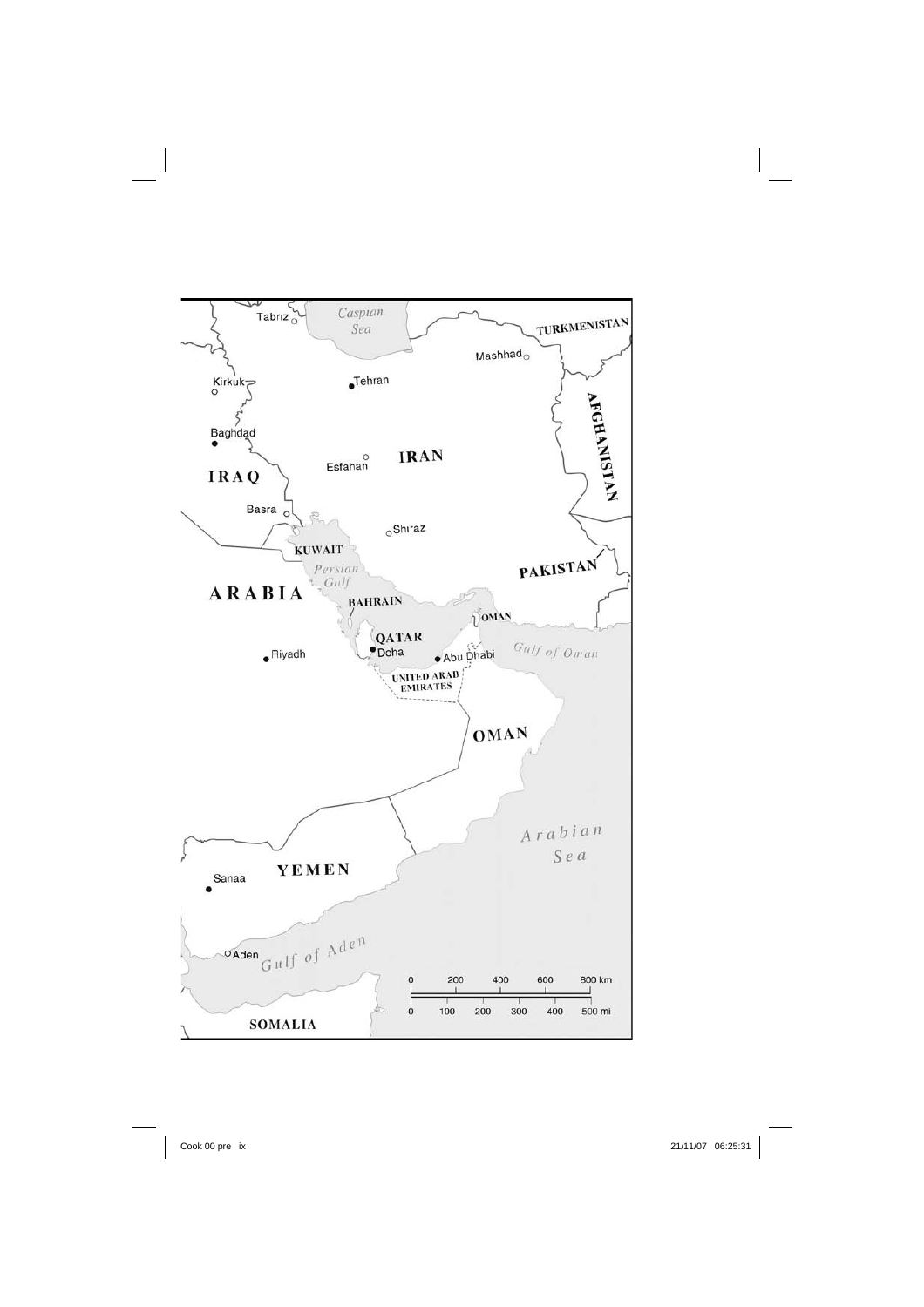Tabriz

Caspian Sea

TURKMENISTAN

Mashhad

Kirkuk

Tehran

AFGHANISTAN

Baghdad

IRAQ

Esfahan

IRAN

Basra

Shiraz

KUWAIT

Persian Gulf

PAKISTAN

ARABIA

BAHRAIN

OMAN

QATAR

Doha

Riyadh

Abu Dhabi

Gulf of Oman

UNITED ARAB EMIRATES

OMAN

Arabian Sea

YEMEN

Sanaa

Aden

Gulf of Aden

0 200 400 600 800 km

0 100 200 300 400 500 mi

SOMALIA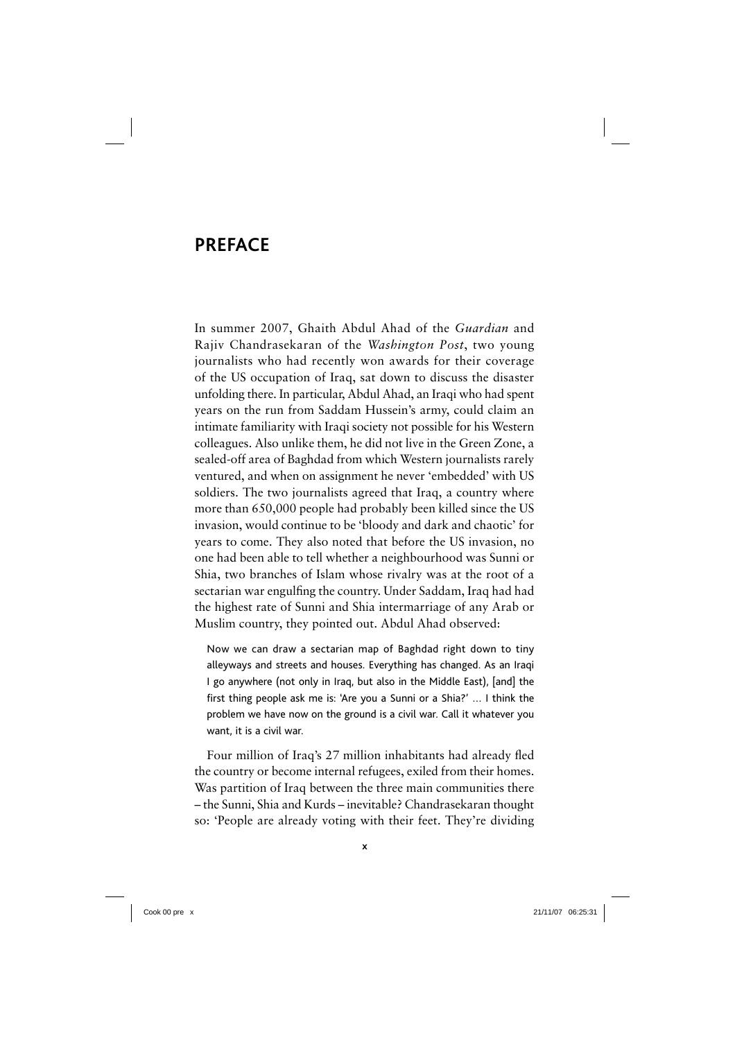# PREFACE

In summer 2007, Ghaith Abdul Ahad of the *Guardian* and Rajiv Chandrasekaran of the *Washington Post*, two young journalists who had recently won awards for their coverage of the US occupation of Iraq, sat down to discuss the disaster unfolding there. In particular, Abdul Ahad, an Iraqi who had spent years on the run from Saddam Hussein's army, could claim an intimate familiarity with Iraqi society not possible for his Western colleagues. Also unlike them, he did not live in the Green Zone, a sealed-off area of Baghdad from which Western journalists rarely ventured, and when on assignment he never 'embedded' with US soldiers. The two journalists agreed that Iraq, a country where more than 650,000 people had probably been killed since the US invasion, would continue to be 'bloody and dark and chaotic' for years to come. They also noted that before the US invasion, no one had been able to tell whether a neighbourhood was Sunni or Shia, two branches of Islam whose rivalry was at the root of a sectarian war engulfing the country. Under Saddam, Iraq had had the highest rate of Sunni and Shia intermarriage of any Arab or Muslim country, they pointed out. Abdul Ahad observed:

> Now we can draw a sectarian map of Baghdad right down to tiny alleyways and streets and houses. Everything has changed. As an Iraqi I go anywhere (not only in Iraq, but also in the Middle East), [and] the first thing people ask me is: 'Are you a Sunni or a Shia?' ... I think the problem we have now on the ground is a civil war. Call it whatever you want, it is a civil war.

Four million of Iraq's 27 million inhabitants had already fled the country or become internal refugees, exiled from their homes. Was partition of Iraq between the three main communities there – the Sunni, Shia and Kurds – inevitable? Chandrasekaran thought so: 'People are already voting with their feet. They're dividing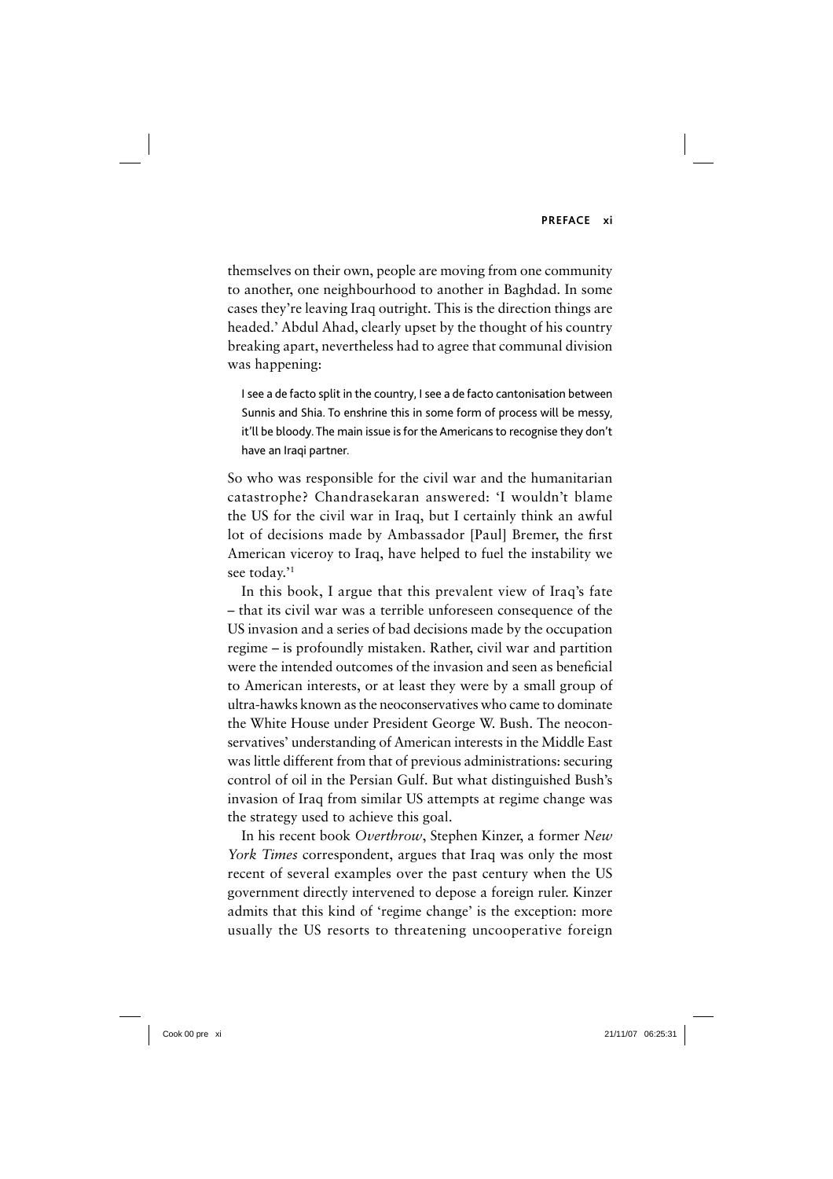themselves on their own, people are moving from one community to another, one neighbourhood to another in Baghdad. In some cases they're leaving Iraq outright. This is the direction things are headed.' Abdul Ahad, clearly upset by the thought of his country breaking apart, nevertheless had to agree that communal division was happening:

> I see a de facto split in the country, I see a de facto cantonisation between Sunnis and Shia. To enshrine this in some form of process will be messy, it'll be bloody. The main issue is for the Americans to recognise they don't have an Iraqi partner.

So who was responsible for the civil war and the humanitarian catastrophe? Chandrasekaran answered: 'I wouldn't blame the US for the civil war in Iraq, but I certainly think an awful lot of decisions made by Ambassador [Paul] Bremer, the first American viceroy to Iraq, have helped to fuel the instability we see today.'[1]

In this book, I argue that this prevalent view of Iraq's fate – that its civil war was a terrible unforeseen consequence of the US invasion and a series of bad decisions made by the occupation regime – is profoundly mistaken. Rather, civil war and partition were the intended outcomes of the invasion and seen as beneficial to American interests, or at least they were by a small group of ultra-hawks known as the neoconservatives who came to dominate the White House under President George W. Bush. The neoconservatives' understanding of American interests in the Middle East was little different from that of previous administrations: securing control of oil in the Persian Gulf. But what distinguished Bush's invasion of Iraq from similar US attempts at regime change was the strategy used to achieve this goal.

In his recent book *Overthrow*, Stephen Kinzer, a former *New York Times* correspondent, argues that Iraq was only the most recent of several examples over the past century when the US government directly intervened to depose a foreign ruler. Kinzer admits that this kind of 'regime change' is the exception: more usually the US resorts to threatening uncooperative foreign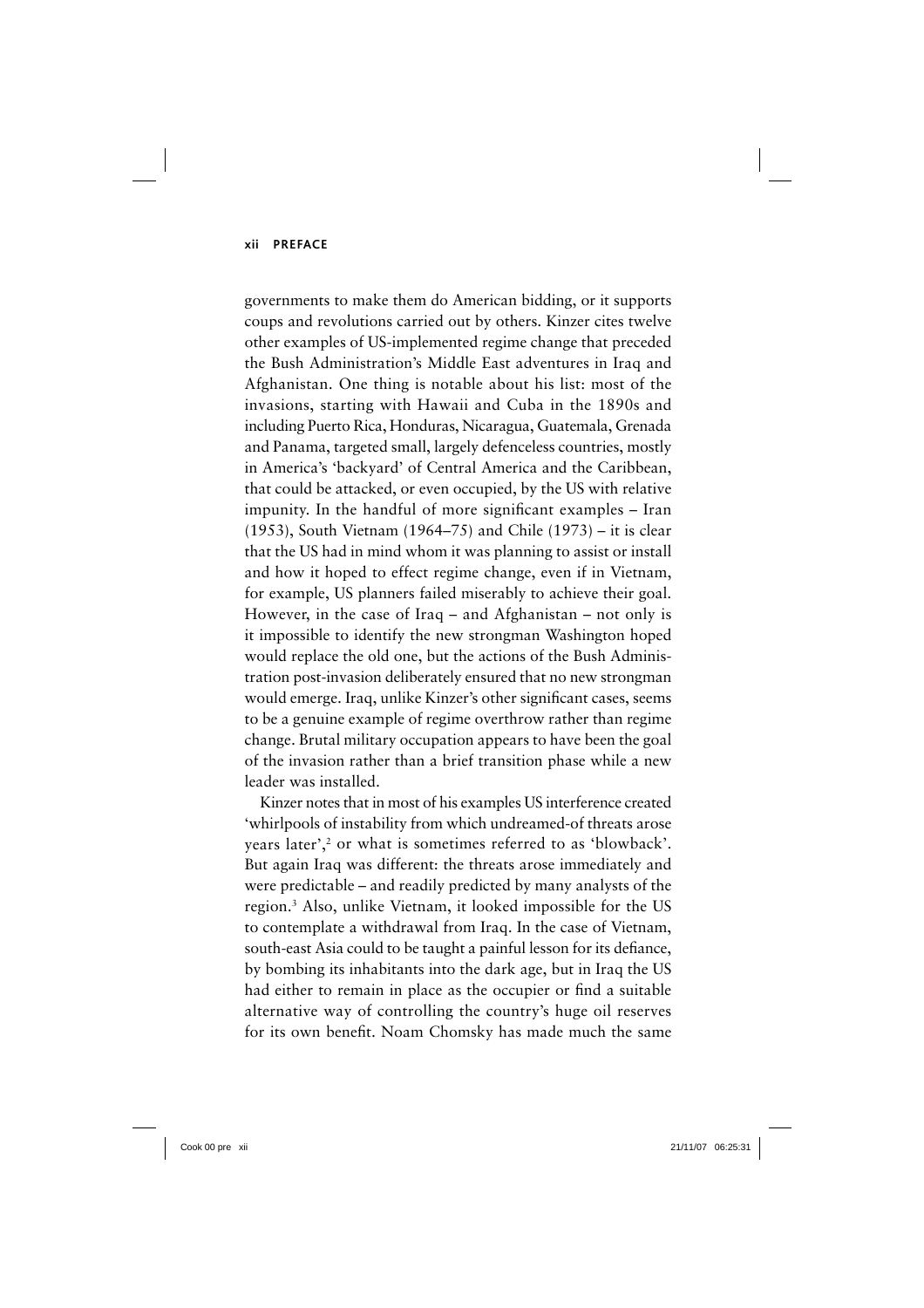governments to make them do American bidding, or it supports coups and revolutions carried out by others. Kinzer cites twelve other examples of US-implemented regime change that preceded the Bush Administration's Middle East adventures in Iraq and Afghanistan. One thing is notable about his list: most of the invasions, starting with Hawaii and Cuba in the 1890s and including Puerto Rica, Honduras, Nicaragua, Guatemala, Grenada and Panama, targeted small, largely defenceless countries, mostly in America's 'backyard' of Central America and the Caribbean, that could be attacked, or even occupied, by the US with relative impunity. In the handful of more significant examples – Iran (1953), South Vietnam (1964–75) and Chile (1973) – it is clear that the US had in mind whom it was planning to assist or install and how it hoped to effect regime change, even if in Vietnam, for example, US planners failed miserably to achieve their goal. However, in the case of Iraq – and Afghanistan – not only is it impossible to identify the new strongman Washington hoped would replace the old one, but the actions of the Bush Administration post-invasion deliberately ensured that no new strongman would emerge. Iraq, unlike Kinzer's other significant cases, seems to be a genuine example of regime overthrow rather than regime change. Brutal military occupation appears to have been the goal of the invasion rather than a brief transition phase while a new leader was installed.

Kinzer notes that in most of his examples US interference created 'whirlpools of instability from which undreamed-of threats arose years later',[2] or what is sometimes referred to as 'blowback'. But again Iraq was different: the threats arose immediately and were predictable – and readily predicted by many analysts of the region.[3] Also, unlike Vietnam, it looked impossible for the US to contemplate a withdrawal from Iraq. In the case of Vietnam, south-east Asia could to be taught a painful lesson for its defiance, by bombing its inhabitants into the dark age, but in Iraq the US had either to remain in place as the occupier or find a suitable alternative way of controlling the country's huge oil reserves for its own benefit. Noam Chomsky has made much the same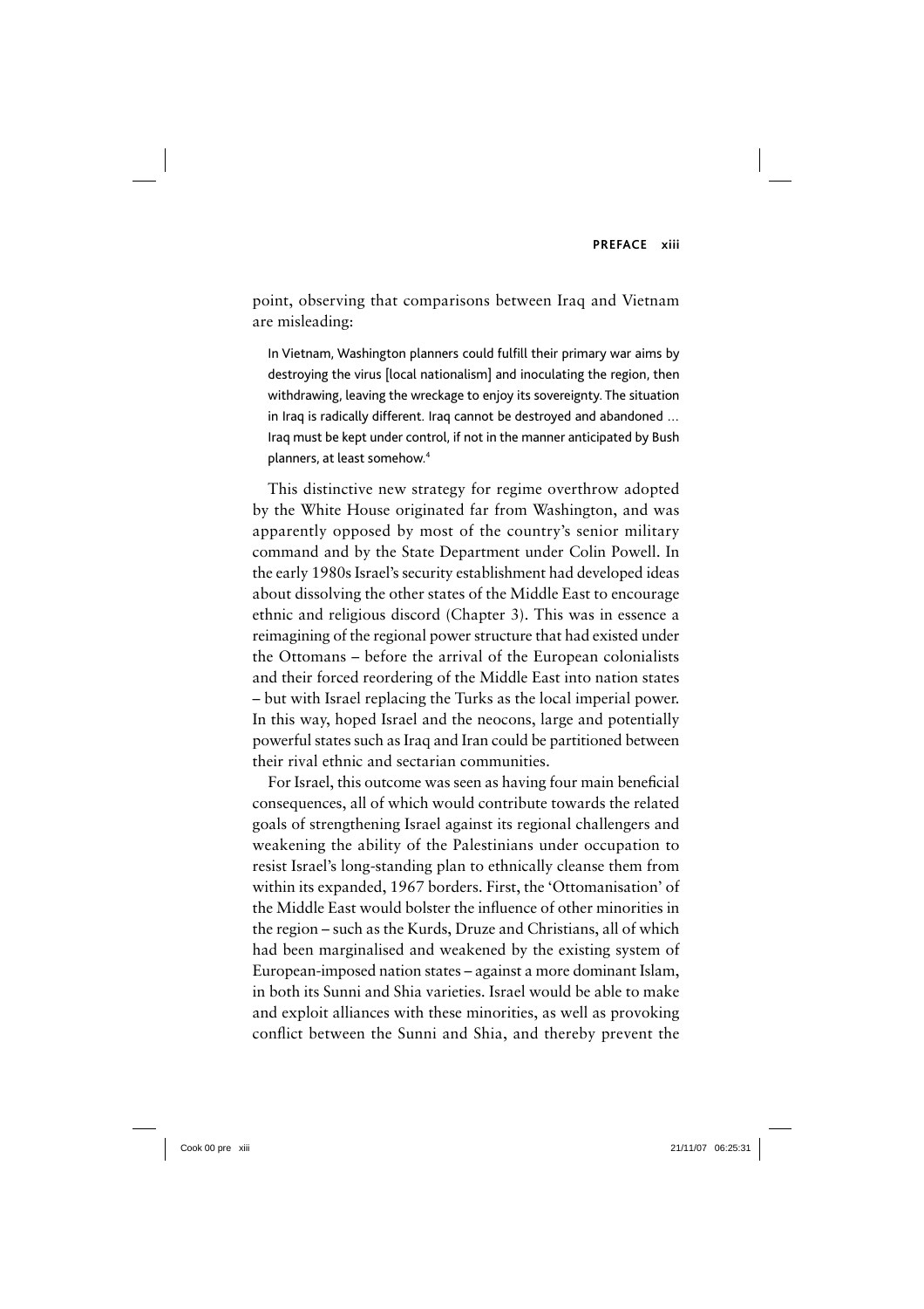point, observing that comparisons between Iraq and Vietnam are misleading:

> In Vietnam, Washington planners could fulfill their primary war aims by destroying the virus [local nationalism] and inoculating the region, then withdrawing, leaving the wreckage to enjoy its sovereignty. The situation in Iraq is radically different. Iraq cannot be destroyed and abandoned … Iraq must be kept under control, if not in the manner anticipated by Bush planners, at least somehow.[4]

This distinctive new strategy for regime overthrow adopted by the White House originated far from Washington, and was apparently opposed by most of the country's senior military command and by the State Department under Colin Powell. In the early 1980s Israel's security establishment had developed ideas about dissolving the other states of the Middle East to encourage ethnic and religious discord (Chapter 3). This was in essence a reimagining of the regional power structure that had existed under the Ottomans – before the arrival of the European colonialists and their forced reordering of the Middle East into nation states – but with Israel replacing the Turks as the local imperial power. In this way, hoped Israel and the neocons, large and potentially powerful states such as Iraq and Iran could be partitioned between their rival ethnic and sectarian communities.

For Israel, this outcome was seen as having four main beneficial consequences, all of which would contribute towards the related goals of strengthening Israel against its regional challengers and weakening the ability of the Palestinians under occupation to resist Israel's long-standing plan to ethnically cleanse them from within its expanded, 1967 borders. First, the 'Ottomanisation' of the Middle East would bolster the influence of other minorities in the region – such as the Kurds, Druze and Christians, all of which had been marginalised and weakened by the existing system of European-imposed nation states – against a more dominant Islam, in both its Sunni and Shia varieties. Israel would be able to make and exploit alliances with these minorities, as well as provoking conflict between the Sunni and Shia, and thereby prevent the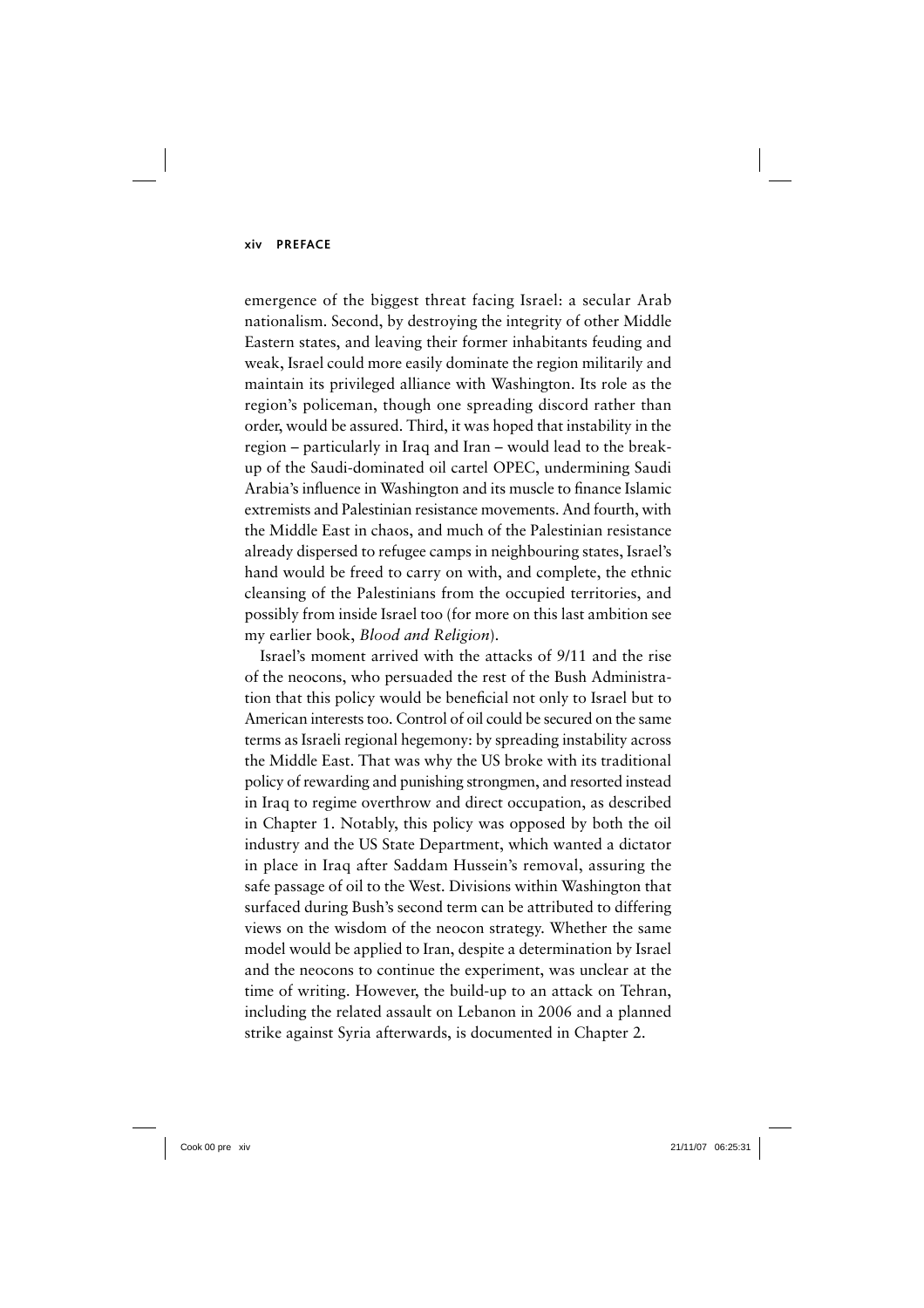emergence of the biggest threat facing Israel: a secular Arab nationalism. Second, by destroying the integrity of other Middle Eastern states, and leaving their former inhabitants feuding and weak, Israel could more easily dominate the region militarily and maintain its privileged alliance with Washington. Its role as the region's policeman, though one spreading discord rather than order, would be assured. Third, it was hoped that instability in the region – particularly in Iraq and Iran – would lead to the break-up of the Saudi-dominated oil cartel OPEC, undermining Saudi Arabia's influence in Washington and its muscle to finance Islamic extremists and Palestinian resistance movements. And fourth, with the Middle East in chaos, and much of the Palestinian resistance already dispersed to refugee camps in neighbouring states, Israel's hand would be freed to carry on with, and complete, the ethnic cleansing of the Palestinians from the occupied territories, and possibly from inside Israel too (for more on this last ambition see my earlier book, *Blood and Religion*).

Israel's moment arrived with the attacks of 9/11 and the rise of the neocons, who persuaded the rest of the Bush Administration that this policy would be beneficial not only to Israel but to American interests too. Control of oil could be secured on the same terms as Israeli regional hegemony: by spreading instability across the Middle East. That was why the US broke with its traditional policy of rewarding and punishing strongmen, and resorted instead in Iraq to regime overthrow and direct occupation, as described in Chapter 1. Notably, this policy was opposed by both the oil industry and the US State Department, which wanted a dictator in place in Iraq after Saddam Hussein's removal, assuring the safe passage of oil to the West. Divisions within Washington that surfaced during Bush's second term can be attributed to differing views on the wisdom of the neocon strategy. Whether the same model would be applied to Iran, despite a determination by Israel and the neocons to continue the experiment, was unclear at the time of writing. However, the build-up to an attack on Tehran, including the related assault on Lebanon in 2006 and a planned strike against Syria afterwards, is documented in Chapter 2.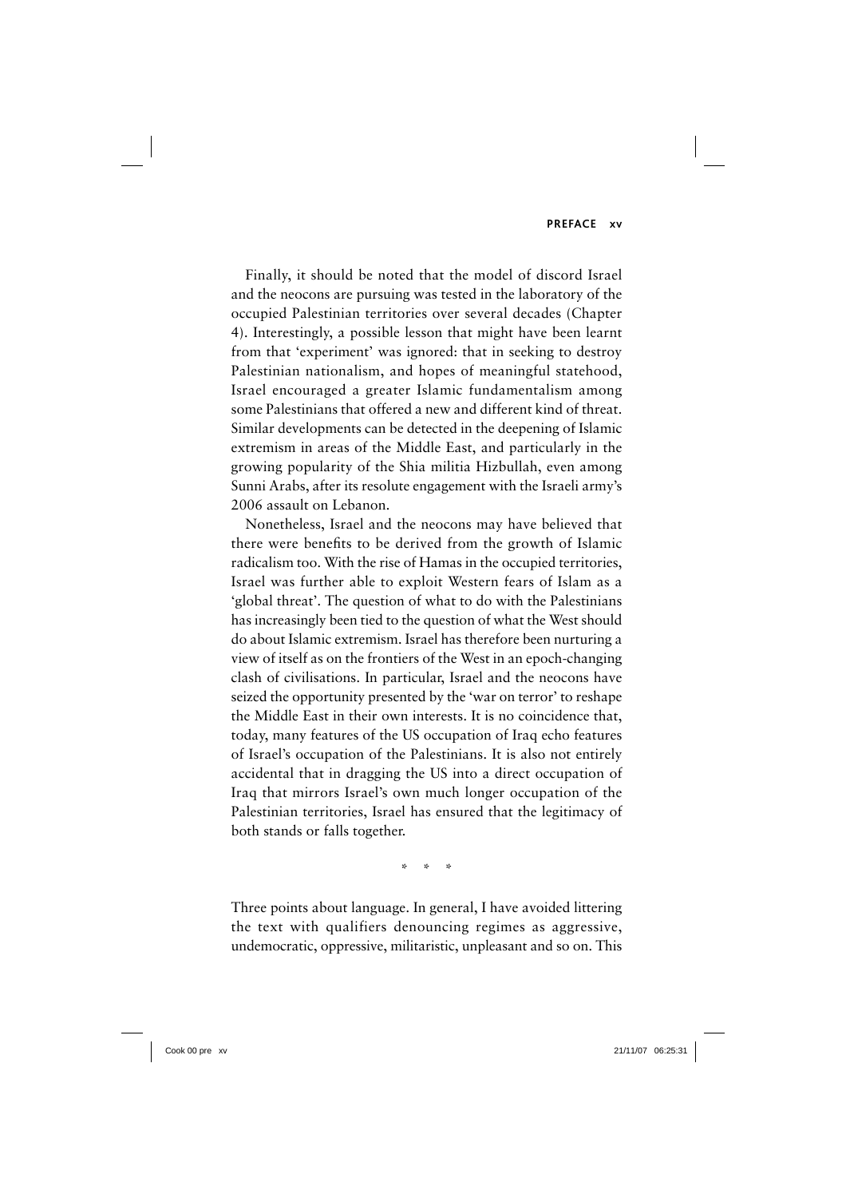Finally, it should be noted that the model of discord Israel and the neocons are pursuing was tested in the laboratory of the occupied Palestinian territories over several decades (Chapter 4). Interestingly, a possible lesson that might have been learnt from that 'experiment' was ignored: that in seeking to destroy Palestinian nationalism, and hopes of meaningful statehood, Israel encouraged a greater Islamic fundamentalism among some Palestinians that offered a new and different kind of threat. Similar developments can be detected in the deepening of Islamic extremism in areas of the Middle East, and particularly in the growing popularity of the Shia militia Hizbullah, even among Sunni Arabs, after its resolute engagement with the Israeli army's 2006 assault on Lebanon.

Nonetheless, Israel and the neocons may have believed that there were benefits to be derived from the growth of Islamic radicalism too. With the rise of Hamas in the occupied territories, Israel was further able to exploit Western fears of Islam as a 'global threat'. The question of what to do with the Palestinians has increasingly been tied to the question of what the West should do about Islamic extremism. Israel has therefore been nurturing a view of itself as on the frontiers of the West in an epoch-changing clash of civilisations. In particular, Israel and the neocons have seized the opportunity presented by the 'war on terror' to reshape the Middle East in their own interests. It is no coincidence that, today, many features of the US occupation of Iraq echo features of Israel's occupation of the Palestinians. It is also not entirely accidental that in dragging the US into a direct occupation of Iraq that mirrors Israel's own much longer occupation of the Palestinian territories, Israel has ensured that the legitimacy of both stands or falls together.

\* \* \*

Three points about language. In general, I have avoided littering the text with qualifiers denouncing regimes as aggressive, undemocratic, oppressive, militaristic, unpleasant and so on. This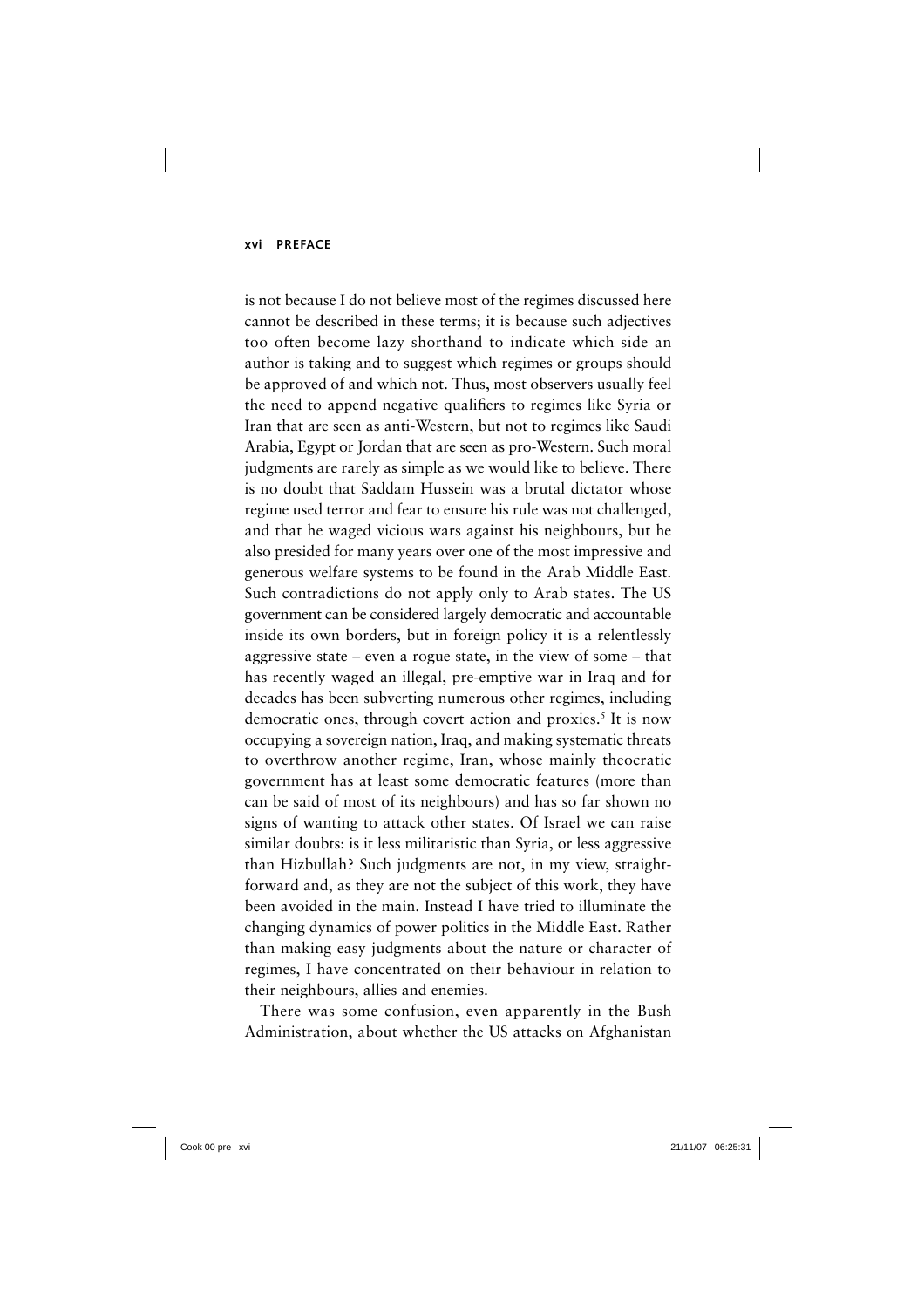is not because I do not believe most of the regimes discussed here cannot be described in these terms; it is because such adjectives too often become lazy shorthand to indicate which side an author is taking and to suggest which regimes or groups should be approved of and which not. Thus, most observers usually feel the need to append negative qualifiers to regimes like Syria or Iran that are seen as anti-Western, but not to regimes like Saudi Arabia, Egypt or Jordan that are seen as pro-Western. Such moral judgments are rarely as simple as we would like to believe. There is no doubt that Saddam Hussein was a brutal dictator whose regime used terror and fear to ensure his rule was not challenged, and that he waged vicious wars against his neighbours, but he also presided for many years over one of the most impressive and generous welfare systems to be found in the Arab Middle East. Such contradictions do not apply only to Arab states. The US government can be considered largely democratic and accountable inside its own borders, but in foreign policy it is a relentlessly aggressive state – even a rogue state, in the view of some – that has recently waged an illegal, pre-emptive war in Iraq and for decades has been subverting numerous other regimes, including democratic ones, through covert action and proxies.[5] It is now occupying a sovereign nation, Iraq, and making systematic threats to overthrow another regime, Iran, whose mainly theocratic government has at least some democratic features (more than can be said of most of its neighbours) and has so far shown no signs of wanting to attack other states. Of Israel we can raise similar doubts: is it less militaristic than Syria, or less aggressive than Hizbullah? Such judgments are not, in my view, straightforward and, as they are not the subject of this work, they have been avoided in the main. Instead I have tried to illuminate the changing dynamics of power politics in the Middle East. Rather than making easy judgments about the nature or character of regimes, I have concentrated on their behaviour in relation to their neighbours, allies and enemies.

There was some confusion, even apparently in the Bush Administration, about whether the US attacks on Afghanistan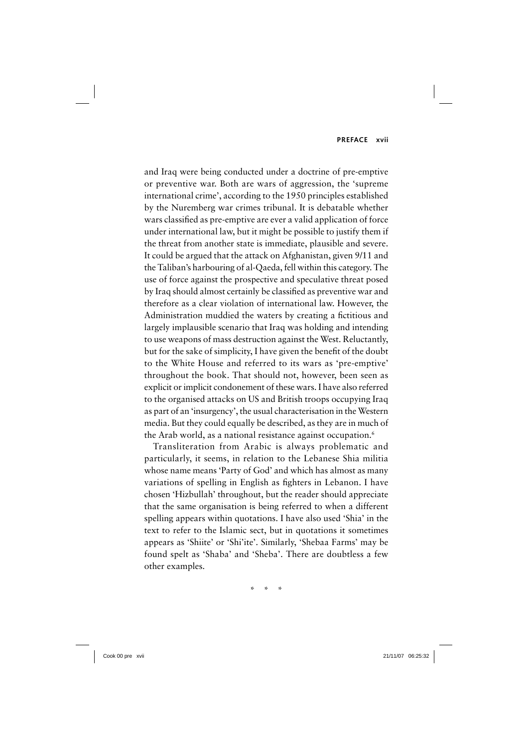and Iraq were being conducted under a doctrine of pre-emptive or preventive war. Both are wars of aggression, the 'supreme international crime', according to the 1950 principles established by the Nuremberg war crimes tribunal. It is debatable whether wars classified as pre-emptive are ever a valid application of force under international law, but it might be possible to justify them if the threat from another state is immediate, plausible and severe. It could be argued that the attack on Afghanistan, given 9/11 and the Taliban's harbouring of al-Qaeda, fell within this category. The use of force against the prospective and speculative threat posed by Iraq should almost certainly be classified as preventive war and therefore as a clear violation of international law. However, the Administration muddied the waters by creating a fictitious and largely implausible scenario that Iraq was holding and intending to use weapons of mass destruction against the West. Reluctantly, but for the sake of simplicity, I have given the benefit of the doubt to the White House and referred to its wars as 'pre-emptive' throughout the book. That should not, however, been seen as explicit or implicit condonement of these wars. I have also referred to the organised attacks on US and British troops occupying Iraq as part of an 'insurgency', the usual characterisation in the Western media. But they could equally be described, as they are in much of the Arab world, as a national resistance against occupation.[6]

Transliteration from Arabic is always problematic and particularly, it seems, in relation to the Lebanese Shia militia whose name means 'Party of God' and which has almost as many variations of spelling in English as fighters in Lebanon. I have chosen 'Hizbullah' throughout, but the reader should appreciate that the same organisation is being referred to when a different spelling appears within quotations. I have also used 'Shia' in the text to refer to the Islamic sect, but in quotations it sometimes appears as 'Shiite' or 'Shi'ite'. Similarly, 'Shebaa Farms' may be found spelt as 'Shaba' and 'Sheba'. There are doubtless a few other examples.

\* \* \*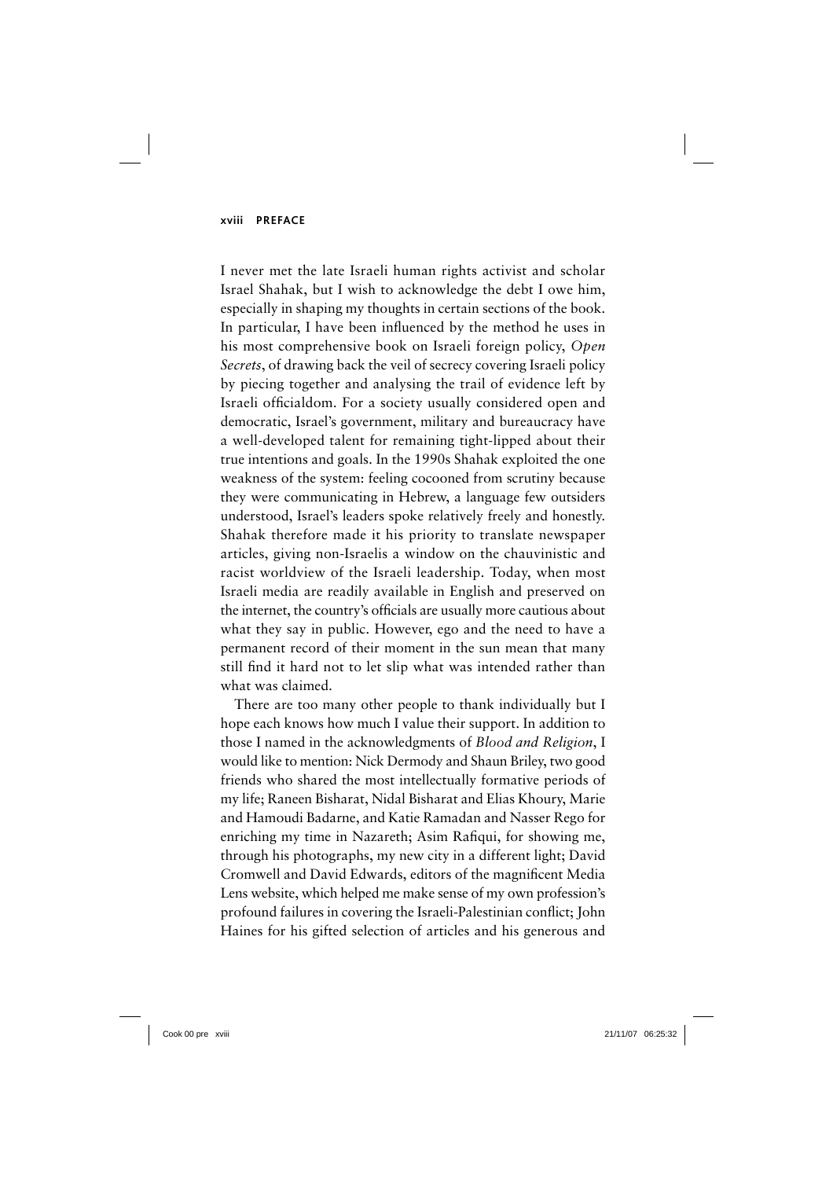I never met the late Israeli human rights activist and scholar Israel Shahak, but I wish to acknowledge the debt I owe him, especially in shaping my thoughts in certain sections of the book. In particular, I have been influenced by the method he uses in his most comprehensive book on Israeli foreign policy, *Open Secrets*, of drawing back the veil of secrecy covering Israeli policy by piecing together and analysing the trail of evidence left by Israeli officialdom. For a society usually considered open and democratic, Israel's government, military and bureaucracy have a well-developed talent for remaining tight-lipped about their true intentions and goals. In the 1990s Shahak exploited the one weakness of the system: feeling cocooned from scrutiny because they were communicating in Hebrew, a language few outsiders understood, Israel's leaders spoke relatively freely and honestly. Shahak therefore made it his priority to translate newspaper articles, giving non-Israelis a window on the chauvinistic and racist worldview of the Israeli leadership. Today, when most Israeli media are readily available in English and preserved on the internet, the country's officials are usually more cautious about what they say in public. However, ego and the need to have a permanent record of their moment in the sun mean that many still find it hard not to let slip what was intended rather than what was claimed.

There are too many other people to thank individually but I hope each knows how much I value their support. In addition to those I named in the acknowledgments of *Blood and Religion*, I would like to mention: Nick Dermody and Shaun Briley, two good friends who shared the most intellectually formative periods of my life; Raneen Bisharat, Nidal Bisharat and Elias Khoury, Marie and Hamoudi Badarne, and Katie Ramadan and Nasser Rego for enriching my time in Nazareth; Asim Rafiqui, for showing me, through his photographs, my new city in a different light; David Cromwell and David Edwards, editors of the magnificent Media Lens website, which helped me make sense of my own profession's profound failures in covering the Israeli-Palestinian conflict; John Haines for his gifted selection of articles and his generous and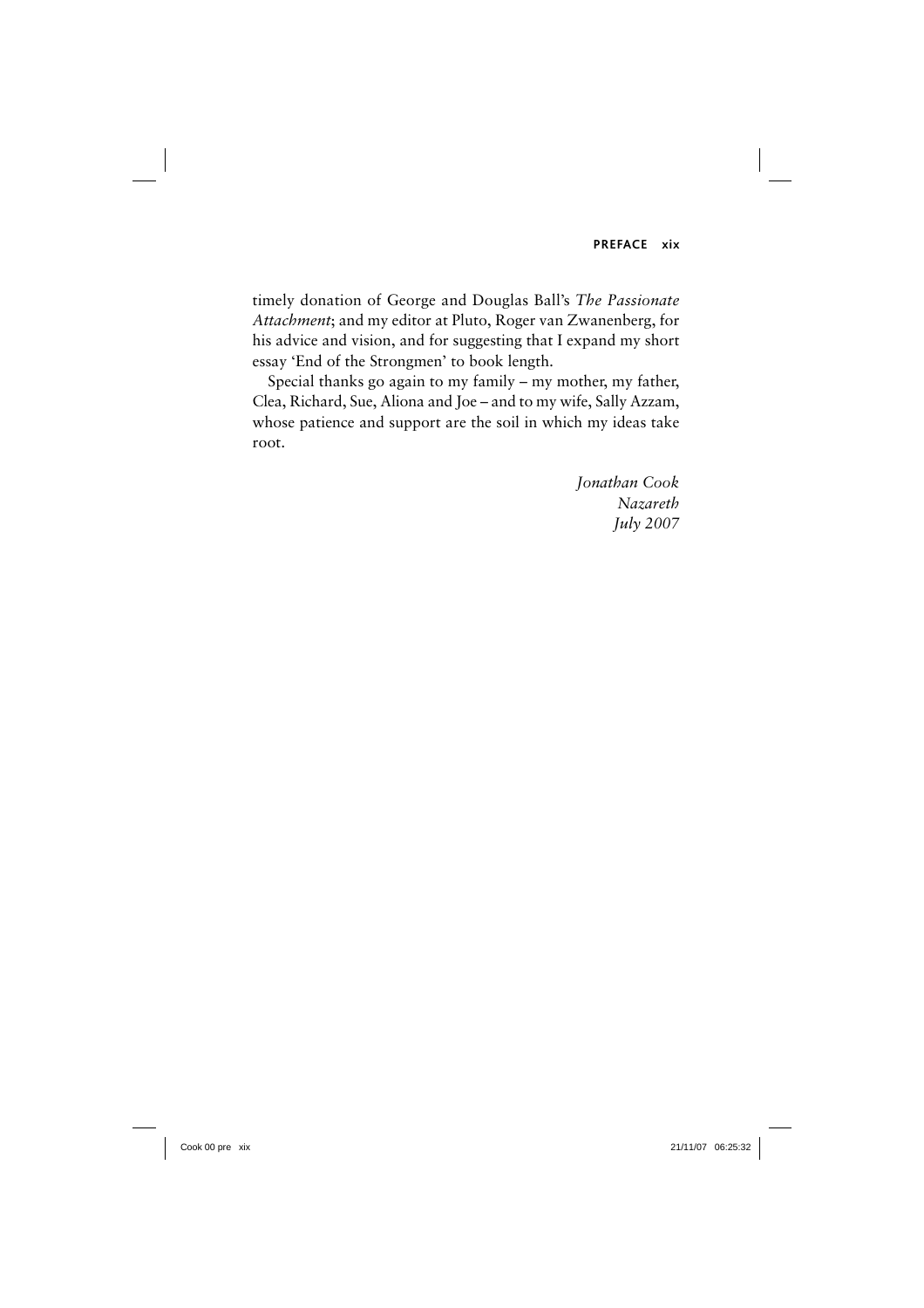timely donation of George and Douglas Ball's *The Passionate Attachment*; and my editor at Pluto, Roger van Zwanenberg, for his advice and vision, and for suggesting that I expand my short essay 'End of the Strongmen' to book length.

Special thanks go again to my family – my mother, my father, Clea, Richard, Sue, Aliona and Joe – and to my wife, Sally Azzam, whose patience and support are the soil in which my ideas take root.

*Jonathan Cook*
*Nazareth*
*July 2007*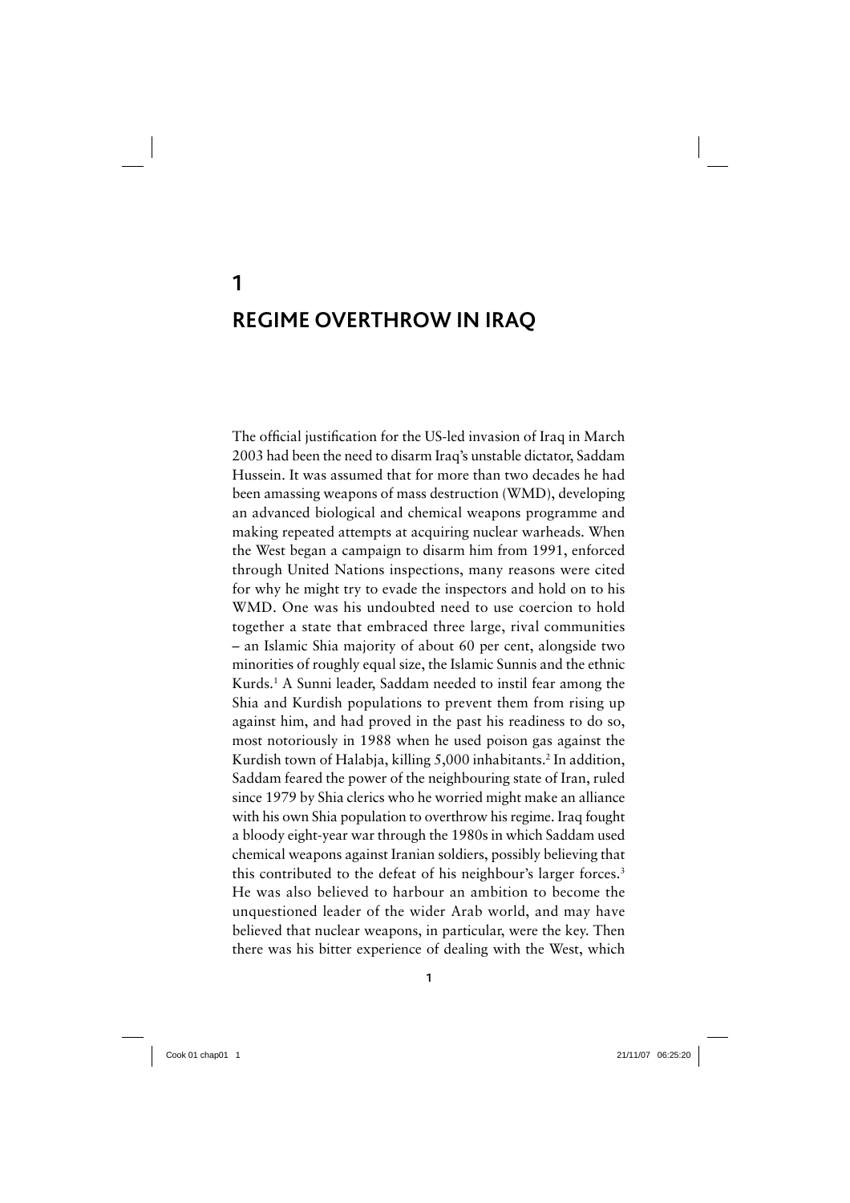# 1

# REGIME OVERTHROW IN IRAQ

The official justification for the US-led invasion of Iraq in March 2003 had been the need to disarm Iraq's unstable dictator, Saddam Hussein. It was assumed that for more than two decades he had been amassing weapons of mass destruction (WMD), developing an advanced biological and chemical weapons programme and making repeated attempts at acquiring nuclear warheads. When the West began a campaign to disarm him from 1991, enforced through United Nations inspections, many reasons were cited for why he might try to evade the inspectors and hold on to his WMD. One was his undoubted need to use coercion to hold together a state that embraced three large, rival communities – an Islamic Shia majority of about 60 per cent, alongside two minorities of roughly equal size, the Islamic Sunnis and the ethnic Kurds.[1] A Sunni leader, Saddam needed to instil fear among the Shia and Kurdish populations to prevent them from rising up against him, and had proved in the past his readiness to do so, most notoriously in 1988 when he used poison gas against the Kurdish town of Halabja, killing 5,000 inhabitants.[2] In addition, Saddam feared the power of the neighbouring state of Iran, ruled since 1979 by Shia clerics who he worried might make an alliance with his own Shia population to overthrow his regime. Iraq fought a bloody eight-year war through the 1980s in which Saddam used chemical weapons against Iranian soldiers, possibly believing that this contributed to the defeat of his neighbour's larger forces.[3] He was also believed to harbour an ambition to become the unquestioned leader of the wider Arab world, and may have believed that nuclear weapons, in particular, were the key. Then there was his bitter experience of dealing with the West, which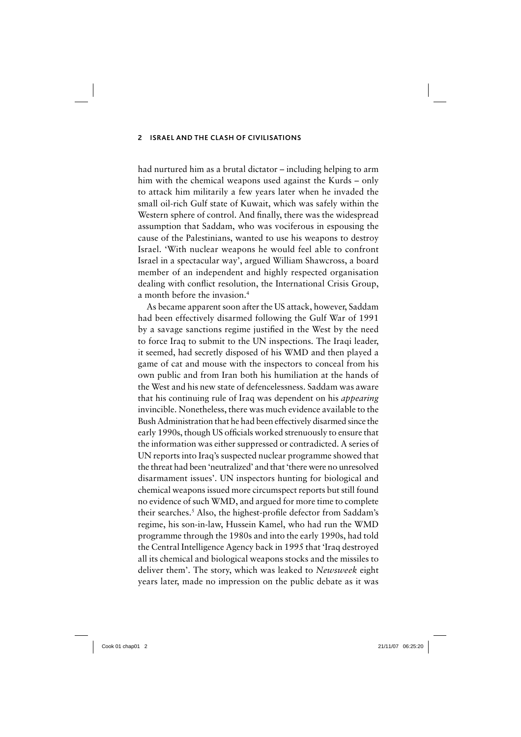had nurtured him as a brutal dictator – including helping to arm him with the chemical weapons used against the Kurds – only to attack him militarily a few years later when he invaded the small oil-rich Gulf state of Kuwait, which was safely within the Western sphere of control. And finally, there was the widespread assumption that Saddam, who was vociferous in espousing the cause of the Palestinians, wanted to use his weapons to destroy Israel. 'With nuclear weapons he would feel able to confront Israel in a spectacular way', argued William Shawcross, a board member of an independent and highly respected organisation dealing with conflict resolution, the International Crisis Group, a month before the invasion.[4]

As became apparent soon after the US attack, however, Saddam had been effectively disarmed following the Gulf War of 1991 by a savage sanctions regime justified in the West by the need to force Iraq to submit to the UN inspections. The Iraqi leader, it seemed, had secretly disposed of his WMD and then played a game of cat and mouse with the inspectors to conceal from his own public and from Iran both his humiliation at the hands of the West and his new state of defencelessness. Saddam was aware that his continuing rule of Iraq was dependent on his *appearing* invincible. Nonetheless, there was much evidence available to the Bush Administration that he had been effectively disarmed since the early 1990s, though US officials worked strenuously to ensure that the information was either suppressed or contradicted. A series of UN reports into Iraq's suspected nuclear programme showed that the threat had been 'neutralized' and that 'there were no unresolved disarmament issues'. UN inspectors hunting for biological and chemical weapons issued more circumspect reports but still found no evidence of such WMD, and argued for more time to complete their searches.[5] Also, the highest-profile defector from Saddam's regime, his son-in-law, Hussein Kamel, who had run the WMD programme through the 1980s and into the early 1990s, had told the Central Intelligence Agency back in 1995 that 'Iraq destroyed all its chemical and biological weapons stocks and the missiles to deliver them'. The story, which was leaked to *Newsweek* eight years later, made no impression on the public debate as it was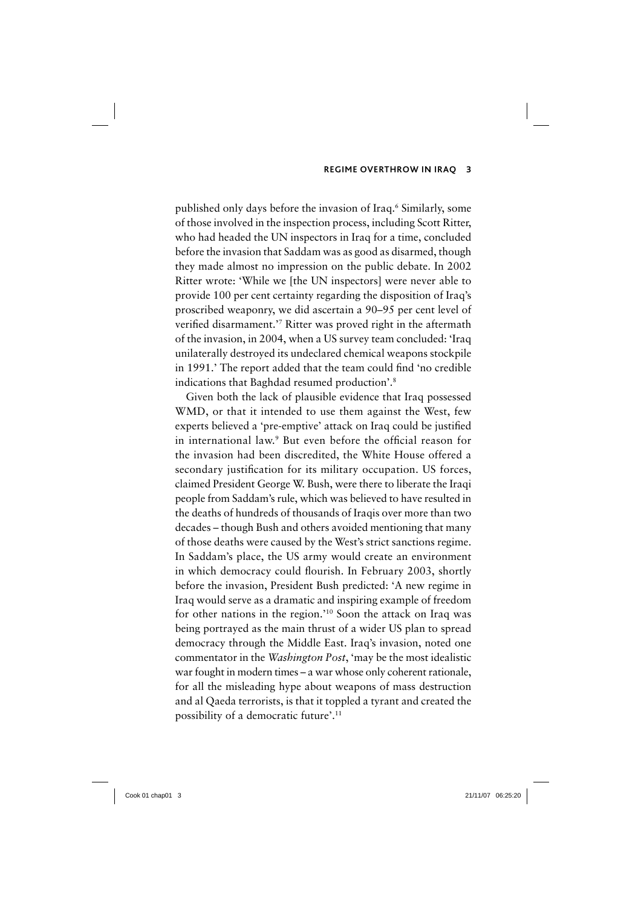published only days before the invasion of Iraq.[6] Similarly, some of those involved in the inspection process, including Scott Ritter, who had headed the UN inspectors in Iraq for a time, concluded before the invasion that Saddam was as good as disarmed, though they made almost no impression on the public debate. In 2002 Ritter wrote: 'While we [the UN inspectors] were never able to provide 100 per cent certainty regarding the disposition of Iraq's proscribed weaponry, we did ascertain a 90–95 per cent level of verified disarmament.'[7] Ritter was proved right in the aftermath of the invasion, in 2004, when a US survey team concluded: 'Iraq unilaterally destroyed its undeclared chemical weapons stockpile in 1991.' The report added that the team could find 'no credible indications that Baghdad resumed production'.[8]

Given both the lack of plausible evidence that Iraq possessed WMD, or that it intended to use them against the West, few experts believed a 'pre-emptive' attack on Iraq could be justified in international law.[9] But even before the official reason for the invasion had been discredited, the White House offered a secondary justification for its military occupation. US forces, claimed President George W. Bush, were there to liberate the Iraqi people from Saddam's rule, which was believed to have resulted in the deaths of hundreds of thousands of Iraqis over more than two decades – though Bush and others avoided mentioning that many of those deaths were caused by the West's strict sanctions regime. In Saddam's place, the US army would create an environment in which democracy could flourish. In February 2003, shortly before the invasion, President Bush predicted: 'A new regime in Iraq would serve as a dramatic and inspiring example of freedom for other nations in the region.'[10] Soon the attack on Iraq was being portrayed as the main thrust of a wider US plan to spread democracy through the Middle East. Iraq's invasion, noted one commentator in the *Washington Post*, 'may be the most idealistic war fought in modern times – a war whose only coherent rationale, for all the misleading hype about weapons of mass destruction and al Qaeda terrorists, is that it toppled a tyrant and created the possibility of a democratic future'.[11]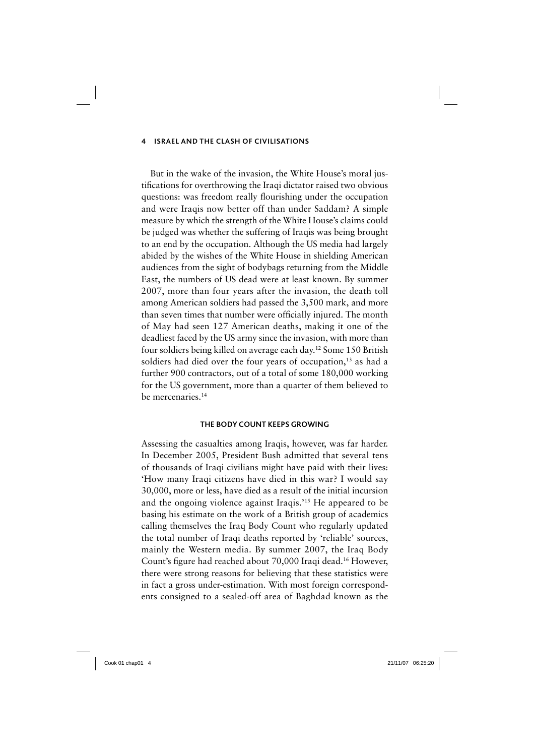But in the wake of the invasion, the White House's moral justifications for overthrowing the Iraqi dictator raised two obvious questions: was freedom really flourishing under the occupation and were Iraqis now better off than under Saddam? A simple measure by which the strength of the White House's claims could be judged was whether the suffering of Iraqis was being brought to an end by the occupation. Although the US media had largely abided by the wishes of the White House in shielding American audiences from the sight of bodybags returning from the Middle East, the numbers of US dead were at least known. By summer 2007, more than four years after the invasion, the death toll among American soldiers had passed the 3,500 mark, and more than seven times that number were officially injured. The month of May had seen 127 American deaths, making it one of the deadliest faced by the US army since the invasion, with more than four soldiers being killed on average each day.[12] Some 150 British soldiers had died over the four years of occupation,[13] as had a further 900 contractors, out of a total of some 180,000 working for the US government, more than a quarter of them believed to be mercenaries.[14]

## THE BODY COUNT KEEPS GROWING

Assessing the casualties among Iraqis, however, was far harder. In December 2005, President Bush admitted that several tens of thousands of Iraqi civilians might have paid with their lives: 'How many Iraqi citizens have died in this war? I would say 30,000, more or less, have died as a result of the initial incursion and the ongoing violence against Iraqis.'[15] He appeared to be basing his estimate on the work of a British group of academics calling themselves the Iraq Body Count who regularly updated the total number of Iraqi deaths reported by 'reliable' sources, mainly the Western media. By summer 2007, the Iraq Body Count's figure had reached about 70,000 Iraqi dead.[16] However, there were strong reasons for believing that these statistics were in fact a gross under-estimation. With most foreign correspondents consigned to a sealed-off area of Baghdad known as the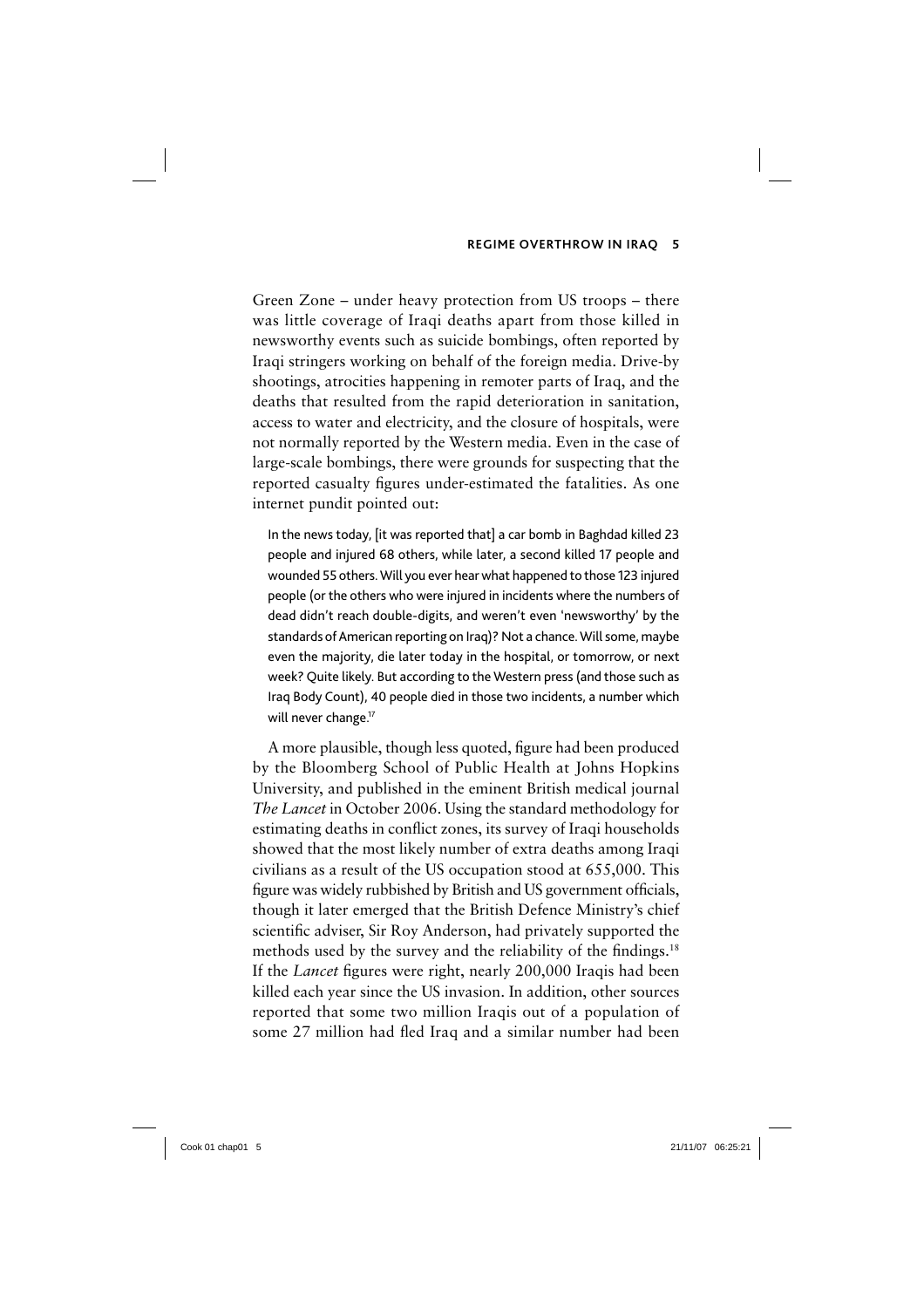Green Zone – under heavy protection from US troops – there was little coverage of Iraqi deaths apart from those killed in newsworthy events such as suicide bombings, often reported by Iraqi stringers working on behalf of the foreign media. Drive-by shootings, atrocities happening in remoter parts of Iraq, and the deaths that resulted from the rapid deterioration in sanitation, access to water and electricity, and the closure of hospitals, were not normally reported by the Western media. Even in the case of large-scale bombings, there were grounds for suspecting that the reported casualty figures under-estimated the fatalities. As one internet pundit pointed out:

> In the news today, [it was reported that] a car bomb in Baghdad killed 23 people and injured 68 others, while later, a second killed 17 people and wounded 55 others. Will you ever hear what happened to those 123 injured people (or the others who were injured in incidents where the numbers of dead didn't reach double-digits, and weren't even 'newsworthy' by the standards of American reporting on Iraq)? Not a chance. Will some, maybe even the majority, die later today in the hospital, or tomorrow, or next week? Quite likely. But according to the Western press (and those such as Iraq Body Count), 40 people died in those two incidents, a number which will never change.[17]

A more plausible, though less quoted, figure had been produced by the Bloomberg School of Public Health at Johns Hopkins University, and published in the eminent British medical journal *The Lancet* in October 2006. Using the standard methodology for estimating deaths in conflict zones, its survey of Iraqi households showed that the most likely number of extra deaths among Iraqi civilians as a result of the US occupation stood at 655,000. This figure was widely rubbished by British and US government officials, though it later emerged that the British Defence Ministry's chief scientific adviser, Sir Roy Anderson, had privately supported the methods used by the survey and the reliability of the findings.[18] If the *Lancet* figures were right, nearly 200,000 Iraqis had been killed each year since the US invasion. In addition, other sources reported that some two million Iraqis out of a population of some 27 million had fled Iraq and a similar number had been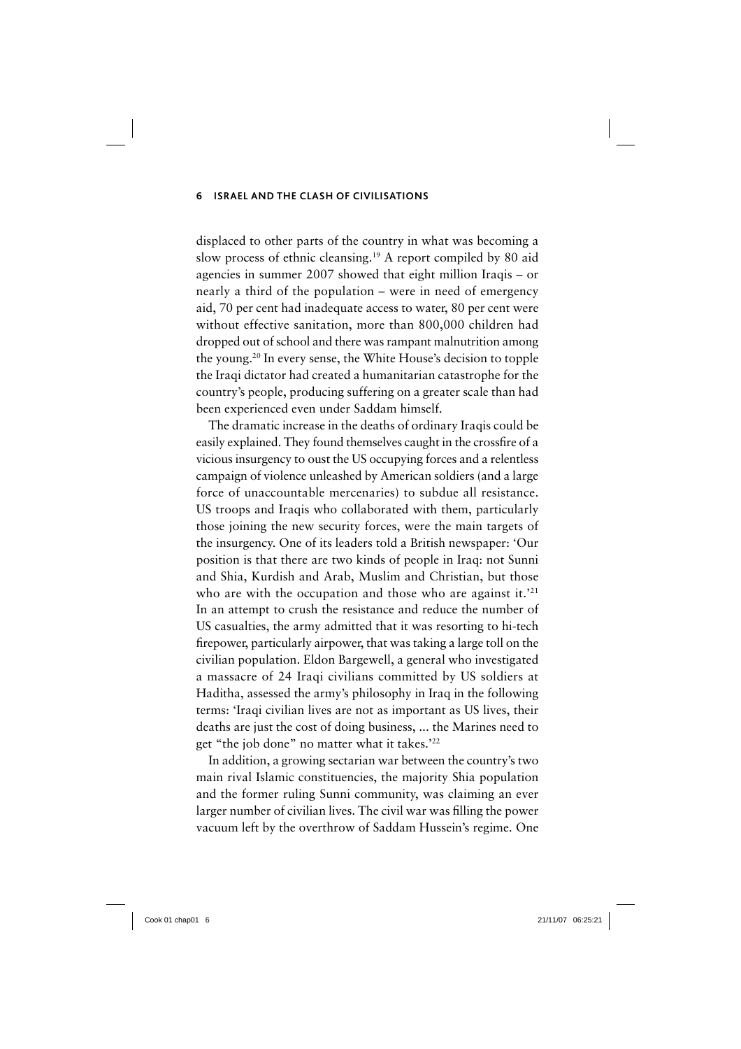displaced to other parts of the country in what was becoming a slow process of ethnic cleansing.[19] A report compiled by 80 aid agencies in summer 2007 showed that eight million Iraqis – or nearly a third of the population – were in need of emergency aid, 70 per cent had inadequate access to water, 80 per cent were without effective sanitation, more than 800,000 children had dropped out of school and there was rampant malnutrition among the young.[20] In every sense, the White House's decision to topple the Iraqi dictator had created a humanitarian catastrophe for the country's people, producing suffering on a greater scale than had been experienced even under Saddam himself.

The dramatic increase in the deaths of ordinary Iraqis could be easily explained. They found themselves caught in the crossfire of a vicious insurgency to oust the US occupying forces and a relentless campaign of violence unleashed by American soldiers (and a large force of unaccountable mercenaries) to subdue all resistance. US troops and Iraqis who collaborated with them, particularly those joining the new security forces, were the main targets of the insurgency. One of its leaders told a British newspaper: 'Our position is that there are two kinds of people in Iraq: not Sunni and Shia, Kurdish and Arab, Muslim and Christian, but those who are with the occupation and those who are against it.'[21] In an attempt to crush the resistance and reduce the number of US casualties, the army admitted that it was resorting to hi-tech firepower, particularly airpower, that was taking a large toll on the civilian population. Eldon Bargewell, a general who investigated a massacre of 24 Iraqi civilians committed by US soldiers at Haditha, assessed the army's philosophy in Iraq in the following terms: 'Iraqi civilian lives are not as important as US lives, their deaths are just the cost of doing business, ... the Marines need to get "the job done" no matter what it takes.'[22]

In addition, a growing sectarian war between the country's two main rival Islamic constituencies, the majority Shia population and the former ruling Sunni community, was claiming an ever larger number of civilian lives. The civil war was filling the power vacuum left by the overthrow of Saddam Hussein's regime. One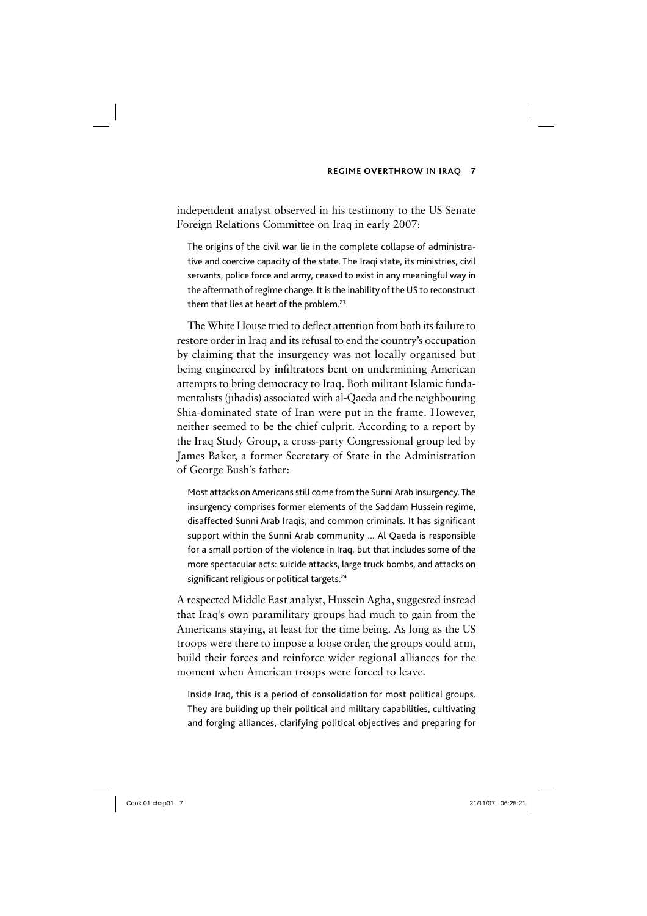independent analyst observed in his testimony to the US Senate Foreign Relations Committee on Iraq in early 2007:

> The origins of the civil war lie in the complete collapse of administrative and coercive capacity of the state. The Iraqi state, its ministries, civil servants, police force and army, ceased to exist in any meaningful way in the aftermath of regime change. It is the inability of the US to reconstruct them that lies at heart of the problem.[23]

The White House tried to deflect attention from both its failure to restore order in Iraq and its refusal to end the country's occupation by claiming that the insurgency was not locally organised but being engineered by infiltrators bent on undermining American attempts to bring democracy to Iraq. Both militant Islamic fundamentalists (jihadis) associated with al-Qaeda and the neighbouring Shia-dominated state of Iran were put in the frame. However, neither seemed to be the chief culprit. According to a report by the Iraq Study Group, a cross-party Congressional group led by James Baker, a former Secretary of State in the Administration of George Bush's father:

> Most attacks on Americans still come from the Sunni Arab insurgency. The insurgency comprises former elements of the Saddam Hussein regime, disaffected Sunni Arab Iraqis, and common criminals. It has significant support within the Sunni Arab community ... Al Qaeda is responsible for a small portion of the violence in Iraq, but that includes some of the more spectacular acts: suicide attacks, large truck bombs, and attacks on significant religious or political targets.[24]

A respected Middle East analyst, Hussein Agha, suggested instead that Iraq's own paramilitary groups had much to gain from the Americans staying, at least for the time being. As long as the US troops were there to impose a loose order, the groups could arm, build their forces and reinforce wider regional alliances for the moment when American troops were forced to leave.

> Inside Iraq, this is a period of consolidation for most political groups. They are building up their political and military capabilities, cultivating and forging alliances, clarifying political objectives and preparing for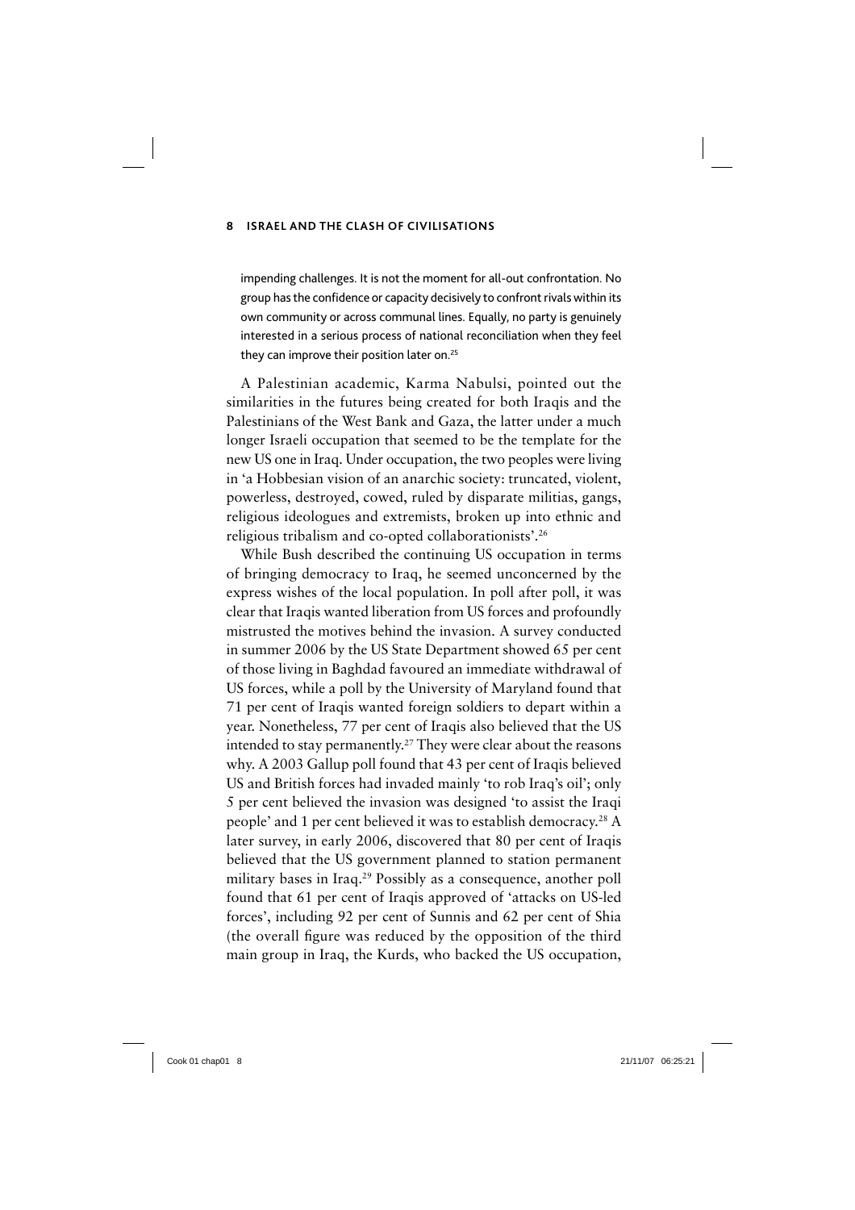impending challenges. It is not the moment for all-out confrontation. No group has the confidence or capacity decisively to confront rivals within its own community or across communal lines. Equally, no party is genuinely interested in a serious process of national reconciliation when they feel they can improve their position later on.[25]

A Palestinian academic, Karma Nabulsi, pointed out the similarities in the futures being created for both Iraqis and the Palestinians of the West Bank and Gaza, the latter under a much longer Israeli occupation that seemed to be the template for the new US one in Iraq. Under occupation, the two peoples were living in 'a Hobbesian vision of an anarchic society: truncated, violent, powerless, destroyed, cowed, ruled by disparate militias, gangs, religious ideologues and extremists, broken up into ethnic and religious tribalism and co-opted collaborationists'.[26]

While Bush described the continuing US occupation in terms of bringing democracy to Iraq, he seemed unconcerned by the express wishes of the local population. In poll after poll, it was clear that Iraqis wanted liberation from US forces and profoundly mistrusted the motives behind the invasion. A survey conducted in summer 2006 by the US State Department showed 65 per cent of those living in Baghdad favoured an immediate withdrawal of US forces, while a poll by the University of Maryland found that 71 per cent of Iraqis wanted foreign soldiers to depart within a year. Nonetheless, 77 per cent of Iraqis also believed that the US intended to stay permanently.[27] They were clear about the reasons why. A 2003 Gallup poll found that 43 per cent of Iraqis believed US and British forces had invaded mainly 'to rob Iraq's oil'; only 5 per cent believed the invasion was designed 'to assist the Iraqi people' and 1 per cent believed it was to establish democracy.[28] A later survey, in early 2006, discovered that 80 per cent of Iraqis believed that the US government planned to station permanent military bases in Iraq.[29] Possibly as a consequence, another poll found that 61 per cent of Iraqis approved of 'attacks on US-led forces', including 92 per cent of Sunnis and 62 per cent of Shia (the overall figure was reduced by the opposition of the third main group in Iraq, the Kurds, who backed the US occupation,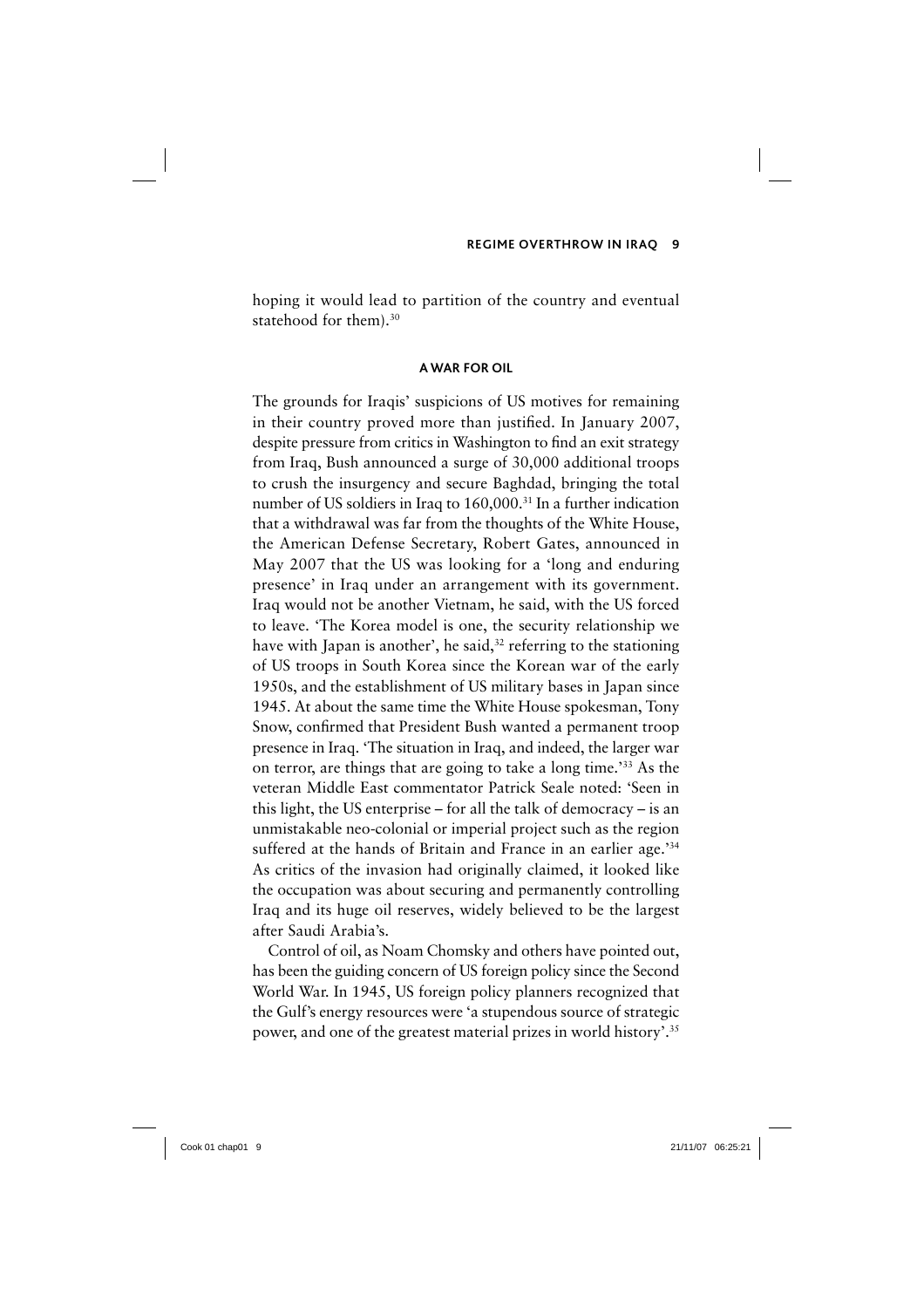hoping it would lead to partition of the country and eventual statehood for them).[30]

## A WAR FOR OIL

The grounds for Iraqis' suspicions of US motives for remaining in their country proved more than justified. In January 2007, despite pressure from critics in Washington to find an exit strategy from Iraq, Bush announced a surge of 30,000 additional troops to crush the insurgency and secure Baghdad, bringing the total number of US soldiers in Iraq to 160,000.[31] In a further indication that a withdrawal was far from the thoughts of the White House, the American Defense Secretary, Robert Gates, announced in May 2007 that the US was looking for a 'long and enduring presence' in Iraq under an arrangement with its government. Iraq would not be another Vietnam, he said, with the US forced to leave. 'The Korea model is one, the security relationship we have with Japan is another', he said,[32] referring to the stationing of US troops in South Korea since the Korean war of the early 1950s, and the establishment of US military bases in Japan since 1945. At about the same time the White House spokesman, Tony Snow, confirmed that President Bush wanted a permanent troop presence in Iraq. 'The situation in Iraq, and indeed, the larger war on terror, are things that are going to take a long time.'[33] As the veteran Middle East commentator Patrick Seale noted: 'Seen in this light, the US enterprise – for all the talk of democracy – is an unmistakable neo-colonial or imperial project such as the region suffered at the hands of Britain and France in an earlier age.'[34] As critics of the invasion had originally claimed, it looked like the occupation was about securing and permanently controlling Iraq and its huge oil reserves, widely believed to be the largest after Saudi Arabia's.

Control of oil, as Noam Chomsky and others have pointed out, has been the guiding concern of US foreign policy since the Second World War. In 1945, US foreign policy planners recognized that the Gulf's energy resources were 'a stupendous source of strategic power, and one of the greatest material prizes in world history'.[35]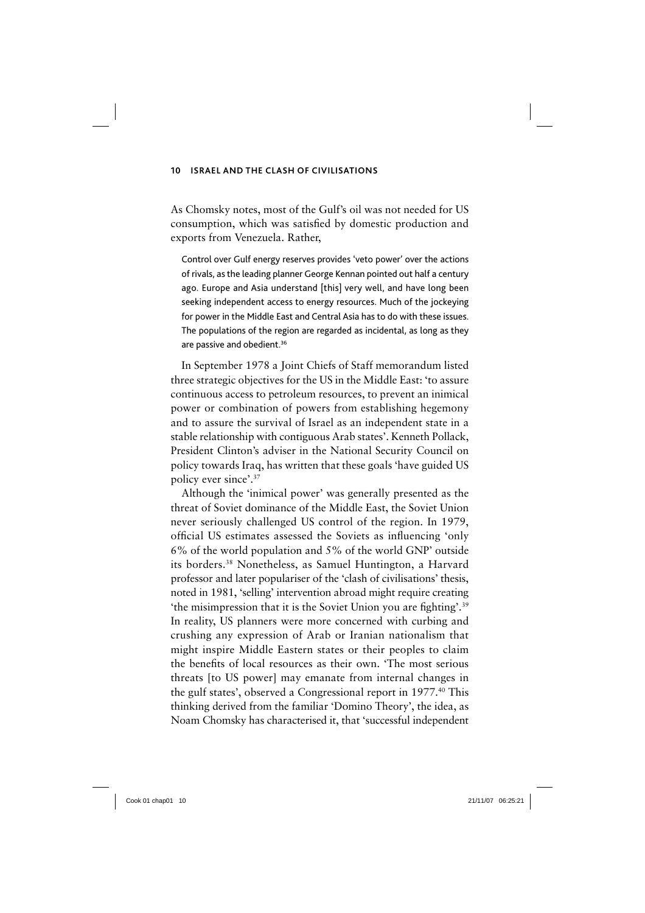As Chomsky notes, most of the Gulf's oil was not needed for US consumption, which was satisfied by domestic production and exports from Venezuela. Rather,

> Control over Gulf energy reserves provides 'veto power' over the actions of rivals, as the leading planner George Kennan pointed out half a century ago. Europe and Asia understand [this] very well, and have long been seeking independent access to energy resources. Much of the jockeying for power in the Middle East and Central Asia has to do with these issues. The populations of the region are regarded as incidental, as long as they are passive and obedient.[36]

In September 1978 a Joint Chiefs of Staff memorandum listed three strategic objectives for the US in the Middle East: 'to assure continuous access to petroleum resources, to prevent an inimical power or combination of powers from establishing hegemony and to assure the survival of Israel as an independent state in a stable relationship with contiguous Arab states'. Kenneth Pollack, President Clinton's adviser in the National Security Council on policy towards Iraq, has written that these goals 'have guided US policy ever since'.[37]

Although the 'inimical power' was generally presented as the threat of Soviet dominance of the Middle East, the Soviet Union never seriously challenged US control of the region. In 1979, official US estimates assessed the Soviets as influencing 'only 6% of the world population and 5% of the world GNP' outside its borders.[38] Nonetheless, as Samuel Huntington, a Harvard professor and later populariser of the 'clash of civilisations' thesis, noted in 1981, 'selling' intervention abroad might require creating 'the misimpression that it is the Soviet Union you are fighting'.[39] In reality, US planners were more concerned with curbing and crushing any expression of Arab or Iranian nationalism that might inspire Middle Eastern states or their peoples to claim the benefits of local resources as their own. 'The most serious threats [to US power] may emanate from internal changes in the gulf states', observed a Congressional report in 1977.[40] This thinking derived from the familiar 'Domino Theory', the idea, as Noam Chomsky has characterised it, that 'successful independent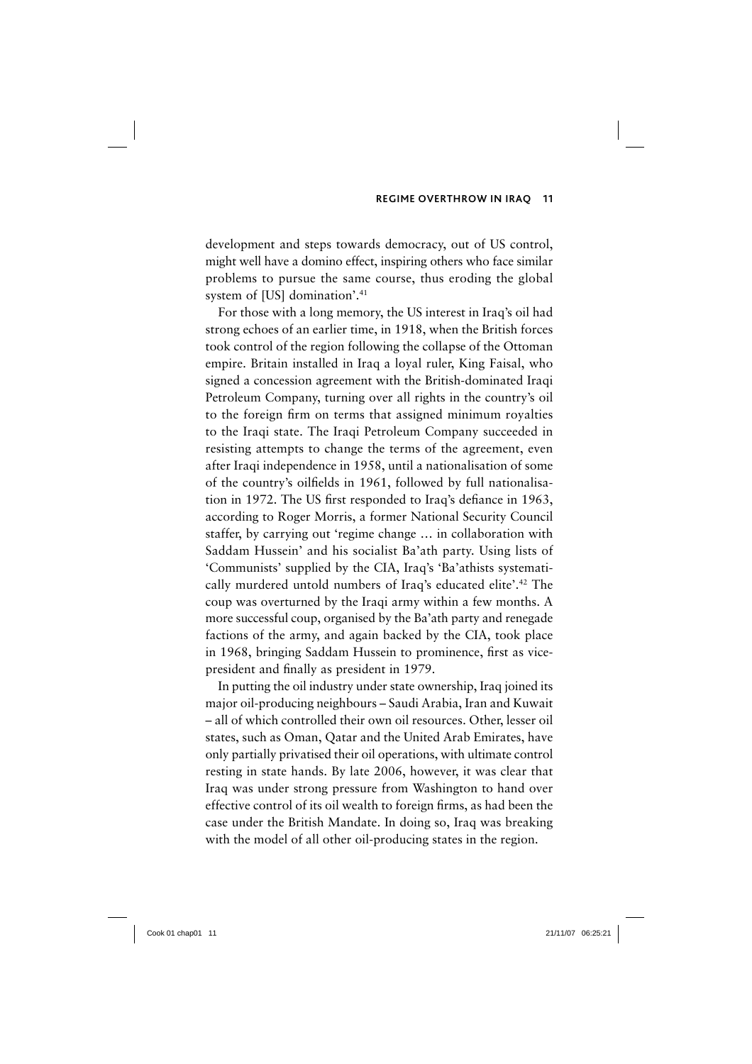development and steps towards democracy, out of US control, might well have a domino effect, inspiring others who face similar problems to pursue the same course, thus eroding the global system of [US] domination'.[41]

For those with a long memory, the US interest in Iraq's oil had strong echoes of an earlier time, in 1918, when the British forces took control of the region following the collapse of the Ottoman empire. Britain installed in Iraq a loyal ruler, King Faisal, who signed a concession agreement with the British-dominated Iraqi Petroleum Company, turning over all rights in the country's oil to the foreign firm on terms that assigned minimum royalties to the Iraqi state. The Iraqi Petroleum Company succeeded in resisting attempts to change the terms of the agreement, even after Iraqi independence in 1958, until a nationalisation of some of the country's oilfields in 1961, followed by full nationalisation in 1972. The US first responded to Iraq's defiance in 1963, according to Roger Morris, a former National Security Council staffer, by carrying out 'regime change … in collaboration with Saddam Hussein' and his socialist Ba'ath party. Using lists of 'Communists' supplied by the CIA, Iraq's 'Ba'athists systematically murdered untold numbers of Iraq's educated elite'.[42] The coup was overturned by the Iraqi army within a few months. A more successful coup, organised by the Ba'ath party and renegade factions of the army, and again backed by the CIA, took place in 1968, bringing Saddam Hussein to prominence, first as vice-president and finally as president in 1979.

In putting the oil industry under state ownership, Iraq joined its major oil-producing neighbours – Saudi Arabia, Iran and Kuwait – all of which controlled their own oil resources. Other, lesser oil states, such as Oman, Qatar and the United Arab Emirates, have only partially privatised their oil operations, with ultimate control resting in state hands. By late 2006, however, it was clear that Iraq was under strong pressure from Washington to hand over effective control of its oil wealth to foreign firms, as had been the case under the British Mandate. In doing so, Iraq was breaking with the model of all other oil-producing states in the region.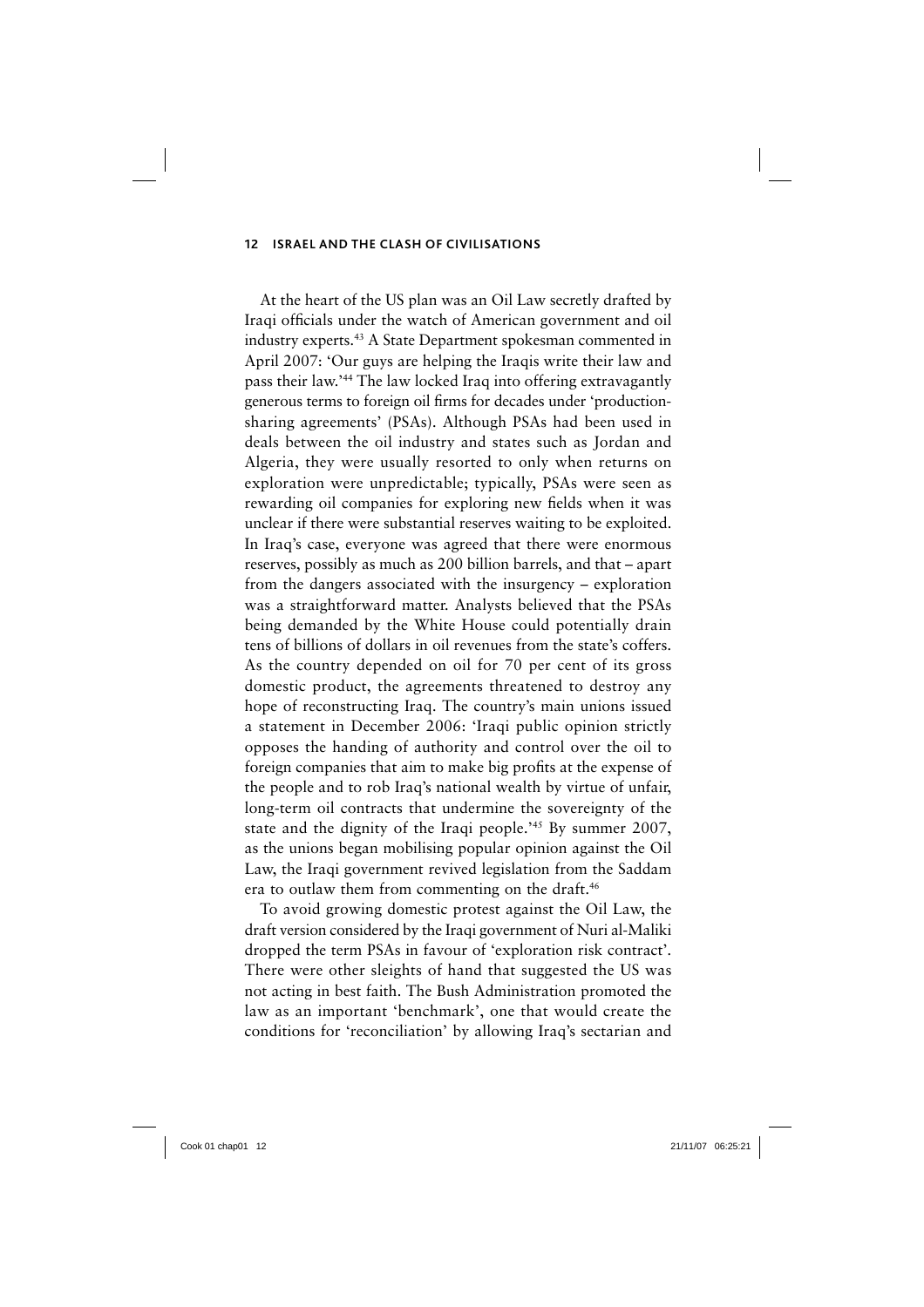At the heart of the US plan was an Oil Law secretly drafted by Iraqi officials under the watch of American government and oil industry experts.[43] A State Department spokesman commented in April 2007: 'Our guys are helping the Iraqis write their law and pass their law.'[44] The law locked Iraq into offering extravagantly generous terms to foreign oil firms for decades under 'production-sharing agreements' (PSAs). Although PSAs had been used in deals between the oil industry and states such as Jordan and Algeria, they were usually resorted to only when returns on exploration were unpredictable; typically, PSAs were seen as rewarding oil companies for exploring new fields when it was unclear if there were substantial reserves waiting to be exploited. In Iraq's case, everyone was agreed that there were enormous reserves, possibly as much as 200 billion barrels, and that – apart from the dangers associated with the insurgency – exploration was a straightforward matter. Analysts believed that the PSAs being demanded by the White House could potentially drain tens of billions of dollars in oil revenues from the state's coffers. As the country depended on oil for 70 per cent of its gross domestic product, the agreements threatened to destroy any hope of reconstructing Iraq. The country's main unions issued a statement in December 2006: 'Iraqi public opinion strictly opposes the handing of authority and control over the oil to foreign companies that aim to make big profits at the expense of the people and to rob Iraq's national wealth by virtue of unfair, long-term oil contracts that undermine the sovereignty of the state and the dignity of the Iraqi people.'[45] By summer 2007, as the unions began mobilising popular opinion against the Oil Law, the Iraqi government revived legislation from the Saddam era to outlaw them from commenting on the draft.[46]

To avoid growing domestic protest against the Oil Law, the draft version considered by the Iraqi government of Nuri al-Maliki dropped the term PSAs in favour of 'exploration risk contract'. There were other sleights of hand that suggested the US was not acting in best faith. The Bush Administration promoted the law as an important 'benchmark', one that would create the conditions for 'reconciliation' by allowing Iraq's sectarian and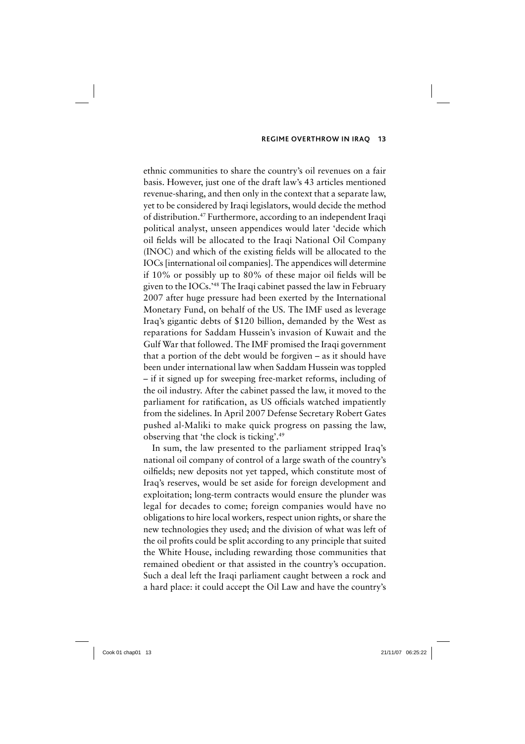ethnic communities to share the country's oil revenues on a fair basis. However, just one of the draft law's 43 articles mentioned revenue-sharing, and then only in the context that a separate law, yet to be considered by Iraqi legislators, would decide the method of distribution.[47] Furthermore, according to an independent Iraqi political analyst, unseen appendices would later 'decide which oil fields will be allocated to the Iraqi National Oil Company (INOC) and which of the existing fields will be allocated to the IOCs [international oil companies]. The appendices will determine if 10% or possibly up to 80% of these major oil fields will be given to the IOCs.'[48] The Iraqi cabinet passed the law in February 2007 after huge pressure had been exerted by the International Monetary Fund, on behalf of the US. The IMF used as leverage Iraq's gigantic debts of $120 billion, demanded by the West as reparations for Saddam Hussein's invasion of Kuwait and the Gulf War that followed. The IMF promised the Iraqi government that a portion of the debt would be forgiven – as it should have been under international law when Saddam Hussein was toppled – if it signed up for sweeping free-market reforms, including of the oil industry. After the cabinet passed the law, it moved to the parliament for ratification, as US officials watched impatiently from the sidelines. In April 2007 Defense Secretary Robert Gates pushed al-Maliki to make quick progress on passing the law, observing that 'the clock is ticking'.[49]

In sum, the law presented to the parliament stripped Iraq's national oil company of control of a large swath of the country's oilfields; new deposits not yet tapped, which constitute most of Iraq's reserves, would be set aside for foreign development and exploitation; long-term contracts would ensure the plunder was legal for decades to come; foreign companies would have no obligations to hire local workers, respect union rights, or share the new technologies they used; and the division of what was left of the oil profits could be split according to any principle that suited the White House, including rewarding those communities that remained obedient or that assisted in the country's occupation. Such a deal left the Iraqi parliament caught between a rock and a hard place: it could accept the Oil Law and have the country's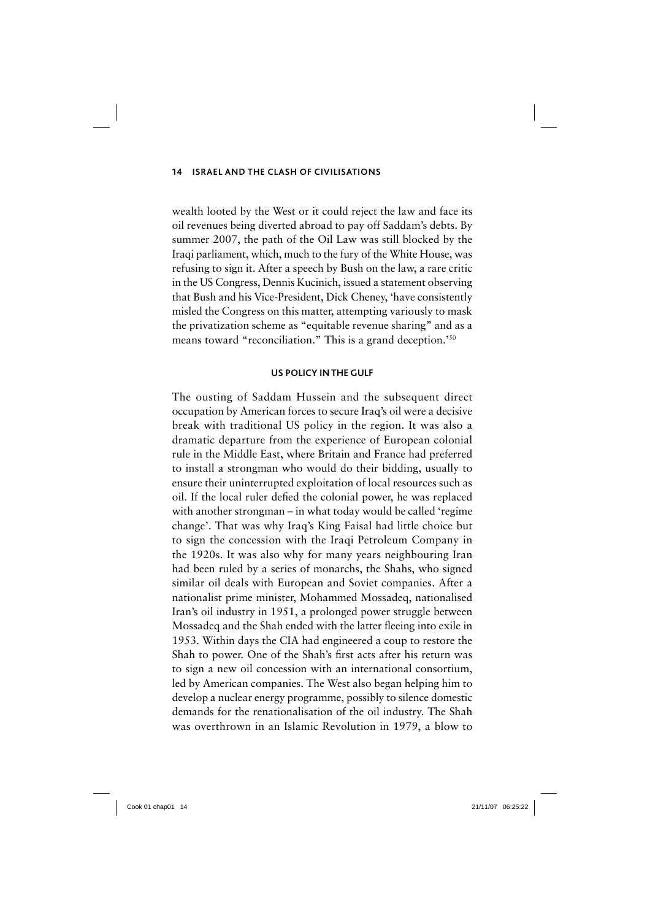wealth looted by the West or it could reject the law and face its oil revenues being diverted abroad to pay off Saddam's debts. By summer 2007, the path of the Oil Law was still blocked by the Iraqi parliament, which, much to the fury of the White House, was refusing to sign it. After a speech by Bush on the law, a rare critic in the US Congress, Dennis Kucinich, issued a statement observing that Bush and his Vice-President, Dick Cheney, 'have consistently misled the Congress on this matter, attempting variously to mask the privatization scheme as "equitable revenue sharing" and as a means toward "reconciliation." This is a grand deception.'[50]

### US POLICY IN THE GULF

The ousting of Saddam Hussein and the subsequent direct occupation by American forces to secure Iraq's oil were a decisive break with traditional US policy in the region. It was also a dramatic departure from the experience of European colonial rule in the Middle East, where Britain and France had preferred to install a strongman who would do their bidding, usually to ensure their uninterrupted exploitation of local resources such as oil. If the local ruler defied the colonial power, he was replaced with another strongman – in what today would be called 'regime change'. That was why Iraq's King Faisal had little choice but to sign the concession with the Iraqi Petroleum Company in the 1920s. It was also why for many years neighbouring Iran had been ruled by a series of monarchs, the Shahs, who signed similar oil deals with European and Soviet companies. After a nationalist prime minister, Mohammed Mossadeq, nationalised Iran's oil industry in 1951, a prolonged power struggle between Mossadeq and the Shah ended with the latter fleeing into exile in 1953. Within days the CIA had engineered a coup to restore the Shah to power. One of the Shah's first acts after his return was to sign a new oil concession with an international consortium, led by American companies. The West also began helping him to develop a nuclear energy programme, possibly to silence domestic demands for the renationalisation of the oil industry. The Shah was overthrown in an Islamic Revolution in 1979, a blow to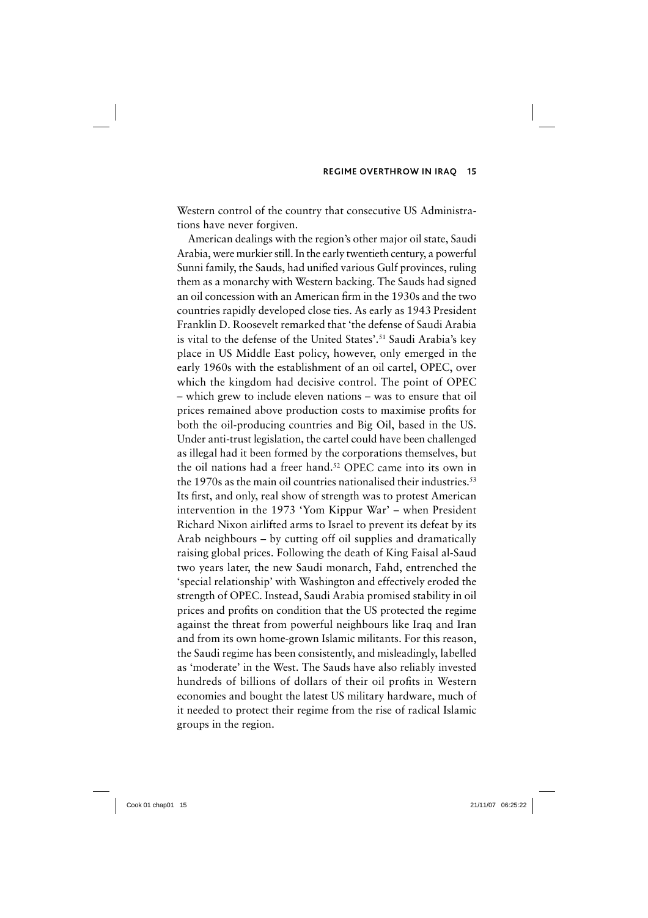Western control of the country that consecutive US Administrations have never forgiven.

American dealings with the region's other major oil state, Saudi Arabia, were murkier still. In the early twentieth century, a powerful Sunni family, the Sauds, had unified various Gulf provinces, ruling them as a monarchy with Western backing. The Sauds had signed an oil concession with an American firm in the 1930s and the two countries rapidly developed close ties. As early as 1943 President Franklin D. Roosevelt remarked that 'the defense of Saudi Arabia is vital to the defense of the United States'.[51] Saudi Arabia's key place in US Middle East policy, however, only emerged in the early 1960s with the establishment of an oil cartel, OPEC, over which the kingdom had decisive control. The point of OPEC – which grew to include eleven nations – was to ensure that oil prices remained above production costs to maximise profits for both the oil-producing countries and Big Oil, based in the US. Under anti-trust legislation, the cartel could have been challenged as illegal had it been formed by the corporations themselves, but the oil nations had a freer hand.[52] OPEC came into its own in the 1970s as the main oil countries nationalised their industries.[53] Its first, and only, real show of strength was to protest American intervention in the 1973 'Yom Kippur War' – when President Richard Nixon airlifted arms to Israel to prevent its defeat by its Arab neighbours – by cutting off oil supplies and dramatically raising global prices. Following the death of King Faisal al-Saud two years later, the new Saudi monarch, Fahd, entrenched the 'special relationship' with Washington and effectively eroded the strength of OPEC. Instead, Saudi Arabia promised stability in oil prices and profits on condition that the US protected the regime against the threat from powerful neighbours like Iraq and Iran and from its own home-grown Islamic militants. For this reason, the Saudi regime has been consistently, and misleadingly, labelled as 'moderate' in the West. The Sauds have also reliably invested hundreds of billions of dollars of their oil profits in Western economies and bought the latest US military hardware, much of it needed to protect their regime from the rise of radical Islamic groups in the region.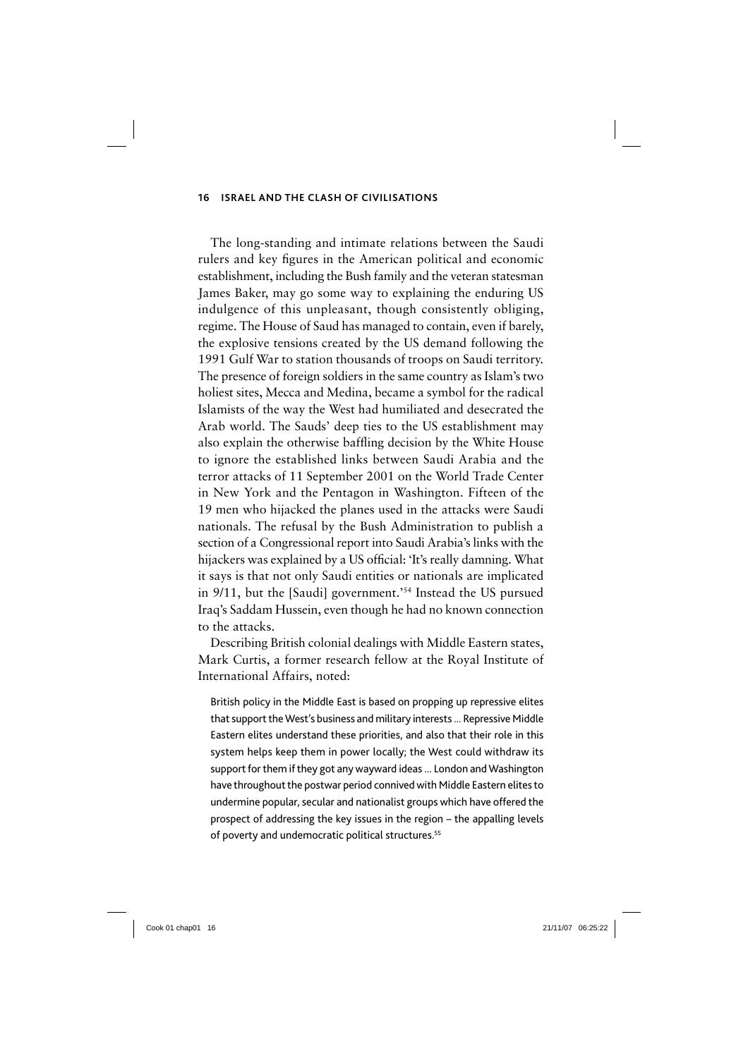The long-standing and intimate relations between the Saudi rulers and key figures in the American political and economic establishment, including the Bush family and the veteran statesman James Baker, may go some way to explaining the enduring US indulgence of this unpleasant, though consistently obliging, regime. The House of Saud has managed to contain, even if barely, the explosive tensions created by the US demand following the 1991 Gulf War to station thousands of troops on Saudi territory. The presence of foreign soldiers in the same country as Islam's two holiest sites, Mecca and Medina, became a symbol for the radical Islamists of the way the West had humiliated and desecrated the Arab world. The Sauds' deep ties to the US establishment may also explain the otherwise baffling decision by the White House to ignore the established links between Saudi Arabia and the terror attacks of 11 September 2001 on the World Trade Center in New York and the Pentagon in Washington. Fifteen of the 19 men who hijacked the planes used in the attacks were Saudi nationals. The refusal by the Bush Administration to publish a section of a Congressional report into Saudi Arabia's links with the hijackers was explained by a US official: 'It's really damning. What it says is that not only Saudi entities or nationals are implicated in 9/11, but the [Saudi] government.'[54] Instead the US pursued Iraq's Saddam Hussein, even though he had no known connection to the attacks.

Describing British colonial dealings with Middle Eastern states, Mark Curtis, a former research fellow at the Royal Institute of International Affairs, noted:

> British policy in the Middle East is based on propping up repressive elites that support the West's business and military interests ... Repressive Middle Eastern elites understand these priorities, and also that their role in this system helps keep them in power locally; the West could withdraw its support for them if they got any wayward ideas ... London and Washington have throughout the postwar period connived with Middle Eastern elites to undermine popular, secular and nationalist groups which have offered the prospect of addressing the key issues in the region – the appalling levels of poverty and undemocratic political structures.[55]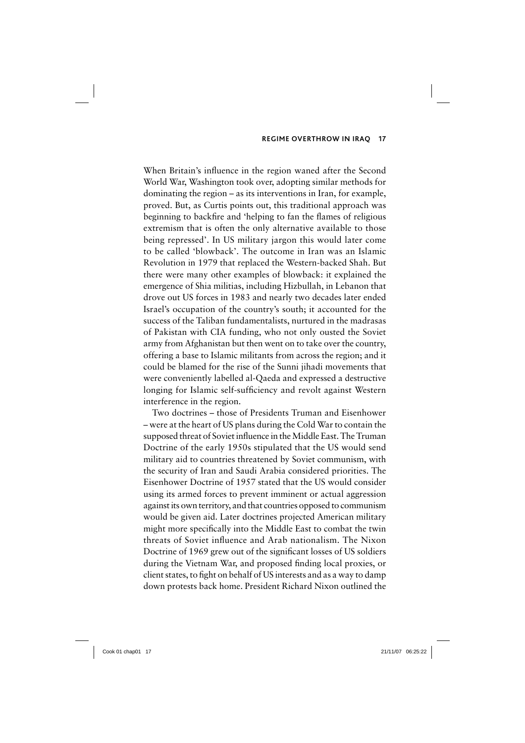When Britain's influence in the region waned after the Second World War, Washington took over, adopting similar methods for dominating the region – as its interventions in Iran, for example, proved. But, as Curtis points out, this traditional approach was beginning to backfire and 'helping to fan the flames of religious extremism that is often the only alternative available to those being repressed'. In US military jargon this would later come to be called 'blowback'. The outcome in Iran was an Islamic Revolution in 1979 that replaced the Western-backed Shah. But there were many other examples of blowback: it explained the emergence of Shia militias, including Hizbullah, in Lebanon that drove out US forces in 1983 and nearly two decades later ended Israel's occupation of the country's south; it accounted for the success of the Taliban fundamentalists, nurtured in the madrasas of Pakistan with CIA funding, who not only ousted the Soviet army from Afghanistan but then went on to take over the country, offering a base to Islamic militants from across the region; and it could be blamed for the rise of the Sunni jihadi movements that were conveniently labelled al-Qaeda and expressed a destructive longing for Islamic self-sufficiency and revolt against Western interference in the region.

Two doctrines – those of Presidents Truman and Eisenhower – were at the heart of US plans during the Cold War to contain the supposed threat of Soviet influence in the Middle East. The Truman Doctrine of the early 1950s stipulated that the US would send military aid to countries threatened by Soviet communism, with the security of Iran and Saudi Arabia considered priorities. The Eisenhower Doctrine of 1957 stated that the US would consider using its armed forces to prevent imminent or actual aggression against its own territory, and that countries opposed to communism would be given aid. Later doctrines projected American military might more specifically into the Middle East to combat the twin threats of Soviet influence and Arab nationalism. The Nixon Doctrine of 1969 grew out of the significant losses of US soldiers during the Vietnam War, and proposed finding local proxies, or client states, to fight on behalf of US interests and as a way to damp down protests back home. President Richard Nixon outlined the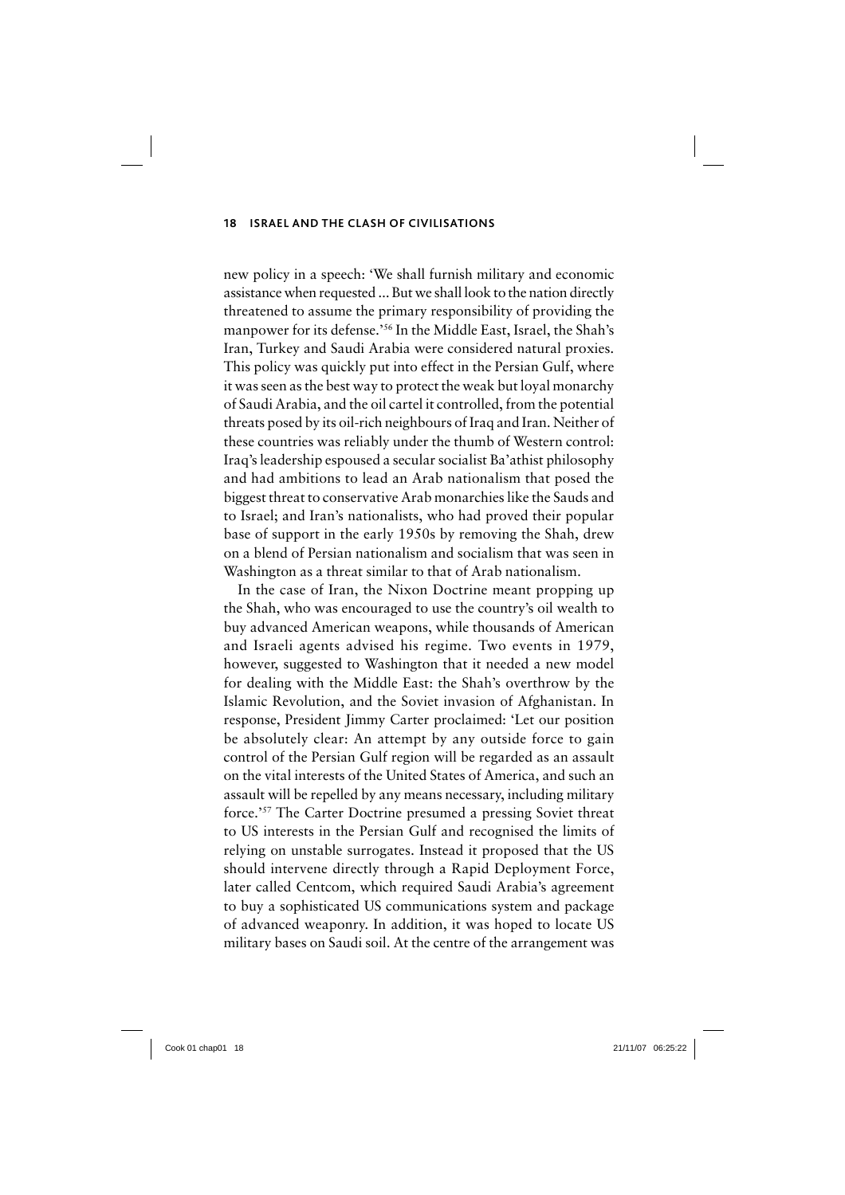new policy in a speech: 'We shall furnish military and economic assistance when requested ... But we shall look to the nation directly threatened to assume the primary responsibility of providing the manpower for its defense.'[56] In the Middle East, Israel, the Shah's Iran, Turkey and Saudi Arabia were considered natural proxies. This policy was quickly put into effect in the Persian Gulf, where it was seen as the best way to protect the weak but loyal monarchy of Saudi Arabia, and the oil cartel it controlled, from the potential threats posed by its oil-rich neighbours of Iraq and Iran. Neither of these countries was reliably under the thumb of Western control: Iraq's leadership espoused a secular socialist Ba'athist philosophy and had ambitions to lead an Arab nationalism that posed the biggest threat to conservative Arab monarchies like the Sauds and to Israel; and Iran's nationalists, who had proved their popular base of support in the early 1950s by removing the Shah, drew on a blend of Persian nationalism and socialism that was seen in Washington as a threat similar to that of Arab nationalism.

In the case of Iran, the Nixon Doctrine meant propping up the Shah, who was encouraged to use the country's oil wealth to buy advanced American weapons, while thousands of American and Israeli agents advised his regime. Two events in 1979, however, suggested to Washington that it needed a new model for dealing with the Middle East: the Shah's overthrow by the Islamic Revolution, and the Soviet invasion of Afghanistan. In response, President Jimmy Carter proclaimed: 'Let our position be absolutely clear: An attempt by any outside force to gain control of the Persian Gulf region will be regarded as an assault on the vital interests of the United States of America, and such an assault will be repelled by any means necessary, including military force.'[57] The Carter Doctrine presumed a pressing Soviet threat to US interests in the Persian Gulf and recognised the limits of relying on unstable surrogates. Instead it proposed that the US should intervene directly through a Rapid Deployment Force, later called Centcom, which required Saudi Arabia's agreement to buy a sophisticated US communications system and package of advanced weaponry. In addition, it was hoped to locate US military bases on Saudi soil. At the centre of the arrangement was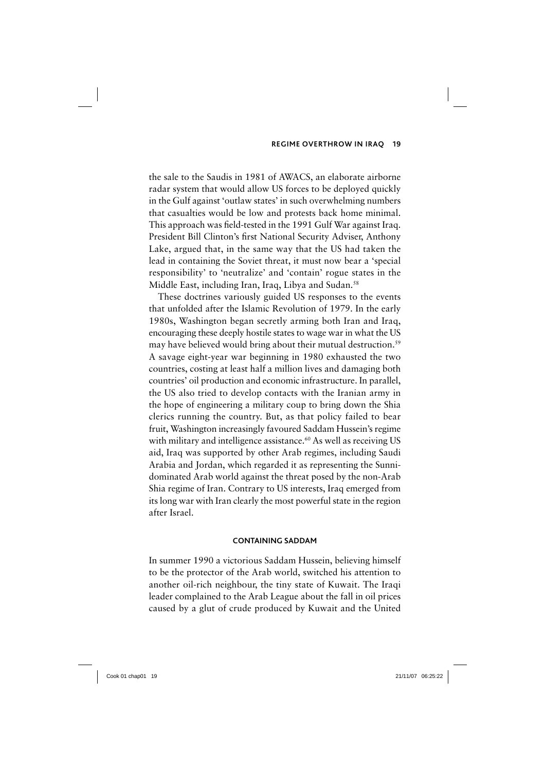the sale to the Saudis in 1981 of AWACS, an elaborate airborne radar system that would allow US forces to be deployed quickly in the Gulf against 'outlaw states' in such overwhelming numbers that casualties would be low and protests back home minimal. This approach was field-tested in the 1991 Gulf War against Iraq. President Bill Clinton's first National Security Adviser, Anthony Lake, argued that, in the same way that the US had taken the lead in containing the Soviet threat, it must now bear a 'special responsibility' to 'neutralize' and 'contain' rogue states in the Middle East, including Iran, Iraq, Libya and Sudan.[58]

These doctrines variously guided US responses to the events that unfolded after the Islamic Revolution of 1979. In the early 1980s, Washington began secretly arming both Iran and Iraq, encouraging these deeply hostile states to wage war in what the US may have believed would bring about their mutual destruction.[59] A savage eight-year war beginning in 1980 exhausted the two countries, costing at least half a million lives and damaging both countries' oil production and economic infrastructure. In parallel, the US also tried to develop contacts with the Iranian army in the hope of engineering a military coup to bring down the Shia clerics running the country. But, as that policy failed to bear fruit, Washington increasingly favoured Saddam Hussein's regime with military and intelligence assistance.[60] As well as receiving US aid, Iraq was supported by other Arab regimes, including Saudi Arabia and Jordan, which regarded it as representing the Sunni-dominated Arab world against the threat posed by the non-Arab Shia regime of Iran. Contrary to US interests, Iraq emerged from its long war with Iran clearly the most powerful state in the region after Israel.

## CONTAINING SADDAM

In summer 1990 a victorious Saddam Hussein, believing himself to be the protector of the Arab world, switched his attention to another oil-rich neighbour, the tiny state of Kuwait. The Iraqi leader complained to the Arab League about the fall in oil prices caused by a glut of crude produced by Kuwait and the United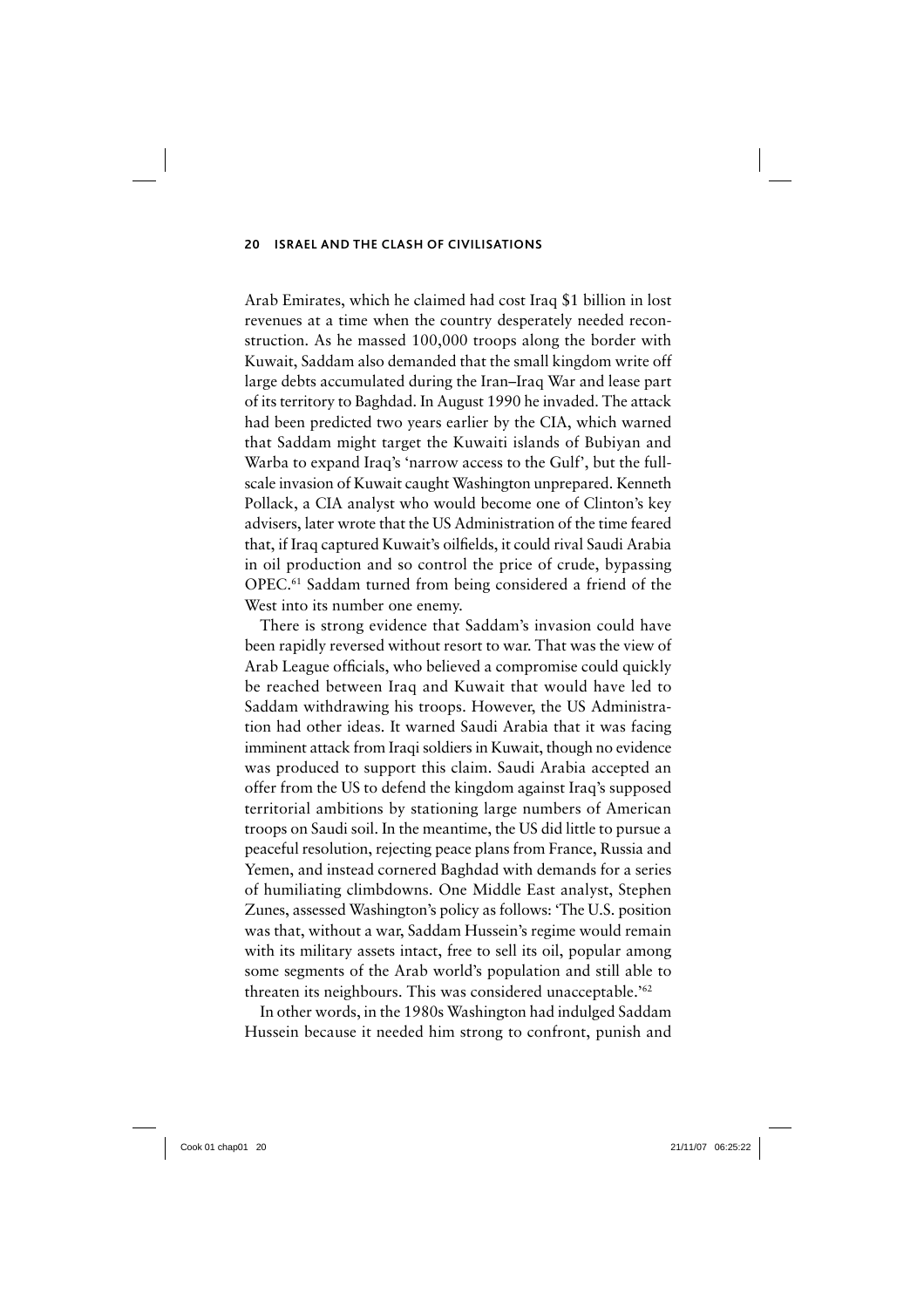Arab Emirates, which he claimed had cost Iraq $1 billion in lost revenues at a time when the country desperately needed reconstruction. As he massed 100,000 troops along the border with Kuwait, Saddam also demanded that the small kingdom write off large debts accumulated during the Iran–Iraq War and lease part of its territory to Baghdad. In August 1990 he invaded. The attack had been predicted two years earlier by the CIA, which warned that Saddam might target the Kuwaiti islands of Bubiyan and Warba to expand Iraq's 'narrow access to the Gulf', but the full-scale invasion of Kuwait caught Washington unprepared. Kenneth Pollack, a CIA analyst who would become one of Clinton's key advisers, later wrote that the US Administration of the time feared that, if Iraq captured Kuwait's oilfields, it could rival Saudi Arabia in oil production and so control the price of crude, bypassing OPEC.[61] Saddam turned from being considered a friend of the West into its number one enemy.

There is strong evidence that Saddam's invasion could have been rapidly reversed without resort to war. That was the view of Arab League officials, who believed a compromise could quickly be reached between Iraq and Kuwait that would have led to Saddam withdrawing his troops. However, the US Administration had other ideas. It warned Saudi Arabia that it was facing imminent attack from Iraqi soldiers in Kuwait, though no evidence was produced to support this claim. Saudi Arabia accepted an offer from the US to defend the kingdom against Iraq's supposed territorial ambitions by stationing large numbers of American troops on Saudi soil. In the meantime, the US did little to pursue a peaceful resolution, rejecting peace plans from France, Russia and Yemen, and instead cornered Baghdad with demands for a series of humiliating climbdowns. One Middle East analyst, Stephen Zunes, assessed Washington's policy as follows: 'The U.S. position was that, without a war, Saddam Hussein's regime would remain with its military assets intact, free to sell its oil, popular among some segments of the Arab world's population and still able to threaten its neighbours. This was considered unacceptable.'[62]

In other words, in the 1980s Washington had indulged Saddam Hussein because it needed him strong to confront, punish and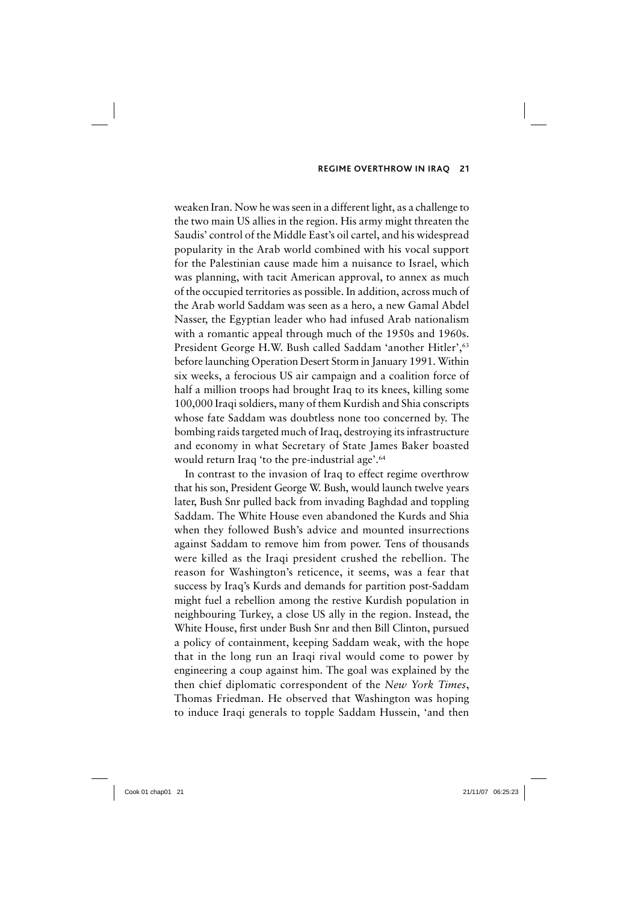weaken Iran. Now he was seen in a different light, as a challenge to the two main US allies in the region. His army might threaten the Saudis' control of the Middle East's oil cartel, and his widespread popularity in the Arab world combined with his vocal support for the Palestinian cause made him a nuisance to Israel, which was planning, with tacit American approval, to annex as much of the occupied territories as possible. In addition, across much of the Arab world Saddam was seen as a hero, a new Gamal Abdel Nasser, the Egyptian leader who had infused Arab nationalism with a romantic appeal through much of the 1950s and 1960s. President George H.W. Bush called Saddam 'another Hitler',[63] before launching Operation Desert Storm in January 1991. Within six weeks, a ferocious US air campaign and a coalition force of half a million troops had brought Iraq to its knees, killing some 100,000 Iraqi soldiers, many of them Kurdish and Shia conscripts whose fate Saddam was doubtless none too concerned by. The bombing raids targeted much of Iraq, destroying its infrastructure and economy in what Secretary of State James Baker boasted would return Iraq 'to the pre-industrial age'.[64]

In contrast to the invasion of Iraq to effect regime overthrow that his son, President George W. Bush, would launch twelve years later, Bush Snr pulled back from invading Baghdad and toppling Saddam. The White House even abandoned the Kurds and Shia when they followed Bush's advice and mounted insurrections against Saddam to remove him from power. Tens of thousands were killed as the Iraqi president crushed the rebellion. The reason for Washington's reticence, it seems, was a fear that success by Iraq's Kurds and demands for partition post-Saddam might fuel a rebellion among the restive Kurdish population in neighbouring Turkey, a close US ally in the region. Instead, the White House, first under Bush Snr and then Bill Clinton, pursued a policy of containment, keeping Saddam weak, with the hope that in the long run an Iraqi rival would come to power by engineering a coup against him. The goal was explained by the then chief diplomatic correspondent of the *New York Times*, Thomas Friedman. He observed that Washington was hoping to induce Iraqi generals to topple Saddam Hussein, 'and then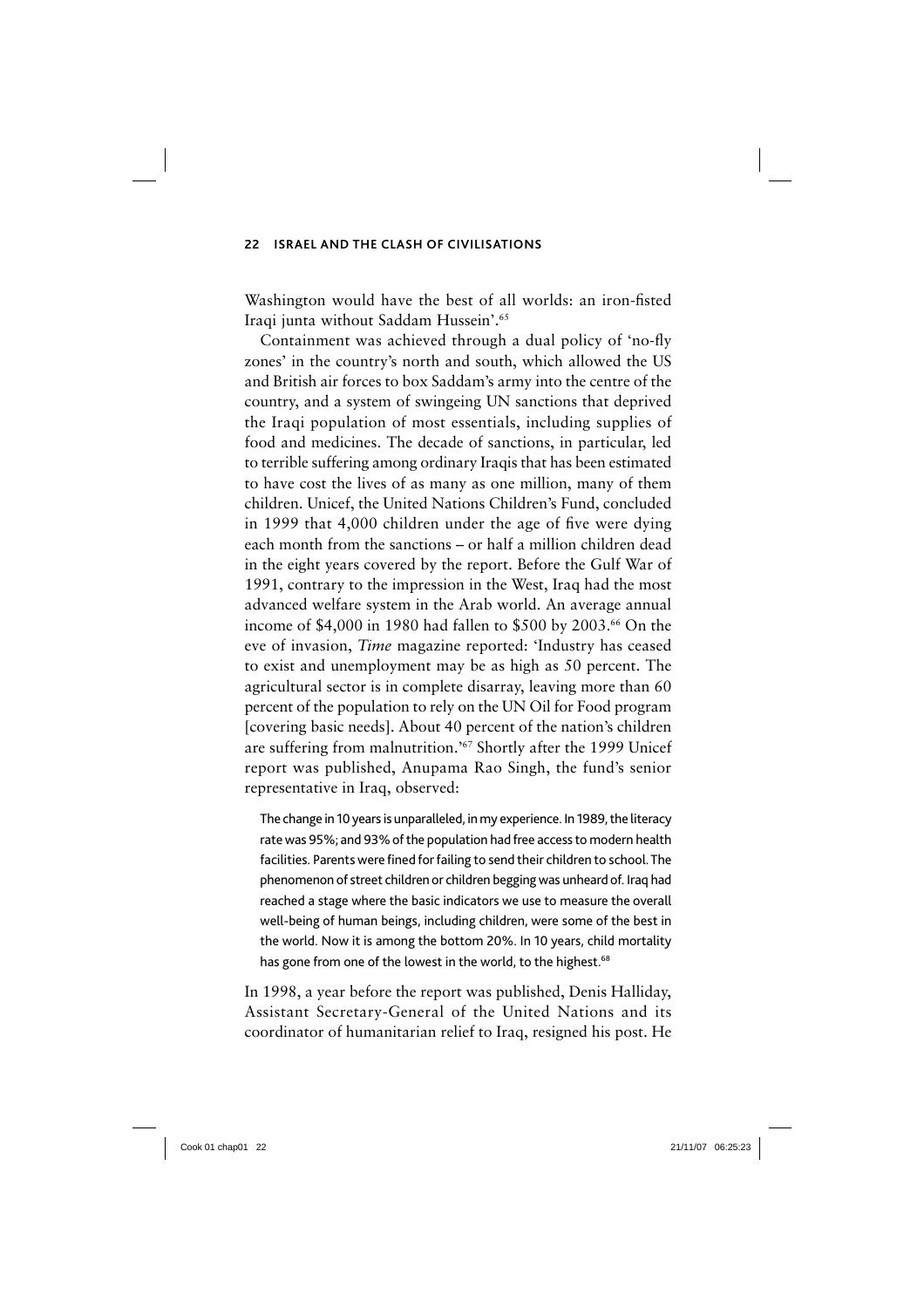Washington would have the best of all worlds: an iron-fisted Iraqi junta without Saddam Hussein'.[65]

Containment was achieved through a dual policy of 'no-fly zones' in the country's north and south, which allowed the US and British air forces to box Saddam's army into the centre of the country, and a system of swingeing UN sanctions that deprived the Iraqi population of most essentials, including supplies of food and medicines. The decade of sanctions, in particular, led to terrible suffering among ordinary Iraqis that has been estimated to have cost the lives of as many as one million, many of them children. Unicef, the United Nations Children's Fund, concluded in 1999 that 4,000 children under the age of five were dying each month from the sanctions – or half a million children dead in the eight years covered by the report. Before the Gulf War of 1991, contrary to the impression in the West, Iraq had the most advanced welfare system in the Arab world. An average annual income of $4,000 in 1980 had fallen to $500 by 2003.[66] On the eve of invasion, *Time* magazine reported: 'Industry has ceased to exist and unemployment may be as high as 50 percent. The agricultural sector is in complete disarray, leaving more than 60 percent of the population to rely on the UN Oil for Food program [covering basic needs]. About 40 percent of the nation's children are suffering from malnutrition.'[67] Shortly after the 1999 Unicef report was published, Anupama Rao Singh, the fund's senior representative in Iraq, observed:

> The change in 10 years is unparalleled, in my experience. In 1989, the literacy rate was 95%; and 93% of the population had free access to modern health facilities. Parents were fined for failing to send their children to school. The phenomenon of street children or children begging was unheard of. Iraq had reached a stage where the basic indicators we use to measure the overall well-being of human beings, including children, were some of the best in the world. Now it is among the bottom 20%. In 10 years, child mortality has gone from one of the lowest in the world, to the highest.[68]

In 1998, a year before the report was published, Denis Halliday, Assistant Secretary-General of the United Nations and its coordinator of humanitarian relief to Iraq, resigned his post. He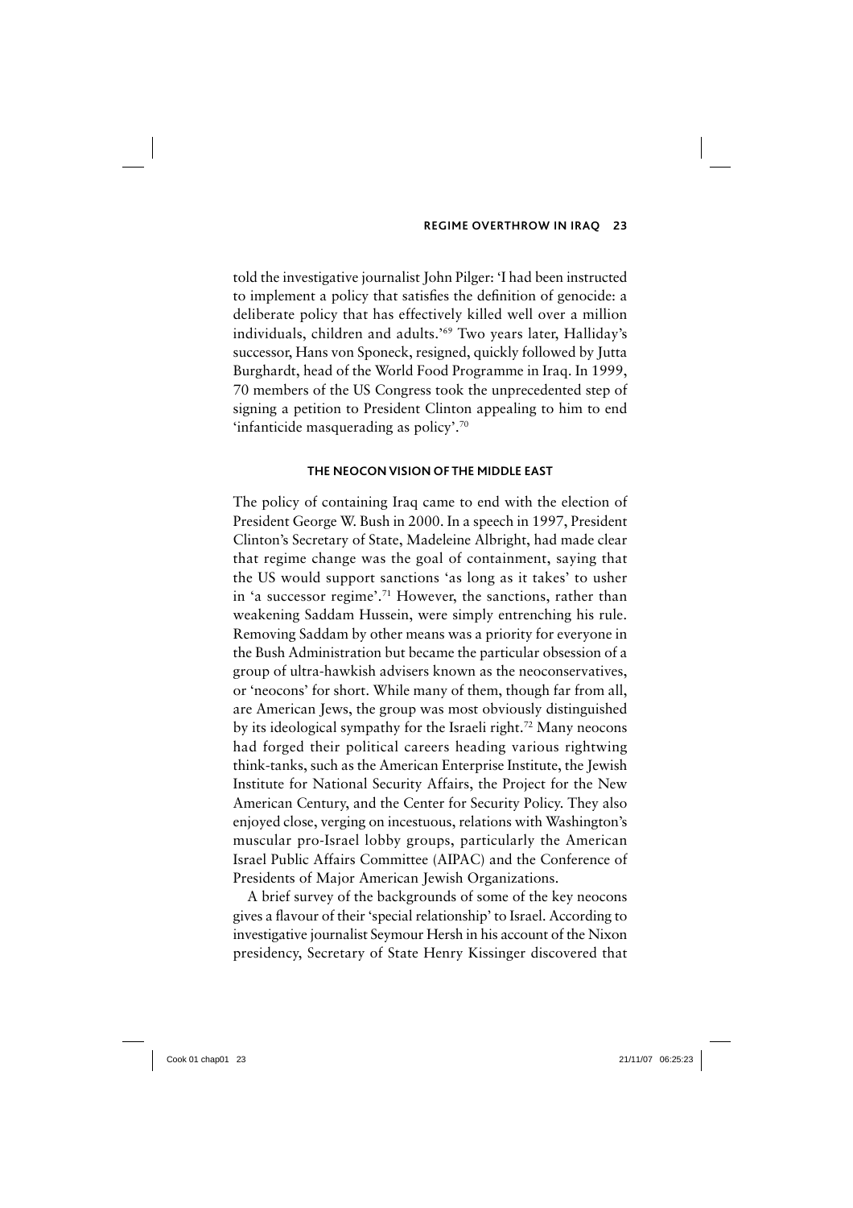told the investigative journalist John Pilger: 'I had been instructed to implement a policy that satisfies the definition of genocide: a deliberate policy that has effectively killed well over a million individuals, children and adults.'[69] Two years later, Halliday's successor, Hans von Sponeck, resigned, quickly followed by Jutta Burghardt, head of the World Food Programme in Iraq. In 1999, 70 members of the US Congress took the unprecedented step of signing a petition to President Clinton appealing to him to end 'infanticide masquerading as policy'.[70]

### THE NEOCON VISION OF THE MIDDLE EAST

The policy of containing Iraq came to end with the election of President George W. Bush in 2000. In a speech in 1997, President Clinton's Secretary of State, Madeleine Albright, had made clear that regime change was the goal of containment, saying that the US would support sanctions 'as long as it takes' to usher in 'a successor regime'.[71] However, the sanctions, rather than weakening Saddam Hussein, were simply entrenching his rule. Removing Saddam by other means was a priority for everyone in the Bush Administration but became the particular obsession of a group of ultra-hawkish advisers known as the neoconservatives, or 'neocons' for short. While many of them, though far from all, are American Jews, the group was most obviously distinguished by its ideological sympathy for the Israeli right.[72] Many neocons had forged their political careers heading various rightwing think-tanks, such as the American Enterprise Institute, the Jewish Institute for National Security Affairs, the Project for the New American Century, and the Center for Security Policy. They also enjoyed close, verging on incestuous, relations with Washington's muscular pro-Israel lobby groups, particularly the American Israel Public Affairs Committee (AIPAC) and the Conference of Presidents of Major American Jewish Organizations.

A brief survey of the backgrounds of some of the key neocons gives a flavour of their 'special relationship' to Israel. According to investigative journalist Seymour Hersh in his account of the Nixon presidency, Secretary of State Henry Kissinger discovered that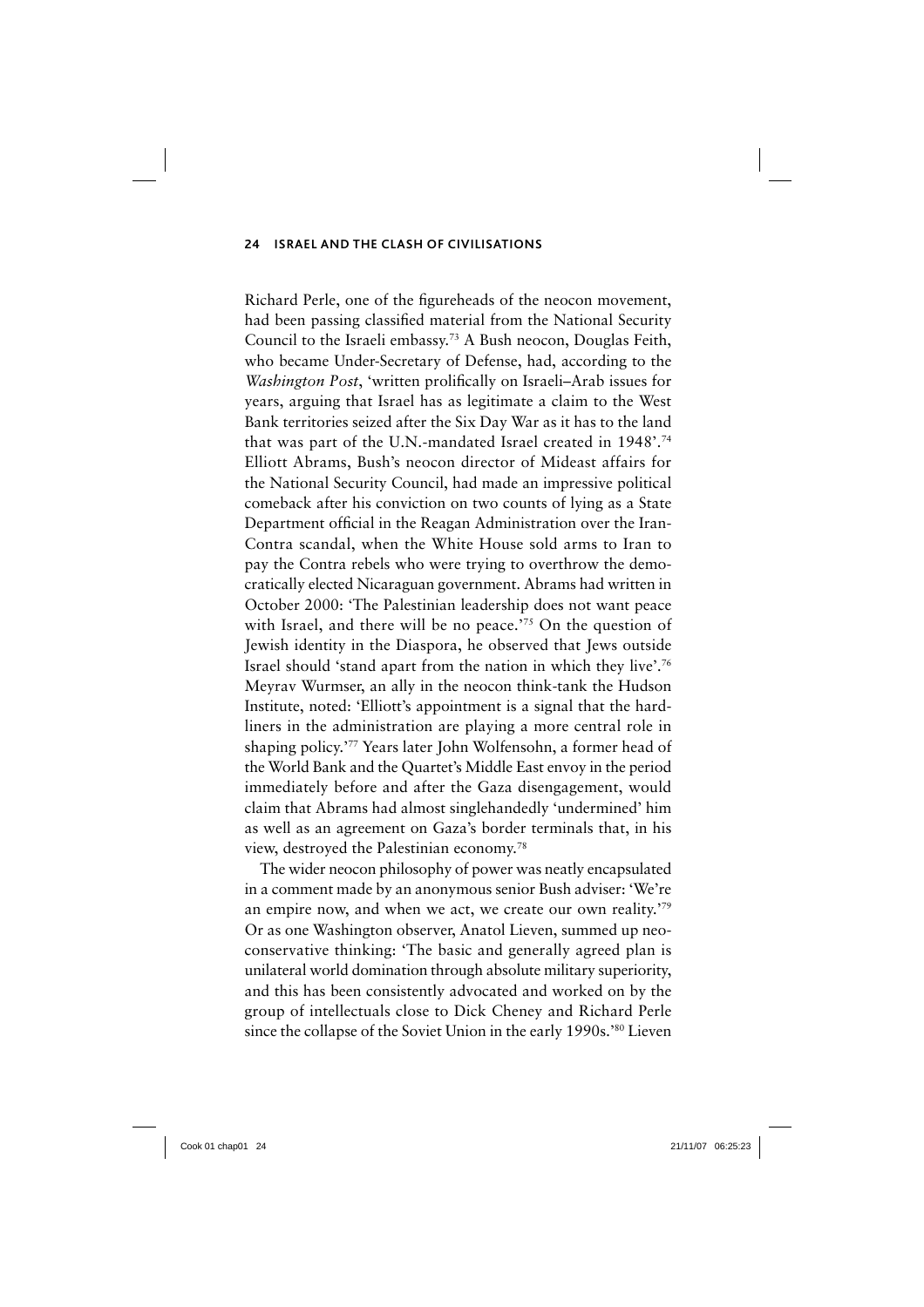Richard Perle, one of the figureheads of the neocon movement, had been passing classified material from the National Security Council to the Israeli embassy.[73] A Bush neocon, Douglas Feith, who became Under-Secretary of Defense, had, according to the *Washington Post*, 'written prolifically on Israeli–Arab issues for years, arguing that Israel has as legitimate a claim to the West Bank territories seized after the Six Day War as it has to the land that was part of the U.N.-mandated Israel created in 1948'.[74] Elliott Abrams, Bush's neocon director of Mideast affairs for the National Security Council, had made an impressive political comeback after his conviction on two counts of lying as a State Department official in the Reagan Administration over the Iran-Contra scandal, when the White House sold arms to Iran to pay the Contra rebels who were trying to overthrow the democratically elected Nicaraguan government. Abrams had written in October 2000: 'The Palestinian leadership does not want peace with Israel, and there will be no peace.'[75] On the question of Jewish identity in the Diaspora, he observed that Jews outside Israel should 'stand apart from the nation in which they live'.[76] Meyrav Wurmser, an ally in the neocon think-tank the Hudson Institute, noted: 'Elliott's appointment is a signal that the hardliners in the administration are playing a more central role in shaping policy.'[77] Years later John Wolfensohn, a former head of the World Bank and the Quartet's Middle East envoy in the period immediately before and after the Gaza disengagement, would claim that Abrams had almost singlehandedly 'undermined' him as well as an agreement on Gaza's border terminals that, in his view, destroyed the Palestinian economy.[78]

The wider neocon philosophy of power was neatly encapsulated in a comment made by an anonymous senior Bush adviser: 'We're an empire now, and when we act, we create our own reality.'[79] Or as one Washington observer, Anatol Lieven, summed up neoconservative thinking: 'The basic and generally agreed plan is unilateral world domination through absolute military superiority, and this has been consistently advocated and worked on by the group of intellectuals close to Dick Cheney and Richard Perle since the collapse of the Soviet Union in the early 1990s.'[80] Lieven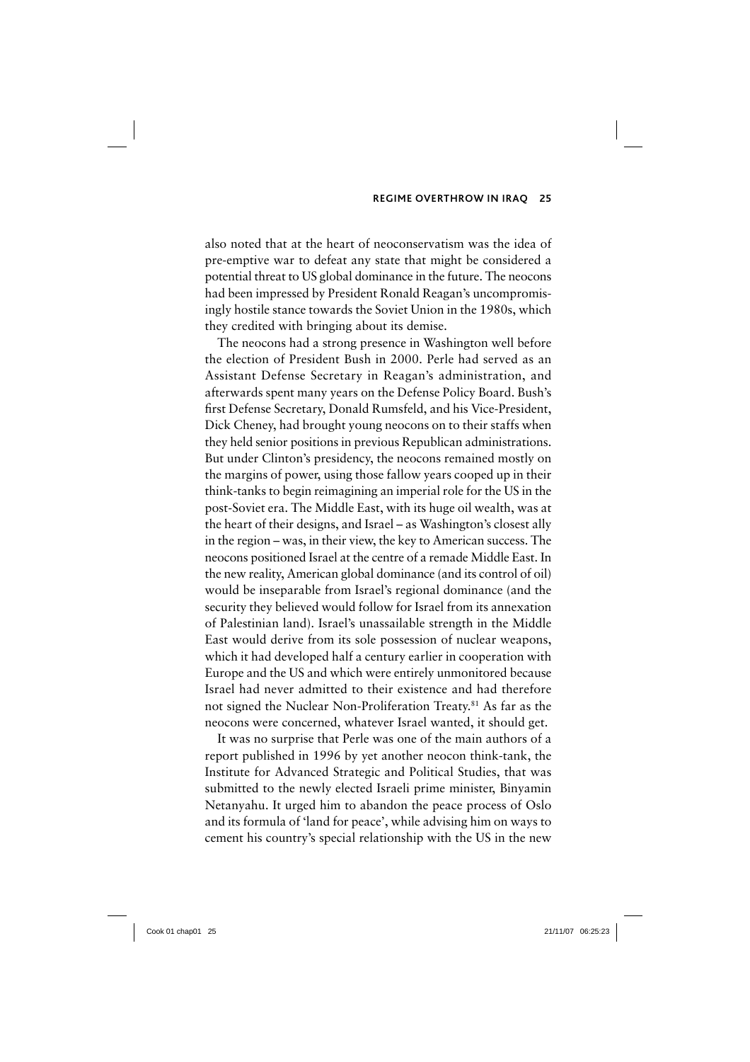also noted that at the heart of neoconservatism was the idea of pre-emptive war to defeat any state that might be considered a potential threat to US global dominance in the future. The neocons had been impressed by President Ronald Reagan's uncompromisingly hostile stance towards the Soviet Union in the 1980s, which they credited with bringing about its demise.

The neocons had a strong presence in Washington well before the election of President Bush in 2000. Perle had served as an Assistant Defense Secretary in Reagan's administration, and afterwards spent many years on the Defense Policy Board. Bush's first Defense Secretary, Donald Rumsfeld, and his Vice-President, Dick Cheney, had brought young neocons on to their staffs when they held senior positions in previous Republican administrations. But under Clinton's presidency, the neocons remained mostly on the margins of power, using those fallow years cooped up in their think-tanks to begin reimagining an imperial role for the US in the post-Soviet era. The Middle East, with its huge oil wealth, was at the heart of their designs, and Israel – as Washington's closest ally in the region – was, in their view, the key to American success. The neocons positioned Israel at the centre of a remade Middle East. In the new reality, American global dominance (and its control of oil) would be inseparable from Israel's regional dominance (and the security they believed would follow for Israel from its annexation of Palestinian land). Israel's unassailable strength in the Middle East would derive from its sole possession of nuclear weapons, which it had developed half a century earlier in cooperation with Europe and the US and which were entirely unmonitored because Israel had never admitted to their existence and had therefore not signed the Nuclear Non-Proliferation Treaty.[81] As far as the neocons were concerned, whatever Israel wanted, it should get.

It was no surprise that Perle was one of the main authors of a report published in 1996 by yet another neocon think-tank, the Institute for Advanced Strategic and Political Studies, that was submitted to the newly elected Israeli prime minister, Binyamin Netanyahu. It urged him to abandon the peace process of Oslo and its formula of 'land for peace', while advising him on ways to cement his country's special relationship with the US in the new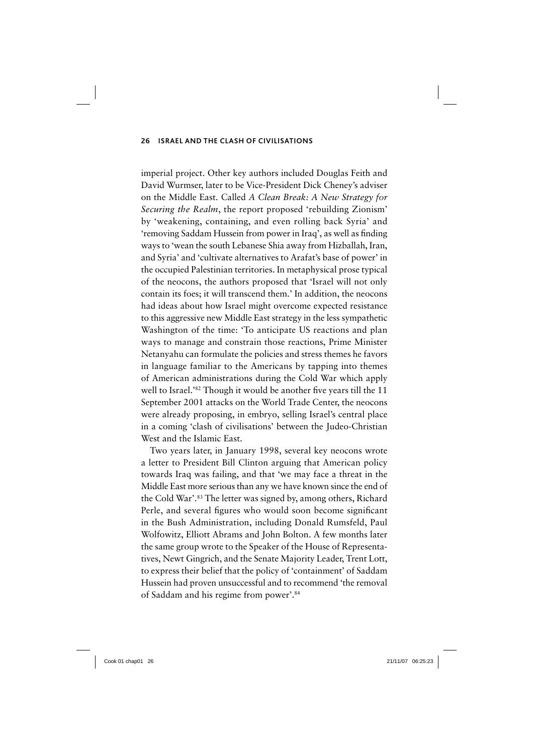imperial project. Other key authors included Douglas Feith and David Wurmser, later to be Vice-President Dick Cheney's adviser on the Middle East. Called *A Clean Break: A New Strategy for Securing the Realm*, the report proposed 'rebuilding Zionism' by 'weakening, containing, and even rolling back Syria' and 'removing Saddam Hussein from power in Iraq', as well as finding ways to 'wean the south Lebanese Shia away from Hizballah, Iran, and Syria' and 'cultivate alternatives to Arafat's base of power' in the occupied Palestinian territories. In metaphysical prose typical of the neocons, the authors proposed that 'Israel will not only contain its foes; it will transcend them.' In addition, the neocons had ideas about how Israel might overcome expected resistance to this aggressive new Middle East strategy in the less sympathetic Washington of the time: 'To anticipate US reactions and plan ways to manage and constrain those reactions, Prime Minister Netanyahu can formulate the policies and stress themes he favors in language familiar to the Americans by tapping into themes of American administrations during the Cold War which apply well to Israel.'[82] Though it would be another five years till the 11 September 2001 attacks on the World Trade Center, the neocons were already proposing, in embryo, selling Israel's central place in a coming 'clash of civilisations' between the Judeo-Christian West and the Islamic East.

Two years later, in January 1998, several key neocons wrote a letter to President Bill Clinton arguing that American policy towards Iraq was failing, and that 'we may face a threat in the Middle East more serious than any we have known since the end of the Cold War'.[83] The letter was signed by, among others, Richard Perle, and several figures who would soon become significant in the Bush Administration, including Donald Rumsfeld, Paul Wolfowitz, Elliott Abrams and John Bolton. A few months later the same group wrote to the Speaker of the House of Representatives, Newt Gingrich, and the Senate Majority Leader, Trent Lott, to express their belief that the policy of 'containment' of Saddam Hussein had proven unsuccessful and to recommend 'the removal of Saddam and his regime from power'.[84]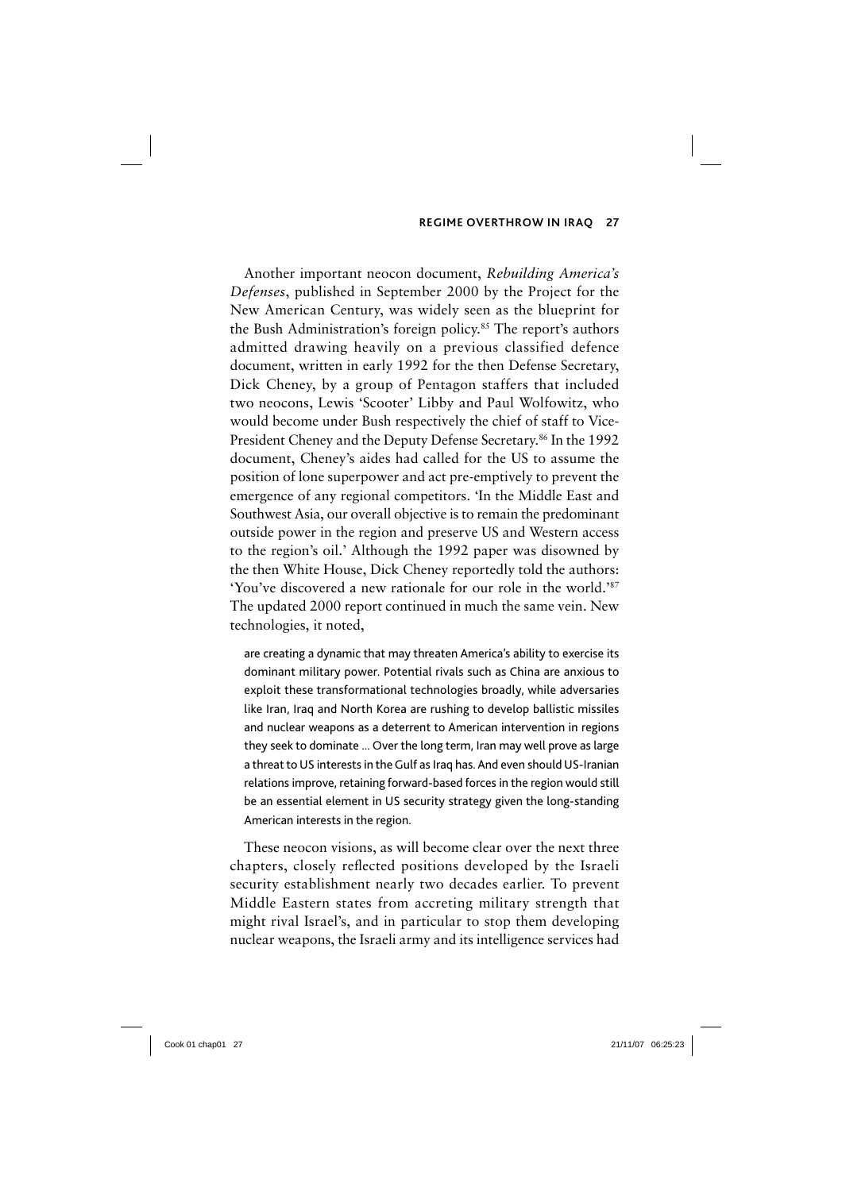Another important neocon document, *Rebuilding America's Defenses*, published in September 2000 by the Project for the New American Century, was widely seen as the blueprint for the Bush Administration's foreign policy.[85] The report's authors admitted drawing heavily on a previous classified defence document, written in early 1992 for the then Defense Secretary, Dick Cheney, by a group of Pentagon staffers that included two neocons, Lewis 'Scooter' Libby and Paul Wolfowitz, who would become under Bush respectively the chief of staff to Vice-President Cheney and the Deputy Defense Secretary.[86] In the 1992 document, Cheney's aides had called for the US to assume the position of lone superpower and act pre-emptively to prevent the emergence of any regional competitors. 'In the Middle East and Southwest Asia, our overall objective is to remain the predominant outside power in the region and preserve US and Western access to the region's oil.' Although the 1992 paper was disowned by the then White House, Dick Cheney reportedly told the authors: 'You've discovered a new rationale for our role in the world.'[87] The updated 2000 report continued in much the same vein. New technologies, it noted,

> are creating a dynamic that may threaten America's ability to exercise its dominant military power. Potential rivals such as China are anxious to exploit these transformational technologies broadly, while adversaries like Iran, Iraq and North Korea are rushing to develop ballistic missiles and nuclear weapons as a deterrent to American intervention in regions they seek to dominate ... Over the long term, Iran may well prove as large a threat to US interests in the Gulf as Iraq has. And even should US-Iranian relations improve, retaining forward-based forces in the region would still be an essential element in US security strategy given the long-standing American interests in the region.

These neocon visions, as will become clear over the next three chapters, closely reflected positions developed by the Israeli security establishment nearly two decades earlier. To prevent Middle Eastern states from accreting military strength that might rival Israel's, and in particular to stop them developing nuclear weapons, the Israeli army and its intelligence services had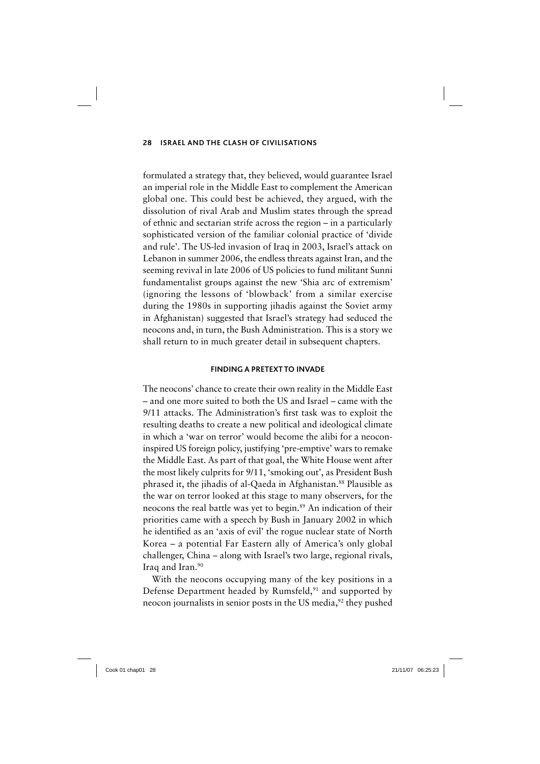formulated a strategy that, they believed, would guarantee Israel an imperial role in the Middle East to complement the American global one. This could best be achieved, they argued, with the dissolution of rival Arab and Muslim states through the spread of ethnic and sectarian strife across the region – in a particularly sophisticated version of the familiar colonial practice of 'divide and rule'. The US-led invasion of Iraq in 2003, Israel's attack on Lebanon in summer 2006, the endless threats against Iran, and the seeming revival in late 2006 of US policies to fund militant Sunni fundamentalist groups against the new 'Shia arc of extremism' (ignoring the lessons of 'blowback' from a similar exercise during the 1980s in supporting jihadis against the Soviet army in Afghanistan) suggested that Israel's strategy had seduced the neocons and, in turn, the Bush Administration. This is a story we shall return to in much greater detail in subsequent chapters.

### FINDING A PRETEXT TO INVADE

The neocons' chance to create their own reality in the Middle East – and one more suited to both the US and Israel – came with the 9/11 attacks. The Administration's first task was to exploit the resulting deaths to create a new political and ideological climate in which a 'war on terror' would become the alibi for a neocon-inspired US foreign policy, justifying 'pre-emptive' wars to remake the Middle East. As part of that goal, the White House went after the most likely culprits for 9/11, 'smoking out', as President Bush phrased it, the jihadis of al-Qaeda in Afghanistan.[88] Plausible as the war on terror looked at this stage to many observers, for the neocons the real battle was yet to begin.[89] An indication of their priorities came with a speech by Bush in January 2002 in which he identified as an 'axis of evil' the rogue nuclear state of North Korea – a potential Far Eastern ally of America's only global challenger, China – along with Israel's two large, regional rivals, Iraq and Iran.[90]

With the neocons occupying many of the key positions in a Defense Department headed by Rumsfeld,[91] and supported by neocon journalists in senior posts in the US media,[92] they pushed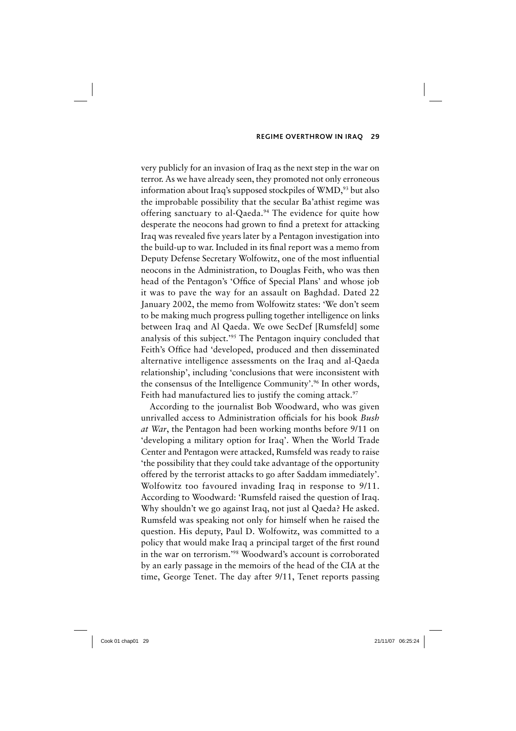very publicly for an invasion of Iraq as the next step in the war on terror. As we have already seen, they promoted not only erroneous information about Iraq's supposed stockpiles of WMD,[93] but also the improbable possibility that the secular Ba'athist regime was offering sanctuary to al-Qaeda.[94] The evidence for quite how desperate the neocons had grown to find a pretext for attacking Iraq was revealed five years later by a Pentagon investigation into the build-up to war. Included in its final report was a memo from Deputy Defense Secretary Wolfowitz, one of the most influential neocons in the Administration, to Douglas Feith, who was then head of the Pentagon's 'Office of Special Plans' and whose job it was to pave the way for an assault on Baghdad. Dated 22 January 2002, the memo from Wolfowitz states: 'We don't seem to be making much progress pulling together intelligence on links between Iraq and Al Qaeda. We owe SecDef [Rumsfeld] some analysis of this subject.'[95] The Pentagon inquiry concluded that Feith's Office had 'developed, produced and then disseminated alternative intelligence assessments on the Iraq and al-Qaeda relationship', including 'conclusions that were inconsistent with the consensus of the Intelligence Community'.[96] In other words, Feith had manufactured lies to justify the coming attack.[97]

According to the journalist Bob Woodward, who was given unrivalled access to Administration officials for his book *Bush at War*, the Pentagon had been working months before 9/11 on 'developing a military option for Iraq'. When the World Trade Center and Pentagon were attacked, Rumsfeld was ready to raise 'the possibility that they could take advantage of the opportunity offered by the terrorist attacks to go after Saddam immediately'. Wolfowitz too favoured invading Iraq in response to 9/11. According to Woodward: 'Rumsfeld raised the question of Iraq. Why shouldn't we go against Iraq, not just al Qaeda? He asked. Rumsfeld was speaking not only for himself when he raised the question. His deputy, Paul D. Wolfowitz, was committed to a policy that would make Iraq a principal target of the first round in the war on terrorism.'[98] Woodward's account is corroborated by an early passage in the memoirs of the head of the CIA at the time, George Tenet. The day after 9/11, Tenet reports passing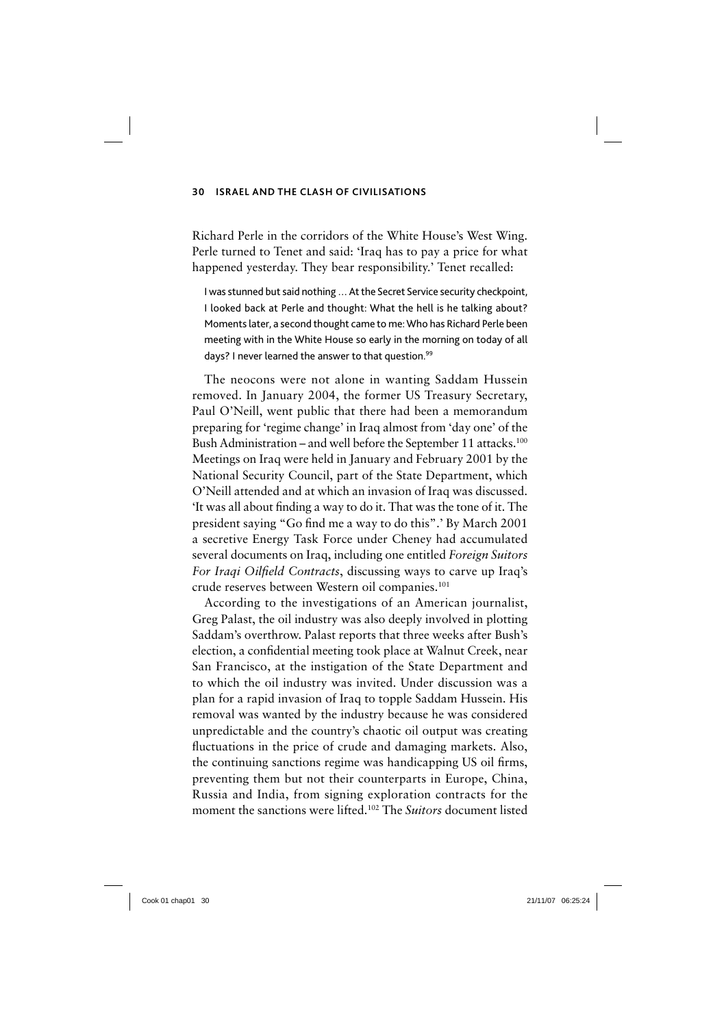Richard Perle in the corridors of the White House's West Wing. Perle turned to Tenet and said: 'Iraq has to pay a price for what happened yesterday. They bear responsibility.' Tenet recalled:

> I was stunned but said nothing … At the Secret Service security checkpoint, I looked back at Perle and thought: What the hell is he talking about? Moments later, a second thought came to me: Who has Richard Perle been meeting with in the White House so early in the morning on today of all days? I never learned the answer to that question.[99]

The neocons were not alone in wanting Saddam Hussein removed. In January 2004, the former US Treasury Secretary, Paul O'Neill, went public that there had been a memorandum preparing for 'regime change' in Iraq almost from 'day one' of the Bush Administration – and well before the September 11 attacks.[100] Meetings on Iraq were held in January and February 2001 by the National Security Council, part of the State Department, which O'Neill attended and at which an invasion of Iraq was discussed. 'It was all about finding a way to do it. That was the tone of it. The president saying "Go find me a way to do this".' By March 2001 a secretive Energy Task Force under Cheney had accumulated several documents on Iraq, including one entitled *Foreign Suitors For Iraqi Oilfield Contracts*, discussing ways to carve up Iraq's crude reserves between Western oil companies.[101]

According to the investigations of an American journalist, Greg Palast, the oil industry was also deeply involved in plotting Saddam's overthrow. Palast reports that three weeks after Bush's election, a confidential meeting took place at Walnut Creek, near San Francisco, at the instigation of the State Department and to which the oil industry was invited. Under discussion was a plan for a rapid invasion of Iraq to topple Saddam Hussein. His removal was wanted by the industry because he was considered unpredictable and the country's chaotic oil output was creating fluctuations in the price of crude and damaging markets. Also, the continuing sanctions regime was handicapping US oil firms, preventing them but not their counterparts in Europe, China, Russia and India, from signing exploration contracts for the moment the sanctions were lifted.[102] The *Suitors* document listed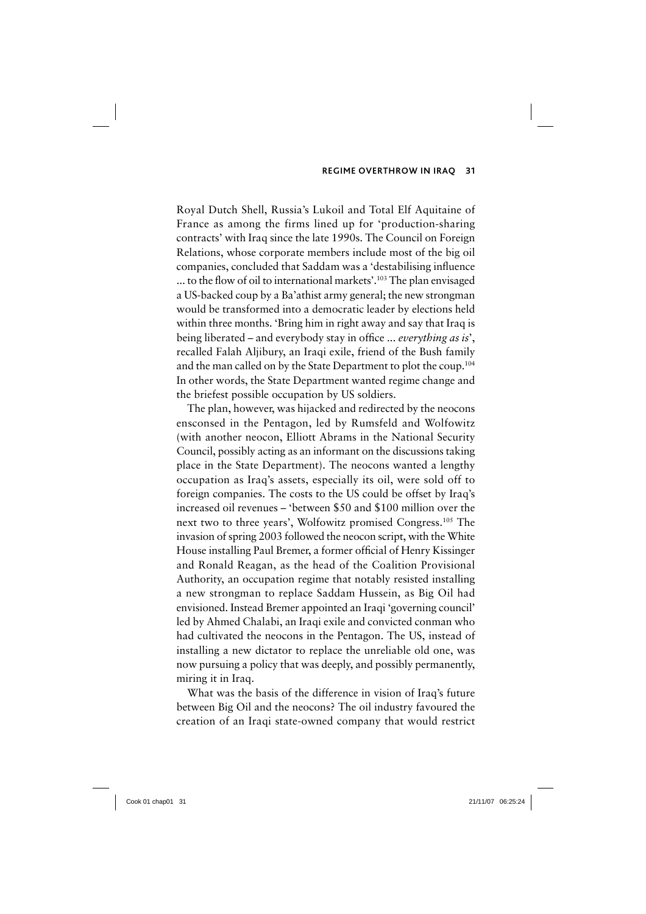Royal Dutch Shell, Russia's Lukoil and Total Elf Aquitaine of France as among the firms lined up for 'production-sharing contracts' with Iraq since the late 1990s. The Council on Foreign Relations, whose corporate members include most of the big oil companies, concluded that Saddam was a 'destabilising influence ... to the flow of oil to international markets'.[103] The plan envisaged a US-backed coup by a Ba'athist army general; the new strongman would be transformed into a democratic leader by elections held within three months. 'Bring him in right away and say that Iraq is being liberated – and everybody stay in office ... *everything as is*', recalled Falah Aljibury, an Iraqi exile, friend of the Bush family and the man called on by the State Department to plot the coup.[104] In other words, the State Department wanted regime change and the briefest possible occupation by US soldiers.

The plan, however, was hijacked and redirected by the neocons ensconsed in the Pentagon, led by Rumsfeld and Wolfowitz (with another neocon, Elliott Abrams in the National Security Council, possibly acting as an informant on the discussions taking place in the State Department). The neocons wanted a lengthy occupation as Iraq's assets, especially its oil, were sold off to foreign companies. The costs to the US could be offset by Iraq's increased oil revenues – 'between $50 and $100 million over the next two to three years', Wolfowitz promised Congress.[105] The invasion of spring 2003 followed the neocon script, with the White House installing Paul Bremer, a former official of Henry Kissinger and Ronald Reagan, as the head of the Coalition Provisional Authority, an occupation regime that notably resisted installing a new strongman to replace Saddam Hussein, as Big Oil had envisioned. Instead Bremer appointed an Iraqi 'governing council' led by Ahmed Chalabi, an Iraqi exile and convicted conman who had cultivated the neocons in the Pentagon. The US, instead of installing a new dictator to replace the unreliable old one, was now pursuing a policy that was deeply, and possibly permanently, miring it in Iraq.

What was the basis of the difference in vision of Iraq's future between Big Oil and the neocons? The oil industry favoured the creation of an Iraqi state-owned company that would restrict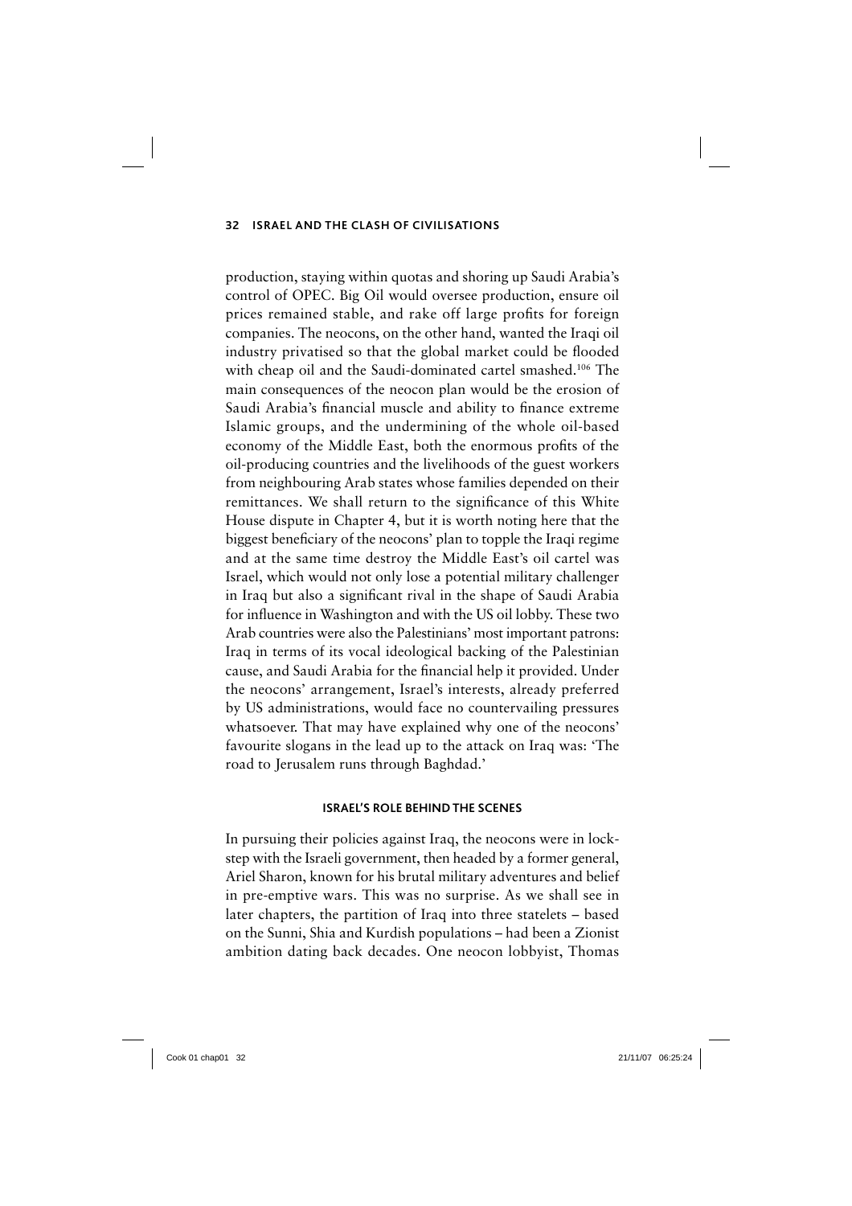production, staying within quotas and shoring up Saudi Arabia's control of OPEC. Big Oil would oversee production, ensure oil prices remained stable, and rake off large profits for foreign companies. The neocons, on the other hand, wanted the Iraqi oil industry privatised so that the global market could be flooded with cheap oil and the Saudi-dominated cartel smashed.[106] The main consequences of the neocon plan would be the erosion of Saudi Arabia's financial muscle and ability to finance extreme Islamic groups, and the undermining of the whole oil-based economy of the Middle East, both the enormous profits of the oil-producing countries and the livelihoods of the guest workers from neighbouring Arab states whose families depended on their remittances. We shall return to the significance of this White House dispute in Chapter 4, but it is worth noting here that the biggest beneficiary of the neocons' plan to topple the Iraqi regime and at the same time destroy the Middle East's oil cartel was Israel, which would not only lose a potential military challenger in Iraq but also a significant rival in the shape of Saudi Arabia for influence in Washington and with the US oil lobby. These two Arab countries were also the Palestinians' most important patrons: Iraq in terms of its vocal ideological backing of the Palestinian cause, and Saudi Arabia for the financial help it provided. Under the neocons' arrangement, Israel's interests, already preferred by US administrations, would face no countervailing pressures whatsoever. That may have explained why one of the neocons' favourite slogans in the lead up to the attack on Iraq was: 'The road to Jerusalem runs through Baghdad.'

## ISRAEL'S ROLE BEHIND THE SCENES

In pursuing their policies against Iraq, the neocons were in lock-step with the Israeli government, then headed by a former general, Ariel Sharon, known for his brutal military adventures and belief in pre-emptive wars. This was no surprise. As we shall see in later chapters, the partition of Iraq into three statelets – based on the Sunni, Shia and Kurdish populations – had been a Zionist ambition dating back decades. One neocon lobbyist, Thomas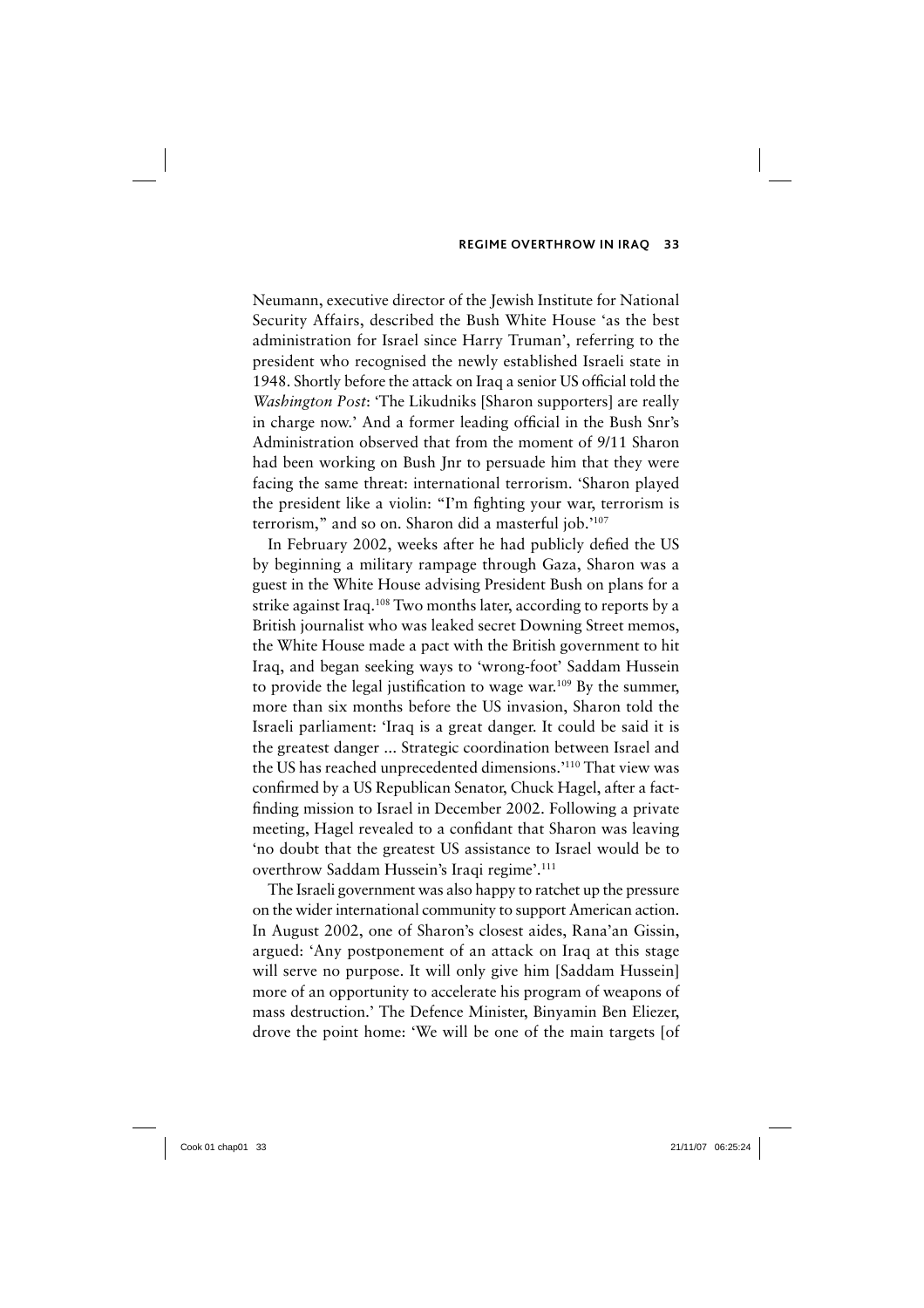Neumann, executive director of the Jewish Institute for National Security Affairs, described the Bush White House 'as the best administration for Israel since Harry Truman', referring to the president who recognised the newly established Israeli state in 1948. Shortly before the attack on Iraq a senior US official told the *Washington Post*: 'The Likudniks [Sharon supporters] are really in charge now.' And a former leading official in the Bush Snr's Administration observed that from the moment of 9/11 Sharon had been working on Bush Jnr to persuade him that they were facing the same threat: international terrorism. 'Sharon played the president like a violin: "I'm fighting your war, terrorism is terrorism," and so on. Sharon did a masterful job.'[107]

In February 2002, weeks after he had publicly defied the US by beginning a military rampage through Gaza, Sharon was a guest in the White House advising President Bush on plans for a strike against Iraq.[108] Two months later, according to reports by a British journalist who was leaked secret Downing Street memos, the White House made a pact with the British government to hit Iraq, and began seeking ways to 'wrong-foot' Saddam Hussein to provide the legal justification to wage war.[109] By the summer, more than six months before the US invasion, Sharon told the Israeli parliament: 'Iraq is a great danger. It could be said it is the greatest danger ... Strategic coordination between Israel and the US has reached unprecedented dimensions.'[110] That view was confirmed by a US Republican Senator, Chuck Hagel, after a fact-finding mission to Israel in December 2002. Following a private meeting, Hagel revealed to a confidant that Sharon was leaving 'no doubt that the greatest US assistance to Israel would be to overthrow Saddam Hussein's Iraqi regime'.[111]

The Israeli government was also happy to ratchet up the pressure on the wider international community to support American action. In August 2002, one of Sharon's closest aides, Rana'an Gissin, argued: 'Any postponement of an attack on Iraq at this stage will serve no purpose. It will only give him [Saddam Hussein] more of an opportunity to accelerate his program of weapons of mass destruction.' The Defence Minister, Binyamin Ben Eliezer, drove the point home: 'We will be one of the main targets [of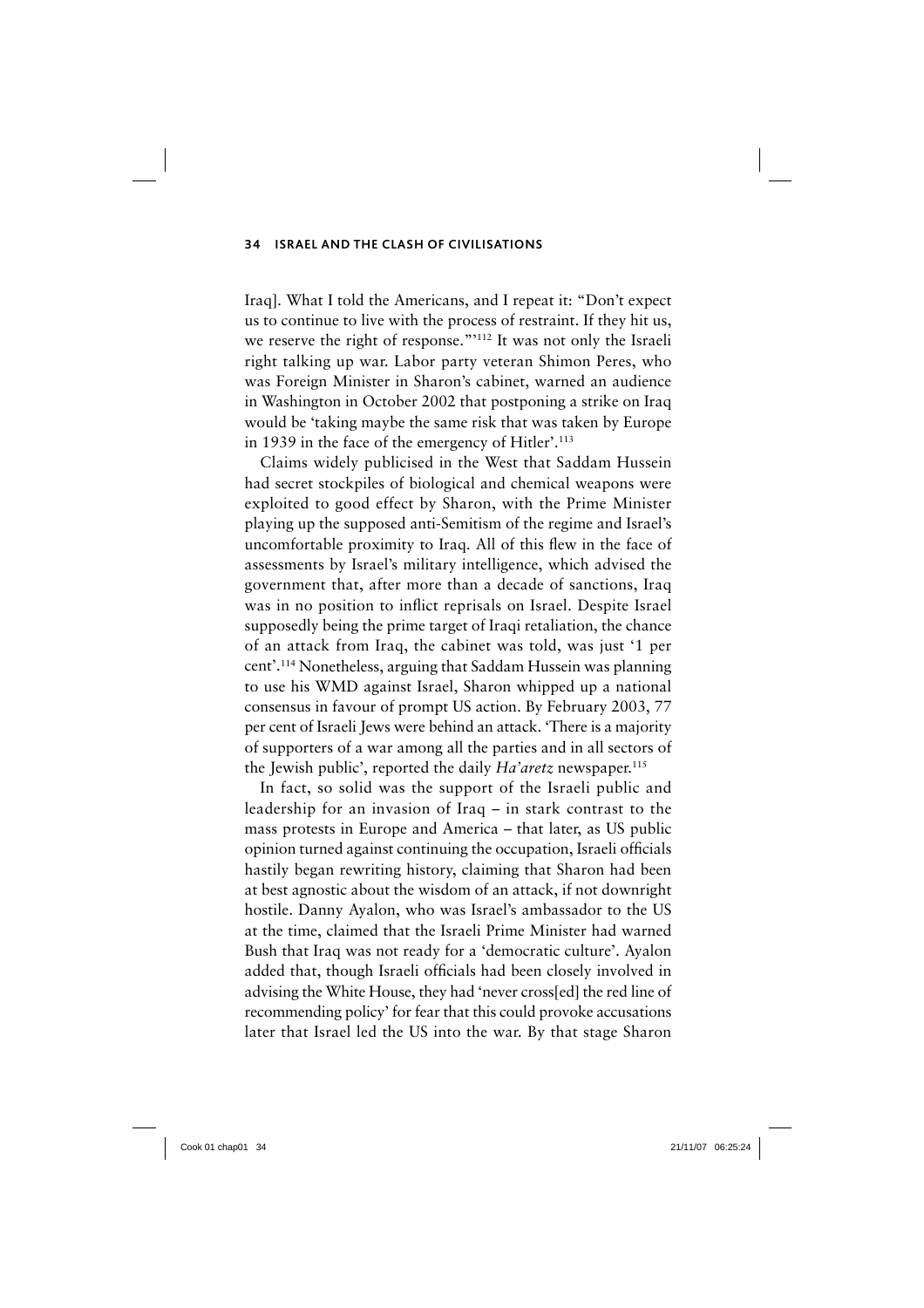Iraq]. What I told the Americans, and I repeat it: "Don't expect us to continue to live with the process of restraint. If they hit us, we reserve the right of response."'[112] It was not only the Israeli right talking up war. Labor party veteran Shimon Peres, who was Foreign Minister in Sharon's cabinet, warned an audience in Washington in October 2002 that postponing a strike on Iraq would be 'taking maybe the same risk that was taken by Europe in 1939 in the face of the emergency of Hitler'.[113]

Claims widely publicised in the West that Saddam Hussein had secret stockpiles of biological and chemical weapons were exploited to good effect by Sharon, with the Prime Minister playing up the supposed anti-Semitism of the regime and Israel's uncomfortable proximity to Iraq. All of this flew in the face of assessments by Israel's military intelligence, which advised the government that, after more than a decade of sanctions, Iraq was in no position to inflict reprisals on Israel. Despite Israel supposedly being the prime target of Iraqi retaliation, the chance of an attack from Iraq, the cabinet was told, was just '1 per cent'.[114] Nonetheless, arguing that Saddam Hussein was planning to use his WMD against Israel, Sharon whipped up a national consensus in favour of prompt US action. By February 2003, 77 per cent of Israeli Jews were behind an attack. 'There is a majority of supporters of a war among all the parties and in all sectors of the Jewish public', reported the daily *Ha'aretz* newspaper.[115]

In fact, so solid was the support of the Israeli public and leadership for an invasion of Iraq – in stark contrast to the mass protests in Europe and America – that later, as US public opinion turned against continuing the occupation, Israeli officials hastily began rewriting history, claiming that Sharon had been at best agnostic about the wisdom of an attack, if not downright hostile. Danny Ayalon, who was Israel's ambassador to the US at the time, claimed that the Israeli Prime Minister had warned Bush that Iraq was not ready for a 'democratic culture'. Ayalon added that, though Israeli officials had been closely involved in advising the White House, they had 'never cross[ed] the red line of recommending policy' for fear that this could provoke accusations later that Israel led the US into the war. By that stage Sharon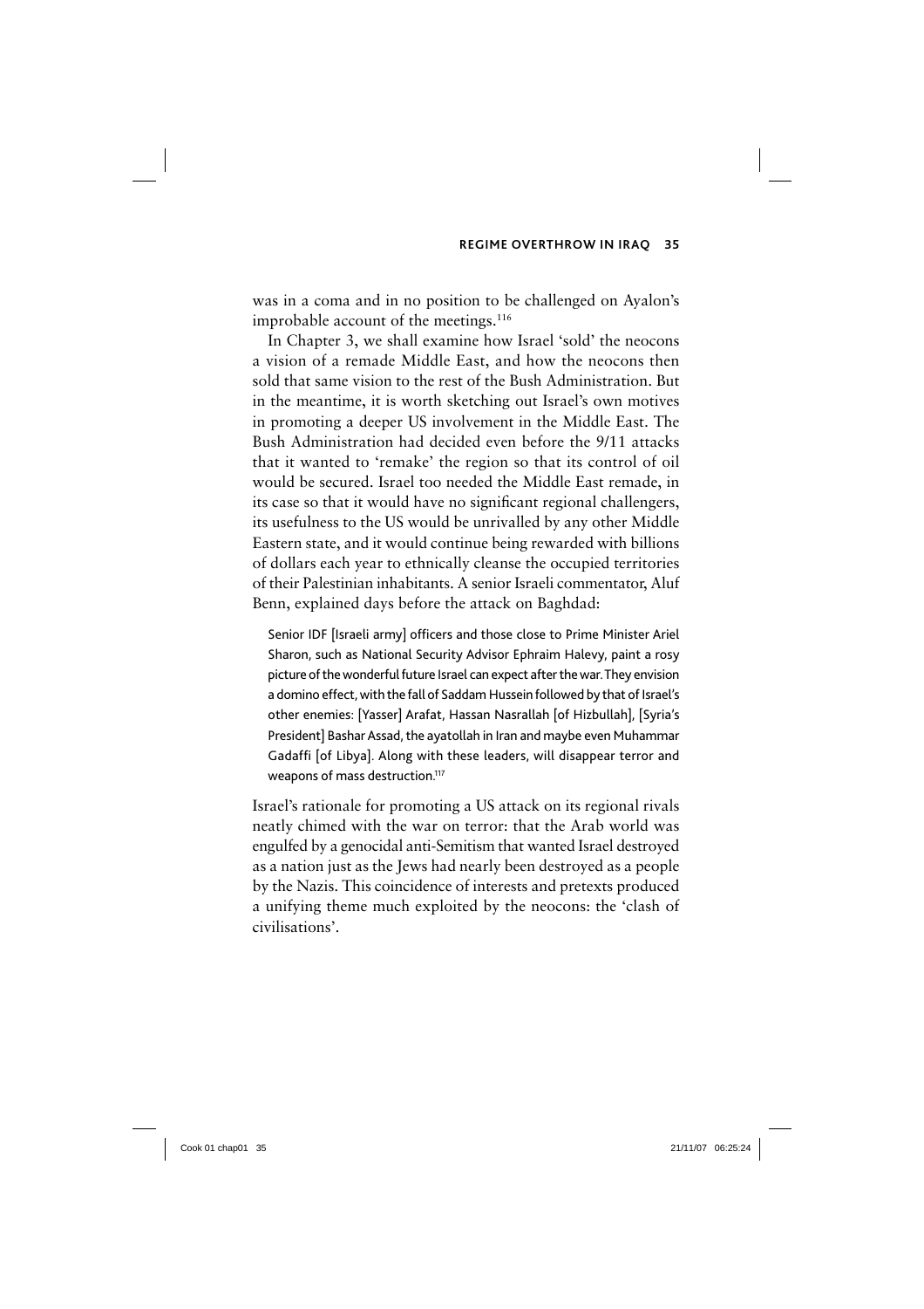was in a coma and in no position to be challenged on Ayalon's improbable account of the meetings.[116]

In Chapter 3, we shall examine how Israel 'sold' the neocons a vision of a remade Middle East, and how the neocons then sold that same vision to the rest of the Bush Administration. But in the meantime, it is worth sketching out Israel's own motives in promoting a deeper US involvement in the Middle East. The Bush Administration had decided even before the 9/11 attacks that it wanted to 'remake' the region so that its control of oil would be secured. Israel too needed the Middle East remade, in its case so that it would have no significant regional challengers, its usefulness to the US would be unrivalled by any other Middle Eastern state, and it would continue being rewarded with billions of dollars each year to ethnically cleanse the occupied territories of their Palestinian inhabitants. A senior Israeli commentator, Aluf Benn, explained days before the attack on Baghdad:

> Senior IDF [Israeli army] officers and those close to Prime Minister Ariel Sharon, such as National Security Advisor Ephraim Halevy, paint a rosy picture of the wonderful future Israel can expect after the war. They envision a domino effect, with the fall of Saddam Hussein followed by that of Israel's other enemies: [Yasser] Arafat, Hassan Nasrallah [of Hizbullah], [Syria's President] Bashar Assad, the ayatollah in Iran and maybe even Muhammar Gadaffi [of Libya]. Along with these leaders, will disappear terror and weapons of mass destruction.[117]

Israel's rationale for promoting a US attack on its regional rivals neatly chimed with the war on terror: that the Arab world was engulfed by a genocidal anti-Semitism that wanted Israel destroyed as a nation just as the Jews had nearly been destroyed as a people by the Nazis. This coincidence of interests and pretexts produced a unifying theme much exploited by the neocons: the 'clash of civilisations'.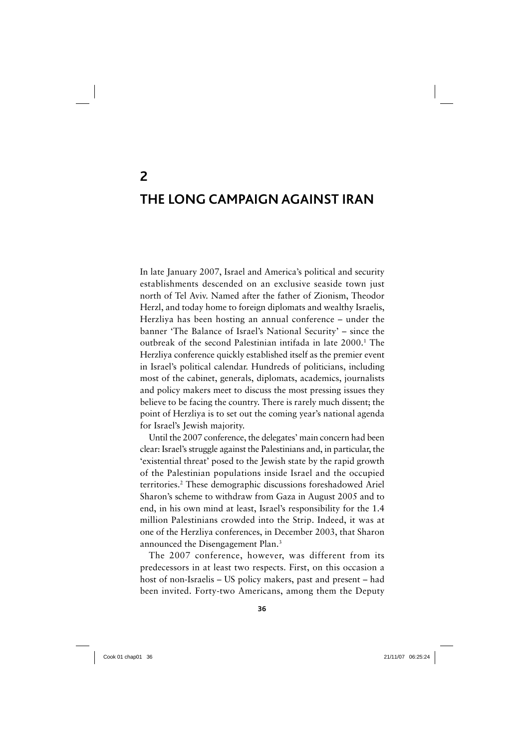# 2

# THE LONG CAMPAIGN AGAINST IRAN

In late January 2007, Israel and America's political and security establishments descended on an exclusive seaside town just north of Tel Aviv. Named after the father of Zionism, Theodor Herzl, and today home to foreign diplomats and wealthy Israelis, Herzliya has been hosting an annual conference – under the banner 'The Balance of Israel's National Security' – since the outbreak of the second Palestinian intifada in late 2000.[1] The Herzliya conference quickly established itself as the premier event in Israel's political calendar. Hundreds of politicians, including most of the cabinet, generals, diplomats, academics, journalists and policy makers meet to discuss the most pressing issues they believe to be facing the country. There is rarely much dissent; the point of Herzliya is to set out the coming year's national agenda for Israel's Jewish majority.

Until the 2007 conference, the delegates' main concern had been clear: Israel's struggle against the Palestinians and, in particular, the 'existential threat' posed to the Jewish state by the rapid growth of the Palestinian populations inside Israel and the occupied territories.[2] These demographic discussions foreshadowed Ariel Sharon's scheme to withdraw from Gaza in August 2005 and to end, in his own mind at least, Israel's responsibility for the 1.4 million Palestinians crowded into the Strip. Indeed, it was at one of the Herzliya conferences, in December 2003, that Sharon announced the Disengagement Plan.[3]

The 2007 conference, however, was different from its predecessors in at least two respects. First, on this occasion a host of non-Israelis – US policy makers, past and present – had been invited. Forty-two Americans, among them the Deputy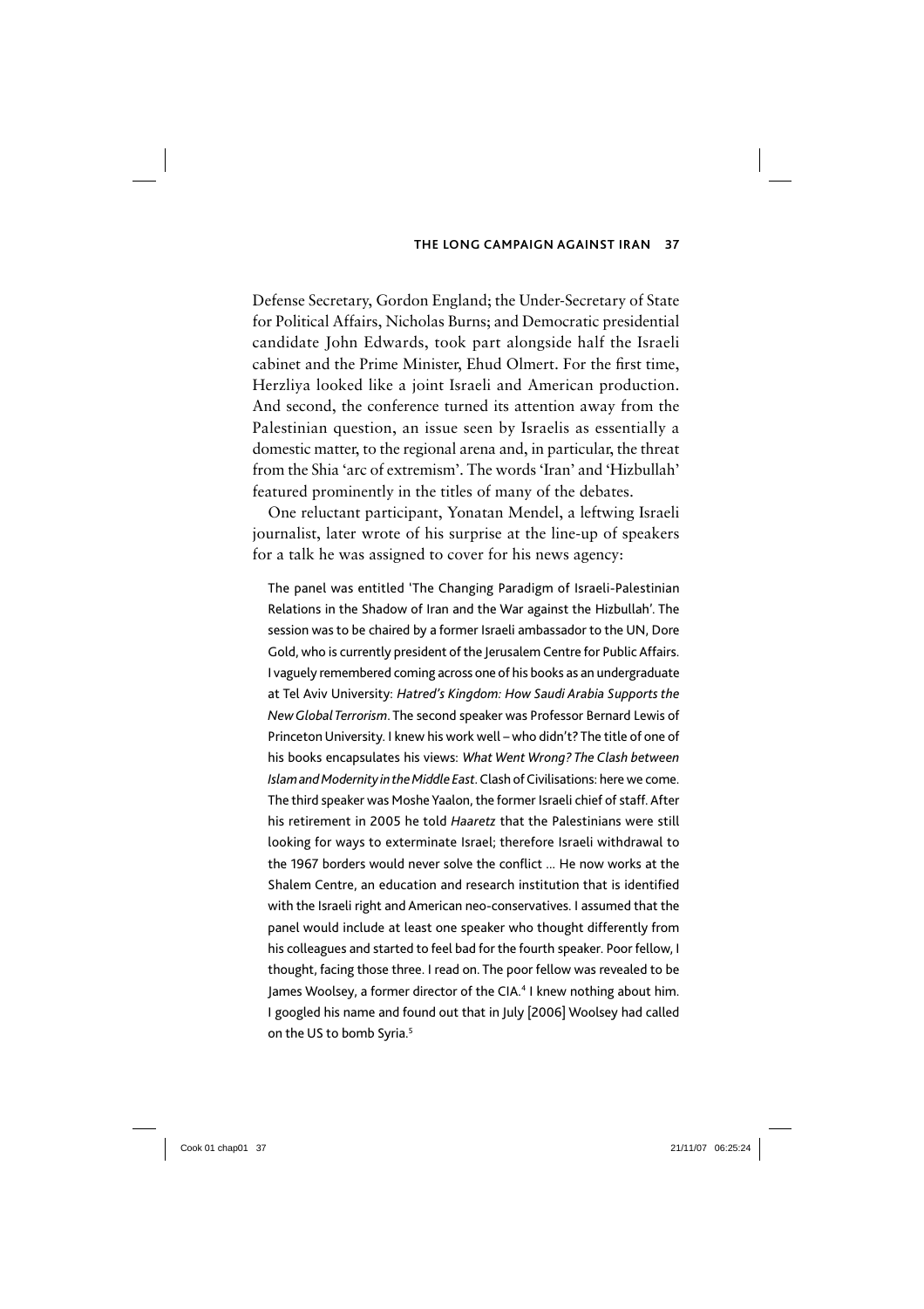Defense Secretary, Gordon England; the Under-Secretary of State for Political Affairs, Nicholas Burns; and Democratic presidential candidate John Edwards, took part alongside half the Israeli cabinet and the Prime Minister, Ehud Olmert. For the first time, Herzliya looked like a joint Israeli and American production. And second, the conference turned its attention away from the Palestinian question, an issue seen by Israelis as essentially a domestic matter, to the regional arena and, in particular, the threat from the Shia 'arc of extremism'. The words 'Iran' and 'Hizbullah' featured prominently in the titles of many of the debates.

One reluctant participant, Yonatan Mendel, a leftwing Israeli journalist, later wrote of his surprise at the line-up of speakers for a talk he was assigned to cover for his news agency:

> The panel was entitled 'The Changing Paradigm of Israeli-Palestinian Relations in the Shadow of Iran and the War against the Hizbullah'. The session was to be chaired by a former Israeli ambassador to the UN, Dore Gold, who is currently president of the Jerusalem Centre for Public Affairs. I vaguely remembered coming across one of his books as an undergraduate at Tel Aviv University: *Hatred's Kingdom: How Saudi Arabia Supports the New Global Terrorism*. The second speaker was Professor Bernard Lewis of Princeton University. I knew his work well – who didn't? The title of one of his books encapsulates his views: *What Went Wrong? The Clash between Islam and Modernity in the Middle East*. Clash of Civilisations: here we come. The third speaker was Moshe Yaalon, the former Israeli chief of staff. After his retirement in 2005 he told *Haaretz* that the Palestinians were still looking for ways to exterminate Israel; therefore Israeli withdrawal to the 1967 borders would never solve the conflict ... He now works at the Shalem Centre, an education and research institution that is identified with the Israeli right and American neo-conservatives. I assumed that the panel would include at least one speaker who thought differently from his colleagues and started to feel bad for the fourth speaker. Poor fellow, I thought, facing those three. I read on. The poor fellow was revealed to be James Woolsey, a former director of the CIA.[4] I knew nothing about him. I googled his name and found out that in July [2006] Woolsey had called on the US to bomb Syria.[5]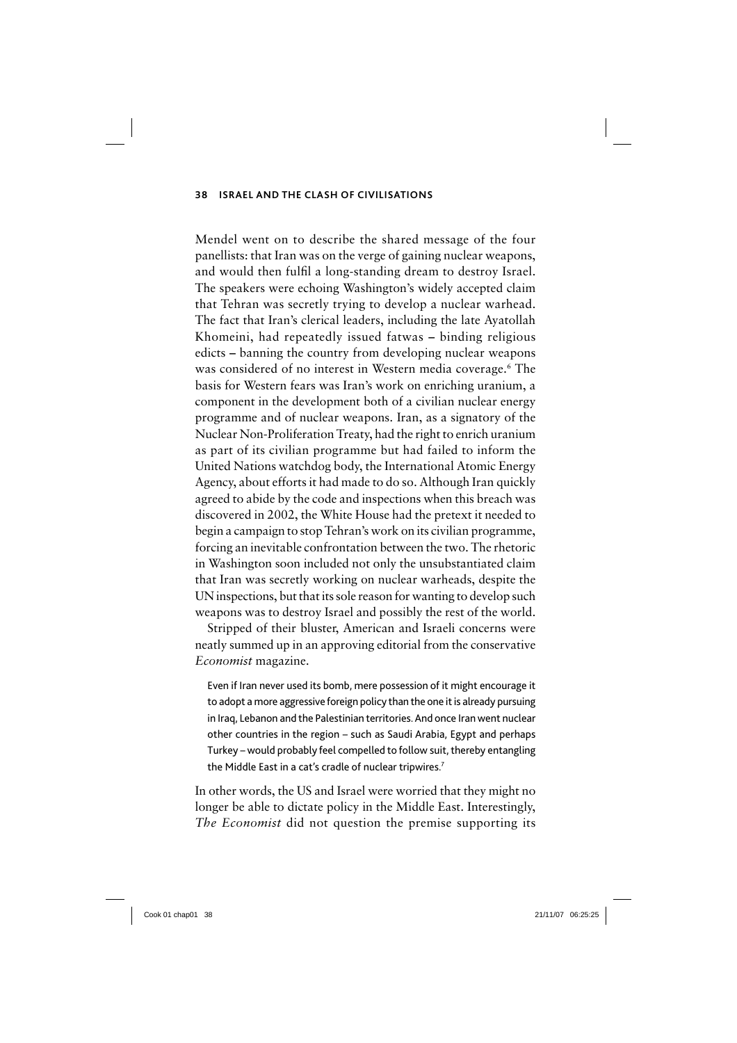Mendel went on to describe the shared message of the four panellists: that Iran was on the verge of gaining nuclear weapons, and would then fulfil a long-standing dream to destroy Israel. The speakers were echoing Washington's widely accepted claim that Tehran was secretly trying to develop a nuclear warhead. The fact that Iran's clerical leaders, including the late Ayatollah Khomeini, had repeatedly issued fatwas – binding religious edicts – banning the country from developing nuclear weapons was considered of no interest in Western media coverage.[6] The basis for Western fears was Iran's work on enriching uranium, a component in the development both of a civilian nuclear energy programme and of nuclear weapons. Iran, as a signatory of the Nuclear Non-Proliferation Treaty, had the right to enrich uranium as part of its civilian programme but had failed to inform the United Nations watchdog body, the International Atomic Energy Agency, about efforts it had made to do so. Although Iran quickly agreed to abide by the code and inspections when this breach was discovered in 2002, the White House had the pretext it needed to begin a campaign to stop Tehran's work on its civilian programme, forcing an inevitable confrontation between the two. The rhetoric in Washington soon included not only the unsubstantiated claim that Iran was secretly working on nuclear warheads, despite the UN inspections, but that its sole reason for wanting to develop such weapons was to destroy Israel and possibly the rest of the world.

Stripped of their bluster, American and Israeli concerns were neatly summed up in an approving editorial from the conservative *Economist* magazine.

> Even if Iran never used its bomb, mere possession of it might encourage it to adopt a more aggressive foreign policy than the one it is already pursuing in Iraq, Lebanon and the Palestinian territories. And once Iran went nuclear other countries in the region – such as Saudi Arabia, Egypt and perhaps Turkey – would probably feel compelled to follow suit, thereby entangling the Middle East in a cat's cradle of nuclear tripwires.[7]

In other words, the US and Israel were worried that they might no longer be able to dictate policy in the Middle East. Interestingly, *The Economist* did not question the premise supporting its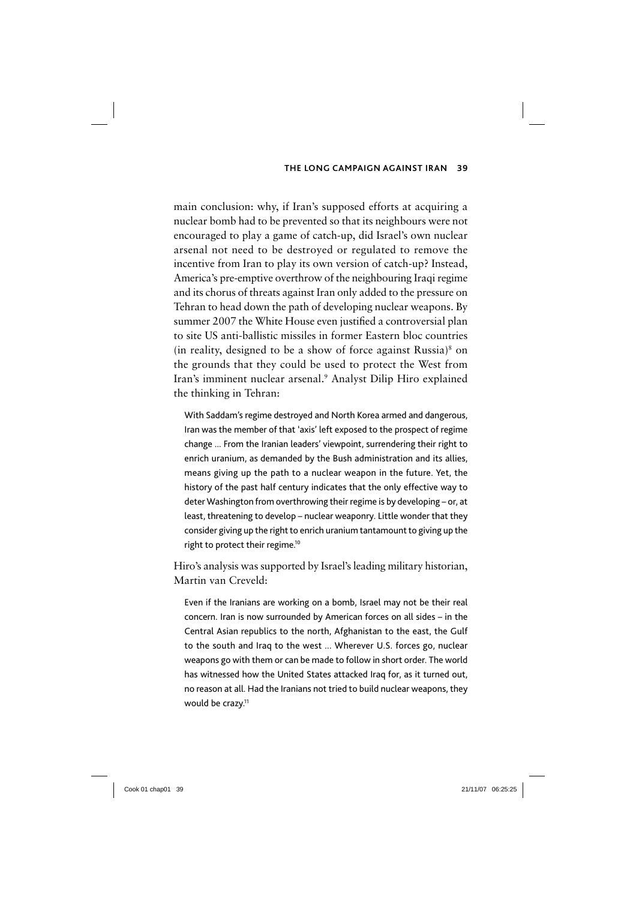main conclusion: why, if Iran's supposed efforts at acquiring a nuclear bomb had to be prevented so that its neighbours were not encouraged to play a game of catch-up, did Israel's own nuclear arsenal not need to be destroyed or regulated to remove the incentive from Iran to play its own version of catch-up? Instead, America's pre-emptive overthrow of the neighbouring Iraqi regime and its chorus of threats against Iran only added to the pressure on Tehran to head down the path of developing nuclear weapons. By summer 2007 the White House even justified a controversial plan to site US anti-ballistic missiles in former Eastern bloc countries (in reality, designed to be a show of force against Russia)[8] on the grounds that they could be used to protect the West from Iran's imminent nuclear arsenal.[9] Analyst Dilip Hiro explained the thinking in Tehran:

> With Saddam's regime destroyed and North Korea armed and dangerous, Iran was the member of that 'axis' left exposed to the prospect of regime change … From the Iranian leaders' viewpoint, surrendering their right to enrich uranium, as demanded by the Bush administration and its allies, means giving up the path to a nuclear weapon in the future. Yet, the history of the past half century indicates that the only effective way to deter Washington from overthrowing their regime is by developing – or, at least, threatening to develop – nuclear weaponry. Little wonder that they consider giving up the right to enrich uranium tantamount to giving up the right to protect their regime.[10]

Hiro's analysis was supported by Israel's leading military historian, Martin van Creveld:

> Even if the Iranians are working on a bomb, Israel may not be their real concern. Iran is now surrounded by American forces on all sides – in the Central Asian republics to the north, Afghanistan to the east, the Gulf to the south and Iraq to the west … Wherever U.S. forces go, nuclear weapons go with them or can be made to follow in short order. The world has witnessed how the United States attacked Iraq for, as it turned out, no reason at all. Had the Iranians not tried to build nuclear weapons, they would be crazy.[11]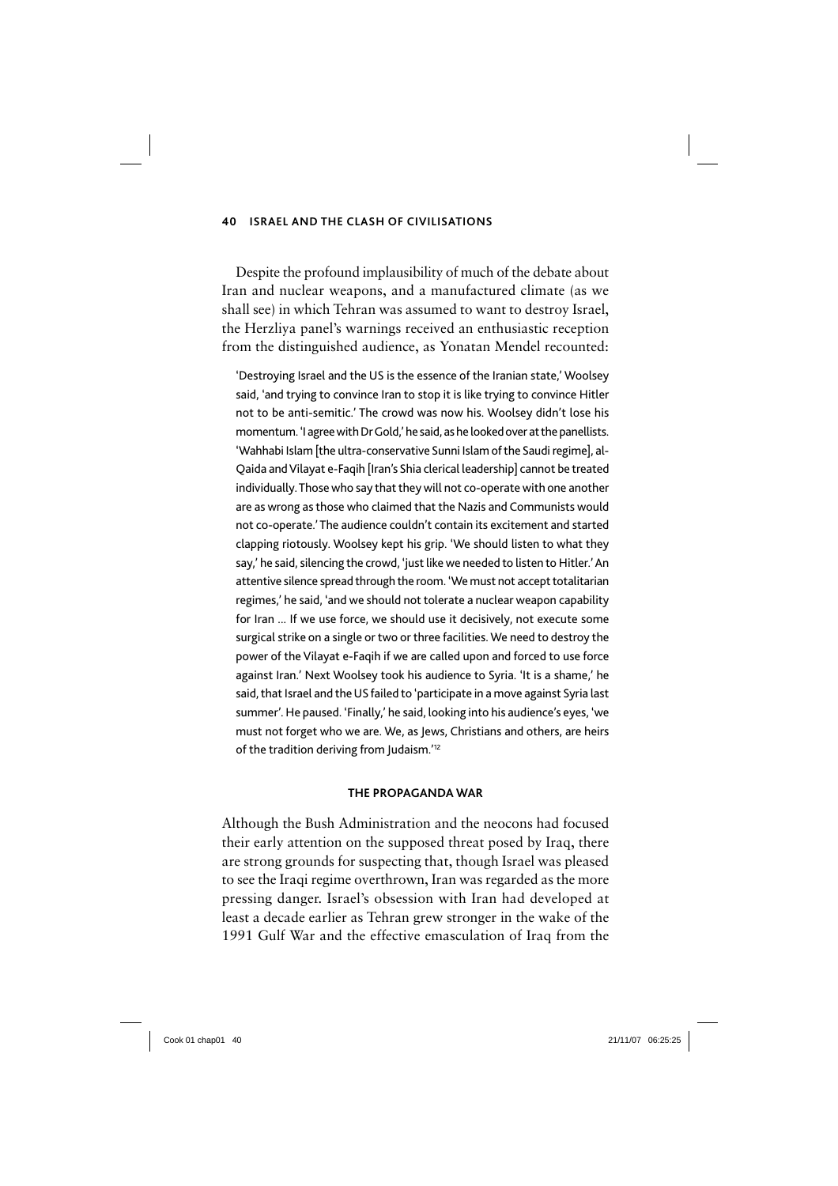Despite the profound implausibility of much of the debate about Iran and nuclear weapons, and a manufactured climate (as we shall see) in which Tehran was assumed to want to destroy Israel, the Herzliya panel's warnings received an enthusiastic reception from the distinguished audience, as Yonatan Mendel recounted:

> 'Destroying Israel and the US is the essence of the Iranian state,' Woolsey said, 'and trying to convince Iran to stop it is like trying to convince Hitler not to be anti-semitic.' The crowd was now his. Woolsey didn't lose his momentum. 'I agree with Dr Gold,' he said, as he looked over at the panellists. 'Wahhabi Islam [the ultra-conservative Sunni Islam of the Saudi regime], al-Qaida and Vilayat e-Faqih [Iran's Shia clerical leadership] cannot be treated individually. Those who say that they will not co-operate with one another are as wrong as those who claimed that the Nazis and Communists would not co-operate.' The audience couldn't contain its excitement and started clapping riotously. Woolsey kept his grip. 'We should listen to what they say,' he said, silencing the crowd, 'just like we needed to listen to Hitler.' An attentive silence spread through the room. 'We must not accept totalitarian regimes,' he said, 'and we should not tolerate a nuclear weapon capability for Iran ... If we use force, we should use it decisively, not execute some surgical strike on a single or two or three facilities. We need to destroy the power of the Vilayat e-Faqih if we are called upon and forced to use force against Iran.' Next Woolsey took his audience to Syria. 'It is a shame,' he said, that Israel and the US failed to 'participate in a move against Syria last summer'. He paused. 'Finally,' he said, looking into his audience's eyes, 'we must not forget who we are. We, as Jews, Christians and others, are heirs of the tradition deriving from Judaism.'[12]

## THE PROPAGANDA WAR

Although the Bush Administration and the neocons had focused their early attention on the supposed threat posed by Iraq, there are strong grounds for suspecting that, though Israel was pleased to see the Iraqi regime overthrown, Iran was regarded as the more pressing danger. Israel's obsession with Iran had developed at least a decade earlier as Tehran grew stronger in the wake of the 1991 Gulf War and the effective emasculation of Iraq from the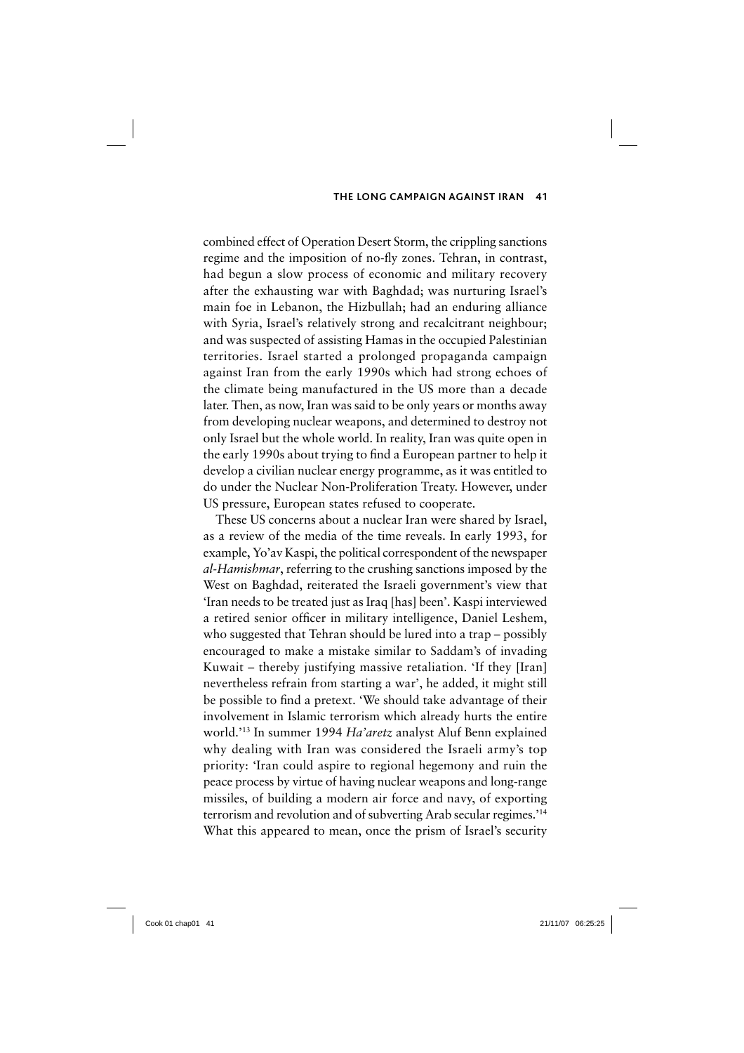combined effect of Operation Desert Storm, the crippling sanctions regime and the imposition of no-fly zones. Tehran, in contrast, had begun a slow process of economic and military recovery after the exhausting war with Baghdad; was nurturing Israel's main foe in Lebanon, the Hizbullah; had an enduring alliance with Syria, Israel's relatively strong and recalcitrant neighbour; and was suspected of assisting Hamas in the occupied Palestinian territories. Israel started a prolonged propaganda campaign against Iran from the early 1990s which had strong echoes of the climate being manufactured in the US more than a decade later. Then, as now, Iran was said to be only years or months away from developing nuclear weapons, and determined to destroy not only Israel but the whole world. In reality, Iran was quite open in the early 1990s about trying to find a European partner to help it develop a civilian nuclear energy programme, as it was entitled to do under the Nuclear Non-Proliferation Treaty. However, under US pressure, European states refused to cooperate.

These US concerns about a nuclear Iran were shared by Israel, as a review of the media of the time reveals. In early 1993, for example, Yo'av Kaspi, the political correspondent of the newspaper *al-Hamishmar*, referring to the crushing sanctions imposed by the West on Baghdad, reiterated the Israeli government's view that 'Iran needs to be treated just as Iraq [has] been'. Kaspi interviewed a retired senior officer in military intelligence, Daniel Leshem, who suggested that Tehran should be lured into a trap – possibly encouraged to make a mistake similar to Saddam's of invading Kuwait – thereby justifying massive retaliation. 'If they [Iran] nevertheless refrain from starting a war', he added, it might still be possible to find a pretext. 'We should take advantage of their involvement in Islamic terrorism which already hurts the entire world.'[13] In summer 1994 *Ha'aretz* analyst Aluf Benn explained why dealing with Iran was considered the Israeli army's top priority: 'Iran could aspire to regional hegemony and ruin the peace process by virtue of having nuclear weapons and long-range missiles, of building a modern air force and navy, of exporting terrorism and revolution and of subverting Arab secular regimes.'[14] What this appeared to mean, once the prism of Israel's security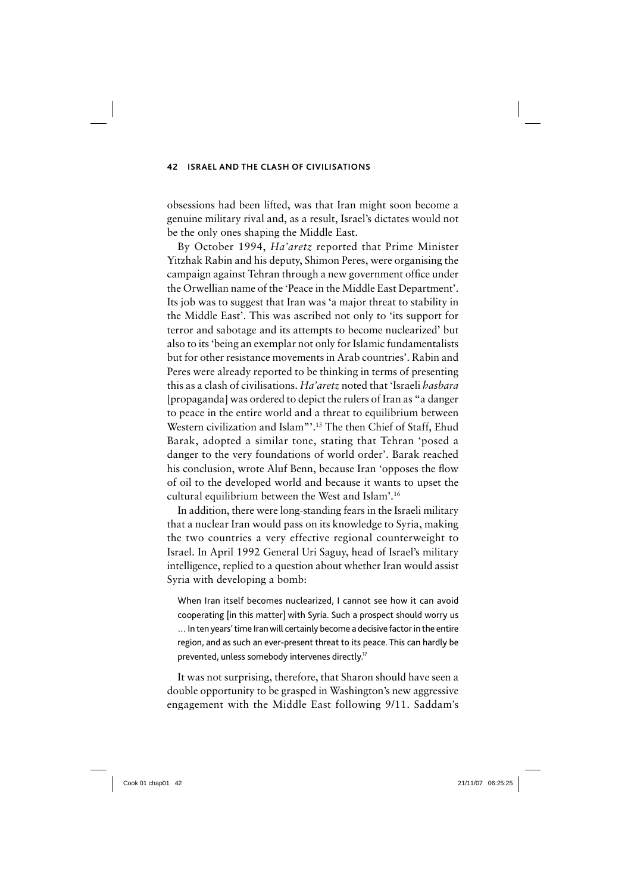obsessions had been lifted, was that Iran might soon become a genuine military rival and, as a result, Israel's dictates would not be the only ones shaping the Middle East.

By October 1994, *Ha'aretz* reported that Prime Minister Yitzhak Rabin and his deputy, Shimon Peres, were organising the campaign against Tehran through a new government office under the Orwellian name of the 'Peace in the Middle East Department'. Its job was to suggest that Iran was 'a major threat to stability in the Middle East'. This was ascribed not only to 'its support for terror and sabotage and its attempts to become nuclearized' but also to its 'being an exemplar not only for Islamic fundamentalists but for other resistance movements in Arab countries'. Rabin and Peres were already reported to be thinking in terms of presenting this as a clash of civilisations. *Ha'aretz* noted that 'Israeli *hasbara* [propaganda] was ordered to depict the rulers of Iran as "a danger to peace in the entire world and a threat to equilibrium between Western civilization and Islam"'.[15] The then Chief of Staff, Ehud Barak, adopted a similar tone, stating that Tehran 'posed a danger to the very foundations of world order'. Barak reached his conclusion, wrote Aluf Benn, because Iran 'opposes the flow of oil to the developed world and because it wants to upset the cultural equilibrium between the West and Islam'.[16]

In addition, there were long-standing fears in the Israeli military that a nuclear Iran would pass on its knowledge to Syria, making the two countries a very effective regional counterweight to Israel. In April 1992 General Uri Saguy, head of Israel's military intelligence, replied to a question about whether Iran would assist Syria with developing a bomb:

> When Iran itself becomes nuclearized, I cannot see how it can avoid cooperating [in this matter] with Syria. Such a prospect should worry us … In ten years' time Iran will certainly become a decisive factor in the entire region, and as such an ever-present threat to its peace. This can hardly be prevented, unless somebody intervenes directly.[17]

It was not surprising, therefore, that Sharon should have seen a double opportunity to be grasped in Washington's new aggressive engagement with the Middle East following 9/11. Saddam's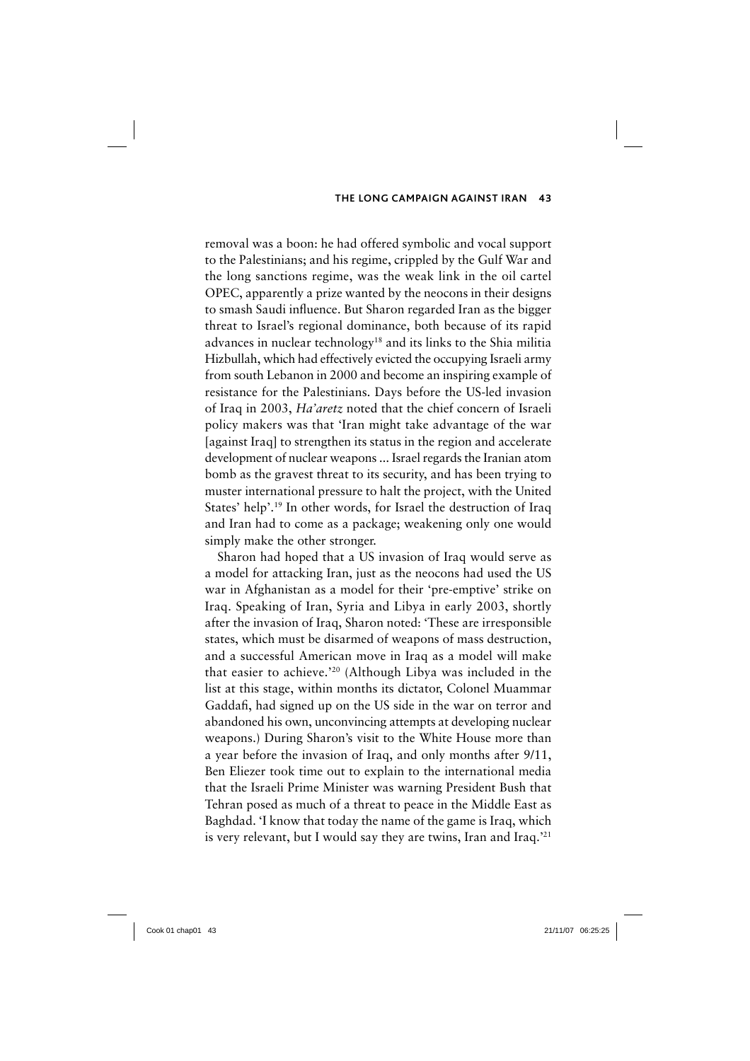removal was a boon: he had offered symbolic and vocal support to the Palestinians; and his regime, crippled by the Gulf War and the long sanctions regime, was the weak link in the oil cartel OPEC, apparently a prize wanted by the neocons in their designs to smash Saudi influence. But Sharon regarded Iran as the bigger threat to Israel's regional dominance, both because of its rapid advances in nuclear technology[18] and its links to the Shia militia Hizbullah, which had effectively evicted the occupying Israeli army from south Lebanon in 2000 and become an inspiring example of resistance for the Palestinians. Days before the US-led invasion of Iraq in 2003, *Ha'aretz* noted that the chief concern of Israeli policy makers was that 'Iran might take advantage of the war [against Iraq] to strengthen its status in the region and accelerate development of nuclear weapons ... Israel regards the Iranian atom bomb as the gravest threat to its security, and has been trying to muster international pressure to halt the project, with the United States' help'.[19] In other words, for Israel the destruction of Iraq and Iran had to come as a package; weakening only one would simply make the other stronger.

Sharon had hoped that a US invasion of Iraq would serve as a model for attacking Iran, just as the neocons had used the US war in Afghanistan as a model for their 'pre-emptive' strike on Iraq. Speaking of Iran, Syria and Libya in early 2003, shortly after the invasion of Iraq, Sharon noted: 'These are irresponsible states, which must be disarmed of weapons of mass destruction, and a successful American move in Iraq as a model will make that easier to achieve.'[20] (Although Libya was included in the list at this stage, within months its dictator, Colonel Muammar Gaddafi, had signed up on the US side in the war on terror and abandoned his own, unconvincing attempts at developing nuclear weapons.) During Sharon's visit to the White House more than a year before the invasion of Iraq, and only months after 9/11, Ben Eliezer took time out to explain to the international media that the Israeli Prime Minister was warning President Bush that Tehran posed as much of a threat to peace in the Middle East as Baghdad. 'I know that today the name of the game is Iraq, which is very relevant, but I would say they are twins, Iran and Iraq.'[21]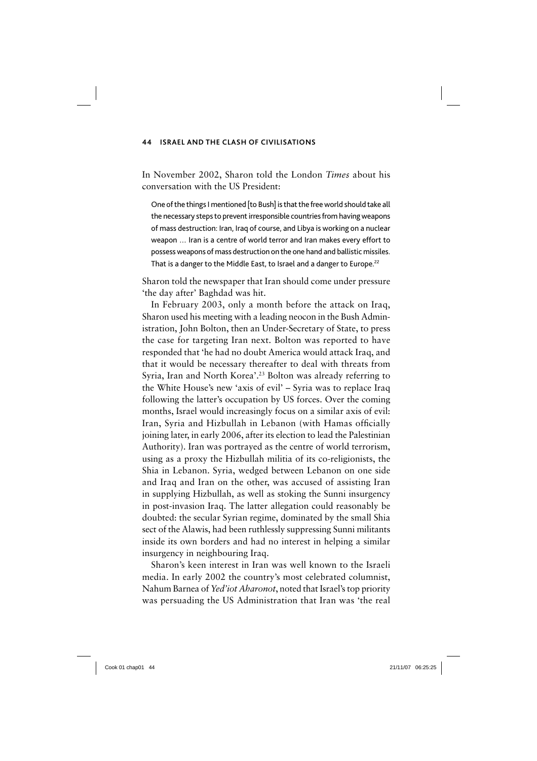In November 2002, Sharon told the London *Times* about his conversation with the US President:

> One of the things I mentioned [to Bush] is that the free world should take all the necessary steps to prevent irresponsible countries from having weapons of mass destruction: Iran, Iraq of course, and Libya is working on a nuclear weapon … Iran is a centre of world terror and Iran makes every effort to possess weapons of mass destruction on the one hand and ballistic missiles. That is a danger to the Middle East, to Israel and a danger to Europe.[22]

Sharon told the newspaper that Iran should come under pressure 'the day after' Baghdad was hit.

In February 2003, only a month before the attack on Iraq, Sharon used his meeting with a leading neocon in the Bush Administration, John Bolton, then an Under-Secretary of State, to press the case for targeting Iran next. Bolton was reported to have responded that 'he had no doubt America would attack Iraq, and that it would be necessary thereafter to deal with threats from Syria, Iran and North Korea'.[23] Bolton was already referring to the White House's new 'axis of evil' – Syria was to replace Iraq following the latter's occupation by US forces. Over the coming months, Israel would increasingly focus on a similar axis of evil: Iran, Syria and Hizbullah in Lebanon (with Hamas officially joining later, in early 2006, after its election to lead the Palestinian Authority). Iran was portrayed as the centre of world terrorism, using as a proxy the Hizbullah militia of its co-religionists, the Shia in Lebanon. Syria, wedged between Lebanon on one side and Iraq and Iran on the other, was accused of assisting Iran in supplying Hizbullah, as well as stoking the Sunni insurgency in post-invasion Iraq. The latter allegation could reasonably be doubted: the secular Syrian regime, dominated by the small Shia sect of the Alawis, had been ruthlessly suppressing Sunni militants inside its own borders and had no interest in helping a similar insurgency in neighbouring Iraq.

Sharon's keen interest in Iran was well known to the Israeli media. In early 2002 the country's most celebrated columnist, Nahum Barnea of *Yed'iot Aharonot*, noted that Israel's top priority was persuading the US Administration that Iran was 'the real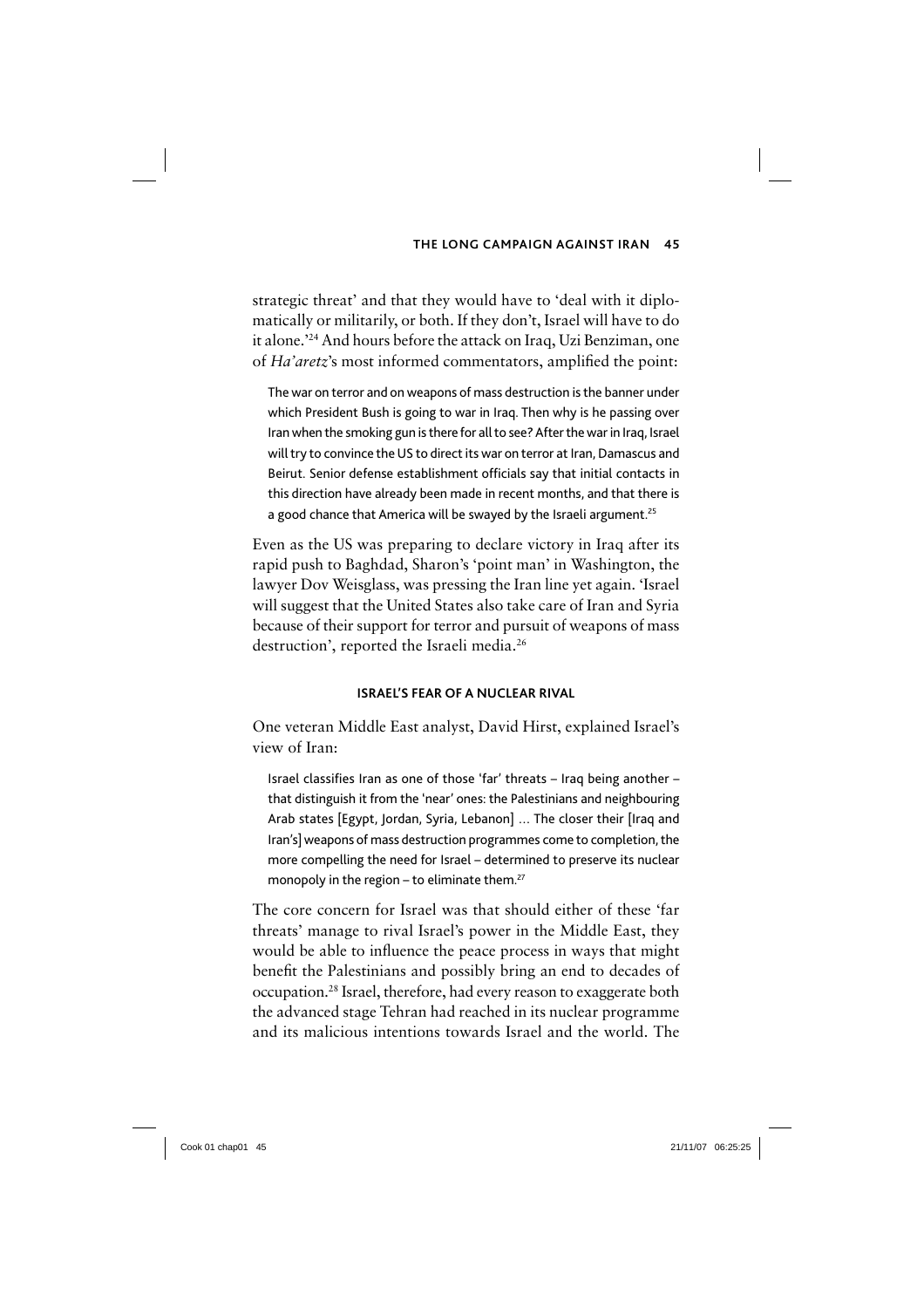strategic threat' and that they would have to 'deal with it diplomatically or militarily, or both. If they don't, Israel will have to do it alone.'[24] And hours before the attack on Iraq, Uzi Benziman, one of *Ha'aretz*'s most informed commentators, amplified the point:

> The war on terror and on weapons of mass destruction is the banner under which President Bush is going to war in Iraq. Then why is he passing over Iran when the smoking gun is there for all to see? After the war in Iraq, Israel will try to convince the US to direct its war on terror at Iran, Damascus and Beirut. Senior defense establishment officials say that initial contacts in this direction have already been made in recent months, and that there is a good chance that America will be swayed by the Israeli argument.[25]

Even as the US was preparing to declare victory in Iraq after its rapid push to Baghdad, Sharon's 'point man' in Washington, the lawyer Dov Weisglass, was pressing the Iran line yet again. 'Israel will suggest that the United States also take care of Iran and Syria because of their support for terror and pursuit of weapons of mass destruction', reported the Israeli media.[26]

## ISRAEL'S FEAR OF A NUCLEAR RIVAL

One veteran Middle East analyst, David Hirst, explained Israel's view of Iran:

> Israel classifies Iran as one of those 'far' threats – Iraq being another – that distinguish it from the 'near' ones: the Palestinians and neighbouring Arab states [Egypt, Jordan, Syria, Lebanon] ... The closer their [Iraq and Iran's] weapons of mass destruction programmes come to completion, the more compelling the need for Israel – determined to preserve its nuclear monopoly in the region – to eliminate them.[27]

The core concern for Israel was that should either of these 'far threats' manage to rival Israel's power in the Middle East, they would be able to influence the peace process in ways that might benefit the Palestinians and possibly bring an end to decades of occupation.[28] Israel, therefore, had every reason to exaggerate both the advanced stage Tehran had reached in its nuclear programme and its malicious intentions towards Israel and the world. The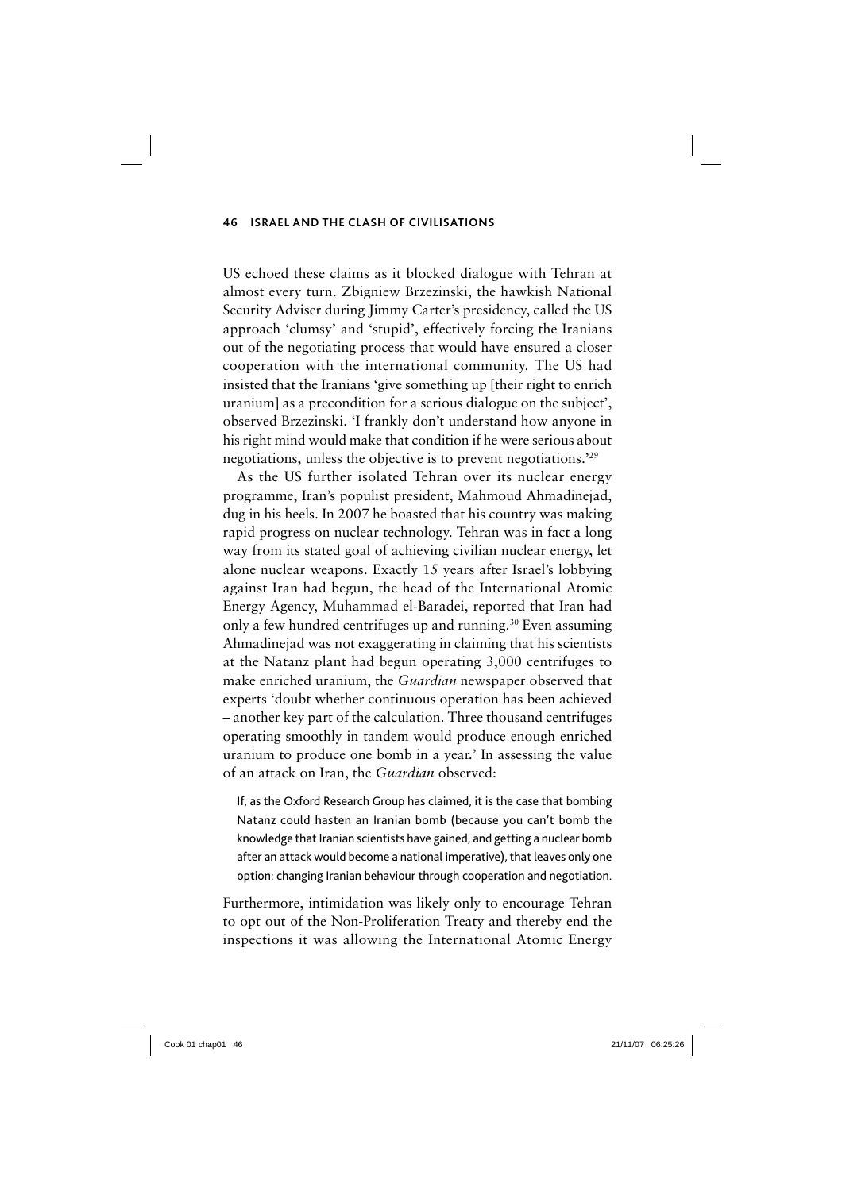US echoed these claims as it blocked dialogue with Tehran at almost every turn. Zbigniew Brzezinski, the hawkish National Security Adviser during Jimmy Carter's presidency, called the US approach 'clumsy' and 'stupid', effectively forcing the Iranians out of the negotiating process that would have ensured a closer cooperation with the international community. The US had insisted that the Iranians 'give something up [their right to enrich uranium] as a precondition for a serious dialogue on the subject', observed Brzezinski. 'I frankly don't understand how anyone in his right mind would make that condition if he were serious about negotiations, unless the objective is to prevent negotiations.'[29]

As the US further isolated Tehran over its nuclear energy programme, Iran's populist president, Mahmoud Ahmadinejad, dug in his heels. In 2007 he boasted that his country was making rapid progress on nuclear technology. Tehran was in fact a long way from its stated goal of achieving civilian nuclear energy, let alone nuclear weapons. Exactly 15 years after Israel's lobbying against Iran had begun, the head of the International Atomic Energy Agency, Muhammad el-Baradei, reported that Iran had only a few hundred centrifuges up and running.[30] Even assuming Ahmadinejad was not exaggerating in claiming that his scientists at the Natanz plant had begun operating 3,000 centrifuges to make enriched uranium, the *Guardian* newspaper observed that experts 'doubt whether continuous operation has been achieved – another key part of the calculation. Three thousand centrifuges operating smoothly in tandem would produce enough enriched uranium to produce one bomb in a year.' In assessing the value of an attack on Iran, the *Guardian* observed:

> If, as the Oxford Research Group has claimed, it is the case that bombing Natanz could hasten an Iranian bomb (because you can't bomb the knowledge that Iranian scientists have gained, and getting a nuclear bomb after an attack would become a national imperative), that leaves only one option: changing Iranian behaviour through cooperation and negotiation.

Furthermore, intimidation was likely only to encourage Tehran to opt out of the Non-Proliferation Treaty and thereby end the inspections it was allowing the International Atomic Energy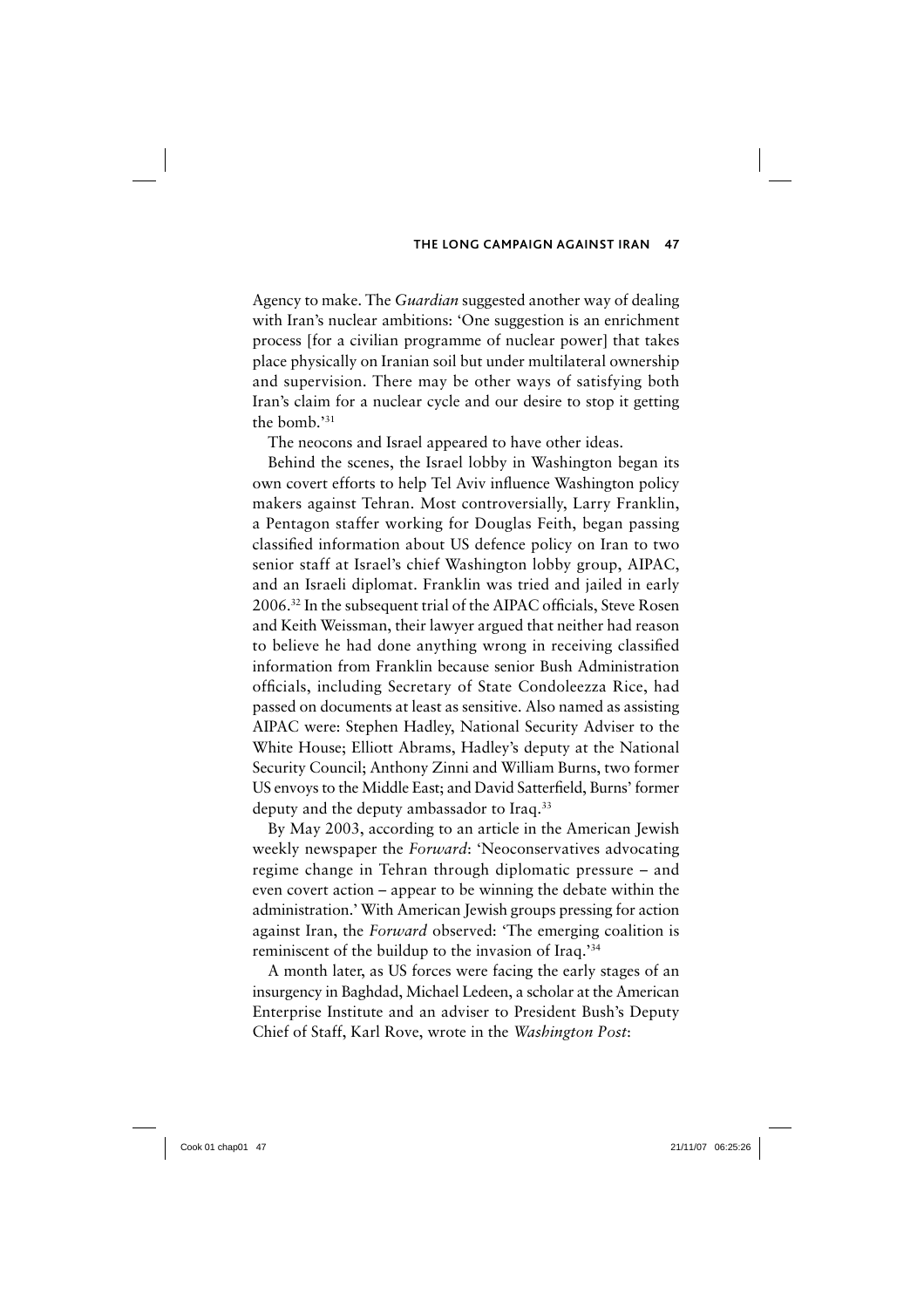Agency to make. The *Guardian* suggested another way of dealing with Iran's nuclear ambitions: 'One suggestion is an enrichment process [for a civilian programme of nuclear power] that takes place physically on Iranian soil but under multilateral ownership and supervision. There may be other ways of satisfying both Iran's claim for a nuclear cycle and our desire to stop it getting the bomb.'[31]

The neocons and Israel appeared to have other ideas.

Behind the scenes, the Israel lobby in Washington began its own covert efforts to help Tel Aviv influence Washington policy makers against Tehran. Most controversially, Larry Franklin, a Pentagon staffer working for Douglas Feith, began passing classified information about US defence policy on Iran to two senior staff at Israel's chief Washington lobby group, AIPAC, and an Israeli diplomat. Franklin was tried and jailed in early 2006.[32] In the subsequent trial of the AIPAC officials, Steve Rosen and Keith Weissman, their lawyer argued that neither had reason to believe he had done anything wrong in receiving classified information from Franklin because senior Bush Administration officials, including Secretary of State Condoleezza Rice, had passed on documents at least as sensitive. Also named as assisting AIPAC were: Stephen Hadley, National Security Adviser to the White House; Elliott Abrams, Hadley's deputy at the National Security Council; Anthony Zinni and William Burns, two former US envoys to the Middle East; and David Satterfield, Burns' former deputy and the deputy ambassador to Iraq.[33]

By May 2003, according to an article in the American Jewish weekly newspaper the *Forward*: 'Neoconservatives advocating regime change in Tehran through diplomatic pressure – and even covert action – appear to be winning the debate within the administration.' With American Jewish groups pressing for action against Iran, the *Forward* observed: 'The emerging coalition is reminiscent of the buildup to the invasion of Iraq.'[34]

A month later, as US forces were facing the early stages of an insurgency in Baghdad, Michael Ledeen, a scholar at the American Enterprise Institute and an adviser to President Bush's Deputy Chief of Staff, Karl Rove, wrote in the *Washington Post*: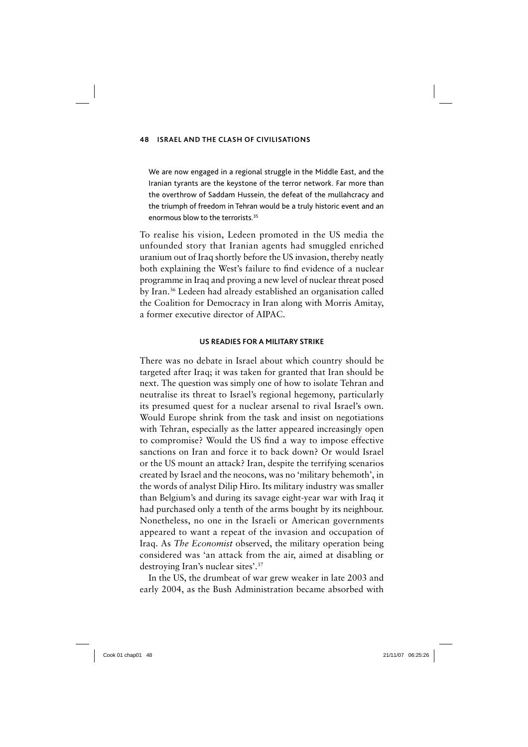> We are now engaged in a regional struggle in the Middle East, and the Iranian tyrants are the keystone of the terror network. Far more than the overthrow of Saddam Hussein, the defeat of the mullahcracy and the triumph of freedom in Tehran would be a truly historic event and an enormous blow to the terrorists.[35]

To realise his vision, Ledeen promoted in the US media the unfounded story that Iranian agents had smuggled enriched uranium out of Iraq shortly before the US invasion, thereby neatly both explaining the West's failure to find evidence of a nuclear programme in Iraq and proving a new level of nuclear threat posed by Iran.[36] Ledeen had already established an organisation called the Coalition for Democracy in Iran along with Morris Amitay, a former executive director of AIPAC.

### US READIES FOR A MILITARY STRIKE

There was no debate in Israel about which country should be targeted after Iraq; it was taken for granted that Iran should be next. The question was simply one of how to isolate Tehran and neutralise its threat to Israel's regional hegemony, particularly its presumed quest for a nuclear arsenal to rival Israel's own. Would Europe shrink from the task and insist on negotiations with Tehran, especially as the latter appeared increasingly open to compromise? Would the US find a way to impose effective sanctions on Iran and force it to back down? Or would Israel or the US mount an attack? Iran, despite the terrifying scenarios created by Israel and the neocons, was no 'military behemoth', in the words of analyst Dilip Hiro. Its military industry was smaller than Belgium's and during its savage eight-year war with Iraq it had purchased only a tenth of the arms bought by its neighbour. Nonetheless, no one in the Israeli or American governments appeared to want a repeat of the invasion and occupation of Iraq. As *The Economist* observed, the military operation being considered was 'an attack from the air, aimed at disabling or destroying Iran's nuclear sites'.[37]

In the US, the drumbeat of war grew weaker in late 2003 and early 2004, as the Bush Administration became absorbed with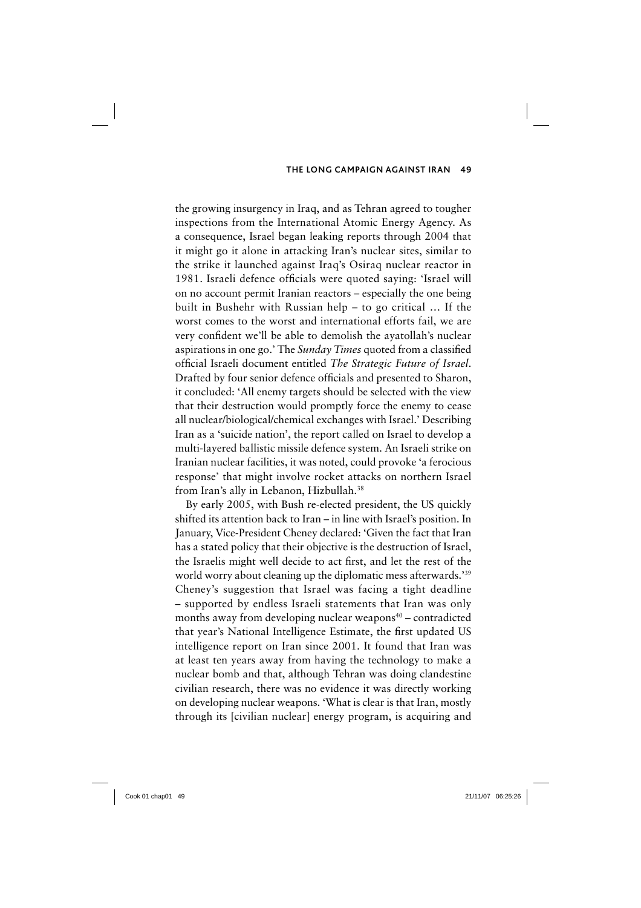the growing insurgency in Iraq, and as Tehran agreed to tougher inspections from the International Atomic Energy Agency. As a consequence, Israel began leaking reports through 2004 that it might go it alone in attacking Iran's nuclear sites, similar to the strike it launched against Iraq's Osiraq nuclear reactor in 1981. Israeli defence officials were quoted saying: 'Israel will on no account permit Iranian reactors – especially the one being built in Bushehr with Russian help – to go critical ... If the worst comes to the worst and international efforts fail, we are very confident we'll be able to demolish the ayatollah's nuclear aspirations in one go.' The *Sunday Times* quoted from a classified official Israeli document entitled *The Strategic Future of Israel*. Drafted by four senior defence officials and presented to Sharon, it concluded: 'All enemy targets should be selected with the view that their destruction would promptly force the enemy to cease all nuclear/biological/chemical exchanges with Israel.' Describing Iran as a 'suicide nation', the report called on Israel to develop a multi-layered ballistic missile defence system. An Israeli strike on Iranian nuclear facilities, it was noted, could provoke 'a ferocious response' that might involve rocket attacks on northern Israel from Iran's ally in Lebanon, Hizbullah.[38]

By early 2005, with Bush re-elected president, the US quickly shifted its attention back to Iran – in line with Israel's position. In January, Vice-President Cheney declared: 'Given the fact that Iran has a stated policy that their objective is the destruction of Israel, the Israelis might well decide to act first, and let the rest of the world worry about cleaning up the diplomatic mess afterwards.'[39] Cheney's suggestion that Israel was facing a tight deadline – supported by endless Israeli statements that Iran was only months away from developing nuclear weapons[40] – contradicted that year's National Intelligence Estimate, the first updated US intelligence report on Iran since 2001. It found that Iran was at least ten years away from having the technology to make a nuclear bomb and that, although Tehran was doing clandestine civilian research, there was no evidence it was directly working on developing nuclear weapons. 'What is clear is that Iran, mostly through its [civilian nuclear] energy program, is acquiring and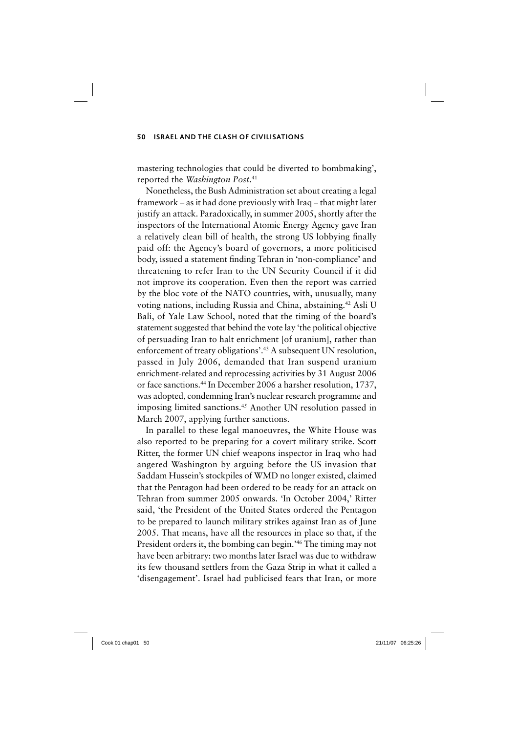mastering technologies that could be diverted to bombmaking', reported the *Washington Post*.[41]

Nonetheless, the Bush Administration set about creating a legal framework – as it had done previously with Iraq – that might later justify an attack. Paradoxically, in summer 2005, shortly after the inspectors of the International Atomic Energy Agency gave Iran a relatively clean bill of health, the strong US lobbying finally paid off: the Agency's board of governors, a more politicised body, issued a statement finding Tehran in 'non-compliance' and threatening to refer Iran to the UN Security Council if it did not improve its cooperation. Even then the report was carried by the bloc vote of the NATO countries, with, unusually, many voting nations, including Russia and China, abstaining.[42] Asli U Bali, of Yale Law School, noted that the timing of the board's statement suggested that behind the vote lay 'the political objective of persuading Iran to halt enrichment [of uranium], rather than enforcement of treaty obligations'.[43] A subsequent UN resolution, passed in July 2006, demanded that Iran suspend uranium enrichment-related and reprocessing activities by 31 August 2006 or face sanctions.[44] In December 2006 a harsher resolution, 1737, was adopted, condemning Iran's nuclear research programme and imposing limited sanctions.[45] Another UN resolution passed in March 2007, applying further sanctions.

In parallel to these legal manoeuvres, the White House was also reported to be preparing for a covert military strike. Scott Ritter, the former UN chief weapons inspector in Iraq who had angered Washington by arguing before the US invasion that Saddam Hussein's stockpiles of WMD no longer existed, claimed that the Pentagon had been ordered to be ready for an attack on Tehran from summer 2005 onwards. 'In October 2004,' Ritter said, 'the President of the United States ordered the Pentagon to be prepared to launch military strikes against Iran as of June 2005. That means, have all the resources in place so that, if the President orders it, the bombing can begin.'[46] The timing may not have been arbitrary: two months later Israel was due to withdraw its few thousand settlers from the Gaza Strip in what it called a 'disengagement'. Israel had publicised fears that Iran, or more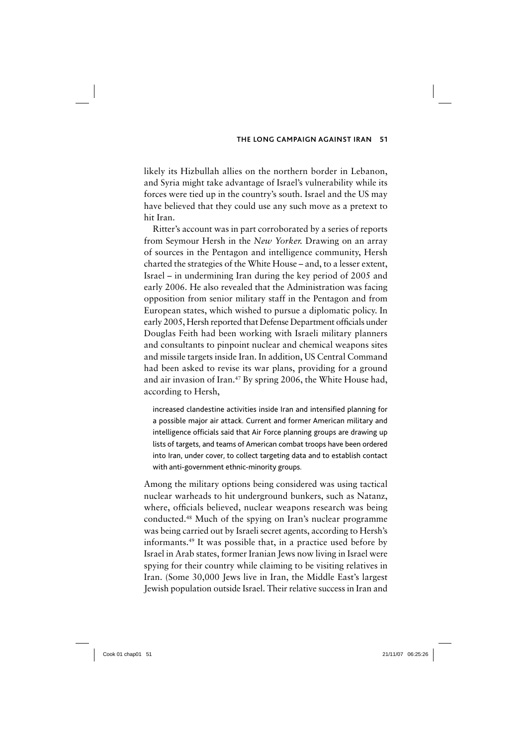likely its Hizbullah allies on the northern border in Lebanon, and Syria might take advantage of Israel's vulnerability while its forces were tied up in the country's south. Israel and the US may have believed that they could use any such move as a pretext to hit Iran.

Ritter's account was in part corroborated by a series of reports from Seymour Hersh in the *New Yorker.* Drawing on an array of sources in the Pentagon and intelligence community, Hersh charted the strategies of the White House – and, to a lesser extent, Israel – in undermining Iran during the key period of 2005 and early 2006. He also revealed that the Administration was facing opposition from senior military staff in the Pentagon and from European states, which wished to pursue a diplomatic policy. In early 2005, Hersh reported that Defense Department officials under Douglas Feith had been working with Israeli military planners and consultants to pinpoint nuclear and chemical weapons sites and missile targets inside Iran. In addition, US Central Command had been asked to revise its war plans, providing for a ground and air invasion of Iran.[47] By spring 2006, the White House had, according to Hersh,

> increased clandestine activities inside Iran and intensified planning for a possible major air attack. Current and former American military and intelligence officials said that Air Force planning groups are drawing up lists of targets, and teams of American combat troops have been ordered into Iran, under cover, to collect targeting data and to establish contact with anti-government ethnic-minority groups.

Among the military options being considered was using tactical nuclear warheads to hit underground bunkers, such as Natanz, where, officials believed, nuclear weapons research was being conducted.[48] Much of the spying on Iran's nuclear programme was being carried out by Israeli secret agents, according to Hersh's informants.[49] It was possible that, in a practice used before by Israel in Arab states, former Iranian Jews now living in Israel were spying for their country while claiming to be visiting relatives in Iran. (Some 30,000 Jews live in Iran, the Middle East's largest Jewish population outside Israel. Their relative success in Iran and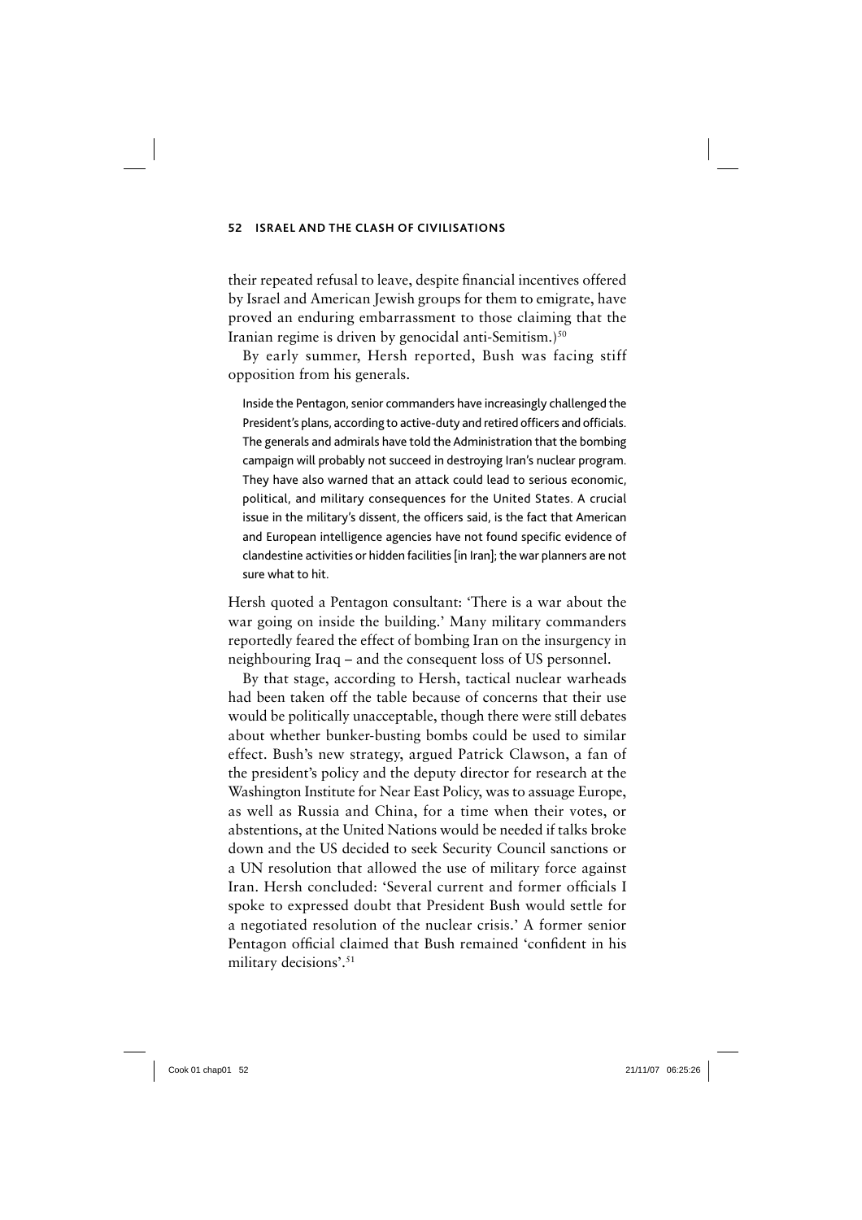their repeated refusal to leave, despite financial incentives offered by Israel and American Jewish groups for them to emigrate, have proved an enduring embarrassment to those claiming that the Iranian regime is driven by genocidal anti-Semitism.)[50]

By early summer, Hersh reported, Bush was facing stiff opposition from his generals.

> Inside the Pentagon, senior commanders have increasingly challenged the President's plans, according to active-duty and retired officers and officials. The generals and admirals have told the Administration that the bombing campaign will probably not succeed in destroying Iran's nuclear program. They have also warned that an attack could lead to serious economic, political, and military consequences for the United States. A crucial issue in the military's dissent, the officers said, is the fact that American and European intelligence agencies have not found specific evidence of clandestine activities or hidden facilities [in Iran]; the war planners are not sure what to hit.

Hersh quoted a Pentagon consultant: 'There is a war about the war going on inside the building.' Many military commanders reportedly feared the effect of bombing Iran on the insurgency in neighbouring Iraq – and the consequent loss of US personnel.

By that stage, according to Hersh, tactical nuclear warheads had been taken off the table because of concerns that their use would be politically unacceptable, though there were still debates about whether bunker-busting bombs could be used to similar effect. Bush's new strategy, argued Patrick Clawson, a fan of the president's policy and the deputy director for research at the Washington Institute for Near East Policy, was to assuage Europe, as well as Russia and China, for a time when their votes, or abstentions, at the United Nations would be needed if talks broke down and the US decided to seek Security Council sanctions or a UN resolution that allowed the use of military force against Iran. Hersh concluded: 'Several current and former officials I spoke to expressed doubt that President Bush would settle for a negotiated resolution of the nuclear crisis.' A former senior Pentagon official claimed that Bush remained 'confident in his military decisions'.[51]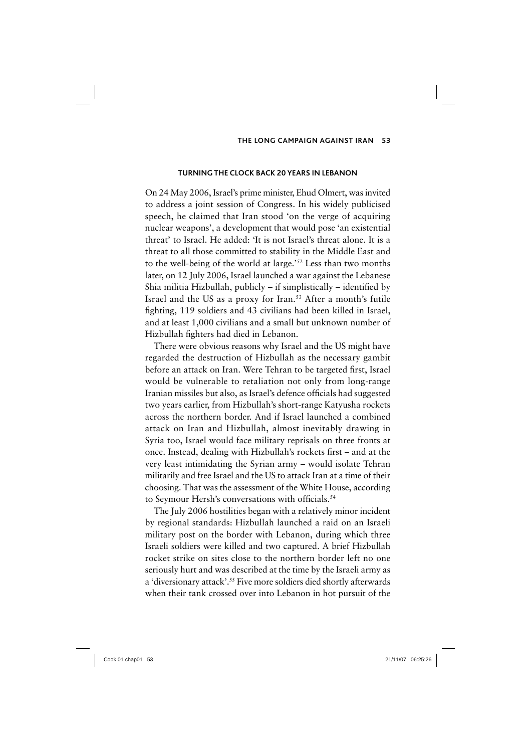## TURNING THE CLOCK BACK 20 YEARS IN LEBANON

On 24 May 2006, Israel's prime minister, Ehud Olmert, was invited to address a joint session of Congress. In his widely publicised speech, he claimed that Iran stood 'on the verge of acquiring nuclear weapons', a development that would pose 'an existential threat' to Israel. He added: 'It is not Israel's threat alone. It is a threat to all those committed to stability in the Middle East and to the well-being of the world at large.'[52] Less than two months later, on 12 July 2006, Israel launched a war against the Lebanese Shia militia Hizbullah, publicly – if simplistically – identified by Israel and the US as a proxy for Iran.[53] After a month's futile fighting, 119 soldiers and 43 civilians had been killed in Israel, and at least 1,000 civilians and a small but unknown number of Hizbullah fighters had died in Lebanon.

There were obvious reasons why Israel and the US might have regarded the destruction of Hizbullah as the necessary gambit before an attack on Iran. Were Tehran to be targeted first, Israel would be vulnerable to retaliation not only from long-range Iranian missiles but also, as Israel's defence officials had suggested two years earlier, from Hizbullah's short-range Katyusha rockets across the northern border. And if Israel launched a combined attack on Iran and Hizbullah, almost inevitably drawing in Syria too, Israel would face military reprisals on three fronts at once. Instead, dealing with Hizbullah's rockets first – and at the very least intimidating the Syrian army – would isolate Tehran militarily and free Israel and the US to attack Iran at a time of their choosing. That was the assessment of the White House, according to Seymour Hersh's conversations with officials.[54]

The July 2006 hostilities began with a relatively minor incident by regional standards: Hizbullah launched a raid on an Israeli military post on the border with Lebanon, during which three Israeli soldiers were killed and two captured. A brief Hizbullah rocket strike on sites close to the northern border left no one seriously hurt and was described at the time by the Israeli army as a 'diversionary attack'.[55] Five more soldiers died shortly afterwards when their tank crossed over into Lebanon in hot pursuit of the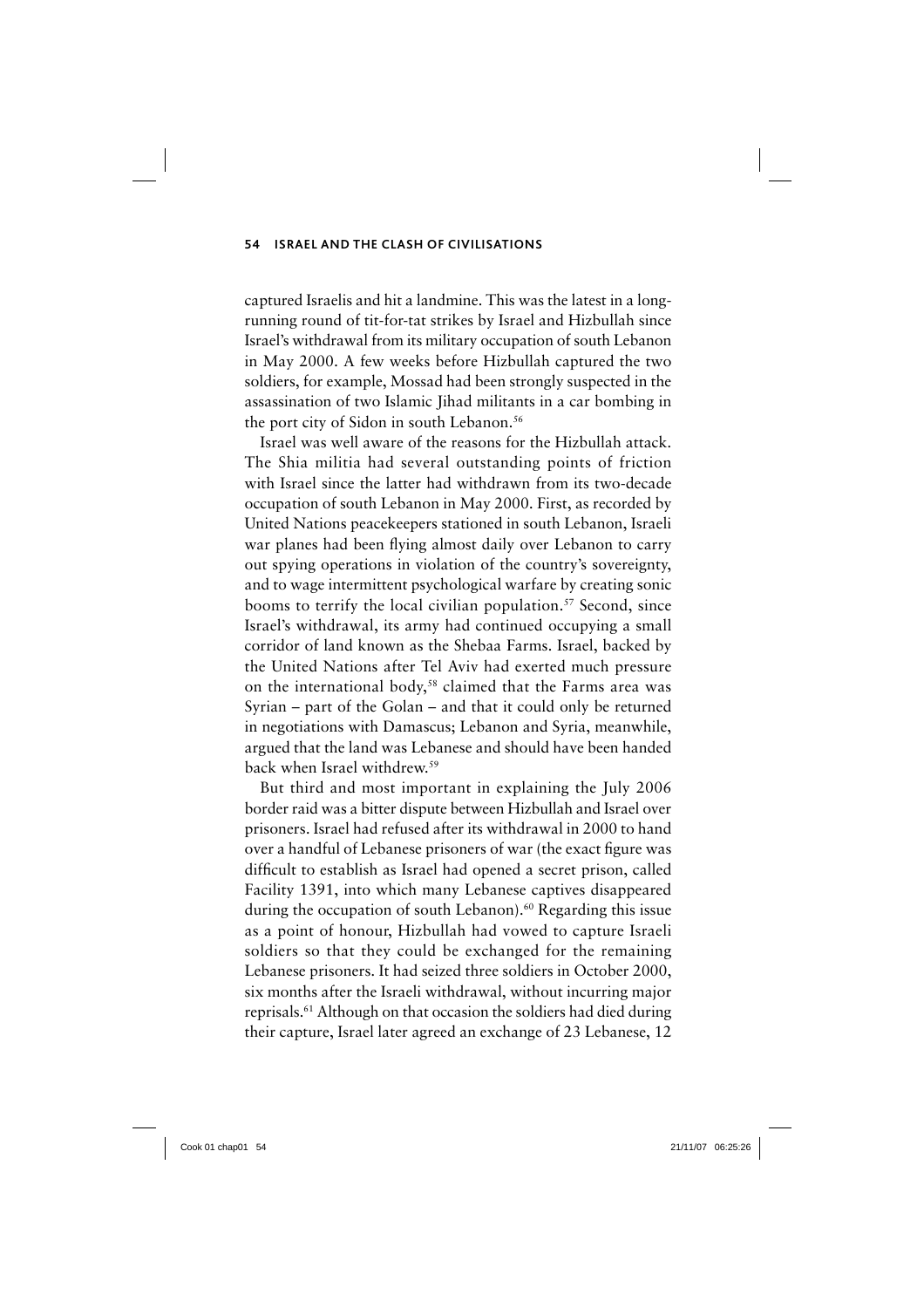captured Israelis and hit a landmine. This was the latest in a long-running round of tit-for-tat strikes by Israel and Hizbullah since Israel's withdrawal from its military occupation of south Lebanon in May 2000. A few weeks before Hizbullah captured the two soldiers, for example, Mossad had been strongly suspected in the assassination of two Islamic Jihad militants in a car bombing in the port city of Sidon in south Lebanon.[56]

Israel was well aware of the reasons for the Hizbullah attack. The Shia militia had several outstanding points of friction with Israel since the latter had withdrawn from its two-decade occupation of south Lebanon in May 2000. First, as recorded by United Nations peacekeepers stationed in south Lebanon, Israeli war planes had been flying almost daily over Lebanon to carry out spying operations in violation of the country's sovereignty, and to wage intermittent psychological warfare by creating sonic booms to terrify the local civilian population.[57] Second, since Israel's withdrawal, its army had continued occupying a small corridor of land known as the Shebaa Farms. Israel, backed by the United Nations after Tel Aviv had exerted much pressure on the international body,[58] claimed that the Farms area was Syrian – part of the Golan – and that it could only be returned in negotiations with Damascus; Lebanon and Syria, meanwhile, argued that the land was Lebanese and should have been handed back when Israel withdrew.[59]

But third and most important in explaining the July 2006 border raid was a bitter dispute between Hizbullah and Israel over prisoners. Israel had refused after its withdrawal in 2000 to hand over a handful of Lebanese prisoners of war (the exact figure was difficult to establish as Israel had opened a secret prison, called Facility 1391, into which many Lebanese captives disappeared during the occupation of south Lebanon).[60] Regarding this issue as a point of honour, Hizbullah had vowed to capture Israeli soldiers so that they could be exchanged for the remaining Lebanese prisoners. It had seized three soldiers in October 2000, six months after the Israeli withdrawal, without incurring major reprisals.[61] Although on that occasion the soldiers had died during their capture, Israel later agreed an exchange of 23 Lebanese, 12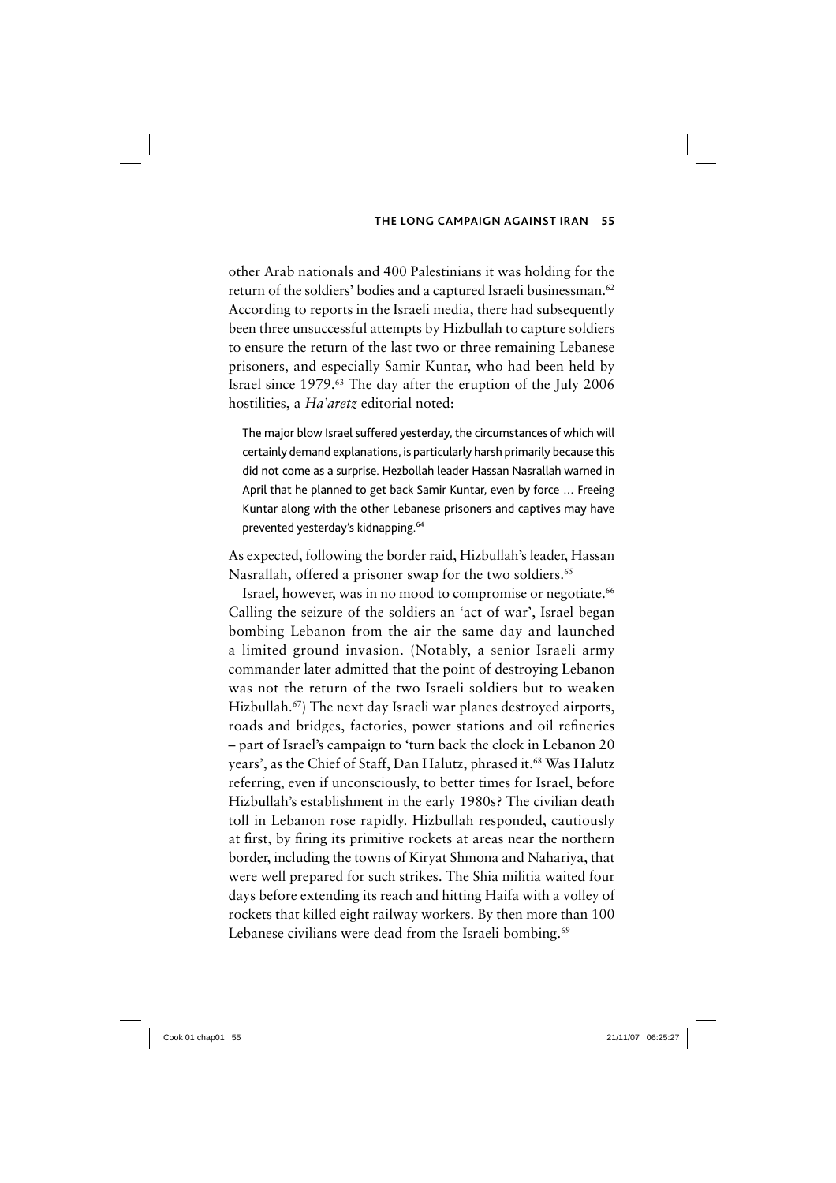other Arab nationals and 400 Palestinians it was holding for the return of the soldiers' bodies and a captured Israeli businessman.[62] According to reports in the Israeli media, there had subsequently been three unsuccessful attempts by Hizbullah to capture soldiers to ensure the return of the last two or three remaining Lebanese prisoners, and especially Samir Kuntar, who had been held by Israel since 1979.[63] The day after the eruption of the July 2006 hostilities, a *Ha'aretz* editorial noted:

> The major blow Israel suffered yesterday, the circumstances of which will certainly demand explanations, is particularly harsh primarily because this did not come as a surprise. Hezbollah leader Hassan Nasrallah warned in April that he planned to get back Samir Kuntar, even by force … Freeing Kuntar along with the other Lebanese prisoners and captives may have prevented yesterday's kidnapping.[64]

As expected, following the border raid, Hizbullah's leader, Hassan Nasrallah, offered a prisoner swap for the two soldiers.[65]

Israel, however, was in no mood to compromise or negotiate.[66] Calling the seizure of the soldiers an 'act of war', Israel began bombing Lebanon from the air the same day and launched a limited ground invasion. (Notably, a senior Israeli army commander later admitted that the point of destroying Lebanon was not the return of the two Israeli soldiers but to weaken Hizbullah.[67]) The next day Israeli war planes destroyed airports, roads and bridges, factories, power stations and oil refineries – part of Israel's campaign to 'turn back the clock in Lebanon 20 years', as the Chief of Staff, Dan Halutz, phrased it.[68] Was Halutz referring, even if unconsciously, to better times for Israel, before Hizbullah's establishment in the early 1980s? The civilian death toll in Lebanon rose rapidly. Hizbullah responded, cautiously at first, by firing its primitive rockets at areas near the northern border, including the towns of Kiryat Shmona and Nahariya, that were well prepared for such strikes. The Shia militia waited four days before extending its reach and hitting Haifa with a volley of rockets that killed eight railway workers. By then more than 100 Lebanese civilians were dead from the Israeli bombing.[69]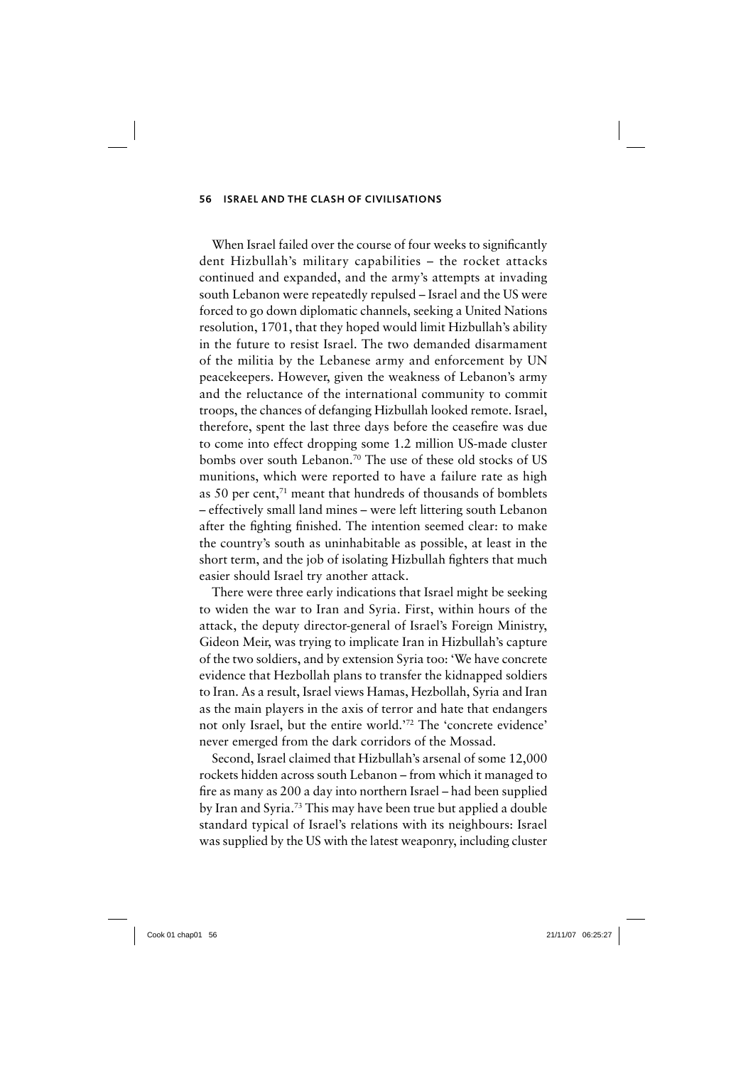When Israel failed over the course of four weeks to significantly dent Hizbullah's military capabilities – the rocket attacks continued and expanded, and the army's attempts at invading south Lebanon were repeatedly repulsed – Israel and the US were forced to go down diplomatic channels, seeking a United Nations resolution, 1701, that they hoped would limit Hizbullah's ability in the future to resist Israel. The two demanded disarmament of the militia by the Lebanese army and enforcement by UN peacekeepers. However, given the weakness of Lebanon's army and the reluctance of the international community to commit troops, the chances of defanging Hizbullah looked remote. Israel, therefore, spent the last three days before the ceasefire was due to come into effect dropping some 1.2 million US-made cluster bombs over south Lebanon.[70] The use of these old stocks of US munitions, which were reported to have a failure rate as high as 50 per cent,[71] meant that hundreds of thousands of bomblets – effectively small land mines – were left littering south Lebanon after the fighting finished. The intention seemed clear: to make the country's south as uninhabitable as possible, at least in the short term, and the job of isolating Hizbullah fighters that much easier should Israel try another attack.

There were three early indications that Israel might be seeking to widen the war to Iran and Syria. First, within hours of the attack, the deputy director-general of Israel's Foreign Ministry, Gideon Meir, was trying to implicate Iran in Hizbullah's capture of the two soldiers, and by extension Syria too: 'We have concrete evidence that Hezbollah plans to transfer the kidnapped soldiers to Iran. As a result, Israel views Hamas, Hezbollah, Syria and Iran as the main players in the axis of terror and hate that endangers not only Israel, but the entire world.'[72] The 'concrete evidence' never emerged from the dark corridors of the Mossad.

Second, Israel claimed that Hizbullah's arsenal of some 12,000 rockets hidden across south Lebanon – from which it managed to fire as many as 200 a day into northern Israel – had been supplied by Iran and Syria.[73] This may have been true but applied a double standard typical of Israel's relations with its neighbours: Israel was supplied by the US with the latest weaponry, including cluster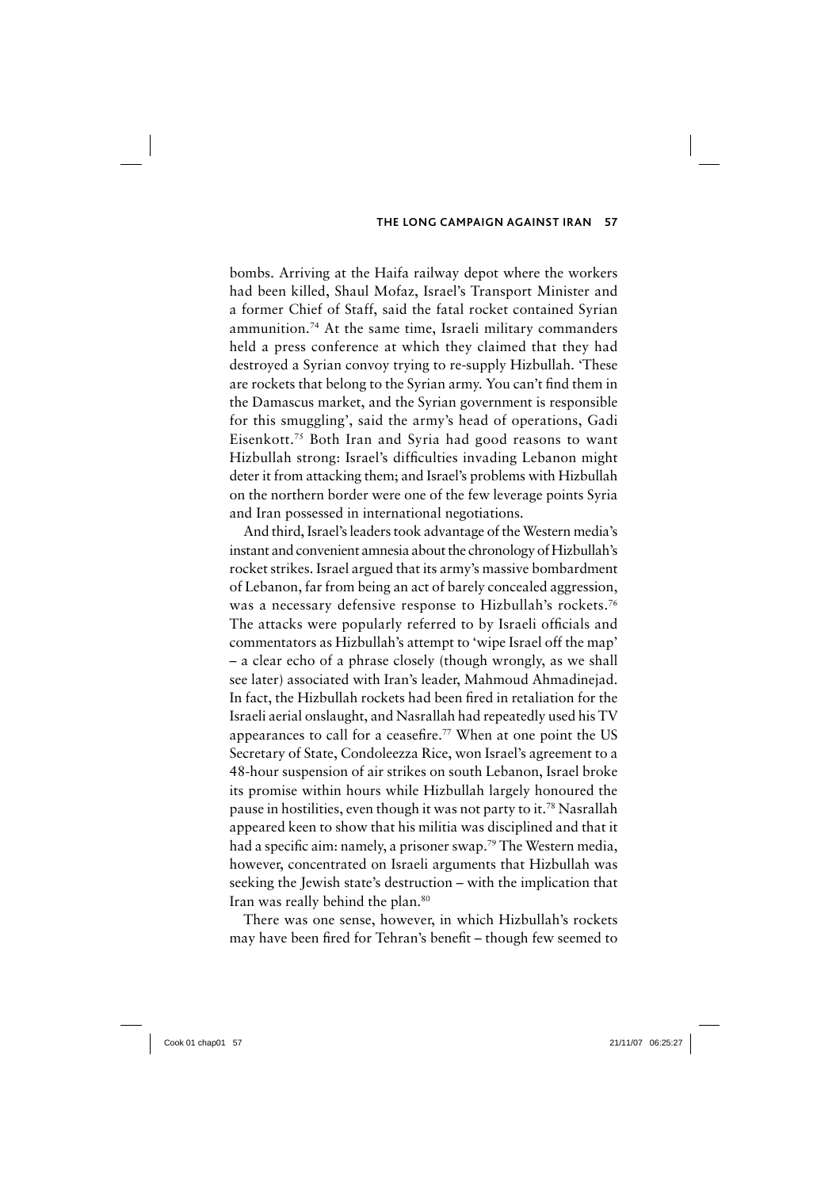bombs. Arriving at the Haifa railway depot where the workers had been killed, Shaul Mofaz, Israel's Transport Minister and a former Chief of Staff, said the fatal rocket contained Syrian ammunition.[74] At the same time, Israeli military commanders held a press conference at which they claimed that they had destroyed a Syrian convoy trying to re-supply Hizbullah. 'These are rockets that belong to the Syrian army. You can't find them in the Damascus market, and the Syrian government is responsible for this smuggling', said the army's head of operations, Gadi Eisenkott.[75] Both Iran and Syria had good reasons to want Hizbullah strong: Israel's difficulties invading Lebanon might deter it from attacking them; and Israel's problems with Hizbullah on the northern border were one of the few leverage points Syria and Iran possessed in international negotiations.

And third, Israel's leaders took advantage of the Western media's instant and convenient amnesia about the chronology of Hizbullah's rocket strikes. Israel argued that its army's massive bombardment of Lebanon, far from being an act of barely concealed aggression, was a necessary defensive response to Hizbullah's rockets.[76] The attacks were popularly referred to by Israeli officials and commentators as Hizbullah's attempt to 'wipe Israel off the map' – a clear echo of a phrase closely (though wrongly, as we shall see later) associated with Iran's leader, Mahmoud Ahmadinejad. In fact, the Hizbullah rockets had been fired in retaliation for the Israeli aerial onslaught, and Nasrallah had repeatedly used his TV appearances to call for a ceasefire.[77] When at one point the US Secretary of State, Condoleezza Rice, won Israel's agreement to a 48-hour suspension of air strikes on south Lebanon, Israel broke its promise within hours while Hizbullah largely honoured the pause in hostilities, even though it was not party to it.[78] Nasrallah appeared keen to show that his militia was disciplined and that it had a specific aim: namely, a prisoner swap.[79] The Western media, however, concentrated on Israeli arguments that Hizbullah was seeking the Jewish state's destruction – with the implication that Iran was really behind the plan.[80]

There was one sense, however, in which Hizbullah's rockets may have been fired for Tehran's benefit – though few seemed to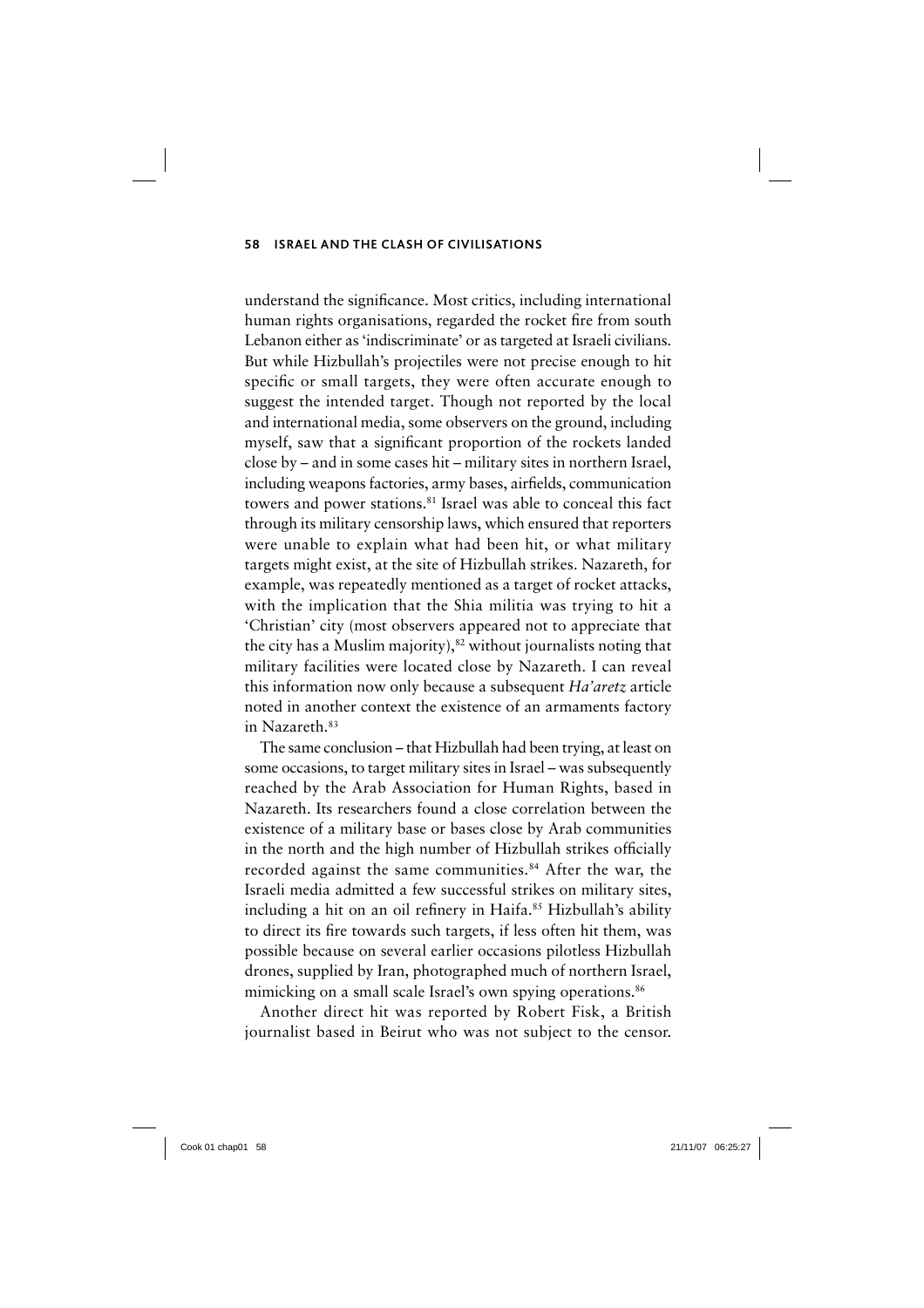understand the significance. Most critics, including international human rights organisations, regarded the rocket fire from south Lebanon either as 'indiscriminate' or as targeted at Israeli civilians. But while Hizbullah's projectiles were not precise enough to hit specific or small targets, they were often accurate enough to suggest the intended target. Though not reported by the local and international media, some observers on the ground, including myself, saw that a significant proportion of the rockets landed close by – and in some cases hit – military sites in northern Israel, including weapons factories, army bases, airfields, communication towers and power stations.[81] Israel was able to conceal this fact through its military censorship laws, which ensured that reporters were unable to explain what had been hit, or what military targets might exist, at the site of Hizbullah strikes. Nazareth, for example, was repeatedly mentioned as a target of rocket attacks, with the implication that the Shia militia was trying to hit a 'Christian' city (most observers appeared not to appreciate that the city has a Muslim majority),[82] without journalists noting that military facilities were located close by Nazareth. I can reveal this information now only because a subsequent *Ha'aretz* article noted in another context the existence of an armaments factory in Nazareth.[83]

The same conclusion – that Hizbullah had been trying, at least on some occasions, to target military sites in Israel – was subsequently reached by the Arab Association for Human Rights, based in Nazareth. Its researchers found a close correlation between the existence of a military base or bases close by Arab communities in the north and the high number of Hizbullah strikes officially recorded against the same communities.[84] After the war, the Israeli media admitted a few successful strikes on military sites, including a hit on an oil refinery in Haifa.[85] Hizbullah's ability to direct its fire towards such targets, if less often hit them, was possible because on several earlier occasions pilotless Hizbullah drones, supplied by Iran, photographed much of northern Israel, mimicking on a small scale Israel's own spying operations.[86]

Another direct hit was reported by Robert Fisk, a British journalist based in Beirut who was not subject to the censor.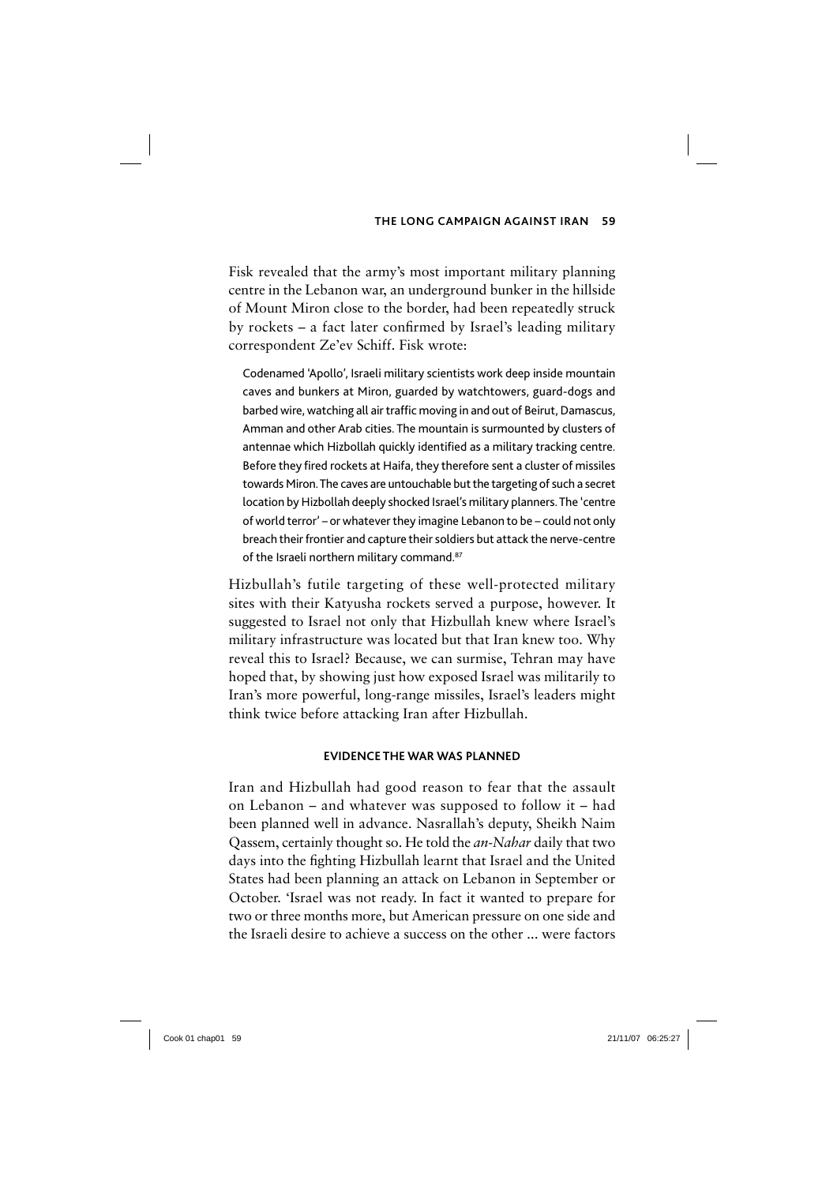Fisk revealed that the army's most important military planning centre in the Lebanon war, an underground bunker in the hillside of Mount Miron close to the border, had been repeatedly struck by rockets – a fact later confirmed by Israel's leading military correspondent Ze'ev Schiff. Fisk wrote:

> Codenamed 'Apollo', Israeli military scientists work deep inside mountain caves and bunkers at Miron, guarded by watchtowers, guard-dogs and barbed wire, watching all air traffic moving in and out of Beirut, Damascus, Amman and other Arab cities. The mountain is surmounted by clusters of antennae which Hizbollah quickly identified as a military tracking centre. Before they fired rockets at Haifa, they therefore sent a cluster of missiles towards Miron. The caves are untouchable but the targeting of such a secret location by Hizbollah deeply shocked Israel's military planners. The 'centre of world terror' – or whatever they imagine Lebanon to be – could not only breach their frontier and capture their soldiers but attack the nerve-centre of the Israeli northern military command.[87]

Hizbullah's futile targeting of these well-protected military sites with their Katyusha rockets served a purpose, however. It suggested to Israel not only that Hizbullah knew where Israel's military infrastructure was located but that Iran knew too. Why reveal this to Israel? Because, we can surmise, Tehran may have hoped that, by showing just how exposed Israel was militarily to Iran's more powerful, long-range missiles, Israel's leaders might think twice before attacking Iran after Hizbullah.

### EVIDENCE THE WAR WAS PLANNED

Iran and Hizbullah had good reason to fear that the assault on Lebanon – and whatever was supposed to follow it – had been planned well in advance. Nasrallah's deputy, Sheikh Naim Qassem, certainly thought so. He told the *an-Nahar* daily that two days into the fighting Hizbullah learnt that Israel and the United States had been planning an attack on Lebanon in September or October. 'Israel was not ready. In fact it wanted to prepare for two or three months more, but American pressure on one side and the Israeli desire to achieve a success on the other ... were factors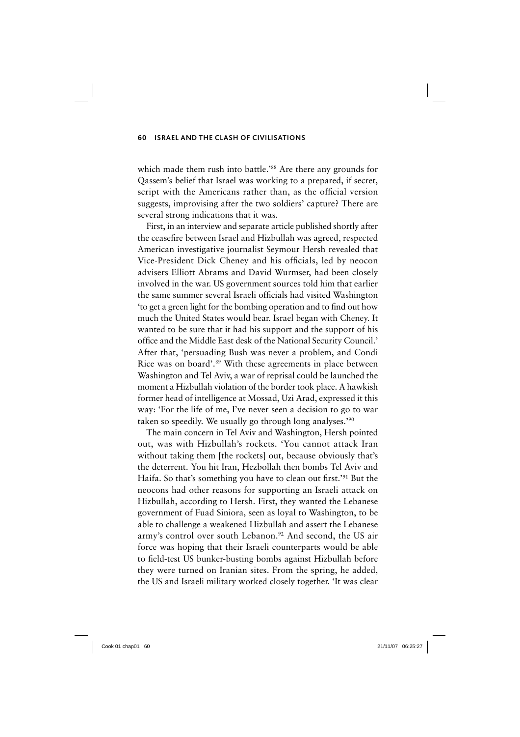which made them rush into battle.'[88] Are there any grounds for Qassem's belief that Israel was working to a prepared, if secret, script with the Americans rather than, as the official version suggests, improvising after the two soldiers' capture? There are several strong indications that it was.

First, in an interview and separate article published shortly after the ceasefire between Israel and Hizbullah was agreed, respected American investigative journalist Seymour Hersh revealed that Vice-President Dick Cheney and his officials, led by neocon advisers Elliott Abrams and David Wurmser, had been closely involved in the war. US government sources told him that earlier the same summer several Israeli officials had visited Washington 'to get a green light for the bombing operation and to find out how much the United States would bear. Israel began with Cheney. It wanted to be sure that it had his support and the support of his office and the Middle East desk of the National Security Council.' After that, 'persuading Bush was never a problem, and Condi Rice was on board'.[89] With these agreements in place between Washington and Tel Aviv, a war of reprisal could be launched the moment a Hizbullah violation of the border took place. A hawkish former head of intelligence at Mossad, Uzi Arad, expressed it this way: 'For the life of me, I've never seen a decision to go to war taken so speedily. We usually go through long analyses.'[90]

The main concern in Tel Aviv and Washington, Hersh pointed out, was with Hizbullah's rockets. 'You cannot attack Iran without taking them [the rockets] out, because obviously that's the deterrent. You hit Iran, Hezbollah then bombs Tel Aviv and Haifa. So that's something you have to clean out first.'[91] But the neocons had other reasons for supporting an Israeli attack on Hizbullah, according to Hersh. First, they wanted the Lebanese government of Fuad Siniora, seen as loyal to Washington, to be able to challenge a weakened Hizbullah and assert the Lebanese army's control over south Lebanon.[92] And second, the US air force was hoping that their Israeli counterparts would be able to field-test US bunker-busting bombs against Hizbullah before they were turned on Iranian sites. From the spring, he added, the US and Israeli military worked closely together. 'It was clear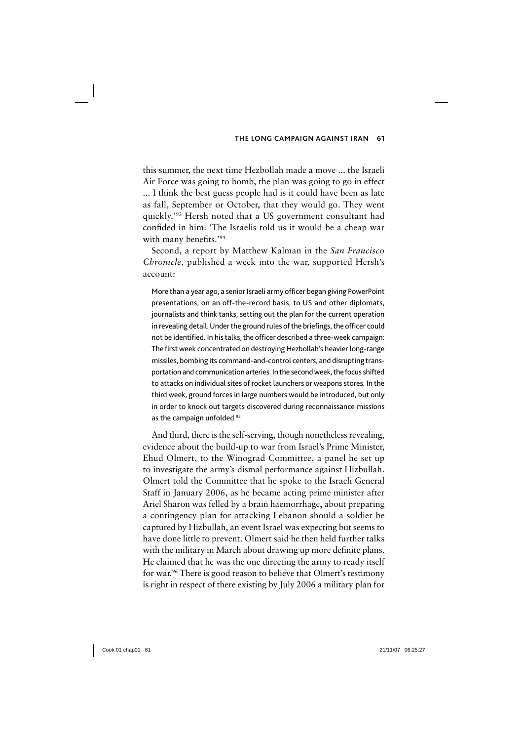this summer, the next time Hezbollah made a move ... the Israeli Air Force was going to bomb, the plan was going to go in effect ... I think the best guess people had is it could have been as late as fall, September or October, that they would go. They went quickly.'[93] Hersh noted that a US government consultant had confided in him: 'The Israelis told us it would be a cheap war with many benefits.'[94]

Second, a report by Matthew Kalman in the *San Francisco Chronicle*, published a week into the war, supported Hersh's account:

> More than a year ago, a senior Israeli army officer began giving PowerPoint presentations, on an off-the-record basis, to US and other diplomats, journalists and think tanks, setting out the plan for the current operation in revealing detail. Under the ground rules of the briefings, the officer could not be identified. In his talks, the officer described a three-week campaign: The first week concentrated on destroying Hezbollah's heavier long-range missiles, bombing its command-and-control centers, and disrupting transportation and communication arteries. In the second week, the focus shifted to attacks on individual sites of rocket launchers or weapons stores. In the third week, ground forces in large numbers would be introduced, but only in order to knock out targets discovered during reconnaissance missions as the campaign unfolded.[95]

And third, there is the self-serving, though nonetheless revealing, evidence about the build-up to war from Israel's Prime Minister, Ehud Olmert, to the Winograd Committee, a panel he set up to investigate the army's dismal performance against Hizbullah. Olmert told the Committee that he spoke to the Israeli General Staff in January 2006, as he became acting prime minister after Ariel Sharon was felled by a brain haemorrhage, about preparing a contingency plan for attacking Lebanon should a soldier be captured by Hizbullah, an event Israel was expecting but seems to have done little to prevent. Olmert said he then held further talks with the military in March about drawing up more definite plans. He claimed that he was the one directing the army to ready itself for war.[96] There is good reason to believe that Olmert's testimony is right in respect of there existing by July 2006 a military plan for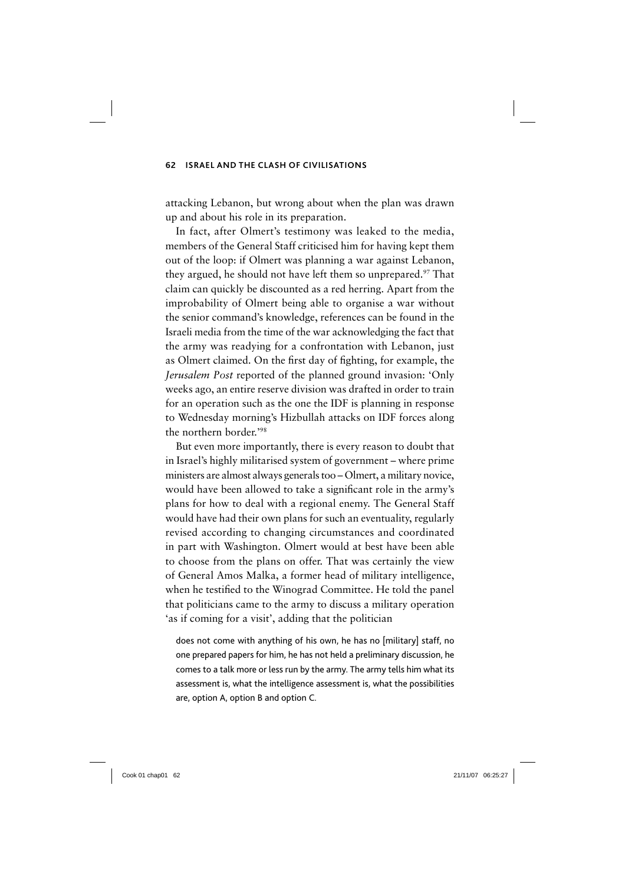attacking Lebanon, but wrong about when the plan was drawn up and about his role in its preparation.

In fact, after Olmert's testimony was leaked to the media, members of the General Staff criticised him for having kept them out of the loop: if Olmert was planning a war against Lebanon, they argued, he should not have left them so unprepared.[97] That claim can quickly be discounted as a red herring. Apart from the improbability of Olmert being able to organise a war without the senior command's knowledge, references can be found in the Israeli media from the time of the war acknowledging the fact that the army was readying for a confrontation with Lebanon, just as Olmert claimed. On the first day of fighting, for example, the *Jerusalem Post* reported of the planned ground invasion: 'Only weeks ago, an entire reserve division was drafted in order to train for an operation such as the one the IDF is planning in response to Wednesday morning's Hizbullah attacks on IDF forces along the northern border.'[98]

But even more importantly, there is every reason to doubt that in Israel's highly militarised system of government – where prime ministers are almost always generals too – Olmert, a military novice, would have been allowed to take a significant role in the army's plans for how to deal with a regional enemy. The General Staff would have had their own plans for such an eventuality, regularly revised according to changing circumstances and coordinated in part with Washington. Olmert would at best have been able to choose from the plans on offer. That was certainly the view of General Amos Malka, a former head of military intelligence, when he testified to the Winograd Committee. He told the panel that politicians came to the army to discuss a military operation 'as if coming for a visit', adding that the politician

> does not come with anything of his own, he has no [military] staff, no one prepared papers for him, he has not held a preliminary discussion, he comes to a talk more or less run by the army. The army tells him what its assessment is, what the intelligence assessment is, what the possibilities are, option A, option B and option C.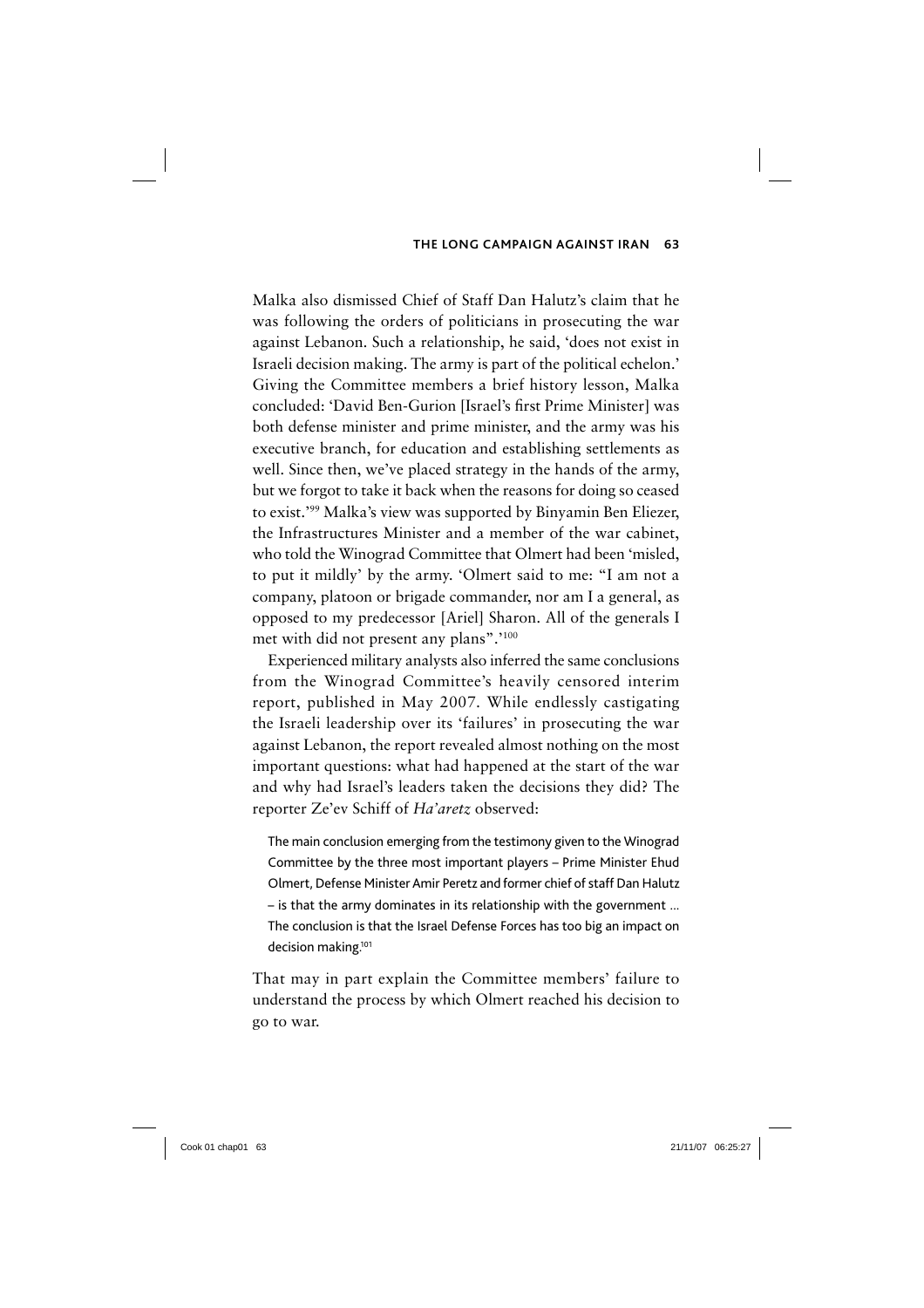Malka also dismissed Chief of Staff Dan Halutz's claim that he was following the orders of politicians in prosecuting the war against Lebanon. Such a relationship, he said, 'does not exist in Israeli decision making. The army is part of the political echelon.' Giving the Committee members a brief history lesson, Malka concluded: 'David Ben-Gurion [Israel's first Prime Minister] was both defense minister and prime minister, and the army was his executive branch, for education and establishing settlements as well. Since then, we've placed strategy in the hands of the army, but we forgot to take it back when the reasons for doing so ceased to exist.'[99] Malka's view was supported by Binyamin Ben Eliezer, the Infrastructures Minister and a member of the war cabinet, who told the Winograd Committee that Olmert had been 'misled, to put it mildly' by the army. 'Olmert said to me: "I am not a company, platoon or brigade commander, nor am I a general, as opposed to my predecessor [Ariel] Sharon. All of the generals I met with did not present any plans".'[100]

Experienced military analysts also inferred the same conclusions from the Winograd Committee's heavily censored interim report, published in May 2007. While endlessly castigating the Israeli leadership over its 'failures' in prosecuting the war against Lebanon, the report revealed almost nothing on the most important questions: what had happened at the start of the war and why had Israel's leaders taken the decisions they did? The reporter Ze'ev Schiff of *Ha'aretz* observed:

> The main conclusion emerging from the testimony given to the Winograd Committee by the three most important players – Prime Minister Ehud Olmert, Defense Minister Amir Peretz and former chief of staff Dan Halutz – is that the army dominates in its relationship with the government ... The conclusion is that the Israel Defense Forces has too big an impact on decision making.[101]

That may in part explain the Committee members' failure to understand the process by which Olmert reached his decision to go to war.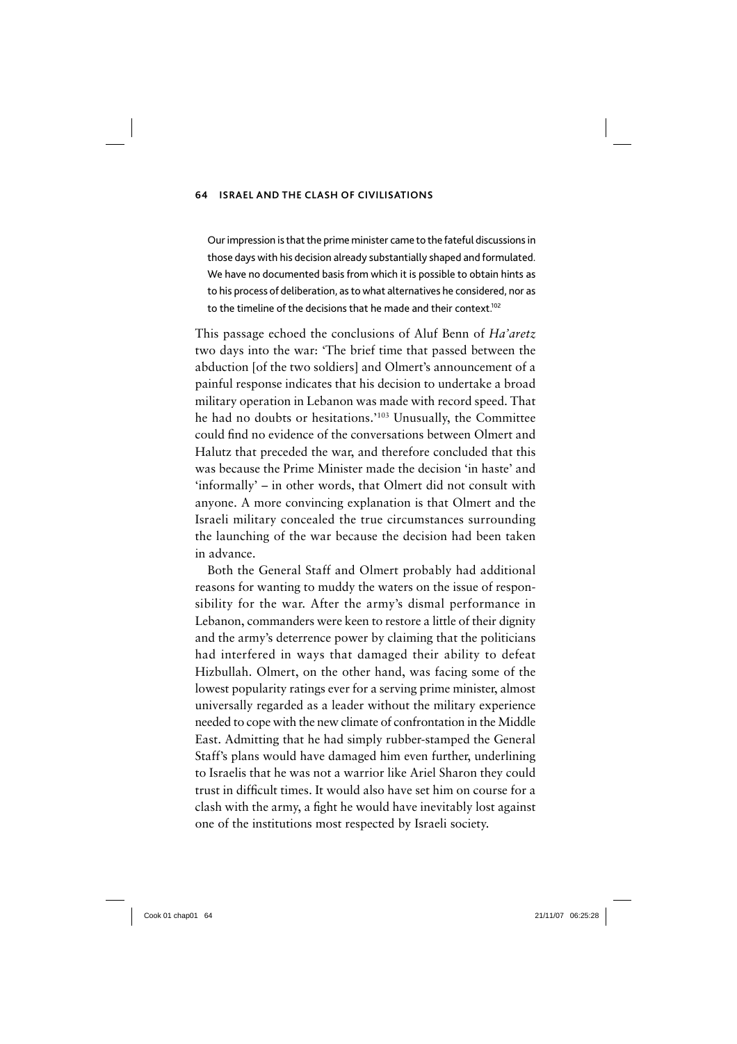> Our impression is that the prime minister came to the fateful discussions in those days with his decision already substantially shaped and formulated. We have no documented basis from which it is possible to obtain hints as to his process of deliberation, as to what alternatives he considered, nor as to the timeline of the decisions that he made and their context.[102]

This passage echoed the conclusions of Aluf Benn of *Ha'aretz* two days into the war: 'The brief time that passed between the abduction [of the two soldiers] and Olmert's announcement of a painful response indicates that his decision to undertake a broad military operation in Lebanon was made with record speed. That he had no doubts or hesitations.'[103] Unusually, the Committee could find no evidence of the conversations between Olmert and Halutz that preceded the war, and therefore concluded that this was because the Prime Minister made the decision 'in haste' and 'informally' – in other words, that Olmert did not consult with anyone. A more convincing explanation is that Olmert and the Israeli military concealed the true circumstances surrounding the launching of the war because the decision had been taken in advance.

Both the General Staff and Olmert probably had additional reasons for wanting to muddy the waters on the issue of responsibility for the war. After the army's dismal performance in Lebanon, commanders were keen to restore a little of their dignity and the army's deterrence power by claiming that the politicians had interfered in ways that damaged their ability to defeat Hizbullah. Olmert, on the other hand, was facing some of the lowest popularity ratings ever for a serving prime minister, almost universally regarded as a leader without the military experience needed to cope with the new climate of confrontation in the Middle East. Admitting that he had simply rubber-stamped the General Staff's plans would have damaged him even further, underlining to Israelis that he was not a warrior like Ariel Sharon they could trust in difficult times. It would also have set him on course for a clash with the army, a fight he would have inevitably lost against one of the institutions most respected by Israeli society.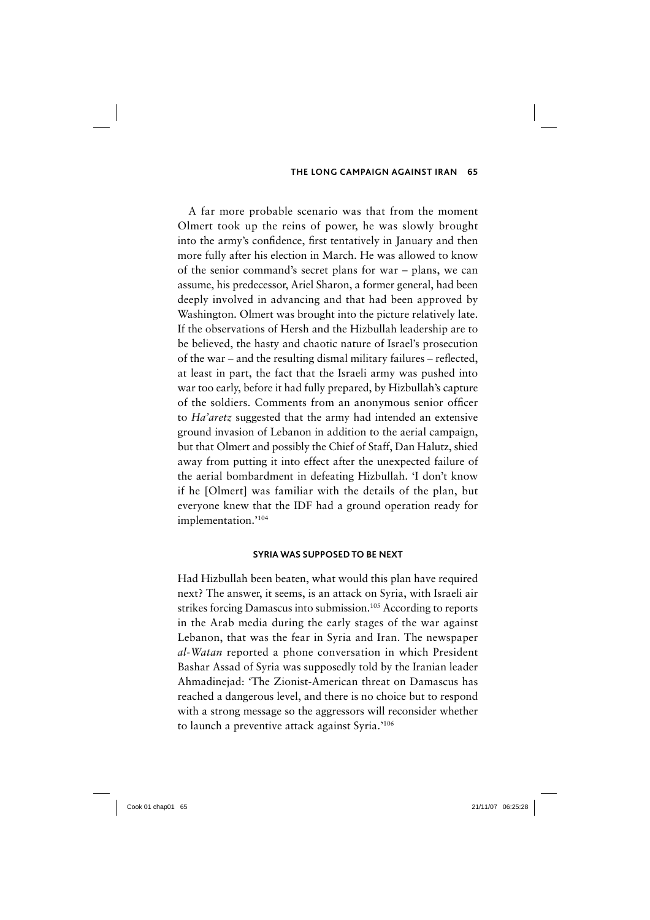A far more probable scenario was that from the moment Olmert took up the reins of power, he was slowly brought into the army's confidence, first tentatively in January and then more fully after his election in March. He was allowed to know of the senior command's secret plans for war – plans, we can assume, his predecessor, Ariel Sharon, a former general, had been deeply involved in advancing and that had been approved by Washington. Olmert was brought into the picture relatively late. If the observations of Hersh and the Hizbullah leadership are to be believed, the hasty and chaotic nature of Israel's prosecution of the war – and the resulting dismal military failures – reflected, at least in part, the fact that the Israeli army was pushed into war too early, before it had fully prepared, by Hizbullah's capture of the soldiers. Comments from an anonymous senior officer to *Ha'aretz* suggested that the army had intended an extensive ground invasion of Lebanon in addition to the aerial campaign, but that Olmert and possibly the Chief of Staff, Dan Halutz, shied away from putting it into effect after the unexpected failure of the aerial bombardment in defeating Hizbullah. 'I don't know if he [Olmert] was familiar with the details of the plan, but everyone knew that the IDF had a ground operation ready for implementation.'[104]

### SYRIA WAS SUPPOSED TO BE NEXT

Had Hizbullah been beaten, what would this plan have required next? The answer, it seems, is an attack on Syria, with Israeli air strikes forcing Damascus into submission.[105] According to reports in the Arab media during the early stages of the war against Lebanon, that was the fear in Syria and Iran. The newspaper *al-Watan* reported a phone conversation in which President Bashar Assad of Syria was supposedly told by the Iranian leader Ahmadinejad: 'The Zionist-American threat on Damascus has reached a dangerous level, and there is no choice but to respond with a strong message so the aggressors will reconsider whether to launch a preventive attack against Syria.'[106]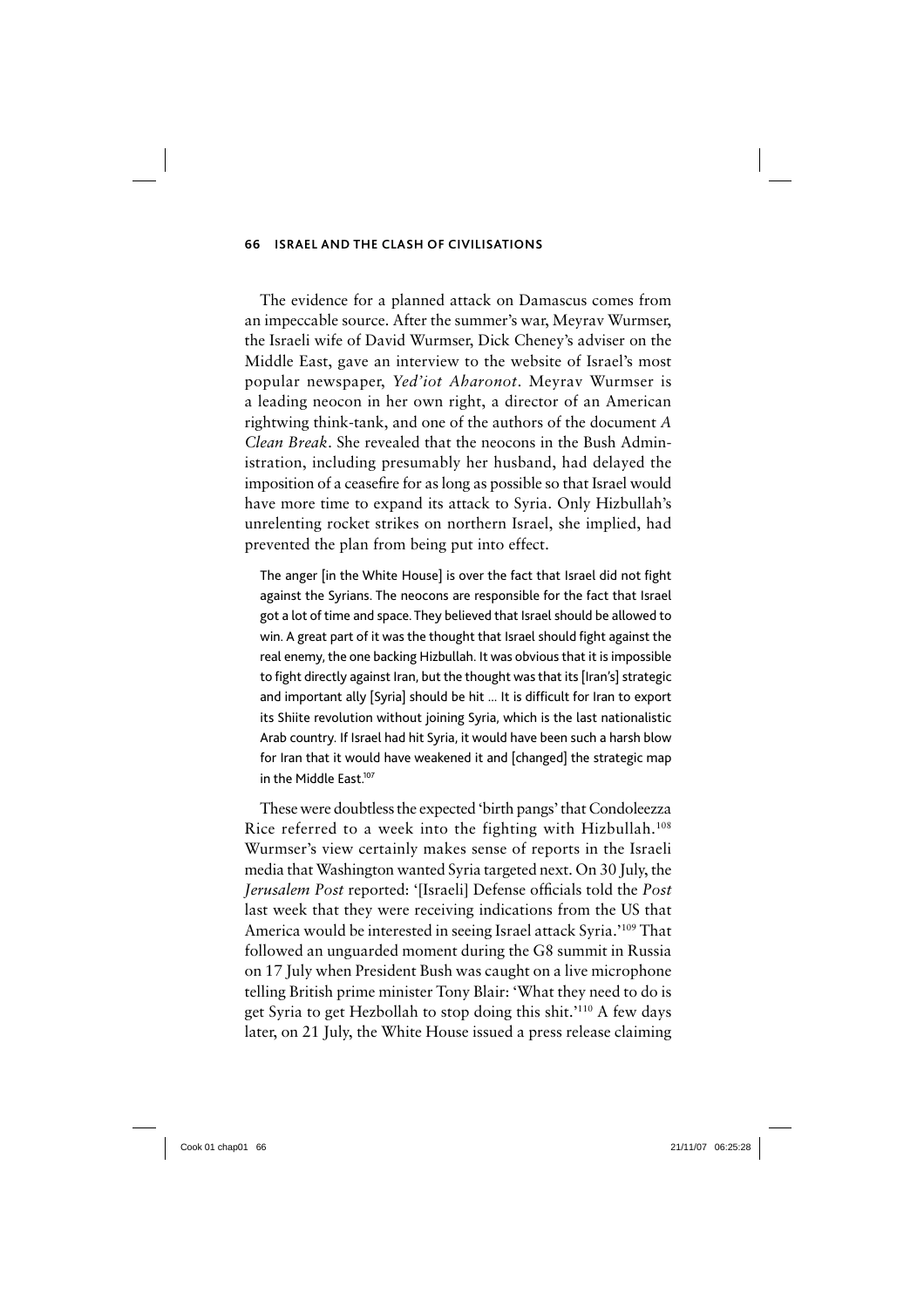The evidence for a planned attack on Damascus comes from an impeccable source. After the summer's war, Meyrav Wurmser, the Israeli wife of David Wurmser, Dick Cheney's adviser on the Middle East, gave an interview to the website of Israel's most popular newspaper, *Yed'iot Aharonot*. Meyrav Wurmser is a leading neocon in her own right, a director of an American rightwing think-tank, and one of the authors of the document *A Clean Break*. She revealed that the neocons in the Bush Administration, including presumably her husband, had delayed the imposition of a ceasefire for as long as possible so that Israel would have more time to expand its attack to Syria. Only Hizbullah's unrelenting rocket strikes on northern Israel, she implied, had prevented the plan from being put into effect.

> The anger [in the White House] is over the fact that Israel did not fight against the Syrians. The neocons are responsible for the fact that Israel got a lot of time and space. They believed that Israel should be allowed to win. A great part of it was the thought that Israel should fight against the real enemy, the one backing Hizbullah. It was obvious that it is impossible to fight directly against Iran, but the thought was that its [Iran's] strategic and important ally [Syria] should be hit ... It is difficult for Iran to export its Shiite revolution without joining Syria, which is the last nationalistic Arab country. If Israel had hit Syria, it would have been such a harsh blow for Iran that it would have weakened it and [changed] the strategic map in the Middle East.[107]

These were doubtless the expected 'birth pangs' that Condoleezza Rice referred to a week into the fighting with Hizbullah.[108] Wurmser's view certainly makes sense of reports in the Israeli media that Washington wanted Syria targeted next. On 30 July, the *Jerusalem Post* reported: '[Israeli] Defense officials told the *Post* last week that they were receiving indications from the US that America would be interested in seeing Israel attack Syria.'[109] That followed an unguarded moment during the G8 summit in Russia on 17 July when President Bush was caught on a live microphone telling British prime minister Tony Blair: 'What they need to do is get Syria to get Hezbollah to stop doing this shit.'[110] A few days later, on 21 July, the White House issued a press release claiming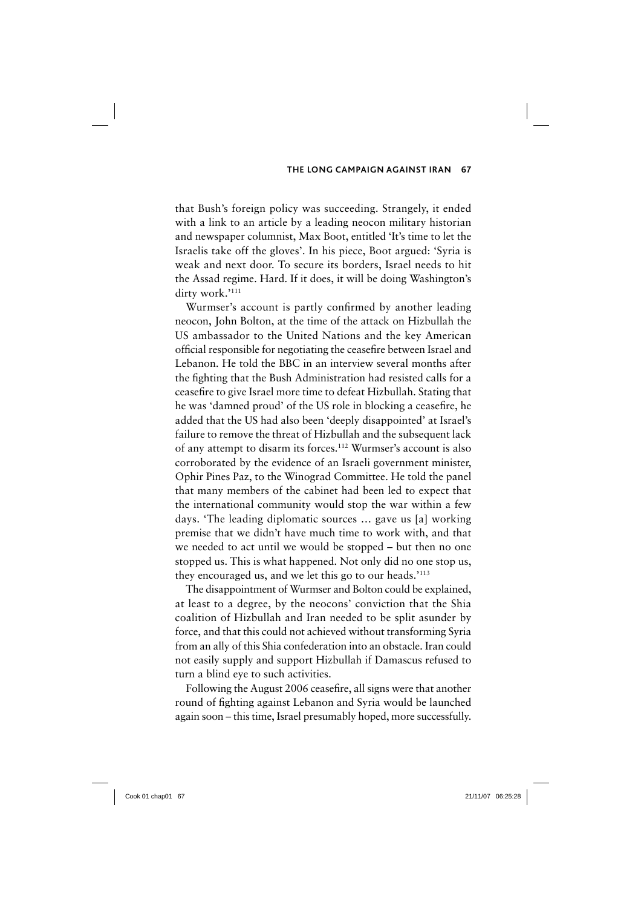that Bush's foreign policy was succeeding. Strangely, it ended with a link to an article by a leading neocon military historian and newspaper columnist, Max Boot, entitled 'It's time to let the Israelis take off the gloves'. In his piece, Boot argued: 'Syria is weak and next door. To secure its borders, Israel needs to hit the Assad regime. Hard. If it does, it will be doing Washington's dirty work.'[111]

Wurmser's account is partly confirmed by another leading neocon, John Bolton, at the time of the attack on Hizbullah the US ambassador to the United Nations and the key American official responsible for negotiating the ceasefire between Israel and Lebanon. He told the BBC in an interview several months after the fighting that the Bush Administration had resisted calls for a ceasefire to give Israel more time to defeat Hizbullah. Stating that he was 'damned proud' of the US role in blocking a ceasefire, he added that the US had also been 'deeply disappointed' at Israel's failure to remove the threat of Hizbullah and the subsequent lack of any attempt to disarm its forces.[112] Wurmser's account is also corroborated by the evidence of an Israeli government minister, Ophir Pines Paz, to the Winograd Committee. He told the panel that many members of the cabinet had been led to expect that the international community would stop the war within a few days. 'The leading diplomatic sources … gave us [a] working premise that we didn't have much time to work with, and that we needed to act until we would be stopped – but then no one stopped us. This is what happened. Not only did no one stop us, they encouraged us, and we let this go to our heads.'[113]

The disappointment of Wurmser and Bolton could be explained, at least to a degree, by the neocons' conviction that the Shia coalition of Hizbullah and Iran needed to be split asunder by force, and that this could not achieved without transforming Syria from an ally of this Shia confederation into an obstacle. Iran could not easily supply and support Hizbullah if Damascus refused to turn a blind eye to such activities.

Following the August 2006 ceasefire, all signs were that another round of fighting against Lebanon and Syria would be launched again soon – this time, Israel presumably hoped, more successfully.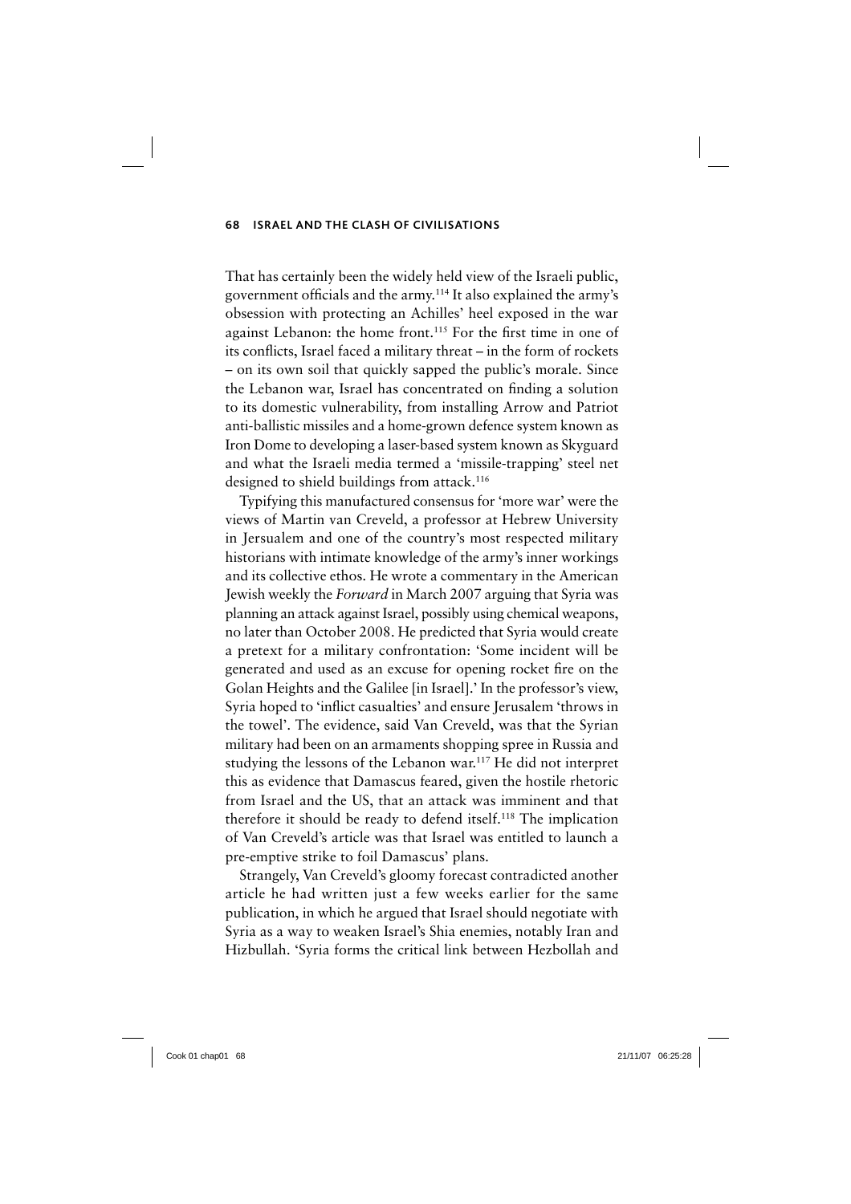That has certainly been the widely held view of the Israeli public, government officials and the army.[114] It also explained the army's obsession with protecting an Achilles' heel exposed in the war against Lebanon: the home front.[115] For the first time in one of its conflicts, Israel faced a military threat – in the form of rockets – on its own soil that quickly sapped the public's morale. Since the Lebanon war, Israel has concentrated on finding a solution to its domestic vulnerability, from installing Arrow and Patriot anti-ballistic missiles and a home-grown defence system known as Iron Dome to developing a laser-based system known as Skyguard and what the Israeli media termed a 'missile-trapping' steel net designed to shield buildings from attack.[116]

Typifying this manufactured consensus for 'more war' were the views of Martin van Creveld, a professor at Hebrew University in Jersualem and one of the country's most respected military historians with intimate knowledge of the army's inner workings and its collective ethos. He wrote a commentary in the American Jewish weekly the *Forward* in March 2007 arguing that Syria was planning an attack against Israel, possibly using chemical weapons, no later than October 2008. He predicted that Syria would create a pretext for a military confrontation: 'Some incident will be generated and used as an excuse for opening rocket fire on the Golan Heights and the Galilee [in Israel].' In the professor's view, Syria hoped to 'inflict casualties' and ensure Jerusalem 'throws in the towel'. The evidence, said Van Creveld, was that the Syrian military had been on an armaments shopping spree in Russia and studying the lessons of the Lebanon war.[117] He did not interpret this as evidence that Damascus feared, given the hostile rhetoric from Israel and the US, that an attack was imminent and that therefore it should be ready to defend itself.[118] The implication of Van Creveld's article was that Israel was entitled to launch a pre-emptive strike to foil Damascus' plans.

Strangely, Van Creveld's gloomy forecast contradicted another article he had written just a few weeks earlier for the same publication, in which he argued that Israel should negotiate with Syria as a way to weaken Israel's Shia enemies, notably Iran and Hizbullah. 'Syria forms the critical link between Hezbollah and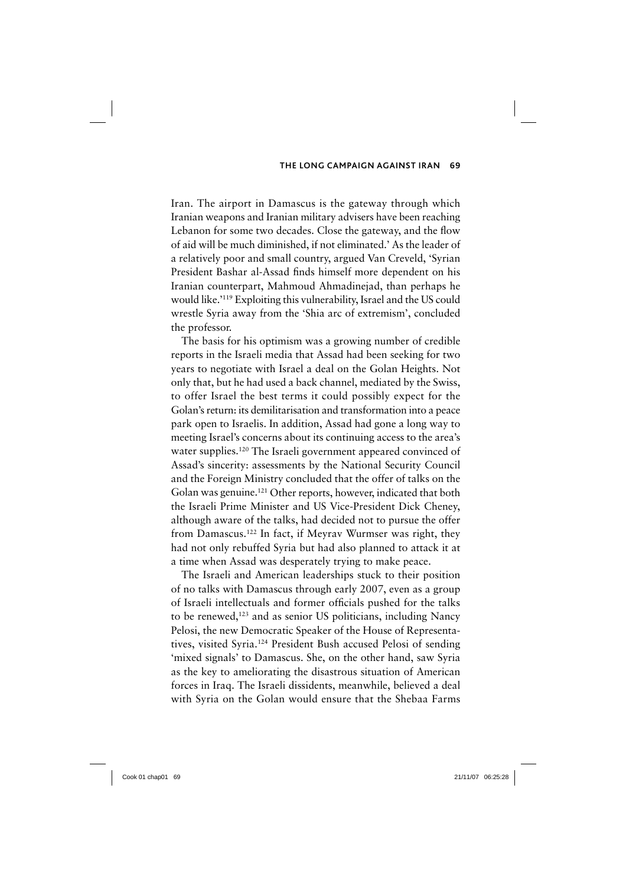Iran. The airport in Damascus is the gateway through which Iranian weapons and Iranian military advisers have been reaching Lebanon for some two decades. Close the gateway, and the flow of aid will be much diminished, if not eliminated.' As the leader of a relatively poor and small country, argued Van Creveld, 'Syrian President Bashar al-Assad finds himself more dependent on his Iranian counterpart, Mahmoud Ahmadinejad, than perhaps he would like.'[119] Exploiting this vulnerability, Israel and the US could wrestle Syria away from the 'Shia arc of extremism', concluded the professor.

The basis for his optimism was a growing number of credible reports in the Israeli media that Assad had been seeking for two years to negotiate with Israel a deal on the Golan Heights. Not only that, but he had used a back channel, mediated by the Swiss, to offer Israel the best terms it could possibly expect for the Golan's return: its demilitarisation and transformation into a peace park open to Israelis. In addition, Assad had gone a long way to meeting Israel's concerns about its continuing access to the area's water supplies.[120] The Israeli government appeared convinced of Assad's sincerity: assessments by the National Security Council and the Foreign Ministry concluded that the offer of talks on the Golan was genuine.[121] Other reports, however, indicated that both the Israeli Prime Minister and US Vice-President Dick Cheney, although aware of the talks, had decided not to pursue the offer from Damascus.[122] In fact, if Meyrav Wurmser was right, they had not only rebuffed Syria but had also planned to attack it at a time when Assad was desperately trying to make peace.

The Israeli and American leaderships stuck to their position of no talks with Damascus through early 2007, even as a group of Israeli intellectuals and former officials pushed for the talks to be renewed,[123] and as senior US politicians, including Nancy Pelosi, the new Democratic Speaker of the House of Representatives, visited Syria.[124] President Bush accused Pelosi of sending 'mixed signals' to Damascus. She, on the other hand, saw Syria as the key to ameliorating the disastrous situation of American forces in Iraq. The Israeli dissidents, meanwhile, believed a deal with Syria on the Golan would ensure that the Shebaa Farms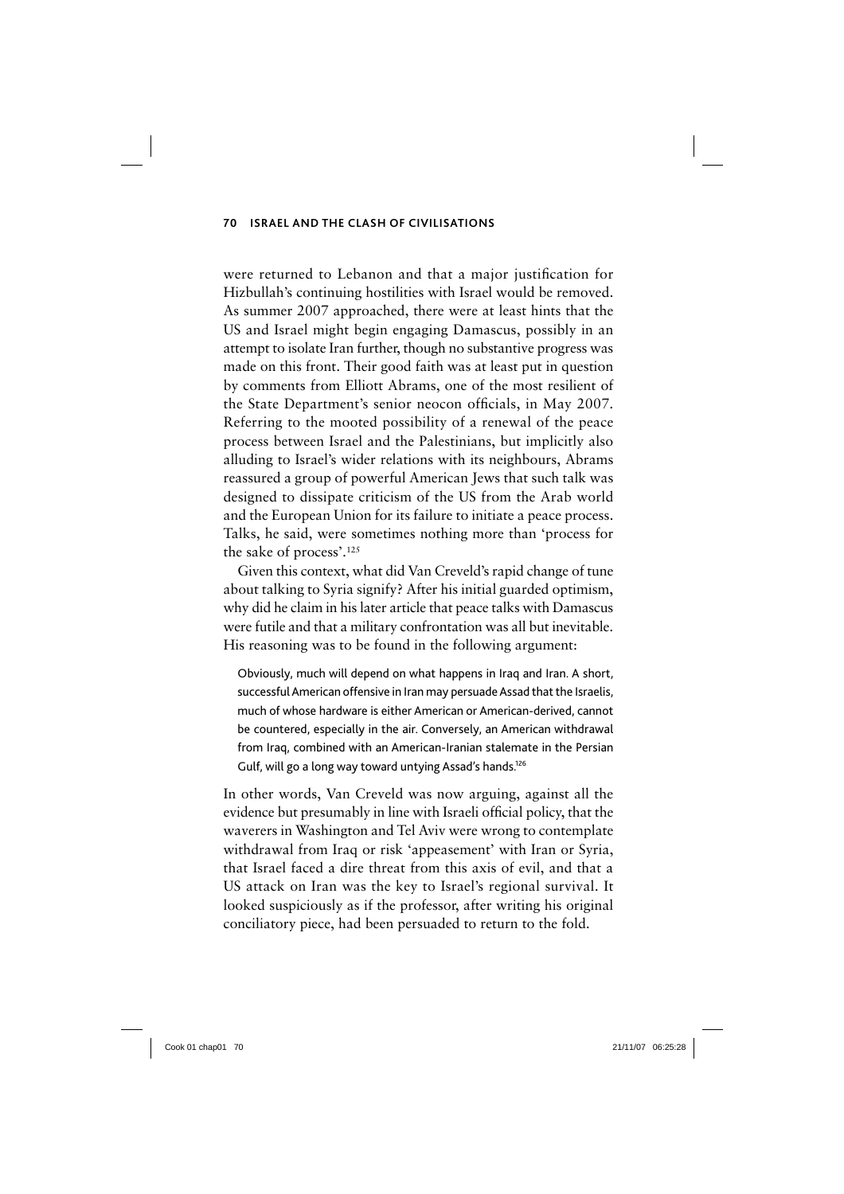were returned to Lebanon and that a major justification for Hizbullah's continuing hostilities with Israel would be removed. As summer 2007 approached, there were at least hints that the US and Israel might begin engaging Damascus, possibly in an attempt to isolate Iran further, though no substantive progress was made on this front. Their good faith was at least put in question by comments from Elliott Abrams, one of the most resilient of the State Department's senior neocon officials, in May 2007. Referring to the mooted possibility of a renewal of the peace process between Israel and the Palestinians, but implicitly also alluding to Israel's wider relations with its neighbours, Abrams reassured a group of powerful American Jews that such talk was designed to dissipate criticism of the US from the Arab world and the European Union for its failure to initiate a peace process. Talks, he said, were sometimes nothing more than 'process for the sake of process'.[125]

Given this context, what did Van Creveld's rapid change of tune about talking to Syria signify? After his initial guarded optimism, why did he claim in his later article that peace talks with Damascus were futile and that a military confrontation was all but inevitable. His reasoning was to be found in the following argument:

> Obviously, much will depend on what happens in Iraq and Iran. A short, successful American offensive in Iran may persuade Assad that the Israelis, much of whose hardware is either American or American-derived, cannot be countered, especially in the air. Conversely, an American withdrawal from Iraq, combined with an American-Iranian stalemate in the Persian Gulf, will go a long way toward untying Assad's hands.[126]

In other words, Van Creveld was now arguing, against all the evidence but presumably in line with Israeli official policy, that the waverers in Washington and Tel Aviv were wrong to contemplate withdrawal from Iraq or risk 'appeasement' with Iran or Syria, that Israel faced a dire threat from this axis of evil, and that a US attack on Iran was the key to Israel's regional survival. It looked suspiciously as if the professor, after writing his original conciliatory piece, had been persuaded to return to the fold.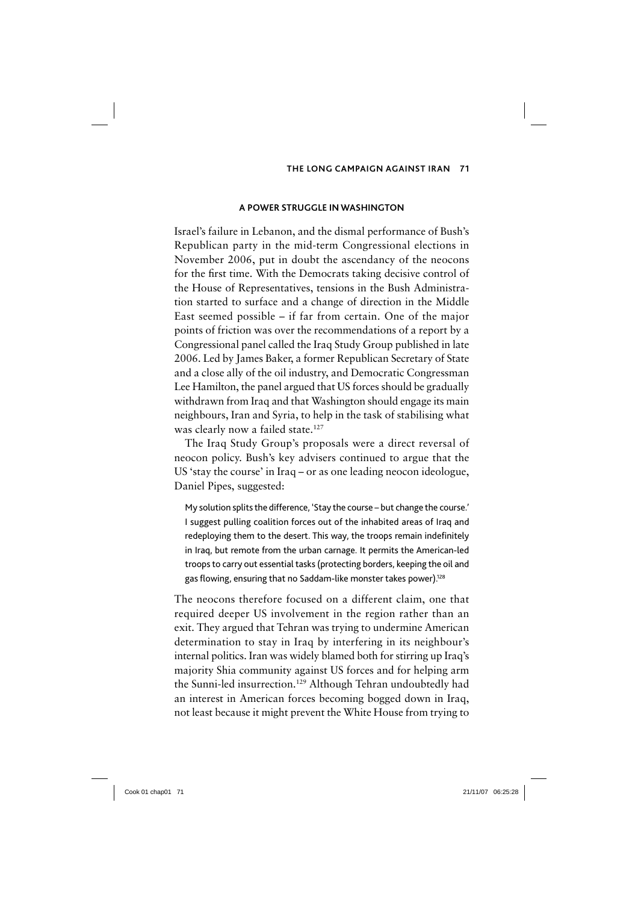## A POWER STRUGGLE IN WASHINGTON

Israel's failure in Lebanon, and the dismal performance of Bush's Republican party in the mid-term Congressional elections in November 2006, put in doubt the ascendancy of the neocons for the first time. With the Democrats taking decisive control of the House of Representatives, tensions in the Bush Administration started to surface and a change of direction in the Middle East seemed possible – if far from certain. One of the major points of friction was over the recommendations of a report by a Congressional panel called the Iraq Study Group published in late 2006. Led by James Baker, a former Republican Secretary of State and a close ally of the oil industry, and Democratic Congressman Lee Hamilton, the panel argued that US forces should be gradually withdrawn from Iraq and that Washington should engage its main neighbours, Iran and Syria, to help in the task of stabilising what was clearly now a failed state.[127]

The Iraq Study Group's proposals were a direct reversal of neocon policy. Bush's key advisers continued to argue that the US 'stay the course' in Iraq – or as one leading neocon ideologue, Daniel Pipes, suggested:

> My solution splits the difference, 'Stay the course – but change the course.' I suggest pulling coalition forces out of the inhabited areas of Iraq and redeploying them to the desert. This way, the troops remain indefinitely in Iraq, but remote from the urban carnage. It permits the American-led troops to carry out essential tasks (protecting borders, keeping the oil and gas flowing, ensuring that no Saddam-like monster takes power).[128]

The neocons therefore focused on a different claim, one that required deeper US involvement in the region rather than an exit. They argued that Tehran was trying to undermine American determination to stay in Iraq by interfering in its neighbour's internal politics. Iran was widely blamed both for stirring up Iraq's majority Shia community against US forces and for helping arm the Sunni-led insurrection.[129] Although Tehran undoubtedly had an interest in American forces becoming bogged down in Iraq, not least because it might prevent the White House from trying to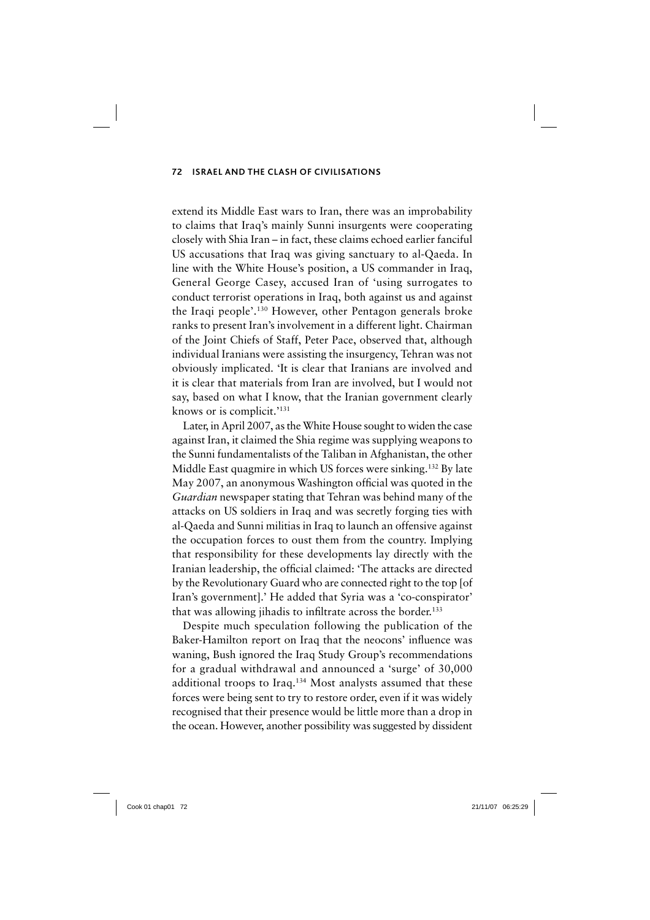extend its Middle East wars to Iran, there was an improbability to claims that Iraq's mainly Sunni insurgents were cooperating closely with Shia Iran – in fact, these claims echoed earlier fanciful US accusations that Iraq was giving sanctuary to al-Qaeda. In line with the White House's position, a US commander in Iraq, General George Casey, accused Iran of 'using surrogates to conduct terrorist operations in Iraq, both against us and against the Iraqi people'.[130] However, other Pentagon generals broke ranks to present Iran's involvement in a different light. Chairman of the Joint Chiefs of Staff, Peter Pace, observed that, although individual Iranians were assisting the insurgency, Tehran was not obviously implicated. 'It is clear that Iranians are involved and it is clear that materials from Iran are involved, but I would not say, based on what I know, that the Iranian government clearly knows or is complicit.'[131]

Later, in April 2007, as the White House sought to widen the case against Iran, it claimed the Shia regime was supplying weapons to the Sunni fundamentalists of the Taliban in Afghanistan, the other Middle East quagmire in which US forces were sinking.[132] By late May 2007, an anonymous Washington official was quoted in the *Guardian* newspaper stating that Tehran was behind many of the attacks on US soldiers in Iraq and was secretly forging ties with al-Qaeda and Sunni militias in Iraq to launch an offensive against the occupation forces to oust them from the country. Implying that responsibility for these developments lay directly with the Iranian leadership, the official claimed: 'The attacks are directed by the Revolutionary Guard who are connected right to the top [of Iran's government].' He added that Syria was a 'co-conspirator' that was allowing jihadis to infiltrate across the border.[133]

Despite much speculation following the publication of the Baker-Hamilton report on Iraq that the neocons' influence was waning, Bush ignored the Iraq Study Group's recommendations for a gradual withdrawal and announced a 'surge' of 30,000 additional troops to Iraq.[134] Most analysts assumed that these forces were being sent to try to restore order, even if it was widely recognised that their presence would be little more than a drop in the ocean. However, another possibility was suggested by dissident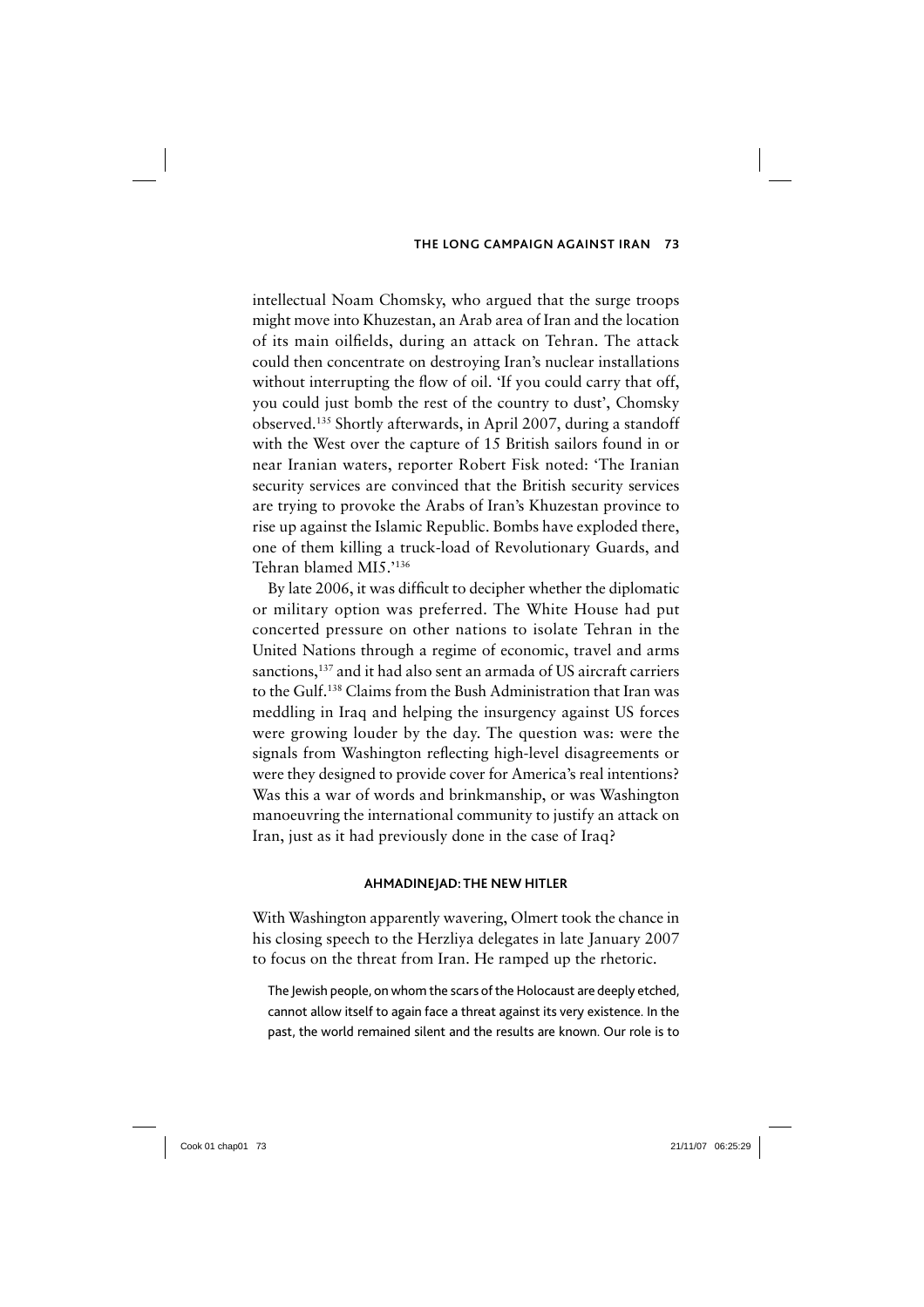intellectual Noam Chomsky, who argued that the surge troops might move into Khuzestan, an Arab area of Iran and the location of its main oilfields, during an attack on Tehran. The attack could then concentrate on destroying Iran's nuclear installations without interrupting the flow of oil. 'If you could carry that off, you could just bomb the rest of the country to dust', Chomsky observed.[135] Shortly afterwards, in April 2007, during a standoff with the West over the capture of 15 British sailors found in or near Iranian waters, reporter Robert Fisk noted: 'The Iranian security services are convinced that the British security services are trying to provoke the Arabs of Iran's Khuzestan province to rise up against the Islamic Republic. Bombs have exploded there, one of them killing a truck-load of Revolutionary Guards, and Tehran blamed MI5.'[136]

By late 2006, it was difficult to decipher whether the diplomatic or military option was preferred. The White House had put concerted pressure on other nations to isolate Tehran in the United Nations through a regime of economic, travel and arms sanctions,[137] and it had also sent an armada of US aircraft carriers to the Gulf.[138] Claims from the Bush Administration that Iran was meddling in Iraq and helping the insurgency against US forces were growing louder by the day. The question was: were the signals from Washington reflecting high-level disagreements or were they designed to provide cover for America's real intentions? Was this a war of words and brinkmanship, or was Washington manoeuvring the international community to justify an attack on Iran, just as it had previously done in the case of Iraq?

### AHMADINEJAD: THE NEW HITLER

With Washington apparently wavering, Olmert took the chance in his closing speech to the Herzliya delegates in late January 2007 to focus on the threat from Iran. He ramped up the rhetoric.

> The Jewish people, on whom the scars of the Holocaust are deeply etched, cannot allow itself to again face a threat against its very existence. In the past, the world remained silent and the results are known. Our role is to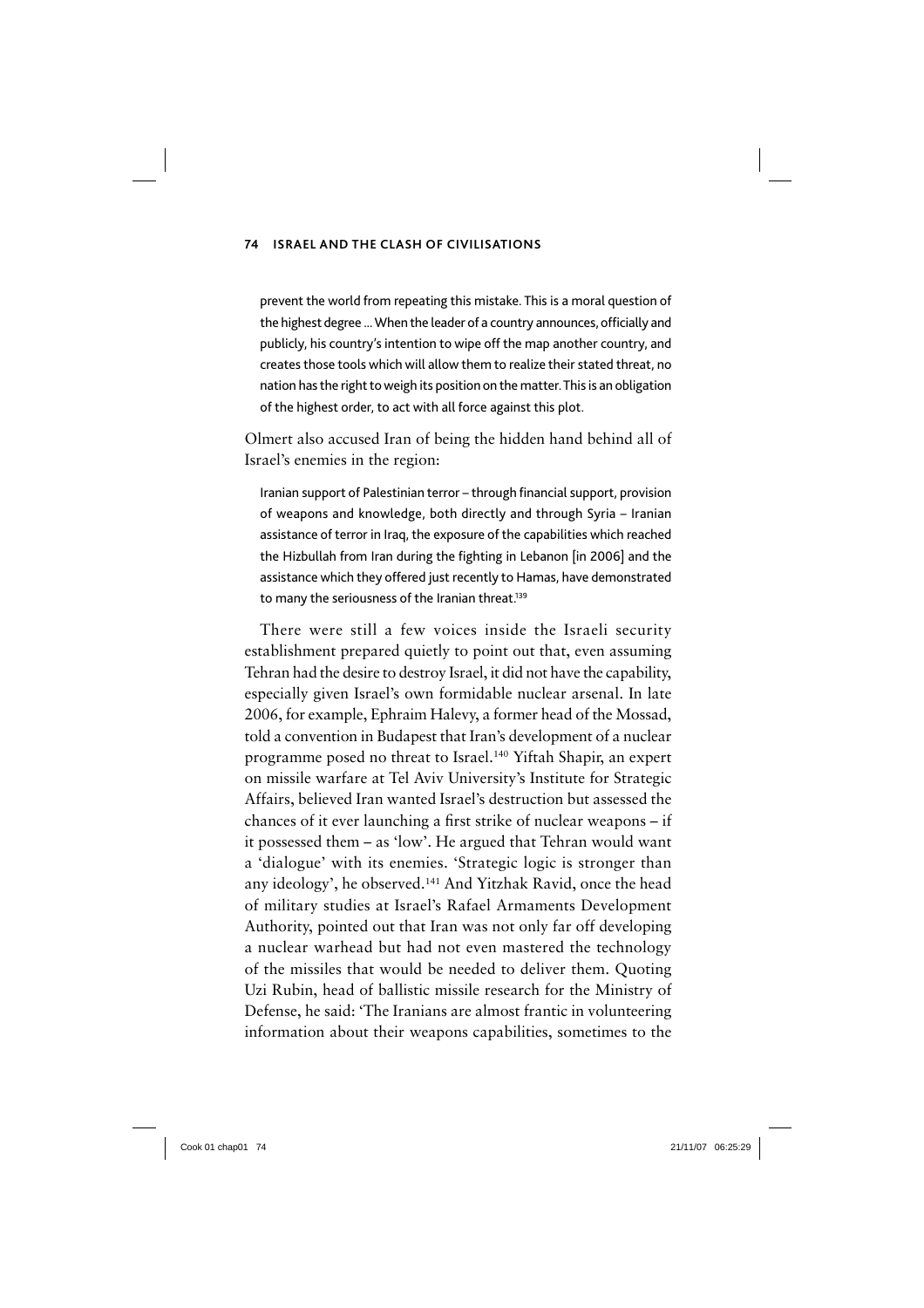> prevent the world from repeating this mistake. This is a moral question of the highest degree ... When the leader of a country announces, officially and publicly, his country's intention to wipe off the map another country, and creates those tools which will allow them to realize their stated threat, no nation has the right to weigh its position on the matter. This is an obligation of the highest order, to act with all force against this plot.

Olmert also accused Iran of being the hidden hand behind all of Israel's enemies in the region:

> Iranian support of Palestinian terror – through financial support, provision of weapons and knowledge, both directly and through Syria – Iranian assistance of terror in Iraq, the exposure of the capabilities which reached the Hizbullah from Iran during the fighting in Lebanon [in 2006] and the assistance which they offered just recently to Hamas, have demonstrated to many the seriousness of the Iranian threat.[139]

There were still a few voices inside the Israeli security establishment prepared quietly to point out that, even assuming Tehran had the desire to destroy Israel, it did not have the capability, especially given Israel's own formidable nuclear arsenal. In late 2006, for example, Ephraim Halevy, a former head of the Mossad, told a convention in Budapest that Iran's development of a nuclear programme posed no threat to Israel.[140] Yiftah Shapir, an expert on missile warfare at Tel Aviv University's Institute for Strategic Affairs, believed Iran wanted Israel's destruction but assessed the chances of it ever launching a first strike of nuclear weapons – if it possessed them – as 'low'. He argued that Tehran would want a 'dialogue' with its enemies. 'Strategic logic is stronger than any ideology', he observed.[141] And Yitzhak Ravid, once the head of military studies at Israel's Rafael Armaments Development Authority, pointed out that Iran was not only far off developing a nuclear warhead but had not even mastered the technology of the missiles that would be needed to deliver them. Quoting Uzi Rubin, head of ballistic missile research for the Ministry of Defense, he said: 'The Iranians are almost frantic in volunteering information about their weapons capabilities, sometimes to the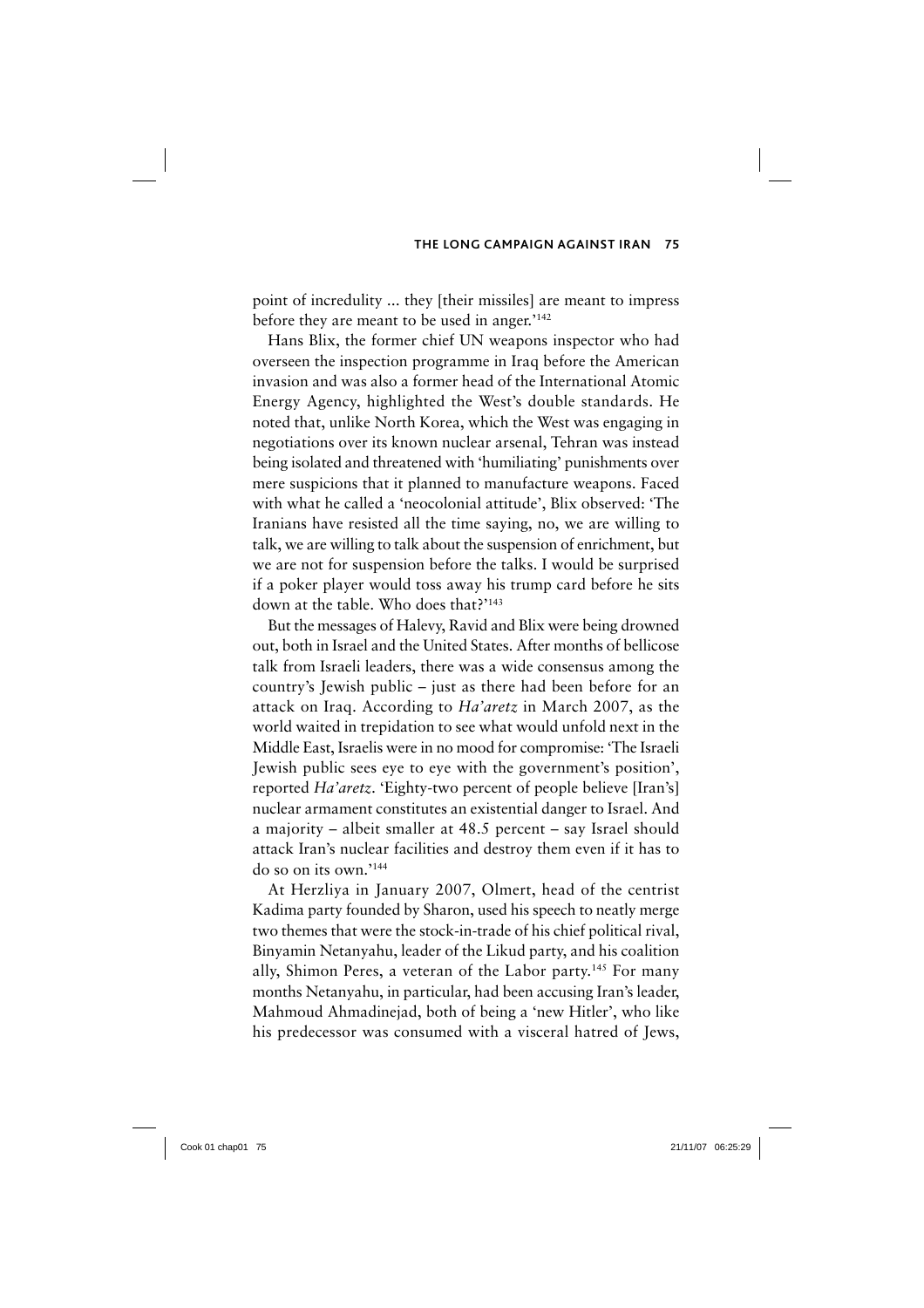point of incredulity ... they [their missiles] are meant to impress before they are meant to be used in anger.'[142]

Hans Blix, the former chief UN weapons inspector who had overseen the inspection programme in Iraq before the American invasion and was also a former head of the International Atomic Energy Agency, highlighted the West's double standards. He noted that, unlike North Korea, which the West was engaging in negotiations over its known nuclear arsenal, Tehran was instead being isolated and threatened with 'humiliating' punishments over mere suspicions that it planned to manufacture weapons. Faced with what he called a 'neocolonial attitude', Blix observed: 'The Iranians have resisted all the time saying, no, we are willing to talk, we are willing to talk about the suspension of enrichment, but we are not for suspension before the talks. I would be surprised if a poker player would toss away his trump card before he sits down at the table. Who does that?'[143]

But the messages of Halevy, Ravid and Blix were being drowned out, both in Israel and the United States. After months of bellicose talk from Israeli leaders, there was a wide consensus among the country's Jewish public – just as there had been before for an attack on Iraq. According to *Ha'aretz* in March 2007, as the world waited in trepidation to see what would unfold next in the Middle East, Israelis were in no mood for compromise: 'The Israeli Jewish public sees eye to eye with the government's position', reported *Ha'aretz*. 'Eighty-two percent of people believe [Iran's] nuclear armament constitutes an existential danger to Israel. And a majority – albeit smaller at 48.5 percent – say Israel should attack Iran's nuclear facilities and destroy them even if it has to do so on its own.'[144]

At Herzliya in January 2007, Olmert, head of the centrist Kadima party founded by Sharon, used his speech to neatly merge two themes that were the stock-in-trade of his chief political rival, Binyamin Netanyahu, leader of the Likud party, and his coalition ally, Shimon Peres, a veteran of the Labor party.[145] For many months Netanyahu, in particular, had been accusing Iran's leader, Mahmoud Ahmadinejad, both of being a 'new Hitler', who like his predecessor was consumed with a visceral hatred of Jews,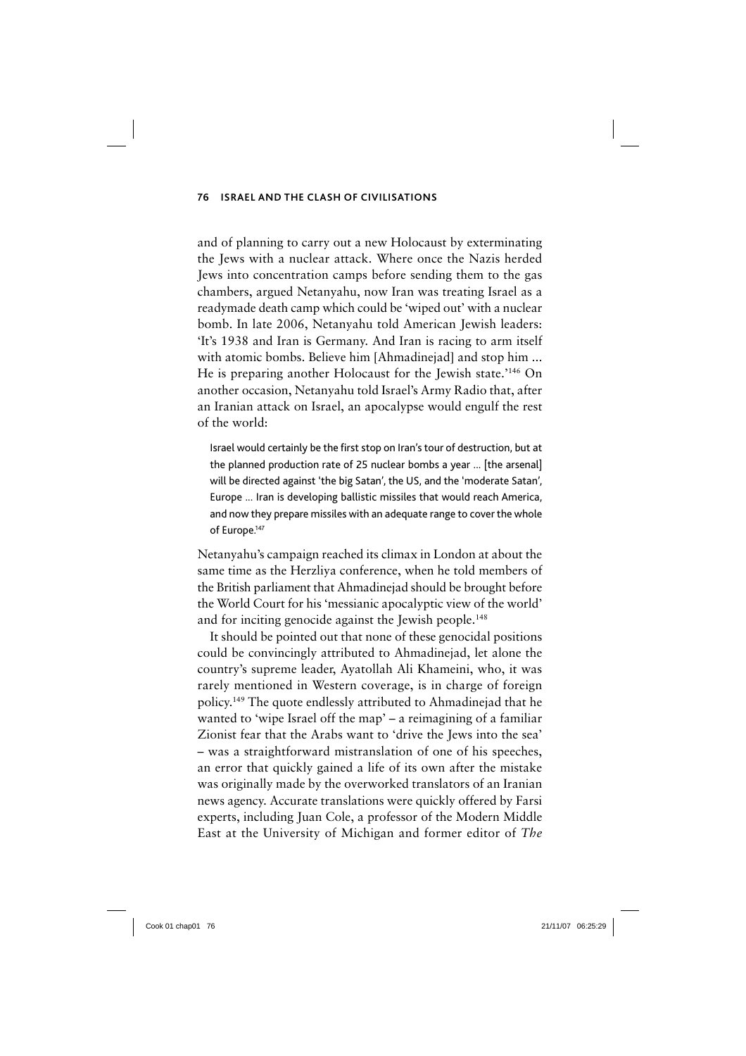and of planning to carry out a new Holocaust by exterminating the Jews with a nuclear attack. Where once the Nazis herded Jews into concentration camps before sending them to the gas chambers, argued Netanyahu, now Iran was treating Israel as a readymade death camp which could be 'wiped out' with a nuclear bomb. In late 2006, Netanyahu told American Jewish leaders: 'It's 1938 and Iran is Germany. And Iran is racing to arm itself with atomic bombs. Believe him [Ahmadinejad] and stop him ... He is preparing another Holocaust for the Jewish state.'[146] On another occasion, Netanyahu told Israel's Army Radio that, after an Iranian attack on Israel, an apocalypse would engulf the rest of the world:

> Israel would certainly be the first stop on Iran's tour of destruction, but at the planned production rate of 25 nuclear bombs a year ... [the arsenal] will be directed against 'the big Satan', the US, and the 'moderate Satan', Europe ... Iran is developing ballistic missiles that would reach America, and now they prepare missiles with an adequate range to cover the whole of Europe.[147]

Netanyahu's campaign reached its climax in London at about the same time as the Herzliya conference, when he told members of the British parliament that Ahmadinejad should be brought before the World Court for his 'messianic apocalyptic view of the world' and for inciting genocide against the Jewish people.[148]

It should be pointed out that none of these genocidal positions could be convincingly attributed to Ahmadinejad, let alone the country's supreme leader, Ayatollah Ali Khameini, who, it was rarely mentioned in Western coverage, is in charge of foreign policy.[149] The quote endlessly attributed to Ahmadinejad that he wanted to 'wipe Israel off the map' – a reimagining of a familiar Zionist fear that the Arabs want to 'drive the Jews into the sea' – was a straightforward mistranslation of one of his speeches, an error that quickly gained a life of its own after the mistake was originally made by the overworked translators of an Iranian news agency. Accurate translations were quickly offered by Farsi experts, including Juan Cole, a professor of the Modern Middle East at the University of Michigan and former editor of *The*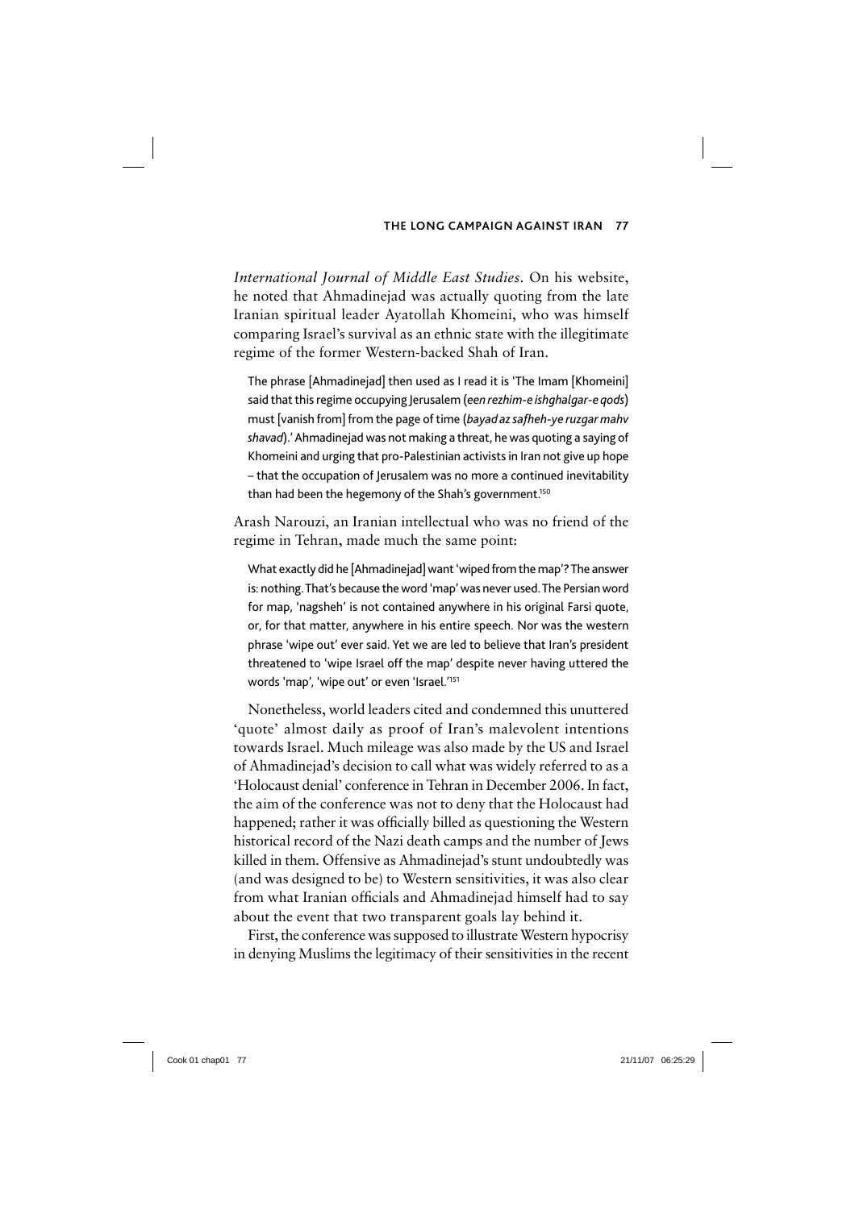*International Journal of Middle East Studies*. On his website, he noted that Ahmadinejad was actually quoting from the late Iranian spiritual leader Ayatollah Khomeini, who was himself comparing Israel's survival as an ethnic state with the illegitimate regime of the former Western-backed Shah of Iran.

> The phrase [Ahmadinejad] then used as I read it is 'The Imam [Khomeini] said that this regime occupying Jerusalem (*een rezhim-e ishghalgar-e qods*) must [vanish from] from the page of time (*bayad az safheh-ye ruzgar mahv shavad*).' Ahmadinejad was not making a threat, he was quoting a saying of Khomeini and urging that pro-Palestinian activists in Iran not give up hope – that the occupation of Jerusalem was no more a continued inevitability than had been the hegemony of the Shah's government.[150]

Arash Narouzi, an Iranian intellectual who was no friend of the regime in Tehran, made much the same point:

> What exactly did he [Ahmadinejad] want 'wiped from the map'? The answer is: nothing. That's because the word 'map' was never used. The Persian word for map, 'nagsheh' is not contained anywhere in his original Farsi quote, or, for that matter, anywhere in his entire speech. Nor was the western phrase 'wipe out' ever said. Yet we are led to believe that Iran's president threatened to 'wipe Israel off the map' despite never having uttered the words 'map', 'wipe out' or even 'Israel.'[151]

Nonetheless, world leaders cited and condemned this unuttered 'quote' almost daily as proof of Iran's malevolent intentions towards Israel. Much mileage was also made by the US and Israel of Ahmadinejad's decision to call what was widely referred to as a 'Holocaust denial' conference in Tehran in December 2006. In fact, the aim of the conference was not to deny that the Holocaust had happened; rather it was officially billed as questioning the Western historical record of the Nazi death camps and the number of Jews killed in them. Offensive as Ahmadinejad's stunt undoubtedly was (and was designed to be) to Western sensitivities, it was also clear from what Iranian officials and Ahmadinejad himself had to say about the event that two transparent goals lay behind it.

First, the conference was supposed to illustrate Western hypocrisy in denying Muslims the legitimacy of their sensitivities in the recent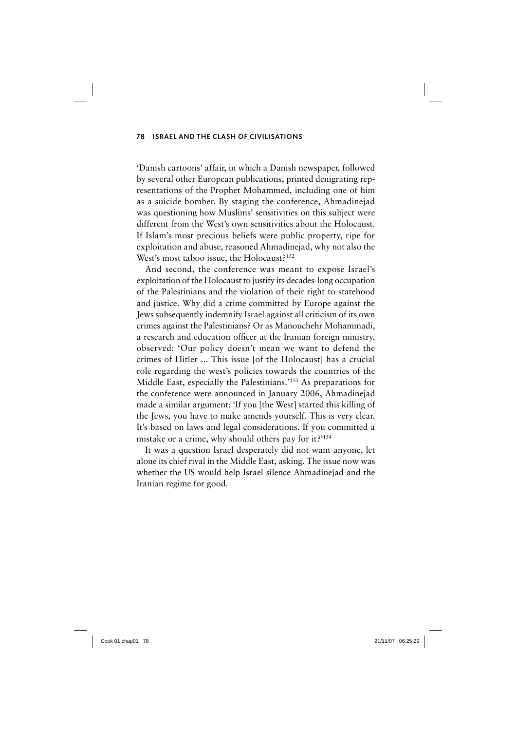'Danish cartoons' affair, in which a Danish newspaper, followed by several other European publications, printed denigrating representations of the Prophet Mohammed, including one of him as a suicide bomber. By staging the conference, Ahmadinejad was questioning how Muslims' sensitivities on this subject were different from the West's own sensitivities about the Holocaust. If Islam's most precious beliefs were public property, ripe for exploitation and abuse, reasoned Ahmadinejad, why not also the West's most taboo issue, the Holocaust?[152]

And second, the conference was meant to expose Israel's exploitation of the Holocaust to justify its decades-long occupation of the Palestinians and the violation of their right to statehood and justice. Why did a crime committed by Europe against the Jews subsequently indemnify Israel against all criticism of its own crimes against the Palestinians? Or as Manouchehr Mohammadi, a research and education officer at the Iranian foreign ministry, observed: 'Our policy doesn't mean we want to defend the crimes of Hitler ... This issue [of the Holocaust] has a crucial role regarding the west's policies towards the countries of the Middle East, especially the Palestinians.'[153] As preparations for the conference were announced in January 2006, Ahmadinejad made a similar argument: 'If you [the West] started this killing of the Jews, you have to make amends yourself. This is very clear. It's based on laws and legal considerations. If you committed a mistake or a crime, why should others pay for it?'[154]

It was a question Israel desperately did not want anyone, let alone its chief rival in the Middle East, asking. The issue now was whether the US would help Israel silence Ahmadinejad and the Iranian regime for good.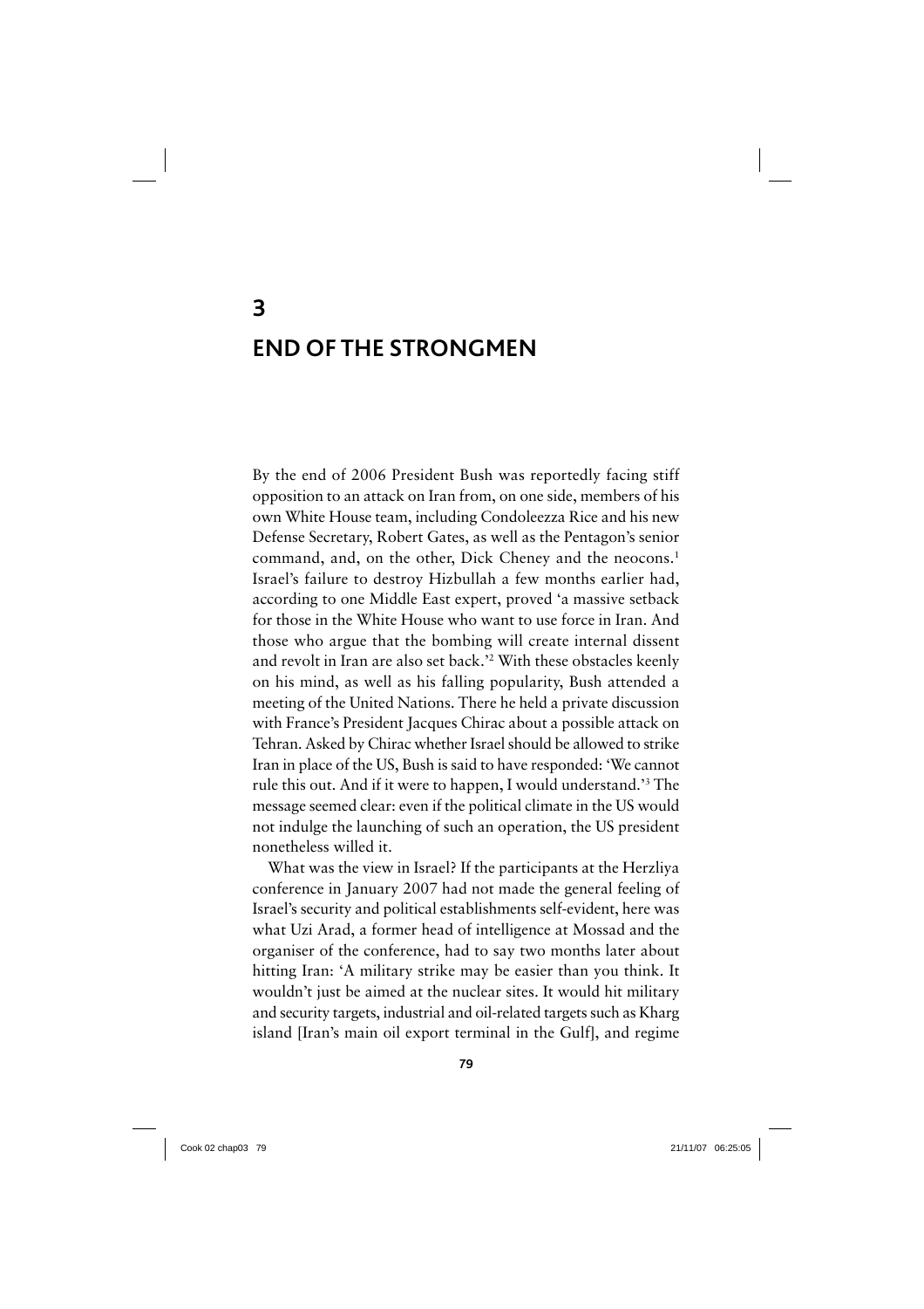# 3

# END OF THE STRONGMEN

By the end of 2006 President Bush was reportedly facing stiff opposition to an attack on Iran from, on one side, members of his own White House team, including Condoleezza Rice and his new Defense Secretary, Robert Gates, as well as the Pentagon's senior command, and, on the other, Dick Cheney and the neocons.[1] Israel's failure to destroy Hizbullah a few months earlier had, according to one Middle East expert, proved 'a massive setback for those in the White House who want to use force in Iran. And those who argue that the bombing will create internal dissent and revolt in Iran are also set back.'[2] With these obstacles keenly on his mind, as well as his falling popularity, Bush attended a meeting of the United Nations. There he held a private discussion with France's President Jacques Chirac about a possible attack on Tehran. Asked by Chirac whether Israel should be allowed to strike Iran in place of the US, Bush is said to have responded: 'We cannot rule this out. And if it were to happen, I would understand.'[3] The message seemed clear: even if the political climate in the US would not indulge the launching of such an operation, the US president nonetheless willed it.

What was the view in Israel? If the participants at the Herzliya conference in January 2007 had not made the general feeling of Israel's security and political establishments self-evident, here was what Uzi Arad, a former head of intelligence at Mossad and the organiser of the conference, had to say two months later about hitting Iran: 'A military strike may be easier than you think. It wouldn't just be aimed at the nuclear sites. It would hit military and security targets, industrial and oil-related targets such as Kharg island [Iran's main oil export terminal in the Gulf], and regime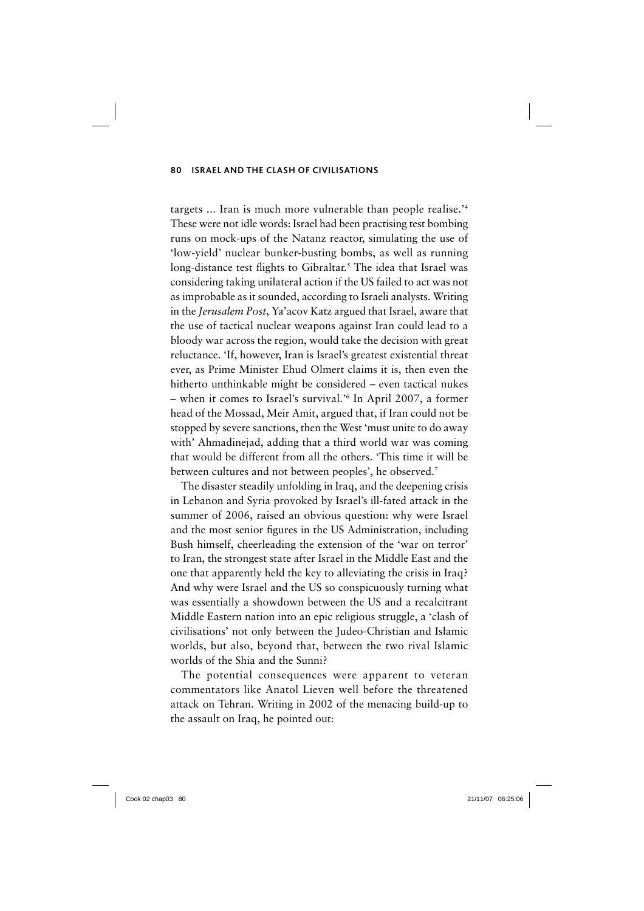targets ... Iran is much more vulnerable than people realise.'[4] These were not idle words: Israel had been practising test bombing runs on mock-ups of the Natanz reactor, simulating the use of 'low-yield' nuclear bunker-busting bombs, as well as running long-distance test flights to Gibraltar.[5] The idea that Israel was considering taking unilateral action if the US failed to act was not as improbable as it sounded, according to Israeli analysts. Writing in the *Jerusalem Post*, Ya'acov Katz argued that Israel, aware that the use of tactical nuclear weapons against Iran could lead to a bloody war across the region, would take the decision with great reluctance. 'If, however, Iran is Israel's greatest existential threat ever, as Prime Minister Ehud Olmert claims it is, then even the hitherto unthinkable might be considered – even tactical nukes – when it comes to Israel's survival.'[6] In April 2007, a former head of the Mossad, Meir Amit, argued that, if Iran could not be stopped by severe sanctions, then the West 'must unite to do away with' Ahmadinejad, adding that a third world war was coming that would be different from all the others. 'This time it will be between cultures and not between peoples', he observed.[7]

The disaster steadily unfolding in Iraq, and the deepening crisis in Lebanon and Syria provoked by Israel's ill-fated attack in the summer of 2006, raised an obvious question: why were Israel and the most senior figures in the US Administration, including Bush himself, cheerleading the extension of the 'war on terror' to Iran, the strongest state after Israel in the Middle East and the one that apparently held the key to alleviating the crisis in Iraq? And why were Israel and the US so conspicuously turning what was essentially a showdown between the US and a recalcitrant Middle Eastern nation into an epic religious struggle, a 'clash of civilisations' not only between the Judeo-Christian and Islamic worlds, but also, beyond that, between the two rival Islamic worlds of the Shia and the Sunni?

The potential consequences were apparent to veteran commentators like Anatol Lieven well before the threatened attack on Tehran. Writing in 2002 of the menacing build-up to the assault on Iraq, he pointed out: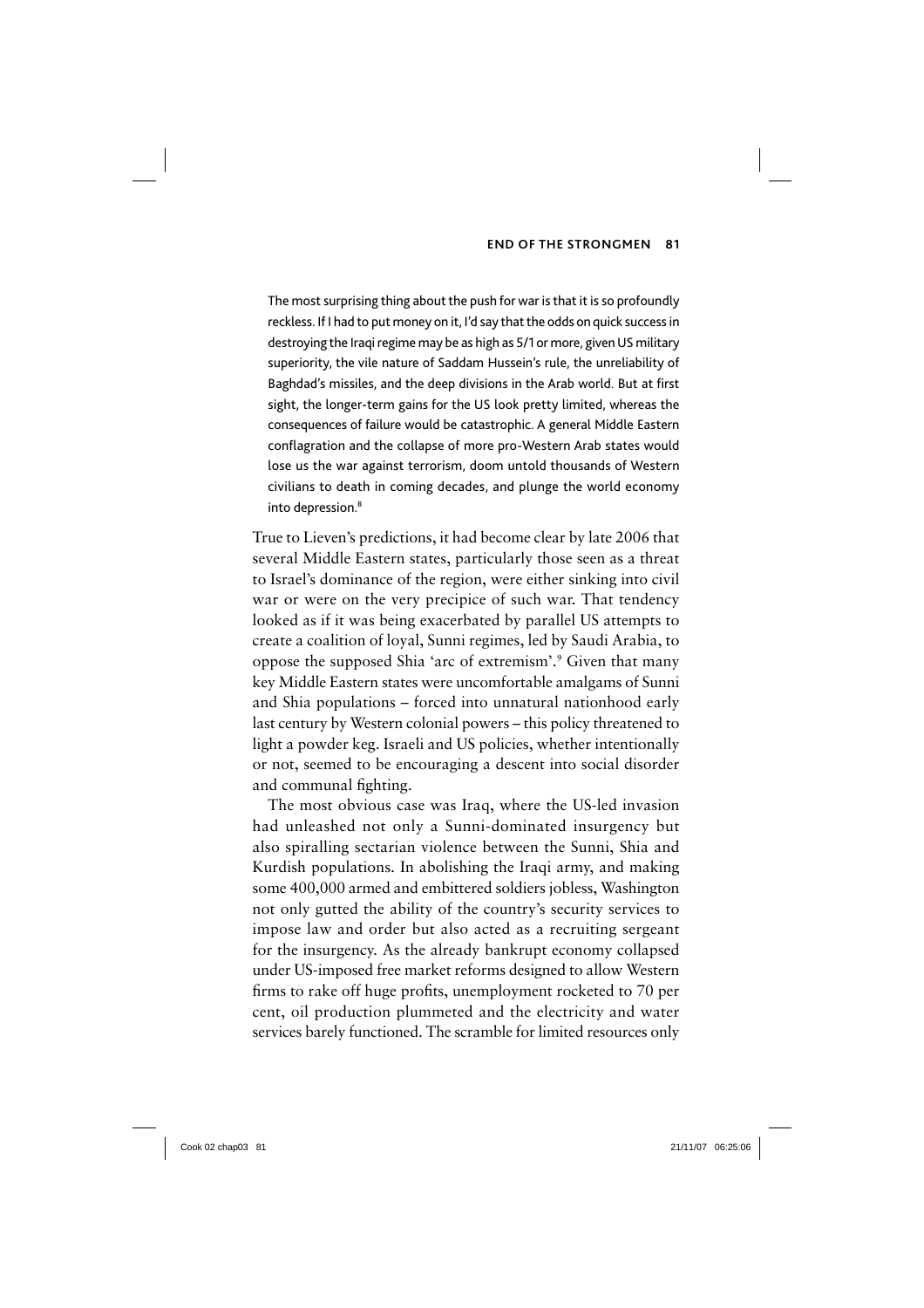> The most surprising thing about the push for war is that it is so profoundly reckless. If I had to put money on it, I'd say that the odds on quick success in destroying the Iraqi regime may be as high as 5/1 or more, given US military superiority, the vile nature of Saddam Hussein's rule, the unreliability of Baghdad's missiles, and the deep divisions in the Arab world. But at first sight, the longer-term gains for the US look pretty limited, whereas the consequences of failure would be catastrophic. A general Middle Eastern conflagration and the collapse of more pro-Western Arab states would lose us the war against terrorism, doom untold thousands of Western civilians to death in coming decades, and plunge the world economy into depression.[8]

True to Lieven's predictions, it had become clear by late 2006 that several Middle Eastern states, particularly those seen as a threat to Israel's dominance of the region, were either sinking into civil war or were on the very precipice of such war. That tendency looked as if it was being exacerbated by parallel US attempts to create a coalition of loyal, Sunni regimes, led by Saudi Arabia, to oppose the supposed Shia 'arc of extremism'.[9] Given that many key Middle Eastern states were uncomfortable amalgams of Sunni and Shia populations – forced into unnatural nationhood early last century by Western colonial powers – this policy threatened to light a powder keg. Israeli and US policies, whether intentionally or not, seemed to be encouraging a descent into social disorder and communal fighting.

The most obvious case was Iraq, where the US-led invasion had unleashed not only a Sunni-dominated insurgency but also spiralling sectarian violence between the Sunni, Shia and Kurdish populations. In abolishing the Iraqi army, and making some 400,000 armed and embittered soldiers jobless, Washington not only gutted the ability of the country's security services to impose law and order but also acted as a recruiting sergeant for the insurgency. As the already bankrupt economy collapsed under US-imposed free market reforms designed to allow Western firms to rake off huge profits, unemployment rocketed to 70 per cent, oil production plummeted and the electricity and water services barely functioned. The scramble for limited resources only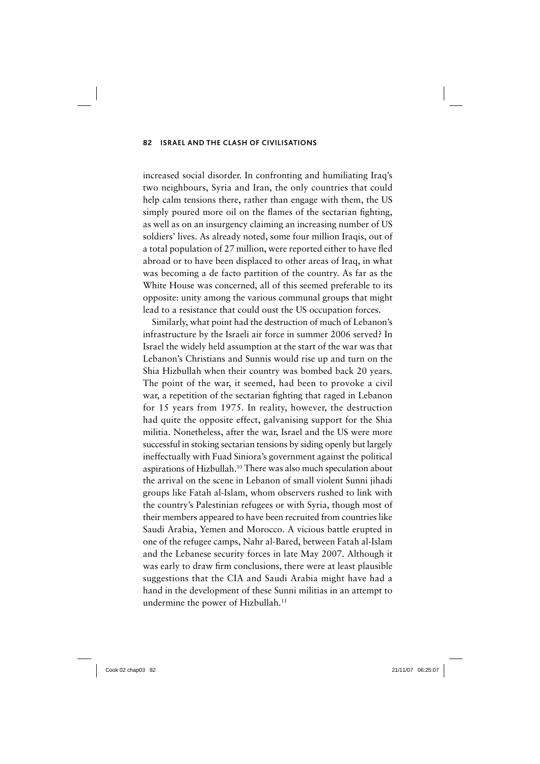increased social disorder. In confronting and humiliating Iraq's two neighbours, Syria and Iran, the only countries that could help calm tensions there, rather than engage with them, the US simply poured more oil on the flames of the sectarian fighting, as well as on an insurgency claiming an increasing number of US soldiers' lives. As already noted, some four million Iraqis, out of a total population of 27 million, were reported either to have fled abroad or to have been displaced to other areas of Iraq, in what was becoming a de facto partition of the country. As far as the White House was concerned, all of this seemed preferable to its opposite: unity among the various communal groups that might lead to a resistance that could oust the US occupation forces.

Similarly, what point had the destruction of much of Lebanon's infrastructure by the Israeli air force in summer 2006 served? In Israel the widely held assumption at the start of the war was that Lebanon's Christians and Sunnis would rise up and turn on the Shia Hizbullah when their country was bombed back 20 years. The point of the war, it seemed, had been to provoke a civil war, a repetition of the sectarian fighting that raged in Lebanon for 15 years from 1975. In reality, however, the destruction had quite the opposite effect, galvanising support for the Shia militia. Nonetheless, after the war, Israel and the US were more successful in stoking sectarian tensions by siding openly but largely ineffectually with Fuad Siniora's government against the political aspirations of Hizbullah.[10] There was also much speculation about the arrival on the scene in Lebanon of small violent Sunni jihadi groups like Fatah al-Islam, whom observers rushed to link with the country's Palestinian refugees or with Syria, though most of their members appeared to have been recruited from countries like Saudi Arabia, Yemen and Morocco. A vicious battle erupted in one of the refugee camps, Nahr al-Bared, between Fatah al-Islam and the Lebanese security forces in late May 2007. Although it was early to draw firm conclusions, there were at least plausible suggestions that the CIA and Saudi Arabia might have had a hand in the development of these Sunni militias in an attempt to undermine the power of Hizbullah.[11]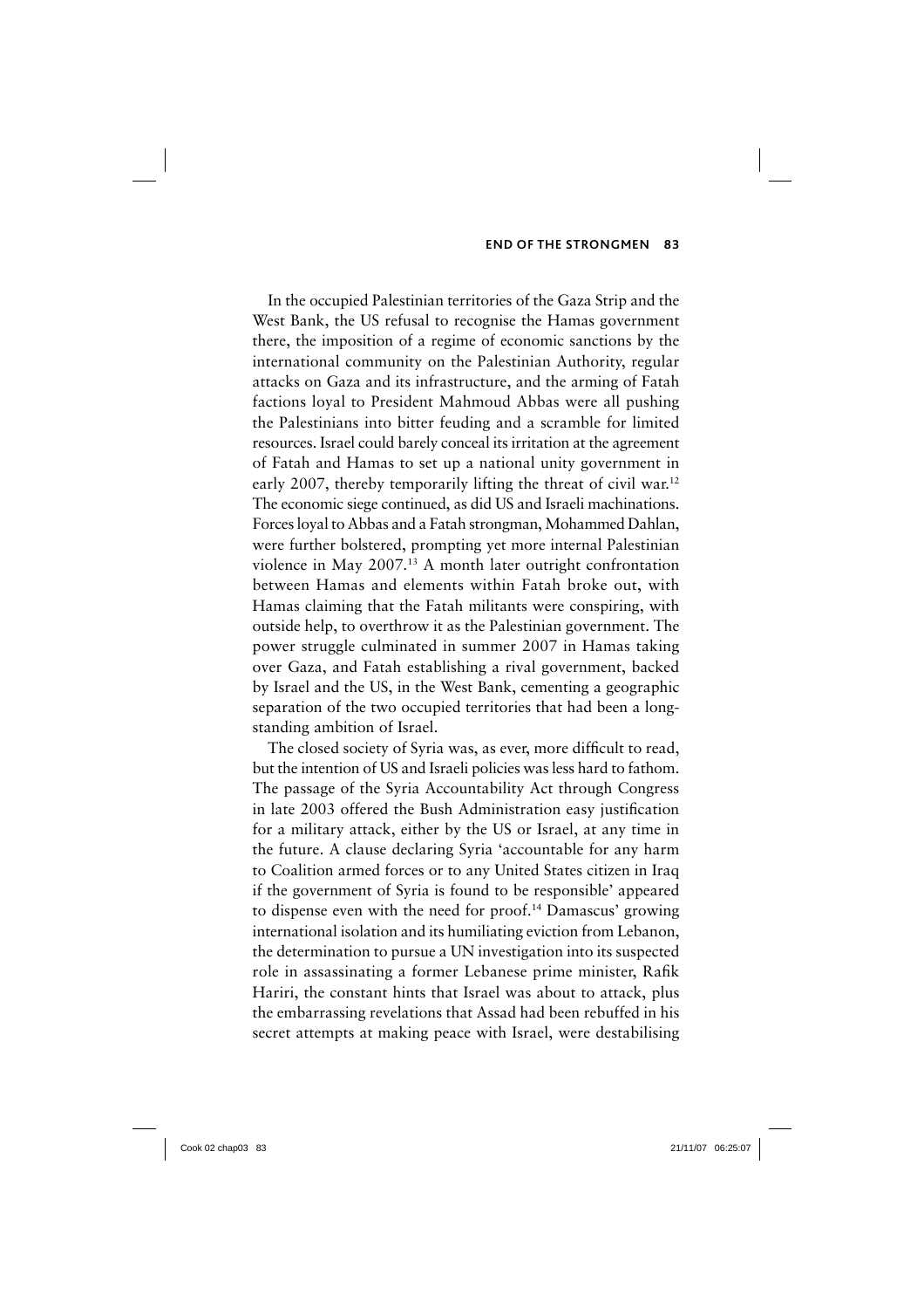In the occupied Palestinian territories of the Gaza Strip and the West Bank, the US refusal to recognise the Hamas government there, the imposition of a regime of economic sanctions by the international community on the Palestinian Authority, regular attacks on Gaza and its infrastructure, and the arming of Fatah factions loyal to President Mahmoud Abbas were all pushing the Palestinians into bitter feuding and a scramble for limited resources. Israel could barely conceal its irritation at the agreement of Fatah and Hamas to set up a national unity government in early 2007, thereby temporarily lifting the threat of civil war.[12] The economic siege continued, as did US and Israeli machinations. Forces loyal to Abbas and a Fatah strongman, Mohammed Dahlan, were further bolstered, prompting yet more internal Palestinian violence in May 2007.[13] A month later outright confrontation between Hamas and elements within Fatah broke out, with Hamas claiming that the Fatah militants were conspiring, with outside help, to overthrow it as the Palestinian government. The power struggle culminated in summer 2007 in Hamas taking over Gaza, and Fatah establishing a rival government, backed by Israel and the US, in the West Bank, cementing a geographic separation of the two occupied territories that had been a long-standing ambition of Israel.

The closed society of Syria was, as ever, more difficult to read, but the intention of US and Israeli policies was less hard to fathom. The passage of the Syria Accountability Act through Congress in late 2003 offered the Bush Administration easy justification for a military attack, either by the US or Israel, at any time in the future. A clause declaring Syria 'accountable for any harm to Coalition armed forces or to any United States citizen in Iraq if the government of Syria is found to be responsible' appeared to dispense even with the need for proof.[14] Damascus' growing international isolation and its humiliating eviction from Lebanon, the determination to pursue a UN investigation into its suspected role in assassinating a former Lebanese prime minister, Rafik Hariri, the constant hints that Israel was about to attack, plus the embarrassing revelations that Assad had been rebuffed in his secret attempts at making peace with Israel, were destabilising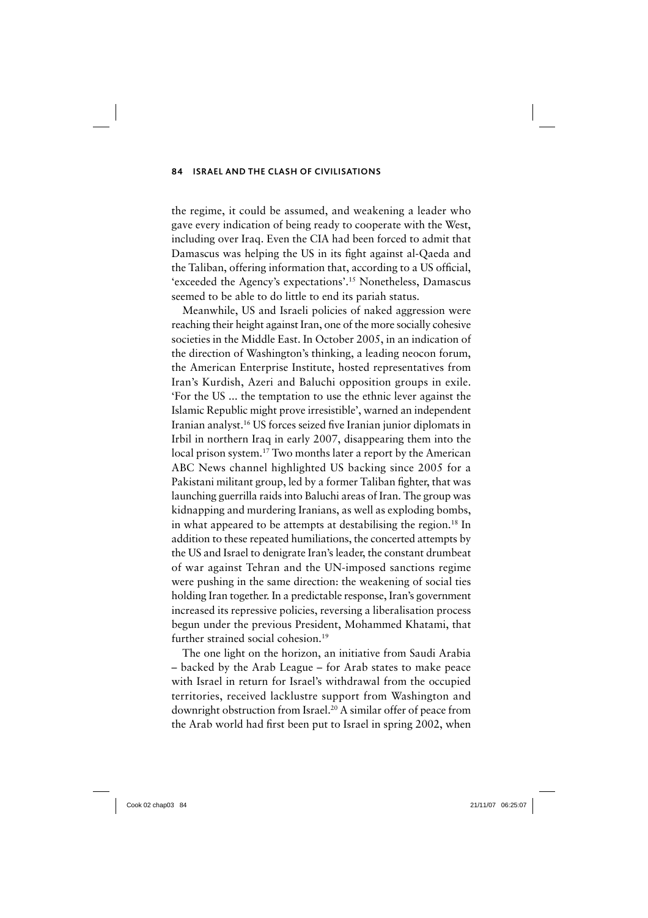the regime, it could be assumed, and weakening a leader who gave every indication of being ready to cooperate with the West, including over Iraq. Even the CIA had been forced to admit that Damascus was helping the US in its fight against al-Qaeda and the Taliban, offering information that, according to a US official, 'exceeded the Agency's expectations'.[15] Nonetheless, Damascus seemed to be able to do little to end its pariah status.

Meanwhile, US and Israeli policies of naked aggression were reaching their height against Iran, one of the more socially cohesive societies in the Middle East. In October 2005, in an indication of the direction of Washington's thinking, a leading neocon forum, the American Enterprise Institute, hosted representatives from Iran's Kurdish, Azeri and Baluchi opposition groups in exile. 'For the US ... the temptation to use the ethnic lever against the Islamic Republic might prove irresistible', warned an independent Iranian analyst.[16] US forces seized five Iranian junior diplomats in Irbil in northern Iraq in early 2007, disappearing them into the local prison system.[17] Two months later a report by the American ABC News channel highlighted US backing since 2005 for a Pakistani militant group, led by a former Taliban fighter, that was launching guerrilla raids into Baluchi areas of Iran. The group was kidnapping and murdering Iranians, as well as exploding bombs, in what appeared to be attempts at destabilising the region.[18] In addition to these repeated humiliations, the concerted attempts by the US and Israel to denigrate Iran's leader, the constant drumbeat of war against Tehran and the UN-imposed sanctions regime were pushing in the same direction: the weakening of social ties holding Iran together. In a predictable response, Iran's government increased its repressive policies, reversing a liberalisation process begun under the previous President, Mohammed Khatami, that further strained social cohesion.[19]

The one light on the horizon, an initiative from Saudi Arabia – backed by the Arab League – for Arab states to make peace with Israel in return for Israel's withdrawal from the occupied territories, received lacklustre support from Washington and downright obstruction from Israel.[20] A similar offer of peace from the Arab world had first been put to Israel in spring 2002, when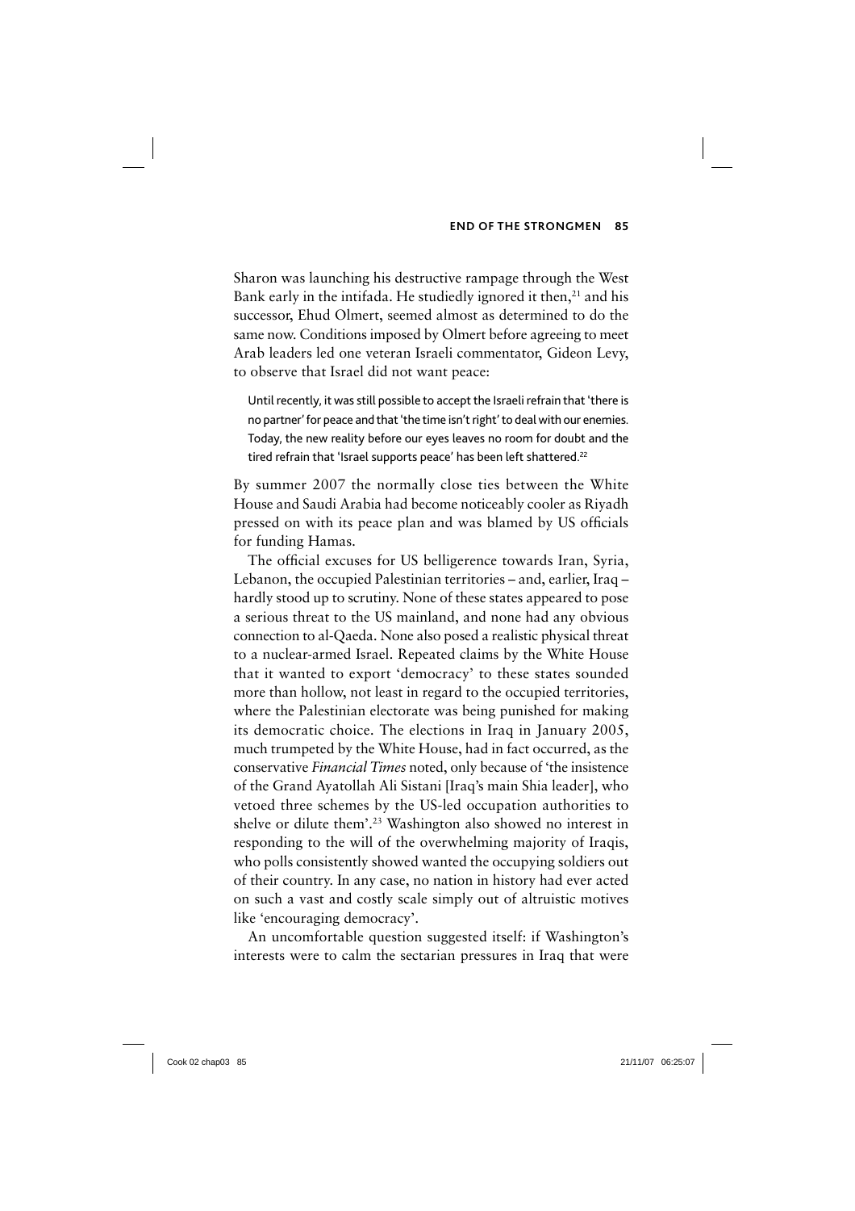Sharon was launching his destructive rampage through the West Bank early in the intifada. He studiedly ignored it then,[21] and his successor, Ehud Olmert, seemed almost as determined to do the same now. Conditions imposed by Olmert before agreeing to meet Arab leaders led one veteran Israeli commentator, Gideon Levy, to observe that Israel did not want peace:

> Until recently, it was still possible to accept the Israeli refrain that 'there is no partner' for peace and that 'the time isn't right' to deal with our enemies. Today, the new reality before our eyes leaves no room for doubt and the tired refrain that 'Israel supports peace' has been left shattered.[22]

By summer 2007 the normally close ties between the White House and Saudi Arabia had become noticeably cooler as Riyadh pressed on with its peace plan and was blamed by US officials for funding Hamas.

The official excuses for US belligerence towards Iran, Syria, Lebanon, the occupied Palestinian territories – and, earlier, Iraq – hardly stood up to scrutiny. None of these states appeared to pose a serious threat to the US mainland, and none had any obvious connection to al-Qaeda. None also posed a realistic physical threat to a nuclear-armed Israel. Repeated claims by the White House that it wanted to export 'democracy' to these states sounded more than hollow, not least in regard to the occupied territories, where the Palestinian electorate was being punished for making its democratic choice. The elections in Iraq in January 2005, much trumpeted by the White House, had in fact occurred, as the conservative *Financial Times* noted, only because of 'the insistence of the Grand Ayatollah Ali Sistani [Iraq's main Shia leader], who vetoed three schemes by the US-led occupation authorities to shelve or dilute them'.[23] Washington also showed no interest in responding to the will of the overwhelming majority of Iraqis, who polls consistently showed wanted the occupying soldiers out of their country. In any case, no nation in history had ever acted on such a vast and costly scale simply out of altruistic motives like 'encouraging democracy'.

An uncomfortable question suggested itself: if Washington's interests were to calm the sectarian pressures in Iraq that were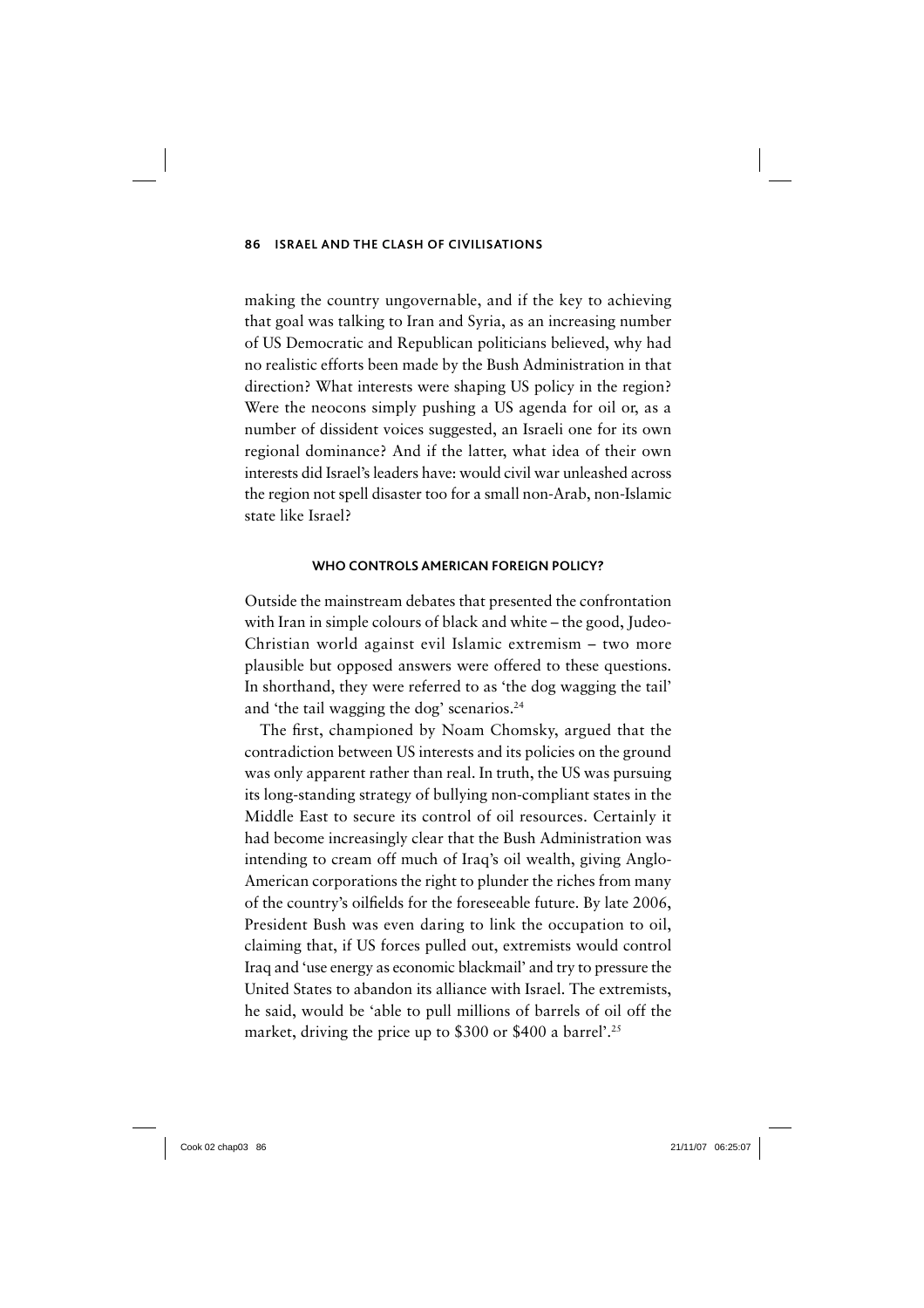making the country ungovernable, and if the key to achieving that goal was talking to Iran and Syria, as an increasing number of US Democratic and Republican politicians believed, why had no realistic efforts been made by the Bush Administration in that direction? What interests were shaping US policy in the region? Were the neocons simply pushing a US agenda for oil or, as a number of dissident voices suggested, an Israeli one for its own regional dominance? And if the latter, what idea of their own interests did Israel's leaders have: would civil war unleashed across the region not spell disaster too for a small non-Arab, non-Islamic state like Israel?

## WHO CONTROLS AMERICAN FOREIGN POLICY?

Outside the mainstream debates that presented the confrontation with Iran in simple colours of black and white – the good, Judeo-Christian world against evil Islamic extremism – two more plausible but opposed answers were offered to these questions. In shorthand, they were referred to as 'the dog wagging the tail' and 'the tail wagging the dog' scenarios.[24]

The first, championed by Noam Chomsky, argued that the contradiction between US interests and its policies on the ground was only apparent rather than real. In truth, the US was pursuing its long-standing strategy of bullying non-compliant states in the Middle East to secure its control of oil resources. Certainly it had become increasingly clear that the Bush Administration was intending to cream off much of Iraq's oil wealth, giving Anglo-American corporations the right to plunder the riches from many of the country's oilfields for the foreseeable future. By late 2006, President Bush was even daring to link the occupation to oil, claiming that, if US forces pulled out, extremists would control Iraq and 'use energy as economic blackmail' and try to pressure the United States to abandon its alliance with Israel. The extremists, he said, would be 'able to pull millions of barrels of oil off the market, driving the price up to $300 or $400 a barrel'.[25]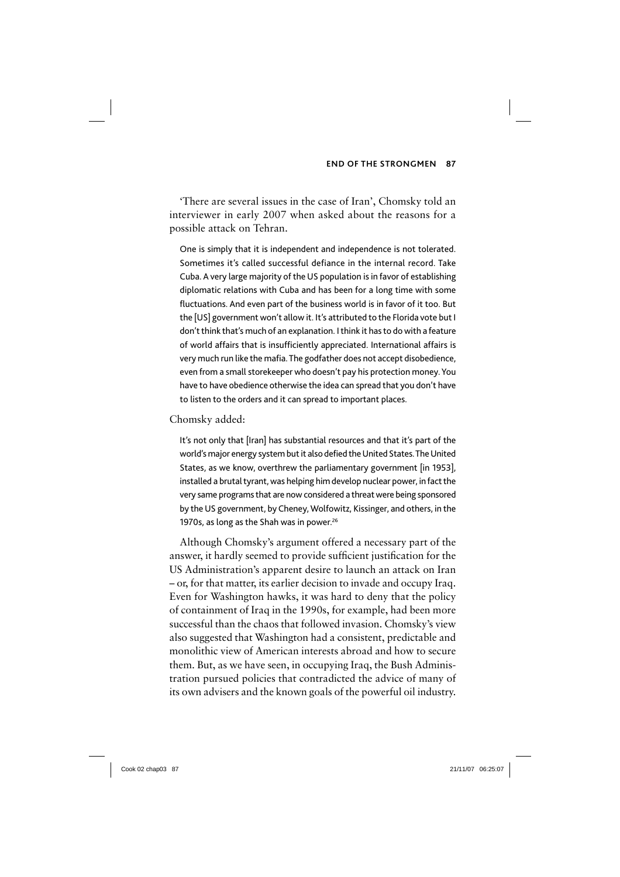'There are several issues in the case of Iran', Chomsky told an interviewer in early 2007 when asked about the reasons for a possible attack on Tehran.

> One is simply that it is independent and independence is not tolerated. Sometimes it's called successful defiance in the internal record. Take Cuba. A very large majority of the US population is in favor of establishing diplomatic relations with Cuba and has been for a long time with some fluctuations. And even part of the business world is in favor of it too. But the [US] government won't allow it. It's attributed to the Florida vote but I don't think that's much of an explanation. I think it has to do with a feature of world affairs that is insufficiently appreciated. International affairs is very much run like the mafia. The godfather does not accept disobedience, even from a small storekeeper who doesn't pay his protection money. You have to have obedience otherwise the idea can spread that you don't have to listen to the orders and it can spread to important places.

Chomsky added:

> It's not only that [Iran] has substantial resources and that it's part of the world's major energy system but it also defied the United States. The United States, as we know, overthrew the parliamentary government [in 1953], installed a brutal tyrant, was helping him develop nuclear power, in fact the very same programs that are now considered a threat were being sponsored by the US government, by Cheney, Wolfowitz, Kissinger, and others, in the 1970s, as long as the Shah was in power.[26]

Although Chomsky's argument offered a necessary part of the answer, it hardly seemed to provide sufficient justification for the US Administration's apparent desire to launch an attack on Iran – or, for that matter, its earlier decision to invade and occupy Iraq. Even for Washington hawks, it was hard to deny that the policy of containment of Iraq in the 1990s, for example, had been more successful than the chaos that followed invasion. Chomsky's view also suggested that Washington had a consistent, predictable and monolithic view of American interests abroad and how to secure them. But, as we have seen, in occupying Iraq, the Bush Administration pursued policies that contradicted the advice of many of its own advisers and the known goals of the powerful oil industry.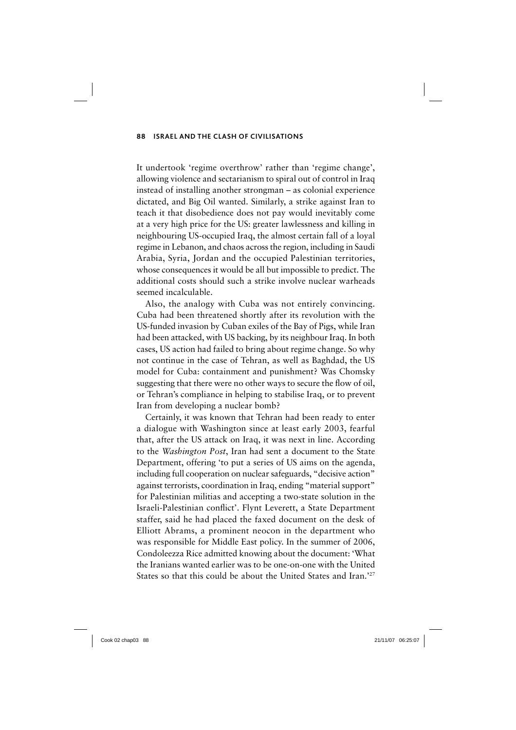It undertook 'regime overthrow' rather than 'regime change', allowing violence and sectarianism to spiral out of control in Iraq instead of installing another strongman – as colonial experience dictated, and Big Oil wanted. Similarly, a strike against Iran to teach it that disobedience does not pay would inevitably come at a very high price for the US: greater lawlessness and killing in neighbouring US-occupied Iraq, the almost certain fall of a loyal regime in Lebanon, and chaos across the region, including in Saudi Arabia, Syria, Jordan and the occupied Palestinian territories, whose consequences it would be all but impossible to predict. The additional costs should such a strike involve nuclear warheads seemed incalculable.

Also, the analogy with Cuba was not entirely convincing. Cuba had been threatened shortly after its revolution with the US-funded invasion by Cuban exiles of the Bay of Pigs, while Iran had been attacked, with US backing, by its neighbour Iraq. In both cases, US action had failed to bring about regime change. So why not continue in the case of Tehran, as well as Baghdad, the US model for Cuba: containment and punishment? Was Chomsky suggesting that there were no other ways to secure the flow of oil, or Tehran's compliance in helping to stabilise Iraq, or to prevent Iran from developing a nuclear bomb?

Certainly, it was known that Tehran had been ready to enter a dialogue with Washington since at least early 2003, fearful that, after the US attack on Iraq, it was next in line. According to the *Washington Post*, Iran had sent a document to the State Department, offering 'to put a series of US aims on the agenda, including full cooperation on nuclear safeguards, "decisive action" against terrorists, coordination in Iraq, ending "material support" for Palestinian militias and accepting a two-state solution in the Israeli-Palestinian conflict'. Flynt Leverett, a State Department staffer, said he had placed the faxed document on the desk of Elliott Abrams, a prominent neocon in the department who was responsible for Middle East policy. In the summer of 2006, Condoleezza Rice admitted knowing about the document: 'What the Iranians wanted earlier was to be one-on-one with the United States so that this could be about the United States and Iran.'[27]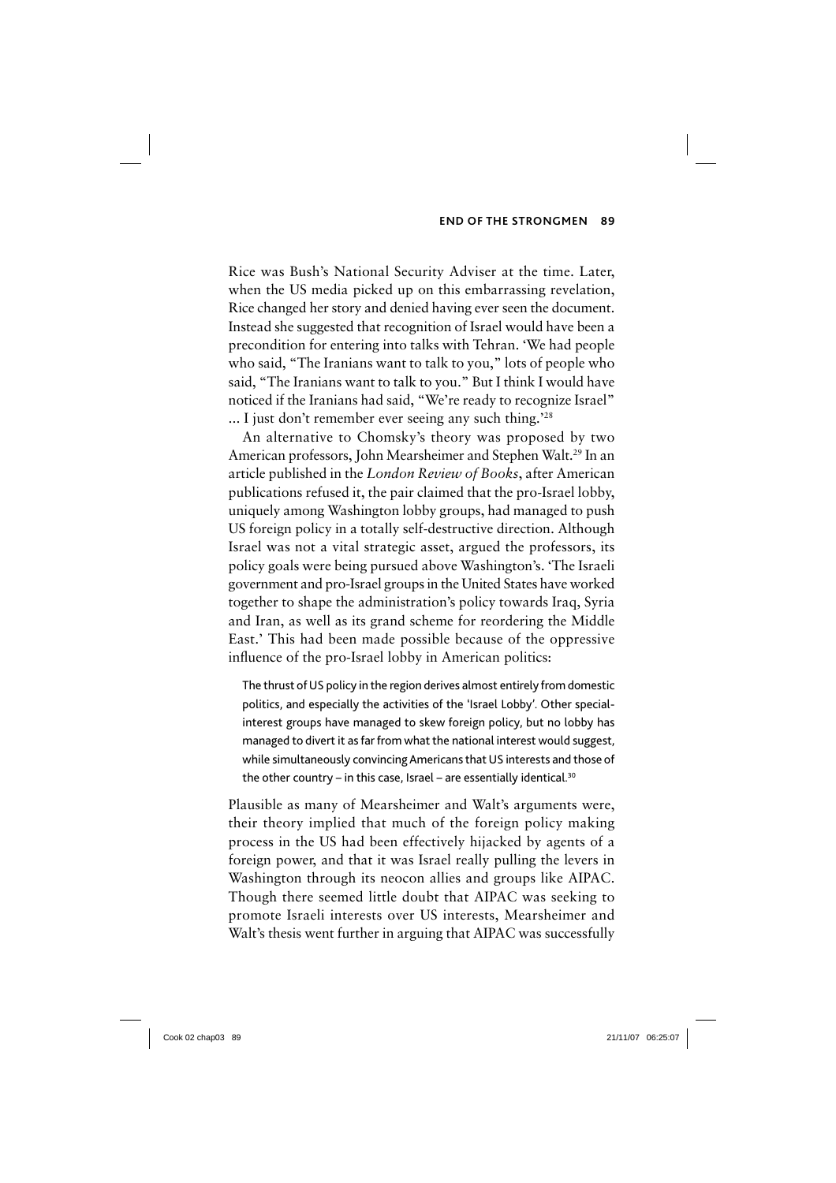Rice was Bush's National Security Adviser at the time. Later, when the US media picked up on this embarrassing revelation, Rice changed her story and denied having ever seen the document. Instead she suggested that recognition of Israel would have been a precondition for entering into talks with Tehran. 'We had people who said, "The Iranians want to talk to you," lots of people who said, "The Iranians want to talk to you." But I think I would have noticed if the Iranians had said, "We're ready to recognize Israel" ... I just don't remember ever seeing any such thing.'[28]

An alternative to Chomsky's theory was proposed by two American professors, John Mearsheimer and Stephen Walt.[29] In an article published in the *London Review of Books*, after American publications refused it, the pair claimed that the pro-Israel lobby, uniquely among Washington lobby groups, had managed to push US foreign policy in a totally self-destructive direction. Although Israel was not a vital strategic asset, argued the professors, its policy goals were being pursued above Washington's. 'The Israeli government and pro-Israel groups in the United States have worked together to shape the administration's policy towards Iraq, Syria and Iran, as well as its grand scheme for reordering the Middle East.' This had been made possible because of the oppressive influence of the pro-Israel lobby in American politics:

> The thrust of US policy in the region derives almost entirely from domestic politics, and especially the activities of the 'Israel Lobby'. Other special-interest groups have managed to skew foreign policy, but no lobby has managed to divert it as far from what the national interest would suggest, while simultaneously convincing Americans that US interests and those of the other country – in this case, Israel – are essentially identical.[30]

Plausible as many of Mearsheimer and Walt's arguments were, their theory implied that much of the foreign policy making process in the US had been effectively hijacked by agents of a foreign power, and that it was Israel really pulling the levers in Washington through its neocon allies and groups like AIPAC. Though there seemed little doubt that AIPAC was seeking to promote Israeli interests over US interests, Mearsheimer and Walt's thesis went further in arguing that AIPAC was successfully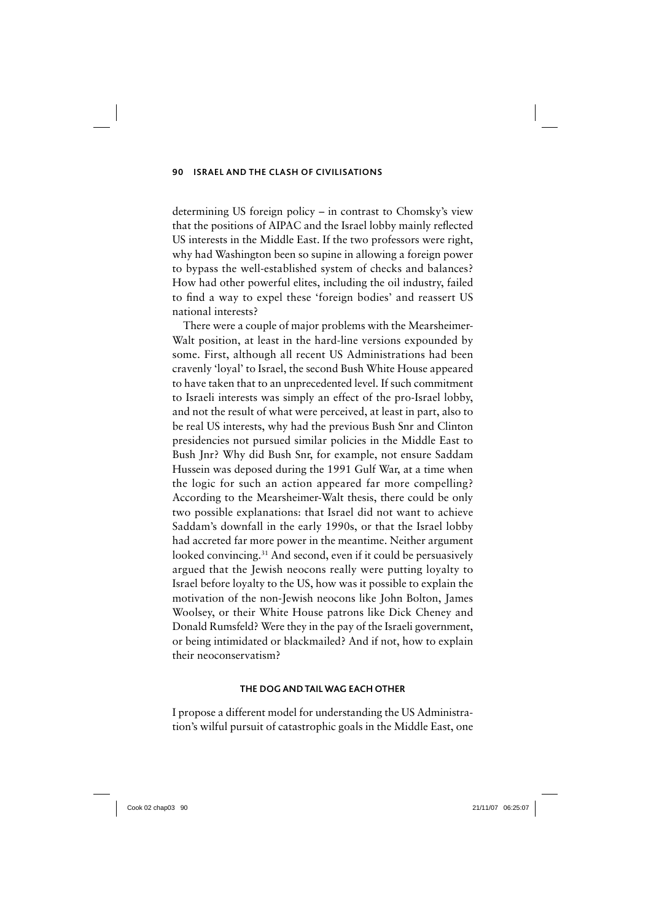determining US foreign policy – in contrast to Chomsky's view that the positions of AIPAC and the Israel lobby mainly reflected US interests in the Middle East. If the two professors were right, why had Washington been so supine in allowing a foreign power to bypass the well-established system of checks and balances? How had other powerful elites, including the oil industry, failed to find a way to expel these 'foreign bodies' and reassert US national interests?

There were a couple of major problems with the Mearsheimer-Walt position, at least in the hard-line versions expounded by some. First, although all recent US Administrations had been cravenly 'loyal' to Israel, the second Bush White House appeared to have taken that to an unprecedented level. If such commitment to Israeli interests was simply an effect of the pro-Israel lobby, and not the result of what were perceived, at least in part, also to be real US interests, why had the previous Bush Snr and Clinton presidencies not pursued similar policies in the Middle East to Bush Jnr? Why did Bush Snr, for example, not ensure Saddam Hussein was deposed during the 1991 Gulf War, at a time when the logic for such an action appeared far more compelling? According to the Mearsheimer-Walt thesis, there could be only two possible explanations: that Israel did not want to achieve Saddam's downfall in the early 1990s, or that the Israel lobby had accreted far more power in the meantime. Neither argument looked convincing.[31] And second, even if it could be persuasively argued that the Jewish neocons really were putting loyalty to Israel before loyalty to the US, how was it possible to explain the motivation of the non-Jewish neocons like John Bolton, James Woolsey, or their White House patrons like Dick Cheney and Donald Rumsfeld? Were they in the pay of the Israeli government, or being intimidated or blackmailed? And if not, how to explain their neoconservatism?

### THE DOG AND TAIL WAG EACH OTHER

I propose a different model for understanding the US Administration's wilful pursuit of catastrophic goals in the Middle East, one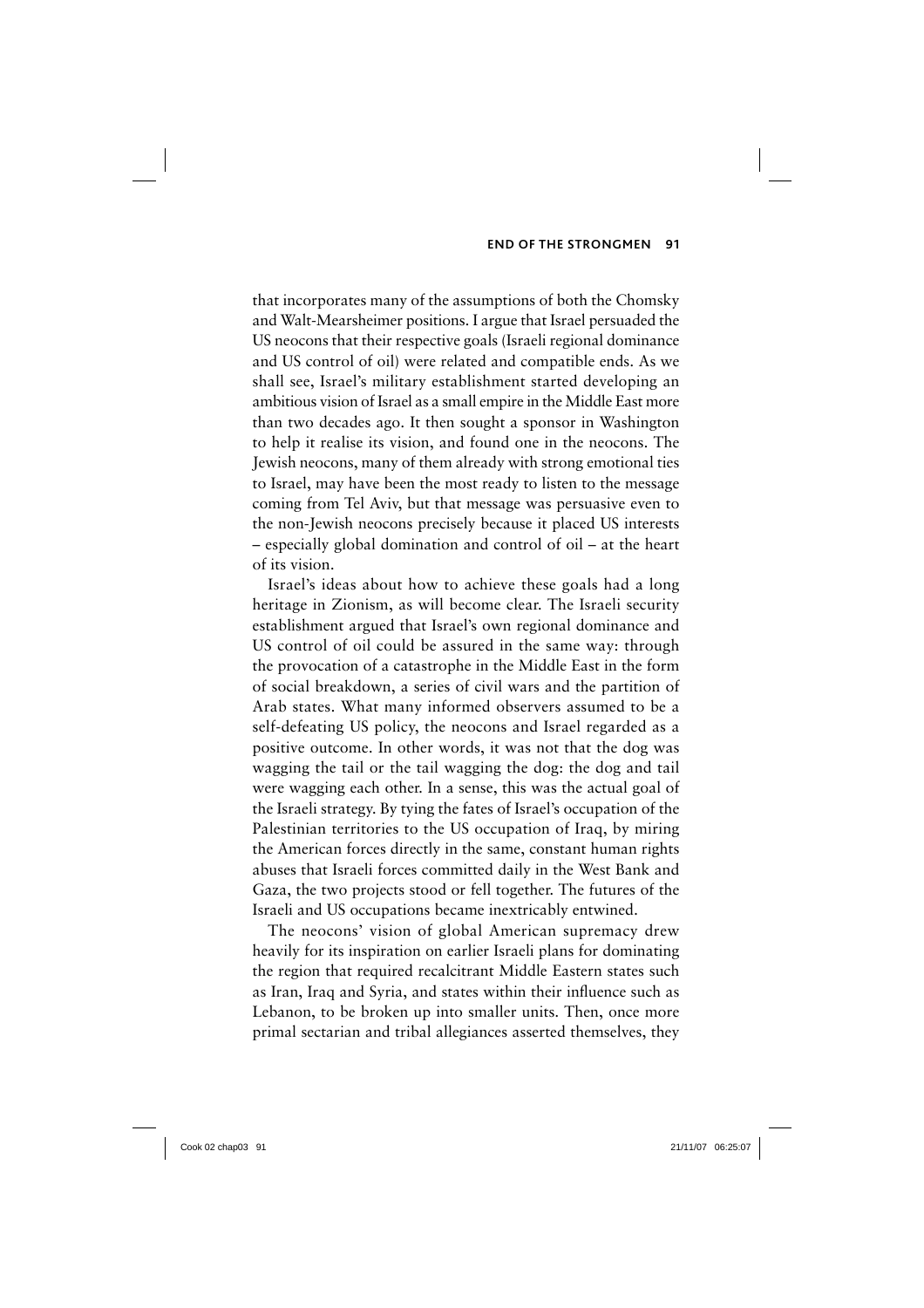that incorporates many of the assumptions of both the Chomsky and Walt-Mearsheimer positions. I argue that Israel persuaded the US neocons that their respective goals (Israeli regional dominance and US control of oil) were related and compatible ends. As we shall see, Israel's military establishment started developing an ambitious vision of Israel as a small empire in the Middle East more than two decades ago. It then sought a sponsor in Washington to help it realise its vision, and found one in the neocons. The Jewish neocons, many of them already with strong emotional ties to Israel, may have been the most ready to listen to the message coming from Tel Aviv, but that message was persuasive even to the non-Jewish neocons precisely because it placed US interests – especially global domination and control of oil – at the heart of its vision.

Israel's ideas about how to achieve these goals had a long heritage in Zionism, as will become clear. The Israeli security establishment argued that Israel's own regional dominance and US control of oil could be assured in the same way: through the provocation of a catastrophe in the Middle East in the form of social breakdown, a series of civil wars and the partition of Arab states. What many informed observers assumed to be a self-defeating US policy, the neocons and Israel regarded as a positive outcome. In other words, it was not that the dog was wagging the tail or the tail wagging the dog: the dog and tail were wagging each other. In a sense, this was the actual goal of the Israeli strategy. By tying the fates of Israel's occupation of the Palestinian territories to the US occupation of Iraq, by miring the American forces directly in the same, constant human rights abuses that Israeli forces committed daily in the West Bank and Gaza, the two projects stood or fell together. The futures of the Israeli and US occupations became inextricably entwined.

The neocons' vision of global American supremacy drew heavily for its inspiration on earlier Israeli plans for dominating the region that required recalcitrant Middle Eastern states such as Iran, Iraq and Syria, and states within their influence such as Lebanon, to be broken up into smaller units. Then, once more primal sectarian and tribal allegiances asserted themselves, they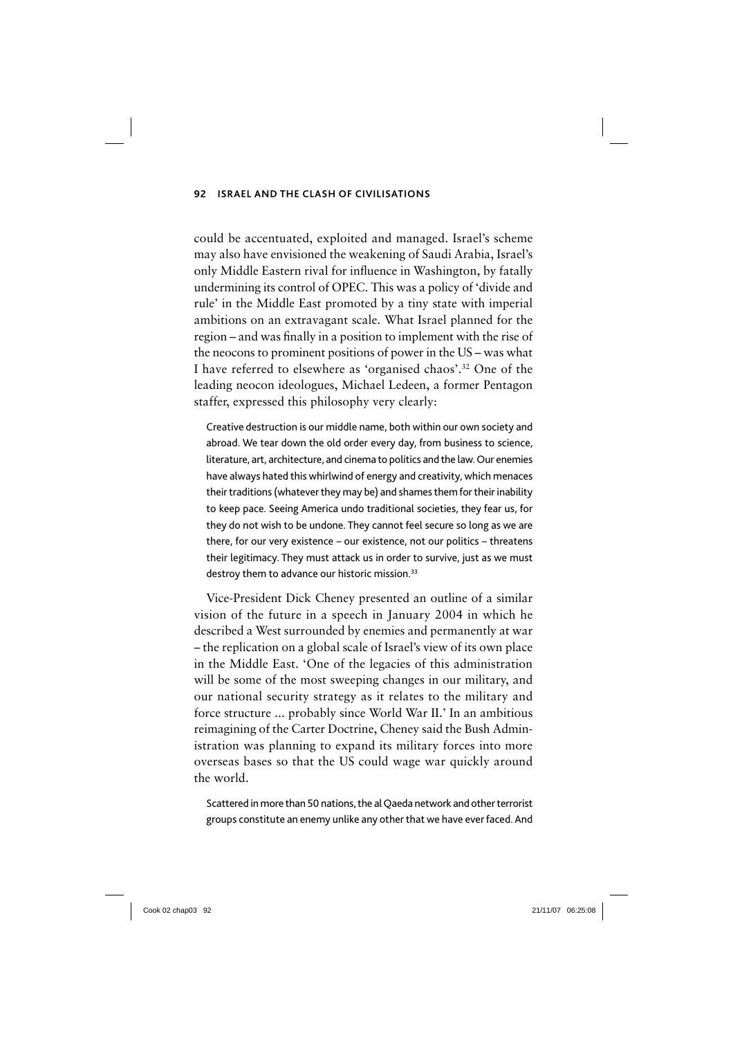could be accentuated, exploited and managed. Israel's scheme may also have envisioned the weakening of Saudi Arabia, Israel's only Middle Eastern rival for influence in Washington, by fatally undermining its control of OPEC. This was a policy of 'divide and rule' in the Middle East promoted by a tiny state with imperial ambitions on an extravagant scale. What Israel planned for the region – and was finally in a position to implement with the rise of the neocons to prominent positions of power in the US – was what I have referred to elsewhere as 'organised chaos'.[32] One of the leading neocon ideologues, Michael Ledeen, a former Pentagon staffer, expressed this philosophy very clearly:

> Creative destruction is our middle name, both within our own society and abroad. We tear down the old order every day, from business to science, literature, art, architecture, and cinema to politics and the law. Our enemies have always hated this whirlwind of energy and creativity, which menaces their traditions (whatever they may be) and shames them for their inability to keep pace. Seeing America undo traditional societies, they fear us, for they do not wish to be undone. They cannot feel secure so long as we are there, for our very existence – our existence, not our politics – threatens their legitimacy. They must attack us in order to survive, just as we must destroy them to advance our historic mission.[33]

Vice-President Dick Cheney presented an outline of a similar vision of the future in a speech in January 2004 in which he described a West surrounded by enemies and permanently at war – the replication on a global scale of Israel's view of its own place in the Middle East. 'One of the legacies of this administration will be some of the most sweeping changes in our military, and our national security strategy as it relates to the military and force structure ... probably since World War II.' In an ambitious reimagining of the Carter Doctrine, Cheney said the Bush Administration was planning to expand its military forces into more overseas bases so that the US could wage war quickly around the world.

> Scattered in more than 50 nations, the al Qaeda network and other terrorist groups constitute an enemy unlike any other that we have ever faced. And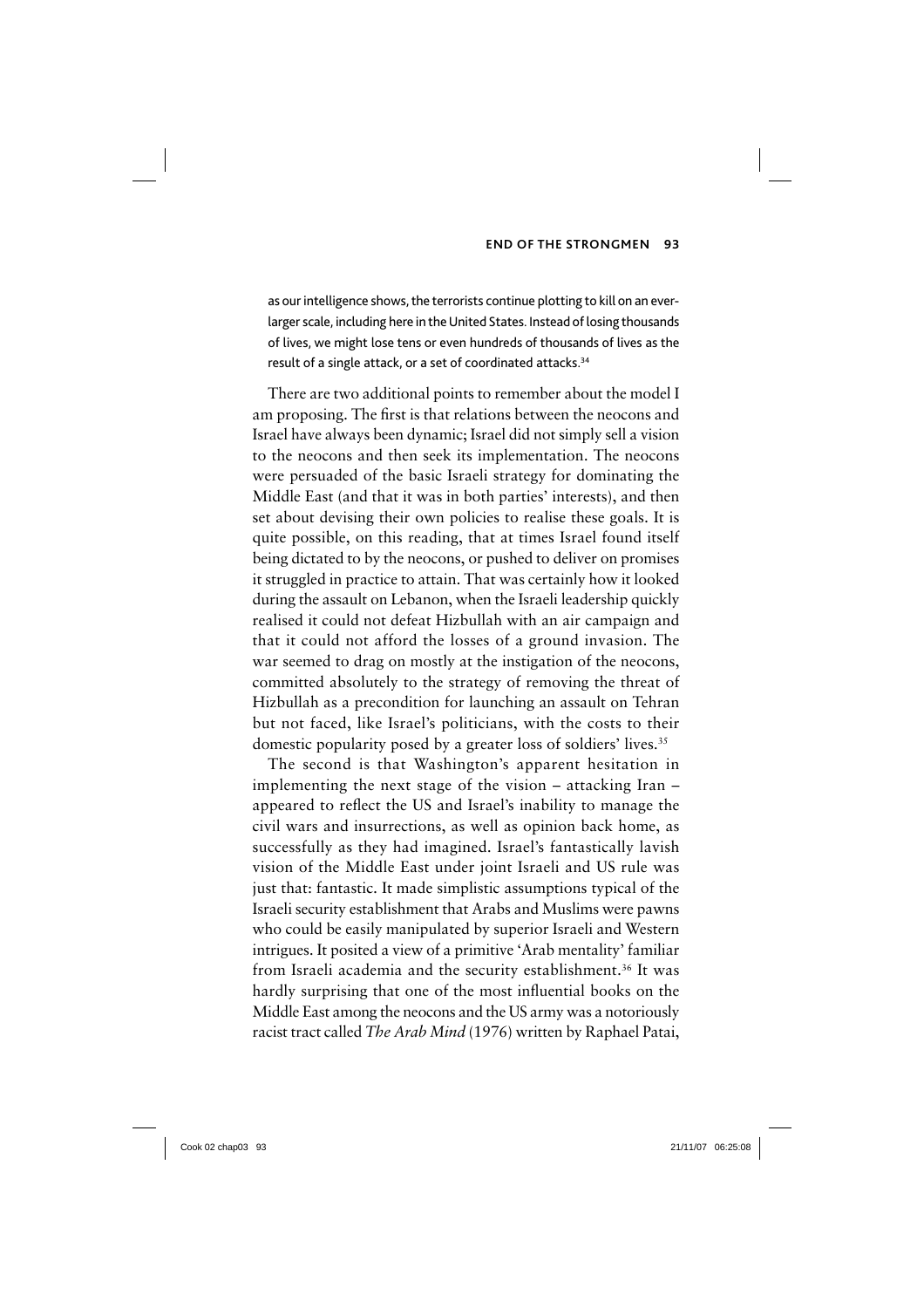> as our intelligence shows, the terrorists continue plotting to kill on an ever-larger scale, including here in the United States. Instead of losing thousands of lives, we might lose tens or even hundreds of thousands of lives as the result of a single attack, or a set of coordinated attacks.[34]

There are two additional points to remember about the model I am proposing. The first is that relations between the neocons and Israel have always been dynamic; Israel did not simply sell a vision to the neocons and then seek its implementation. The neocons were persuaded of the basic Israeli strategy for dominating the Middle East (and that it was in both parties' interests), and then set about devising their own policies to realise these goals. It is quite possible, on this reading, that at times Israel found itself being dictated to by the neocons, or pushed to deliver on promises it struggled in practice to attain. That was certainly how it looked during the assault on Lebanon, when the Israeli leadership quickly realised it could not defeat Hizbullah with an air campaign and that it could not afford the losses of a ground invasion. The war seemed to drag on mostly at the instigation of the neocons, committed absolutely to the strategy of removing the threat of Hizbullah as a precondition for launching an assault on Tehran but not faced, like Israel's politicians, with the costs to their domestic popularity posed by a greater loss of soldiers' lives.[35]

The second is that Washington's apparent hesitation in implementing the next stage of the vision – attacking Iran – appeared to reflect the US and Israel's inability to manage the civil wars and insurrections, as well as opinion back home, as successfully as they had imagined. Israel's fantastically lavish vision of the Middle East under joint Israeli and US rule was just that: fantastic. It made simplistic assumptions typical of the Israeli security establishment that Arabs and Muslims were pawns who could be easily manipulated by superior Israeli and Western intrigues. It posited a view of a primitive 'Arab mentality' familiar from Israeli academia and the security establishment.[36] It was hardly surprising that one of the most influential books on the Middle East among the neocons and the US army was a notoriously racist tract called *The Arab Mind* (1976) written by Raphael Patai,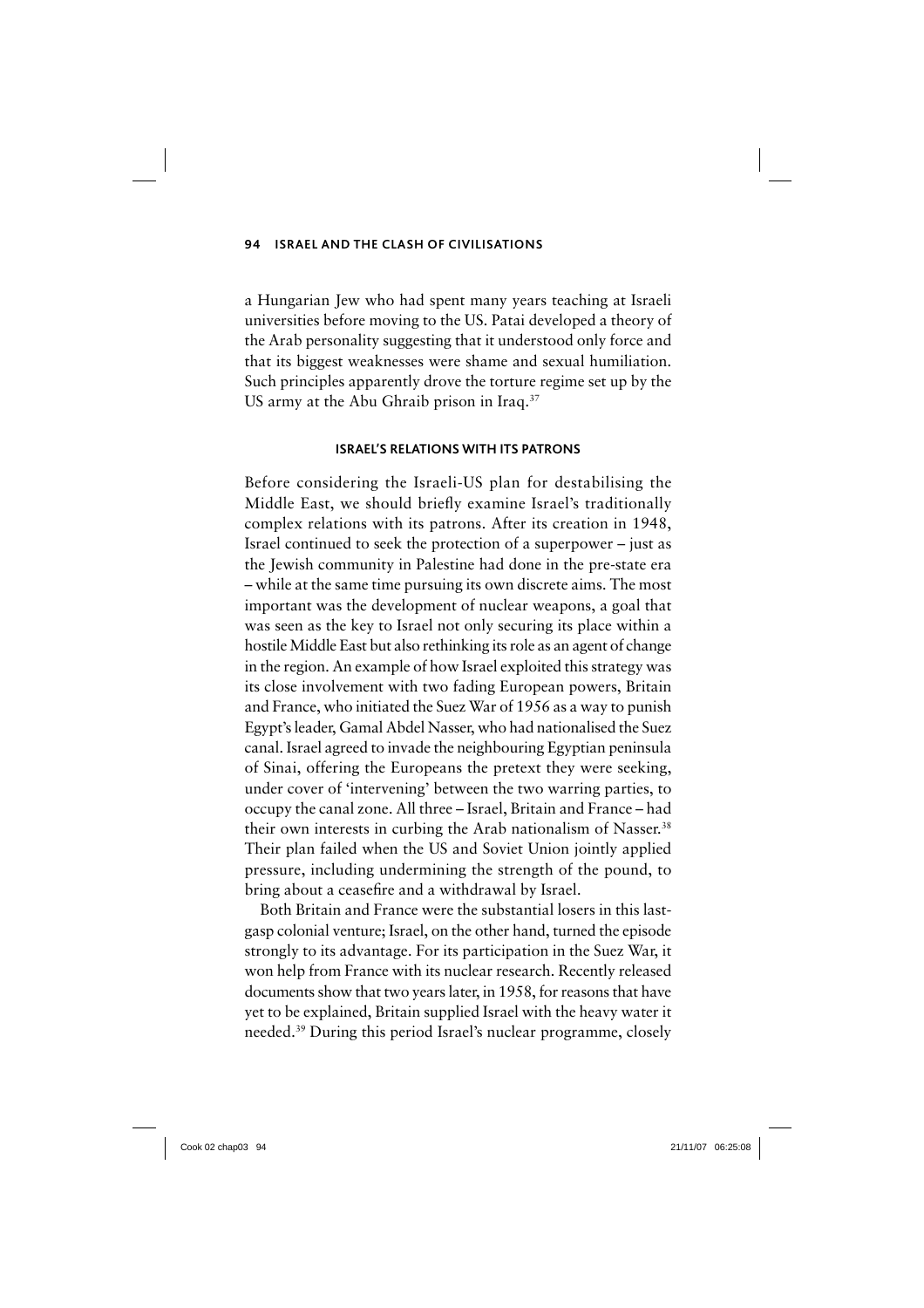a Hungarian Jew who had spent many years teaching at Israeli universities before moving to the US. Patai developed a theory of the Arab personality suggesting that it understood only force and that its biggest weaknesses were shame and sexual humiliation. Such principles apparently drove the torture regime set up by the US army at the Abu Ghraib prison in Iraq.[37]

## ISRAEL'S RELATIONS WITH ITS PATRONS

Before considering the Israeli-US plan for destabilising the Middle East, we should briefly examine Israel's traditionally complex relations with its patrons. After its creation in 1948, Israel continued to seek the protection of a superpower – just as the Jewish community in Palestine had done in the pre-state era – while at the same time pursuing its own discrete aims. The most important was the development of nuclear weapons, a goal that was seen as the key to Israel not only securing its place within a hostile Middle East but also rethinking its role as an agent of change in the region. An example of how Israel exploited this strategy was its close involvement with two fading European powers, Britain and France, who initiated the Suez War of 1956 as a way to punish Egypt's leader, Gamal Abdel Nasser, who had nationalised the Suez canal. Israel agreed to invade the neighbouring Egyptian peninsula of Sinai, offering the Europeans the pretext they were seeking, under cover of 'intervening' between the two warring parties, to occupy the canal zone. All three – Israel, Britain and France – had their own interests in curbing the Arab nationalism of Nasser.[38] Their plan failed when the US and Soviet Union jointly applied pressure, including undermining the strength of the pound, to bring about a ceasefire and a withdrawal by Israel.

Both Britain and France were the substantial losers in this last-gasp colonial venture; Israel, on the other hand, turned the episode strongly to its advantage. For its participation in the Suez War, it won help from France with its nuclear research. Recently released documents show that two years later, in 1958, for reasons that have yet to be explained, Britain supplied Israel with the heavy water it needed.[39] During this period Israel's nuclear programme, closely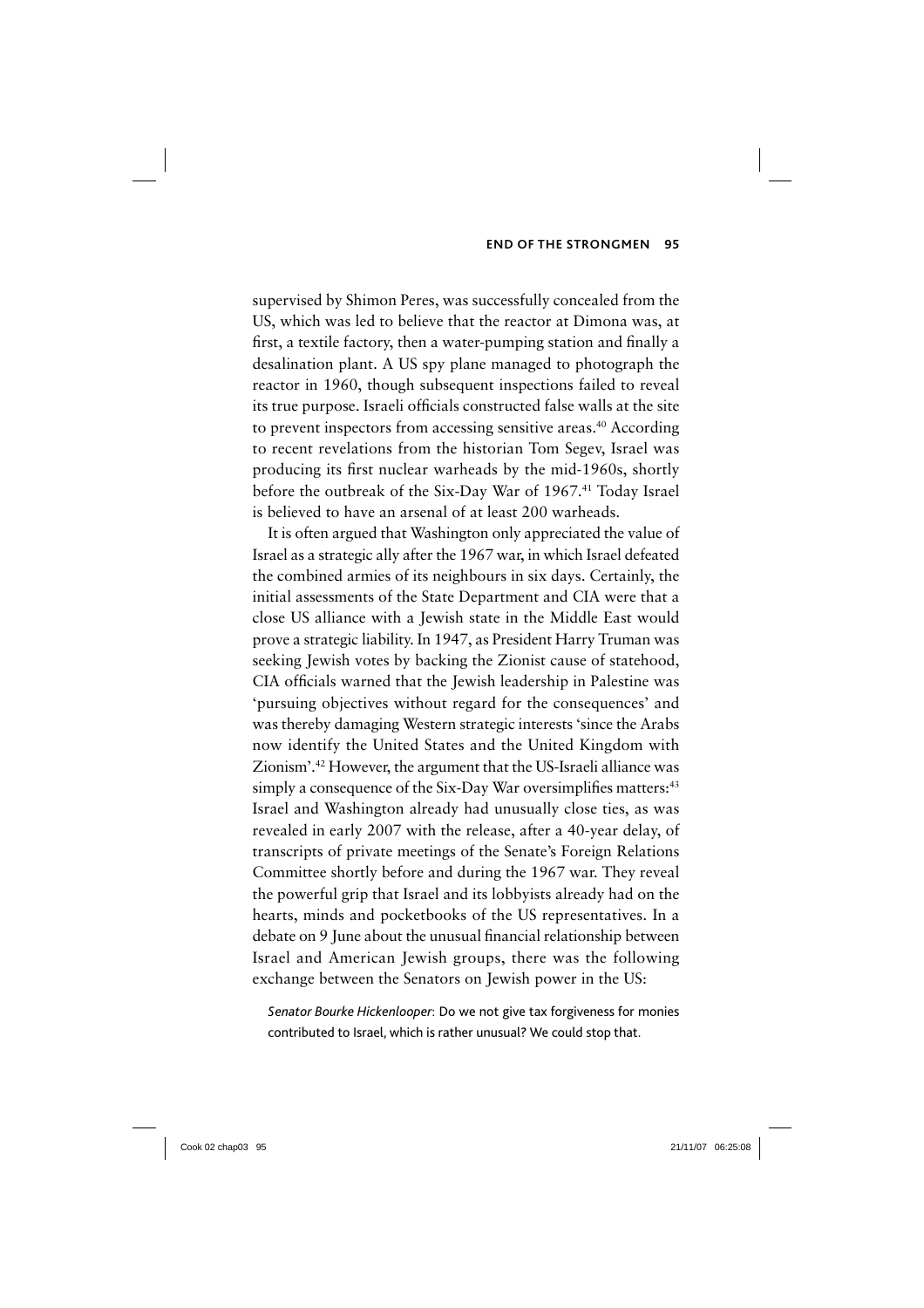supervised by Shimon Peres, was successfully concealed from the US, which was led to believe that the reactor at Dimona was, at first, a textile factory, then a water-pumping station and finally a desalination plant. A US spy plane managed to photograph the reactor in 1960, though subsequent inspections failed to reveal its true purpose. Israeli officials constructed false walls at the site to prevent inspectors from accessing sensitive areas.[40] According to recent revelations from the historian Tom Segev, Israel was producing its first nuclear warheads by the mid-1960s, shortly before the outbreak of the Six-Day War of 1967.[41] Today Israel is believed to have an arsenal of at least 200 warheads.

It is often argued that Washington only appreciated the value of Israel as a strategic ally after the 1967 war, in which Israel defeated the combined armies of its neighbours in six days. Certainly, the initial assessments of the State Department and CIA were that a close US alliance with a Jewish state in the Middle East would prove a strategic liability. In 1947, as President Harry Truman was seeking Jewish votes by backing the Zionist cause of statehood, CIA officials warned that the Jewish leadership in Palestine was 'pursuing objectives without regard for the consequences' and was thereby damaging Western strategic interests 'since the Arabs now identify the United States and the United Kingdom with Zionism'.[42] However, the argument that the US-Israeli alliance was simply a consequence of the Six-Day War oversimplifies matters:[43] Israel and Washington already had unusually close ties, as was revealed in early 2007 with the release, after a 40-year delay, of transcripts of private meetings of the Senate's Foreign Relations Committee shortly before and during the 1967 war. They reveal the powerful grip that Israel and its lobbyists already had on the hearts, minds and pocketbooks of the US representatives. In a debate on 9 June about the unusual financial relationship between Israel and American Jewish groups, there was the following exchange between the Senators on Jewish power in the US:

> *Senator Bourke Hickenlooper*: Do we not give tax forgiveness for monies contributed to Israel, which is rather unusual? We could stop that.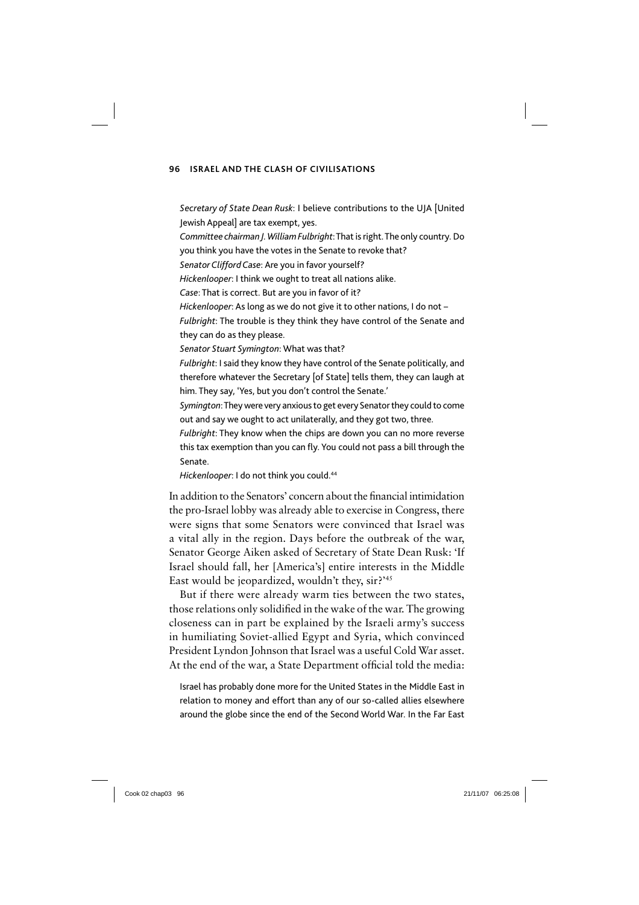*Secretary of State Dean Rusk*: I believe contributions to the UJA [United Jewish Appeal] are tax exempt, yes.

*Committee chairman J. William Fulbright*: That is right. The only country. Do you think you have the votes in the Senate to revoke that?

*Senator Clifford Case*: Are you in favor yourself?

*Hickenlooper*: I think we ought to treat all nations alike.

*Case*: That is correct. But are you in favor of it?

*Hickenlooper*: As long as we do not give it to other nations, I do not –

*Fulbright*: The trouble is they think they have control of the Senate and they can do as they please.

*Senator Stuart Symington*: What was that?

*Fulbright*: I said they know they have control of the Senate politically, and therefore whatever the Secretary [of State] tells them, they can laugh at him. They say, 'Yes, but you don't control the Senate.'

*Symington*: They were very anxious to get every Senator they could to come out and say we ought to act unilaterally, and they got two, three.

*Fulbright*: They know when the chips are down you can no more reverse this tax exemption than you can fly. You could not pass a bill through the Senate.

*Hickenlooper*: I do not think you could.[44]

In addition to the Senators' concern about the financial intimidation the pro-Israel lobby was already able to exercise in Congress, there were signs that some Senators were convinced that Israel was a vital ally in the region. Days before the outbreak of the war, Senator George Aiken asked of Secretary of State Dean Rusk: 'If Israel should fall, her [America's] entire interests in the Middle East would be jeopardized, wouldn't they, sir?'[45]

But if there were already warm ties between the two states, those relations only solidified in the wake of the war. The growing closeness can in part be explained by the Israeli army's success in humiliating Soviet-allied Egypt and Syria, which convinced President Lyndon Johnson that Israel was a useful Cold War asset. At the end of the war, a State Department official told the media:

> Israel has probably done more for the United States in the Middle East in relation to money and effort than any of our so-called allies elsewhere around the globe since the end of the Second World War. In the Far East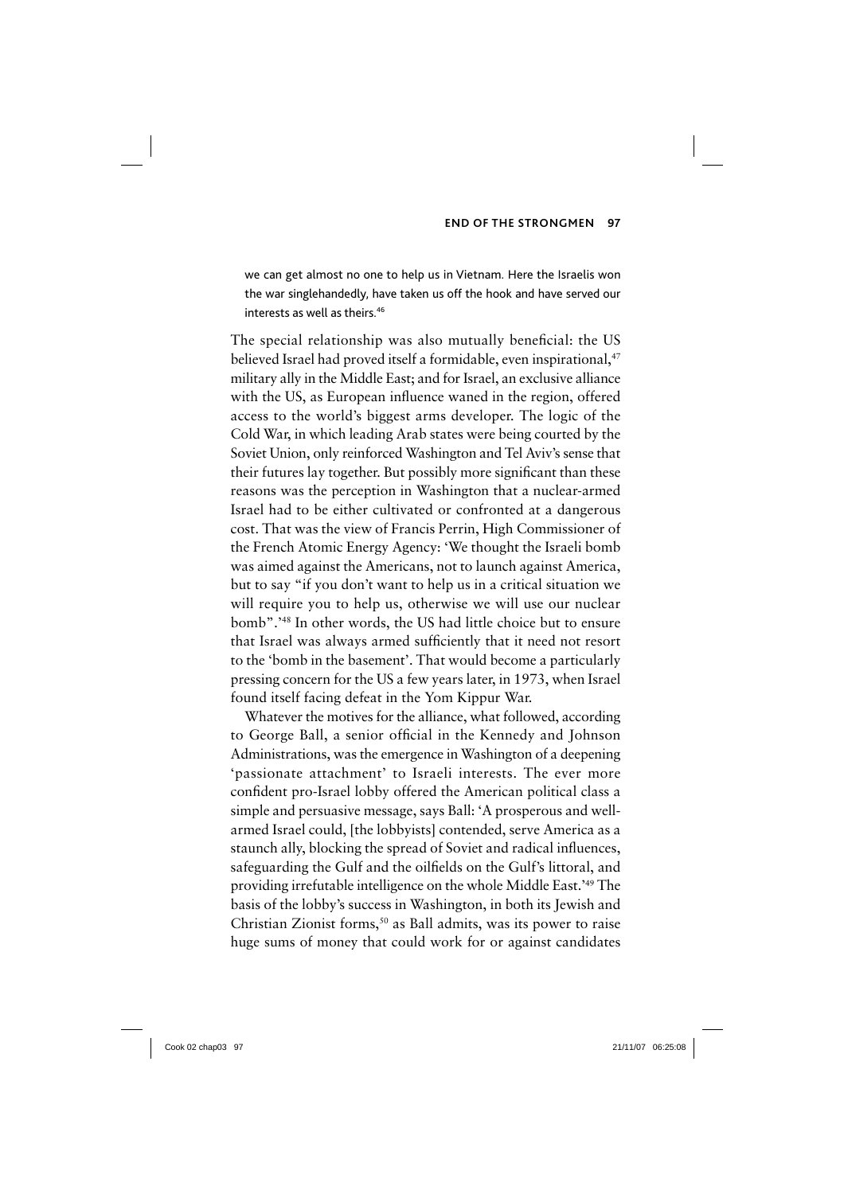> we can get almost no one to help us in Vietnam. Here the Israelis won the war singlehandedly, have taken us off the hook and have served our interests as well as theirs.[46]

The special relationship was also mutually beneficial: the US believed Israel had proved itself a formidable, even inspirational,[47] military ally in the Middle East; and for Israel, an exclusive alliance with the US, as European influence waned in the region, offered access to the world's biggest arms developer. The logic of the Cold War, in which leading Arab states were being courted by the Soviet Union, only reinforced Washington and Tel Aviv's sense that their futures lay together. But possibly more significant than these reasons was the perception in Washington that a nuclear-armed Israel had to be either cultivated or confronted at a dangerous cost. That was the view of Francis Perrin, High Commissioner of the French Atomic Energy Agency: 'We thought the Israeli bomb was aimed against the Americans, not to launch against America, but to say "if you don't want to help us in a critical situation we will require you to help us, otherwise we will use our nuclear bomb".'[48] In other words, the US had little choice but to ensure that Israel was always armed sufficiently that it need not resort to the 'bomb in the basement'. That would become a particularly pressing concern for the US a few years later, in 1973, when Israel found itself facing defeat in the Yom Kippur War.

Whatever the motives for the alliance, what followed, according to George Ball, a senior official in the Kennedy and Johnson Administrations, was the emergence in Washington of a deepening 'passionate attachment' to Israeli interests. The ever more confident pro-Israel lobby offered the American political class a simple and persuasive message, says Ball: 'A prosperous and well-armed Israel could, [the lobbyists] contended, serve America as a staunch ally, blocking the spread of Soviet and radical influences, safeguarding the Gulf and the oilfields on the Gulf's littoral, and providing irrefutable intelligence on the whole Middle East.'[49] The basis of the lobby's success in Washington, in both its Jewish and Christian Zionist forms,[50] as Ball admits, was its power to raise huge sums of money that could work for or against candidates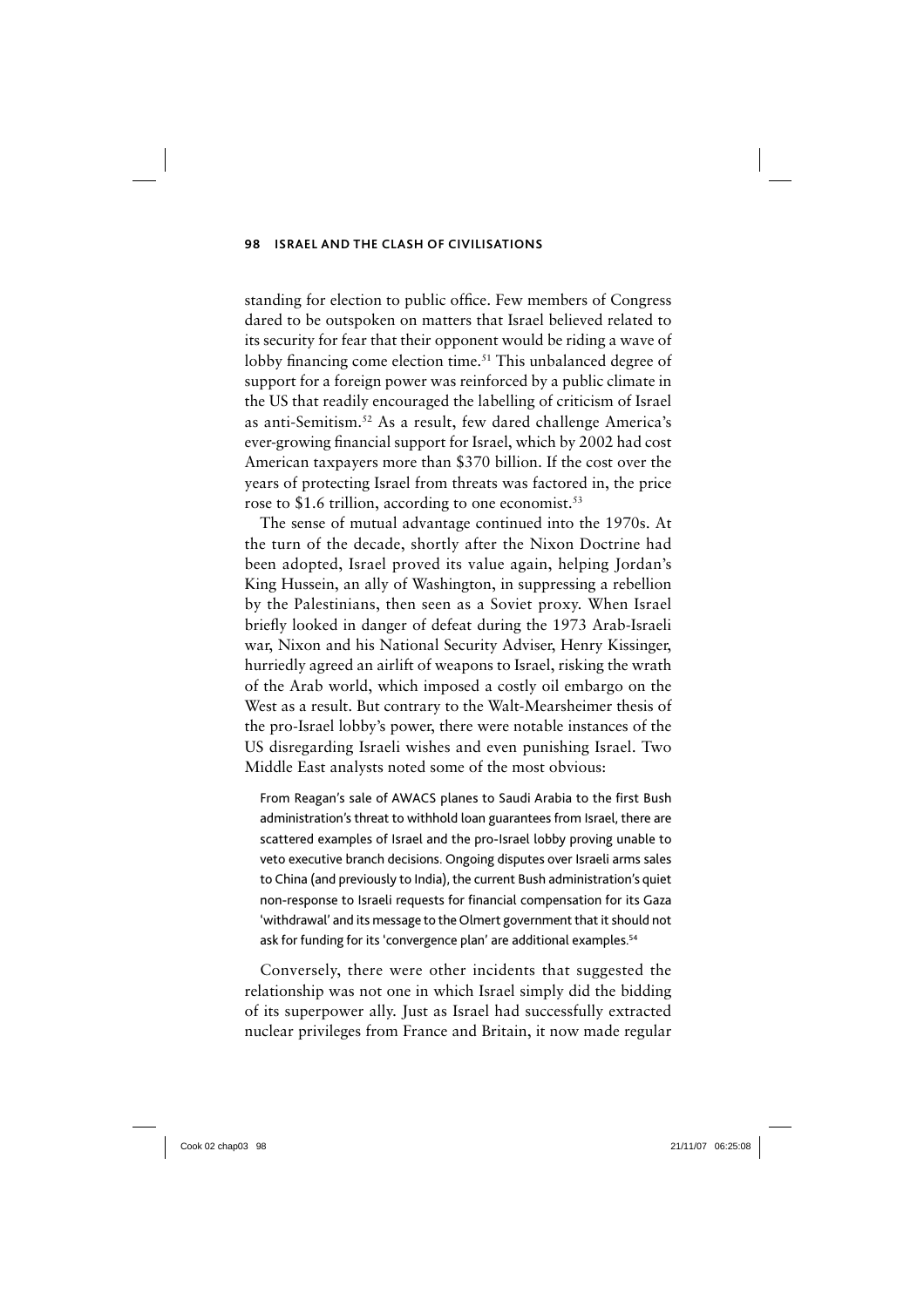standing for election to public office. Few members of Congress dared to be outspoken on matters that Israel believed related to its security for fear that their opponent would be riding a wave of lobby financing come election time.[51] This unbalanced degree of support for a foreign power was reinforced by a public climate in the US that readily encouraged the labelling of criticism of Israel as anti-Semitism.[52] As a result, few dared challenge America's ever-growing financial support for Israel, which by 2002 had cost American taxpayers more than $370 billion. If the cost over the years of protecting Israel from threats was factored in, the price rose to $1.6 trillion, according to one economist.[53]

The sense of mutual advantage continued into the 1970s. At the turn of the decade, shortly after the Nixon Doctrine had been adopted, Israel proved its value again, helping Jordan's King Hussein, an ally of Washington, in suppressing a rebellion by the Palestinians, then seen as a Soviet proxy. When Israel briefly looked in danger of defeat during the 1973 Arab-Israeli war, Nixon and his National Security Adviser, Henry Kissinger, hurriedly agreed an airlift of weapons to Israel, risking the wrath of the Arab world, which imposed a costly oil embargo on the West as a result. But contrary to the Walt-Mearsheimer thesis of the pro-Israel lobby's power, there were notable instances of the US disregarding Israeli wishes and even punishing Israel. Two Middle East analysts noted some of the most obvious:

> From Reagan's sale of AWACS planes to Saudi Arabia to the first Bush administration's threat to withhold loan guarantees from Israel, there are scattered examples of Israel and the pro-Israel lobby proving unable to veto executive branch decisions. Ongoing disputes over Israeli arms sales to China (and previously to India), the current Bush administration's quiet non-response to Israeli requests for financial compensation for its Gaza 'withdrawal' and its message to the Olmert government that it should not ask for funding for its 'convergence plan' are additional examples.[54]

Conversely, there were other incidents that suggested the relationship was not one in which Israel simply did the bidding of its superpower ally. Just as Israel had successfully extracted nuclear privileges from France and Britain, it now made regular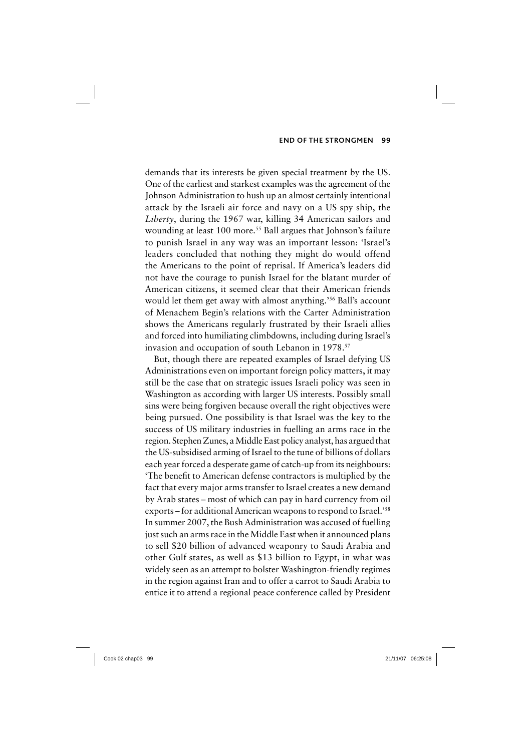demands that its interests be given special treatment by the US. One of the earliest and starkest examples was the agreement of the Johnson Administration to hush up an almost certainly intentional attack by the Israeli air force and navy on a US spy ship, the *Liberty*, during the 1967 war, killing 34 American sailors and wounding at least 100 more.[55] Ball argues that Johnson's failure to punish Israel in any way was an important lesson: 'Israel's leaders concluded that nothing they might do would offend the Americans to the point of reprisal. If America's leaders did not have the courage to punish Israel for the blatant murder of American citizens, it seemed clear that their American friends would let them get away with almost anything.'[56] Ball's account of Menachem Begin's relations with the Carter Administration shows the Americans regularly frustrated by their Israeli allies and forced into humiliating climbdowns, including during Israel's invasion and occupation of south Lebanon in 1978.[57]

But, though there are repeated examples of Israel defying US Administrations even on important foreign policy matters, it may still be the case that on strategic issues Israeli policy was seen in Washington as according with larger US interests. Possibly small sins were being forgiven because overall the right objectives were being pursued. One possibility is that Israel was the key to the success of US military industries in fuelling an arms race in the region. Stephen Zunes, a Middle East policy analyst, has argued that the US-subsidised arming of Israel to the tune of billions of dollars each year forced a desperate game of catch-up from its neighbours: 'The benefit to American defense contractors is multiplied by the fact that every major arms transfer to Israel creates a new demand by Arab states – most of which can pay in hard currency from oil exports – for additional American weapons to respond to Israel.'[58] In summer 2007, the Bush Administration was accused of fuelling just such an arms race in the Middle East when it announced plans to sell \$20 billion of advanced weaponry to Saudi Arabia and other Gulf states, as well as \$13 billion to Egypt, in what was widely seen as an attempt to bolster Washington-friendly regimes in the region against Iran and to offer a carrot to Saudi Arabia to entice it to attend a regional peace conference called by President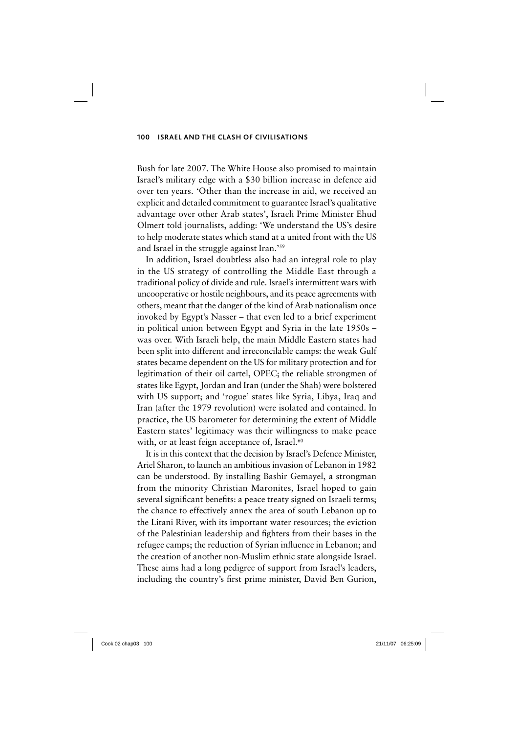Bush for late 2007. The White House also promised to maintain Israel's military edge with a $30 billion increase in defence aid over ten years. 'Other than the increase in aid, we received an explicit and detailed commitment to guarantee Israel's qualitative advantage over other Arab states', Israeli Prime Minister Ehud Olmert told journalists, adding: 'We understand the US's desire to help moderate states which stand at a united front with the US and Israel in the struggle against Iran.'[59]

In addition, Israel doubtless also had an integral role to play in the US strategy of controlling the Middle East through a traditional policy of divide and rule. Israel's intermittent wars with uncooperative or hostile neighbours, and its peace agreements with others, meant that the danger of the kind of Arab nationalism once invoked by Egypt's Nasser – that even led to a brief experiment in political union between Egypt and Syria in the late 1950s – was over. With Israeli help, the main Middle Eastern states had been split into different and irreconcilable camps: the weak Gulf states became dependent on the US for military protection and for legitimation of their oil cartel, OPEC; the reliable strongmen of states like Egypt, Jordan and Iran (under the Shah) were bolstered with US support; and 'rogue' states like Syria, Libya, Iraq and Iran (after the 1979 revolution) were isolated and contained. In practice, the US barometer for determining the extent of Middle Eastern states' legitimacy was their willingness to make peace with, or at least feign acceptance of, Israel.[60]

It is in this context that the decision by Israel's Defence Minister, Ariel Sharon, to launch an ambitious invasion of Lebanon in 1982 can be understood. By installing Bashir Gemayel, a strongman from the minority Christian Maronites, Israel hoped to gain several significant benefits: a peace treaty signed on Israeli terms; the chance to effectively annex the area of south Lebanon up to the Litani River, with its important water resources; the eviction of the Palestinian leadership and fighters from their bases in the refugee camps; the reduction of Syrian influence in Lebanon; and the creation of another non-Muslim ethnic state alongside Israel. These aims had a long pedigree of support from Israel's leaders, including the country's first prime minister, David Ben Gurion,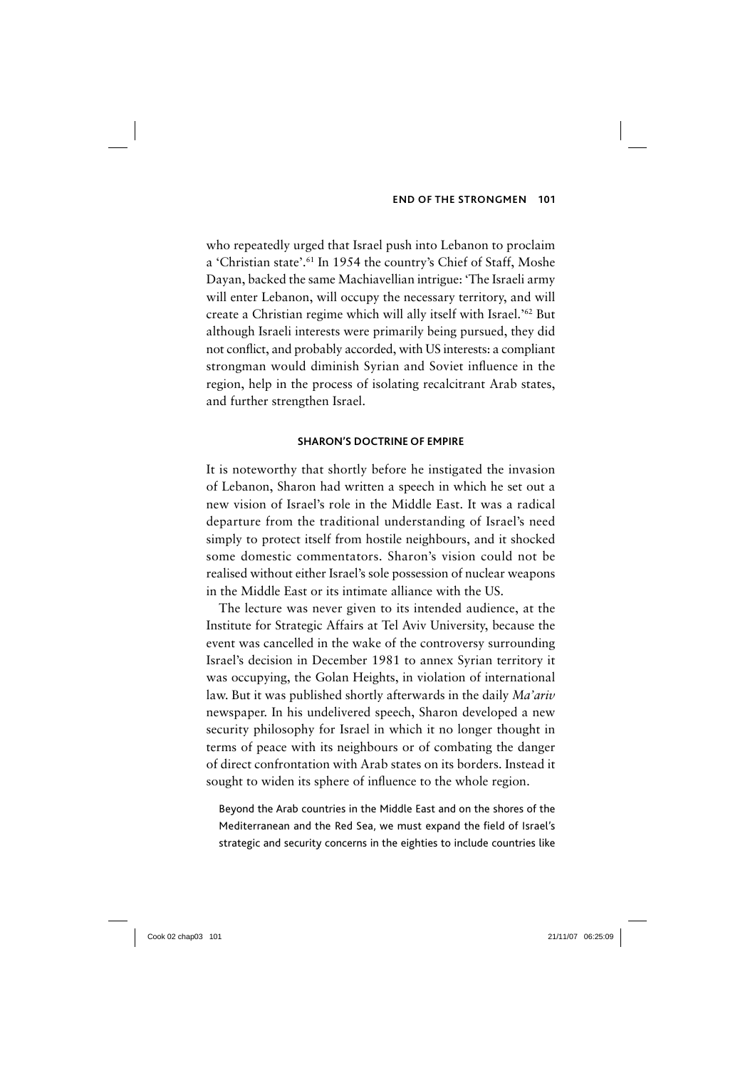who repeatedly urged that Israel push into Lebanon to proclaim a 'Christian state'.[61] In 1954 the country's Chief of Staff, Moshe Dayan, backed the same Machiavellian intrigue: 'The Israeli army will enter Lebanon, will occupy the necessary territory, and will create a Christian regime which will ally itself with Israel.'[62] But although Israeli interests were primarily being pursued, they did not conflict, and probably accorded, with US interests: a compliant strongman would diminish Syrian and Soviet influence in the region, help in the process of isolating recalcitrant Arab states, and further strengthen Israel.

## SHARON'S DOCTRINE OF EMPIRE

It is noteworthy that shortly before he instigated the invasion of Lebanon, Sharon had written a speech in which he set out a new vision of Israel's role in the Middle East. It was a radical departure from the traditional understanding of Israel's need simply to protect itself from hostile neighbours, and it shocked some domestic commentators. Sharon's vision could not be realised without either Israel's sole possession of nuclear weapons in the Middle East or its intimate alliance with the US.

The lecture was never given to its intended audience, at the Institute for Strategic Affairs at Tel Aviv University, because the event was cancelled in the wake of the controversy surrounding Israel's decision in December 1981 to annex Syrian territory it was occupying, the Golan Heights, in violation of international law. But it was published shortly afterwards in the daily *Ma'ariv* newspaper. In his undelivered speech, Sharon developed a new security philosophy for Israel in which it no longer thought in terms of peace with its neighbours or of combating the danger of direct confrontation with Arab states on its borders. Instead it sought to widen its sphere of influence to the whole region.

> Beyond the Arab countries in the Middle East and on the shores of the Mediterranean and the Red Sea, we must expand the field of Israel's strategic and security concerns in the eighties to include countries like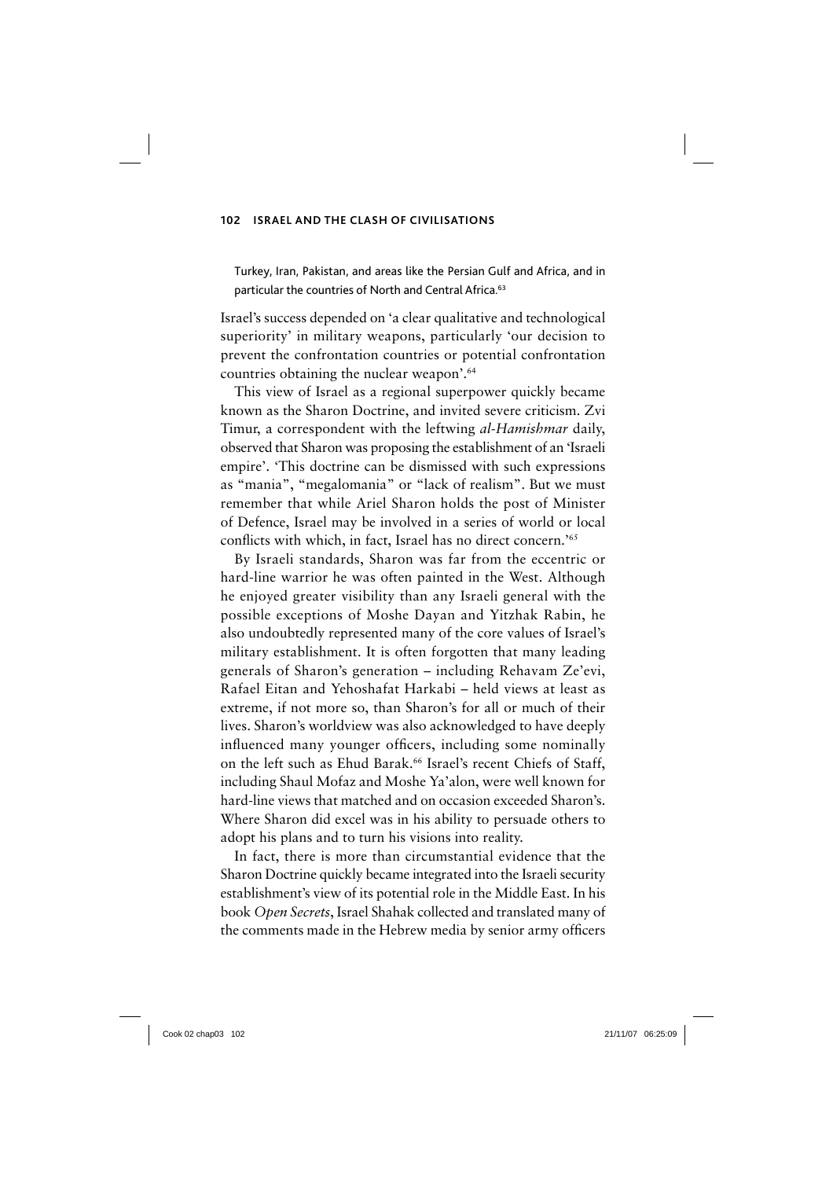> Turkey, Iran, Pakistan, and areas like the Persian Gulf and Africa, and in particular the countries of North and Central Africa.[63]

Israel's success depended on 'a clear qualitative and technological superiority' in military weapons, particularly 'our decision to prevent the confrontation countries or potential confrontation countries obtaining the nuclear weapon'.[64]

This view of Israel as a regional superpower quickly became known as the Sharon Doctrine, and invited severe criticism. Zvi Timur, a correspondent with the leftwing *al-Hamishmar* daily, observed that Sharon was proposing the establishment of an 'Israeli empire'. 'This doctrine can be dismissed with such expressions as "mania", "megalomania" or "lack of realism". But we must remember that while Ariel Sharon holds the post of Minister of Defence, Israel may be involved in a series of world or local conflicts with which, in fact, Israel has no direct concern.'[65]

By Israeli standards, Sharon was far from the eccentric or hard-line warrior he was often painted in the West. Although he enjoyed greater visibility than any Israeli general with the possible exceptions of Moshe Dayan and Yitzhak Rabin, he also undoubtedly represented many of the core values of Israel's military establishment. It is often forgotten that many leading generals of Sharon's generation – including Rehavam Ze'evi, Rafael Eitan and Yehoshafat Harkabi – held views at least as extreme, if not more so, than Sharon's for all or much of their lives. Sharon's worldview was also acknowledged to have deeply influenced many younger officers, including some nominally on the left such as Ehud Barak.[66] Israel's recent Chiefs of Staff, including Shaul Mofaz and Moshe Ya'alon, were well known for hard-line views that matched and on occasion exceeded Sharon's. Where Sharon did excel was in his ability to persuade others to adopt his plans and to turn his visions into reality.

In fact, there is more than circumstantial evidence that the Sharon Doctrine quickly became integrated into the Israeli security establishment's view of its potential role in the Middle East. In his book *Open Secrets*, Israel Shahak collected and translated many of the comments made in the Hebrew media by senior army officers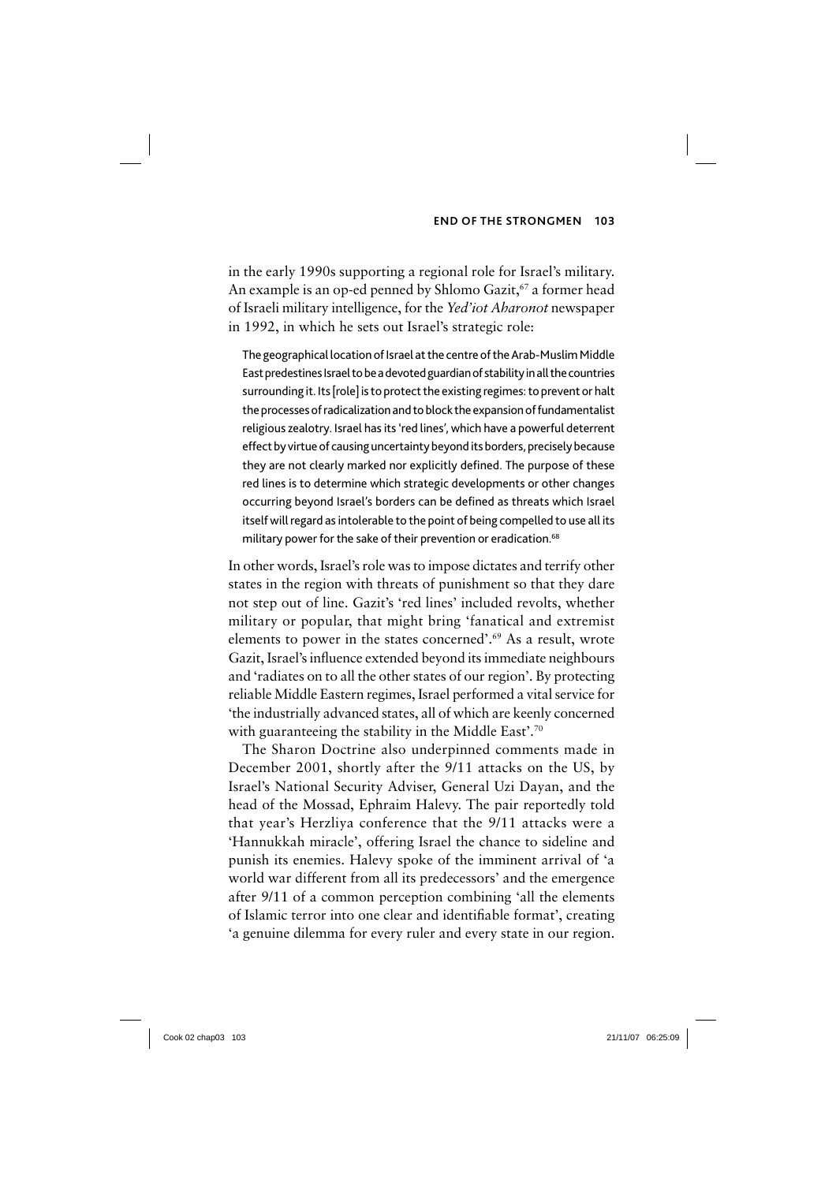in the early 1990s supporting a regional role for Israel's military. An example is an op-ed penned by Shlomo Gazit,[67] a former head of Israeli military intelligence, for the *Yed'iot Aharonot* newspaper in 1992, in which he sets out Israel's strategic role:

> The geographical location of Israel at the centre of the Arab-Muslim Middle East predestines Israel to be a devoted guardian of stability in all the countries surrounding it. Its [role] is to protect the existing regimes: to prevent or halt the processes of radicalization and to block the expansion of fundamentalist religious zealotry. Israel has its 'red lines', which have a powerful deterrent effect by virtue of causing uncertainty beyond its borders, precisely because they are not clearly marked nor explicitly defined. The purpose of these red lines is to determine which strategic developments or other changes occurring beyond Israel's borders can be defined as threats which Israel itself will regard as intolerable to the point of being compelled to use all its military power for the sake of their prevention or eradication.[68]

In other words, Israel's role was to impose dictates and terrify other states in the region with threats of punishment so that they dare not step out of line. Gazit's 'red lines' included revolts, whether military or popular, that might bring 'fanatical and extremist elements to power in the states concerned'.[69] As a result, wrote Gazit, Israel's influence extended beyond its immediate neighbours and 'radiates on to all the other states of our region'. By protecting reliable Middle Eastern regimes, Israel performed a vital service for 'the industrially advanced states, all of which are keenly concerned with guaranteeing the stability in the Middle East'.[70]

The Sharon Doctrine also underpinned comments made in December 2001, shortly after the 9/11 attacks on the US, by Israel's National Security Adviser, General Uzi Dayan, and the head of the Mossad, Ephraim Halevy. The pair reportedly told that year's Herzliya conference that the 9/11 attacks were a 'Hannukkah miracle', offering Israel the chance to sideline and punish its enemies. Halevy spoke of the imminent arrival of 'a world war different from all its predecessors' and the emergence after 9/11 of a common perception combining 'all the elements of Islamic terror into one clear and identifiable format', creating 'a genuine dilemma for every ruler and every state in our region.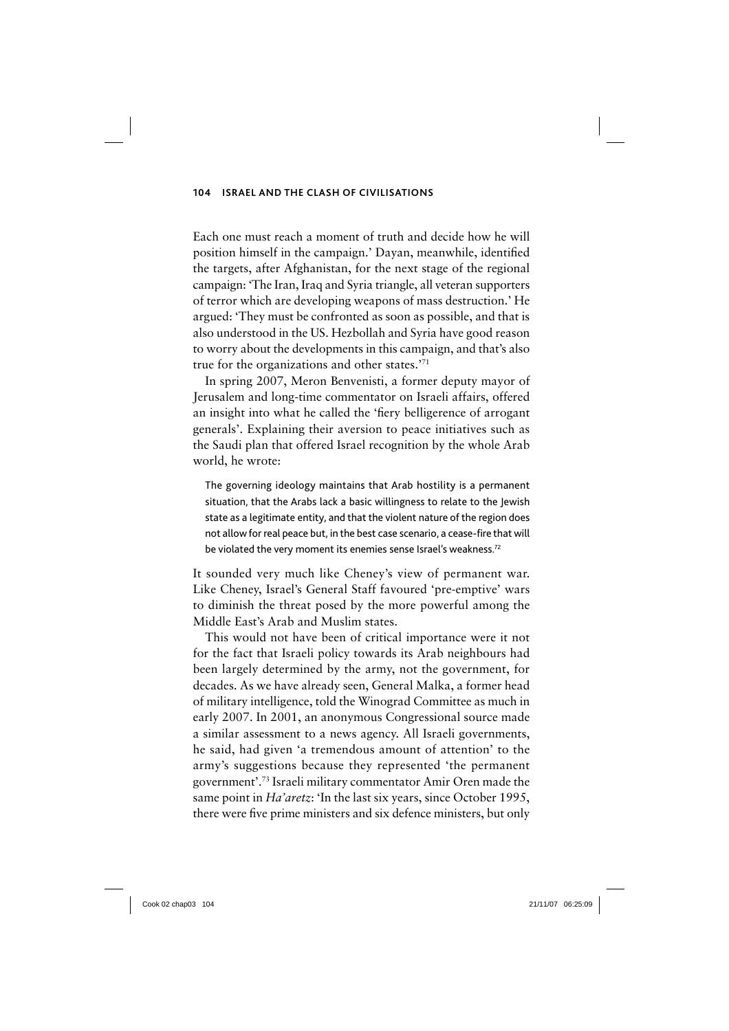Each one must reach a moment of truth and decide how he will position himself in the campaign.' Dayan, meanwhile, identified the targets, after Afghanistan, for the next stage of the regional campaign: 'The Iran, Iraq and Syria triangle, all veteran supporters of terror which are developing weapons of mass destruction.' He argued: 'They must be confronted as soon as possible, and that is also understood in the US. Hezbollah and Syria have good reason to worry about the developments in this campaign, and that's also true for the organizations and other states.'[71]

In spring 2007, Meron Benvenisti, a former deputy mayor of Jerusalem and long-time commentator on Israeli affairs, offered an insight into what he called the 'fiery belligerence of arrogant generals'. Explaining their aversion to peace initiatives such as the Saudi plan that offered Israel recognition by the whole Arab world, he wrote:

> The governing ideology maintains that Arab hostility is a permanent situation, that the Arabs lack a basic willingness to relate to the Jewish state as a legitimate entity, and that the violent nature of the region does not allow for real peace but, in the best case scenario, a cease-fire that will be violated the very moment its enemies sense Israel's weakness.[72]

It sounded very much like Cheney's view of permanent war. Like Cheney, Israel's General Staff favoured 'pre-emptive' wars to diminish the threat posed by the more powerful among the Middle East's Arab and Muslim states.

This would not have been of critical importance were it not for the fact that Israeli policy towards its Arab neighbours had been largely determined by the army, not the government, for decades. As we have already seen, General Malka, a former head of military intelligence, told the Winograd Committee as much in early 2007. In 2001, an anonymous Congressional source made a similar assessment to a news agency. All Israeli governments, he said, had given 'a tremendous amount of attention' to the army's suggestions because they represented 'the permanent government'.[73] Israeli military commentator Amir Oren made the same point in *Ha'aretz*: 'In the last six years, since October 1995, there were five prime ministers and six defence ministers, but only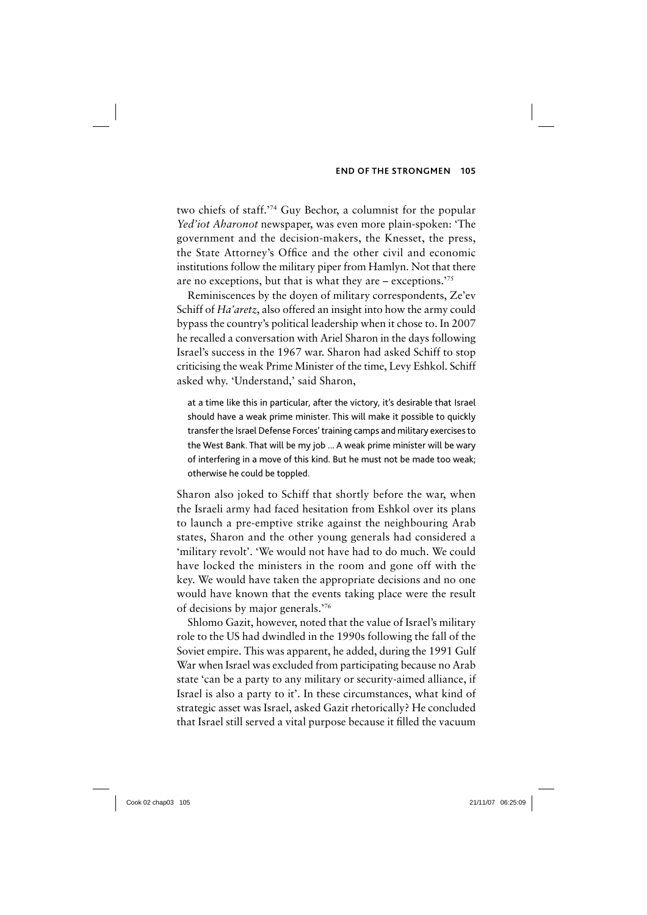two chiefs of staff.'[74] Guy Bechor, a columnist for the popular *Yed'iot Aharonot* newspaper, was even more plain-spoken: 'The government and the decision-makers, the Knesset, the press, the State Attorney's Office and the other civil and economic institutions follow the military piper from Hamlyn. Not that there are no exceptions, but that is what they are – exceptions.'[75]

Reminiscences by the doyen of military correspondents, Ze'ev Schiff of *Ha'aretz*, also offered an insight into how the army could bypass the country's political leadership when it chose to. In 2007 he recalled a conversation with Ariel Sharon in the days following Israel's success in the 1967 war. Sharon had asked Schiff to stop criticising the weak Prime Minister of the time, Levy Eshkol. Schiff asked why. 'Understand,' said Sharon,

> at a time like this in particular, after the victory, it's desirable that Israel should have a weak prime minister. This will make it possible to quickly transfer the Israel Defense Forces' training camps and military exercises to the West Bank. That will be my job … A weak prime minister will be wary of interfering in a move of this kind. But he must not be made too weak; otherwise he could be toppled.

Sharon also joked to Schiff that shortly before the war, when the Israeli army had faced hesitation from Eshkol over its plans to launch a pre-emptive strike against the neighbouring Arab states, Sharon and the other young generals had considered a 'military revolt'. 'We would not have had to do much. We could have locked the ministers in the room and gone off with the key. We would have taken the appropriate decisions and no one would have known that the events taking place were the result of decisions by major generals.'[76]

Shlomo Gazit, however, noted that the value of Israel's military role to the US had dwindled in the 1990s following the fall of the Soviet empire. This was apparent, he added, during the 1991 Gulf War when Israel was excluded from participating because no Arab state 'can be a party to any military or security-aimed alliance, if Israel is also a party to it'. In these circumstances, what kind of strategic asset was Israel, asked Gazit rhetorically? He concluded that Israel still served a vital purpose because it filled the vacuum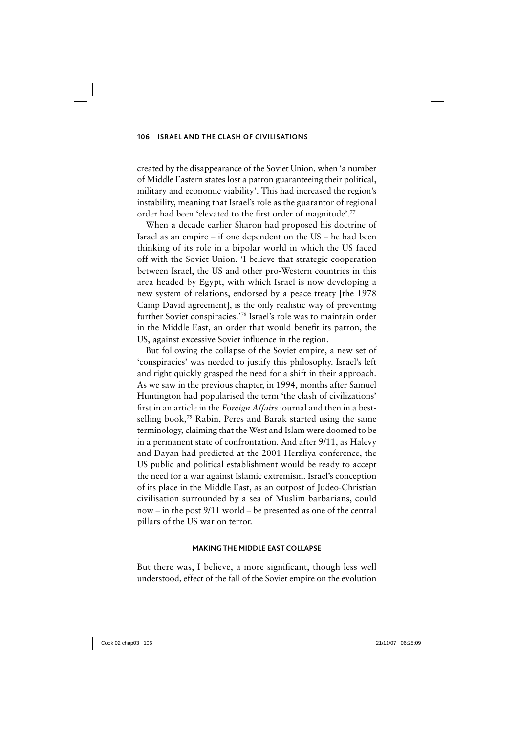created by the disappearance of the Soviet Union, when 'a number of Middle Eastern states lost a patron guaranteeing their political, military and economic viability'. This had increased the region's instability, meaning that Israel's role as the guarantor of regional order had been 'elevated to the first order of magnitude'.[77]

When a decade earlier Sharon had proposed his doctrine of Israel as an empire – if one dependent on the US – he had been thinking of its role in a bipolar world in which the US faced off with the Soviet Union. 'I believe that strategic cooperation between Israel, the US and other pro-Western countries in this area headed by Egypt, with which Israel is now developing a new system of relations, endorsed by a peace treaty [the 1978 Camp David agreement], is the only realistic way of preventing further Soviet conspiracies.'[78] Israel's role was to maintain order in the Middle East, an order that would benefit its patron, the US, against excessive Soviet influence in the region.

But following the collapse of the Soviet empire, a new set of 'conspiracies' was needed to justify this philosophy. Israel's left and right quickly grasped the need for a shift in their approach. As we saw in the previous chapter, in 1994, months after Samuel Huntington had popularised the term 'the clash of civilizations' first in an article in the *Foreign Affairs* journal and then in a best-selling book,[79] Rabin, Peres and Barak started using the same terminology, claiming that the West and Islam were doomed to be in a permanent state of confrontation. And after 9/11, as Halevy and Dayan had predicted at the 2001 Herzliya conference, the US public and political establishment would be ready to accept the need for a war against Islamic extremism. Israel's conception of its place in the Middle East, as an outpost of Judeo-Christian civilisation surrounded by a sea of Muslim barbarians, could now – in the post 9/11 world – be presented as one of the central pillars of the US war on terror.

### MAKING THE MIDDLE EAST COLLAPSE

But there was, I believe, a more significant, though less well understood, effect of the fall of the Soviet empire on the evolution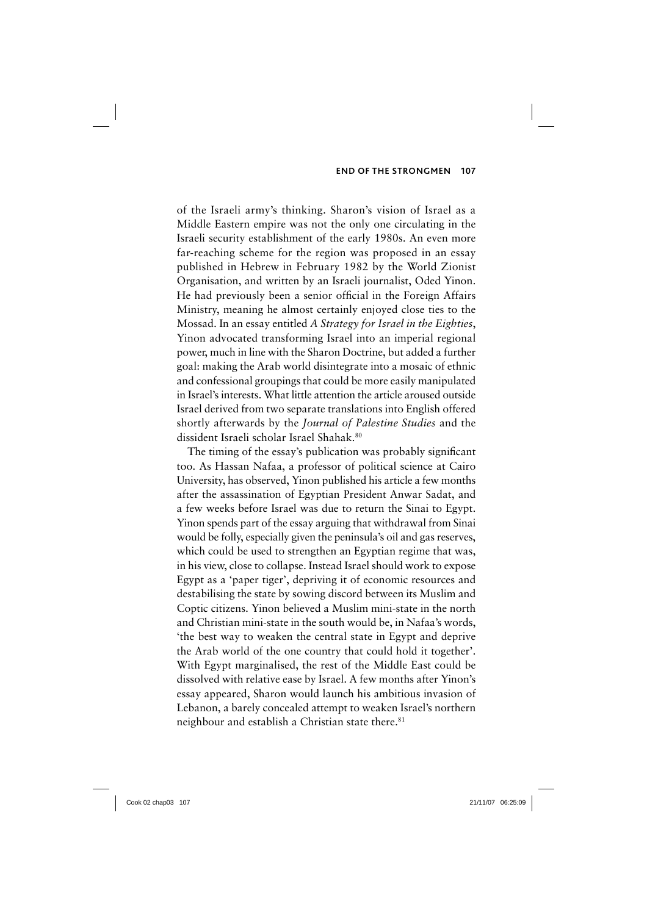of the Israeli army's thinking. Sharon's vision of Israel as a Middle Eastern empire was not the only one circulating in the Israeli security establishment of the early 1980s. An even more far-reaching scheme for the region was proposed in an essay published in Hebrew in February 1982 by the World Zionist Organisation, and written by an Israeli journalist, Oded Yinon. He had previously been a senior official in the Foreign Affairs Ministry, meaning he almost certainly enjoyed close ties to the Mossad. In an essay entitled *A Strategy for Israel in the Eighties*, Yinon advocated transforming Israel into an imperial regional power, much in line with the Sharon Doctrine, but added a further goal: making the Arab world disintegrate into a mosaic of ethnic and confessional groupings that could be more easily manipulated in Israel's interests. What little attention the article aroused outside Israel derived from two separate translations into English offered shortly afterwards by the *Journal of Palestine Studies* and the dissident Israeli scholar Israel Shahak.[80]

The timing of the essay's publication was probably significant too. As Hassan Nafaa, a professor of political science at Cairo University, has observed, Yinon published his article a few months after the assassination of Egyptian President Anwar Sadat, and a few weeks before Israel was due to return the Sinai to Egypt. Yinon spends part of the essay arguing that withdrawal from Sinai would be folly, especially given the peninsula's oil and gas reserves, which could be used to strengthen an Egyptian regime that was, in his view, close to collapse. Instead Israel should work to expose Egypt as a 'paper tiger', depriving it of economic resources and destabilising the state by sowing discord between its Muslim and Coptic citizens. Yinon believed a Muslim mini-state in the north and Christian mini-state in the south would be, in Nafaa's words, 'the best way to weaken the central state in Egypt and deprive the Arab world of the one country that could hold it together'. With Egypt marginalised, the rest of the Middle East could be dissolved with relative ease by Israel. A few months after Yinon's essay appeared, Sharon would launch his ambitious invasion of Lebanon, a barely concealed attempt to weaken Israel's northern neighbour and establish a Christian state there.[81]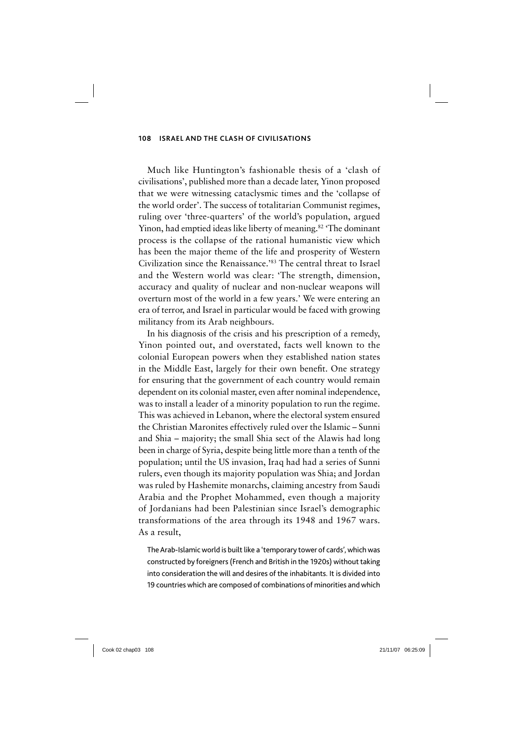Much like Huntington's fashionable thesis of a 'clash of civilisations', published more than a decade later, Yinon proposed that we were witnessing cataclysmic times and the 'collapse of the world order'. The success of totalitarian Communist regimes, ruling over 'three-quarters' of the world's population, argued Yinon, had emptied ideas like liberty of meaning.[82] 'The dominant process is the collapse of the rational humanistic view which has been the major theme of the life and prosperity of Western Civilization since the Renaissance.'[83] The central threat to Israel and the Western world was clear: 'The strength, dimension, accuracy and quality of nuclear and non-nuclear weapons will overturn most of the world in a few years.' We were entering an era of terror, and Israel in particular would be faced with growing militancy from its Arab neighbours.

In his diagnosis of the crisis and his prescription of a remedy, Yinon pointed out, and overstated, facts well known to the colonial European powers when they established nation states in the Middle East, largely for their own benefit. One strategy for ensuring that the government of each country would remain dependent on its colonial master, even after nominal independence, was to install a leader of a minority population to run the regime. This was achieved in Lebanon, where the electoral system ensured the Christian Maronites effectively ruled over the Islamic – Sunni and Shia – majority; the small Shia sect of the Alawis had long been in charge of Syria, despite being little more than a tenth of the population; until the US invasion, Iraq had had a series of Sunni rulers, even though its majority population was Shia; and Jordan was ruled by Hashemite monarchs, claiming ancestry from Saudi Arabia and the Prophet Mohammed, even though a majority of Jordanians had been Palestinian since Israel's demographic transformations of the area through its 1948 and 1967 wars. As a result,

> The Arab-Islamic world is built like a 'temporary tower of cards', which was constructed by foreigners (French and British in the 1920s) without taking into consideration the will and desires of the inhabitants. It is divided into 19 countries which are composed of combinations of minorities and which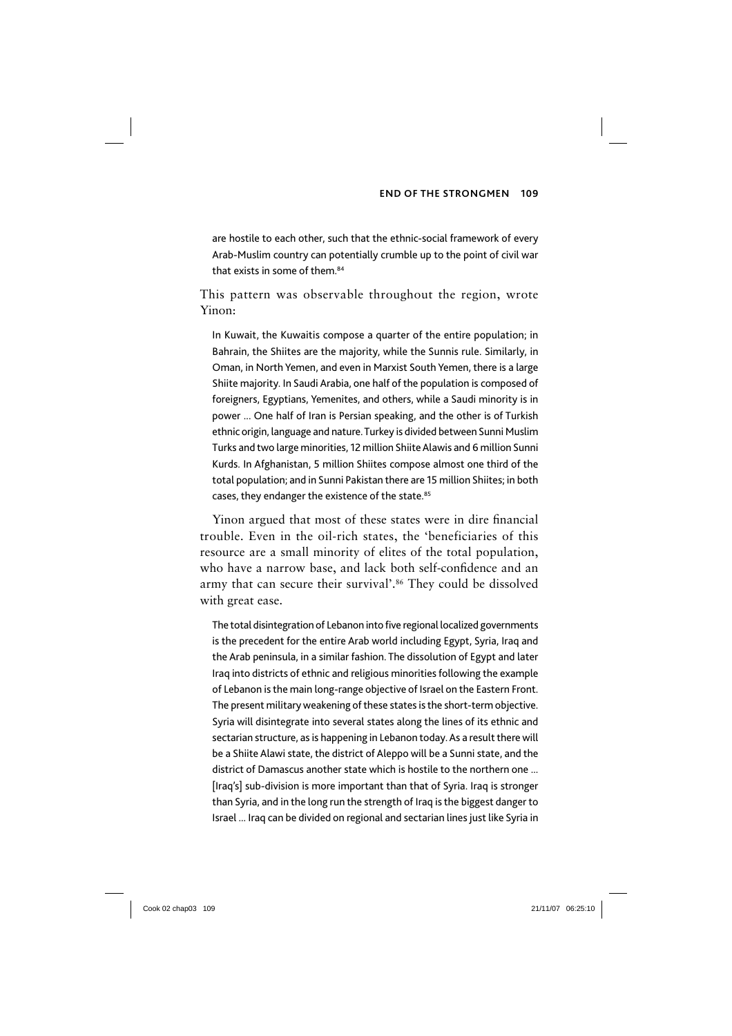> are hostile to each other, such that the ethnic-social framework of every Arab-Muslim country can potentially crumble up to the point of civil war that exists in some of them.[84]

This pattern was observable throughout the region, wrote Yinon:

> In Kuwait, the Kuwaitis compose a quarter of the entire population; in Bahrain, the Shiites are the majority, while the Sunnis rule. Similarly, in Oman, in North Yemen, and even in Marxist South Yemen, there is a large Shiite majority. In Saudi Arabia, one half of the population is composed of foreigners, Egyptians, Yemenites, and others, while a Saudi minority is in power … One half of Iran is Persian speaking, and the other is of Turkish ethnic origin, language and nature. Turkey is divided between Sunni Muslim Turks and two large minorities, 12 million Shiite Alawis and 6 million Sunni Kurds. In Afghanistan, 5 million Shiites compose almost one third of the total population; and in Sunni Pakistan there are 15 million Shiites; in both cases, they endanger the existence of the state.[85]

Yinon argued that most of these states were in dire financial trouble. Even in the oil-rich states, the 'beneficiaries of this resource are a small minority of elites of the total population, who have a narrow base, and lack both self-confidence and an army that can secure their survival'.[86] They could be dissolved with great ease.

> The total disintegration of Lebanon into five regional localized governments is the precedent for the entire Arab world including Egypt, Syria, Iraq and the Arab peninsula, in a similar fashion. The dissolution of Egypt and later Iraq into districts of ethnic and religious minorities following the example of Lebanon is the main long-range objective of Israel on the Eastern Front. The present military weakening of these states is the short-term objective. Syria will disintegrate into several states along the lines of its ethnic and sectarian structure, as is happening in Lebanon today. As a result there will be a Shiite Alawi state, the district of Aleppo will be a Sunni state, and the district of Damascus another state which is hostile to the northern one … [Iraq's] sub-division is more important than that of Syria. Iraq is stronger than Syria, and in the long run the strength of Iraq is the biggest danger to Israel … Iraq can be divided on regional and sectarian lines just like Syria in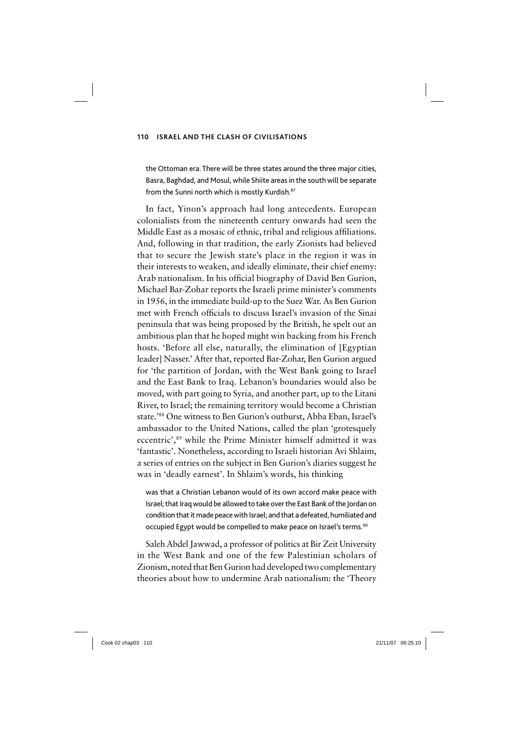the Ottoman era. There will be three states around the three major cities, Basra, Baghdad, and Mosul, while Shiite areas in the south will be separate from the Sunni north which is mostly Kurdish.[87]

In fact, Yinon's approach had long antecedents. European colonialists from the nineteenth century onwards had seen the Middle East as a mosaic of ethnic, tribal and religious affiliations. And, following in that tradition, the early Zionists had believed that to secure the Jewish state's place in the region it was in their interests to weaken, and ideally eliminate, their chief enemy: Arab nationalism. In his official biography of David Ben Gurion, Michael Bar-Zohar reports the Israeli prime minister's comments in 1956, in the immediate build-up to the Suez War. As Ben Gurion met with French officials to discuss Israel's invasion of the Sinai peninsula that was being proposed by the British, he spelt out an ambitious plan that he hoped might win backing from his French hosts. 'Before all else, naturally, the elimination of [Egyptian leader] Nasser.' After that, reported Bar-Zohar, Ben Gurion argued for 'the partition of Jordan, with the West Bank going to Israel and the East Bank to Iraq. Lebanon's boundaries would also be moved, with part going to Syria, and another part, up to the Litani River, to Israel; the remaining territory would become a Christian state.'[88] One witness to Ben Gurion's outburst, Abba Eban, Israel's ambassador to the United Nations, called the plan 'grotesquely eccentric',[89] while the Prime Minister himself admitted it was 'fantastic'. Nonetheless, according to Israeli historian Avi Shlaim, a series of entries on the subject in Ben Gurion's diaries suggest he was in 'deadly earnest'. In Shlaim's words, his thinking

was that a Christian Lebanon would of its own accord make peace with Israel; that Iraq would be allowed to take over the East Bank of the Jordan on condition that it made peace with Israel; and that a defeated, humiliated and occupied Egypt would be compelled to make peace on Israel's terms.[90]

Saleh Abdel Jawwad, a professor of politics at Bir Zeit University in the West Bank and one of the few Palestinian scholars of Zionism, noted that Ben Gurion had developed two complementary theories about how to undermine Arab nationalism: the 'Theory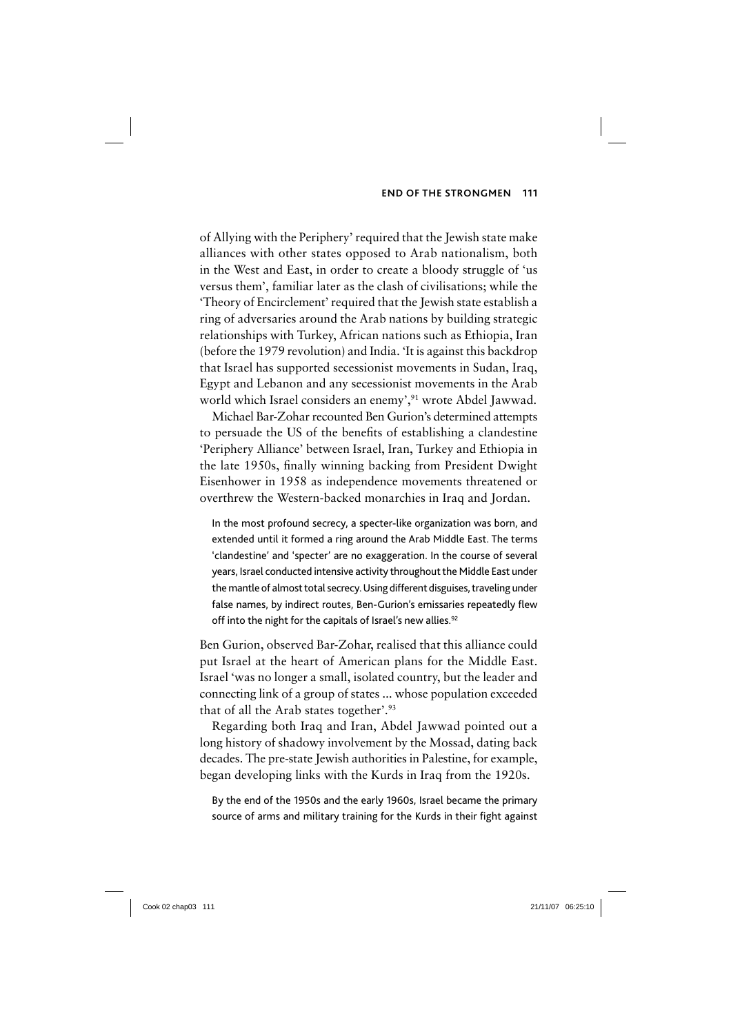of Allying with the Periphery' required that the Jewish state make alliances with other states opposed to Arab nationalism, both in the West and East, in order to create a bloody struggle of 'us versus them', familiar later as the clash of civilisations; while the 'Theory of Encirclement' required that the Jewish state establish a ring of adversaries around the Arab nations by building strategic relationships with Turkey, African nations such as Ethiopia, Iran (before the 1979 revolution) and India. 'It is against this backdrop that Israel has supported secessionist movements in Sudan, Iraq, Egypt and Lebanon and any secessionist movements in the Arab world which Israel considers an enemy',[91] wrote Abdel Jawwad.

Michael Bar-Zohar recounted Ben Gurion's determined attempts to persuade the US of the benefits of establishing a clandestine 'Periphery Alliance' between Israel, Iran, Turkey and Ethiopia in the late 1950s, finally winning backing from President Dwight Eisenhower in 1958 as independence movements threatened or overthrew the Western-backed monarchies in Iraq and Jordan.

> In the most profound secrecy, a specter-like organization was born, and extended until it formed a ring around the Arab Middle East. The terms 'clandestine' and 'specter' are no exaggeration. In the course of several years, Israel conducted intensive activity throughout the Middle East under the mantle of almost total secrecy. Using different disguises, traveling under false names, by indirect routes, Ben-Gurion's emissaries repeatedly flew off into the night for the capitals of Israel's new allies.[92]

Ben Gurion, observed Bar-Zohar, realised that this alliance could put Israel at the heart of American plans for the Middle East. Israel 'was no longer a small, isolated country, but the leader and connecting link of a group of states ... whose population exceeded that of all the Arab states together'.[93]

Regarding both Iraq and Iran, Abdel Jawwad pointed out a long history of shadowy involvement by the Mossad, dating back decades. The pre-state Jewish authorities in Palestine, for example, began developing links with the Kurds in Iraq from the 1920s.

> By the end of the 1950s and the early 1960s, Israel became the primary source of arms and military training for the Kurds in their fight against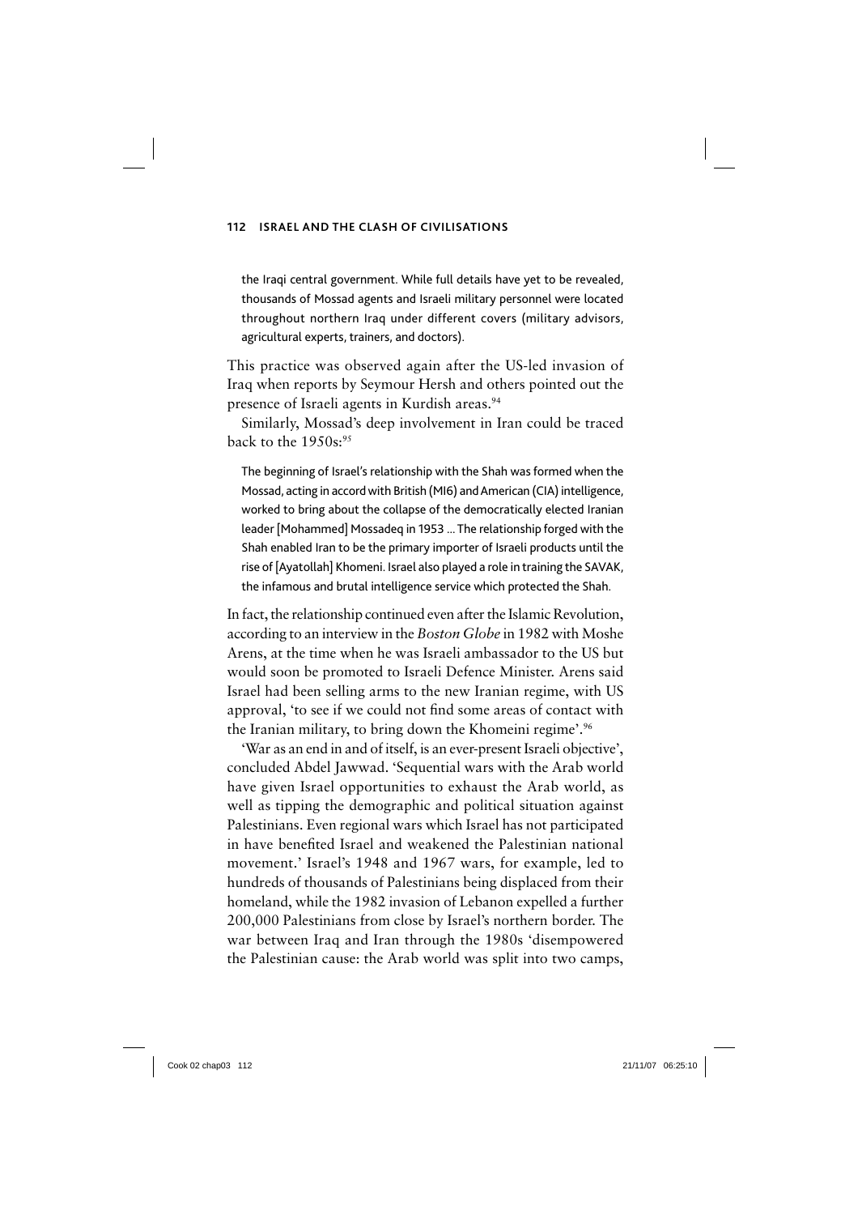the Iraqi central government. While full details have yet to be revealed, thousands of Mossad agents and Israeli military personnel were located throughout northern Iraq under different covers (military advisors, agricultural experts, trainers, and doctors).

This practice was observed again after the US-led invasion of Iraq when reports by Seymour Hersh and others pointed out the presence of Israeli agents in Kurdish areas.[94]

Similarly, Mossad's deep involvement in Iran could be traced back to the 1950s:[95]

> The beginning of Israel's relationship with the Shah was formed when the Mossad, acting in accord with British (MI6) and American (CIA) intelligence, worked to bring about the collapse of the democratically elected Iranian leader [Mohammed] Mossadeq in 1953 ... The relationship forged with the Shah enabled Iran to be the primary importer of Israeli products until the rise of [Ayatollah] Khomeni. Israel also played a role in training the SAVAK, the infamous and brutal intelligence service which protected the Shah.

In fact, the relationship continued even after the Islamic Revolution, according to an interview in the *Boston Globe* in 1982 with Moshe Arens, at the time when he was Israeli ambassador to the US but would soon be promoted to Israeli Defence Minister. Arens said Israel had been selling arms to the new Iranian regime, with US approval, 'to see if we could not find some areas of contact with the Iranian military, to bring down the Khomeini regime'.[96]

'War as an end in and of itself, is an ever-present Israeli objective', concluded Abdel Jawwad. 'Sequential wars with the Arab world have given Israel opportunities to exhaust the Arab world, as well as tipping the demographic and political situation against Palestinians. Even regional wars which Israel has not participated in have benefited Israel and weakened the Palestinian national movement.' Israel's 1948 and 1967 wars, for example, led to hundreds of thousands of Palestinians being displaced from their homeland, while the 1982 invasion of Lebanon expelled a further 200,000 Palestinians from close by Israel's northern border. The war between Iraq and Iran through the 1980s 'disempowered the Palestinian cause: the Arab world was split into two camps,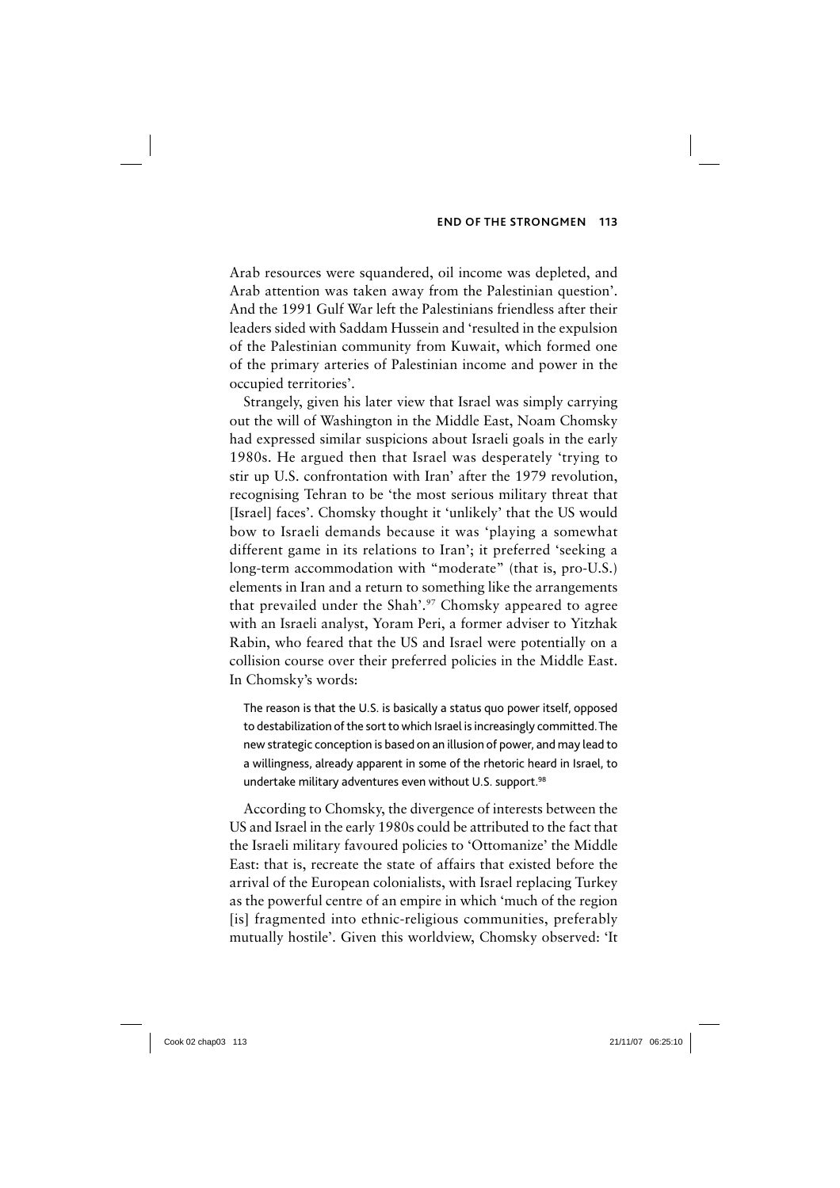Arab resources were squandered, oil income was depleted, and Arab attention was taken away from the Palestinian question'. And the 1991 Gulf War left the Palestinians friendless after their leaders sided with Saddam Hussein and 'resulted in the expulsion of the Palestinian community from Kuwait, which formed one of the primary arteries of Palestinian income and power in the occupied territories'.

Strangely, given his later view that Israel was simply carrying out the will of Washington in the Middle East, Noam Chomsky had expressed similar suspicions about Israeli goals in the early 1980s. He argued then that Israel was desperately 'trying to stir up U.S. confrontation with Iran' after the 1979 revolution, recognising Tehran to be 'the most serious military threat that [Israel] faces'. Chomsky thought it 'unlikely' that the US would bow to Israeli demands because it was 'playing a somewhat different game in its relations to Iran'; it preferred 'seeking a long-term accommodation with "moderate" (that is, pro-U.S.) elements in Iran and a return to something like the arrangements that prevailed under the Shah'.[97] Chomsky appeared to agree with an Israeli analyst, Yoram Peri, a former adviser to Yitzhak Rabin, who feared that the US and Israel were potentially on a collision course over their preferred policies in the Middle East. In Chomsky's words:

> The reason is that the U.S. is basically a status quo power itself, opposed to destabilization of the sort to which Israel is increasingly committed. The new strategic conception is based on an illusion of power, and may lead to a willingness, already apparent in some of the rhetoric heard in Israel, to undertake military adventures even without U.S. support.[98]

According to Chomsky, the divergence of interests between the US and Israel in the early 1980s could be attributed to the fact that the Israeli military favoured policies to 'Ottomanize' the Middle East: that is, recreate the state of affairs that existed before the arrival of the European colonialists, with Israel replacing Turkey as the powerful centre of an empire in which 'much of the region [is] fragmented into ethnic-religious communities, preferably mutually hostile'. Given this worldview, Chomsky observed: 'It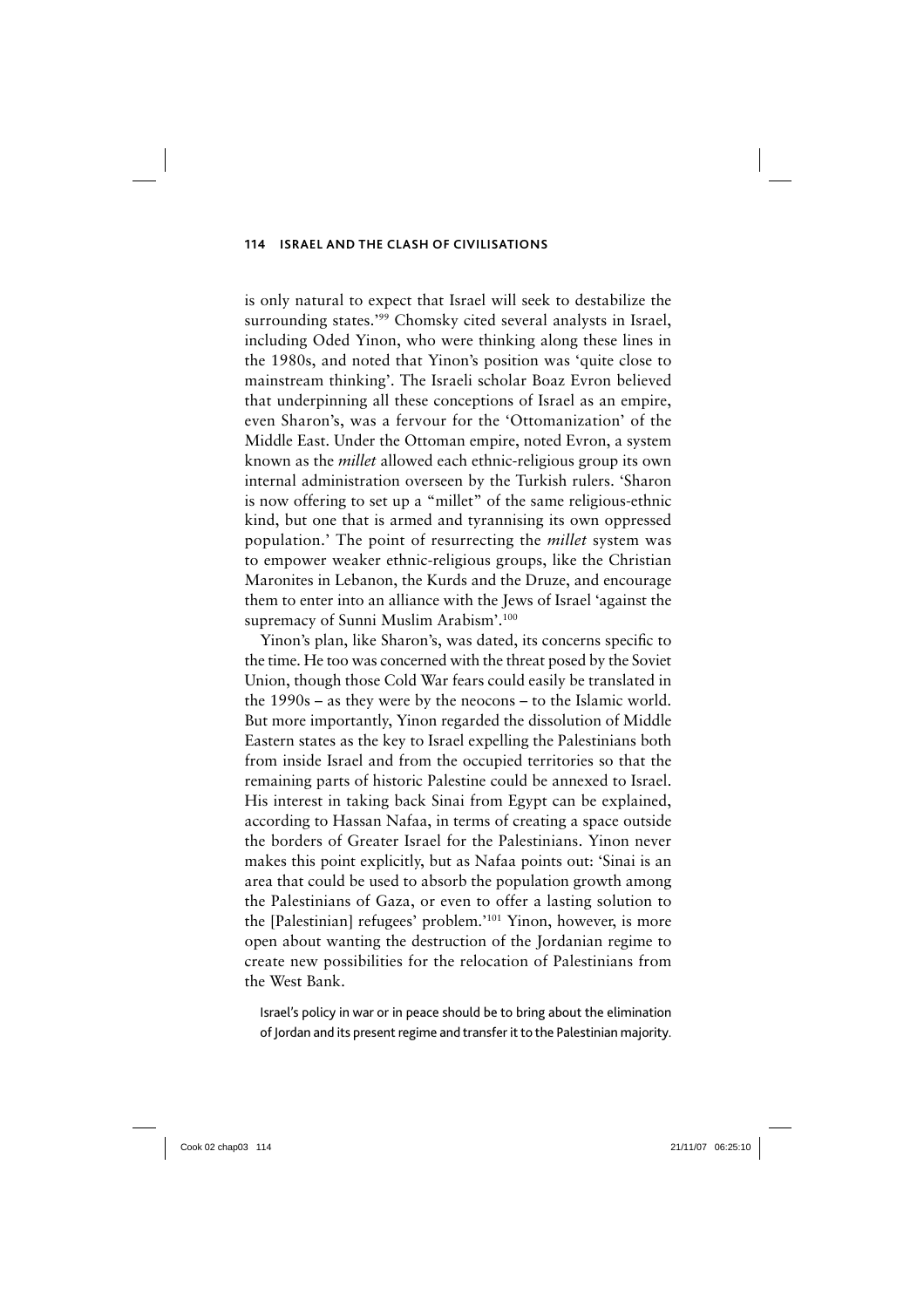is only natural to expect that Israel will seek to destabilize the surrounding states.'[99] Chomsky cited several analysts in Israel, including Oded Yinon, who were thinking along these lines in the 1980s, and noted that Yinon's position was 'quite close to mainstream thinking'. The Israeli scholar Boaz Evron believed that underpinning all these conceptions of Israel as an empire, even Sharon's, was a fervour for the 'Ottomanization' of the Middle East. Under the Ottoman empire, noted Evron, a system known as the *millet* allowed each ethnic-religious group its own internal administration overseen by the Turkish rulers. 'Sharon is now offering to set up a "millet" of the same religious-ethnic kind, but one that is armed and tyrannising its own oppressed population.' The point of resurrecting the *millet* system was to empower weaker ethnic-religious groups, like the Christian Maronites in Lebanon, the Kurds and the Druze, and encourage them to enter into an alliance with the Jews of Israel 'against the supremacy of Sunni Muslim Arabism'.[100]

Yinon's plan, like Sharon's, was dated, its concerns specific to the time. He too was concerned with the threat posed by the Soviet Union, though those Cold War fears could easily be translated in the 1990s – as they were by the neocons – to the Islamic world. But more importantly, Yinon regarded the dissolution of Middle Eastern states as the key to Israel expelling the Palestinians both from inside Israel and from the occupied territories so that the remaining parts of historic Palestine could be annexed to Israel. His interest in taking back Sinai from Egypt can be explained, according to Hassan Nafaa, in terms of creating a space outside the borders of Greater Israel for the Palestinians. Yinon never makes this point explicitly, but as Nafaa points out: 'Sinai is an area that could be used to absorb the population growth among the Palestinians of Gaza, or even to offer a lasting solution to the [Palestinian] refugees' problem.'[101] Yinon, however, is more open about wanting the destruction of the Jordanian regime to create new possibilities for the relocation of Palestinians from the West Bank.

> Israel's policy in war or in peace should be to bring about the elimination of Jordan and its present regime and transfer it to the Palestinian majority.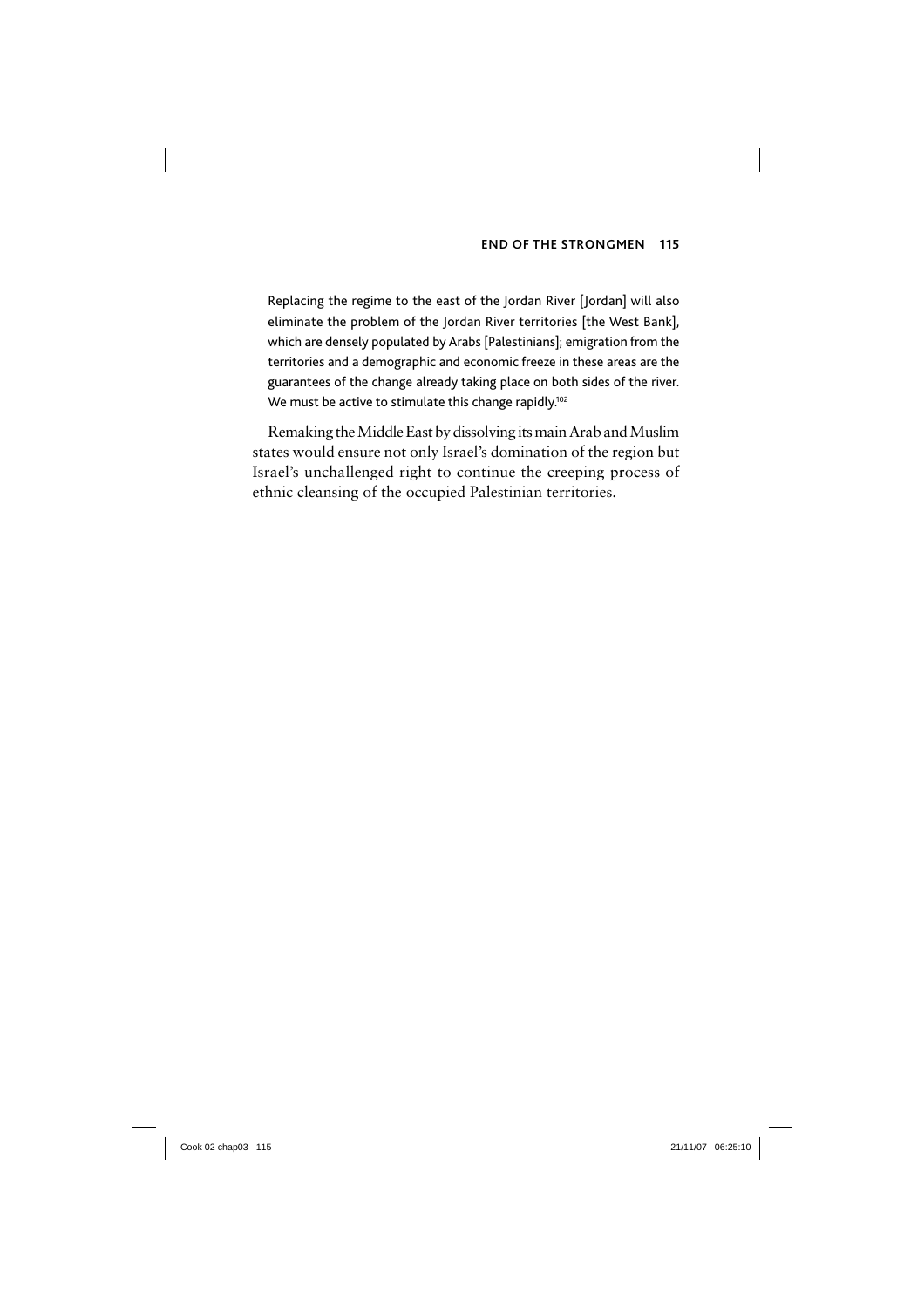> Replacing the regime to the east of the Jordan River [Jordan] will also eliminate the problem of the Jordan River territories [the West Bank], which are densely populated by Arabs [Palestinians]; emigration from the territories and a demographic and economic freeze in these areas are the guarantees of the change already taking place on both sides of the river. We must be active to stimulate this change rapidly.[102]

Remaking the Middle East by dissolving its main Arab and Muslim states would ensure not only Israel's domination of the region but Israel's unchallenged right to continue the creeping process of ethnic cleansing of the occupied Palestinian territories.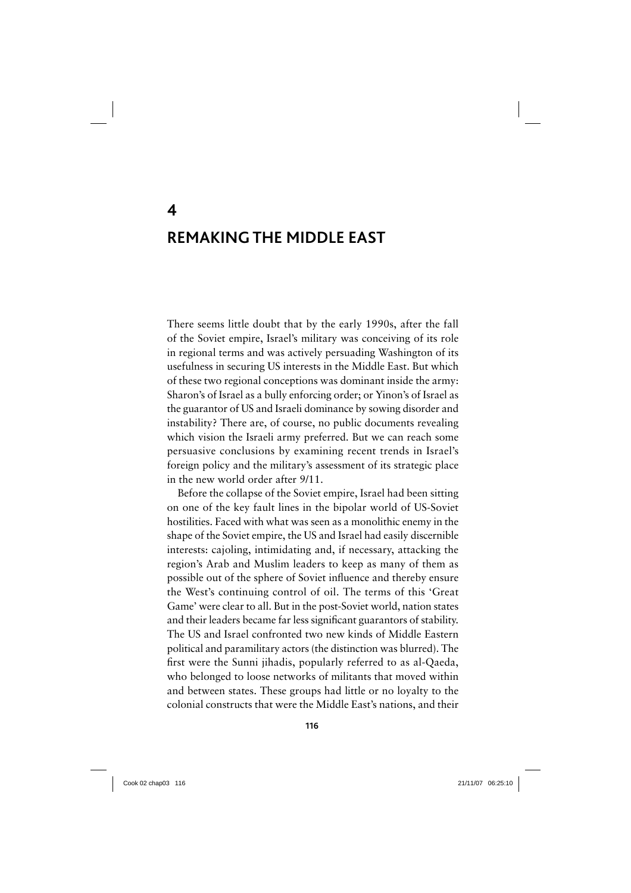# 4

# REMAKING THE MIDDLE EAST

There seems little doubt that by the early 1990s, after the fall of the Soviet empire, Israel's military was conceiving of its role in regional terms and was actively persuading Washington of its usefulness in securing US interests in the Middle East. But which of these two regional conceptions was dominant inside the army: Sharon's of Israel as a bully enforcing order; or Yinon's of Israel as the guarantor of US and Israeli dominance by sowing disorder and instability? There are, of course, no public documents revealing which vision the Israeli army preferred. But we can reach some persuasive conclusions by examining recent trends in Israel's foreign policy and the military's assessment of its strategic place in the new world order after 9/11.

Before the collapse of the Soviet empire, Israel had been sitting on one of the key fault lines in the bipolar world of US-Soviet hostilities. Faced with what was seen as a monolithic enemy in the shape of the Soviet empire, the US and Israel had easily discernible interests: cajoling, intimidating and, if necessary, attacking the region's Arab and Muslim leaders to keep as many of them as possible out of the sphere of Soviet influence and thereby ensure the West's continuing control of oil. The terms of this 'Great Game' were clear to all. But in the post-Soviet world, nation states and their leaders became far less significant guarantors of stability. The US and Israel confronted two new kinds of Middle Eastern political and paramilitary actors (the distinction was blurred). The first were the Sunni jihadis, popularly referred to as al-Qaeda, who belonged to loose networks of militants that moved within and between states. These groups had little or no loyalty to the colonial constructs that were the Middle East's nations, and their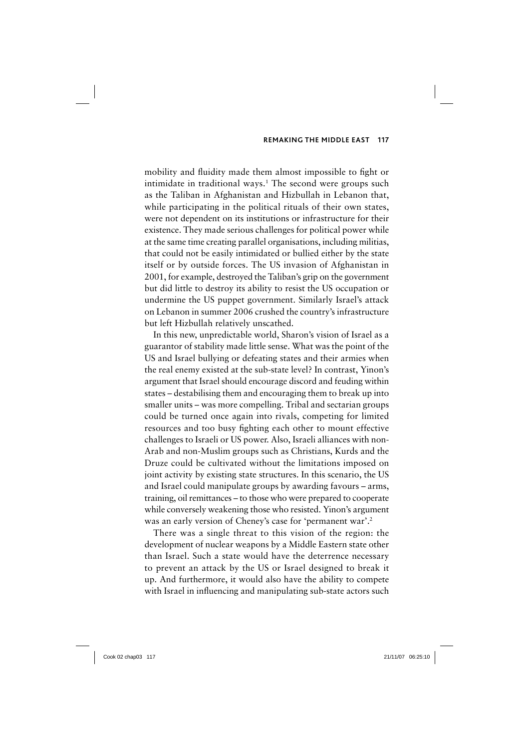mobility and fluidity made them almost impossible to fight or intimidate in traditional ways.[1] The second were groups such as the Taliban in Afghanistan and Hizbullah in Lebanon that, while participating in the political rituals of their own states, were not dependent on its institutions or infrastructure for their existence. They made serious challenges for political power while at the same time creating parallel organisations, including militias, that could not be easily intimidated or bullied either by the state itself or by outside forces. The US invasion of Afghanistan in 2001, for example, destroyed the Taliban's grip on the government but did little to destroy its ability to resist the US occupation or undermine the US puppet government. Similarly Israel's attack on Lebanon in summer 2006 crushed the country's infrastructure but left Hizbullah relatively unscathed.

In this new, unpredictable world, Sharon's vision of Israel as a guarantor of stability made little sense. What was the point of the US and Israel bullying or defeating states and their armies when the real enemy existed at the sub-state level? In contrast, Yinon's argument that Israel should encourage discord and feuding within states – destabilising them and encouraging them to break up into smaller units – was more compelling. Tribal and sectarian groups could be turned once again into rivals, competing for limited resources and too busy fighting each other to mount effective challenges to Israeli or US power. Also, Israeli alliances with non-Arab and non-Muslim groups such as Christians, Kurds and the Druze could be cultivated without the limitations imposed on joint activity by existing state structures. In this scenario, the US and Israel could manipulate groups by awarding favours – arms, training, oil remittances – to those who were prepared to cooperate while conversely weakening those who resisted. Yinon's argument was an early version of Cheney's case for 'permanent war'.[2]

There was a single threat to this vision of the region: the development of nuclear weapons by a Middle Eastern state other than Israel. Such a state would have the deterrence necessary to prevent an attack by the US or Israel designed to break it up. And furthermore, it would also have the ability to compete with Israel in influencing and manipulating sub-state actors such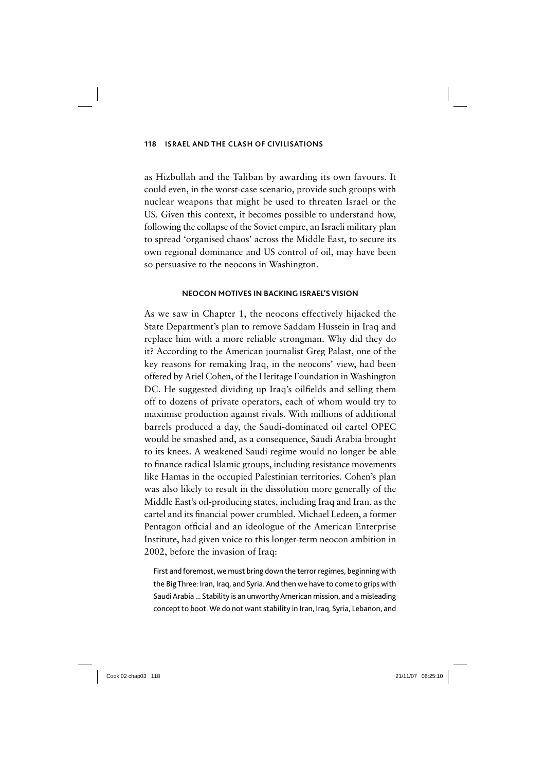as Hizbullah and the Taliban by awarding its own favours. It could even, in the worst-case scenario, provide such groups with nuclear weapons that might be used to threaten Israel or the US. Given this context, it becomes possible to understand how, following the collapse of the Soviet empire, an Israeli military plan to spread 'organised chaos' across the Middle East, to secure its own regional dominance and US control of oil, may have been so persuasive to the neocons in Washington.

### NEOCON MOTIVES IN BACKING ISRAEL'S VISION

As we saw in Chapter 1, the neocons effectively hijacked the State Department's plan to remove Saddam Hussein in Iraq and replace him with a more reliable strongman. Why did they do it? According to the American journalist Greg Palast, one of the key reasons for remaking Iraq, in the neocons' view, had been offered by Ariel Cohen, of the Heritage Foundation in Washington DC. He suggested dividing up Iraq's oilfields and selling them off to dozens of private operators, each of whom would try to maximise production against rivals. With millions of additional barrels produced a day, the Saudi-dominated oil cartel OPEC would be smashed and, as a consequence, Saudi Arabia brought to its knees. A weakened Saudi regime would no longer be able to finance radical Islamic groups, including resistance movements like Hamas in the occupied Palestinian territories. Cohen's plan was also likely to result in the dissolution more generally of the Middle East's oil-producing states, including Iraq and Iran, as the cartel and its financial power crumbled. Michael Ledeen, a former Pentagon official and an ideologue of the American Enterprise Institute, had given voice to this longer-term neocon ambition in 2002, before the invasion of Iraq:

> First and foremost, we must bring down the terror regimes, beginning with the Big Three: Iran, Iraq, and Syria. And then we have to come to grips with Saudi Arabia ... Stability is an unworthy American mission, and a misleading concept to boot. We do not want stability in Iran, Iraq, Syria, Lebanon, and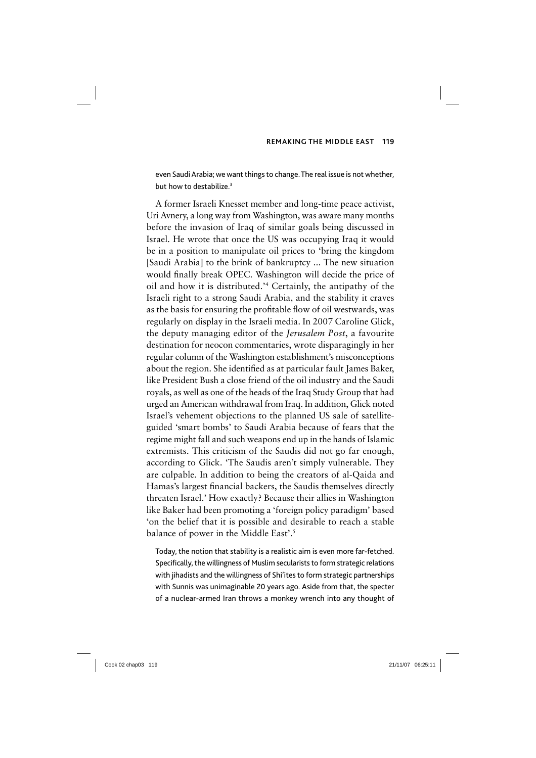even Saudi Arabia; we want things to change. The real issue is not whether, but how to destabilize.[3]

A former Israeli Knesset member and long-time peace activist, Uri Avnery, a long way from Washington, was aware many months before the invasion of Iraq of similar goals being discussed in Israel. He wrote that once the US was occupying Iraq it would be in a position to manipulate oil prices to 'bring the kingdom [Saudi Arabia] to the brink of bankruptcy ... The new situation would finally break OPEC. Washington will decide the price of oil and how it is distributed.'[4] Certainly, the antipathy of the Israeli right to a strong Saudi Arabia, and the stability it craves as the basis for ensuring the profitable flow of oil westwards, was regularly on display in the Israeli media. In 2007 Caroline Glick, the deputy managing editor of the *Jerusalem Post*, a favourite destination for neocon commentaries, wrote disparagingly in her regular column of the Washington establishment's misconceptions about the region. She identified as at particular fault James Baker, like President Bush a close friend of the oil industry and the Saudi royals, as well as one of the heads of the Iraq Study Group that had urged an American withdrawal from Iraq. In addition, Glick noted Israel's vehement objections to the planned US sale of satellite-guided 'smart bombs' to Saudi Arabia because of fears that the regime might fall and such weapons end up in the hands of Islamic extremists. This criticism of the Saudis did not go far enough, according to Glick. 'The Saudis aren't simply vulnerable. They are culpable. In addition to being the creators of al-Qaida and Hamas's largest financial backers, the Saudis themselves directly threaten Israel.' How exactly? Because their allies in Washington like Baker had been promoting a 'foreign policy paradigm' based 'on the belief that it is possible and desirable to reach a stable balance of power in the Middle East'.[5]

Today, the notion that stability is a realistic aim is even more far-fetched. Specifically, the willingness of Muslim secularists to form strategic relations with jihadists and the willingness of Shi'ites to form strategic partnerships with Sunnis was unimaginable 20 years ago. Aside from that, the specter of a nuclear-armed Iran throws a monkey wrench into any thought of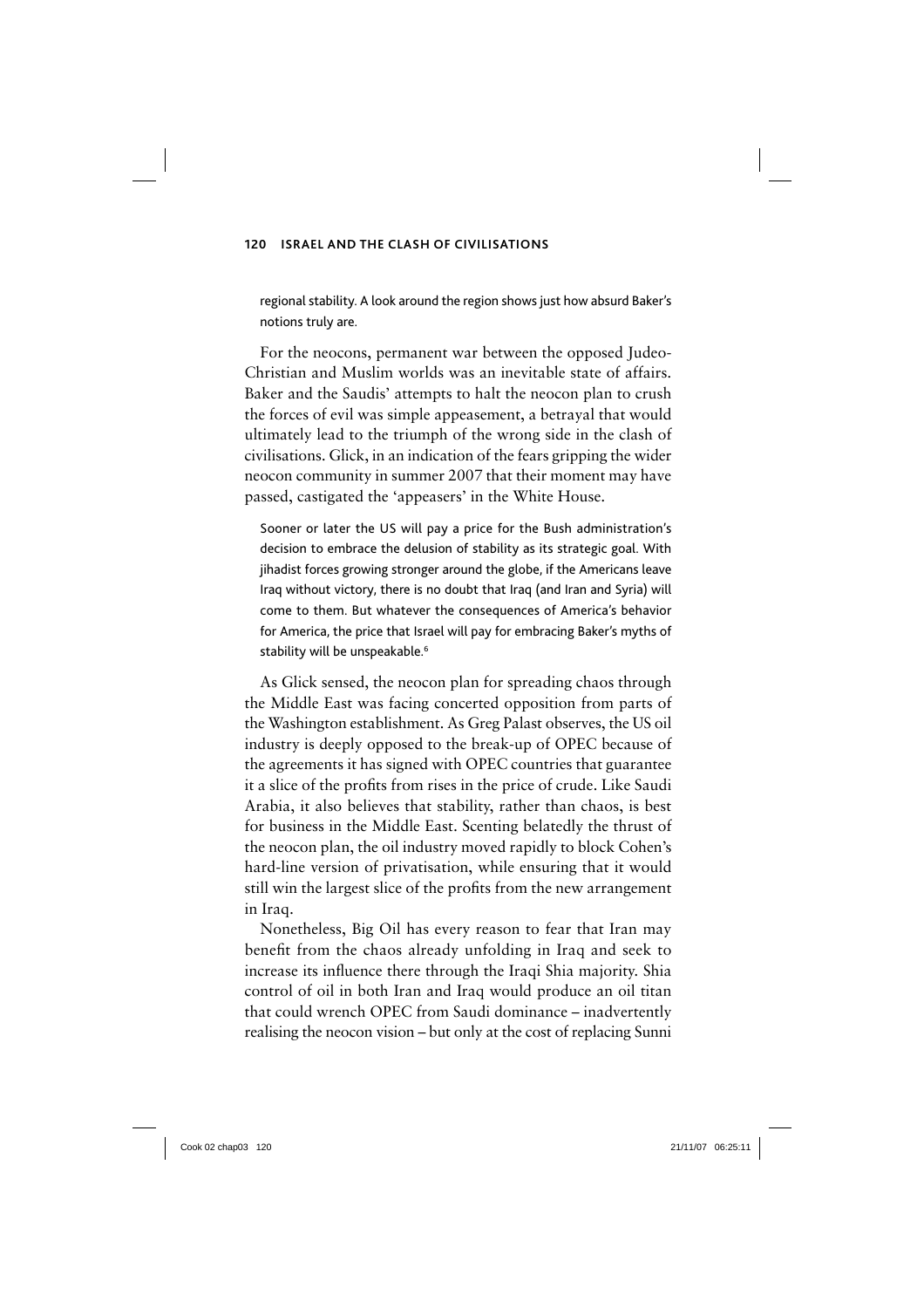regional stability. A look around the region shows just how absurd Baker's notions truly are.

For the neocons, permanent war between the opposed Judeo-Christian and Muslim worlds was an inevitable state of affairs. Baker and the Saudis' attempts to halt the neocon plan to crush the forces of evil was simple appeasement, a betrayal that would ultimately lead to the triumph of the wrong side in the clash of civilisations. Glick, in an indication of the fears gripping the wider neocon community in summer 2007 that their moment may have passed, castigated the 'appeasers' in the White House.

> Sooner or later the US will pay a price for the Bush administration's decision to embrace the delusion of stability as its strategic goal. With jihadist forces growing stronger around the globe, if the Americans leave Iraq without victory, there is no doubt that Iraq (and Iran and Syria) will come to them. But whatever the consequences of America's behavior for America, the price that Israel will pay for embracing Baker's myths of stability will be unspeakable.[6]

As Glick sensed, the neocon plan for spreading chaos through the Middle East was facing concerted opposition from parts of the Washington establishment. As Greg Palast observes, the US oil industry is deeply opposed to the break-up of OPEC because of the agreements it has signed with OPEC countries that guarantee it a slice of the profits from rises in the price of crude. Like Saudi Arabia, it also believes that stability, rather than chaos, is best for business in the Middle East. Scenting belatedly the thrust of the neocon plan, the oil industry moved rapidly to block Cohen's hard-line version of privatisation, while ensuring that it would still win the largest slice of the profits from the new arrangement in Iraq.

Nonetheless, Big Oil has every reason to fear that Iran may benefit from the chaos already unfolding in Iraq and seek to increase its influence there through the Iraqi Shia majority. Shia control of oil in both Iran and Iraq would produce an oil titan that could wrench OPEC from Saudi dominance – inadvertently realising the neocon vision – but only at the cost of replacing Sunni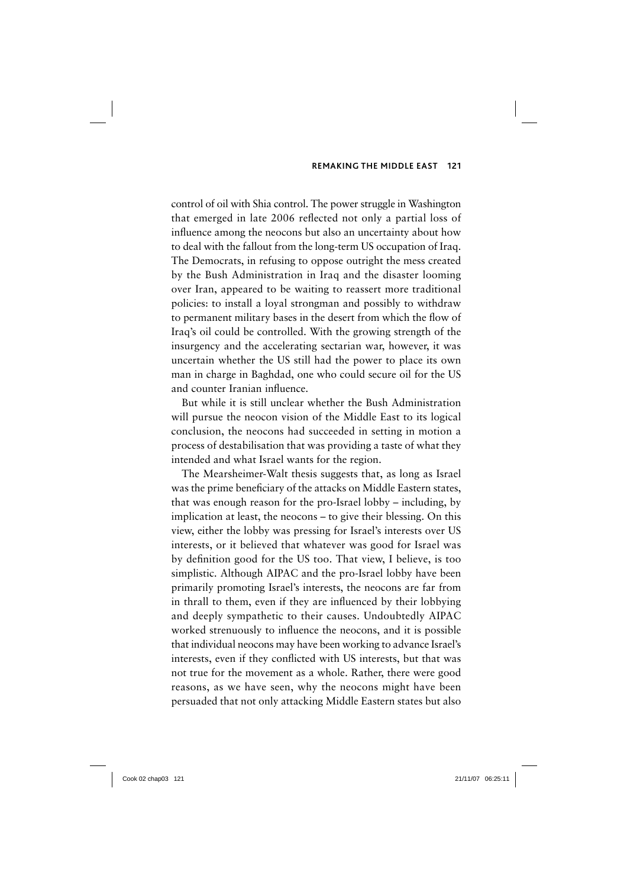control of oil with Shia control. The power struggle in Washington that emerged in late 2006 reflected not only a partial loss of influence among the neocons but also an uncertainty about how to deal with the fallout from the long-term US occupation of Iraq. The Democrats, in refusing to oppose outright the mess created by the Bush Administration in Iraq and the disaster looming over Iran, appeared to be waiting to reassert more traditional policies: to install a loyal strongman and possibly to withdraw to permanent military bases in the desert from which the flow of Iraq's oil could be controlled. With the growing strength of the insurgency and the accelerating sectarian war, however, it was uncertain whether the US still had the power to place its own man in charge in Baghdad, one who could secure oil for the US and counter Iranian influence.

But while it is still unclear whether the Bush Administration will pursue the neocon vision of the Middle East to its logical conclusion, the neocons had succeeded in setting in motion a process of destabilisation that was providing a taste of what they intended and what Israel wants for the region.

The Mearsheimer-Walt thesis suggests that, as long as Israel was the prime beneficiary of the attacks on Middle Eastern states, that was enough reason for the pro-Israel lobby – including, by implication at least, the neocons – to give their blessing. On this view, either the lobby was pressing for Israel's interests over US interests, or it believed that whatever was good for Israel was by definition good for the US too. That view, I believe, is too simplistic. Although AIPAC and the pro-Israel lobby have been primarily promoting Israel's interests, the neocons are far from in thrall to them, even if they are influenced by their lobbying and deeply sympathetic to their causes. Undoubtedly AIPAC worked strenuously to influence the neocons, and it is possible that individual neocons may have been working to advance Israel's interests, even if they conflicted with US interests, but that was not true for the movement as a whole. Rather, there were good reasons, as we have seen, why the neocons might have been persuaded that not only attacking Middle Eastern states but also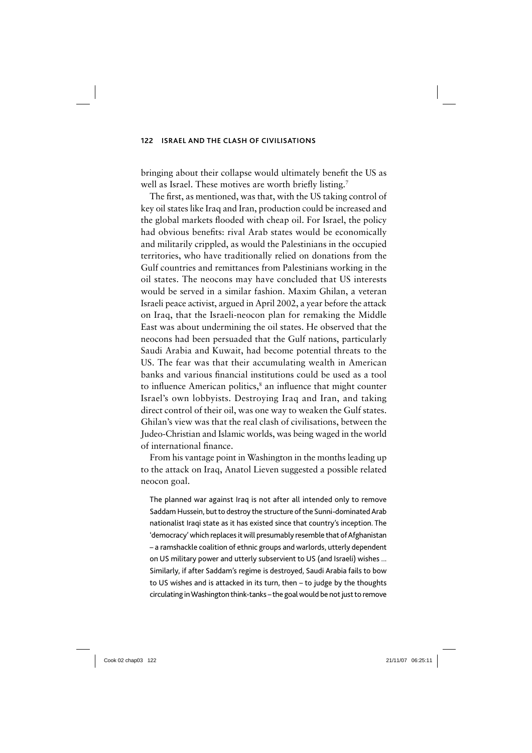bringing about their collapse would ultimately benefit the US as well as Israel. These motives are worth briefly listing.[7]

The first, as mentioned, was that, with the US taking control of key oil states like Iraq and Iran, production could be increased and the global markets flooded with cheap oil. For Israel, the policy had obvious benefits: rival Arab states would be economically and militarily crippled, as would the Palestinians in the occupied territories, who have traditionally relied on donations from the Gulf countries and remittances from Palestinians working in the oil states. The neocons may have concluded that US interests would be served in a similar fashion. Maxim Ghilan, a veteran Israeli peace activist, argued in April 2002, a year before the attack on Iraq, that the Israeli-neocon plan for remaking the Middle East was about undermining the oil states. He observed that the neocons had been persuaded that the Gulf nations, particularly Saudi Arabia and Kuwait, had become potential threats to the US. The fear was that their accumulating wealth in American banks and various financial institutions could be used as a tool to influence American politics,[8] an influence that might counter Israel's own lobbyists. Destroying Iraq and Iran, and taking direct control of their oil, was one way to weaken the Gulf states. Ghilan's view was that the real clash of civilisations, between the Judeo-Christian and Islamic worlds, was being waged in the world of international finance.

From his vantage point in Washington in the months leading up to the attack on Iraq, Anatol Lieven suggested a possible related neocon goal.

> The planned war against Iraq is not after all intended only to remove Saddam Hussein, but to destroy the structure of the Sunni-dominated Arab nationalist Iraqi state as it has existed since that country's inception. The 'democracy' which replaces it will presumably resemble that of Afghanistan – a ramshackle coalition of ethnic groups and warlords, utterly dependent on US military power and utterly subservient to US (and Israeli) wishes ... Similarly, if after Saddam's regime is destroyed, Saudi Arabia fails to bow to US wishes and is attacked in its turn, then – to judge by the thoughts circulating in Washington think-tanks – the goal would be not just to remove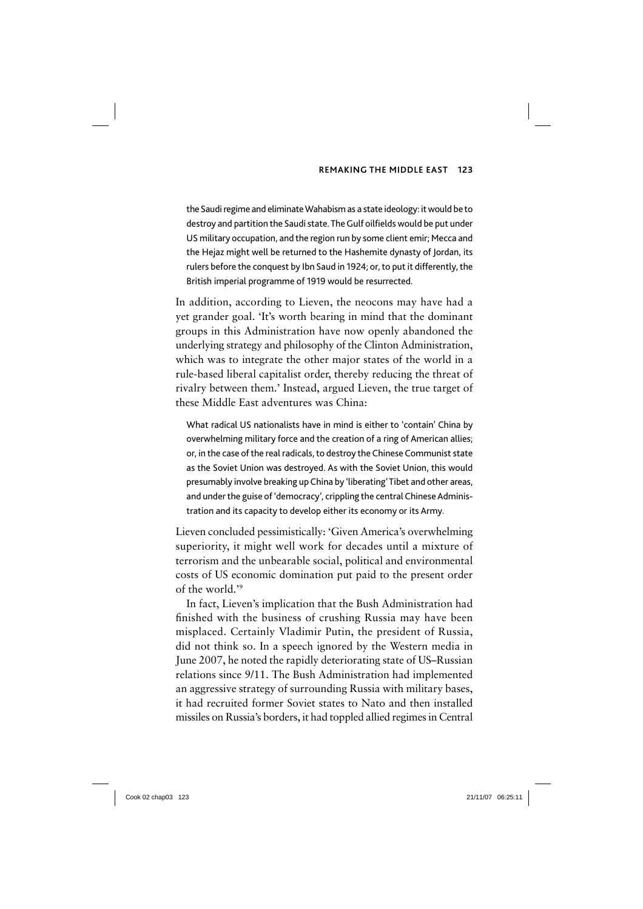> the Saudi regime and eliminate Wahabism as a state ideology: it would be to destroy and partition the Saudi state. The Gulf oilfields would be put under US military occupation, and the region run by some client emir; Mecca and the Hejaz might well be returned to the Hashemite dynasty of Jordan, its rulers before the conquest by Ibn Saud in 1924; or, to put it differently, the British imperial programme of 1919 would be resurrected.

In addition, according to Lieven, the neocons may have had a yet grander goal. 'It's worth bearing in mind that the dominant groups in this Administration have now openly abandoned the underlying strategy and philosophy of the Clinton Administration, which was to integrate the other major states of the world in a rule-based liberal capitalist order, thereby reducing the threat of rivalry between them.' Instead, argued Lieven, the true target of these Middle East adventures was China:

> What radical US nationalists have in mind is either to 'contain' China by overwhelming military force and the creation of a ring of American allies; or, in the case of the real radicals, to destroy the Chinese Communist state as the Soviet Union was destroyed. As with the Soviet Union, this would presumably involve breaking up China by 'liberating' Tibet and other areas, and under the guise of 'democracy', crippling the central Chinese Administration and its capacity to develop either its economy or its Army.

Lieven concluded pessimistically: 'Given America's overwhelming superiority, it might well work for decades until a mixture of terrorism and the unbearable social, political and environmental costs of US economic domination put paid to the present order of the world.'[9]

In fact, Lieven's implication that the Bush Administration had finished with the business of crushing Russia may have been misplaced. Certainly Vladimir Putin, the president of Russia, did not think so. In a speech ignored by the Western media in June 2007, he noted the rapidly deteriorating state of US–Russian relations since 9/11. The Bush Administration had implemented an aggressive strategy of surrounding Russia with military bases, it had recruited former Soviet states to Nato and then installed missiles on Russia's borders, it had toppled allied regimes in Central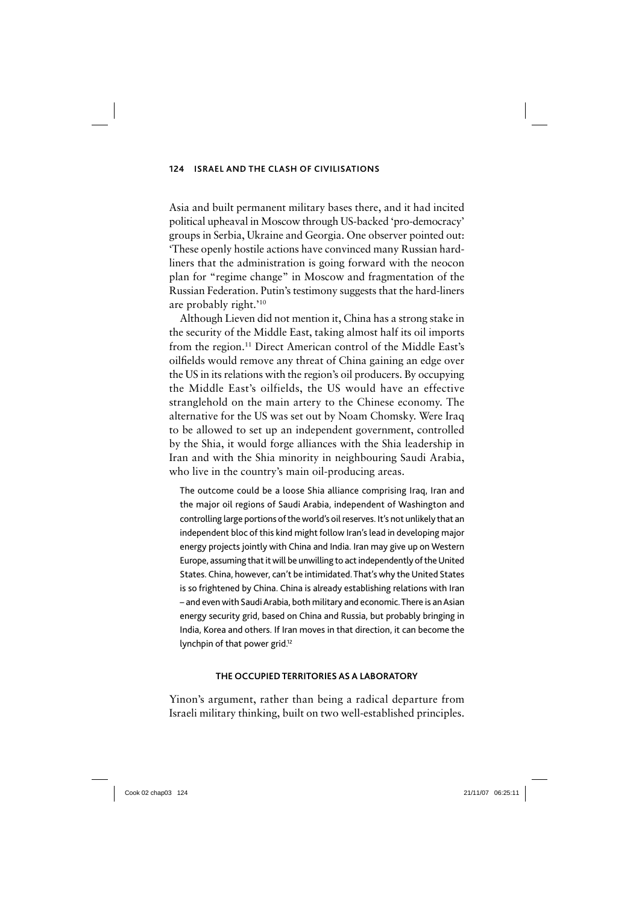Asia and built permanent military bases there, and it had incited political upheaval in Moscow through US-backed 'pro-democracy' groups in Serbia, Ukraine and Georgia. One observer pointed out: 'These openly hostile actions have convinced many Russian hard-liners that the administration is going forward with the neocon plan for "regime change" in Moscow and fragmentation of the Russian Federation. Putin's testimony suggests that the hard-liners are probably right.'[10]

Although Lieven did not mention it, China has a strong stake in the security of the Middle East, taking almost half its oil imports from the region.[11] Direct American control of the Middle East's oilfields would remove any threat of China gaining an edge over the US in its relations with the region's oil producers. By occupying the Middle East's oilfields, the US would have an effective stranglehold on the main artery to the Chinese economy. The alternative for the US was set out by Noam Chomsky. Were Iraq to be allowed to set up an independent government, controlled by the Shia, it would forge alliances with the Shia leadership in Iran and with the Shia minority in neighbouring Saudi Arabia, who live in the country's main oil-producing areas.

> The outcome could be a loose Shia alliance comprising Iraq, Iran and the major oil regions of Saudi Arabia, independent of Washington and controlling large portions of the world's oil reserves. It's not unlikely that an independent bloc of this kind might follow Iran's lead in developing major energy projects jointly with China and India. Iran may give up on Western Europe, assuming that it will be unwilling to act independently of the United States. China, however, can't be intimidated. That's why the United States is so frightened by China. China is already establishing relations with Iran – and even with Saudi Arabia, both military and economic. There is an Asian energy security grid, based on China and Russia, but probably bringing in India, Korea and others. If Iran moves in that direction, it can become the lynchpin of that power grid.[12]

### THE OCCUPIED TERRITORIES AS A LABORATORY

Yinon's argument, rather than being a radical departure from Israeli military thinking, built on two well-established principles.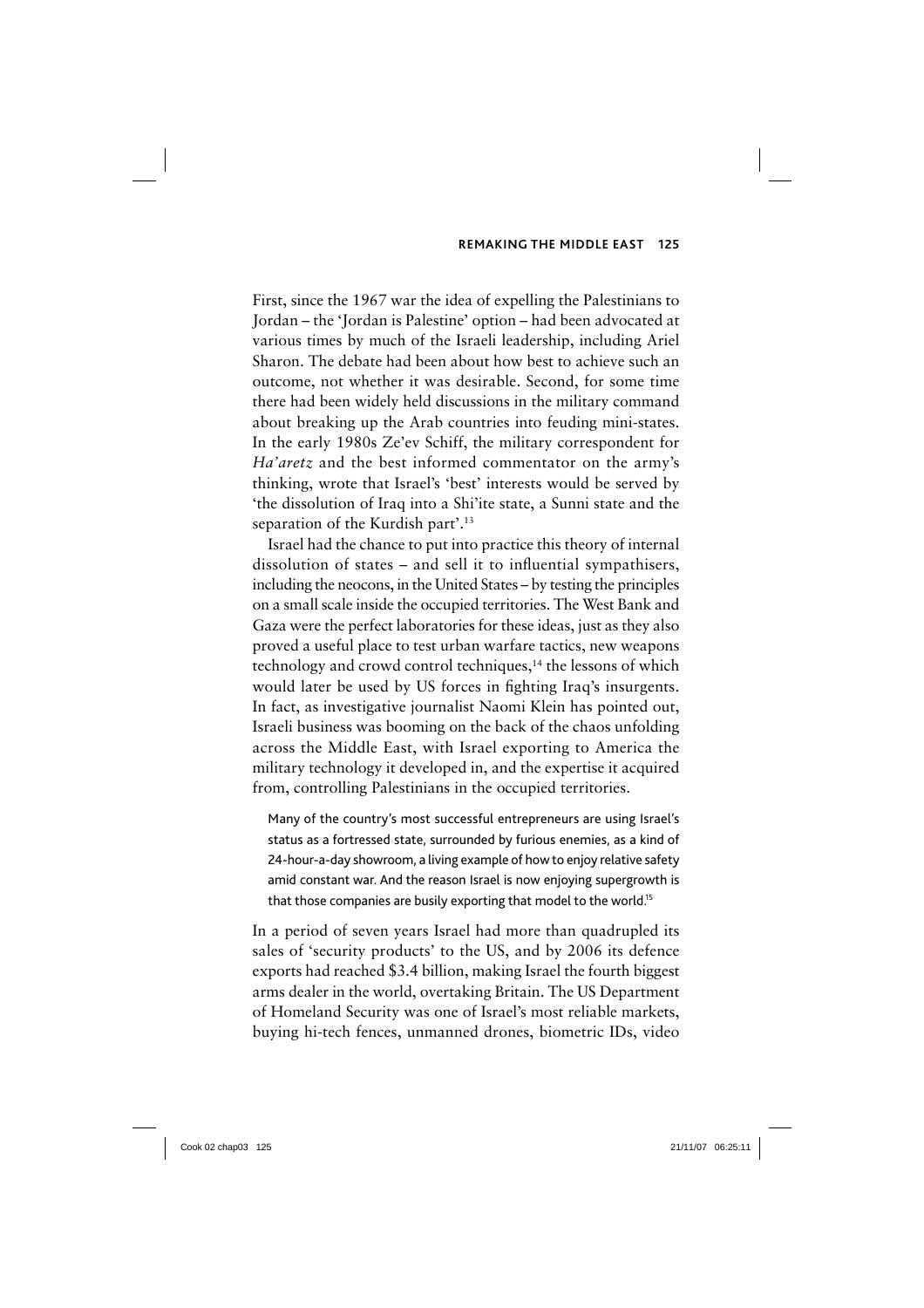First, since the 1967 war the idea of expelling the Palestinians to Jordan – the 'Jordan is Palestine' option – had been advocated at various times by much of the Israeli leadership, including Ariel Sharon. The debate had been about how best to achieve such an outcome, not whether it was desirable. Second, for some time there had been widely held discussions in the military command about breaking up the Arab countries into feuding mini-states. In the early 1980s Ze'ev Schiff, the military correspondent for *Ha'aretz* and the best informed commentator on the army's thinking, wrote that Israel's 'best' interests would be served by 'the dissolution of Iraq into a Shi'ite state, a Sunni state and the separation of the Kurdish part'.[13]

Israel had the chance to put into practice this theory of internal dissolution of states – and sell it to influential sympathisers, including the neocons, in the United States – by testing the principles on a small scale inside the occupied territories. The West Bank and Gaza were the perfect laboratories for these ideas, just as they also proved a useful place to test urban warfare tactics, new weapons technology and crowd control techniques,[14] the lessons of which would later be used by US forces in fighting Iraq's insurgents. In fact, as investigative journalist Naomi Klein has pointed out, Israeli business was booming on the back of the chaos unfolding across the Middle East, with Israel exporting to America the military technology it developed in, and the expertise it acquired from, controlling Palestinians in the occupied territories.

> Many of the country's most successful entrepreneurs are using Israel's status as a fortressed state, surrounded by furious enemies, as a kind of 24-hour-a-day showroom, a living example of how to enjoy relative safety amid constant war. And the reason Israel is now enjoying supergrowth is that those companies are busily exporting that model to the world.[15]

In a period of seven years Israel had more than quadrupled its sales of 'security products' to the US, and by 2006 its defence exports had reached \$3.4 billion, making Israel the fourth biggest arms dealer in the world, overtaking Britain. The US Department of Homeland Security was one of Israel's most reliable markets, buying hi-tech fences, unmanned drones, biometric IDs, video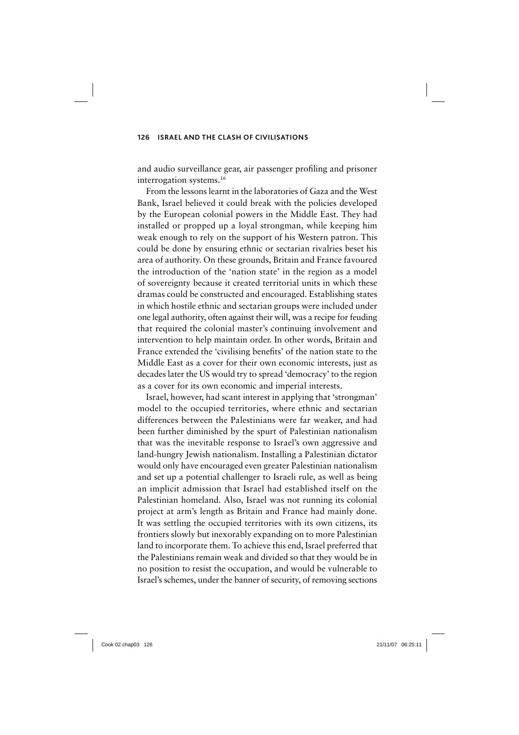and audio surveillance gear, air passenger profiling and prisoner interrogation systems.[16]

From the lessons learnt in the laboratories of Gaza and the West Bank, Israel believed it could break with the policies developed by the European colonial powers in the Middle East. They had installed or propped up a loyal strongman, while keeping him weak enough to rely on the support of his Western patron. This could be done by ensuring ethnic or sectarian rivalries beset his area of authority. On these grounds, Britain and France favoured the introduction of the 'nation state' in the region as a model of sovereignty because it created territorial units in which these dramas could be constructed and encouraged. Establishing states in which hostile ethnic and sectarian groups were included under one legal authority, often against their will, was a recipe for feuding that required the colonial master's continuing involvement and intervention to help maintain order. In other words, Britain and France extended the 'civilising benefits' of the nation state to the Middle East as a cover for their own economic interests, just as decades later the US would try to spread 'democracy' to the region as a cover for its own economic and imperial interests.

Israel, however, had scant interest in applying that 'strongman' model to the occupied territories, where ethnic and sectarian differences between the Palestinians were far weaker, and had been further diminished by the spurt of Palestinian nationalism that was the inevitable response to Israel's own aggressive and land-hungry Jewish nationalism. Installing a Palestinian dictator would only have encouraged even greater Palestinian nationalism and set up a potential challenger to Israeli rule, as well as being an implicit admission that Israel had established itself on the Palestinian homeland. Also, Israel was not running its colonial project at arm's length as Britain and France had mainly done. It was settling the occupied territories with its own citizens, its frontiers slowly but inexorably expanding on to more Palestinian land to incorporate them. To achieve this end, Israel preferred that the Palestinians remain weak and divided so that they would be in no position to resist the occupation, and would be vulnerable to Israel's schemes, under the banner of security, of removing sections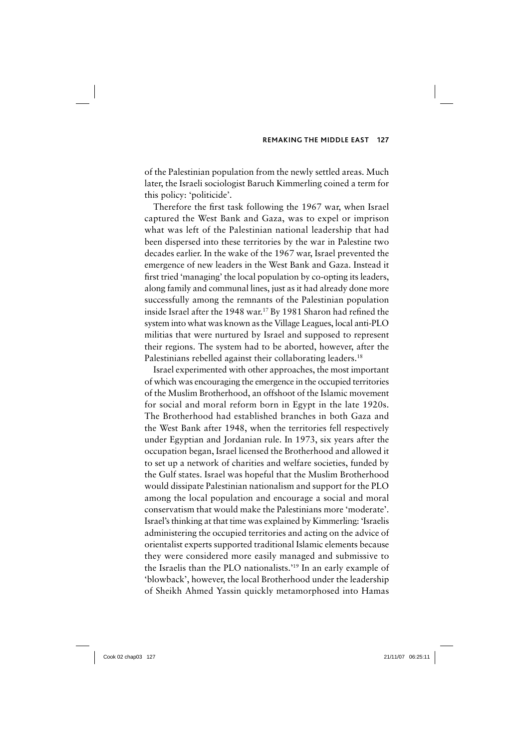of the Palestinian population from the newly settled areas. Much later, the Israeli sociologist Baruch Kimmerling coined a term for this policy: 'politicide'.

Therefore the first task following the 1967 war, when Israel captured the West Bank and Gaza, was to expel or imprison what was left of the Palestinian national leadership that had been dispersed into these territories by the war in Palestine two decades earlier. In the wake of the 1967 war, Israel prevented the emergence of new leaders in the West Bank and Gaza. Instead it first tried 'managing' the local population by co-opting its leaders, along family and communal lines, just as it had already done more successfully among the remnants of the Palestinian population inside Israel after the 1948 war.[17] By 1981 Sharon had refined the system into what was known as the Village Leagues, local anti-PLO militias that were nurtured by Israel and supposed to represent their regions. The system had to be aborted, however, after the Palestinians rebelled against their collaborating leaders.[18]

Israel experimented with other approaches, the most important of which was encouraging the emergence in the occupied territories of the Muslim Brotherhood, an offshoot of the Islamic movement for social and moral reform born in Egypt in the late 1920s. The Brotherhood had established branches in both Gaza and the West Bank after 1948, when the territories fell respectively under Egyptian and Jordanian rule. In 1973, six years after the occupation began, Israel licensed the Brotherhood and allowed it to set up a network of charities and welfare societies, funded by the Gulf states. Israel was hopeful that the Muslim Brotherhood would dissipate Palestinian nationalism and support for the PLO among the local population and encourage a social and moral conservatism that would make the Palestinians more 'moderate'. Israel's thinking at that time was explained by Kimmerling: 'Israelis administering the occupied territories and acting on the advice of orientalist experts supported traditional Islamic elements because they were considered more easily managed and submissive to the Israelis than the PLO nationalists.'[19] In an early example of 'blowback', however, the local Brotherhood under the leadership of Sheikh Ahmed Yassin quickly metamorphosed into Hamas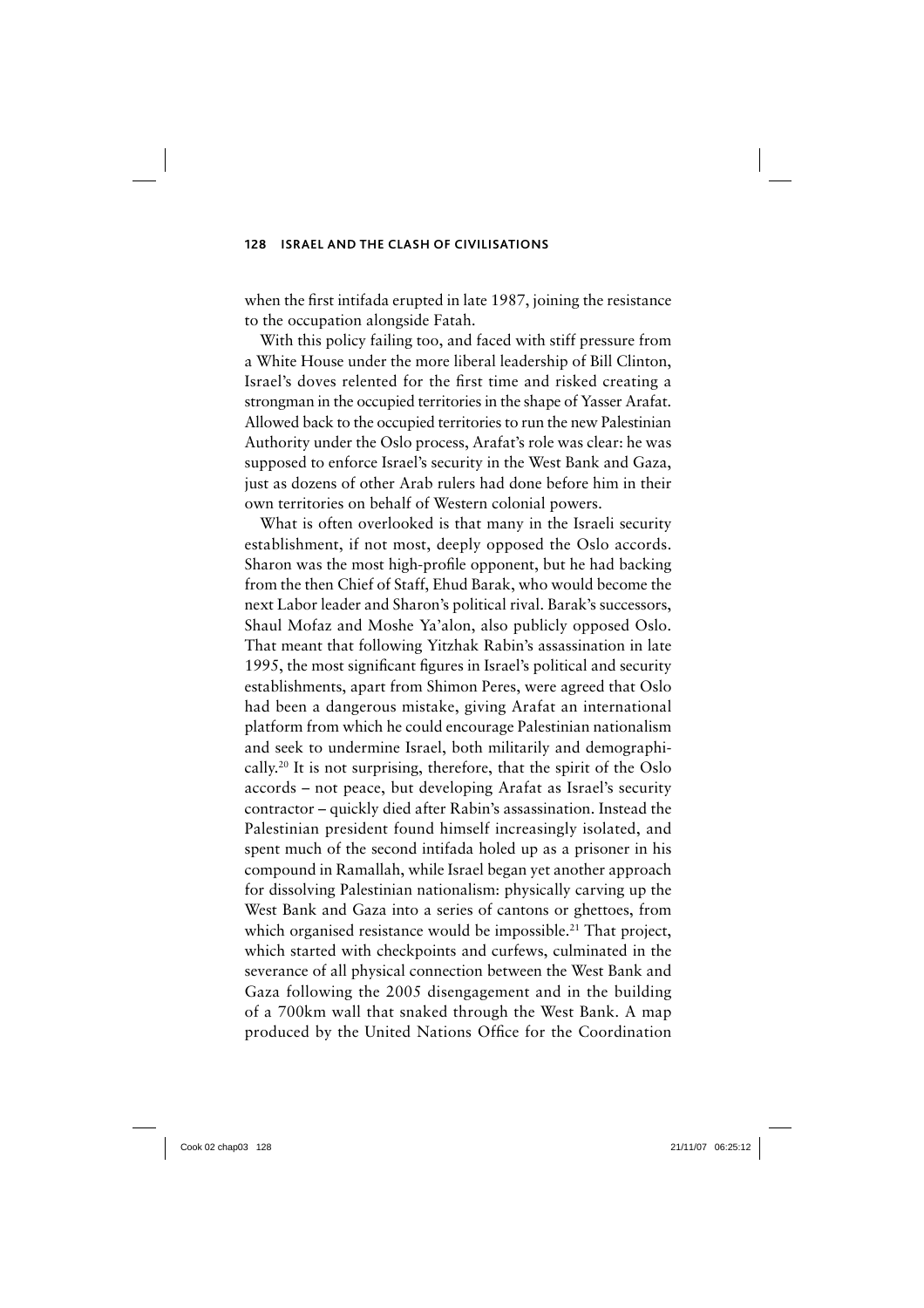when the first intifada erupted in late 1987, joining the resistance to the occupation alongside Fatah.

With this policy failing too, and faced with stiff pressure from a White House under the more liberal leadership of Bill Clinton, Israel's doves relented for the first time and risked creating a strongman in the occupied territories in the shape of Yasser Arafat. Allowed back to the occupied territories to run the new Palestinian Authority under the Oslo process, Arafat's role was clear: he was supposed to enforce Israel's security in the West Bank and Gaza, just as dozens of other Arab rulers had done before him in their own territories on behalf of Western colonial powers.

What is often overlooked is that many in the Israeli security establishment, if not most, deeply opposed the Oslo accords. Sharon was the most high-profile opponent, but he had backing from the then Chief of Staff, Ehud Barak, who would become the next Labor leader and Sharon's political rival. Barak's successors, Shaul Mofaz and Moshe Ya'alon, also publicly opposed Oslo. That meant that following Yitzhak Rabin's assassination in late 1995, the most significant figures in Israel's political and security establishments, apart from Shimon Peres, were agreed that Oslo had been a dangerous mistake, giving Arafat an international platform from which he could encourage Palestinian nationalism and seek to undermine Israel, both militarily and demographically.[20] It is not surprising, therefore, that the spirit of the Oslo accords – not peace, but developing Arafat as Israel's security contractor – quickly died after Rabin's assassination. Instead the Palestinian president found himself increasingly isolated, and spent much of the second intifada holed up as a prisoner in his compound in Ramallah, while Israel began yet another approach for dissolving Palestinian nationalism: physically carving up the West Bank and Gaza into a series of cantons or ghettoes, from which organised resistance would be impossible.[21] That project, which started with checkpoints and curfews, culminated in the severance of all physical connection between the West Bank and Gaza following the 2005 disengagement and in the building of a 700km wall that snaked through the West Bank. A map produced by the United Nations Office for the Coordination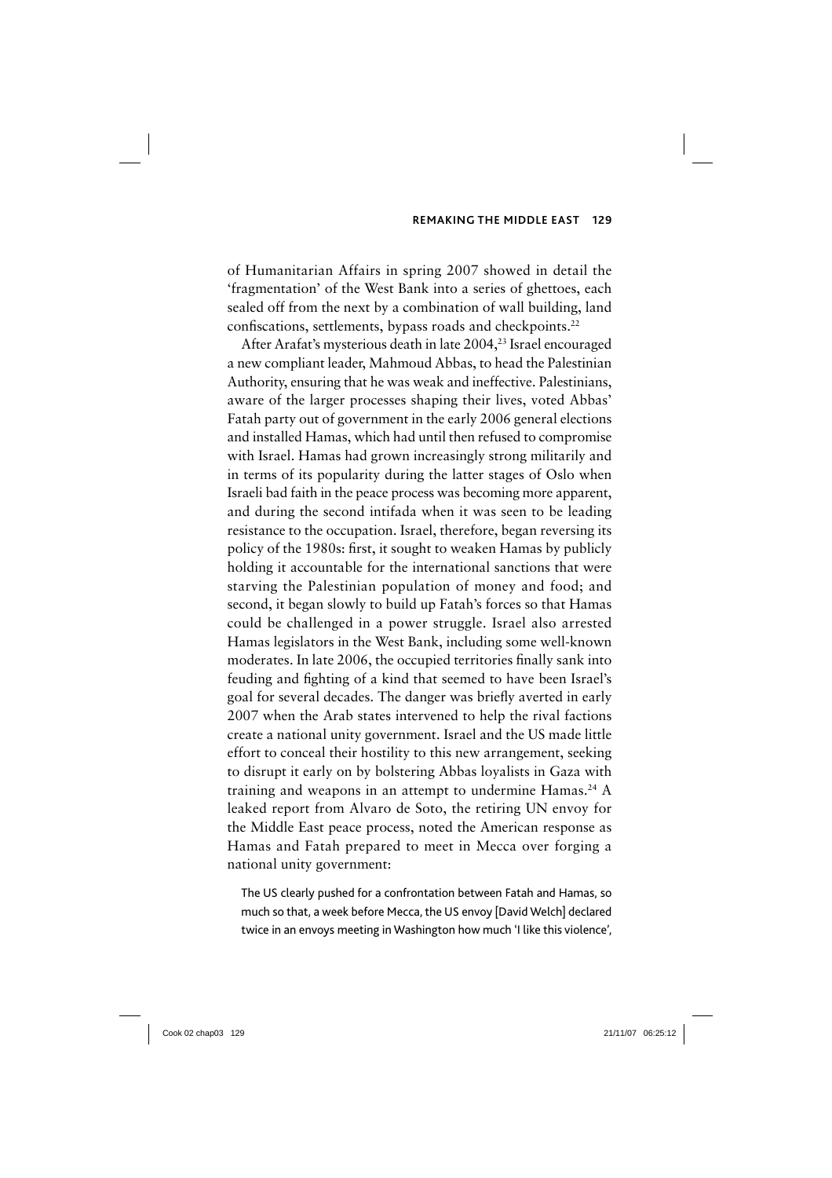of Humanitarian Affairs in spring 2007 showed in detail the 'fragmentation' of the West Bank into a series of ghettoes, each sealed off from the next by a combination of wall building, land confiscations, settlements, bypass roads and checkpoints.[22]

After Arafat's mysterious death in late 2004,[23] Israel encouraged a new compliant leader, Mahmoud Abbas, to head the Palestinian Authority, ensuring that he was weak and ineffective. Palestinians, aware of the larger processes shaping their lives, voted Abbas' Fatah party out of government in the early 2006 general elections and installed Hamas, which had until then refused to compromise with Israel. Hamas had grown increasingly strong militarily and in terms of its popularity during the latter stages of Oslo when Israeli bad faith in the peace process was becoming more apparent, and during the second intifada when it was seen to be leading resistance to the occupation. Israel, therefore, began reversing its policy of the 1980s: first, it sought to weaken Hamas by publicly holding it accountable for the international sanctions that were starving the Palestinian population of money and food; and second, it began slowly to build up Fatah's forces so that Hamas could be challenged in a power struggle. Israel also arrested Hamas legislators in the West Bank, including some well-known moderates. In late 2006, the occupied territories finally sank into feuding and fighting of a kind that seemed to have been Israel's goal for several decades. The danger was briefly averted in early 2007 when the Arab states intervened to help the rival factions create a national unity government. Israel and the US made little effort to conceal their hostility to this new arrangement, seeking to disrupt it early on by bolstering Abbas loyalists in Gaza with training and weapons in an attempt to undermine Hamas.[24] A leaked report from Alvaro de Soto, the retiring UN envoy for the Middle East peace process, noted the American response as Hamas and Fatah prepared to meet in Mecca over forging a national unity government:

> The US clearly pushed for a confrontation between Fatah and Hamas, so much so that, a week before Mecca, the US envoy [David Welch] declared twice in an envoys meeting in Washington how much 'I like this violence',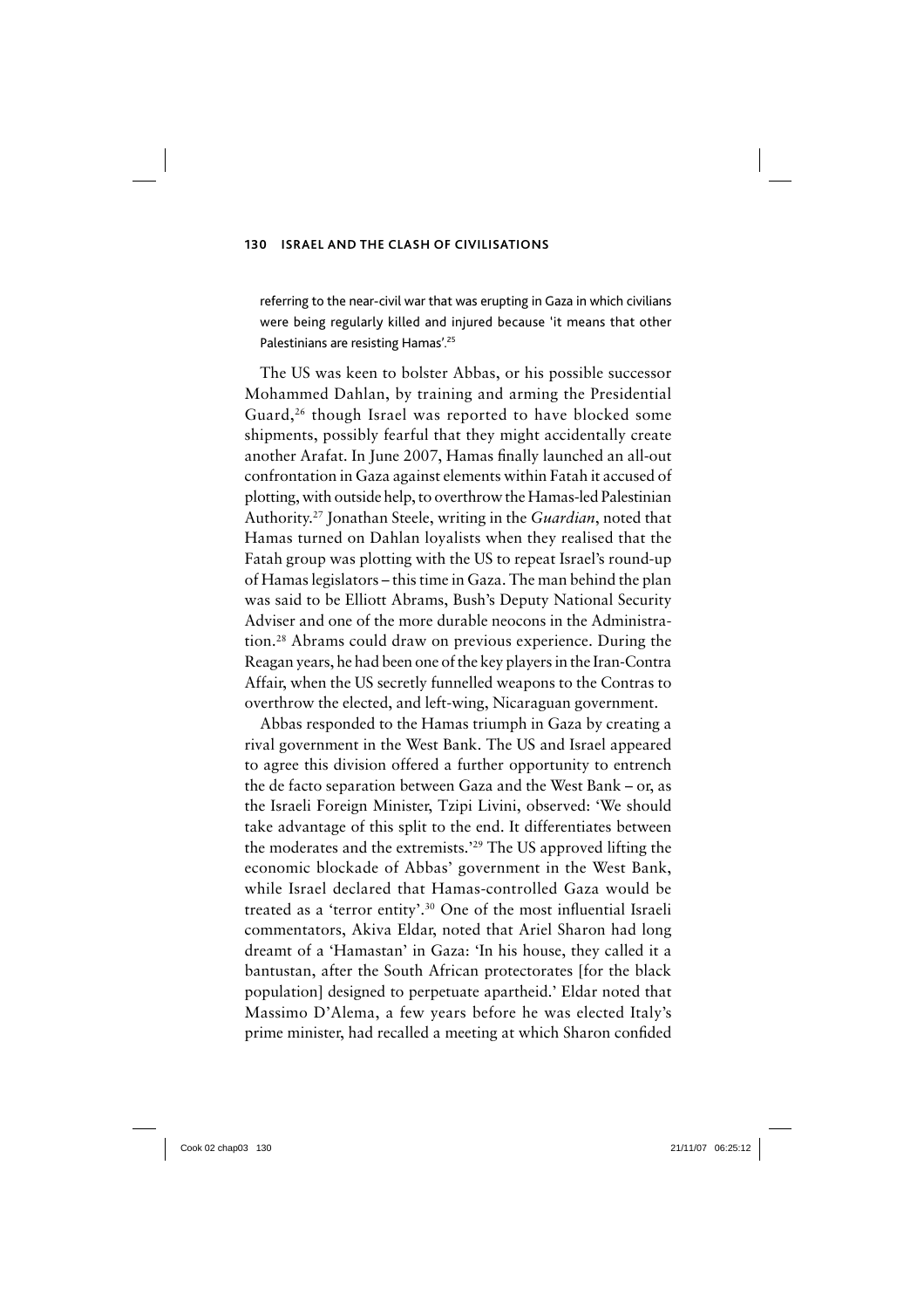referring to the near-civil war that was erupting in Gaza in which civilians were being regularly killed and injured because 'it means that other Palestinians are resisting Hamas'.[25]

The US was keen to bolster Abbas, or his possible successor Mohammed Dahlan, by training and arming the Presidential Guard,[26] though Israel was reported to have blocked some shipments, possibly fearful that they might accidentally create another Arafat. In June 2007, Hamas finally launched an all-out confrontation in Gaza against elements within Fatah it accused of plotting, with outside help, to overthrow the Hamas-led Palestinian Authority.[27] Jonathan Steele, writing in the *Guardian*, noted that Hamas turned on Dahlan loyalists when they realised that the Fatah group was plotting with the US to repeat Israel's round-up of Hamas legislators – this time in Gaza. The man behind the plan was said to be Elliott Abrams, Bush's Deputy National Security Adviser and one of the more durable neocons in the Administration.[28] Abrams could draw on previous experience. During the Reagan years, he had been one of the key players in the Iran-Contra Affair, when the US secretly funnelled weapons to the Contras to overthrow the elected, and left-wing, Nicaraguan government.

Abbas responded to the Hamas triumph in Gaza by creating a rival government in the West Bank. The US and Israel appeared to agree this division offered a further opportunity to entrench the de facto separation between Gaza and the West Bank – or, as the Israeli Foreign Minister, Tzipi Livini, observed: 'We should take advantage of this split to the end. It differentiates between the moderates and the extremists.'[29] The US approved lifting the economic blockade of Abbas' government in the West Bank, while Israel declared that Hamas-controlled Gaza would be treated as a 'terror entity'.[30] One of the most influential Israeli commentators, Akiva Eldar, noted that Ariel Sharon had long dreamt of a 'Hamastan' in Gaza: 'In his house, they called it a bantustan, after the South African protectorates [for the black population] designed to perpetuate apartheid.' Eldar noted that Massimo D'Alema, a few years before he was elected Italy's prime minister, had recalled a meeting at which Sharon confided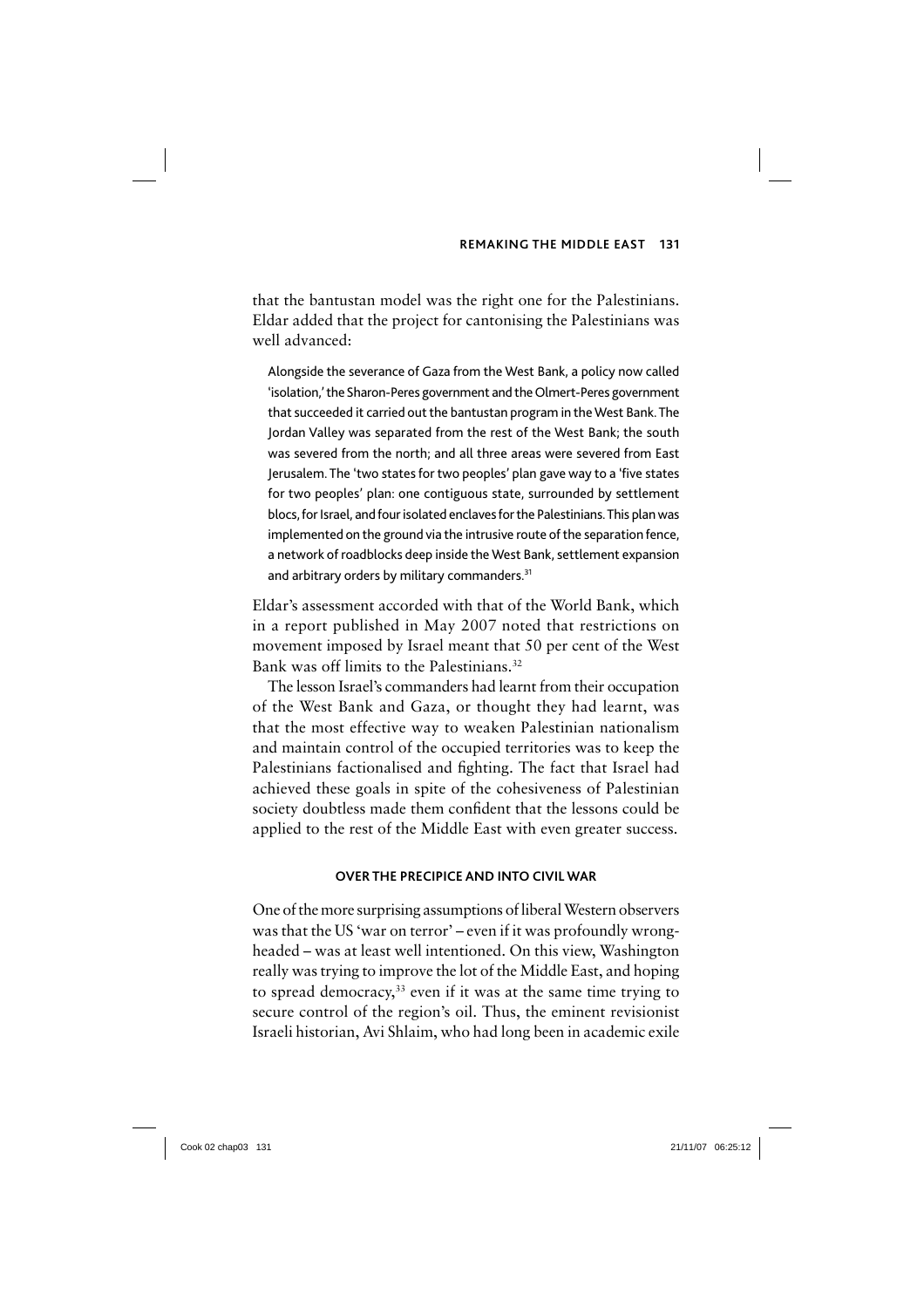that the bantustan model was the right one for the Palestinians. Eldar added that the project for cantonising the Palestinians was well advanced:

> Alongside the severance of Gaza from the West Bank, a policy now called 'isolation,' the Sharon-Peres government and the Olmert-Peres government that succeeded it carried out the bantustan program in the West Bank. The Jordan Valley was separated from the rest of the West Bank; the south was severed from the north; and all three areas were severed from East Jerusalem. The 'two states for two peoples' plan gave way to a 'five states for two peoples' plan: one contiguous state, surrounded by settlement blocs, for Israel, and four isolated enclaves for the Palestinians. This plan was implemented on the ground via the intrusive route of the separation fence, a network of roadblocks deep inside the West Bank, settlement expansion and arbitrary orders by military commanders.[31]

Eldar's assessment accorded with that of the World Bank, which in a report published in May 2007 noted that restrictions on movement imposed by Israel meant that 50 per cent of the West Bank was off limits to the Palestinians.[32]

The lesson Israel's commanders had learnt from their occupation of the West Bank and Gaza, or thought they had learnt, was that the most effective way to weaken Palestinian nationalism and maintain control of the occupied territories was to keep the Palestinians factionalised and fighting. The fact that Israel had achieved these goals in spite of the cohesiveness of Palestinian society doubtless made them confident that the lessons could be applied to the rest of the Middle East with even greater success.

## OVER THE PRECIPICE AND INTO CIVIL WAR

One of the more surprising assumptions of liberal Western observers was that the US 'war on terror' – even if it was profoundly wrong-headed – was at least well intentioned. On this view, Washington really was trying to improve the lot of the Middle East, and hoping to spread democracy,[33] even if it was at the same time trying to secure control of the region's oil. Thus, the eminent revisionist Israeli historian, Avi Shlaim, who had long been in academic exile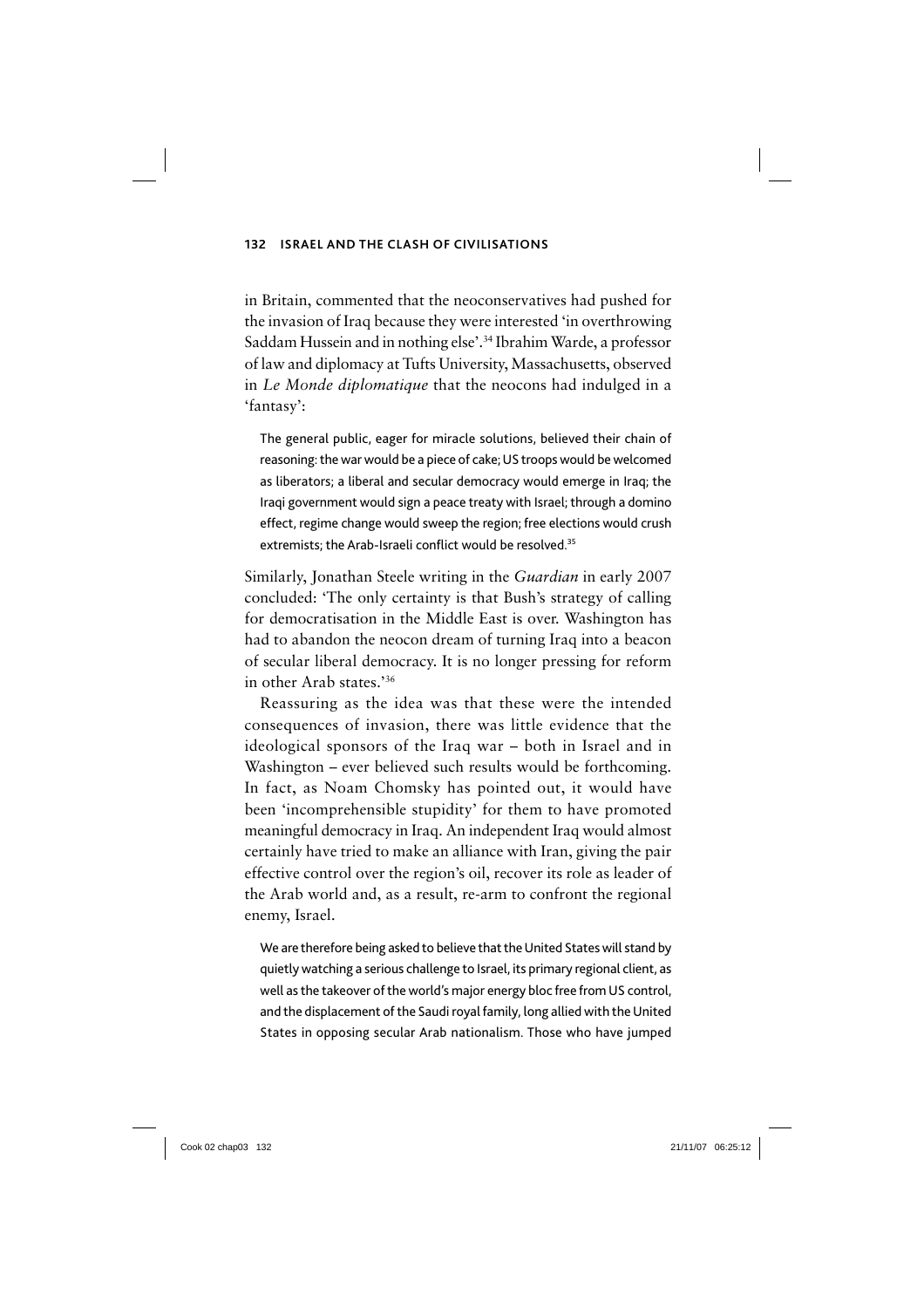in Britain, commented that the neoconservatives had pushed for the invasion of Iraq because they were interested 'in overthrowing Saddam Hussein and in nothing else'.[34] Ibrahim Warde, a professor of law and diplomacy at Tufts University, Massachusetts, observed in *Le Monde diplomatique* that the neocons had indulged in a 'fantasy':

> The general public, eager for miracle solutions, believed their chain of reasoning: the war would be a piece of cake; US troops would be welcomed as liberators; a liberal and secular democracy would emerge in Iraq; the Iraqi government would sign a peace treaty with Israel; through a domino effect, regime change would sweep the region; free elections would crush extremists; the Arab-Israeli conflict would be resolved.[35]

Similarly, Jonathan Steele writing in the *Guardian* in early 2007 concluded: 'The only certainty is that Bush's strategy of calling for democratisation in the Middle East is over. Washington has had to abandon the neocon dream of turning Iraq into a beacon of secular liberal democracy. It is no longer pressing for reform in other Arab states.'[36]

Reassuring as the idea was that these were the intended consequences of invasion, there was little evidence that the ideological sponsors of the Iraq war – both in Israel and in Washington – ever believed such results would be forthcoming. In fact, as Noam Chomsky has pointed out, it would have been 'incomprehensible stupidity' for them to have promoted meaningful democracy in Iraq. An independent Iraq would almost certainly have tried to make an alliance with Iran, giving the pair effective control over the region's oil, recover its role as leader of the Arab world and, as a result, re-arm to confront the regional enemy, Israel.

> We are therefore being asked to believe that the United States will stand by quietly watching a serious challenge to Israel, its primary regional client, as well as the takeover of the world's major energy bloc free from US control, and the displacement of the Saudi royal family, long allied with the United States in opposing secular Arab nationalism. Those who have jumped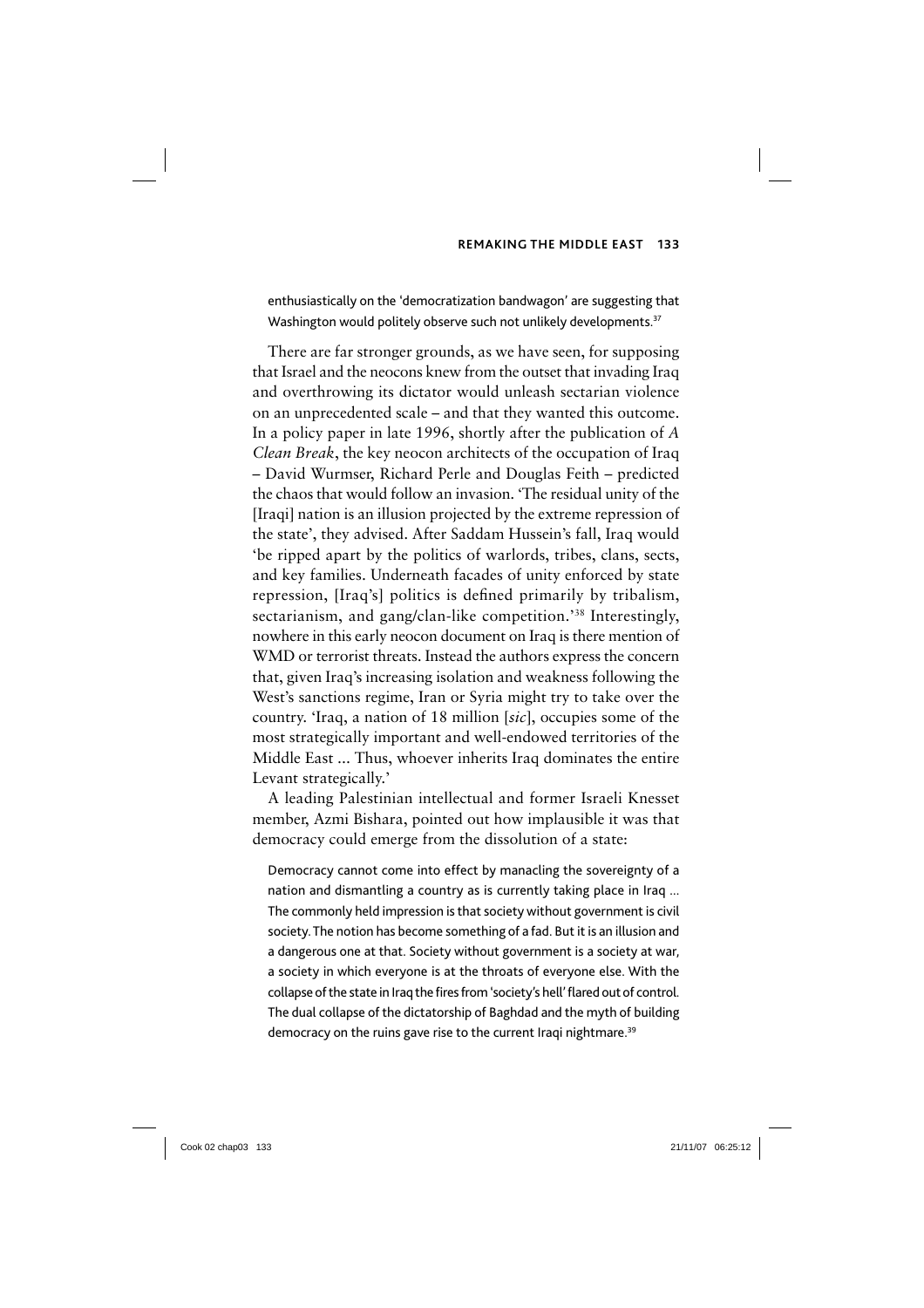enthusiastically on the 'democratization bandwagon' are suggesting that Washington would politely observe such not unlikely developments.[37]

There are far stronger grounds, as we have seen, for supposing that Israel and the neocons knew from the outset that invading Iraq and overthrowing its dictator would unleash sectarian violence on an unprecedented scale – and that they wanted this outcome. In a policy paper in late 1996, shortly after the publication of *A Clean Break*, the key neocon architects of the occupation of Iraq – David Wurmser, Richard Perle and Douglas Feith – predicted the chaos that would follow an invasion. 'The residual unity of the [Iraqi] nation is an illusion projected by the extreme repression of the state', they advised. After Saddam Hussein's fall, Iraq would 'be ripped apart by the politics of warlords, tribes, clans, sects, and key families. Underneath facades of unity enforced by state repression, [Iraq's] politics is defined primarily by tribalism, sectarianism, and gang/clan-like competition.'[38] Interestingly, nowhere in this early neocon document on Iraq is there mention of WMD or terrorist threats. Instead the authors express the concern that, given Iraq's increasing isolation and weakness following the West's sanctions regime, Iran or Syria might try to take over the country. 'Iraq, a nation of 18 million [*sic*], occupies some of the most strategically important and well-endowed territories of the Middle East ... Thus, whoever inherits Iraq dominates the entire Levant strategically.'

A leading Palestinian intellectual and former Israeli Knesset member, Azmi Bishara, pointed out how implausible it was that democracy could emerge from the dissolution of a state:

> Democracy cannot come into effect by manacling the sovereignty of a nation and dismantling a country as is currently taking place in Iraq ... The commonly held impression is that society without government is civil society. The notion has become something of a fad. But it is an illusion and a dangerous one at that. Society without government is a society at war, a society in which everyone is at the throats of everyone else. With the collapse of the state in Iraq the fires from 'society's hell' flared out of control. The dual collapse of the dictatorship of Baghdad and the myth of building democracy on the ruins gave rise to the current Iraqi nightmare.[39]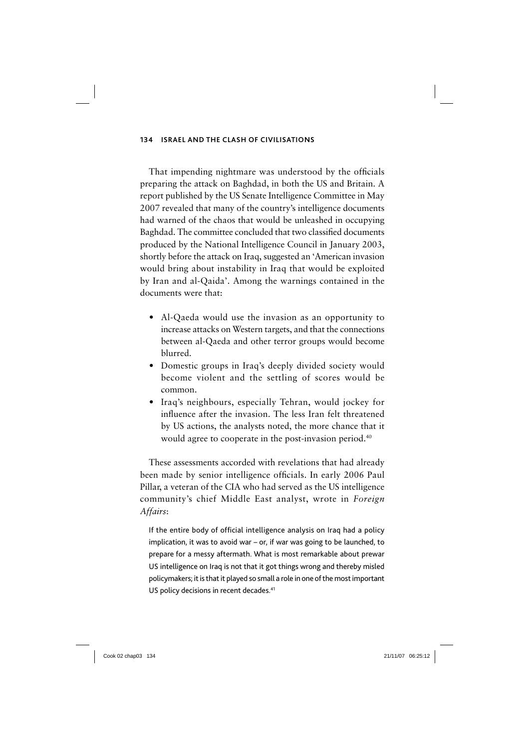That impending nightmare was understood by the officials preparing the attack on Baghdad, in both the US and Britain. A report published by the US Senate Intelligence Committee in May 2007 revealed that many of the country's intelligence documents had warned of the chaos that would be unleashed in occupying Baghdad. The committee concluded that two classified documents produced by the National Intelligence Council in January 2003, shortly before the attack on Iraq, suggested an 'American invasion would bring about instability in Iraq that would be exploited by Iran and al-Qaida'. Among the warnings contained in the documents were that:

- Al-Qaeda would use the invasion as an opportunity to increase attacks on Western targets, and that the connections between al-Qaeda and other terror groups would become blurred.
- Domestic groups in Iraq's deeply divided society would become violent and the settling of scores would be common.
- Iraq's neighbours, especially Tehran, would jockey for influence after the invasion. The less Iran felt threatened by US actions, the analysts noted, the more chance that it would agree to cooperate in the post-invasion period.[40]

These assessments accorded with revelations that had already been made by senior intelligence officials. In early 2006 Paul Pillar, a veteran of the CIA who had served as the US intelligence community's chief Middle East analyst, wrote in *Foreign Affairs*:

> If the entire body of official intelligence analysis on Iraq had a policy implication, it was to avoid war – or, if war was going to be launched, to prepare for a messy aftermath. What is most remarkable about prewar US intelligence on Iraq is not that it got things wrong and thereby misled policymakers; it is that it played so small a role in one of the most important US policy decisions in recent decades.[41]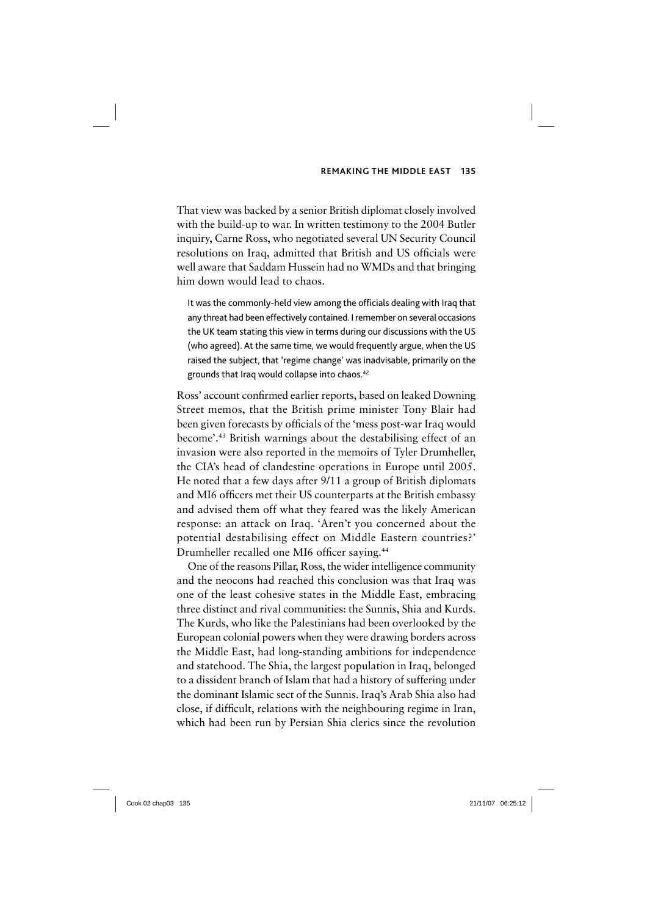That view was backed by a senior British diplomat closely involved with the build-up to war. In written testimony to the 2004 Butler inquiry, Carne Ross, who negotiated several UN Security Council resolutions on Iraq, admitted that British and US officials were well aware that Saddam Hussein had no WMDs and that bringing him down would lead to chaos.

> It was the commonly-held view among the officials dealing with Iraq that any threat had been effectively contained. I remember on several occasions the UK team stating this view in terms during our discussions with the US (who agreed). At the same time, we would frequently argue, when the US raised the subject, that 'regime change' was inadvisable, primarily on the grounds that Iraq would collapse into chaos.[42]

Ross' account confirmed earlier reports, based on leaked Downing Street memos, that the British prime minister Tony Blair had been given forecasts by officials of the 'mess post-war Iraq would become'.[43] British warnings about the destabilising effect of an invasion were also reported in the memoirs of Tyler Drumheller, the CIA's head of clandestine operations in Europe until 2005. He noted that a few days after 9/11 a group of British diplomats and MI6 officers met their US counterparts at the British embassy and advised them off what they feared was the likely American response: an attack on Iraq. 'Aren't you concerned about the potential destabilising effect on Middle Eastern countries?' Drumheller recalled one MI6 officer saying.[44]

One of the reasons Pillar, Ross, the wider intelligence community and the neocons had reached this conclusion was that Iraq was one of the least cohesive states in the Middle East, embracing three distinct and rival communities: the Sunnis, Shia and Kurds. The Kurds, who like the Palestinians had been overlooked by the European colonial powers when they were drawing borders across the Middle East, had long-standing ambitions for independence and statehood. The Shia, the largest population in Iraq, belonged to a dissident branch of Islam that had a history of suffering under the dominant Islamic sect of the Sunnis. Iraq's Arab Shia also had close, if difficult, relations with the neighbouring regime in Iran, which had been run by Persian Shia clerics since the revolution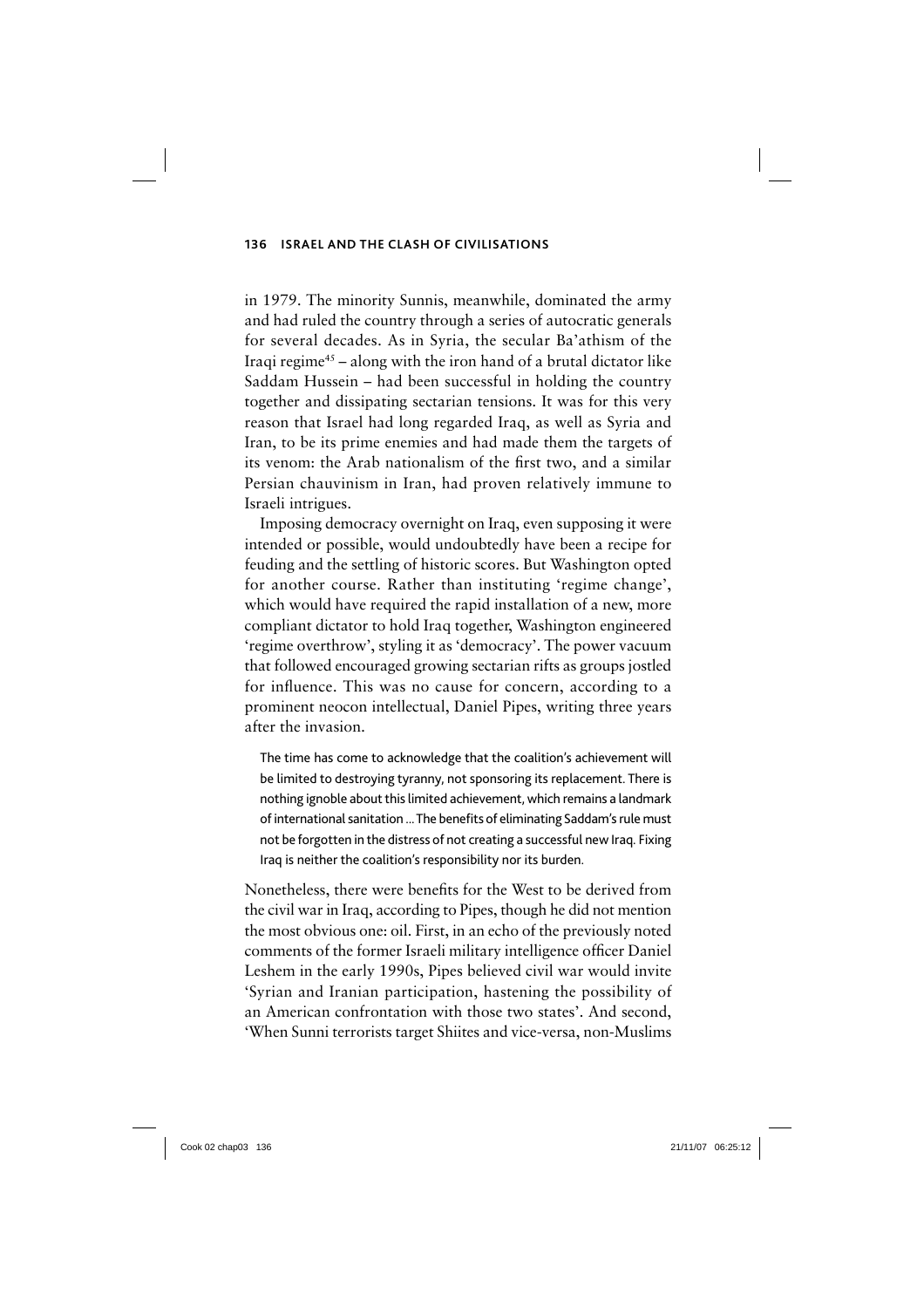in 1979. The minority Sunnis, meanwhile, dominated the army and had ruled the country through a series of autocratic generals for several decades. As in Syria, the secular Ba'athism of the Iraqi regime[45] – along with the iron hand of a brutal dictator like Saddam Hussein – had been successful in holding the country together and dissipating sectarian tensions. It was for this very reason that Israel had long regarded Iraq, as well as Syria and Iran, to be its prime enemies and had made them the targets of its venom: the Arab nationalism of the first two, and a similar Persian chauvinism in Iran, had proven relatively immune to Israeli intrigues.

Imposing democracy overnight on Iraq, even supposing it were intended or possible, would undoubtedly have been a recipe for feuding and the settling of historic scores. But Washington opted for another course. Rather than instituting 'regime change', which would have required the rapid installation of a new, more compliant dictator to hold Iraq together, Washington engineered 'regime overthrow', styling it as 'democracy'. The power vacuum that followed encouraged growing sectarian rifts as groups jostled for influence. This was no cause for concern, according to a prominent neocon intellectual, Daniel Pipes, writing three years after the invasion.

> The time has come to acknowledge that the coalition's achievement will be limited to destroying tyranny, not sponsoring its replacement. There is nothing ignoble about this limited achievement, which remains a landmark of international sanitation ... The benefits of eliminating Saddam's rule must not be forgotten in the distress of not creating a successful new Iraq. Fixing Iraq is neither the coalition's responsibility nor its burden.

Nonetheless, there were benefits for the West to be derived from the civil war in Iraq, according to Pipes, though he did not mention the most obvious one: oil. First, in an echo of the previously noted comments of the former Israeli military intelligence officer Daniel Leshem in the early 1990s, Pipes believed civil war would invite 'Syrian and Iranian participation, hastening the possibility of an American confrontation with those two states'. And second, 'When Sunni terrorists target Shiites and vice-versa, non-Muslims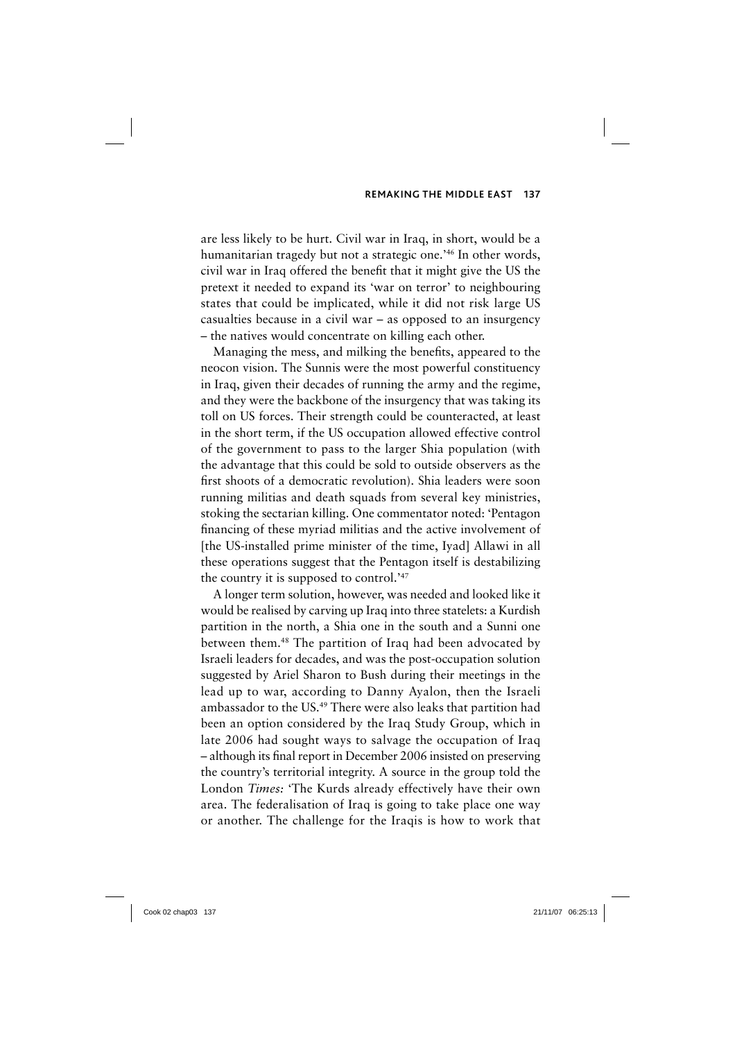are less likely to be hurt. Civil war in Iraq, in short, would be a humanitarian tragedy but not a strategic one.'[46] In other words, civil war in Iraq offered the benefit that it might give the US the pretext it needed to expand its 'war on terror' to neighbouring states that could be implicated, while it did not risk large US casualties because in a civil war – as opposed to an insurgency – the natives would concentrate on killing each other.

Managing the mess, and milking the benefits, appeared to the neocon vision. The Sunnis were the most powerful constituency in Iraq, given their decades of running the army and the regime, and they were the backbone of the insurgency that was taking its toll on US forces. Their strength could be counteracted, at least in the short term, if the US occupation allowed effective control of the government to pass to the larger Shia population (with the advantage that this could be sold to outside observers as the first shoots of a democratic revolution). Shia leaders were soon running militias and death squads from several key ministries, stoking the sectarian killing. One commentator noted: 'Pentagon financing of these myriad militias and the active involvement of [the US-installed prime minister of the time, Iyad] Allawi in all these operations suggest that the Pentagon itself is destabilizing the country it is supposed to control.'[47]

A longer term solution, however, was needed and looked like it would be realised by carving up Iraq into three statelets: a Kurdish partition in the north, a Shia one in the south and a Sunni one between them.[48] The partition of Iraq had been advocated by Israeli leaders for decades, and was the post-occupation solution suggested by Ariel Sharon to Bush during their meetings in the lead up to war, according to Danny Ayalon, then the Israeli ambassador to the US.[49] There were also leaks that partition had been an option considered by the Iraq Study Group, which in late 2006 had sought ways to salvage the occupation of Iraq – although its final report in December 2006 insisted on preserving the country's territorial integrity. A source in the group told the London *Times:* 'The Kurds already effectively have their own area. The federalisation of Iraq is going to take place one way or another. The challenge for the Iraqis is how to work that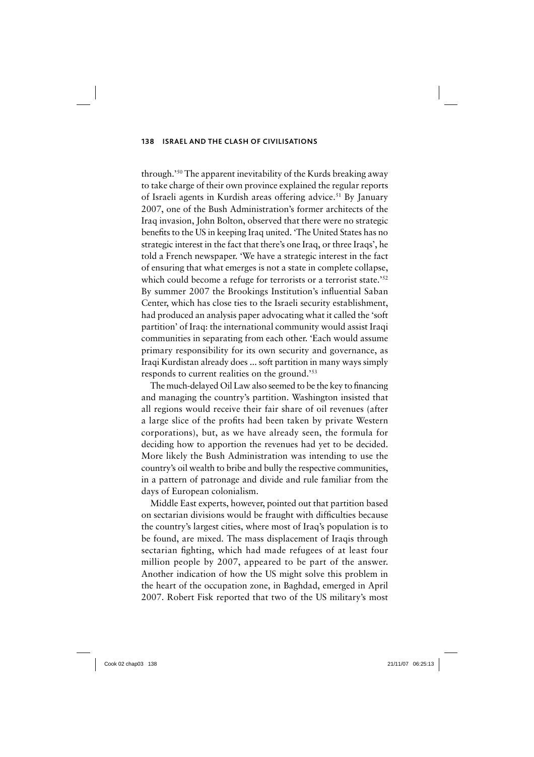through.'[50] The apparent inevitability of the Kurds breaking away to take charge of their own province explained the regular reports of Israeli agents in Kurdish areas offering advice.[51] By January 2007, one of the Bush Administration's former architects of the Iraq invasion, John Bolton, observed that there were no strategic benefits to the US in keeping Iraq united. 'The United States has no strategic interest in the fact that there's one Iraq, or three Iraqs', he told a French newspaper. 'We have a strategic interest in the fact of ensuring that what emerges is not a state in complete collapse, which could become a refuge for terrorists or a terrorist state.'[52] By summer 2007 the Brookings Institution's influential Saban Center, which has close ties to the Israeli security establishment, had produced an analysis paper advocating what it called the 'soft partition' of Iraq: the international community would assist Iraqi communities in separating from each other. 'Each would assume primary responsibility for its own security and governance, as Iraqi Kurdistan already does ... soft partition in many ways simply responds to current realities on the ground.'[53]

The much-delayed Oil Law also seemed to be the key to financing and managing the country's partition. Washington insisted that all regions would receive their fair share of oil revenues (after a large slice of the profits had been taken by private Western corporations), but, as we have already seen, the formula for deciding how to apportion the revenues had yet to be decided. More likely the Bush Administration was intending to use the country's oil wealth to bribe and bully the respective communities, in a pattern of patronage and divide and rule familiar from the days of European colonialism.

Middle East experts, however, pointed out that partition based on sectarian divisions would be fraught with difficulties because the country's largest cities, where most of Iraq's population is to be found, are mixed. The mass displacement of Iraqis through sectarian fighting, which had made refugees of at least four million people by 2007, appeared to be part of the answer. Another indication of how the US might solve this problem in the heart of the occupation zone, in Baghdad, emerged in April 2007. Robert Fisk reported that two of the US military's most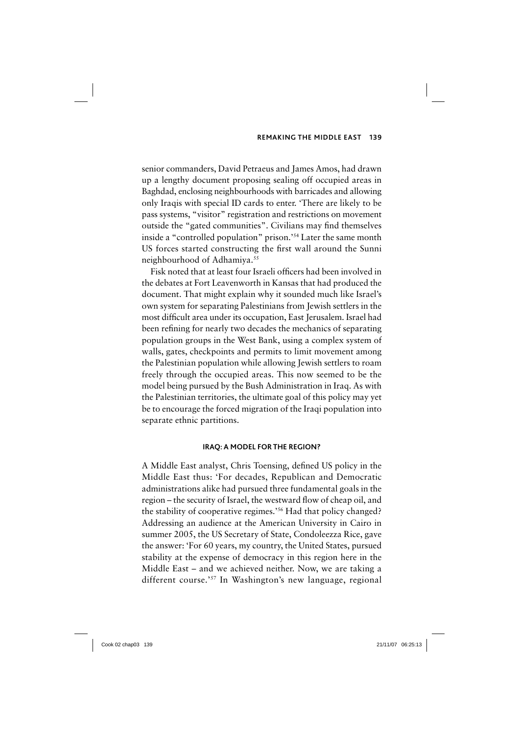senior commanders, David Petraeus and James Amos, had drawn up a lengthy document proposing sealing off occupied areas in Baghdad, enclosing neighbourhoods with barricades and allowing only Iraqis with special ID cards to enter. 'There are likely to be pass systems, "visitor" registration and restrictions on movement outside the "gated communities". Civilians may find themselves inside a "controlled population" prison.'[54] Later the same month US forces started constructing the first wall around the Sunni neighbourhood of Adhamiya.[55]

Fisk noted that at least four Israeli officers had been involved in the debates at Fort Leavenworth in Kansas that had produced the document. That might explain why it sounded much like Israel's own system for separating Palestinians from Jewish settlers in the most difficult area under its occupation, East Jerusalem. Israel had been refining for nearly two decades the mechanics of separating population groups in the West Bank, using a complex system of walls, gates, checkpoints and permits to limit movement among the Palestinian population while allowing Jewish settlers to roam freely through the occupied areas. This now seemed to be the model being pursued by the Bush Administration in Iraq. As with the Palestinian territories, the ultimate goal of this policy may yet be to encourage the forced migration of the Iraqi population into separate ethnic partitions.

#### IRAQ: A MODEL FOR THE REGION?

A Middle East analyst, Chris Toensing, defined US policy in the Middle East thus: 'For decades, Republican and Democratic administrations alike had pursued three fundamental goals in the region – the security of Israel, the westward flow of cheap oil, and the stability of cooperative regimes.'[56] Had that policy changed? Addressing an audience at the American University in Cairo in summer 2005, the US Secretary of State, Condoleezza Rice, gave the answer: 'For 60 years, my country, the United States, pursued stability at the expense of democracy in this region here in the Middle East – and we achieved neither. Now, we are taking a different course.'[57] In Washington's new language, regional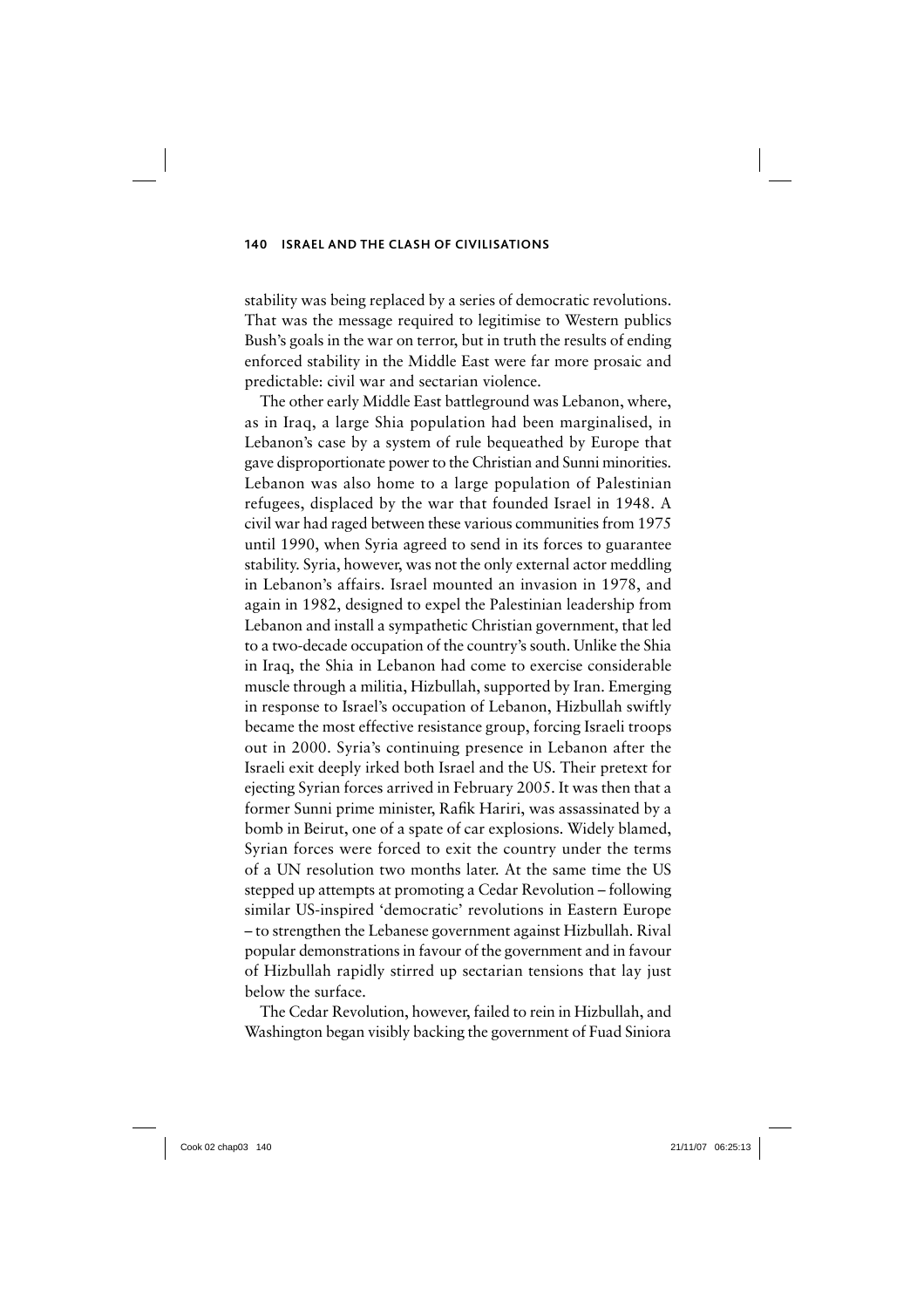stability was being replaced by a series of democratic revolutions. That was the message required to legitimise to Western publics Bush's goals in the war on terror, but in truth the results of ending enforced stability in the Middle East were far more prosaic and predictable: civil war and sectarian violence.

The other early Middle East battleground was Lebanon, where, as in Iraq, a large Shia population had been marginalised, in Lebanon's case by a system of rule bequeathed by Europe that gave disproportionate power to the Christian and Sunni minorities. Lebanon was also home to a large population of Palestinian refugees, displaced by the war that founded Israel in 1948. A civil war had raged between these various communities from 1975 until 1990, when Syria agreed to send in its forces to guarantee stability. Syria, however, was not the only external actor meddling in Lebanon's affairs. Israel mounted an invasion in 1978, and again in 1982, designed to expel the Palestinian leadership from Lebanon and install a sympathetic Christian government, that led to a two-decade occupation of the country's south. Unlike the Shia in Iraq, the Shia in Lebanon had come to exercise considerable muscle through a militia, Hizbullah, supported by Iran. Emerging in response to Israel's occupation of Lebanon, Hizbullah swiftly became the most effective resistance group, forcing Israeli troops out in 2000. Syria's continuing presence in Lebanon after the Israeli exit deeply irked both Israel and the US. Their pretext for ejecting Syrian forces arrived in February 2005. It was then that a former Sunni prime minister, Rafik Hariri, was assassinated by a bomb in Beirut, one of a spate of car explosions. Widely blamed, Syrian forces were forced to exit the country under the terms of a UN resolution two months later. At the same time the US stepped up attempts at promoting a Cedar Revolution – following similar US-inspired 'democratic' revolutions in Eastern Europe – to strengthen the Lebanese government against Hizbullah. Rival popular demonstrations in favour of the government and in favour of Hizbullah rapidly stirred up sectarian tensions that lay just below the surface.

The Cedar Revolution, however, failed to rein in Hizbullah, and Washington began visibly backing the government of Fuad Siniora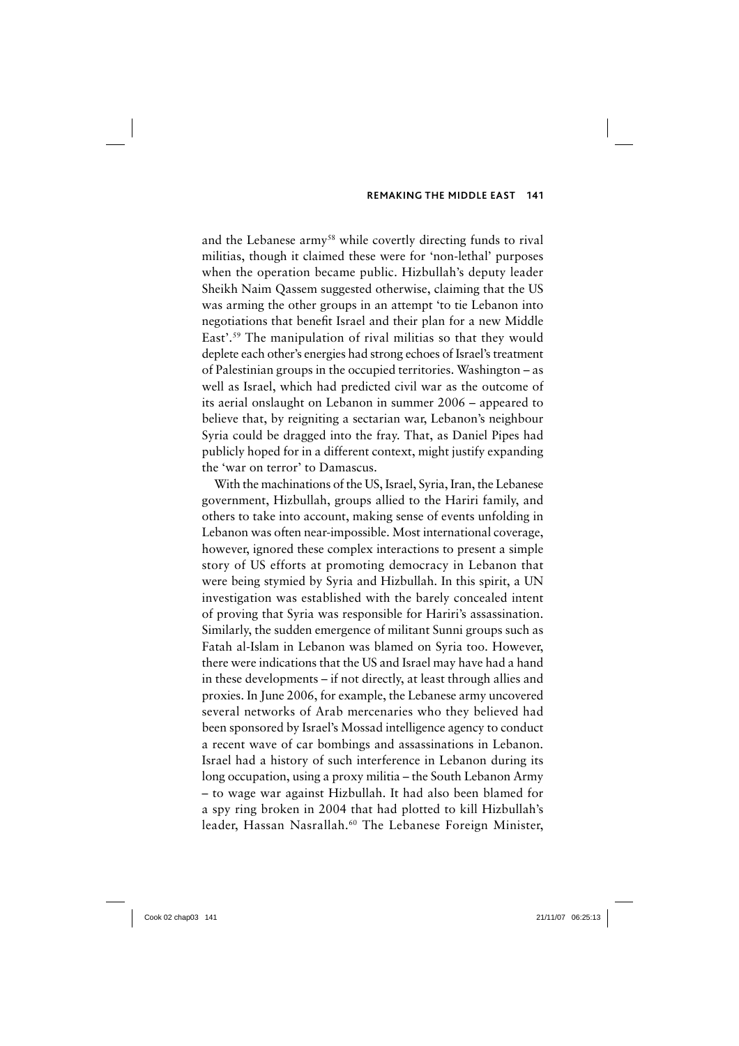and the Lebanese army[58] while covertly directing funds to rival militias, though it claimed these were for 'non-lethal' purposes when the operation became public. Hizbullah's deputy leader Sheikh Naim Qassem suggested otherwise, claiming that the US was arming the other groups in an attempt 'to tie Lebanon into negotiations that benefit Israel and their plan for a new Middle East'.[59] The manipulation of rival militias so that they would deplete each other's energies had strong echoes of Israel's treatment of Palestinian groups in the occupied territories. Washington – as well as Israel, which had predicted civil war as the outcome of its aerial onslaught on Lebanon in summer 2006 – appeared to believe that, by reigniting a sectarian war, Lebanon's neighbour Syria could be dragged into the fray. That, as Daniel Pipes had publicly hoped for in a different context, might justify expanding the 'war on terror' to Damascus.

With the machinations of the US, Israel, Syria, Iran, the Lebanese government, Hizbullah, groups allied to the Hariri family, and others to take into account, making sense of events unfolding in Lebanon was often near-impossible. Most international coverage, however, ignored these complex interactions to present a simple story of US efforts at promoting democracy in Lebanon that were being stymied by Syria and Hizbullah. In this spirit, a UN investigation was established with the barely concealed intent of proving that Syria was responsible for Hariri's assassination. Similarly, the sudden emergence of militant Sunni groups such as Fatah al-Islam in Lebanon was blamed on Syria too. However, there were indications that the US and Israel may have had a hand in these developments – if not directly, at least through allies and proxies. In June 2006, for example, the Lebanese army uncovered several networks of Arab mercenaries who they believed had been sponsored by Israel's Mossad intelligence agency to conduct a recent wave of car bombings and assassinations in Lebanon. Israel had a history of such interference in Lebanon during its long occupation, using a proxy militia – the South Lebanon Army – to wage war against Hizbullah. It had also been blamed for a spy ring broken in 2004 that had plotted to kill Hizbullah's leader, Hassan Nasrallah.[60] The Lebanese Foreign Minister,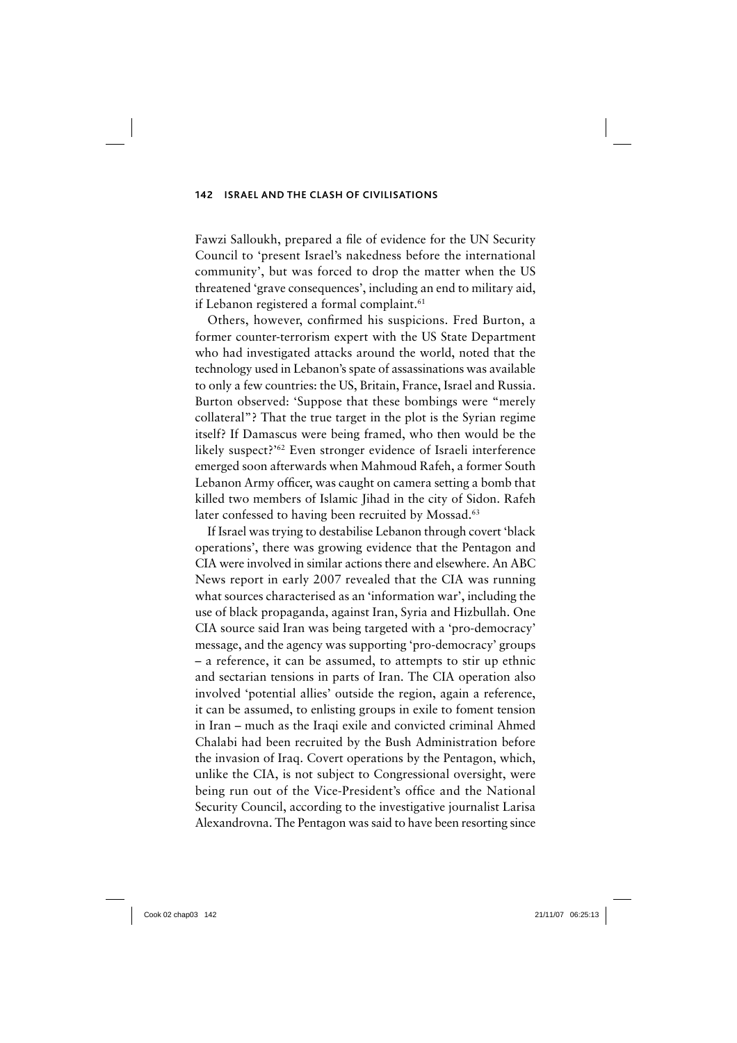Fawzi Salloukh, prepared a file of evidence for the UN Security Council to 'present Israel's nakedness before the international community', but was forced to drop the matter when the US threatened 'grave consequences', including an end to military aid, if Lebanon registered a formal complaint.[61]

Others, however, confirmed his suspicions. Fred Burton, a former counter-terrorism expert with the US State Department who had investigated attacks around the world, noted that the technology used in Lebanon's spate of assassinations was available to only a few countries: the US, Britain, France, Israel and Russia. Burton observed: 'Suppose that these bombings were "merely collateral"? That the true target in the plot is the Syrian regime itself? If Damascus were being framed, who then would be the likely suspect?'[62] Even stronger evidence of Israeli interference emerged soon afterwards when Mahmoud Rafeh, a former South Lebanon Army officer, was caught on camera setting a bomb that killed two members of Islamic Jihad in the city of Sidon. Rafeh later confessed to having been recruited by Mossad.[63]

If Israel was trying to destabilise Lebanon through covert 'black operations', there was growing evidence that the Pentagon and CIA were involved in similar actions there and elsewhere. An ABC News report in early 2007 revealed that the CIA was running what sources characterised as an 'information war', including the use of black propaganda, against Iran, Syria and Hizbullah. One CIA source said Iran was being targeted with a 'pro-democracy' message, and the agency was supporting 'pro-democracy' groups – a reference, it can be assumed, to attempts to stir up ethnic and sectarian tensions in parts of Iran. The CIA operation also involved 'potential allies' outside the region, again a reference, it can be assumed, to enlisting groups in exile to foment tension in Iran – much as the Iraqi exile and convicted criminal Ahmed Chalabi had been recruited by the Bush Administration before the invasion of Iraq. Covert operations by the Pentagon, which, unlike the CIA, is not subject to Congressional oversight, were being run out of the Vice-President's office and the National Security Council, according to the investigative journalist Larisa Alexandrovna. The Pentagon was said to have been resorting since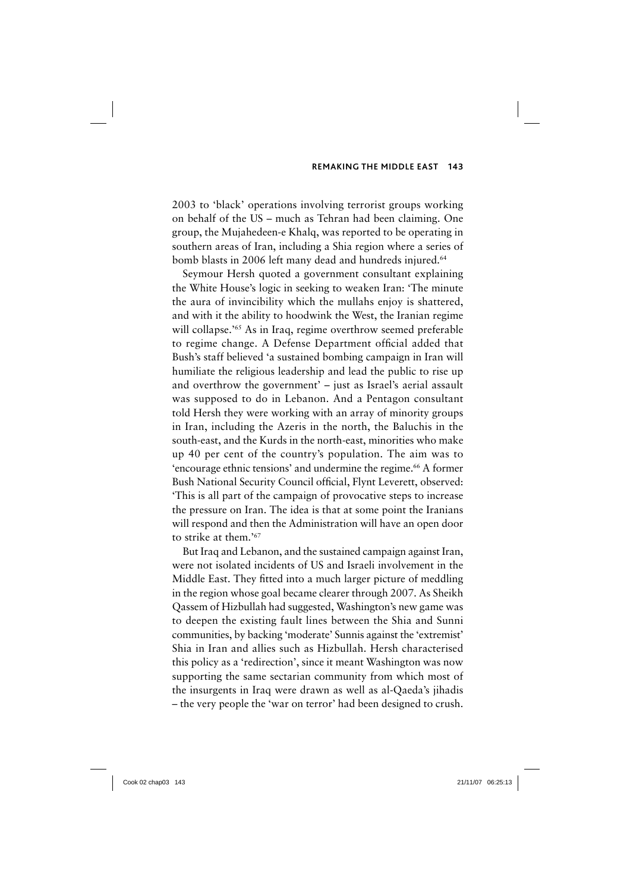2003 to 'black' operations involving terrorist groups working on behalf of the US – much as Tehran had been claiming. One group, the Mujahedeen-e Khalq, was reported to be operating in southern areas of Iran, including a Shia region where a series of bomb blasts in 2006 left many dead and hundreds injured.[64]

Seymour Hersh quoted a government consultant explaining the White House's logic in seeking to weaken Iran: 'The minute the aura of invincibility which the mullahs enjoy is shattered, and with it the ability to hoodwink the West, the Iranian regime will collapse.'[65] As in Iraq, regime overthrow seemed preferable to regime change. A Defense Department official added that Bush's staff believed 'a sustained bombing campaign in Iran will humiliate the religious leadership and lead the public to rise up and overthrow the government' – just as Israel's aerial assault was supposed to do in Lebanon. And a Pentagon consultant told Hersh they were working with an array of minority groups in Iran, including the Azeris in the north, the Baluchis in the south-east, and the Kurds in the north-east, minorities who make up 40 per cent of the country's population. The aim was to 'encourage ethnic tensions' and undermine the regime.[66] A former Bush National Security Council official, Flynt Leverett, observed: 'This is all part of the campaign of provocative steps to increase the pressure on Iran. The idea is that at some point the Iranians will respond and then the Administration will have an open door to strike at them.'[67]

But Iraq and Lebanon, and the sustained campaign against Iran, were not isolated incidents of US and Israeli involvement in the Middle East. They fitted into a much larger picture of meddling in the region whose goal became clearer through 2007. As Sheikh Qassem of Hizbullah had suggested, Washington's new game was to deepen the existing fault lines between the Shia and Sunni communities, by backing 'moderate' Sunnis against the 'extremist' Shia in Iran and allies such as Hizbullah. Hersh characterised this policy as a 'redirection', since it meant Washington was now supporting the same sectarian community from which most of the insurgents in Iraq were drawn as well as al-Qaeda's jihadis – the very people the 'war on terror' had been designed to crush.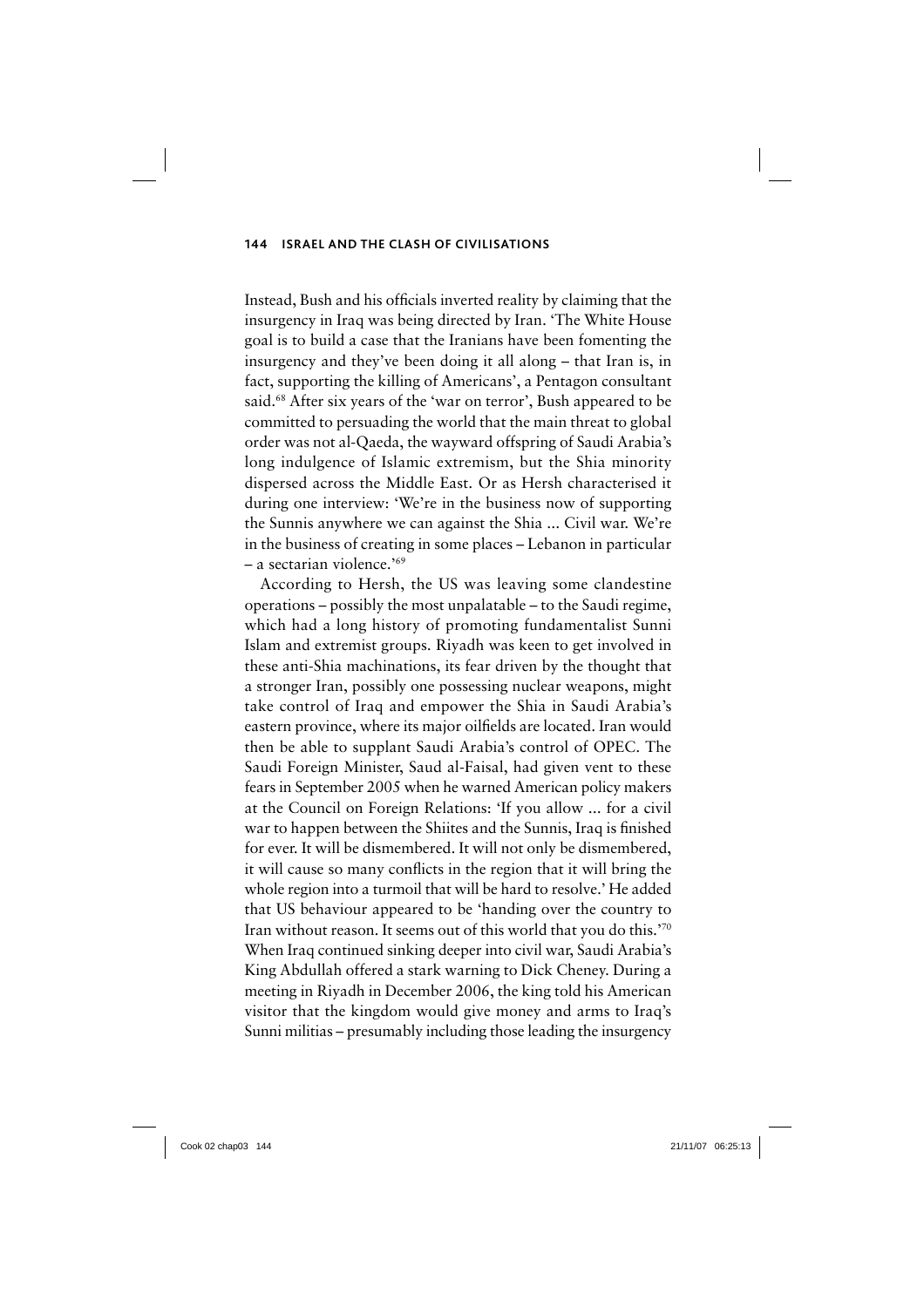Instead, Bush and his officials inverted reality by claiming that the insurgency in Iraq was being directed by Iran. 'The White House goal is to build a case that the Iranians have been fomenting the insurgency and they've been doing it all along – that Iran is, in fact, supporting the killing of Americans', a Pentagon consultant said.[68] After six years of the 'war on terror', Bush appeared to be committed to persuading the world that the main threat to global order was not al-Qaeda, the wayward offspring of Saudi Arabia's long indulgence of Islamic extremism, but the Shia minority dispersed across the Middle East. Or as Hersh characterised it during one interview: 'We're in the business now of supporting the Sunnis anywhere we can against the Shia ... Civil war. We're in the business of creating in some places – Lebanon in particular – a sectarian violence.'[69]

According to Hersh, the US was leaving some clandestine operations – possibly the most unpalatable – to the Saudi regime, which had a long history of promoting fundamentalist Sunni Islam and extremist groups. Riyadh was keen to get involved in these anti-Shia machinations, its fear driven by the thought that a stronger Iran, possibly one possessing nuclear weapons, might take control of Iraq and empower the Shia in Saudi Arabia's eastern province, where its major oilfields are located. Iran would then be able to supplant Saudi Arabia's control of OPEC. The Saudi Foreign Minister, Saud al-Faisal, had given vent to these fears in September 2005 when he warned American policy makers at the Council on Foreign Relations: 'If you allow ... for a civil war to happen between the Shiites and the Sunnis, Iraq is finished for ever. It will be dismembered. It will not only be dismembered, it will cause so many conflicts in the region that it will bring the whole region into a turmoil that will be hard to resolve.' He added that US behaviour appeared to be 'handing over the country to Iran without reason. It seems out of this world that you do this.'[70] When Iraq continued sinking deeper into civil war, Saudi Arabia's King Abdullah offered a stark warning to Dick Cheney. During a meeting in Riyadh in December 2006, the king told his American visitor that the kingdom would give money and arms to Iraq's Sunni militias – presumably including those leading the insurgency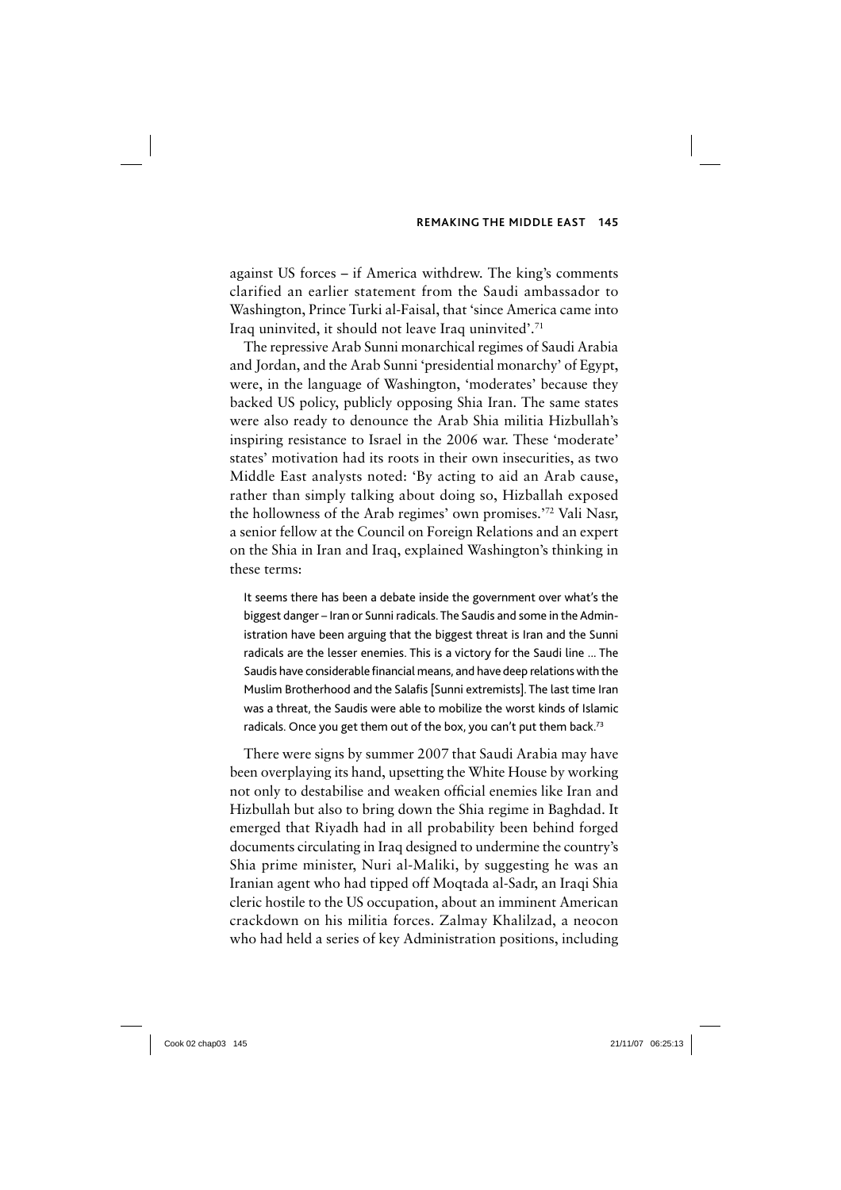against US forces – if America withdrew. The king's comments clarified an earlier statement from the Saudi ambassador to Washington, Prince Turki al-Faisal, that 'since America came into Iraq uninvited, it should not leave Iraq uninvited'.[71]

The repressive Arab Sunni monarchical regimes of Saudi Arabia and Jordan, and the Arab Sunni 'presidential monarchy' of Egypt, were, in the language of Washington, 'moderates' because they backed US policy, publicly opposing Shia Iran. The same states were also ready to denounce the Arab Shia militia Hizbullah's inspiring resistance to Israel in the 2006 war. These 'moderate' states' motivation had its roots in their own insecurities, as two Middle East analysts noted: 'By acting to aid an Arab cause, rather than simply talking about doing so, Hizballah exposed the hollowness of the Arab regimes' own promises.'[72] Vali Nasr, a senior fellow at the Council on Foreign Relations and an expert on the Shia in Iran and Iraq, explained Washington's thinking in these terms:

> It seems there has been a debate inside the government over what's the biggest danger – Iran or Sunni radicals. The Saudis and some in the Administration have been arguing that the biggest threat is Iran and the Sunni radicals are the lesser enemies. This is a victory for the Saudi line ... The Saudis have considerable financial means, and have deep relations with the Muslim Brotherhood and the Salafis [Sunni extremists]. The last time Iran was a threat, the Saudis were able to mobilize the worst kinds of Islamic radicals. Once you get them out of the box, you can't put them back.[73]

There were signs by summer 2007 that Saudi Arabia may have been overplaying its hand, upsetting the White House by working not only to destabilise and weaken official enemies like Iran and Hizbullah but also to bring down the Shia regime in Baghdad. It emerged that Riyadh had in all probability been behind forged documents circulating in Iraq designed to undermine the country's Shia prime minister, Nuri al-Maliki, by suggesting he was an Iranian agent who had tipped off Moqtada al-Sadr, an Iraqi Shia cleric hostile to the US occupation, about an imminent American crackdown on his militia forces. Zalmay Khalilzad, a neocon who had held a series of key Administration positions, including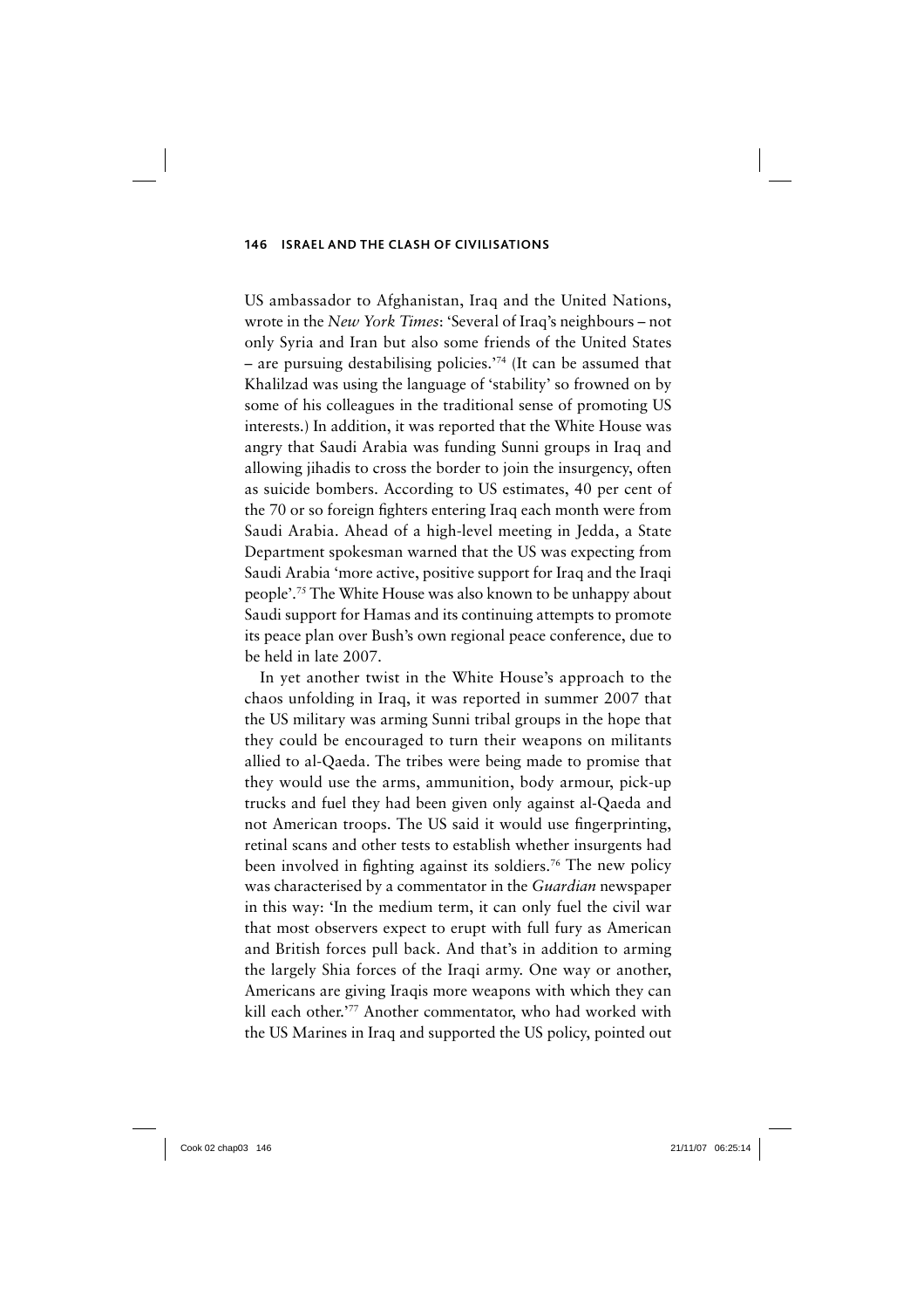US ambassador to Afghanistan, Iraq and the United Nations, wrote in the *New York Times*: 'Several of Iraq's neighbours – not only Syria and Iran but also some friends of the United States – are pursuing destabilising policies.'[74] (It can be assumed that Khalilzad was using the language of 'stability' so frowned on by some of his colleagues in the traditional sense of promoting US interests.) In addition, it was reported that the White House was angry that Saudi Arabia was funding Sunni groups in Iraq and allowing jihadis to cross the border to join the insurgency, often as suicide bombers. According to US estimates, 40 per cent of the 70 or so foreign fighters entering Iraq each month were from Saudi Arabia. Ahead of a high-level meeting in Jedda, a State Department spokesman warned that the US was expecting from Saudi Arabia 'more active, positive support for Iraq and the Iraqi people'.[75] The White House was also known to be unhappy about Saudi support for Hamas and its continuing attempts to promote its peace plan over Bush's own regional peace conference, due to be held in late 2007.

In yet another twist in the White House's approach to the chaos unfolding in Iraq, it was reported in summer 2007 that the US military was arming Sunni tribal groups in the hope that they could be encouraged to turn their weapons on militants allied to al-Qaeda. The tribes were being made to promise that they would use the arms, ammunition, body armour, pick-up trucks and fuel they had been given only against al-Qaeda and not American troops. The US said it would use fingerprinting, retinal scans and other tests to establish whether insurgents had been involved in fighting against its soldiers.[76] The new policy was characterised by a commentator in the *Guardian* newspaper in this way: 'In the medium term, it can only fuel the civil war that most observers expect to erupt with full fury as American and British forces pull back. And that's in addition to arming the largely Shia forces of the Iraqi army. One way or another, Americans are giving Iraqis more weapons with which they can kill each other.'[77] Another commentator, who had worked with the US Marines in Iraq and supported the US policy, pointed out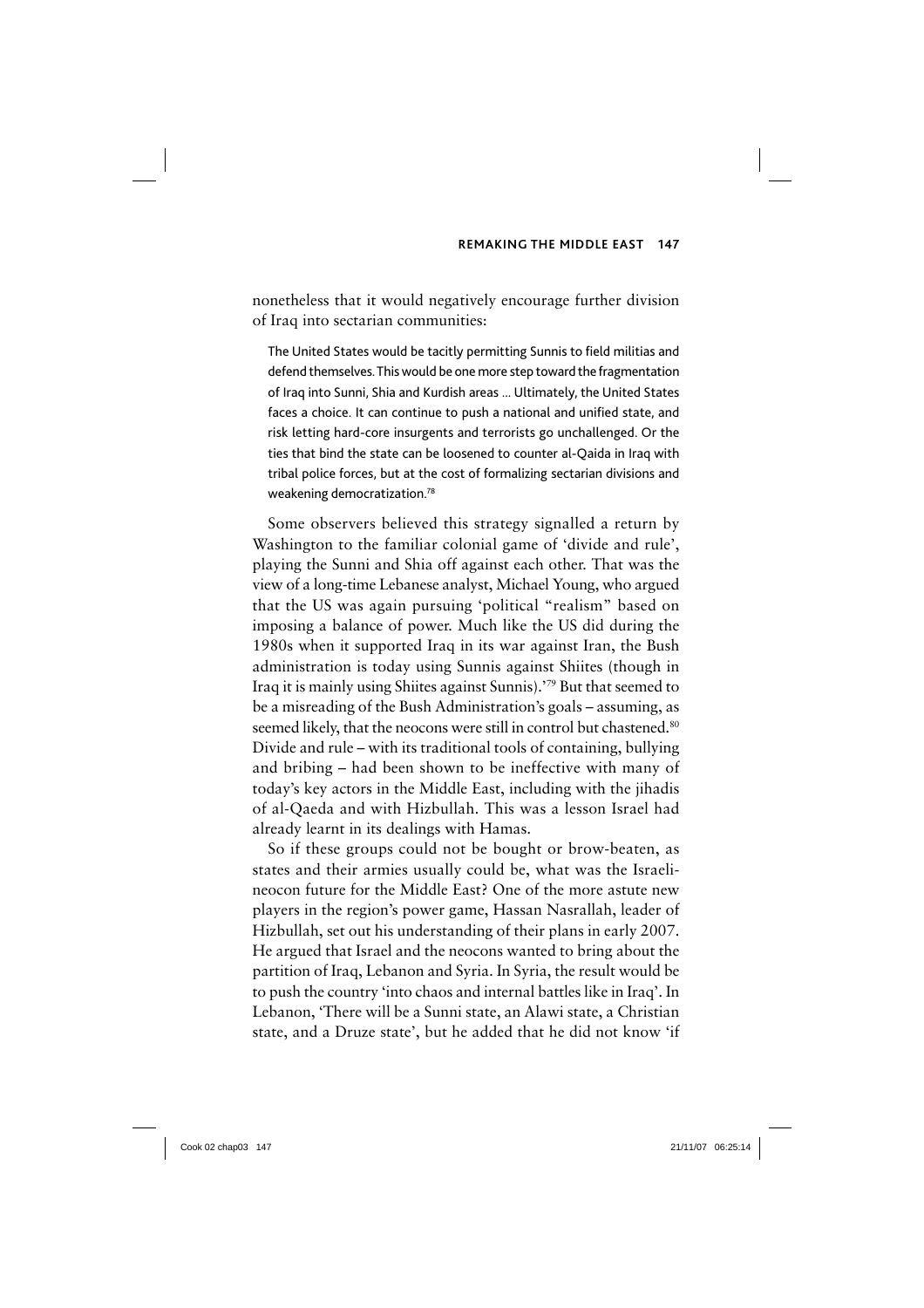nonetheless that it would negatively encourage further division of Iraq into sectarian communities:

> The United States would be tacitly permitting Sunnis to field militias and defend themselves. This would be one more step toward the fragmentation of Iraq into Sunni, Shia and Kurdish areas ... Ultimately, the United States faces a choice. It can continue to push a national and unified state, and risk letting hard-core insurgents and terrorists go unchallenged. Or the ties that bind the state can be loosened to counter al-Qaida in Iraq with tribal police forces, but at the cost of formalizing sectarian divisions and weakening democratization.[78]

Some observers believed this strategy signalled a return by Washington to the familiar colonial game of 'divide and rule', playing the Sunni and Shia off against each other. That was the view of a long-time Lebanese analyst, Michael Young, who argued that the US was again pursuing 'political "realism" based on imposing a balance of power. Much like the US did during the 1980s when it supported Iraq in its war against Iran, the Bush administration is today using Sunnis against Shiites (though in Iraq it is mainly using Shiites against Sunnis).'[79] But that seemed to be a misreading of the Bush Administration's goals – assuming, as seemed likely, that the neocons were still in control but chastened.[80] Divide and rule – with its traditional tools of containing, bullying and bribing – had been shown to be ineffective with many of today's key actors in the Middle East, including with the jihadis of al-Qaeda and with Hizbullah. This was a lesson Israel had already learnt in its dealings with Hamas.

So if these groups could not be bought or brow-beaten, as states and their armies usually could be, what was the Israeli-neocon future for the Middle East? One of the more astute new players in the region's power game, Hassan Nasrallah, leader of Hizbullah, set out his understanding of their plans in early 2007. He argued that Israel and the neocons wanted to bring about the partition of Iraq, Lebanon and Syria. In Syria, the result would be to push the country 'into chaos and internal battles like in Iraq'. In Lebanon, 'There will be a Sunni state, an Alawi state, a Christian state, and a Druze state', but he added that he did not know 'if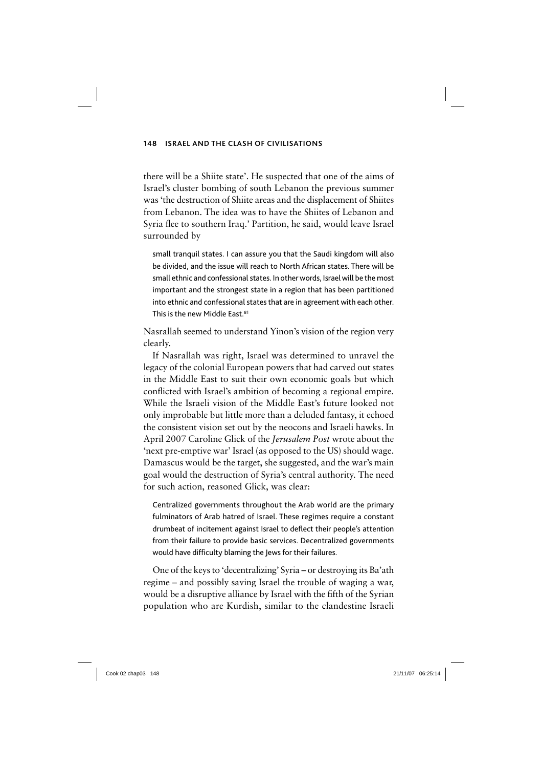there will be a Shiite state'. He suspected that one of the aims of Israel's cluster bombing of south Lebanon the previous summer was 'the destruction of Shiite areas and the displacement of Shiites from Lebanon. The idea was to have the Shiites of Lebanon and Syria flee to southern Iraq.' Partition, he said, would leave Israel surrounded by

> small tranquil states. I can assure you that the Saudi kingdom will also be divided, and the issue will reach to North African states. There will be small ethnic and confessional states. In other words, Israel will be the most important and the strongest state in a region that has been partitioned into ethnic and confessional states that are in agreement with each other. This is the new Middle East.[81]

Nasrallah seemed to understand Yinon's vision of the region very clearly.

If Nasrallah was right, Israel was determined to unravel the legacy of the colonial European powers that had carved out states in the Middle East to suit their own economic goals but which conflicted with Israel's ambition of becoming a regional empire. While the Israeli vision of the Middle East's future looked not only improbable but little more than a deluded fantasy, it echoed the consistent vision set out by the neocons and Israeli hawks. In April 2007 Caroline Glick of the *Jerusalem Post* wrote about the 'next pre-emptive war' Israel (as opposed to the US) should wage. Damascus would be the target, she suggested, and the war's main goal would the destruction of Syria's central authority. The need for such action, reasoned Glick, was clear:

> Centralized governments throughout the Arab world are the primary fulminators of Arab hatred of Israel. These regimes require a constant drumbeat of incitement against Israel to deflect their people's attention from their failure to provide basic services. Decentralized governments would have difficulty blaming the Jews for their failures.

One of the keys to 'decentralizing' Syria – or destroying its Ba'ath regime – and possibly saving Israel the trouble of waging a war, would be a disruptive alliance by Israel with the fifth of the Syrian population who are Kurdish, similar to the clandestine Israeli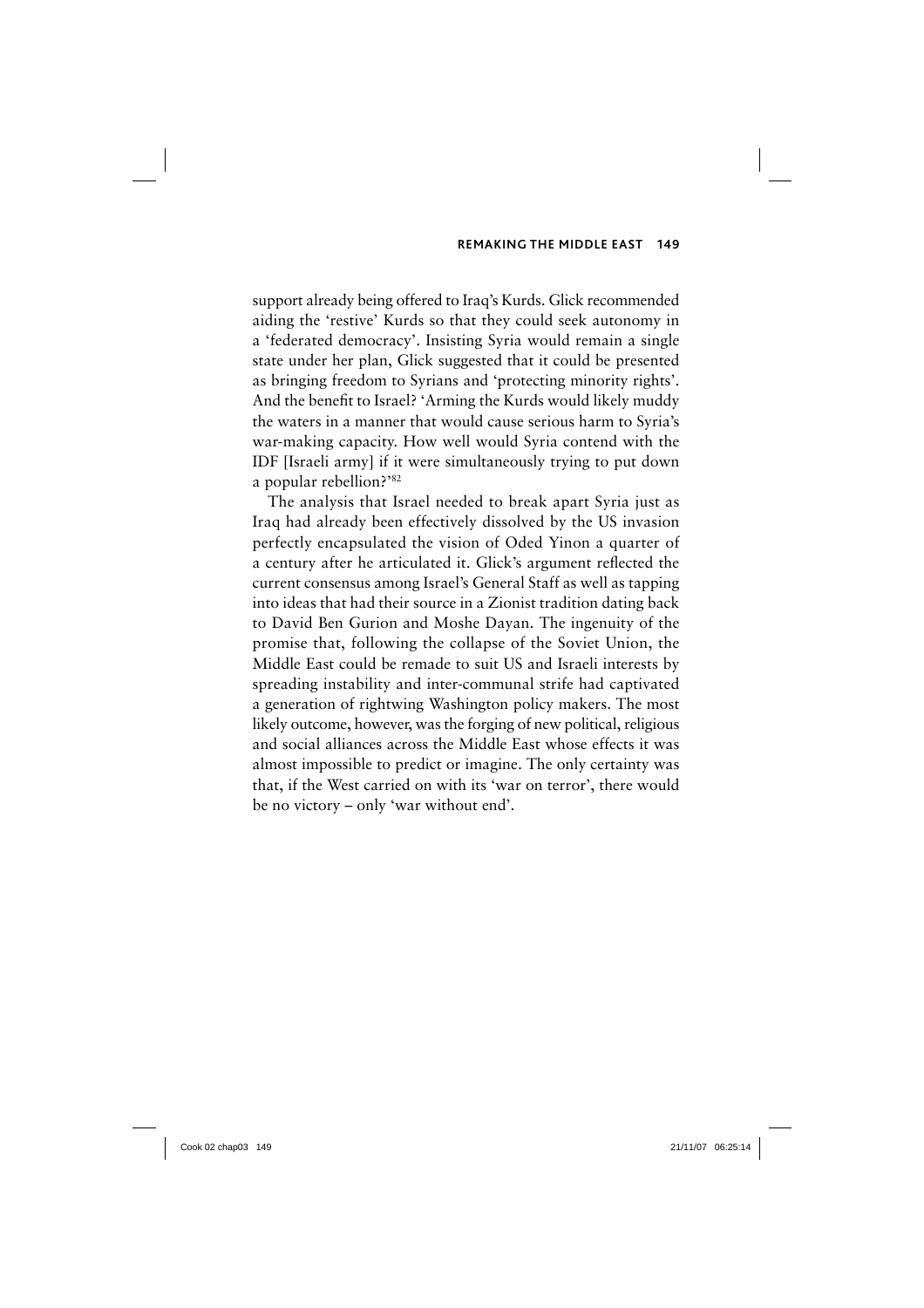support already being offered to Iraq's Kurds. Glick recommended aiding the 'restive' Kurds so that they could seek autonomy in a 'federated democracy'. Insisting Syria would remain a single state under her plan, Glick suggested that it could be presented as bringing freedom to Syrians and 'protecting minority rights'. And the benefit to Israel? 'Arming the Kurds would likely muddy the waters in a manner that would cause serious harm to Syria's war-making capacity. How well would Syria contend with the IDF [Israeli army] if it were simultaneously trying to put down a popular rebellion?'[82]

The analysis that Israel needed to break apart Syria just as Iraq had already been effectively dissolved by the US invasion perfectly encapsulated the vision of Oded Yinon a quarter of a century after he articulated it. Glick's argument reflected the current consensus among Israel's General Staff as well as tapping into ideas that had their source in a Zionist tradition dating back to David Ben Gurion and Moshe Dayan. The ingenuity of the promise that, following the collapse of the Soviet Union, the Middle East could be remade to suit US and Israeli interests by spreading instability and inter-communal strife had captivated a generation of rightwing Washington policy makers. The most likely outcome, however, was the forging of new political, religious and social alliances across the Middle East whose effects it was almost impossible to predict or imagine. The only certainty was that, if the West carried on with its 'war on terror', there would be no victory – only 'war without end'.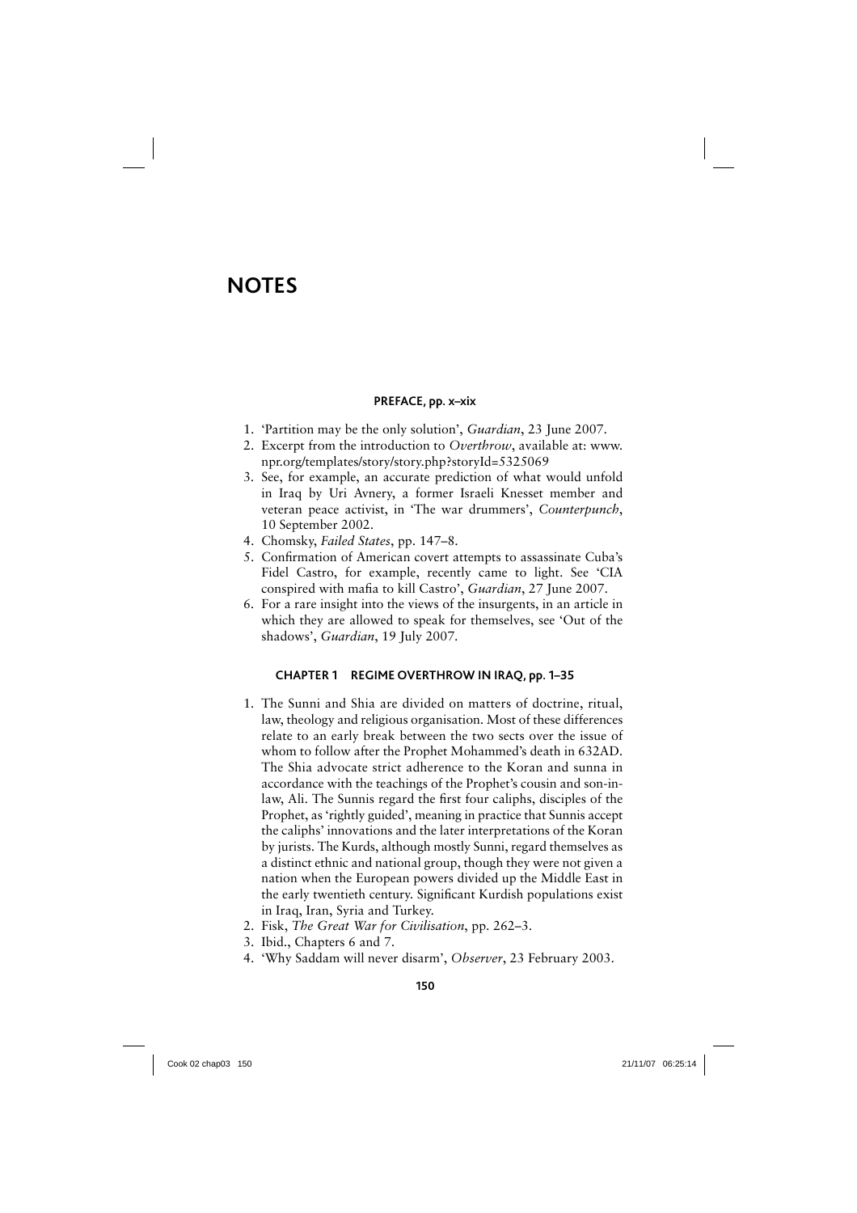# NOTES

### PREFACE, pp. x–xix

1. 'Partition may be the only solution', *Guardian*, 23 June 2007.
2. Excerpt from the introduction to *Overthrow*, available at: www.npr.org/templates/story/story.php?storyId=5325069
3. See, for example, an accurate prediction of what would unfold in Iraq by Uri Avnery, a former Israeli Knesset member and veteran peace activist, in 'The war drummers', *Counterpunch*, 10 September 2002.
4. Chomsky, *Failed States*, pp. 147–8.
5. Confirmation of American covert attempts to assassinate Cuba's Fidel Castro, for example, recently came to light. See 'CIA conspired with mafia to kill Castro', *Guardian*, 27 June 2007.
6. For a rare insight into the views of the insurgents, in an article in which they are allowed to speak for themselves, see 'Out of the shadows', *Guardian*, 19 July 2007.

### CHAPTER 1 REGIME OVERTHROW IN IRAQ, pp. 1–35

1. The Sunni and Shia are divided on matters of doctrine, ritual, law, theology and religious organisation. Most of these differences relate to an early break between the two sects over the issue of whom to follow after the Prophet Mohammed's death in 632AD. The Shia advocate strict adherence to the Koran and sunna in accordance with the teachings of the Prophet's cousin and son-in-law, Ali. The Sunnis regard the first four caliphs, disciples of the Prophet, as 'rightly guided', meaning in practice that Sunnis accept the caliphs' innovations and the later interpretations of the Koran by jurists. The Kurds, although mostly Sunni, regard themselves as a distinct ethnic and national group, though they were not given a nation when the European powers divided up the Middle East in the early twentieth century. Significant Kurdish populations exist in Iraq, Iran, Syria and Turkey.
2. Fisk, *The Great War for Civilisation*, pp. 262–3.
3. Ibid., Chapters 6 and 7.
4. 'Why Saddam will never disarm', *Observer*, 23 February 2003.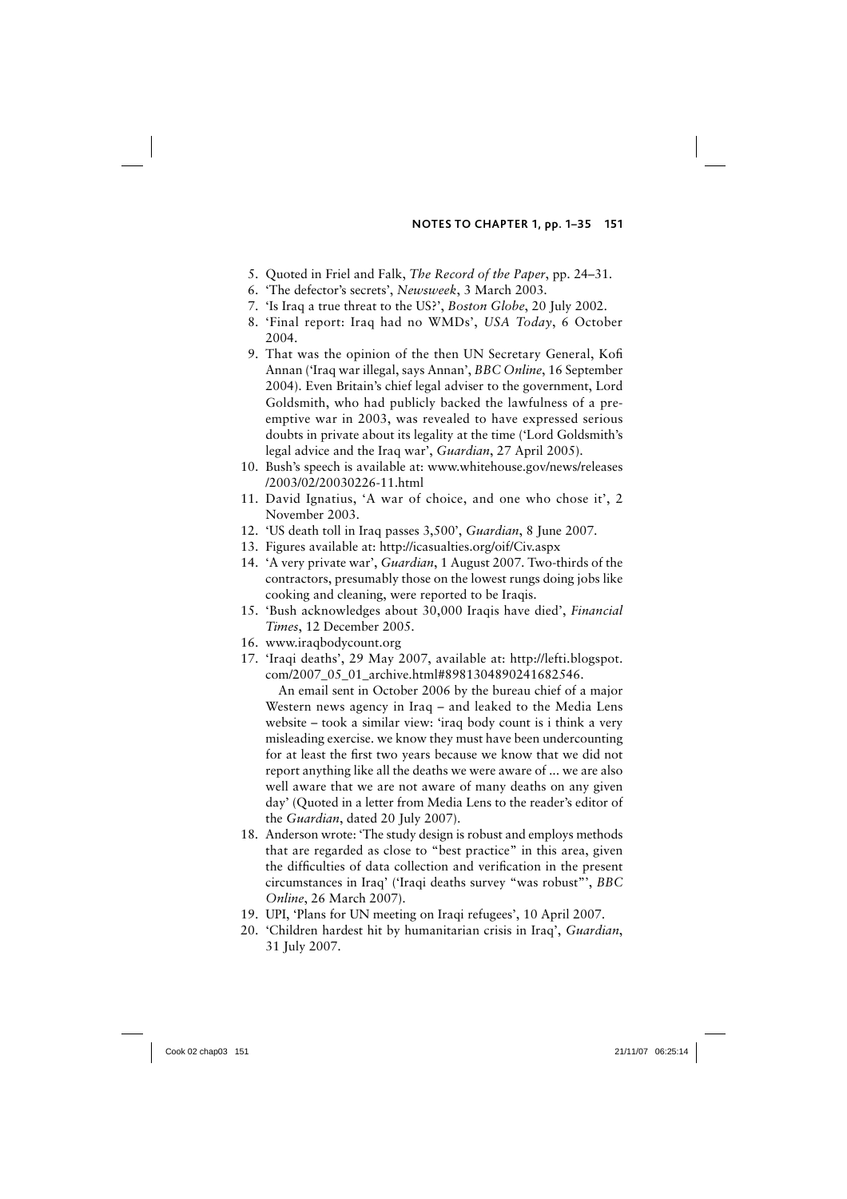5. Quoted in Friel and Falk, *The Record of the Paper*, pp. 24–31.
6. 'The defector's secrets', *Newsweek*, 3 March 2003.
7. 'Is Iraq a true threat to the US?', *Boston Globe*, 20 July 2002.
8. 'Final report: Iraq had no WMDs', *USA Today*, 6 October 2004.
9. That was the opinion of the then UN Secretary General, Kofi Annan ('Iraq war illegal, says Annan', *BBC Online*, 16 September 2004). Even Britain's chief legal adviser to the government, Lord Goldsmith, who had publicly backed the lawfulness of a pre-emptive war in 2003, was revealed to have expressed serious doubts in private about its legality at the time ('Lord Goldsmith's legal advice and the Iraq war', *Guardian*, 27 April 2005).
10. Bush's speech is available at: www.whitehouse.gov/news/releases/2003/02/20030226-11.html
11. David Ignatius, 'A war of choice, and one who chose it', 2 November 2003.
12. 'US death toll in Iraq passes 3,500', *Guardian*, 8 June 2007.
13. Figures available at: http://icasualties.org/oif/Civ.aspx
14. 'A very private war', *Guardian*, 1 August 2007. Two-thirds of the contractors, presumably those on the lowest rungs doing jobs like cooking and cleaning, were reported to be Iraqis.
15. 'Bush acknowledges about 30,000 Iraqis have died', *Financial Times*, 12 December 2005.
16. www.iraqbodycount.org
17. 'Iraqi deaths', 29 May 2007, available at: http://lefti.blogspot.com/2007_05_01_archive.html#8981304890241682546.

    An email sent in October 2006 by the bureau chief of a major Western news agency in Iraq – and leaked to the Media Lens website – took a similar view: 'iraq body count is i think a very misleading exercise. we know they must have been undercounting for at least the first two years because we know that we did not report anything like all the deaths we were aware of ... we are also well aware that we are not aware of many deaths on any given day' (Quoted in a letter from Media Lens to the reader's editor of the *Guardian*, dated 20 July 2007).
18. Anderson wrote: 'The study design is robust and employs methods that are regarded as close to "best practice" in this area, given the difficulties of data collection and verification in the present circumstances in Iraq' ('Iraqi deaths survey "was robust"', *BBC Online*, 26 March 2007).
19. UPI, 'Plans for UN meeting on Iraqi refugees', 10 April 2007.
20. 'Children hardest hit by humanitarian crisis in Iraq', *Guardian*, 31 July 2007.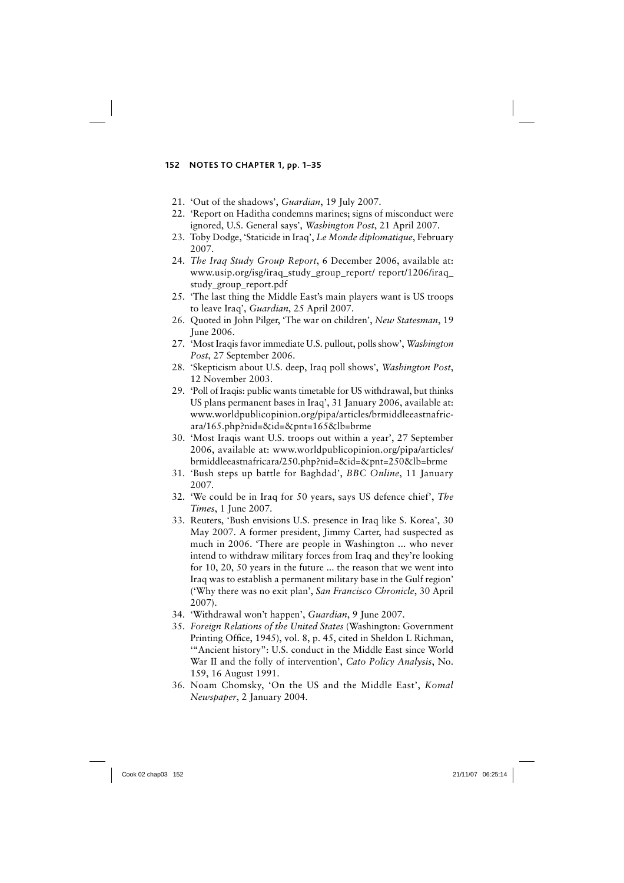21. 'Out of the shadows', *Guardian*, 19 July 2007.
22. 'Report on Haditha condemns marines; signs of misconduct were ignored, U.S. General says', *Washington Post*, 21 April 2007.
23. Toby Dodge, 'Staticide in Iraq', *Le Monde diplomatique*, February 2007.
24. *The Iraq Study Group Report*, 6 December 2006, available at: www.usip.org/isg/iraq_study_group_report/ report/1206/iraq_study_group_report.pdf
25. 'The last thing the Middle East's main players want is US troops to leave Iraq', *Guardian*, 25 April 2007.
26. Quoted in John Pilger, 'The war on children', *New Statesman*, 19 June 2006.
27. 'Most Iraqis favor immediate U.S. pullout, polls show', *Washington Post*, 27 September 2006.
28. 'Skepticism about U.S. deep, Iraq poll shows', *Washington Post*, 12 November 2003.
29. 'Poll of Iraqis: public wants timetable for US withdrawal, but thinks US plans permanent bases in Iraq', 31 January 2006, available at: www.worldpublicopinion.org/pipa/articles/brmiddleeastnafricara/165.php?nid=&id=&pnt=165&lb=brme
30. 'Most Iraqis want U.S. troops out within a year', 27 September 2006, available at: www.worldpublicopinion.org/pipa/articles/brmiddleeastnafricara/250.php?nid=&id=&pnt=250&lb=brme
31. 'Bush steps up battle for Baghdad', *BBC Online*, 11 January 2007.
32. 'We could be in Iraq for 50 years, says US defence chief', *The Times*, 1 June 2007.
33. Reuters, 'Bush envisions U.S. presence in Iraq like S. Korea', 30 May 2007. A former president, Jimmy Carter, had suspected as much in 2006. 'There are people in Washington ... who never intend to withdraw military forces from Iraq and they're looking for 10, 20, 50 years in the future ... the reason that we went into Iraq was to establish a permanent military base in the Gulf region' ('Why there was no exit plan', *San Francisco Chronicle*, 30 April 2007).
34. 'Withdrawal won't happen', *Guardian*, 9 June 2007.
35. *Foreign Relations of the United States* (Washington: Government Printing Office, 1945), vol. 8, p. 45, cited in Sheldon L Richman, '"Ancient history": U.S. conduct in the Middle East since World War II and the folly of intervention', *Cato Policy Analysis*, No. 159, 16 August 1991.
36. Noam Chomsky, 'On the US and the Middle East', *Komal Newspaper*, 2 January 2004.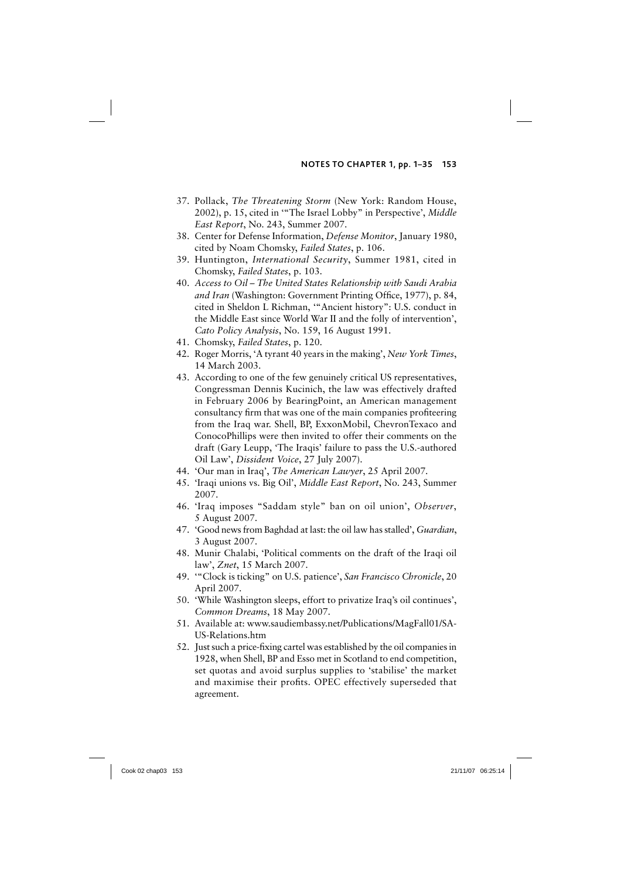37. Pollack, *The Threatening Storm* (New York: Random House, 2002), p. 15, cited in '"The Israel Lobby" in Perspective', *Middle East Report*, No. 243, Summer 2007.
38. Center for Defense Information, *Defense Monitor*, January 1980, cited by Noam Chomsky, *Failed States*, p. 106.
39. Huntington, *International Security*, Summer 1981, cited in Chomsky, *Failed States*, p. 103.
40. *Access to Oil – The United States Relationship with Saudi Arabia and Iran* (Washington: Government Printing Office, 1977), p. 84, cited in Sheldon L Richman, '"Ancient history": U.S. conduct in the Middle East since World War II and the folly of intervention', *Cato Policy Analysis*, No. 159, 16 August 1991.
41. Chomsky, *Failed States*, p. 120.
42. Roger Morris, 'A tyrant 40 years in the making', *New York Times*, 14 March 2003.
43. According to one of the few genuinely critical US representatives, Congressman Dennis Kucinich, the law was effectively drafted in February 2006 by BearingPoint, an American management consultancy firm that was one of the main companies profiteering from the Iraq war. Shell, BP, ExxonMobil, ChevronTexaco and ConocoPhillips were then invited to offer their comments on the draft (Gary Leupp, 'The Iraqis' failure to pass the U.S.-authored Oil Law', *Dissident Voice*, 27 July 2007).
44. 'Our man in Iraq', *The American Lawyer*, 25 April 2007.
45. 'Iraqi unions vs. Big Oil', *Middle East Report*, No. 243, Summer 2007.
46. 'Iraq imposes "Saddam style" ban on oil union', *Observer*, 5 August 2007.
47. 'Good news from Baghdad at last: the oil law has stalled', *Guardian*, 3 August 2007.
48. Munir Chalabi, 'Political comments on the draft of the Iraqi oil law', *Znet*, 15 March 2007.
49. '"Clock is ticking" on U.S. patience', *San Francisco Chronicle*, 20 April 2007.
50. 'While Washington sleeps, effort to privatize Iraq's oil continues', *Common Dreams*, 18 May 2007.
51. Available at: www.saudiembassy.net/Publications/MagFall01/SA-US-Relations.htm
52. Just such a price-fixing cartel was established by the oil companies in 1928, when Shell, BP and Esso met in Scotland to end competition, set quotas and avoid surplus supplies to 'stabilise' the market and maximise their profits. OPEC effectively superseded that agreement.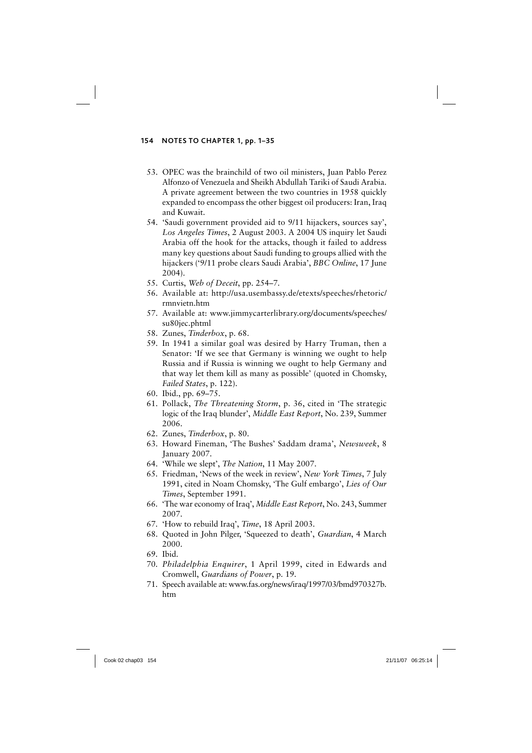53. OPEC was the brainchild of two oil ministers, Juan Pablo Perez Alfonzo of Venezuela and Sheikh Abdullah Tariki of Saudi Arabia. A private agreement between the two countries in 1958 quickly expanded to encompass the other biggest oil producers: Iran, Iraq and Kuwait.
54. 'Saudi government provided aid to 9/11 hijackers, sources say', *Los Angeles Times*, 2 August 2003. A 2004 US inquiry let Saudi Arabia off the hook for the attacks, though it failed to address many key questions about Saudi funding to groups allied with the hijackers ('9/11 probe clears Saudi Arabia', *BBC Online*, 17 June 2004).
55. Curtis, *Web of Deceit*, pp. 254–7.
56. Available at: http://usa.usembassy.de/etexts/speeches/rhetoric/rmnvietn.htm
57. Available at: www.jimmycarterlibrary.org/documents/speeches/su80jec.phtml
58. Zunes, *Tinderbox*, p. 68.
59. In 1941 a similar goal was desired by Harry Truman, then a Senator: 'If we see that Germany is winning we ought to help Russia and if Russia is winning we ought to help Germany and that way let them kill as many as possible' (quoted in Chomsky, *Failed States*, p. 122).
60. Ibid., pp. 69–75.
61. Pollack, *The Threatening Storm*, p. 36, cited in 'The strategic logic of the Iraq blunder', *Middle East Report*, No. 239, Summer 2006.
62. Zunes, *Tinderbox*, p. 80.
63. Howard Fineman, 'The Bushes' Saddam drama', *Newsweek*, 8 January 2007.
64. 'While we slept', *The Nation*, 11 May 2007.
65. Friedman, 'News of the week in review', *New York Times*, 7 July 1991, cited in Noam Chomsky, 'The Gulf embargo', *Lies of Our Times*, September 1991.
66. 'The war economy of Iraq', *Middle East Report*, No. 243, Summer 2007.
67. 'How to rebuild Iraq', *Time*, 18 April 2003.
68. Quoted in John Pilger, 'Squeezed to death', *Guardian*, 4 March 2000.
69. Ibid.
70. *Philadelphia Enquirer*, 1 April 1999, cited in Edwards and Cromwell, *Guardians of Power*, p. 19.
71. Speech available at: www.fas.org/news/iraq/1997/03/bmd970327b.htm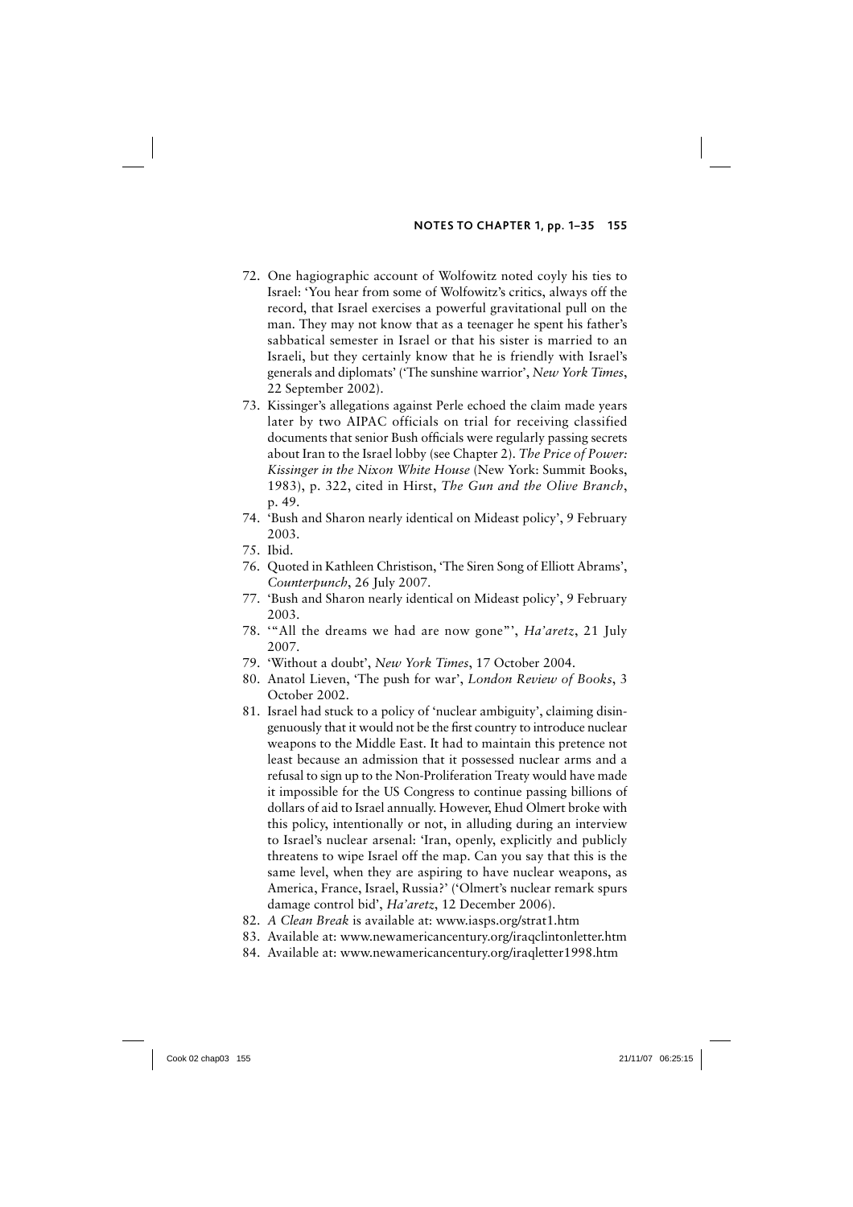72. One hagiographic account of Wolfowitz noted coyly his ties to Israel: 'You hear from some of Wolfowitz's critics, always off the record, that Israel exercises a powerful gravitational pull on the man. They may not know that as a teenager he spent his father's sabbatical semester in Israel or that his sister is married to an Israeli, but they certainly know that he is friendly with Israel's generals and diplomats' ('The sunshine warrior', *New York Times*, 22 September 2002).
73. Kissinger's allegations against Perle echoed the claim made years later by two AIPAC officials on trial for receiving classified documents that senior Bush officials were regularly passing secrets about Iran to the Israel lobby (see Chapter 2). *The Price of Power: Kissinger in the Nixon White House* (New York: Summit Books, 1983), p. 322, cited in Hirst, *The Gun and the Olive Branch*, p. 49.
74. 'Bush and Sharon nearly identical on Mideast policy', 9 February 2003.
75. Ibid.
76. Quoted in Kathleen Christison, 'The Siren Song of Elliott Abrams', *Counterpunch*, 26 July 2007.
77. 'Bush and Sharon nearly identical on Mideast policy', 9 February 2003.
78. '"All the dreams we had are now gone"', *Ha'aretz*, 21 July 2007.
79. 'Without a doubt', *New York Times*, 17 October 2004.
80. Anatol Lieven, 'The push for war', *London Review of Books*, 3 October 2002.
81. Israel had stuck to a policy of 'nuclear ambiguity', claiming disingenuously that it would not be the first country to introduce nuclear weapons to the Middle East. It had to maintain this pretence not least because an admission that it possessed nuclear arms and a refusal to sign up to the Non-Proliferation Treaty would have made it impossible for the US Congress to continue passing billions of dollars of aid to Israel annually. However, Ehud Olmert broke with this policy, intentionally or not, in alluding during an interview to Israel's nuclear arsenal: 'Iran, openly, explicitly and publicly threatens to wipe Israel off the map. Can you say that this is the same level, when they are aspiring to have nuclear weapons, as America, France, Israel, Russia?' ('Olmert's nuclear remark spurs damage control bid', *Ha'aretz*, 12 December 2006).
82. *A Clean Break* is available at: www.iasps.org/strat1.htm
83. Available at: www.newamericancentury.org/iraqclintonletter.htm
84. Available at: www.newamericancentury.org/iraqletter1998.htm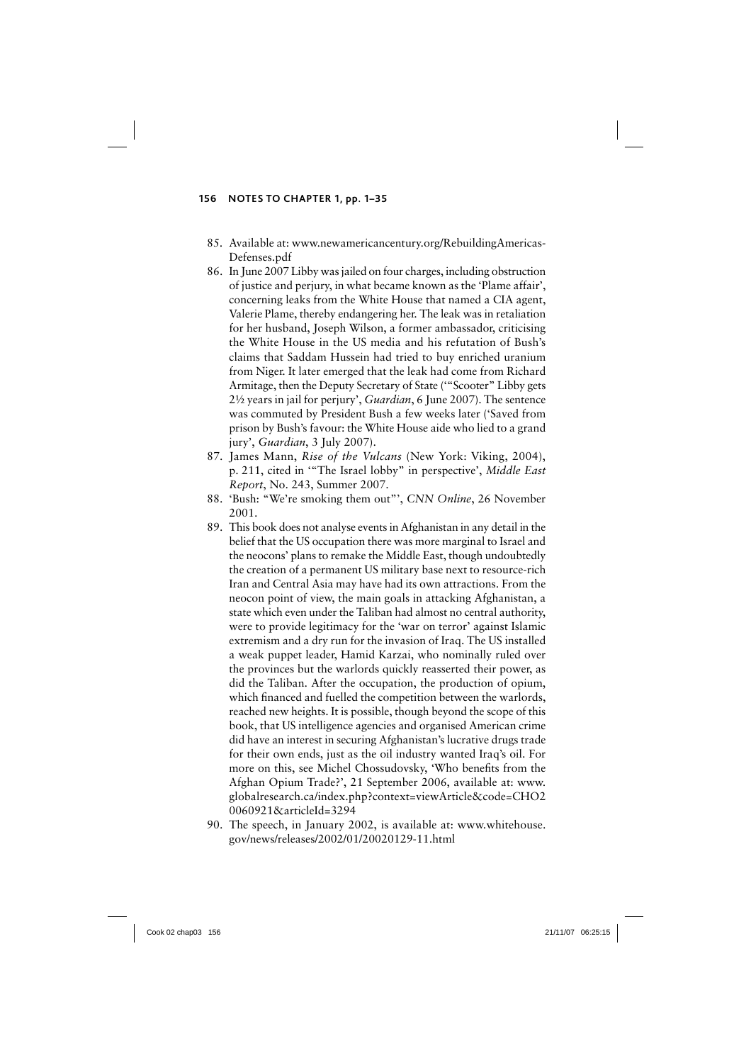85. Available at: www.newamericancentury.org/RebuildingAmericas-Defenses.pdf
86. In June 2007 Libby was jailed on four charges, including obstruction of justice and perjury, in what became known as the 'Plame affair', concerning leaks from the White House that named a CIA agent, Valerie Plame, thereby endangering her. The leak was in retaliation for her husband, Joseph Wilson, a former ambassador, criticising the White House in the US media and his refutation of Bush's claims that Saddam Hussein had tried to buy enriched uranium from Niger. It later emerged that the leak had come from Richard Armitage, then the Deputy Secretary of State ('"Scooter" Libby gets 2½ years in jail for perjury', *Guardian*, 6 June 2007). The sentence was commuted by President Bush a few weeks later ('Saved from prison by Bush's favour: the White House aide who lied to a grand jury', *Guardian*, 3 July 2007).
87. James Mann, *Rise of the Vulcans* (New York: Viking, 2004), p. 211, cited in '"The Israel lobby" in perspective', *Middle East Report*, No. 243, Summer 2007.
88. 'Bush: "We're smoking them out"', *CNN Online*, 26 November 2001.
89. This book does not analyse events in Afghanistan in any detail in the belief that the US occupation there was more marginal to Israel and the neocons' plans to remake the Middle East, though undoubtedly the creation of a permanent US military base next to resource-rich Iran and Central Asia may have had its own attractions. From the neocon point of view, the main goals in attacking Afghanistan, a state which even under the Taliban had almost no central authority, were to provide legitimacy for the 'war on terror' against Islamic extremism and a dry run for the invasion of Iraq. The US installed a weak puppet leader, Hamid Karzai, who nominally ruled over the provinces but the warlords quickly reasserted their power, as did the Taliban. After the occupation, the production of opium, which financed and fuelled the competition between the warlords, reached new heights. It is possible, though beyond the scope of this book, that US intelligence agencies and organised American crime did have an interest in securing Afghanistan's lucrative drugs trade for their own ends, just as the oil industry wanted Iraq's oil. For more on this, see Michel Chossudovsky, 'Who benefits from the Afghan Opium Trade?', 21 September 2006, available at: www.globalresearch.ca/index.php?context=viewArticle&code=CHO20060921&articleId=3294
90. The speech, in January 2002, is available at: www.whitehouse.gov/news/releases/2002/01/20020129-11.html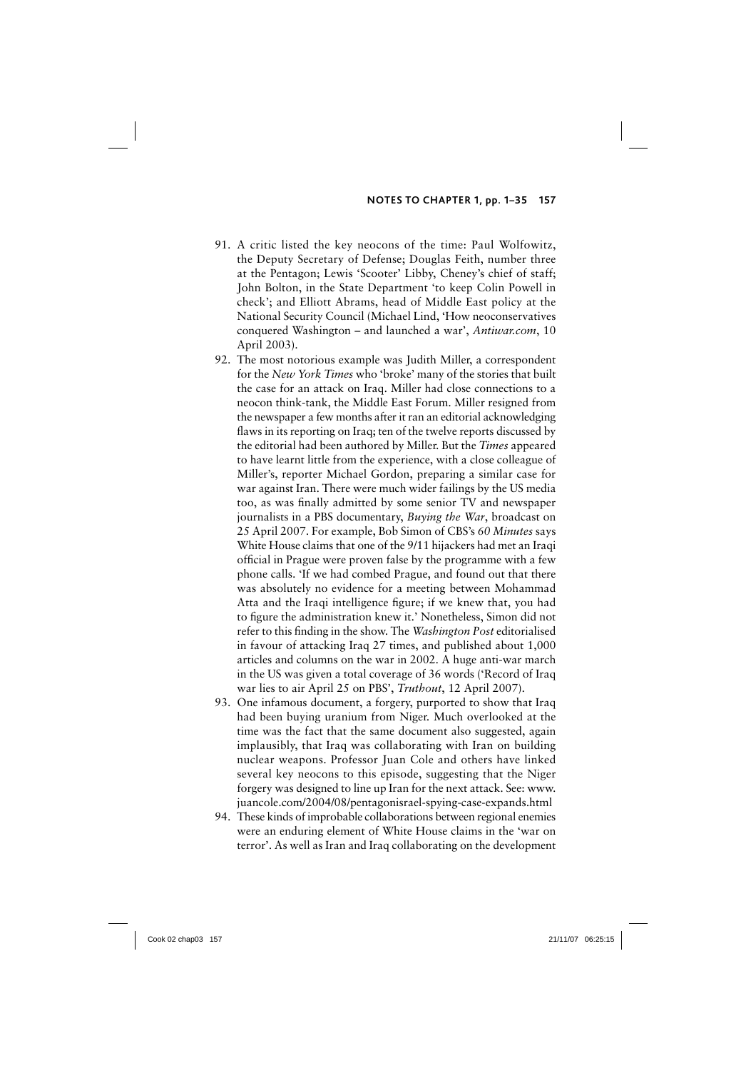91. A critic listed the key neocons of the time: Paul Wolfowitz, the Deputy Secretary of Defense; Douglas Feith, number three at the Pentagon; Lewis 'Scooter' Libby, Cheney's chief of staff; John Bolton, in the State Department 'to keep Colin Powell in check'; and Elliott Abrams, head of Middle East policy at the National Security Council (Michael Lind, 'How neoconservatives conquered Washington – and launched a war', *Antiwar.com*, 10 April 2003).
92. The most notorious example was Judith Miller, a correspondent for the *New York Times* who 'broke' many of the stories that built the case for an attack on Iraq. Miller had close connections to a neocon think-tank, the Middle East Forum. Miller resigned from the newspaper a few months after it ran an editorial acknowledging flaws in its reporting on Iraq; ten of the twelve reports discussed by the editorial had been authored by Miller. But the *Times* appeared to have learnt little from the experience, with a close colleague of Miller's, reporter Michael Gordon, preparing a similar case for war against Iran. There were much wider failings by the US media too, as was finally admitted by some senior TV and newspaper journalists in a PBS documentary, *Buying the War*, broadcast on 25 April 2007. For example, Bob Simon of CBS's *60 Minutes* says White House claims that one of the 9/11 hijackers had met an Iraqi official in Prague were proven false by the programme with a few phone calls. 'If we had combed Prague, and found out that there was absolutely no evidence for a meeting between Mohammad Atta and the Iraqi intelligence figure; if we knew that, you had to figure the administration knew it.' Nonetheless, Simon did not refer to this finding in the show. The *Washington Post* editorialised in favour of attacking Iraq 27 times, and published about 1,000 articles and columns on the war in 2002. A huge anti-war march in the US was given a total coverage of 36 words ('Record of Iraq war lies to air April 25 on PBS', *Truthout*, 12 April 2007).
93. One infamous document, a forgery, purported to show that Iraq had been buying uranium from Niger. Much overlooked at the time was the fact that the same document also suggested, again implausibly, that Iraq was collaborating with Iran on building nuclear weapons. Professor Juan Cole and others have linked several key neocons to this episode, suggesting that the Niger forgery was designed to line up Iran for the next attack. See: www.juancole.com/2004/08/pentagonisrael-spying-case-expands.html
94. These kinds of improbable collaborations between regional enemies were an enduring element of White House claims in the 'war on terror'. As well as Iran and Iraq collaborating on the development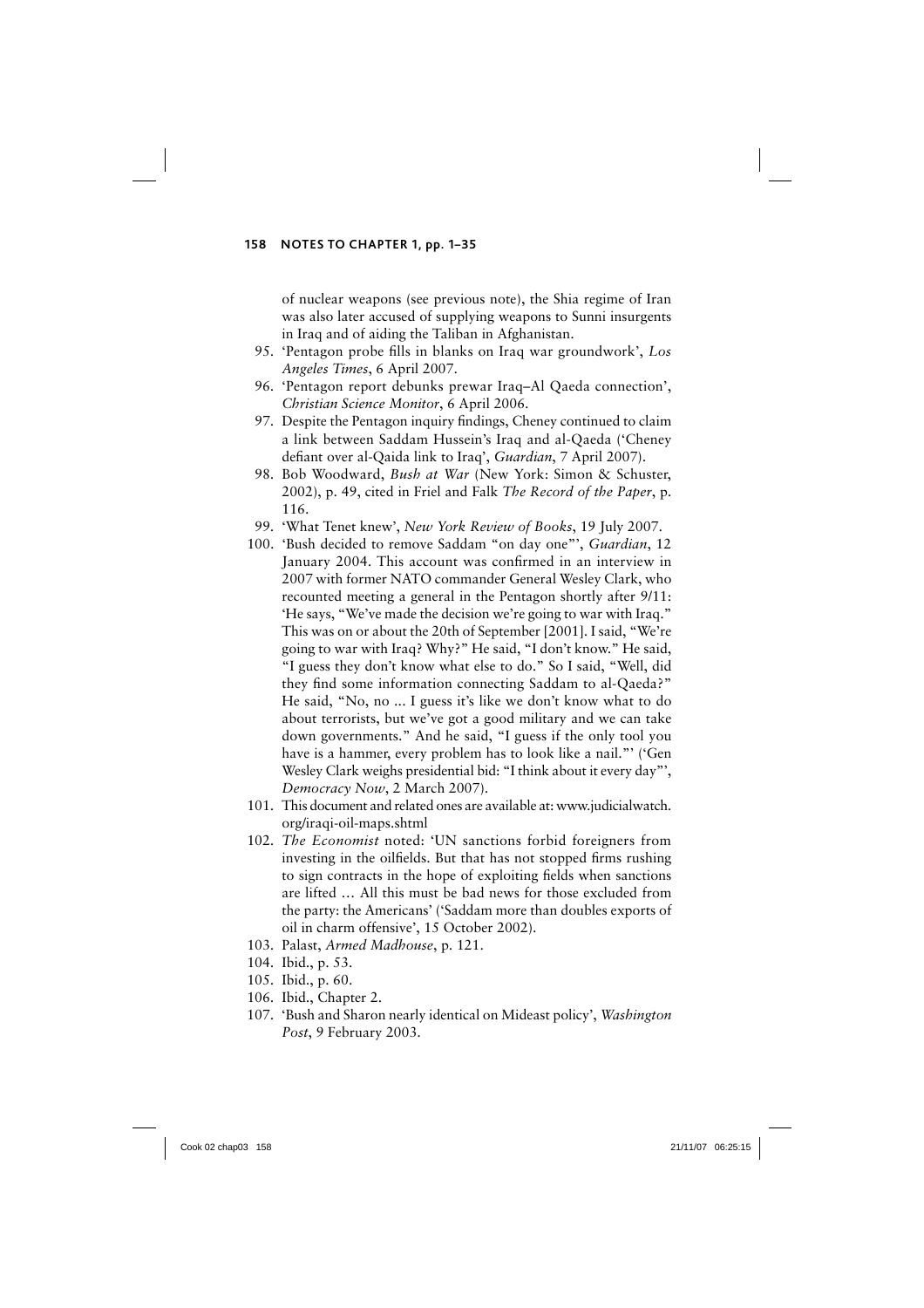of nuclear weapons (see previous note), the Shia regime of Iran was also later accused of supplying weapons to Sunni insurgents in Iraq and of aiding the Taliban in Afghanistan.

95. 'Pentagon probe fills in blanks on Iraq war groundwork', *Los Angeles Times*, 6 April 2007.
96. 'Pentagon report debunks prewar Iraq–Al Qaeda connection', *Christian Science Monitor*, 6 April 2006.
97. Despite the Pentagon inquiry findings, Cheney continued to claim a link between Saddam Hussein's Iraq and al-Qaeda ('Cheney defiant over al-Qaida link to Iraq', *Guardian*, 7 April 2007).
98. Bob Woodward, *Bush at War* (New York: Simon & Schuster, 2002), p. 49, cited in Friel and Falk *The Record of the Paper*, p. 116.
99. 'What Tenet knew', *New York Review of Books*, 19 July 2007.
100. 'Bush decided to remove Saddam "on day one"', *Guardian*, 12 January 2004. This account was confirmed in an interview in 2007 with former NATO commander General Wesley Clark, who recounted meeting a general in the Pentagon shortly after 9/11: 'He says, "We've made the decision we're going to war with Iraq." This was on or about the 20th of September [2001]. I said, "We're going to war with Iraq? Why?" He said, "I don't know." He said, "I guess they don't know what else to do." So I said, "Well, did they find some information connecting Saddam to al-Qaeda?" He said, "No, no ... I guess it's like we don't know what to do about terrorists, but we've got a good military and we can take down governments." And he said, "I guess if the only tool you have is a hammer, every problem has to look like a nail."' ('Gen Wesley Clark weighs presidential bid: "I think about it every day"', *Democracy Now*, 2 March 2007).
101. This document and related ones are available at: www.judicialwatch.org/iraqi-oil-maps.shtml
102. *The Economist* noted: 'UN sanctions forbid foreigners from investing in the oilfields. But that has not stopped firms rushing to sign contracts in the hope of exploiting fields when sanctions are lifted … All this must be bad news for those excluded from the party: the Americans' ('Saddam more than doubles exports of oil in charm offensive', 15 October 2002).
103. Palast, *Armed Madhouse*, p. 121.
104. Ibid., p. 53.
105. Ibid., p. 60.
106. Ibid., Chapter 2.
107. 'Bush and Sharon nearly identical on Mideast policy', *Washington Post*, 9 February 2003.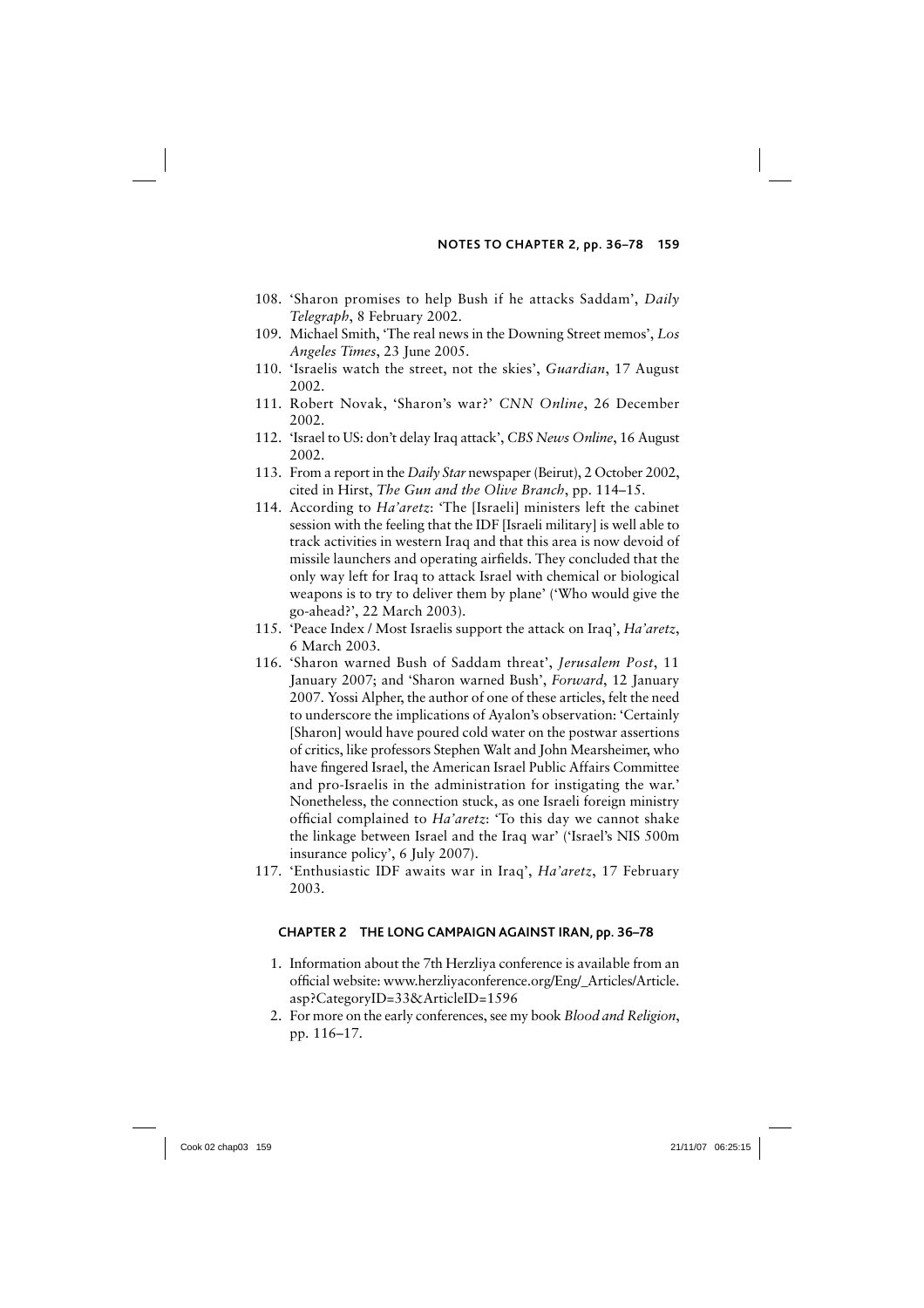108. 'Sharon promises to help Bush if he attacks Saddam', *Daily Telegraph*, 8 February 2002.
109. Michael Smith, 'The real news in the Downing Street memos', *Los Angeles Times*, 23 June 2005.
110. 'Israelis watch the street, not the skies', *Guardian*, 17 August 2002.
111. Robert Novak, 'Sharon's war?' *CNN Online*, 26 December 2002.
112. 'Israel to US: don't delay Iraq attack', *CBS News Online*, 16 August 2002.
113. From a report in the *Daily Star* newspaper (Beirut), 2 October 2002, cited in Hirst, *The Gun and the Olive Branch*, pp. 114–15.
114. According to *Ha'aretz*: 'The [Israeli] ministers left the cabinet session with the feeling that the IDF [Israeli military] is well able to track activities in western Iraq and that this area is now devoid of missile launchers and operating airfields. They concluded that the only way left for Iraq to attack Israel with chemical or biological weapons is to try to deliver them by plane' ('Who would give the go-ahead?', 22 March 2003).
115. 'Peace Index / Most Israelis support the attack on Iraq', *Ha'aretz*, 6 March 2003.
116. 'Sharon warned Bush of Saddam threat', *Jerusalem Post*, 11 January 2007; and 'Sharon warned Bush', *Forward*, 12 January 2007. Yossi Alpher, the author of one of these articles, felt the need to underscore the implications of Ayalon's observation: 'Certainly [Sharon] would have poured cold water on the postwar assertions of critics, like professors Stephen Walt and John Mearsheimer, who have fingered Israel, the American Israel Public Affairs Committee and pro-Israelis in the administration for instigating the war.' Nonetheless, the connection stuck, as one Israeli foreign ministry official complained to *Ha'aretz*: 'To this day we cannot shake the linkage between Israel and the Iraq war' ('Israel's NIS 500m insurance policy', 6 July 2007).
117. 'Enthusiastic IDF awaits war in Iraq', *Ha'aretz*, 17 February 2003.

## CHAPTER 2 THE LONG CAMPAIGN AGAINST IRAN, pp. 36–78

1. Information about the 7th Herzliya conference is available from an official website: www.herzliyaconference.org/Eng/_Articles/Article.asp?CategoryID=33&ArticleID=1596
2. For more on the early conferences, see my book *Blood and Religion*, pp. 116–17.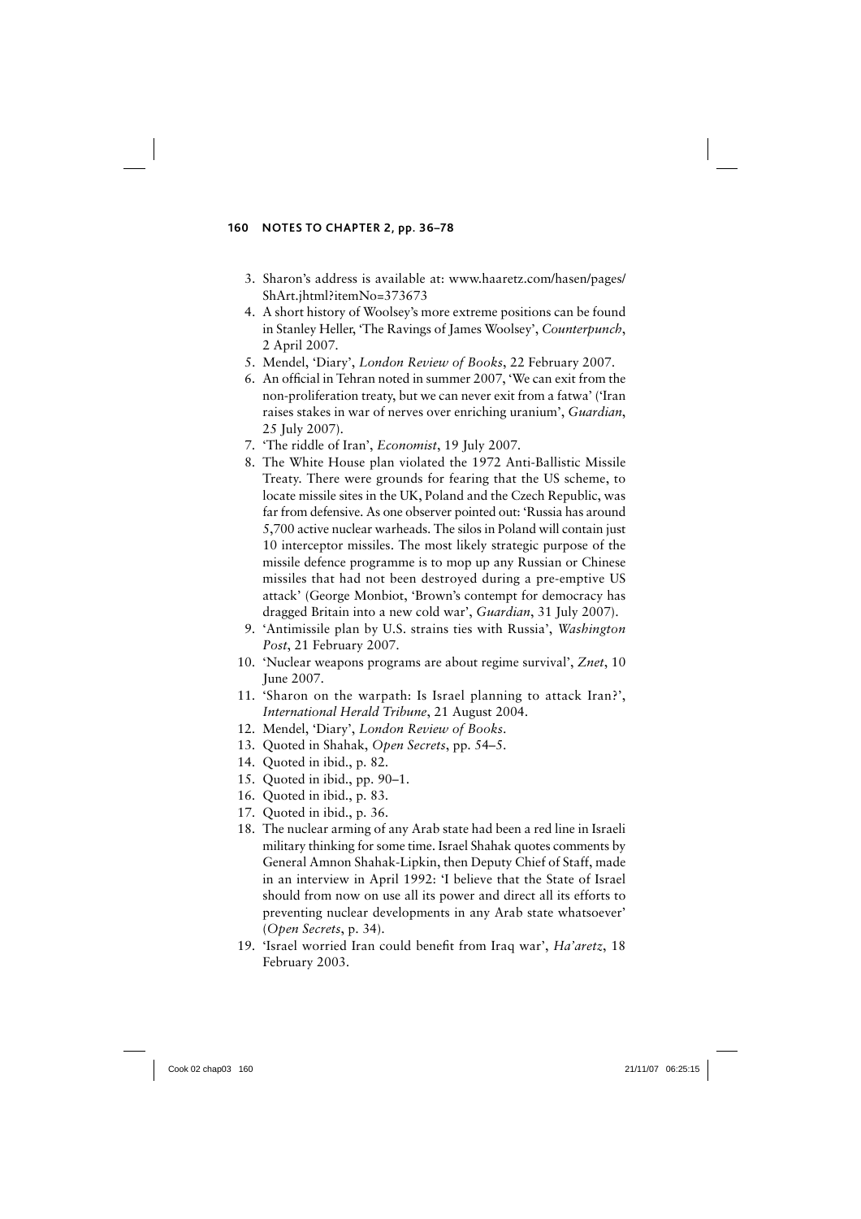3. Sharon's address is available at: www.haaretz.com/hasen/pages/ShArt.jhtml?itemNo=373673
4. A short history of Woolsey's more extreme positions can be found in Stanley Heller, 'The Ravings of James Woolsey', *Counterpunch*, 2 April 2007.
5. Mendel, 'Diary', *London Review of Books*, 22 February 2007.
6. An official in Tehran noted in summer 2007, 'We can exit from the non-proliferation treaty, but we can never exit from a fatwa' ('Iran raises stakes in war of nerves over enriching uranium', *Guardian*, 25 July 2007).
7. 'The riddle of Iran', *Economist*, 19 July 2007.
8. The White House plan violated the 1972 Anti-Ballistic Missile Treaty. There were grounds for fearing that the US scheme, to locate missile sites in the UK, Poland and the Czech Republic, was far from defensive. As one observer pointed out: 'Russia has around 5,700 active nuclear warheads. The silos in Poland will contain just 10 interceptor missiles. The most likely strategic purpose of the missile defence programme is to mop up any Russian or Chinese missiles that had not been destroyed during a pre-emptive US attack' (George Monbiot, 'Brown's contempt for democracy has dragged Britain into a new cold war', *Guardian*, 31 July 2007).
9. 'Antimissile plan by U.S. strains ties with Russia', *Washington Post*, 21 February 2007.
10. 'Nuclear weapons programs are about regime survival', *Znet*, 10 June 2007.
11. 'Sharon on the warpath: Is Israel planning to attack Iran?', *International Herald Tribune*, 21 August 2004.
12. Mendel, 'Diary', *London Review of Books*.
13. Quoted in Shahak, *Open Secrets*, pp. 54–5.
14. Quoted in ibid., p. 82.
15. Quoted in ibid., pp. 90–1.
16. Quoted in ibid., p. 83.
17. Quoted in ibid., p. 36.
18. The nuclear arming of any Arab state had been a red line in Israeli military thinking for some time. Israel Shahak quotes comments by General Amnon Shahak-Lipkin, then Deputy Chief of Staff, made in an interview in April 1992: 'I believe that the State of Israel should from now on use all its power and direct all its efforts to preventing nuclear developments in any Arab state whatsoever' (*Open Secrets*, p. 34).
19. 'Israel worried Iran could benefit from Iraq war', *Ha'aretz*, 18 February 2003.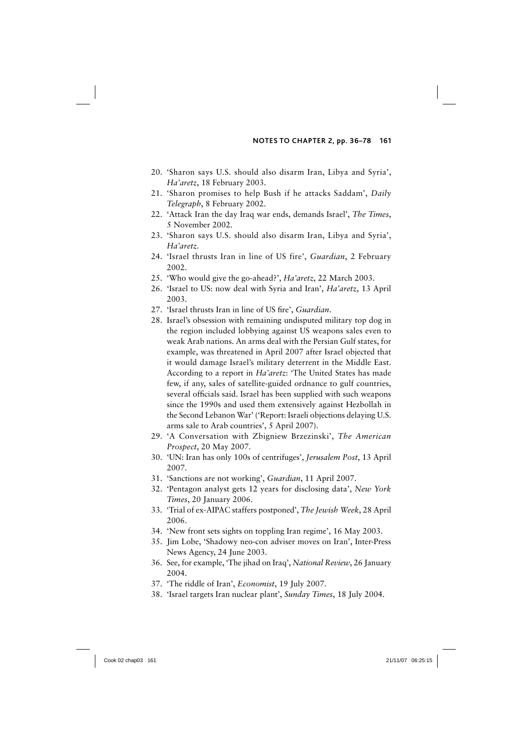20. 'Sharon says U.S. should also disarm Iran, Libya and Syria', *Ha'aretz*, 18 February 2003.
21. 'Sharon promises to help Bush if he attacks Saddam', *Daily Telegraph*, 8 February 2002.
22. 'Attack Iran the day Iraq war ends, demands Israel', *The Times*, 5 November 2002.
23. 'Sharon says U.S. should also disarm Iran, Libya and Syria', *Ha'aretz*.
24. 'Israel thrusts Iran in line of US fire', *Guardian*, 2 February 2002.
25. 'Who would give the go-ahead?', *Ha'aretz*, 22 March 2003.
26. 'Israel to US: now deal with Syria and Iran', *Ha'aretz*, 13 April 2003.
27. 'Israel thrusts Iran in line of US fire', *Guardian*.
28. Israel's obsession with remaining undisputed military top dog in the region included lobbying against US weapons sales even to weak Arab nations. An arms deal with the Persian Gulf states, for example, was threatened in April 2007 after Israel objected that it would damage Israel's military deterrent in the Middle East. According to a report in *Ha'aretz*: 'The United States has made few, if any, sales of satellite-guided ordnance to gulf countries, several officials said. Israel has been supplied with such weapons since the 1990s and used them extensively against Hezbollah in the Second Lebanon War' ('Report: Israeli objections delaying U.S. arms sale to Arab countries', 5 April 2007).
29. 'A Conversation with Zbigniew Brzezinski', *The American Prospect*, 20 May 2007.
30. 'UN: Iran has only 100s of centrifuges', *Jerusalem Post*, 13 April 2007.
31. 'Sanctions are not working', *Guardian*, 11 April 2007.
32. 'Pentagon analyst gets 12 years for disclosing data', *New York Times*, 20 January 2006.
33. 'Trial of ex-AIPAC staffers postponed', *The Jewish Week*, 28 April 2006.
34. 'New front sets sights on toppling Iran regime', 16 May 2003.
35. Jim Lobe, 'Shadowy neo-con adviser moves on Iran', Inter-Press News Agency, 24 June 2003.
36. See, for example, 'The jihad on Iraq', *National Review*, 26 January 2004.
37. 'The riddle of Iran', *Economist*, 19 July 2007.
38. 'Israel targets Iran nuclear plant', *Sunday Times*, 18 July 2004.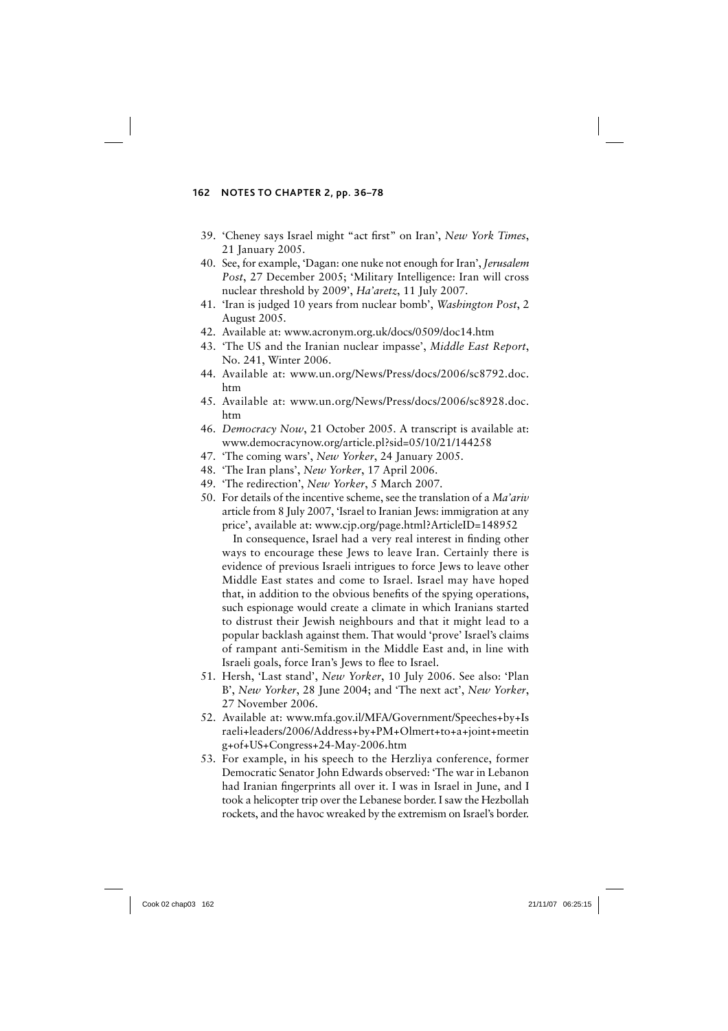39. 'Cheney says Israel might "act first" on Iran', *New York Times*, 21 January 2005.
40. See, for example, 'Dagan: one nuke not enough for Iran', *Jerusalem Post*, 27 December 2005; 'Military Intelligence: Iran will cross nuclear threshold by 2009', *Ha'aretz*, 11 July 2007.
41. 'Iran is judged 10 years from nuclear bomb', *Washington Post*, 2 August 2005.
42. Available at: www.acronym.org.uk/docs/0509/doc14.htm
43. 'The US and the Iranian nuclear impasse', *Middle East Report*, No. 241, Winter 2006.
44. Available at: www.un.org/News/Press/docs/2006/sc8792.doc.htm
45. Available at: www.un.org/News/Press/docs/2006/sc8928.doc.htm
46. *Democracy Now*, 21 October 2005. A transcript is available at: www.democracynow.org/article.pl?sid=05/10/21/144258
47. 'The coming wars', *New Yorker*, 24 January 2005.
48. 'The Iran plans', *New Yorker*, 17 April 2006.
49. 'The redirection', *New Yorker*, 5 March 2007.
50. For details of the incentive scheme, see the translation of a *Ma'ariv* article from 8 July 2007, 'Israel to Iranian Jews: immigration at any price', available at: www.cjp.org/page.html?ArticleID=148952

    In consequence, Israel had a very real interest in finding other ways to encourage these Jews to leave Iran. Certainly there is evidence of previous Israeli intrigues to force Jews to leave other Middle East states and come to Israel. Israel may have hoped that, in addition to the obvious benefits of the spying operations, such espionage would create a climate in which Iranians started to distrust their Jewish neighbours and that it might lead to a popular backlash against them. That would 'prove' Israel's claims of rampant anti-Semitism in the Middle East and, in line with Israeli goals, force Iran's Jews to flee to Israel.
51. Hersh, 'Last stand', *New Yorker*, 10 July 2006. See also: 'Plan B', *New Yorker*, 28 June 2004; and 'The next act', *New Yorker*, 27 November 2006.
52. Available at: www.mfa.gov.il/MFA/Government/Speeches+by+Israeli+leaders/2006/Address+by+PM+Olmert+to+a+joint+meeting+of+US+Congress+24-May-2006.htm
53. For example, in his speech to the Herzliya conference, former Democratic Senator John Edwards observed: 'The war in Lebanon had Iranian fingerprints all over it. I was in Israel in June, and I took a helicopter trip over the Lebanese border. I saw the Hezbollah rockets, and the havoc wreaked by the extremism on Israel's border.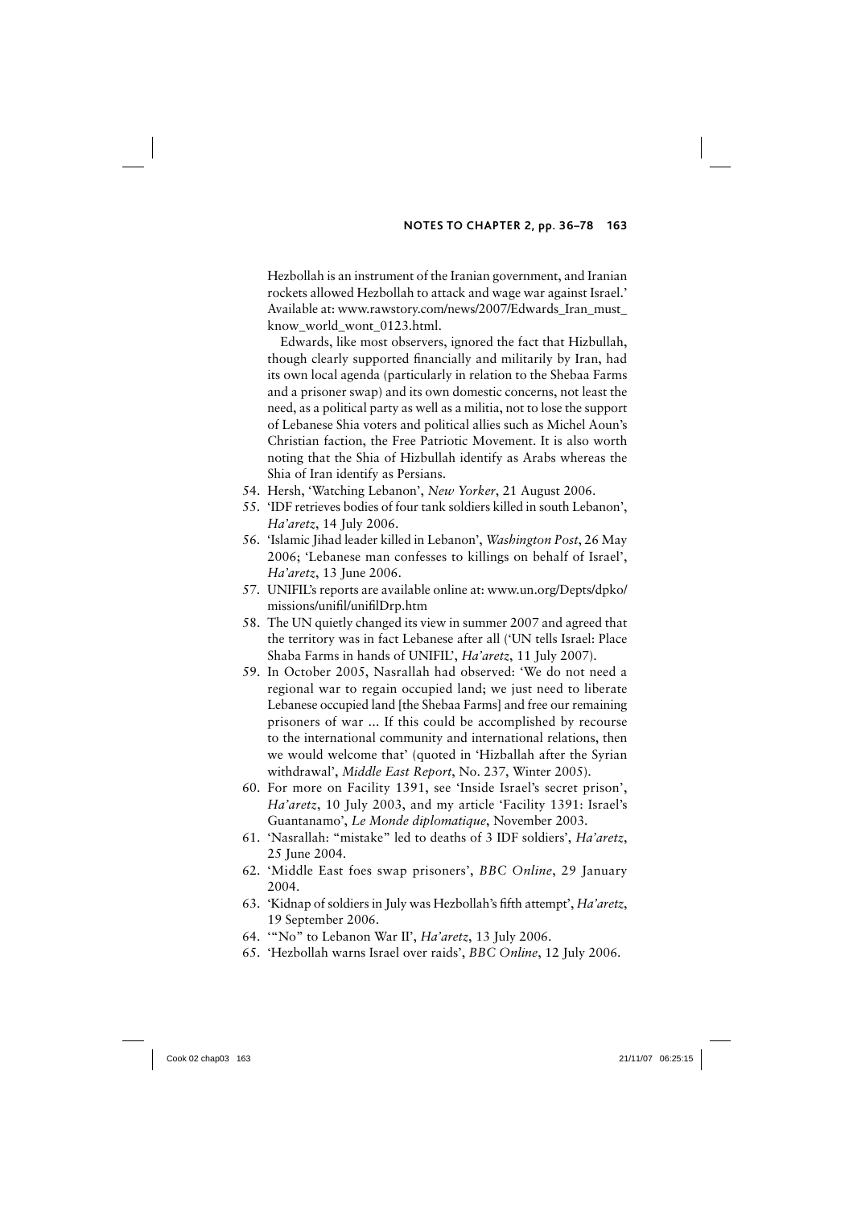Hezbollah is an instrument of the Iranian government, and Iranian rockets allowed Hezbollah to attack and wage war against Israel.' Available at: www.rawstory.com/news/2007/Edwards_Iran_must_know_world_wont_0123.html.

Edwards, like most observers, ignored the fact that Hizbullah, though clearly supported financially and militarily by Iran, had its own local agenda (particularly in relation to the Shebaa Farms and a prisoner swap) and its own domestic concerns, not least the need, as a political party as well as a militia, not to lose the support of Lebanese Shia voters and political allies such as Michel Aoun's Christian faction, the Free Patriotic Movement. It is also worth noting that the Shia of Hizbullah identify as Arabs whereas the Shia of Iran identify as Persians.

54. Hersh, 'Watching Lebanon', *New Yorker*, 21 August 2006.
55. 'IDF retrieves bodies of four tank soldiers killed in south Lebanon', *Ha'aretz*, 14 July 2006.
56. 'Islamic Jihad leader killed in Lebanon', *Washington Post*, 26 May 2006; 'Lebanese man confesses to killings on behalf of Israel', *Ha'aretz*, 13 June 2006.
57. UNIFIL's reports are available online at: www.un.org/Depts/dpko/missions/unifil/unifilDrp.htm
58. The UN quietly changed its view in summer 2007 and agreed that the territory was in fact Lebanese after all ('UN tells Israel: Place Shaba Farms in hands of UNIFIL', *Ha'aretz*, 11 July 2007).
59. In October 2005, Nasrallah had observed: 'We do not need a regional war to regain occupied land; we just need to liberate Lebanese occupied land [the Shebaa Farms] and free our remaining prisoners of war ... If this could be accomplished by recourse to the international community and international relations, then we would welcome that' (quoted in 'Hizballah after the Syrian withdrawal', *Middle East Report*, No. 237, Winter 2005).
60. For more on Facility 1391, see 'Inside Israel's secret prison', *Ha'aretz*, 10 July 2003, and my article 'Facility 1391: Israel's Guantanamo', *Le Monde diplomatique*, November 2003.
61. 'Nasrallah: "mistake" led to deaths of 3 IDF soldiers', *Ha'aretz*, 25 June 2004.
62. 'Middle East foes swap prisoners', *BBC Online*, 29 January 2004.
63. 'Kidnap of soldiers in July was Hezbollah's fifth attempt', *Ha'aretz*, 19 September 2006.
64. '"No" to Lebanon War II', *Ha'aretz*, 13 July 2006.
65. 'Hezbollah warns Israel over raids', *BBC Online*, 12 July 2006.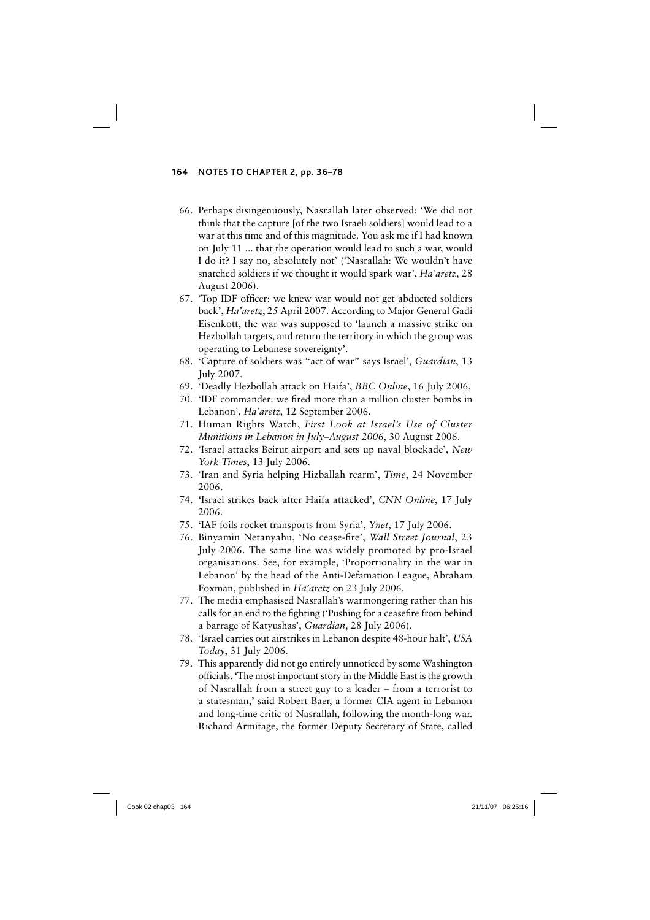66. Perhaps disingenuously, Nasrallah later observed: 'We did not think that the capture [of the two Israeli soldiers] would lead to a war at this time and of this magnitude. You ask me if I had known on July 11 ... that the operation would lead to such a war, would I do it? I say no, absolutely not' ('Nasrallah: We wouldn't have snatched soldiers if we thought it would spark war', *Ha'aretz*, 28 August 2006).
67. 'Top IDF officer: we knew war would not get abducted soldiers back', *Ha'aretz*, 25 April 2007. According to Major General Gadi Eisenkott, the war was supposed to 'launch a massive strike on Hezbollah targets, and return the territory in which the group was operating to Lebanese sovereignty'.
68. 'Capture of soldiers was "act of war" says Israel', *Guardian*, 13 July 2007.
69. 'Deadly Hezbollah attack on Haifa', *BBC Online*, 16 July 2006.
70. 'IDF commander: we fired more than a million cluster bombs in Lebanon', *Ha'aretz*, 12 September 2006.
71. Human Rights Watch, *First Look at Israel's Use of Cluster Munitions in Lebanon in July–August 2006*, 30 August 2006.
72. 'Israel attacks Beirut airport and sets up naval blockade', *New York Times*, 13 July 2006.
73. 'Iran and Syria helping Hizballah rearm', *Time*, 24 November 2006.
74. 'Israel strikes back after Haifa attacked', *CNN Online*, 17 July 2006.
75. 'IAF foils rocket transports from Syria', *Ynet*, 17 July 2006.
76. Binyamin Netanyahu, 'No cease-fire', *Wall Street Journal*, 23 July 2006. The same line was widely promoted by pro-Israel organisations. See, for example, 'Proportionality in the war in Lebanon' by the head of the Anti-Defamation League, Abraham Foxman, published in *Ha'aretz* on 23 July 2006.
77. The media emphasised Nasrallah's warmongering rather than his calls for an end to the fighting ('Pushing for a ceasefire from behind a barrage of Katyushas', *Guardian*, 28 July 2006).
78. 'Israel carries out airstrikes in Lebanon despite 48-hour halt', *USA Today*, 31 July 2006.
79. This apparently did not go entirely unnoticed by some Washington officials. 'The most important story in the Middle East is the growth of Nasrallah from a street guy to a leader – from a terrorist to a statesman,' said Robert Baer, a former CIA agent in Lebanon and long-time critic of Nasrallah, following the month-long war. Richard Armitage, the former Deputy Secretary of State, called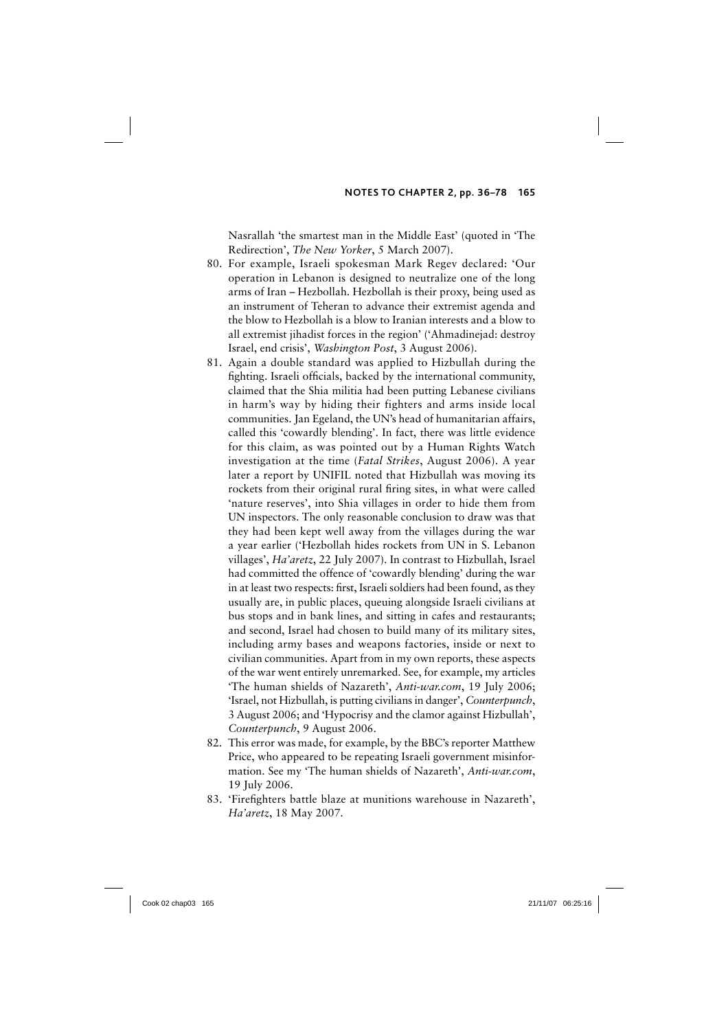Nasrallah 'the smartest man in the Middle East' (quoted in 'The Redirection', *The New Yorker*, 5 March 2007).

80. For example, Israeli spokesman Mark Regev declared: 'Our operation in Lebanon is designed to neutralize one of the long arms of Iran – Hezbollah. Hezbollah is their proxy, being used as an instrument of Teheran to advance their extremist agenda and the blow to Hezbollah is a blow to Iranian interests and a blow to all extremist jihadist forces in the region' ('Ahmadinejad: destroy Israel, end crisis', *Washington Post*, 3 August 2006).
81. Again a double standard was applied to Hizbullah during the fighting. Israeli officials, backed by the international community, claimed that the Shia militia had been putting Lebanese civilians in harm's way by hiding their fighters and arms inside local communities. Jan Egeland, the UN's head of humanitarian affairs, called this 'cowardly blending'. In fact, there was little evidence for this claim, as was pointed out by a Human Rights Watch investigation at the time (*Fatal Strikes*, August 2006). A year later a report by UNIFIL noted that Hizbullah was moving its rockets from their original rural firing sites, in what were called 'nature reserves', into Shia villages in order to hide them from UN inspectors. The only reasonable conclusion to draw was that they had been kept well away from the villages during the war a year earlier ('Hezbollah hides rockets from UN in S. Lebanon villages', *Ha'aretz*, 22 July 2007). In contrast to Hizbullah, Israel had committed the offence of 'cowardly blending' during the war in at least two respects: first, Israeli soldiers had been found, as they usually are, in public places, queuing alongside Israeli civilians at bus stops and in bank lines, and sitting in cafes and restaurants; and second, Israel had chosen to build many of its military sites, including army bases and weapons factories, inside or next to civilian communities. Apart from in my own reports, these aspects of the war went entirely unremarked. See, for example, my articles 'The human shields of Nazareth', *Anti-war.com*, 19 July 2006; 'Israel, not Hizbullah, is putting civilians in danger', *Counterpunch*, 3 August 2006; and 'Hypocrisy and the clamor against Hizbullah', *Counterpunch*, 9 August 2006.
82. This error was made, for example, by the BBC's reporter Matthew Price, who appeared to be repeating Israeli government misinformation. See my 'The human shields of Nazareth', *Anti-war.com*, 19 July 2006.
83. 'Firefighters battle blaze at munitions warehouse in Nazareth', *Ha'aretz*, 18 May 2007.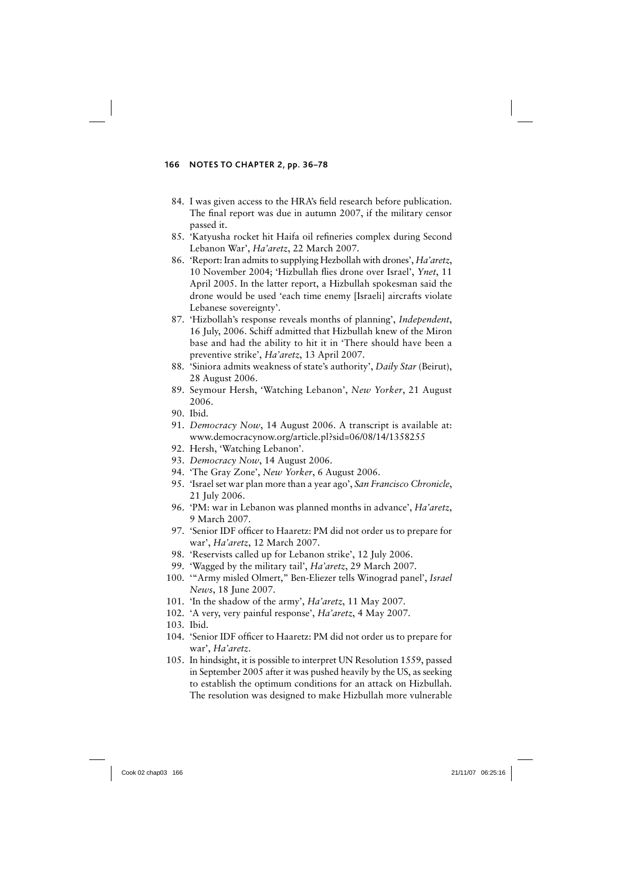84. I was given access to the HRA's field research before publication. The final report was due in autumn 2007, if the military censor passed it.
85. 'Katyusha rocket hit Haifa oil refineries complex during Second Lebanon War', *Ha'aretz*, 22 March 2007.
86. 'Report: Iran admits to supplying Hezbollah with drones', *Ha'aretz*, 10 November 2004; 'Hizbullah flies drone over Israel', *Ynet*, 11 April 2005. In the latter report, a Hizbullah spokesman said the drone would be used 'each time enemy [Israeli] aircrafts violate Lebanese sovereignty'.
87. 'Hizbollah's response reveals months of planning', *Independent*, 16 July, 2006. Schiff admitted that Hizbullah knew of the Miron base and had the ability to hit it in 'There should have been a preventive strike', *Ha'aretz*, 13 April 2007.
88. 'Siniora admits weakness of state's authority', *Daily Star* (Beirut), 28 August 2006.
89. Seymour Hersh, 'Watching Lebanon', *New Yorker*, 21 August 2006.
90. Ibid.
91. *Democracy Now*, 14 August 2006. A transcript is available at: www.democracynow.org/article.pl?sid=06/08/14/1358255
92. Hersh, 'Watching Lebanon'.
93. *Democracy Now*, 14 August 2006.
94. 'The Gray Zone', *New Yorker*, 6 August 2006.
95. 'Israel set war plan more than a year ago', *San Francisco Chronicle*, 21 July 2006.
96. 'PM: war in Lebanon was planned months in advance', *Ha'aretz*, 9 March 2007.
97. 'Senior IDF officer to Haaretz: PM did not order us to prepare for war', *Ha'aretz*, 12 March 2007.
98. 'Reservists called up for Lebanon strike', 12 July 2006.
99. 'Wagged by the military tail', *Ha'aretz*, 29 March 2007.
100. '"Army misled Olmert," Ben-Eliezer tells Winograd panel', *Israel News*, 18 June 2007.
101. 'In the shadow of the army', *Ha'aretz*, 11 May 2007.
102. 'A very, very painful response', *Ha'aretz*, 4 May 2007.
103. Ibid.
104. 'Senior IDF officer to Haaretz: PM did not order us to prepare for war', *Ha'aretz*.
105. In hindsight, it is possible to interpret UN Resolution 1559, passed in September 2005 after it was pushed heavily by the US, as seeking to establish the optimum conditions for an attack on Hizbullah. The resolution was designed to make Hizbullah more vulnerable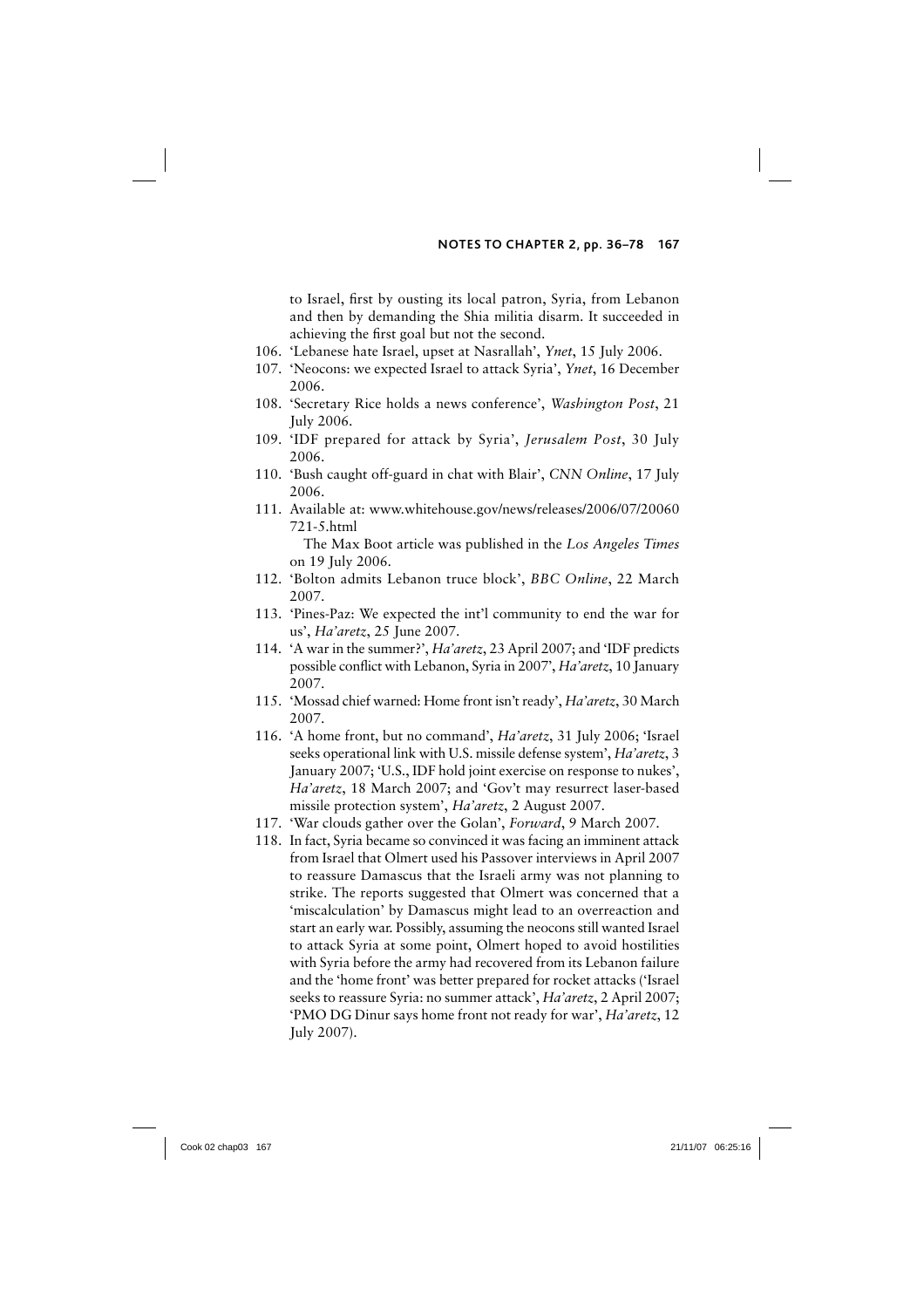to Israel, first by ousting its local patron, Syria, from Lebanon and then by demanding the Shia militia disarm. It succeeded in achieving the first goal but not the second.

106. 'Lebanese hate Israel, upset at Nasrallah', *Ynet*, 15 July 2006.
107. 'Neocons: we expected Israel to attack Syria', *Ynet*, 16 December 2006.
108. 'Secretary Rice holds a news conference', *Washington Post*, 21 July 2006.
109. 'IDF prepared for attack by Syria', *Jerusalem Post*, 30 July 2006.
110. 'Bush caught off-guard in chat with Blair', *CNN Online*, 17 July 2006.
111. Available at: www.whitehouse.gov/news/releases/2006/07/20060721-5.html

     The Max Boot article was published in the *Los Angeles Times* on 19 July 2006.
112. 'Bolton admits Lebanon truce block', *BBC Online*, 22 March 2007.
113. 'Pines-Paz: We expected the int'l community to end the war for us', *Ha'aretz*, 25 June 2007.
114. 'A war in the summer?', *Ha'aretz*, 23 April 2007; and 'IDF predicts possible conflict with Lebanon, Syria in 2007', *Ha'aretz*, 10 January 2007.
115. 'Mossad chief warned: Home front isn't ready', *Ha'aretz*, 30 March 2007.
116. 'A home front, but no command', *Ha'aretz*, 31 July 2006; 'Israel seeks operational link with U.S. missile defense system', *Ha'aretz*, 3 January 2007; 'U.S., IDF hold joint exercise on response to nukes', *Ha'aretz*, 18 March 2007; and 'Gov't may resurrect laser-based missile protection system', *Ha'aretz*, 2 August 2007.
117. 'War clouds gather over the Golan', *Forward*, 9 March 2007.
118. In fact, Syria became so convinced it was facing an imminent attack from Israel that Olmert used his Passover interviews in April 2007 to reassure Damascus that the Israeli army was not planning to strike. The reports suggested that Olmert was concerned that a 'miscalculation' by Damascus might lead to an overreaction and start an early war. Possibly, assuming the neocons still wanted Israel to attack Syria at some point, Olmert hoped to avoid hostilities with Syria before the army had recovered from its Lebanon failure and the 'home front' was better prepared for rocket attacks ('Israel seeks to reassure Syria: no summer attack', *Ha'aretz*, 2 April 2007; 'PMO DG Dinur says home front not ready for war', *Ha'aretz*, 12 July 2007).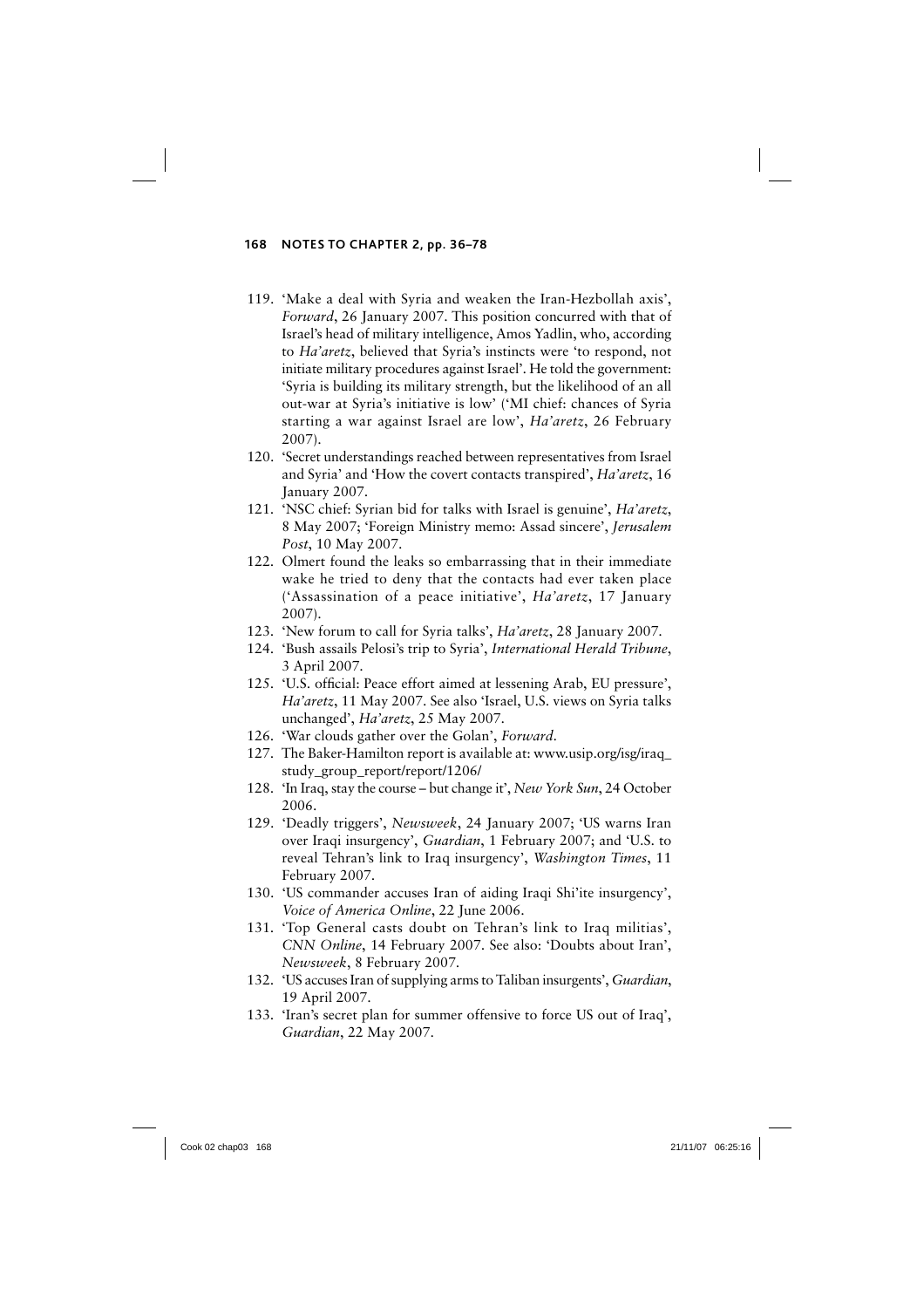119. 'Make a deal with Syria and weaken the Iran-Hezbollah axis', *Forward*, 26 January 2007. This position concurred with that of Israel's head of military intelligence, Amos Yadlin, who, according to *Ha'aretz*, believed that Syria's instincts were 'to respond, not initiate military procedures against Israel'. He told the government: 'Syria is building its military strength, but the likelihood of an all out-war at Syria's initiative is low' ('MI chief: chances of Syria starting a war against Israel are low', *Ha'aretz*, 26 February 2007).
120. 'Secret understandings reached between representatives from Israel and Syria' and 'How the covert contacts transpired', *Ha'aretz*, 16 January 2007.
121. 'NSC chief: Syrian bid for talks with Israel is genuine', *Ha'aretz*, 8 May 2007; 'Foreign Ministry memo: Assad sincere', *Jerusalem Post*, 10 May 2007.
122. Olmert found the leaks so embarrassing that in their immediate wake he tried to deny that the contacts had ever taken place ('Assassination of a peace initiative', *Ha'aretz*, 17 January 2007).
123. 'New forum to call for Syria talks', *Ha'aretz*, 28 January 2007.
124. 'Bush assails Pelosi's trip to Syria', *International Herald Tribune*, 3 April 2007.
125. 'U.S. official: Peace effort aimed at lessening Arab, EU pressure', *Ha'aretz*, 11 May 2007. See also 'Israel, U.S. views on Syria talks unchanged', *Ha'aretz*, 25 May 2007.
126. 'War clouds gather over the Golan', *Forward*.
127. The Baker-Hamilton report is available at: www.usip.org/isg/iraq_study_group_report/report/1206/
128. 'In Iraq, stay the course – but change it', *New York Sun*, 24 October 2006.
129. 'Deadly triggers', *Newsweek*, 24 January 2007; 'US warns Iran over Iraqi insurgency', *Guardian*, 1 February 2007; and 'U.S. to reveal Tehran's link to Iraq insurgency', *Washington Times*, 11 February 2007.
130. 'US commander accuses Iran of aiding Iraqi Shi'ite insurgency', *Voice of America Online*, 22 June 2006.
131. 'Top General casts doubt on Tehran's link to Iraq militias', *CNN Online*, 14 February 2007. See also: 'Doubts about Iran', *Newsweek*, 8 February 2007.
132. 'US accuses Iran of supplying arms to Taliban insurgents', *Guardian*, 19 April 2007.
133. 'Iran's secret plan for summer offensive to force US out of Iraq', *Guardian*, 22 May 2007.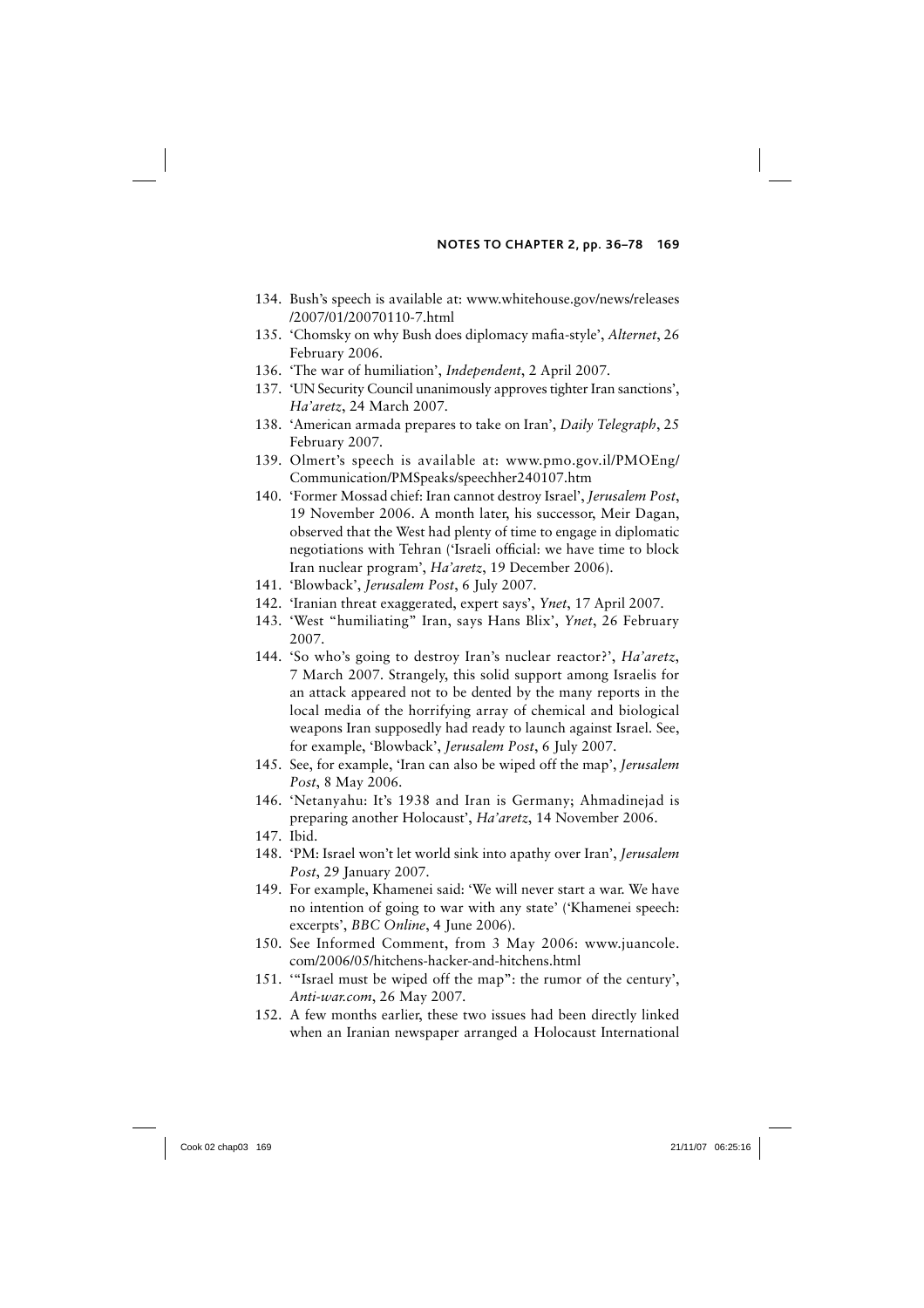134. Bush's speech is available at: www.whitehouse.gov/news/releases/2007/01/20070110-7.html
135. 'Chomsky on why Bush does diplomacy mafia-style', *Alternet*, 26 February 2006.
136. 'The war of humiliation', *Independent*, 2 April 2007.
137. 'UN Security Council unanimously approves tighter Iran sanctions', *Ha'aretz*, 24 March 2007.
138. 'American armada prepares to take on Iran', *Daily Telegraph*, 25 February 2007.
139. Olmert's speech is available at: www.pmo.gov.il/PMOEng/Communication/PMSpeaks/speechher240107.htm
140. 'Former Mossad chief: Iran cannot destroy Israel', *Jerusalem Post*, 19 November 2006. A month later, his successor, Meir Dagan, observed that the West had plenty of time to engage in diplomatic negotiations with Tehran ('Israeli official: we have time to block Iran nuclear program', *Ha'aretz*, 19 December 2006).
141. 'Blowback', *Jerusalem Post*, 6 July 2007.
142. 'Iranian threat exaggerated, expert says', *Ynet*, 17 April 2007.
143. 'West "humiliating" Iran, says Hans Blix', *Ynet*, 26 February 2007.
144. 'So who's going to destroy Iran's nuclear reactor?', *Ha'aretz*, 7 March 2007. Strangely, this solid support among Israelis for an attack appeared not to be dented by the many reports in the local media of the horrifying array of chemical and biological weapons Iran supposedly had ready to launch against Israel. See, for example, 'Blowback', *Jerusalem Post*, 6 July 2007.
145. See, for example, 'Iran can also be wiped off the map', *Jerusalem Post*, 8 May 2006.
146. 'Netanyahu: It's 1938 and Iran is Germany; Ahmadinejad is preparing another Holocaust', *Ha'aretz*, 14 November 2006.
147. Ibid.
148. 'PM: Israel won't let world sink into apathy over Iran', *Jerusalem Post*, 29 January 2007.
149. For example, Khamenei said: 'We will never start a war. We have no intention of going to war with any state' ('Khamenei speech: excerpts', *BBC Online*, 4 June 2006).
150. See Informed Comment, from 3 May 2006: www.juancole.com/2006/05/hitchens-hacker-and-hitchens.html
151. '"Israel must be wiped off the map": the rumor of the century', *Anti-war.com*, 26 May 2007.
152. A few months earlier, these two issues had been directly linked when an Iranian newspaper arranged a Holocaust International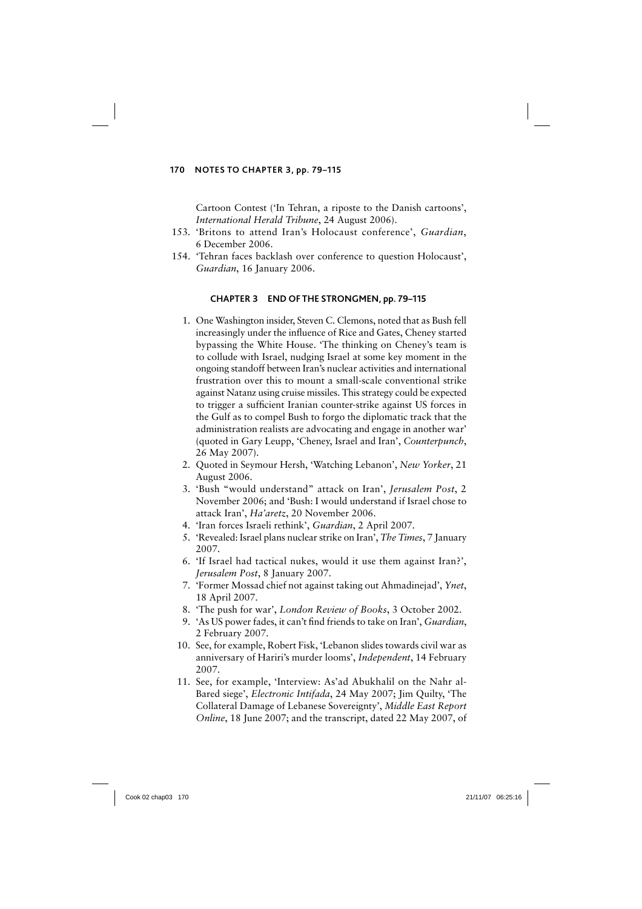Cartoon Contest ('In Tehran, a riposte to the Danish cartoons', *International Herald Tribune*, 24 August 2006).

153. 'Britons to attend Iran's Holocaust conference', *Guardian*, 6 December 2006.
154. 'Tehran faces backlash over conference to question Holocaust', *Guardian*, 16 January 2006.

## CHAPTER 3 END OF THE STRONGMEN, pp. 79–115

1. One Washington insider, Steven C. Clemons, noted that as Bush fell increasingly under the influence of Rice and Gates, Cheney started bypassing the White House. 'The thinking on Cheney's team is to collude with Israel, nudging Israel at some key moment in the ongoing standoff between Iran's nuclear activities and international frustration over this to mount a small-scale conventional strike against Natanz using cruise missiles. This strategy could be expected to trigger a sufficient Iranian counter-strike against US forces in the Gulf as to compel Bush to forgo the diplomatic track that the administration realists are advocating and engage in another war' (quoted in Gary Leupp, 'Cheney, Israel and Iran', *Counterpunch*, 26 May 2007).
2. Quoted in Seymour Hersh, 'Watching Lebanon', *New Yorker*, 21 August 2006.
3. 'Bush "would understand" attack on Iran', *Jerusalem Post*, 2 November 2006; and 'Bush: I would understand if Israel chose to attack Iran', *Ha'aretz*, 20 November 2006.
4. 'Iran forces Israeli rethink', *Guardian*, 2 April 2007.
5. 'Revealed: Israel plans nuclear strike on Iran', *The Times*, 7 January 2007.
6. 'If Israel had tactical nukes, would it use them against Iran?', *Jerusalem Post*, 8 January 2007.
7. 'Former Mossad chief not against taking out Ahmadinejad', *Ynet*, 18 April 2007.
8. 'The push for war', *London Review of Books*, 3 October 2002.
9. 'As US power fades, it can't find friends to take on Iran', *Guardian*, 2 February 2007.
10. See, for example, Robert Fisk, 'Lebanon slides towards civil war as anniversary of Hariri's murder looms', *Independent*, 14 February 2007.
11. See, for example, 'Interview: As'ad Abukhalil on the Nahr al-Bared siege', *Electronic Intifada*, 24 May 2007; Jim Quilty, 'The Collateral Damage of Lebanese Sovereignty', *Middle East Report Online*, 18 June 2007; and the transcript, dated 22 May 2007, of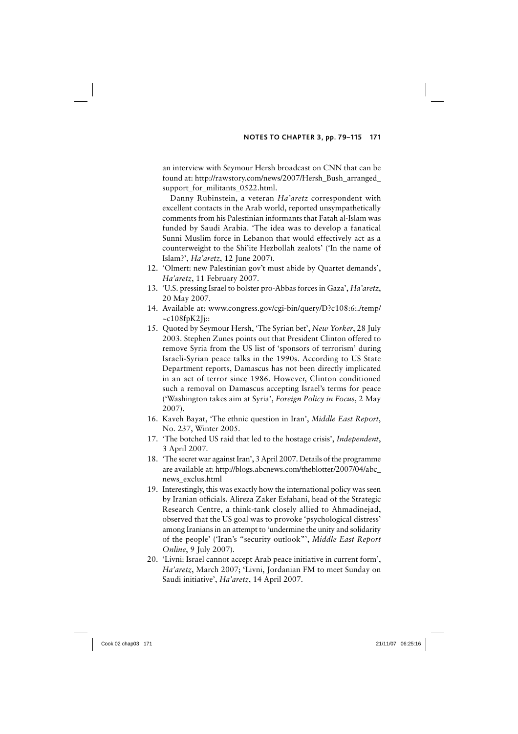an interview with Seymour Hersh broadcast on CNN that can be found at: http://rawstory.com/news/2007/Hersh_Bush_arranged_support_for_militants_0522.html.

Danny Rubinstein, a veteran *Ha'aretz* correspondent with excellent contacts in the Arab world, reported unsympathetically comments from his Palestinian informants that Fatah al-Islam was funded by Saudi Arabia. 'The idea was to develop a fanatical Sunni Muslim force in Lebanon that would effectively act as a counterweight to the Shi'ite Hezbollah zealots' ('In the name of Islam?', *Ha'aretz*, 12 June 2007).

12. 'Olmert: new Palestinian gov't must abide by Quartet demands', *Ha'aretz*, 11 February 2007.
13. 'U.S. pressing Israel to bolster pro-Abbas forces in Gaza', *Ha'aretz*, 20 May 2007.
14. Available at: www.congress.gov/cgi-bin/query/D?c108:6:./temp/~c108fpK2Jj::
15. Quoted by Seymour Hersh, 'The Syrian bet', *New Yorker*, 28 July 2003. Stephen Zunes points out that President Clinton offered to remove Syria from the US list of 'sponsors of terrorism' during Israeli-Syrian peace talks in the 1990s. According to US State Department reports, Damascus has not been directly implicated in an act of terror since 1986. However, Clinton conditioned such a removal on Damascus accepting Israel's terms for peace ('Washington takes aim at Syria', *Foreign Policy in Focus*, 2 May 2007).
16. Kaveh Bayat, 'The ethnic question in Iran', *Middle East Report*, No. 237, Winter 2005.
17. 'The botched US raid that led to the hostage crisis', *Independent*, 3 April 2007.
18. 'The secret war against Iran', 3 April 2007. Details of the programme are available at: http://blogs.abcnews.com/theblotter/2007/04/abc_news_exclus.html
19. Interestingly, this was exactly how the international policy was seen by Iranian officials. Alireza Zaker Esfahani, head of the Strategic Research Centre, a think-tank closely allied to Ahmadinejad, observed that the US goal was to provoke 'psychological distress' among Iranians in an attempt to 'undermine the unity and solidarity of the people' ('Iran's "security outlook"', *Middle East Report Online*, 9 July 2007).
20. 'Livni: Israel cannot accept Arab peace initiative in current form', *Ha'aretz*, March 2007; 'Livni, Jordanian FM to meet Sunday on Saudi initiative', *Ha'aretz*, 14 April 2007.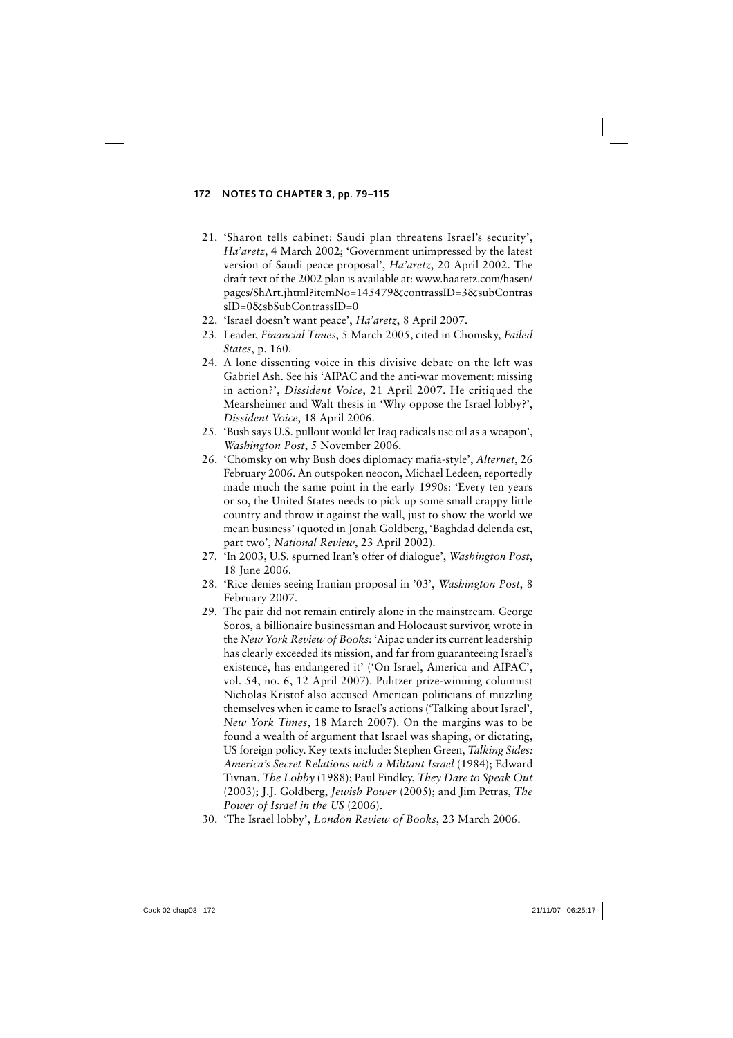21. 'Sharon tells cabinet: Saudi plan threatens Israel's security', *Ha'aretz*, 4 March 2002; 'Government unimpressed by the latest version of Saudi peace proposal', *Ha'aretz*, 20 April 2002. The draft text of the 2002 plan is available at: www.haaretz.com/hasen/pages/ShArt.jhtml?itemNo=145479&contrassID=3&subContrassID=0&sbSubContrassID=0
22. 'Israel doesn't want peace', *Ha'aretz*, 8 April 2007.
23. Leader, *Financial Times*, 5 March 2005, cited in Chomsky, *Failed States*, p. 160.
24. A lone dissenting voice in this divisive debate on the left was Gabriel Ash. See his 'AIPAC and the anti-war movement: missing in action?', *Dissident Voice*, 21 April 2007. He critiqued the Mearsheimer and Walt thesis in 'Why oppose the Israel lobby?', *Dissident Voice*, 18 April 2006.
25. 'Bush says U.S. pullout would let Iraq radicals use oil as a weapon', *Washington Post*, 5 November 2006.
26. 'Chomsky on why Bush does diplomacy mafia-style', *Alternet*, 26 February 2006. An outspoken neocon, Michael Ledeen, reportedly made much the same point in the early 1990s: 'Every ten years or so, the United States needs to pick up some small crappy little country and throw it against the wall, just to show the world we mean business' (quoted in Jonah Goldberg, 'Baghdad delenda est, part two', *National Review*, 23 April 2002).
27. 'In 2003, U.S. spurned Iran's offer of dialogue', *Washington Post*, 18 June 2006.
28. 'Rice denies seeing Iranian proposal in '03', *Washington Post*, 8 February 2007.
29. The pair did not remain entirely alone in the mainstream. George Soros, a billionaire businessman and Holocaust survivor, wrote in the *New York Review of Books*: 'Aipac under its current leadership has clearly exceeded its mission, and far from guaranteeing Israel's existence, has endangered it' ('On Israel, America and AIPAC', vol. 54, no. 6, 12 April 2007). Pulitzer prize-winning columnist Nicholas Kristof also accused American politicians of muzzling themselves when it came to Israel's actions ('Talking about Israel', *New York Times*, 18 March 2007). On the margins was to be found a wealth of argument that Israel was shaping, or dictating, US foreign policy. Key texts include: Stephen Green, *Talking Sides: America's Secret Relations with a Militant Israel* (1984); Edward Tivnan, *The Lobby* (1988); Paul Findley, *They Dare to Speak Out* (2003); J.J. Goldberg, *Jewish Power* (2005); and Jim Petras, *The Power of Israel in the US* (2006).
30. 'The Israel lobby', *London Review of Books*, 23 March 2006.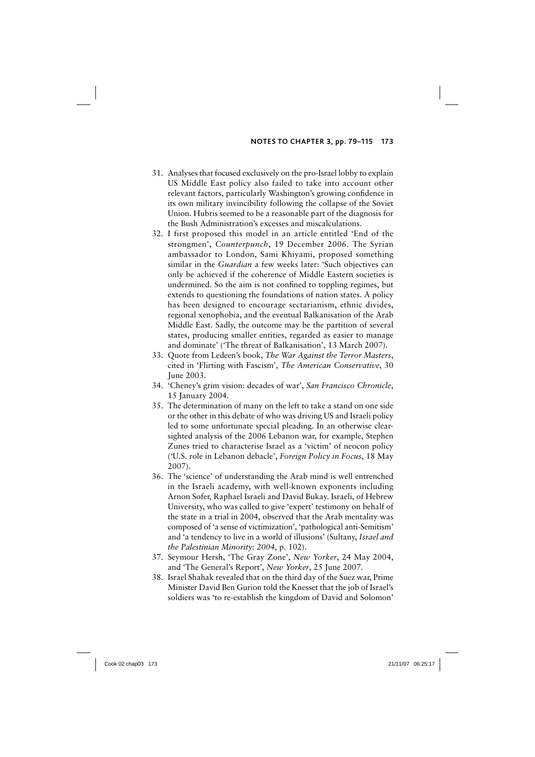31. Analyses that focused exclusively on the pro-Israel lobby to explain US Middle East policy also failed to take into account other relevant factors, particularly Washington's growing confidence in its own military invincibility following the collapse of the Soviet Union. Hubris seemed to be a reasonable part of the diagnosis for the Bush Administration's excesses and miscalculations.
32. I first proposed this model in an article entitled 'End of the strongmen', *Counterpunch*, 19 December 2006. The Syrian ambassador to London, Sami Khiyami, proposed something similar in the *Guardian* a few weeks later: 'Such objectives can only be achieved if the coherence of Middle Eastern societies is undermined. So the aim is not confined to toppling regimes, but extends to questioning the foundations of nation states. A policy has been designed to encourage sectarianism, ethnic divides, regional xenophobia, and the eventual Balkanisation of the Arab Middle East. Sadly, the outcome may be the partition of several states, producing smaller entities, regarded as easier to manage and dominate' ('The threat of Balkanisation', 13 March 2007).
33. Quote from Ledeen's book, *The War Against the Terror Masters*, cited in 'Flirting with Fascism', *The American Conservative*, 30 June 2003.
34. 'Cheney's grim vision: decades of war', *San Francisco Chronicle*, 15 January 2004.
35. The determination of many on the left to take a stand on one side or the other in this debate of who was driving US and Israeli policy led to some unfortunate special pleading. In an otherwise clear-sighted analysis of the 2006 Lebanon war, for example, Stephen Zunes tried to characterise Israel as a 'victim' of neocon policy ('U.S. role in Lebanon debacle', *Foreign Policy in Focus*, 18 May 2007).
36. The 'science' of understanding the Arab mind is well entrenched in the Israeli academy, with well-known exponents including Arnon Sofer, Raphael Israeli and David Bukay. Israeli, of Hebrew University, who was called to give 'expert' testimony on behalf of the state in a trial in 2004, observed that the Arab mentality was composed of 'a sense of victimization', 'pathological anti-Semitism' and 'a tendency to live in a world of illusions' (Sultany, *Israel and the Palestinian Minority: 2004*, p. 102).
37. Seymour Hersh, 'The Gray Zone', *New Yorker*, 24 May 2004, and 'The General's Report', *New Yorker*, 25 June 2007.
38. Israel Shahak revealed that on the third day of the Suez war, Prime Minister David Ben Gurion told the Knesset that the job of Israel's soldiers was 'to re-establish the kingdom of David and Solomon'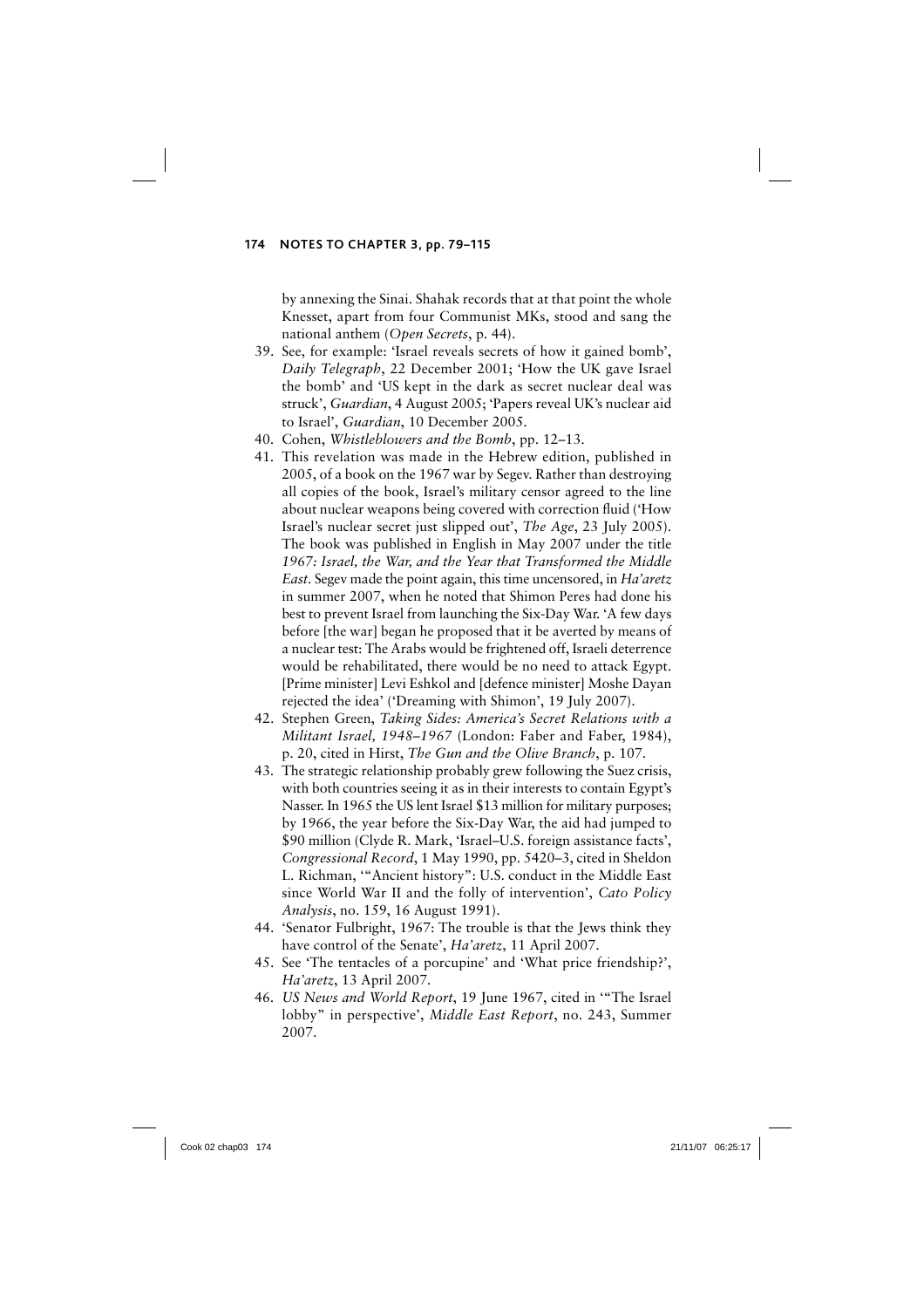by annexing the Sinai. Shahak records that at that point the whole Knesset, apart from four Communist MKs, stood and sang the national anthem (*Open Secrets*, p. 44).

39. See, for example: 'Israel reveals secrets of how it gained bomb', *Daily Telegraph*, 22 December 2001; 'How the UK gave Israel the bomb' and 'US kept in the dark as secret nuclear deal was struck', *Guardian*, 4 August 2005; 'Papers reveal UK's nuclear aid to Israel', *Guardian*, 10 December 2005.
40. Cohen, *Whistleblowers and the Bomb*, pp. 12–13.
41. This revelation was made in the Hebrew edition, published in 2005, of a book on the 1967 war by Segev. Rather than destroying all copies of the book, Israel's military censor agreed to the line about nuclear weapons being covered with correction fluid ('How Israel's nuclear secret just slipped out', *The Age*, 23 July 2005). The book was published in English in May 2007 under the title *1967: Israel, the War, and the Year that Transformed the Middle East*. Segev made the point again, this time uncensored, in *Ha'aretz* in summer 2007, when he noted that Shimon Peres had done his best to prevent Israel from launching the Six-Day War. 'A few days before [the war] began he proposed that it be averted by means of a nuclear test: The Arabs would be frightened off, Israeli deterrence would be rehabilitated, there would be no need to attack Egypt. [Prime minister] Levi Eshkol and [defence minister] Moshe Dayan rejected the idea' ('Dreaming with Shimon', 19 July 2007).
42. Stephen Green, *Taking Sides: America's Secret Relations with a Militant Israel, 1948–1967* (London: Faber and Faber, 1984), p. 20, cited in Hirst, *The Gun and the Olive Branch*, p. 107.
43. The strategic relationship probably grew following the Suez crisis, with both countries seeing it as in their interests to contain Egypt's Nasser. In 1965 the US lent Israel $13 million for military purposes; by 1966, the year before the Six-Day War, the aid had jumped to $90 million (Clyde R. Mark, 'Israel–U.S. foreign assistance facts', *Congressional Record*, 1 May 1990, pp. 5420–3, cited in Sheldon L. Richman, '"Ancient history": U.S. conduct in the Middle East since World War II and the folly of intervention', *Cato Policy Analysis*, no. 159, 16 August 1991).
44. 'Senator Fulbright, 1967: The trouble is that the Jews think they have control of the Senate', *Ha'aretz*, 11 April 2007.
45. See 'The tentacles of a porcupine' and 'What price friendship?', *Ha'aretz*, 13 April 2007.
46. *US News and World Report*, 19 June 1967, cited in '"The Israel lobby" in perspective', *Middle East Report*, no. 243, Summer 2007.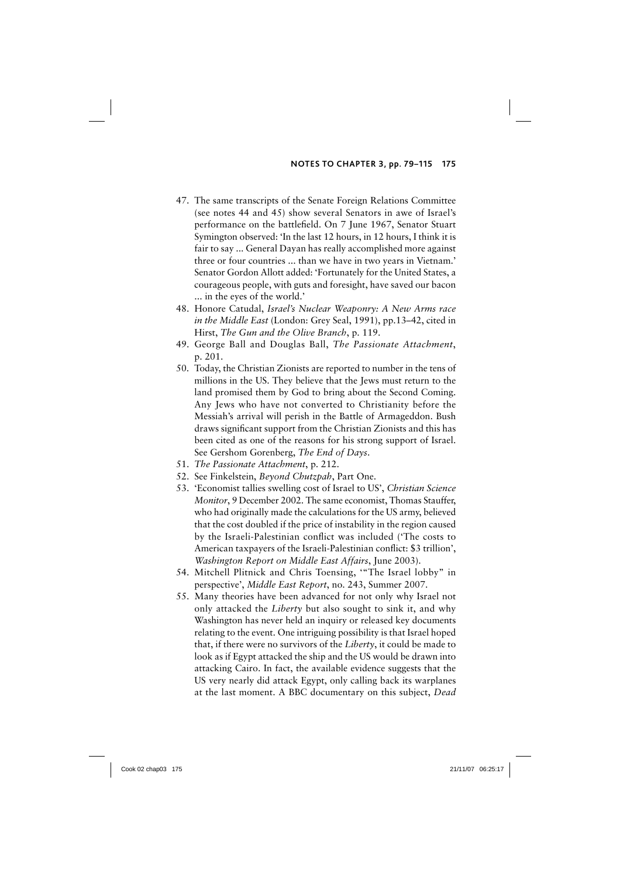47. The same transcripts of the Senate Foreign Relations Committee (see notes 44 and 45) show several Senators in awe of Israel's performance on the battlefield. On 7 June 1967, Senator Stuart Symington observed: 'In the last 12 hours, in 12 hours, I think it is fair to say ... General Dayan has really accomplished more against three or four countries ... than we have in two years in Vietnam.' Senator Gordon Allott added: 'Fortunately for the United States, a courageous people, with guts and foresight, have saved our bacon ... in the eyes of the world.'
48. Honore Catudal, *Israel's Nuclear Weaponry: A New Arms race in the Middle East* (London: Grey Seal, 1991), pp.13–42, cited in Hirst, *The Gun and the Olive Branch*, p. 119.
49. George Ball and Douglas Ball, *The Passionate Attachment*, p. 201.
50. Today, the Christian Zionists are reported to number in the tens of millions in the US. They believe that the Jews must return to the land promised them by God to bring about the Second Coming. Any Jews who have not converted to Christianity before the Messiah's arrival will perish in the Battle of Armageddon. Bush draws significant support from the Christian Zionists and this has been cited as one of the reasons for his strong support of Israel. See Gershom Gorenberg, *The End of Days*.
51. *The Passionate Attachment*, p. 212.
52. See Finkelstein, *Beyond Chutzpah*, Part One.
53. 'Economist tallies swelling cost of Israel to US', *Christian Science Monitor*, 9 December 2002. The same economist, Thomas Stauffer, who had originally made the calculations for the US army, believed that the cost doubled if the price of instability in the region caused by the Israeli-Palestinian conflict was included ('The costs to American taxpayers of the Israeli-Palestinian conflict: $3 trillion', *Washington Report on Middle East Affairs*, June 2003).
54. Mitchell Plitnick and Chris Toensing, '"The Israel lobby" in perspective', *Middle East Report*, no. 243, Summer 2007.
55. Many theories have been advanced for not only why Israel not only attacked the *Liberty* but also sought to sink it, and why Washington has never held an inquiry or released key documents relating to the event. One intriguing possibility is that Israel hoped that, if there were no survivors of the *Liberty*, it could be made to look as if Egypt attacked the ship and the US would be drawn into attacking Cairo. In fact, the available evidence suggests that the US very nearly did attack Egypt, only calling back its warplanes at the last moment. A BBC documentary on this subject, *Dead*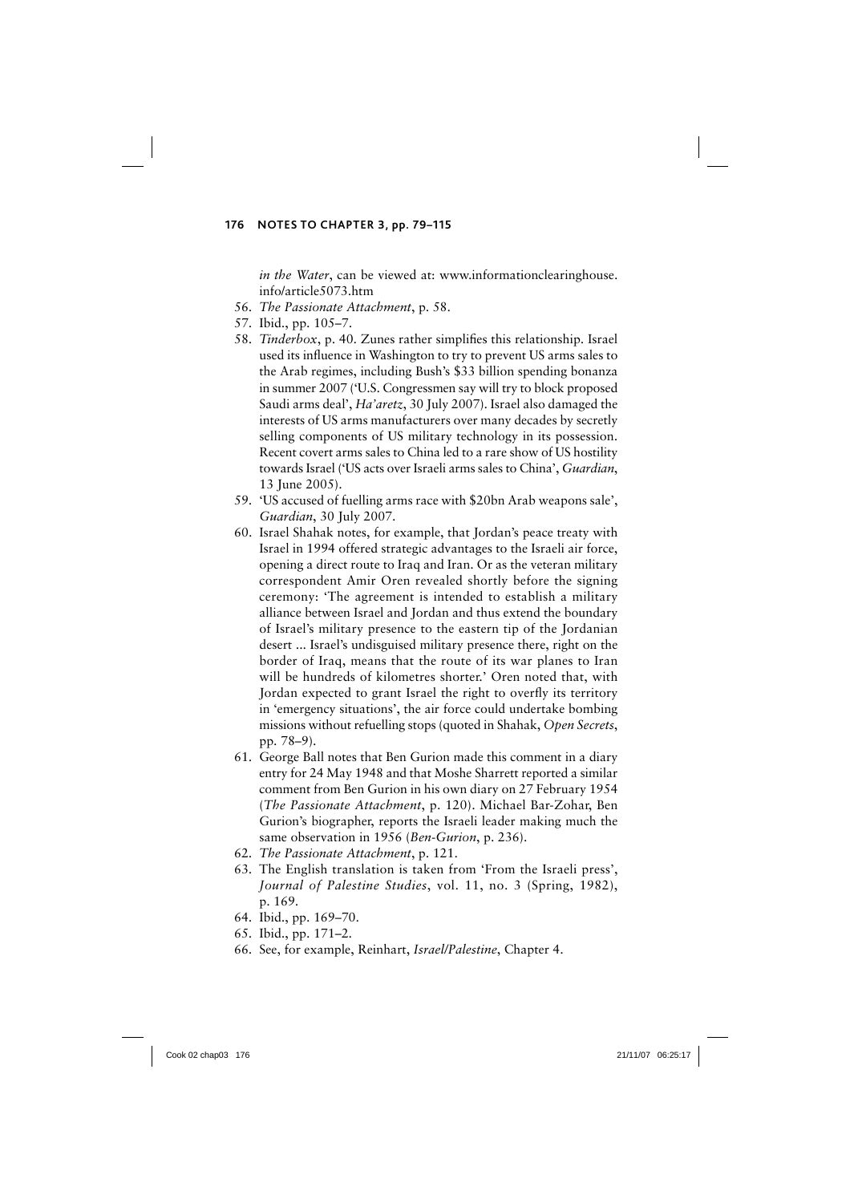*in the Water*, can be viewed at: www.informationclearinghouse.info/article5073.htm

56. *The Passionate Attachment*, p. 58.
57. Ibid., pp. 105–7.
58. *Tinderbox*, p. 40. Zunes rather simplifies this relationship. Israel used its influence in Washington to try to prevent US arms sales to the Arab regimes, including Bush's $33 billion spending bonanza in summer 2007 ('U.S. Congressmen say will try to block proposed Saudi arms deal', *Ha'aretz*, 30 July 2007). Israel also damaged the interests of US arms manufacturers over many decades by secretly selling components of US military technology in its possession. Recent covert arms sales to China led to a rare show of US hostility towards Israel ('US acts over Israeli arms sales to China', *Guardian*, 13 June 2005).
59. 'US accused of fuelling arms race with $20bn Arab weapons sale', *Guardian*, 30 July 2007.
60. Israel Shahak notes, for example, that Jordan's peace treaty with Israel in 1994 offered strategic advantages to the Israeli air force, opening a direct route to Iraq and Iran. Or as the veteran military correspondent Amir Oren revealed shortly before the signing ceremony: 'The agreement is intended to establish a military alliance between Israel and Jordan and thus extend the boundary of Israel's military presence to the eastern tip of the Jordanian desert ... Israel's undisguised military presence there, right on the border of Iraq, means that the route of its war planes to Iran will be hundreds of kilometres shorter.' Oren noted that, with Jordan expected to grant Israel the right to overfly its territory in 'emergency situations', the air force could undertake bombing missions without refuelling stops (quoted in Shahak, *Open Secrets*, pp. 78–9).
61. George Ball notes that Ben Gurion made this comment in a diary entry for 24 May 1948 and that Moshe Sharrett reported a similar comment from Ben Gurion in his own diary on 27 February 1954 (*The Passionate Attachment*, p. 120). Michael Bar-Zohar, Ben Gurion's biographer, reports the Israeli leader making much the same observation in 1956 (*Ben-Gurion*, p. 236).
62. *The Passionate Attachment*, p. 121.
63. The English translation is taken from 'From the Israeli press', *Journal of Palestine Studies*, vol. 11, no. 3 (Spring, 1982), p. 169.
64. Ibid., pp. 169–70.
65. Ibid., pp. 171–2.
66. See, for example, Reinhart, *Israel/Palestine*, Chapter 4.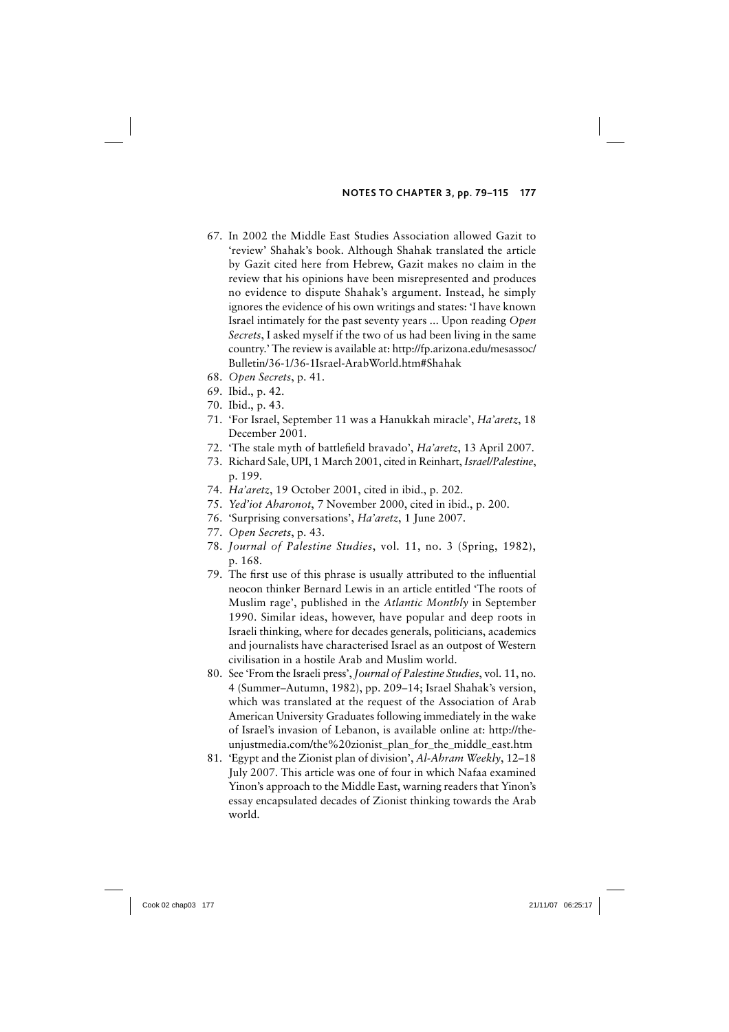67. In 2002 the Middle East Studies Association allowed Gazit to 'review' Shahak's book. Although Shahak translated the article by Gazit cited here from Hebrew, Gazit makes no claim in the review that his opinions have been misrepresented and produces no evidence to dispute Shahak's argument. Instead, he simply ignores the evidence of his own writings and states: 'I have known Israel intimately for the past seventy years ... Upon reading *Open Secrets*, I asked myself if the two of us had been living in the same country.' The review is available at: http://fp.arizona.edu/mesassoc/Bulletin/36-1/36-1Israel-ArabWorld.htm#Shahak
68. *Open Secrets*, p. 41.
69. Ibid., p. 42.
70. Ibid., p. 43.
71. 'For Israel, September 11 was a Hanukkah miracle', *Ha'aretz*, 18 December 2001.
72. 'The stale myth of battlefield bravado', *Ha'aretz*, 13 April 2007.
73. Richard Sale, UPI, 1 March 2001, cited in Reinhart, *Israel/Palestine*, p. 199.
74. *Ha'aretz*, 19 October 2001, cited in ibid., p. 202.
75. *Yed'iot Aharonot*, 7 November 2000, cited in ibid., p. 200.
76. 'Surprising conversations', *Ha'aretz*, 1 June 2007.
77. *Open Secrets*, p. 43.
78. *Journal of Palestine Studies*, vol. 11, no. 3 (Spring, 1982), p. 168.
79. The first use of this phrase is usually attributed to the influential neocon thinker Bernard Lewis in an article entitled 'The roots of Muslim rage', published in the *Atlantic Monthly* in September 1990. Similar ideas, however, have popular and deep roots in Israeli thinking, where for decades generals, politicians, academics and journalists have characterised Israel as an outpost of Western civilisation in a hostile Arab and Muslim world.
80. See 'From the Israeli press', *Journal of Palestine Studies*, vol. 11, no. 4 (Summer–Autumn, 1982), pp. 209–14; Israel Shahak's version, which was translated at the request of the Association of Arab American University Graduates following immediately in the wake of Israel's invasion of Lebanon, is available online at: http://theunjustmedia.com/the%20zionist_plan_for_the_middle_east.htm
81. 'Egypt and the Zionist plan of division', *Al-Ahram Weekly*, 12–18 July 2007. This article was one of four in which Nafaa examined Yinon's approach to the Middle East, warning readers that Yinon's essay encapsulated decades of Zionist thinking towards the Arab world.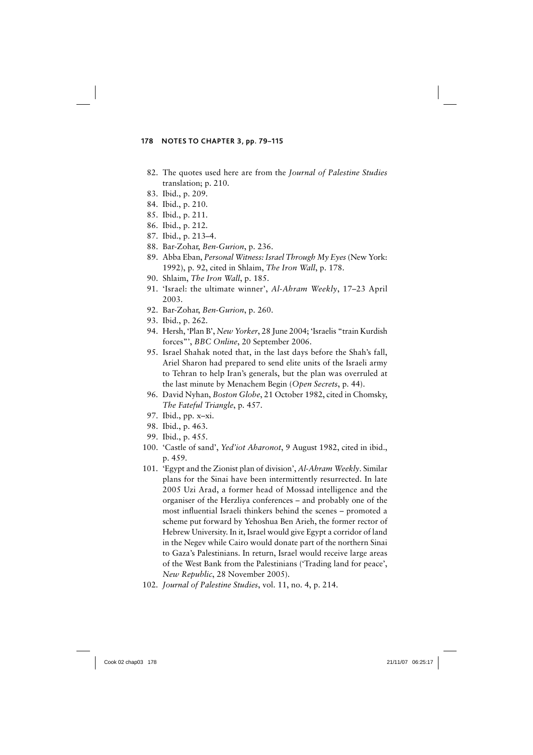82. The quotes used here are from the *Journal of Palestine Studies* translation; p. 210.
83. Ibid., p. 209.
84. Ibid., p. 210.
85. Ibid., p. 211.
86. Ibid., p. 212.
87. Ibid., p. 213–4.
88. Bar-Zohar, *Ben-Gurion*, p. 236.
89. Abba Eban, *Personal Witness: Israel Through My Eyes* (New York: 1992), p. 92, cited in Shlaim, *The Iron Wall*, p. 178.
90. Shlaim, *The Iron Wall*, p. 185.
91. 'Israel: the ultimate winner', *Al-Ahram Weekly*, 17–23 April 2003.
92. Bar-Zohar, *Ben-Gurion*, p. 260.
93. Ibid., p. 262.
94. Hersh, 'Plan B', *New Yorker*, 28 June 2004; 'Israelis "train Kurdish forces"', *BBC Online*, 20 September 2006.
95. Israel Shahak noted that, in the last days before the Shah's fall, Ariel Sharon had prepared to send elite units of the Israeli army to Tehran to help Iran's generals, but the plan was overruled at the last minute by Menachem Begin (*Open Secrets*, p. 44).
96. David Nyhan, *Boston Globe*, 21 October 1982, cited in Chomsky, *The Fateful Triangle*, p. 457.
97. Ibid., pp. x–xi.
98. Ibid., p. 463.
99. Ibid., p. 455.
100. 'Castle of sand', *Yed'iot Aharonot*, 9 August 1982, cited in ibid., p. 459.
101. 'Egypt and the Zionist plan of division', *Al-Ahram Weekly*. Similar plans for the Sinai have been intermittently resurrected. In late 2005 Uzi Arad, a former head of Mossad intelligence and the organiser of the Herzliya conferences – and probably one of the most influential Israeli thinkers behind the scenes – promoted a scheme put forward by Yehoshua Ben Arieh, the former rector of Hebrew University. In it, Israel would give Egypt a corridor of land in the Negev while Cairo would donate part of the northern Sinai to Gaza's Palestinians. In return, Israel would receive large areas of the West Bank from the Palestinians ('Trading land for peace', *New Republic*, 28 November 2005).
102. *Journal of Palestine Studies*, vol. 11, no. 4, p. 214.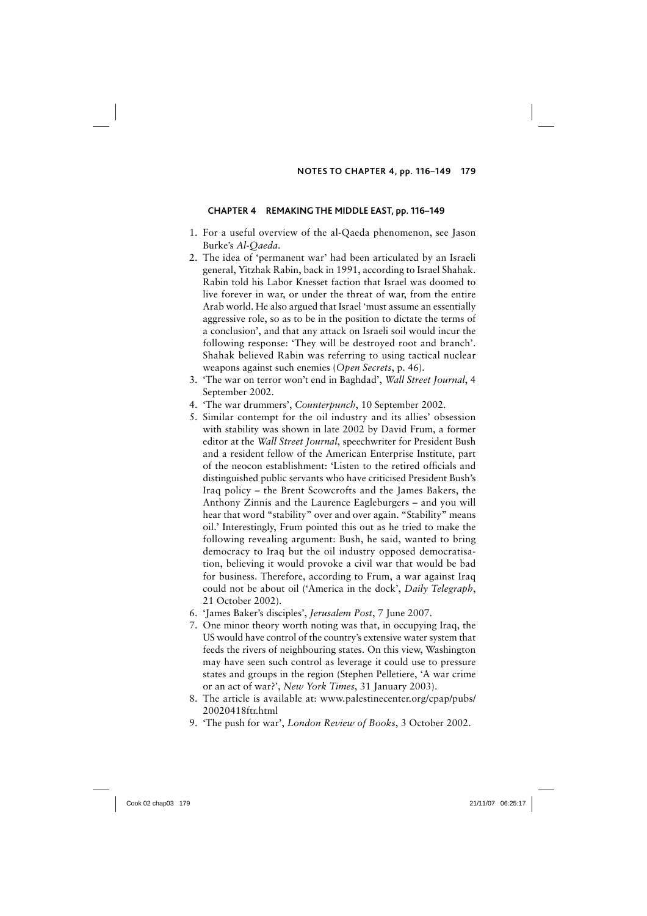## CHAPTER 4 REMAKING THE MIDDLE EAST, pp. 116–149

1. For a useful overview of the al-Qaeda phenomenon, see Jason Burke's *Al-Qaeda*.
2. The idea of 'permanent war' had been articulated by an Israeli general, Yitzhak Rabin, back in 1991, according to Israel Shahak. Rabin told his Labor Knesset faction that Israel was doomed to live forever in war, or under the threat of war, from the entire Arab world. He also argued that Israel 'must assume an essentially aggressive role, so as to be in the position to dictate the terms of a conclusion', and that any attack on Israeli soil would incur the following response: 'They will be destroyed root and branch'. Shahak believed Rabin was referring to using tactical nuclear weapons against such enemies (*Open Secrets*, p. 46).
3. 'The war on terror won't end in Baghdad', *Wall Street Journal*, 4 September 2002.
4. 'The war drummers', *Counterpunch*, 10 September 2002.
5. Similar contempt for the oil industry and its allies' obsession with stability was shown in late 2002 by David Frum, a former editor at the *Wall Street Journal*, speechwriter for President Bush and a resident fellow of the American Enterprise Institute, part of the neocon establishment: 'Listen to the retired officials and distinguished public servants who have criticised President Bush's Iraq policy – the Brent Scowcrofts and the James Bakers, the Anthony Zinnis and the Laurence Eagleburgers – and you will hear that word "stability" over and over again. "Stability" means oil.' Interestingly, Frum pointed this out as he tried to make the following revealing argument: Bush, he said, wanted to bring democracy to Iraq but the oil industry opposed democratisation, believing it would provoke a civil war that would be bad for business. Therefore, according to Frum, a war against Iraq could not be about oil ('America in the dock', *Daily Telegraph*, 21 October 2002).
6. 'James Baker's disciples', *Jerusalem Post*, 7 June 2007.
7. One minor theory worth noting was that, in occupying Iraq, the US would have control of the country's extensive water system that feeds the rivers of neighbouring states. On this view, Washington may have seen such control as leverage it could use to pressure states and groups in the region (Stephen Pelletiere, 'A war crime or an act of war?', *New York Times*, 31 January 2003).
8. The article is available at: www.palestinecenter.org/cpap/pubs/20020418ftr.html
9. 'The push for war', *London Review of Books*, 3 October 2002.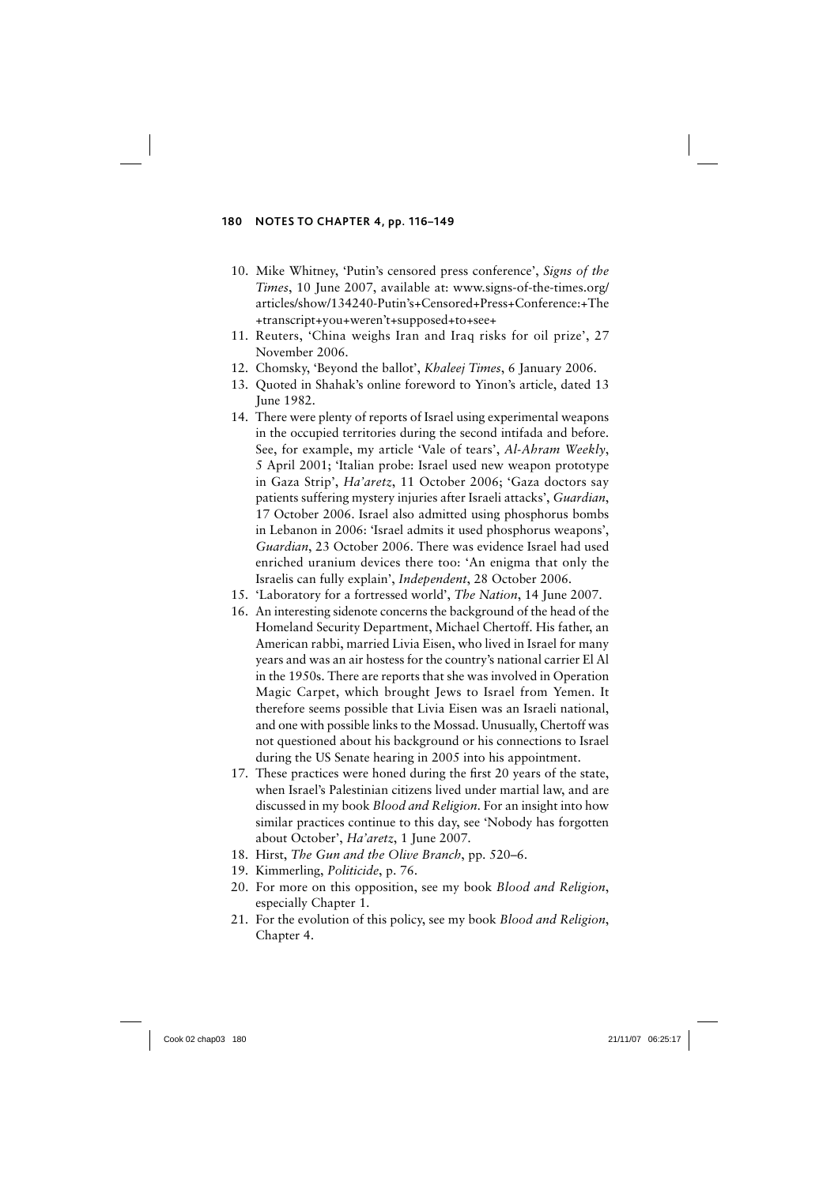10. Mike Whitney, 'Putin's censored press conference', *Signs of the Times*, 10 June 2007, available at: www.signs-of-the-times.org/articles/show/134240-Putin's+Censored+Press+Conference:+The+transcript+you+weren't+supposed+to+see+
11. Reuters, 'China weighs Iran and Iraq risks for oil prize', 27 November 2006.
12. Chomsky, 'Beyond the ballot', *Khaleej Times*, 6 January 2006.
13. Quoted in Shahak's online foreword to Yinon's article, dated 13 June 1982.
14. There were plenty of reports of Israel using experimental weapons in the occupied territories during the second intifada and before. See, for example, my article 'Vale of tears', *Al-Ahram Weekly*, 5 April 2001; 'Italian probe: Israel used new weapon prototype in Gaza Strip', *Ha'aretz*, 11 October 2006; 'Gaza doctors say patients suffering mystery injuries after Israeli attacks', *Guardian*, 17 October 2006. Israel also admitted using phosphorus bombs in Lebanon in 2006: 'Israel admits it used phosphorus weapons', *Guardian*, 23 October 2006. There was evidence Israel had used enriched uranium devices there too: 'An enigma that only the Israelis can fully explain', *Independent*, 28 October 2006.
15. 'Laboratory for a fortressed world', *The Nation*, 14 June 2007.
16. An interesting sidenote concerns the background of the head of the Homeland Security Department, Michael Chertoff. His father, an American rabbi, married Livia Eisen, who lived in Israel for many years and was an air hostess for the country's national carrier El Al in the 1950s. There are reports that she was involved in Operation Magic Carpet, which brought Jews to Israel from Yemen. It therefore seems possible that Livia Eisen was an Israeli national, and one with possible links to the Mossad. Unusually, Chertoff was not questioned about his background or his connections to Israel during the US Senate hearing in 2005 into his appointment.
17. These practices were honed during the first 20 years of the state, when Israel's Palestinian citizens lived under martial law, and are discussed in my book *Blood and Religion*. For an insight into how similar practices continue to this day, see 'Nobody has forgotten about October', *Ha'aretz*, 1 June 2007.
18. Hirst, *The Gun and the Olive Branch*, pp. 520–6.
19. Kimmerling, *Politicide*, p. 76.
20. For more on this opposition, see my book *Blood and Religion*, especially Chapter 1.
21. For the evolution of this policy, see my book *Blood and Religion*, Chapter 4.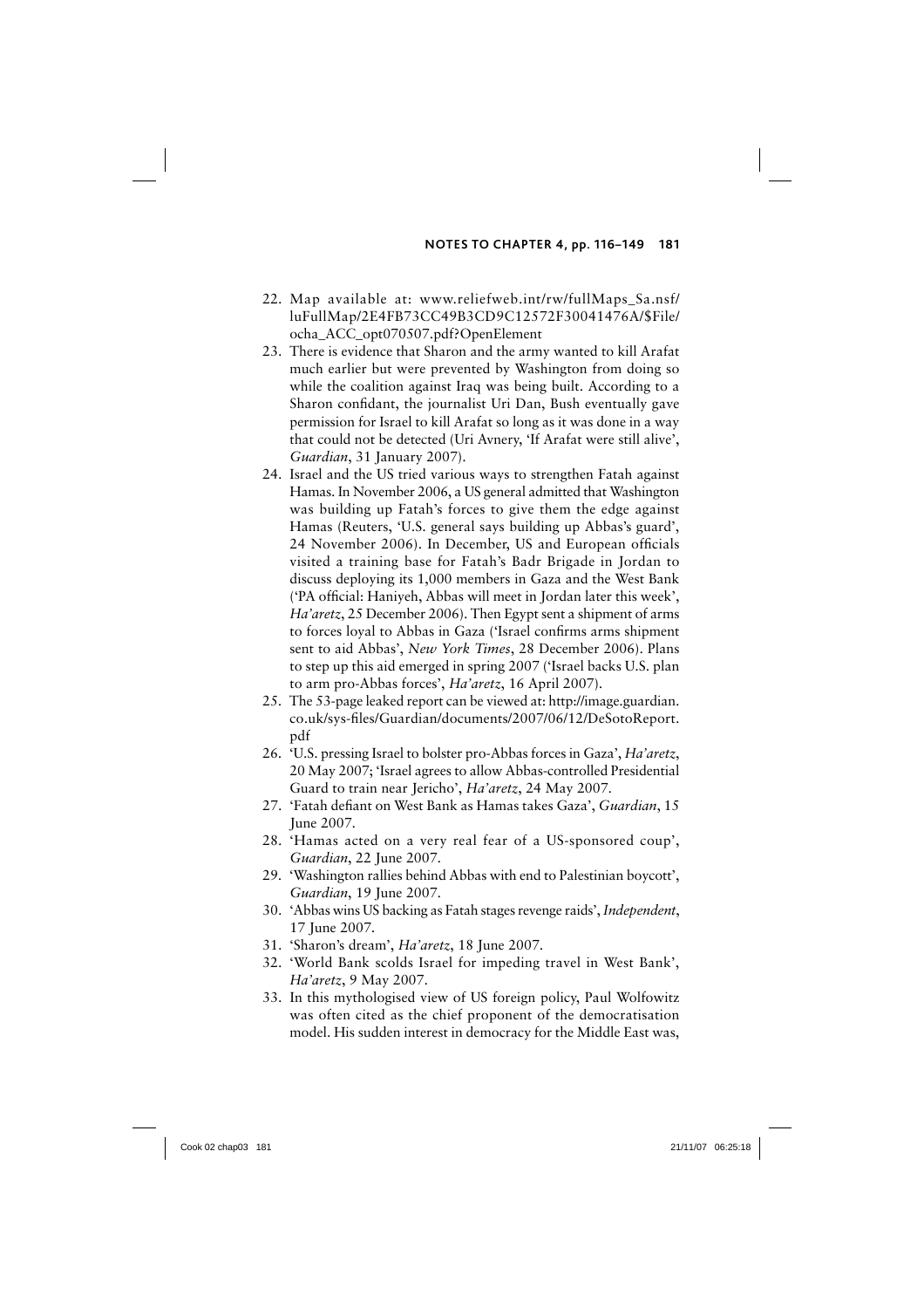22. Map available at: www.reliefweb.int/rw/fullMaps_Sa.nsf/luFullMap/2E4FB73CC49B3CD9C12572F30041476A/$File/ocha_ACC_opt070507.pdf?OpenElement
23. There is evidence that Sharon and the army wanted to kill Arafat much earlier but were prevented by Washington from doing so while the coalition against Iraq was being built. According to a Sharon confidant, the journalist Uri Dan, Bush eventually gave permission for Israel to kill Arafat so long as it was done in a way that could not be detected (Uri Avnery, 'If Arafat were still alive', *Guardian*, 31 January 2007).
24. Israel and the US tried various ways to strengthen Fatah against Hamas. In November 2006, a US general admitted that Washington was building up Fatah's forces to give them the edge against Hamas (Reuters, 'U.S. general says building up Abbas's guard', 24 November 2006). In December, US and European officials visited a training base for Fatah's Badr Brigade in Jordan to discuss deploying its 1,000 members in Gaza and the West Bank ('PA official: Haniyeh, Abbas will meet in Jordan later this week', *Ha'aretz*, 25 December 2006). Then Egypt sent a shipment of arms to forces loyal to Abbas in Gaza ('Israel confirms arms shipment sent to aid Abbas', *New York Times*, 28 December 2006). Plans to step up this aid emerged in spring 2007 ('Israel backs U.S. plan to arm pro-Abbas forces', *Ha'aretz*, 16 April 2007).
25. The 53-page leaked report can be viewed at: http://image.guardian.co.uk/sys-files/Guardian/documents/2007/06/12/DeSotoReport.pdf
26. 'U.S. pressing Israel to bolster pro-Abbas forces in Gaza', *Ha'aretz*, 20 May 2007; 'Israel agrees to allow Abbas-controlled Presidential Guard to train near Jericho', *Ha'aretz*, 24 May 2007.
27. 'Fatah defiant on West Bank as Hamas takes Gaza', *Guardian*, 15 June 2007.
28. 'Hamas acted on a very real fear of a US-sponsored coup', *Guardian*, 22 June 2007.
29. 'Washington rallies behind Abbas with end to Palestinian boycott', *Guardian*, 19 June 2007.
30. 'Abbas wins US backing as Fatah stages revenge raids', *Independent*, 17 June 2007.
31. 'Sharon's dream', *Ha'aretz*, 18 June 2007.
32. 'World Bank scolds Israel for impeding travel in West Bank', *Ha'aretz*, 9 May 2007.
33. In this mythologised view of US foreign policy, Paul Wolfowitz was often cited as the chief proponent of the democratisation model. His sudden interest in democracy for the Middle East was,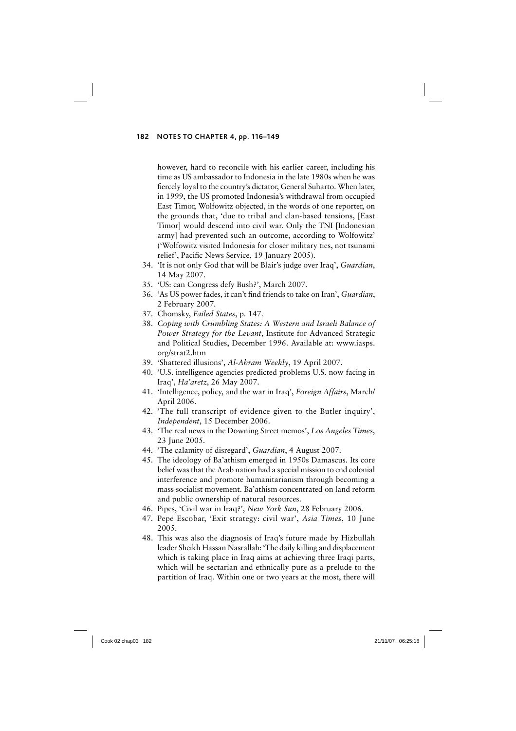however, hard to reconcile with his earlier career, including his time as US ambassador to Indonesia in the late 1980s when he was fiercely loyal to the country's dictator, General Suharto. When later, in 1999, the US promoted Indonesia's withdrawal from occupied East Timor, Wolfowitz objected, in the words of one reporter, on the grounds that, 'due to tribal and clan-based tensions, [East Timor] would descend into civil war. Only the TNI [Indonesian army] had prevented such an outcome, according to Wolfowitz' ('Wolfowitz visited Indonesia for closer military ties, not tsunami relief', Pacific News Service, 19 January 2005).

34. 'It is not only God that will be Blair's judge over Iraq', *Guardian*, 14 May 2007.
35. 'US: can Congress defy Bush?', March 2007.
36. 'As US power fades, it can't find friends to take on Iran', *Guardian*, 2 February 2007.
37. Chomsky, *Failed States*, p. 147.
38. *Coping with Crumbling States: A Western and Israeli Balance of Power Strategy for the Levant*, Institute for Advanced Strategic and Political Studies, December 1996. Available at: www.iasps.org/strat2.htm
39. 'Shattered illusions', *Al-Ahram Weekly*, 19 April 2007.
40. 'U.S. intelligence agencies predicted problems U.S. now facing in Iraq', *Ha'aretz*, 26 May 2007.
41. 'Intelligence, policy, and the war in Iraq', *Foreign Affairs*, March/April 2006.
42. 'The full transcript of evidence given to the Butler inquiry', *Independent*, 15 December 2006.
43. 'The real news in the Downing Street memos', *Los Angeles Times*, 23 June 2005.
44. 'The calamity of disregard', *Guardian*, 4 August 2007.
45. The ideology of Ba'athism emerged in 1950s Damascus. Its core belief was that the Arab nation had a special mission to end colonial interference and promote humanitarianism through becoming a mass socialist movement. Ba'athism concentrated on land reform and public ownership of natural resources.
46. Pipes, 'Civil war in Iraq?', *New York Sun*, 28 February 2006.
47. Pepe Escobar, 'Exit strategy: civil war', *Asia Times*, 10 June 2005.
48. This was also the diagnosis of Iraq's future made by Hizbullah leader Sheikh Hassan Nasrallah: 'The daily killing and displacement which is taking place in Iraq aims at achieving three Iraqi parts, which will be sectarian and ethnically pure as a prelude to the partition of Iraq. Within one or two years at the most, there will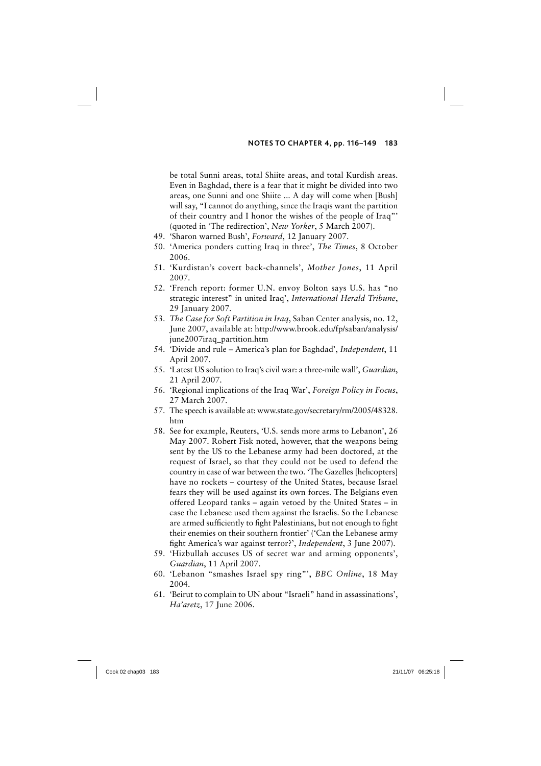be total Sunni areas, total Shiite areas, and total Kurdish areas. Even in Baghdad, there is a fear that it might be divided into two areas, one Sunni and one Shiite ... A day will come when [Bush] will say, "I cannot do anything, since the Iraqis want the partition of their country and I honor the wishes of the people of Iraq"' (quoted in 'The redirection', *New Yorker*, 5 March 2007).

49. 'Sharon warned Bush', *Forward*, 12 January 2007.
50. 'America ponders cutting Iraq in three', *The Times*, 8 October 2006.
51. 'Kurdistan's covert back-channels', *Mother Jones*, 11 April 2007.
52. 'French report: former U.N. envoy Bolton says U.S. has "no strategic interest" in united Iraq', *International Herald Tribune*, 29 January 2007.
53. *The Case for Soft Partition in Iraq*, Saban Center analysis, no. 12, June 2007, available at: http://www.brook.edu/fp/saban/analysis/june2007iraq_partition.htm
54. 'Divide and rule – America's plan for Baghdad', *Independent*, 11 April 2007.
55. 'Latest US solution to Iraq's civil war: a three-mile wall', *Guardian*, 21 April 2007.
56. 'Regional implications of the Iraq War', *Foreign Policy in Focus*, 27 March 2007.
57. The speech is available at: www.state.gov/secretary/rm/2005/48328.htm
58. See for example, Reuters, 'U.S. sends more arms to Lebanon', 26 May 2007. Robert Fisk noted, however, that the weapons being sent by the US to the Lebanese army had been doctored, at the request of Israel, so that they could not be used to defend the country in case of war between the two. 'The Gazelles [helicopters] have no rockets – courtesy of the United States, because Israel fears they will be used against its own forces. The Belgians even offered Leopard tanks – again vetoed by the United States – in case the Lebanese used them against the Israelis. So the Lebanese are armed sufficiently to fight Palestinians, but not enough to fight their enemies on their southern frontier' ('Can the Lebanese army fight America's war against terror?', *Independent*, 3 June 2007).
59. 'Hizbullah accuses US of secret war and arming opponents', *Guardian*, 11 April 2007.
60. 'Lebanon "smashes Israel spy ring"', *BBC Online*, 18 May 2004.
61. 'Beirut to complain to UN about "Israeli" hand in assassinations', *Ha'aretz*, 17 June 2006.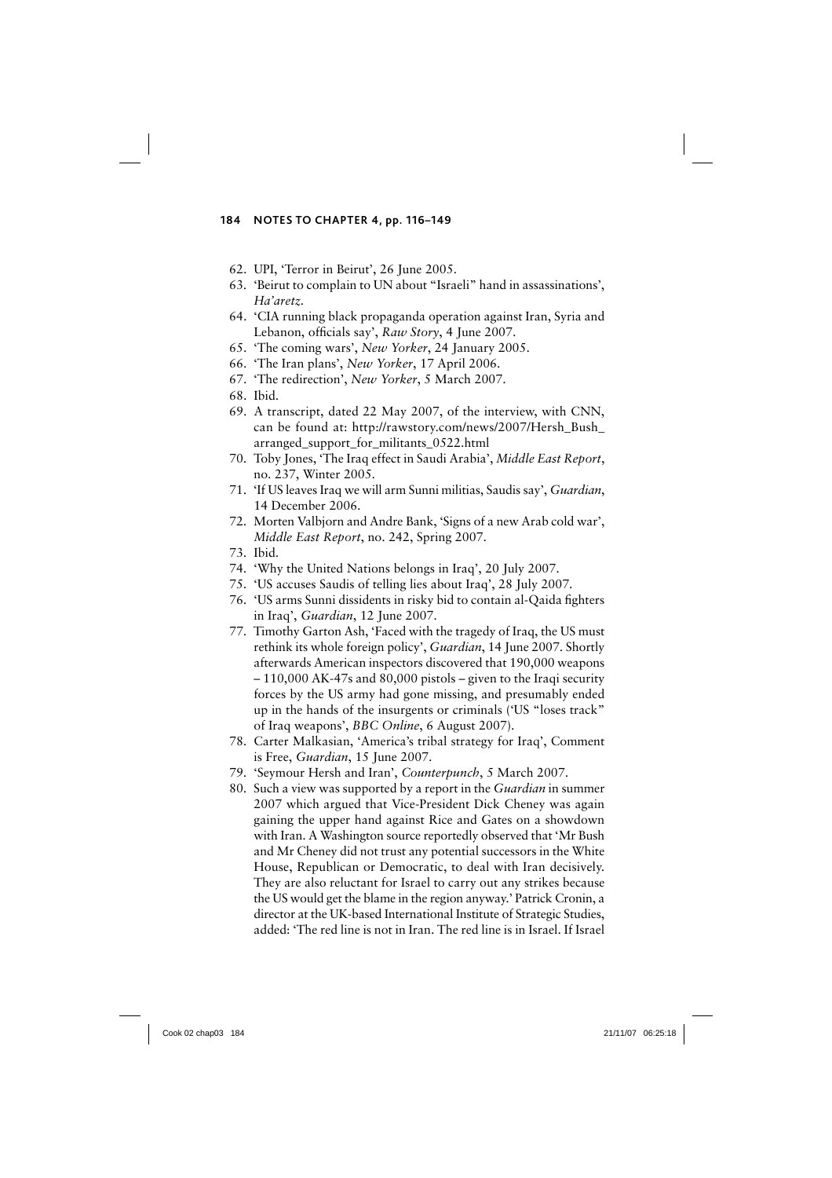62. UPI, 'Terror in Beirut', 26 June 2005.
63. 'Beirut to complain to UN about "Israeli" hand in assassinations', *Ha'aretz*.
64. 'CIA running black propaganda operation against Iran, Syria and Lebanon, officials say', *Raw Story*, 4 June 2007.
65. 'The coming wars', *New Yorker*, 24 January 2005.
66. 'The Iran plans', *New Yorker*, 17 April 2006.
67. 'The redirection', *New Yorker*, 5 March 2007.
68. Ibid.
69. A transcript, dated 22 May 2007, of the interview, with CNN, can be found at: http://rawstory.com/news/2007/Hersh_Bush_arranged_support_for_militants_0522.html
70. Toby Jones, 'The Iraq effect in Saudi Arabia', *Middle East Report*, no. 237, Winter 2005.
71. 'If US leaves Iraq we will arm Sunni militias, Saudis say', *Guardian*, 14 December 2006.
72. Morten Valbjorn and Andre Bank, 'Signs of a new Arab cold war', *Middle East Report*, no. 242, Spring 2007.
73. Ibid.
74. 'Why the United Nations belongs in Iraq', 20 July 2007.
75. 'US accuses Saudis of telling lies about Iraq', 28 July 2007.
76. 'US arms Sunni dissidents in risky bid to contain al-Qaida fighters in Iraq', *Guardian*, 12 June 2007.
77. Timothy Garton Ash, 'Faced with the tragedy of Iraq, the US must rethink its whole foreign policy', *Guardian*, 14 June 2007. Shortly afterwards American inspectors discovered that 190,000 weapons – 110,000 AK-47s and 80,000 pistols – given to the Iraqi security forces by the US army had gone missing, and presumably ended up in the hands of the insurgents or criminals ('US "loses track" of Iraq weapons', *BBC Online*, 6 August 2007).
78. Carter Malkasian, 'America's tribal strategy for Iraq', Comment is Free, *Guardian*, 15 June 2007.
79. 'Seymour Hersh and Iran', *Counterpunch*, 5 March 2007.
80. Such a view was supported by a report in the *Guardian* in summer 2007 which argued that Vice-President Dick Cheney was again gaining the upper hand against Rice and Gates on a showdown with Iran. A Washington source reportedly observed that 'Mr Bush and Mr Cheney did not trust any potential successors in the White House, Republican or Democratic, to deal with Iran decisively. They are also reluctant for Israel to carry out any strikes because the US would get the blame in the region anyway.' Patrick Cronin, a director at the UK-based International Institute of Strategic Studies, added: 'The red line is not in Iran. The red line is in Israel. If Israel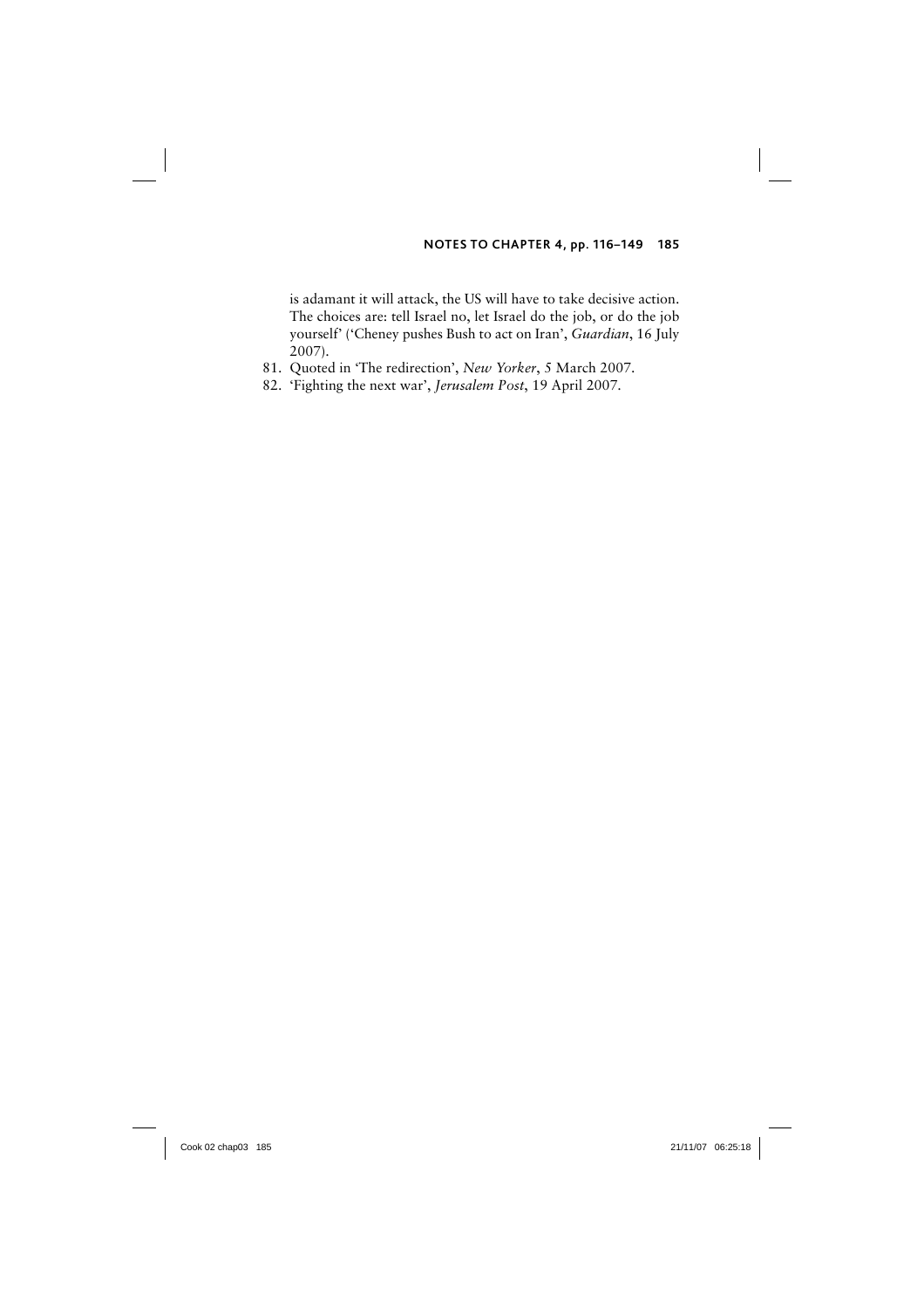is adamant it will attack, the US will have to take decisive action. The choices are: tell Israel no, let Israel do the job, or do the job yourself' ('Cheney pushes Bush to act on Iran', *Guardian*, 16 July 2007).

81. Quoted in 'The redirection', *New Yorker*, 5 March 2007.
82. 'Fighting the next war', *Jerusalem Post*, 19 April 2007.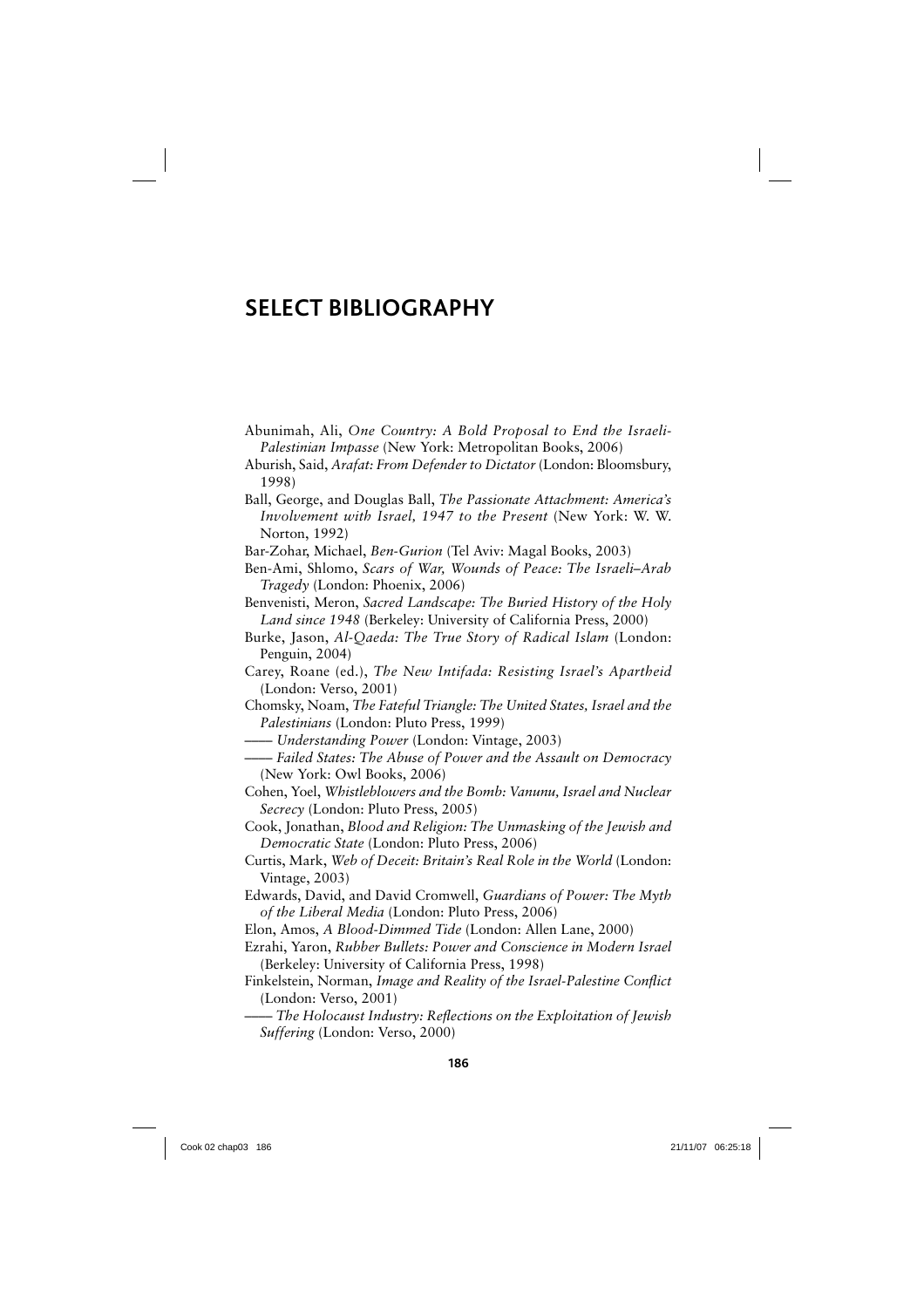# SELECT BIBLIOGRAPHY

Abunimah, Ali, *One Country: A Bold Proposal to End the Israeli-Palestinian Impasse* (New York: Metropolitan Books, 2006)

Aburish, Said, *Arafat: From Defender to Dictator* (London: Bloomsbury, 1998)

Ball, George, and Douglas Ball, *The Passionate Attachment: America's Involvement with Israel, 1947 to the Present* (New York: W. W. Norton, 1992)

Bar-Zohar, Michael, *Ben-Gurion* (Tel Aviv: Magal Books, 2003)

Ben-Ami, Shlomo, *Scars of War, Wounds of Peace: The Israeli–Arab Tragedy* (London: Phoenix, 2006)

Benvenisti, Meron, *Sacred Landscape: The Buried History of the Holy Land since 1948* (Berkeley: University of California Press, 2000)

Burke, Jason, *Al-Qaeda: The True Story of Radical Islam* (London: Penguin, 2004)

Carey, Roane (ed.), *The New Intifada: Resisting Israel's Apartheid* (London: Verso, 2001)

Chomsky, Noam, *The Fateful Triangle: The United States, Israel and the Palestinians* (London: Pluto Press, 1999)

—— *Understanding Power* (London: Vintage, 2003)

—— *Failed States: The Abuse of Power and the Assault on Democracy* (New York: Owl Books, 2006)

Cohen, Yoel, *Whistleblowers and the Bomb: Vanunu, Israel and Nuclear Secrecy* (London: Pluto Press, 2005)

Cook, Jonathan, *Blood and Religion: The Unmasking of the Jewish and Democratic State* (London: Pluto Press, 2006)

Curtis, Mark, *Web of Deceit: Britain's Real Role in the World* (London: Vintage, 2003)

Edwards, David, and David Cromwell, *Guardians of Power: The Myth of the Liberal Media* (London: Pluto Press, 2006)

Elon, Amos, *A Blood-Dimmed Tide* (London: Allen Lane, 2000)

Ezrahi, Yaron, *Rubber Bullets: Power and Conscience in Modern Israel* (Berkeley: University of California Press, 1998)

Finkelstein, Norman, *Image and Reality of the Israel-Palestine Conflict* (London: Verso, 2001)

—— *The Holocaust Industry: Reflections on the Exploitation of Jewish Suffering* (London: Verso, 2000)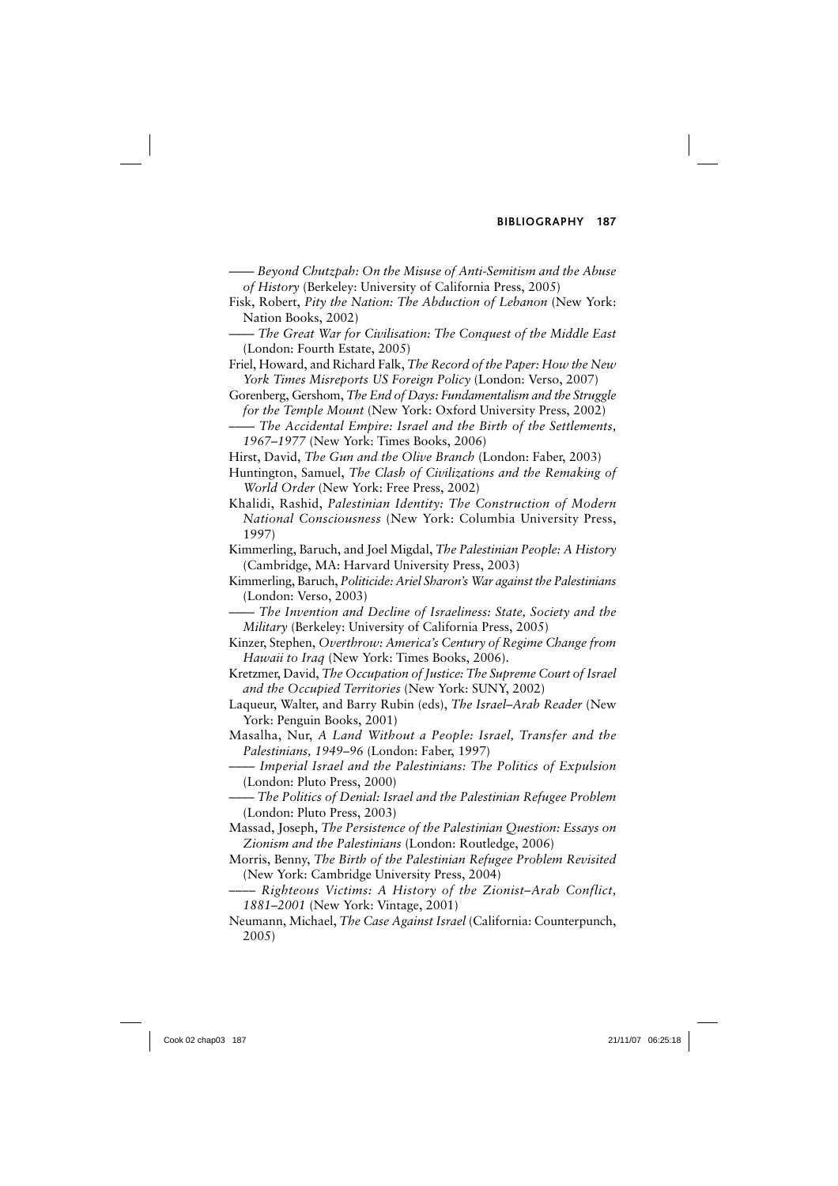—— *Beyond Chutzpah: On the Misuse of Anti-Semitism and the Abuse of History* (Berkeley: University of California Press, 2005)

Fisk, Robert, *Pity the Nation: The Abduction of Lebanon* (New York: Nation Books, 2002)

—— *The Great War for Civilisation: The Conquest of the Middle East* (London: Fourth Estate, 2005)

Friel, Howard, and Richard Falk, *The Record of the Paper: How the New York Times Misreports US Foreign Policy* (London: Verso, 2007)

Gorenberg, Gershom, *The End of Days: Fundamentalism and the Struggle for the Temple Mount* (New York: Oxford University Press, 2002)

—— *The Accidental Empire: Israel and the Birth of the Settlements, 1967–1977* (New York: Times Books, 2006)

Hirst, David, *The Gun and the Olive Branch* (London: Faber, 2003)

Huntington, Samuel, *The Clash of Civilizations and the Remaking of World Order* (New York: Free Press, 2002)

Khalidi, Rashid, *Palestinian Identity: The Construction of Modern National Consciousness* (New York: Columbia University Press, 1997)

Kimmerling, Baruch, and Joel Migdal, *The Palestinian People: A History* (Cambridge, MA: Harvard University Press, 2003)

Kimmerling, Baruch, *Politicide: Ariel Sharon's War against the Palestinians* (London: Verso, 2003)

—— *The Invention and Decline of Israeliness: State, Society and the Military* (Berkeley: University of California Press, 2005)

Kinzer, Stephen, *Overthrow: America's Century of Regime Change from Hawaii to Iraq* (New York: Times Books, 2006).

Kretzmer, David, *The Occupation of Justice: The Supreme Court of Israel and the Occupied Territories* (New York: SUNY, 2002)

Laqueur, Walter, and Barry Rubin (eds), *The Israel–Arab Reader* (New York: Penguin Books, 2001)

Masalha, Nur, *A Land Without a People: Israel, Transfer and the Palestinians, 1949–96* (London: Faber, 1997)

—— *Imperial Israel and the Palestinians: The Politics of Expulsion* (London: Pluto Press, 2000)

—— *The Politics of Denial: Israel and the Palestinian Refugee Problem* (London: Pluto Press, 2003)

Massad, Joseph, *The Persistence of the Palestinian Question: Essays on Zionism and the Palestinians* (London: Routledge, 2006)

Morris, Benny, *The Birth of the Palestinian Refugee Problem Revisited* (New York: Cambridge University Press, 2004)

—— *Righteous Victims: A History of the Zionist–Arab Conflict, 1881–2001* (New York: Vintage, 2001)

Neumann, Michael, *The Case Against Israel* (California: Counterpunch, 2005)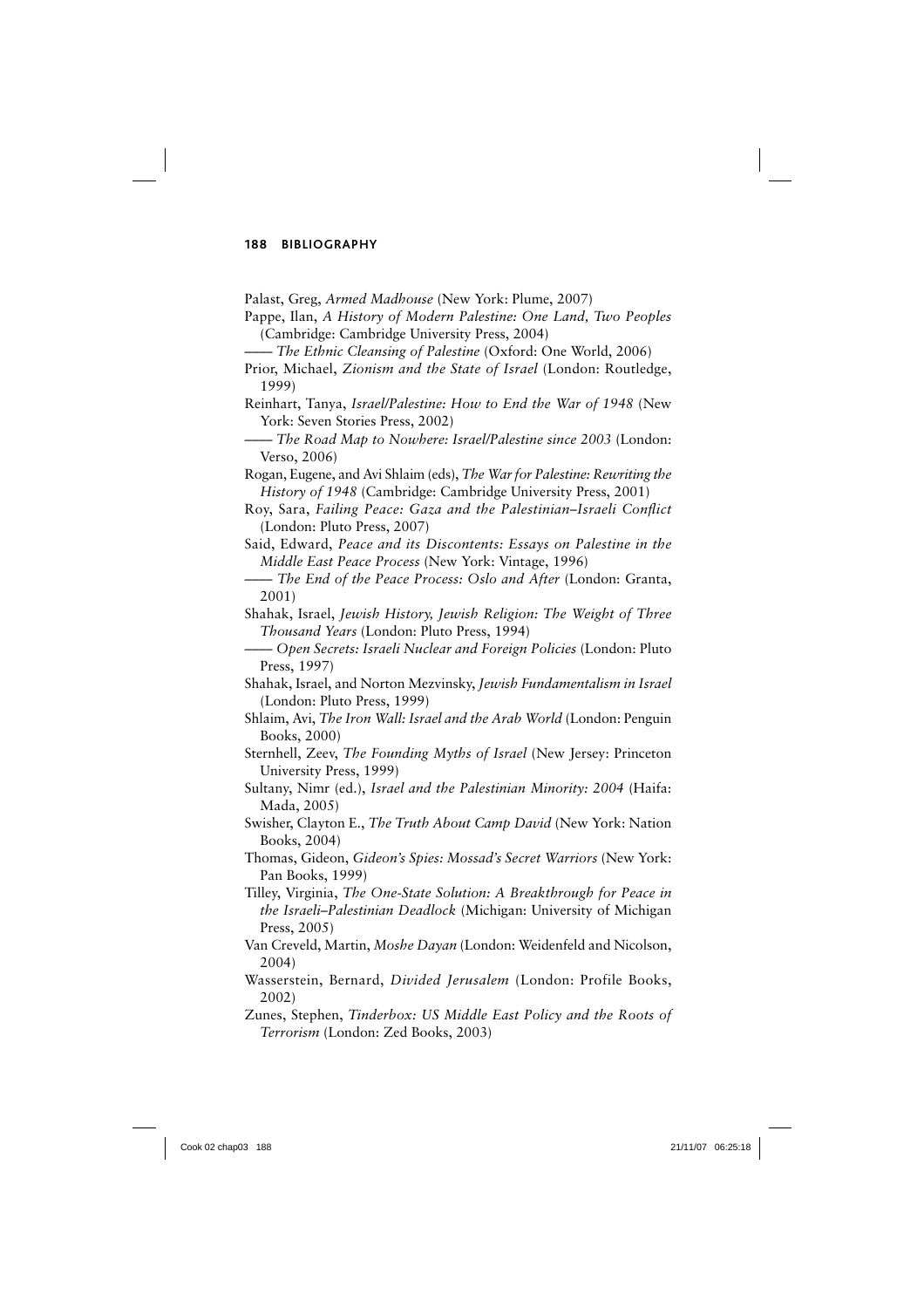Palast, Greg, *Armed Madhouse* (New York: Plume, 2007)

Pappe, Ilan, *A History of Modern Palestine: One Land, Two Peoples* (Cambridge: Cambridge University Press, 2004)

—— *The Ethnic Cleansing of Palestine* (Oxford: One World, 2006)

Prior, Michael, *Zionism and the State of Israel* (London: Routledge, 1999)

Reinhart, Tanya, *Israel/Palestine: How to End the War of 1948* (New York: Seven Stories Press, 2002)

—— *The Road Map to Nowhere: Israel/Palestine since 2003* (London: Verso, 2006)

Rogan, Eugene, and Avi Shlaim (eds), *The War for Palestine: Rewriting the History of 1948* (Cambridge: Cambridge University Press, 2001)

Roy, Sara, *Failing Peace: Gaza and the Palestinian–Israeli Conflict* (London: Pluto Press, 2007)

Said, Edward, *Peace and its Discontents: Essays on Palestine in the Middle East Peace Process* (New York: Vintage, 1996)

—— *The End of the Peace Process: Oslo and After* (London: Granta, 2001)

Shahak, Israel, *Jewish History, Jewish Religion: The Weight of Three Thousand Years* (London: Pluto Press, 1994)

—— *Open Secrets: Israeli Nuclear and Foreign Policies* (London: Pluto Press, 1997)

Shahak, Israel, and Norton Mezvinsky, *Jewish Fundamentalism in Israel* (London: Pluto Press, 1999)

Shlaim, Avi, *The Iron Wall: Israel and the Arab World* (London: Penguin Books, 2000)

Sternhell, Zeev, *The Founding Myths of Israel* (New Jersey: Princeton University Press, 1999)

Sultany, Nimr (ed.), *Israel and the Palestinian Minority: 2004* (Haifa: Mada, 2005)

Swisher, Clayton E., *The Truth About Camp David* (New York: Nation Books, 2004)

Thomas, Gideon, *Gideon's Spies: Mossad's Secret Warriors* (New York: Pan Books, 1999)

Tilley, Virginia, *The One-State Solution: A Breakthrough for Peace in the Israeli–Palestinian Deadlock* (Michigan: University of Michigan Press, 2005)

Van Creveld, Martin, *Moshe Dayan* (London: Weidenfeld and Nicolson, 2004)

Wasserstein, Bernard, *Divided Jerusalem* (London: Profile Books, 2002)

Zunes, Stephen, *Tinderbox: US Middle East Policy and the Roots of Terrorism* (London: Zed Books, 2003)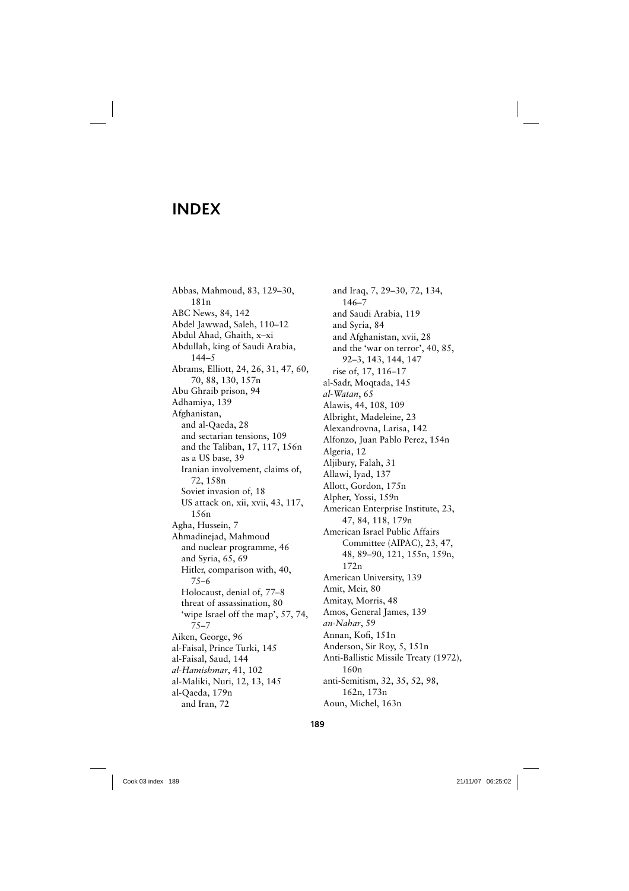# INDEX

Abbas, Mahmoud, 83, 129–30, 181n
ABC News, 84, 142
Abdel Jawwad, Saleh, 110–12
Abdul Ahad, Ghaith, x–xi
Abdullah, king of Saudi Arabia, 144–5
Abrams, Elliott, 24, 26, 31, 47, 60, 70, 88, 130, 157n
Abu Ghraib prison, 94
Adhamiya, 139
Afghanistan,
  and al-Qaeda, 28
  and sectarian tensions, 109
  and the Taliban, 17, 117, 156n
  as a US base, 39
  Iranian involvement, claims of, 72, 158n
  Soviet invasion of, 18
  US attack on, xii, xvii, 43, 117, 156n
Agha, Hussein, 7
Ahmadinejad, Mahmoud
  and nuclear programme, 46
  and Syria, 65, 69
  Hitler, comparison with, 40, 75–6
  Holocaust, denial of, 77–8
  threat of assassination, 80
  'wipe Israel off the map', 57, 74, 75–7
Aiken, George, 96
al-Faisal, Prince Turki, 145
al-Faisal, Saud, 144
*al-Hamishmar*, 41, 102
al-Maliki, Nuri, 12, 13, 145
al-Qaeda, 179n
  and Iran, 72
  and Iraq, 7, 29–30, 72, 134, 146–7
  and Saudi Arabia, 119
  and Syria, 84
  and Afghanistan, xvii, 28
  and the 'war on terror', 40, 85, 92–3, 143, 144, 147
  rise of, 17, 116–17
al-Sadr, Moqtada, 145
*al-Watan*, 65
Alawis, 44, 108, 109
Albright, Madeleine, 23
Alexandrovna, Larisa, 142
Alfonzo, Juan Pablo Perez, 154n
Algeria, 12
Aljibury, Falah, 31
Allawi, Iyad, 137
Allott, Gordon, 175n
Alpher, Yossi, 159n
American Enterprise Institute, 23, 47, 84, 118, 179n
American Israel Public Affairs Committee (AIPAC), 23, 47, 48, 89–90, 121, 155n, 159n, 172n
American University, 139
Amit, Meir, 80
Amitay, Morris, 48
Amos, General James, 139
*an-Nahar*, 59
Annan, Kofi, 151n
Anderson, Sir Roy, 5, 151n
Anti-Ballistic Missile Treaty (1972), 160n
anti-Semitism, 32, 35, 52, 98, 162n, 173n
Aoun, Michel, 163n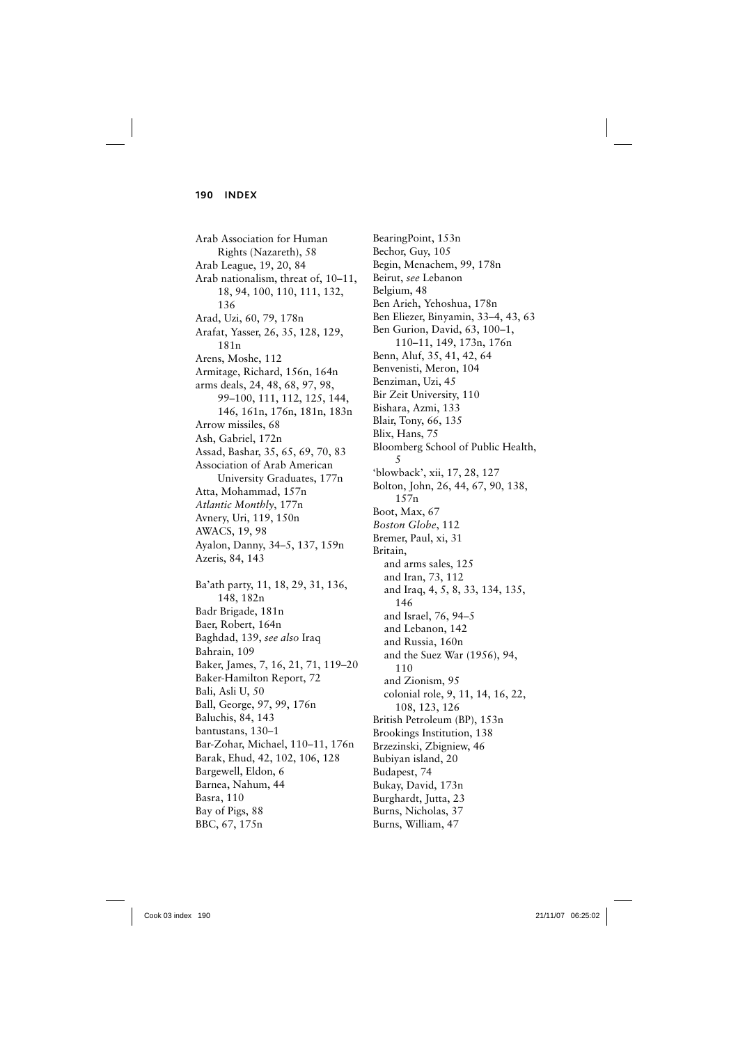Arab Association for Human Rights (Nazareth), 58
Arab League, 19, 20, 84
Arab nationalism, threat of, 10–11, 18, 94, 100, 110, 111, 132, 136
Arad, Uzi, 60, 79, 178n
Arafat, Yasser, 26, 35, 128, 129, 181n
Arens, Moshe, 112
Armitage, Richard, 156n, 164n
arms deals, 24, 48, 68, 97, 98, 99–100, 111, 112, 125, 144, 146, 161n, 176n, 181n, 183n
Arrow missiles, 68
Ash, Gabriel, 172n
Assad, Bashar, 35, 65, 69, 70, 83
Association of Arab American University Graduates, 177n
Atta, Mohammad, 157n
*Atlantic Monthly*, 177n
Avnery, Uri, 119, 150n
AWACS, 19, 98
Ayalon, Danny, 34–5, 137, 159n
Azeris, 84, 143

Ba'ath party, 11, 18, 29, 31, 136, 148, 182n
Badr Brigade, 181n
Baer, Robert, 164n
Baghdad, 139, *see also* Iraq
Bahrain, 109
Baker, James, 7, 16, 21, 71, 119–20
Baker-Hamilton Report, 72
Bali, Asli U, 50
Ball, George, 97, 99, 176n
Baluchis, 84, 143
bantustans, 130–1
Bar-Zohar, Michael, 110–11, 176n
Barak, Ehud, 42, 102, 106, 128
Bargewell, Eldon, 6
Barnea, Nahum, 44
Basra, 110
Bay of Pigs, 88
BBC, 67, 175n

BearingPoint, 153n
Bechor, Guy, 105
Begin, Menachem, 99, 178n
Beirut, *see* Lebanon
Belgium, 48
Ben Arieh, Yehoshua, 178n
Ben Eliezer, Binyamin, 33–4, 43, 63
Ben Gurion, David, 63, 100–1, 110–11, 149, 173n, 176n
Benn, Aluf, 35, 41, 42, 64
Benvenisti, Meron, 104
Benziman, Uzi, 45
Bir Zeit University, 110
Bishara, Azmi, 133
Blair, Tony, 66, 135
Blix, Hans, 75
Bloomberg School of Public Health, 5
'blowback', xii, 17, 28, 127
Bolton, John, 26, 44, 67, 90, 138, 157n
Boot, Max, 67
*Boston Globe*, 112
Bremer, Paul, xi, 31
Britain,
- and arms sales, 125
- and Iran, 73, 112
- and Iraq, 4, 5, 8, 33, 134, 135, 146
- and Israel, 76, 94–5
- and Lebanon, 142
- and Russia, 160n
- and the Suez War (1956), 94, 110
- and Zionism, 95
- colonial role, 9, 11, 14, 16, 22, 108, 123, 126

British Petroleum (BP), 153n
Brookings Institution, 138
Brzezinski, Zbigniew, 46
Bubiyan island, 20
Budapest, 74
Bukay, David, 173n
Burghardt, Jutta, 23
Burns, Nicholas, 37
Burns, William, 47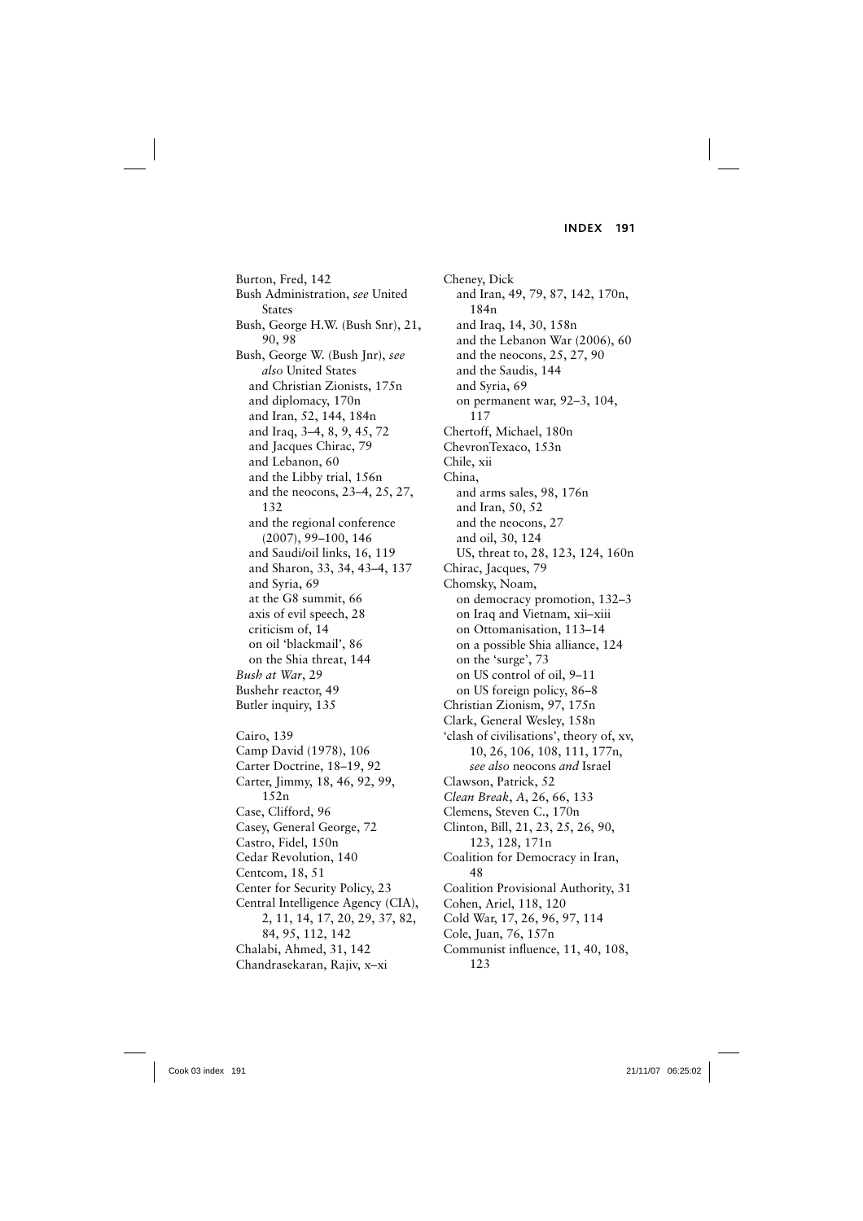Burton, Fred, 142
Bush Administration, *see* United States
Bush, George H.W. (Bush Snr), 21, 90, 98
Bush, George W. (Bush Jnr), *see also* United States
  and Christian Zionists, 175n
  and diplomacy, 170n
  and Iran, 52, 144, 184n
  and Iraq, 3–4, 8, 9, 45, 72
  and Jacques Chirac, 79
  and Lebanon, 60
  and the Libby trial, 156n
  and the neocons, 23–4, 25, 27, 132
  and the regional conference (2007), 99–100, 146
  and Saudi/oil links, 16, 119
  and Sharon, 33, 34, 43–4, 137
  and Syria, 69
  at the G8 summit, 66
  axis of evil speech, 28
  criticism of, 14
  on oil 'blackmail', 86
  on the Shia threat, 144
*Bush at War*, 29
Bushehr reactor, 49
Butler inquiry, 135

Cairo, 139
Camp David (1978), 106
Carter Doctrine, 18–19, 92
Carter, Jimmy, 18, 46, 92, 99, 152n
Case, Clifford, 96
Casey, General George, 72
Castro, Fidel, 150n
Cedar Revolution, 140
Centcom, 18, 51
Center for Security Policy, 23
Central Intelligence Agency (CIA), 2, 11, 14, 17, 20, 29, 37, 82, 84, 95, 112, 142
Chalabi, Ahmed, 31, 142
Chandrasekaran, Rajiv, x–xi
Cheney, Dick
  and Iran, 49, 79, 87, 142, 170n, 184n
  and Iraq, 14, 30, 158n
  and the Lebanon War (2006), 60
  and the neocons, 25, 27, 90
  and the Saudis, 144
  and Syria, 69
  on permanent war, 92–3, 104, 117
Chertoff, Michael, 180n
ChevronTexaco, 153n
Chile, xii
China,
  and arms sales, 98, 176n
  and Iran, 50, 52
  and the neocons, 27
  and oil, 30, 124
  US, threat to, 28, 123, 124, 160n
Chirac, Jacques, 79
Chomsky, Noam,
  on democracy promotion, 132–3
  on Iraq and Vietnam, xii–xiii
  on Ottomanisation, 113–14
  on a possible Shia alliance, 124
  on the 'surge', 73
  on US control of oil, 9–11
  on US foreign policy, 86–8
Christian Zionism, 97, 175n
Clark, General Wesley, 158n
'clash of civilisations', theory of, xv, 10, 26, 106, 108, 111, 177n, *see also* neocons *and* Israel
Clawson, Patrick, 52
*Clean Break, A*, 26, 66, 133
Clemens, Steven C., 170n
Clinton, Bill, 21, 23, 25, 26, 90, 123, 128, 171n
Coalition for Democracy in Iran, 48
Coalition Provisional Authority, 31
Cohen, Ariel, 118, 120
Cold War, 17, 26, 96, 97, 114
Cole, Juan, 76, 157n
Communist influence, 11, 40, 108, 123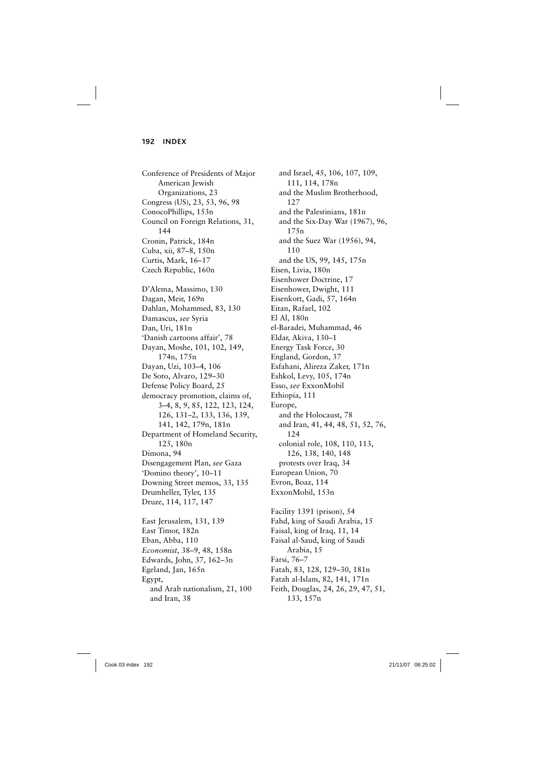Conference of Presidents of Major American Jewish Organizations, 23
Congress (US), 23, 53, 96, 98
ConocoPhillips, 153n
Council on Foreign Relations, 31, 144
Cronin, Patrick, 184n
Cuba, xii, 87–8, 150n
Curtis, Mark, 16–17
Czech Republic, 160n

D'Alema, Massimo, 130
Dagan, Meir, 169n
Dahlan, Mohammed, 83, 130
Damascus, *see* Syria
Dan, Uri, 181n
'Danish cartoons affair', 78
Dayan, Moshe, 101, 102, 149, 174n, 175n
Dayan, Uzi, 103–4, 106
De Soto, Alvaro, 129–30
Defense Policy Board, 25
democracy promotion, claims of, 3–4, 8, 9, 85, 122, 123, 124, 126, 131–2, 133, 136, 139, 141, 142, 179n, 181n
Department of Homeland Security, 125, 180n
Dimona, 94
Disengagement Plan, *see* Gaza
'Domino theory', 10–11
Downing Street memos, 33, 135
Drumheller, Tyler, 135
Druze, 114, 117, 147

East Jerusalem, 131, 139
East Timor, 182n
Eban, Abba, 110
*Economist*, 38–9, 48, 158n
Edwards, John, 37, 162–3n
Egeland, Jan, 165n
Egypt,
- and Arab nationalism, 21, 100
- and Iran, 38
- and Israel, 45, 106, 107, 109, 111, 114, 178n
- and the Muslim Brotherhood, 127
- and the Palestinians, 181n
- and the Six-Day War (1967), 96, 175n
- and the Suez War (1956), 94, 110
- and the US, 99, 145, 175n

Eisen, Livia, 180n
Eisenhower Doctrine, 17
Eisenhower, Dwight, 111
Eisenkott, Gadi, 57, 164n
Eitan, Rafael, 102
El Al, 180n
el-Baradei, Muhammad, 46
Eldar, Akiva, 130–1
Energy Task Force, 30
England, Gordon, 37
Esfahani, Alireza Zaker, 171n
Eshkol, Levy, 105, 174n
Esso, *see* ExxonMobil
Ethiopia, 111
Europe,
- and the Holocaust, 78
- and Iran, 41, 44, 48, 51, 52, 76, 124
- colonial role, 108, 110, 113, 126, 138, 140, 148
- protests over Iraq, 34

European Union, 70
Evron, Boaz, 114
ExxonMobil, 153n

Facility 1391 (prison), 54
Fahd, king of Saudi Arabia, 15
Faisal, king of Iraq, 11, 14
Faisal al-Saud, king of Saudi Arabia, 15
Farsi, 76–7
Fatah, 83, 128, 129–30, 181n
Fatah al-Islam, 82, 141, 171n
Feith, Douglas, 24, 26, 29, 47, 51, 133, 157n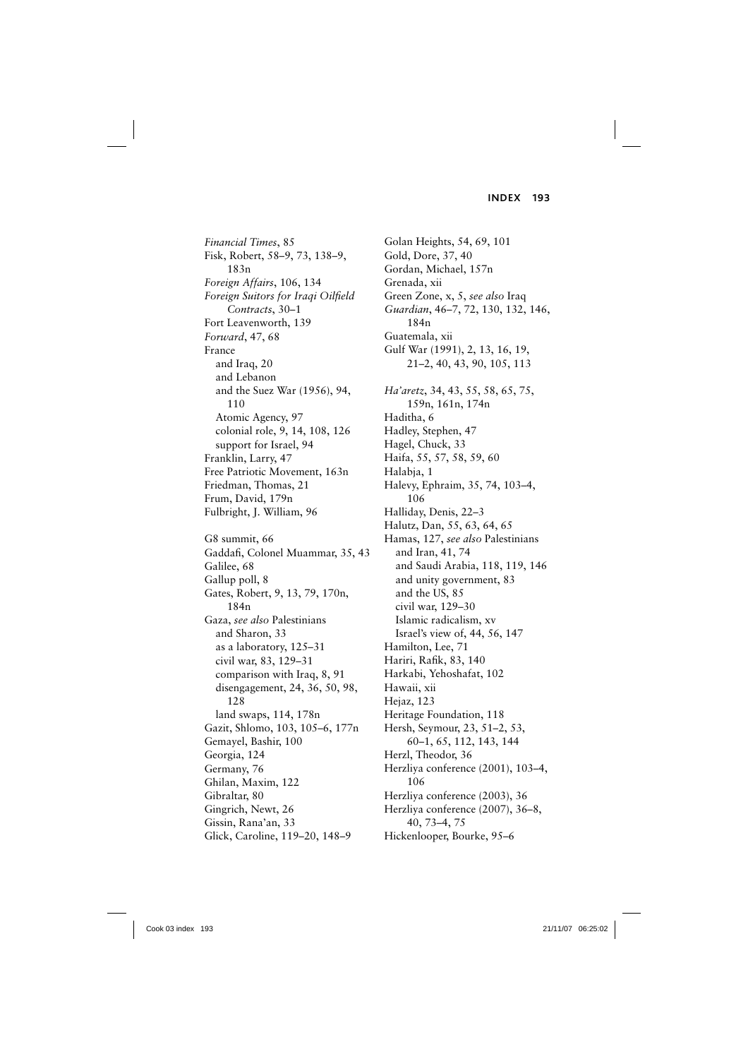*Financial Times*, 85
Fisk, Robert, 58–9, 73, 138–9, 183n
*Foreign Affairs*, 106, 134
*Foreign Suitors for Iraqi Oilfield Contracts*, 30–1
Fort Leavenworth, 139
*Forward*, 47, 68
France
- and Iraq, 20
- and Lebanon
- and the Suez War (1956), 94, 110
- Atomic Agency, 97
- colonial role, 9, 14, 108, 126
- support for Israel, 94

Franklin, Larry, 47
Free Patriotic Movement, 163n
Friedman, Thomas, 21
Frum, David, 179n
Fulbright, J. William, 96

G8 summit, 66
Gaddafi, Colonel Muammar, 35, 43
Galilee, 68
Gallup poll, 8
Gates, Robert, 9, 13, 79, 170n, 184n
Gaza, *see also* Palestinians
- and Sharon, 33
- as a laboratory, 125–31
- civil war, 83, 129–31
- comparison with Iraq, 8, 91
- disengagement, 24, 36, 50, 98, 128
- land swaps, 114, 178n

Gazit, Shlomo, 103, 105–6, 177n
Gemayel, Bashir, 100
Georgia, 124
Germany, 76
Ghilan, Maxim, 122
Gibraltar, 80
Gingrich, Newt, 26
Gissin, Rana'an, 33
Glick, Caroline, 119–20, 148–9
Golan Heights, 54, 69, 101
Gold, Dore, 37, 40
Gordan, Michael, 157n
Grenada, xii
Green Zone, x, 5, *see also* Iraq
*Guardian*, 46–7, 72, 130, 132, 146, 184n
Guatemala, xii
Gulf War (1991), 2, 13, 16, 19, 21–2, 40, 43, 90, 105, 113

*Ha'aretz*, 34, 43, 55, 58, 65, 75, 159n, 161n, 174n
Haditha, 6
Hadley, Stephen, 47
Hagel, Chuck, 33
Haifa, 55, 57, 58, 59, 60
Halabja, 1
Halevy, Ephraim, 35, 74, 103–4, 106
Halliday, Denis, 22–3
Halutz, Dan, 55, 63, 64, 65
Hamas, 127, *see also* Palestinians
- and Iran, 41, 74
- and Saudi Arabia, 118, 119, 146
- and unity government, 83
- and the US, 85
- civil war, 129–30
- Islamic radicalism, xv
- Israel's view of, 44, 56, 147

Hamilton, Lee, 71
Hariri, Rafik, 83, 140
Harkabi, Yehoshafat, 102
Hawaii, xii
Hejaz, 123
Heritage Foundation, 118
Hersh, Seymour, 23, 51–2, 53, 60–1, 65, 112, 143, 144
Herzl, Theodor, 36
Herzliya conference (2001), 103–4, 106
Herzliya conference (2003), 36
Herzliya conference (2007), 36–8, 40, 73–4, 75
Hickenlooper, Bourke, 95–6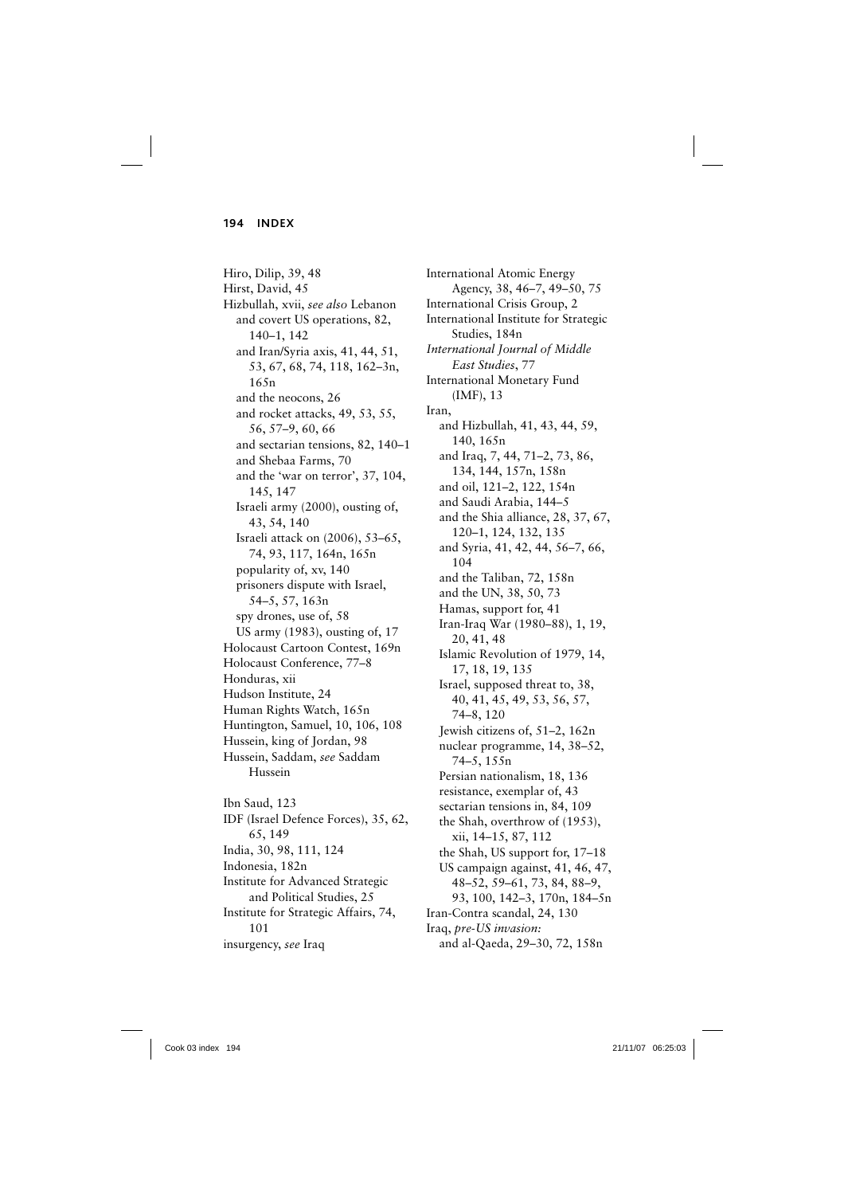Hiro, Dilip, 39, 48
Hirst, David, 45
Hizbullah, xvii, *see also* Lebanon
  and covert US operations, 82, 140–1, 142
  and Iran/Syria axis, 41, 44, 51, 53, 67, 68, 74, 118, 162–3n, 165n
  and the neocons, 26
  and rocket attacks, 49, 53, 55, 56, 57–9, 60, 66
  and sectarian tensions, 82, 140–1
  and Shebaa Farms, 70
  and the 'war on terror', 37, 104, 145, 147
  Israeli army (2000), ousting of, 43, 54, 140
  Israeli attack on (2006), 53–65, 74, 93, 117, 164n, 165n
  popularity of, xv, 140
  prisoners dispute with Israel, 54–5, 57, 163n
  spy drones, use of, 58
  US army (1983), ousting of, 17
Holocaust Cartoon Contest, 169n
Holocaust Conference, 77–8
Honduras, xii
Hudson Institute, 24
Human Rights Watch, 165n
Huntington, Samuel, 10, 106, 108
Hussein, king of Jordan, 98
Hussein, Saddam, *see* Saddam Hussein

Ibn Saud, 123
IDF (Israel Defence Forces), 35, 62, 65, 149
India, 30, 98, 111, 124
Indonesia, 182n
Institute for Advanced Strategic and Political Studies, 25
Institute for Strategic Affairs, 74, 101
insurgency, *see* Iraq
International Atomic Energy Agency, 38, 46–7, 49–50, 75
International Crisis Group, 2
International Institute for Strategic Studies, 184n
*International Journal of Middle East Studies*, 77
International Monetary Fund (IMF), 13
Iran,
  and Hizbullah, 41, 43, 44, 59, 140, 165n
  and Iraq, 7, 44, 71–2, 73, 86, 134, 144, 157n, 158n
  and oil, 121–2, 122, 154n
  and Saudi Arabia, 144–5
  and the Shia alliance, 28, 37, 67, 120–1, 124, 132, 135
  and Syria, 41, 42, 44, 56–7, 66, 104
  and the Taliban, 72, 158n
  and the UN, 38, 50, 73
  Hamas, support for, 41
  Iran-Iraq War (1980–88), 1, 19, 20, 41, 48
  Islamic Revolution of 1979, 14, 17, 18, 19, 135
  Israel, supposed threat to, 38, 40, 41, 45, 49, 53, 56, 57, 74–8, 120
  Jewish citizens of, 51–2, 162n
  nuclear programme, 14, 38–52, 74–5, 155n
  Persian nationalism, 18, 136
  resistance, exemplar of, 43
  sectarian tensions in, 84, 109
  the Shah, overthrow of (1953), xii, 14–15, 87, 112
  the Shah, US support for, 17–18
  US campaign against, 41, 46, 47, 48–52, 59–61, 73, 84, 88–9, 93, 100, 142–3, 170n, 184–5n
Iran-Contra scandal, 24, 130
Iraq, *pre-US invasion:*
  and al-Qaeda, 29–30, 72, 158n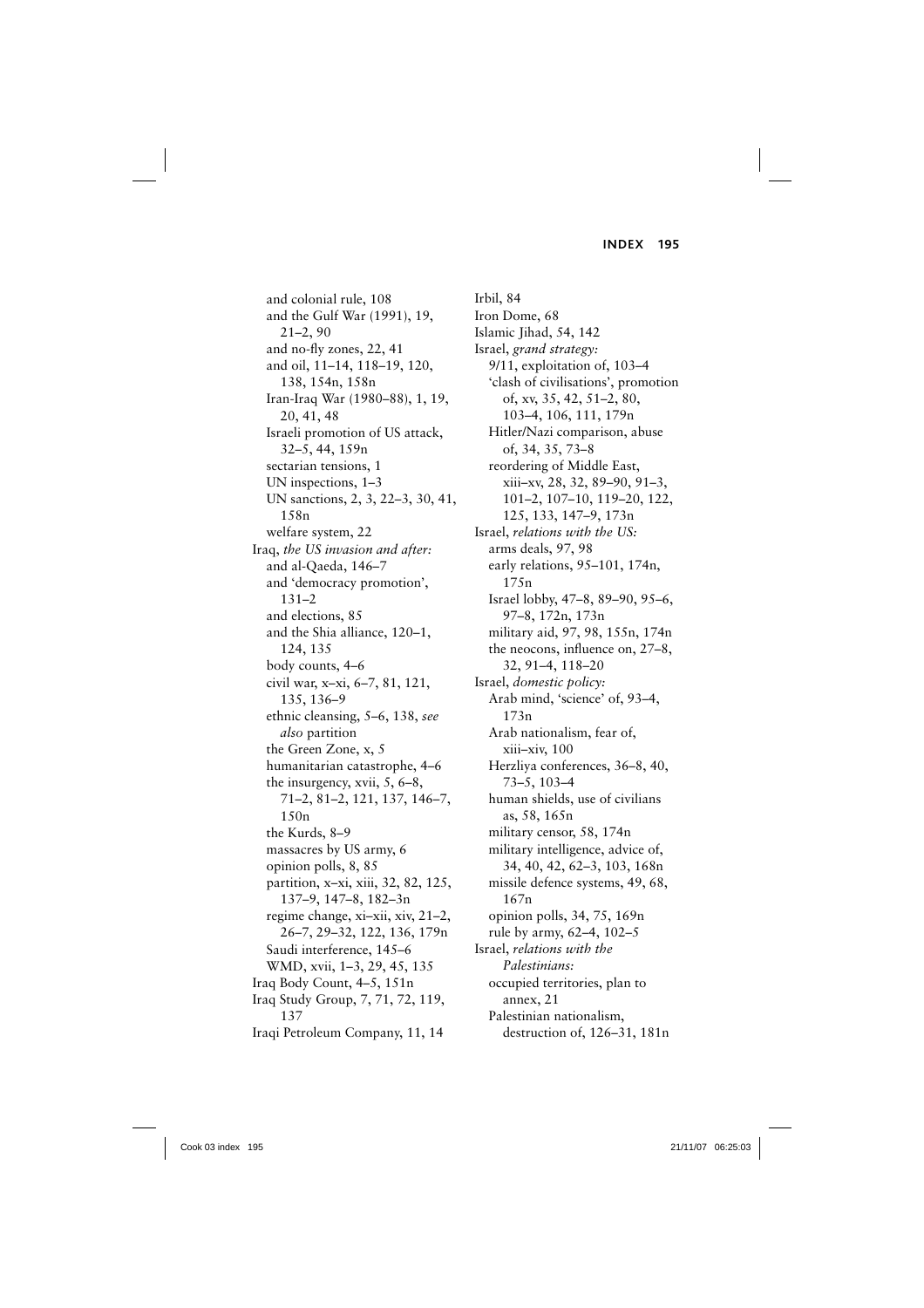and colonial rule, 108
and the Gulf War (1991), 19, 21–2, 90
and no-fly zones, 22, 41
and oil, 11–14, 118–19, 120, 138, 154n, 158n
Iran-Iraq War (1980–88), 1, 19, 20, 41, 48
Israeli promotion of US attack, 32–5, 44, 159n
sectarian tensions, 1
UN inspections, 1–3
UN sanctions, 2, 3, 22–3, 30, 41, 158n
welfare system, 22

Iraq, *the US invasion and after:*
and al-Qaeda, 146–7
and 'democracy promotion', 131–2
and elections, 85
and the Shia alliance, 120–1, 124, 135
body counts, 4–6
civil war, x–xi, 6–7, 81, 121, 135, 136–9
ethnic cleansing, 5–6, 138, *see also* partition
the Green Zone, x, 5
humanitarian catastrophe, 4–6
the insurgency, xvii, 5, 6–8, 71–2, 81–2, 121, 137, 146–7, 150n
the Kurds, 8–9
massacres by US army, 6
opinion polls, 8, 85
partition, x–xi, xiii, 32, 82, 125, 137–9, 147–8, 182–3n
regime change, xi–xii, xiv, 21–2, 26–7, 29–32, 122, 136, 179n
Saudi interference, 145–6
WMD, xvii, 1–3, 29, 45, 135

Iraq Body Count, 4–5, 151n
Iraq Study Group, 7, 71, 72, 119, 137
Iraqi Petroleum Company, 11, 14
Irbil, 84
Iron Dome, 68
Islamic Jihad, 54, 142

Israel, *grand strategy:*
9/11, exploitation of, 103–4
'clash of civilisations', promotion of, xv, 35, 42, 51–2, 80, 103–4, 106, 111, 179n
Hitler/Nazi comparison, abuse of, 34, 35, 73–8
reordering of Middle East, xiii–xv, 28, 32, 89–90, 91–3, 101–2, 107–10, 119–20, 122, 125, 133, 147–9, 173n

Israel, *relations with the US:*
arms deals, 97, 98
early relations, 95–101, 174n, 175n
Israel lobby, 47–8, 89–90, 95–6, 97–8, 172n, 173n
military aid, 97, 98, 155n, 174n
the neocons, influence on, 27–8, 32, 91–4, 118–20

Israel, *domestic policy:*
Arab mind, 'science' of, 93–4, 173n
Arab nationalism, fear of, xiii–xiv, 100
Herzliya conferences, 36–8, 40, 73–5, 103–4
human shields, use of civilians as, 58, 165n
military censor, 58, 174n
military intelligence, advice of, 34, 40, 42, 62–3, 103, 168n
missile defence systems, 49, 68, 167n
opinion polls, 34, 75, 169n
rule by army, 62–4, 102–5

Israel, *relations with the Palestinians:*
occupied territories, plan to annex, 21
Palestinian nationalism, destruction of, 126–31, 181n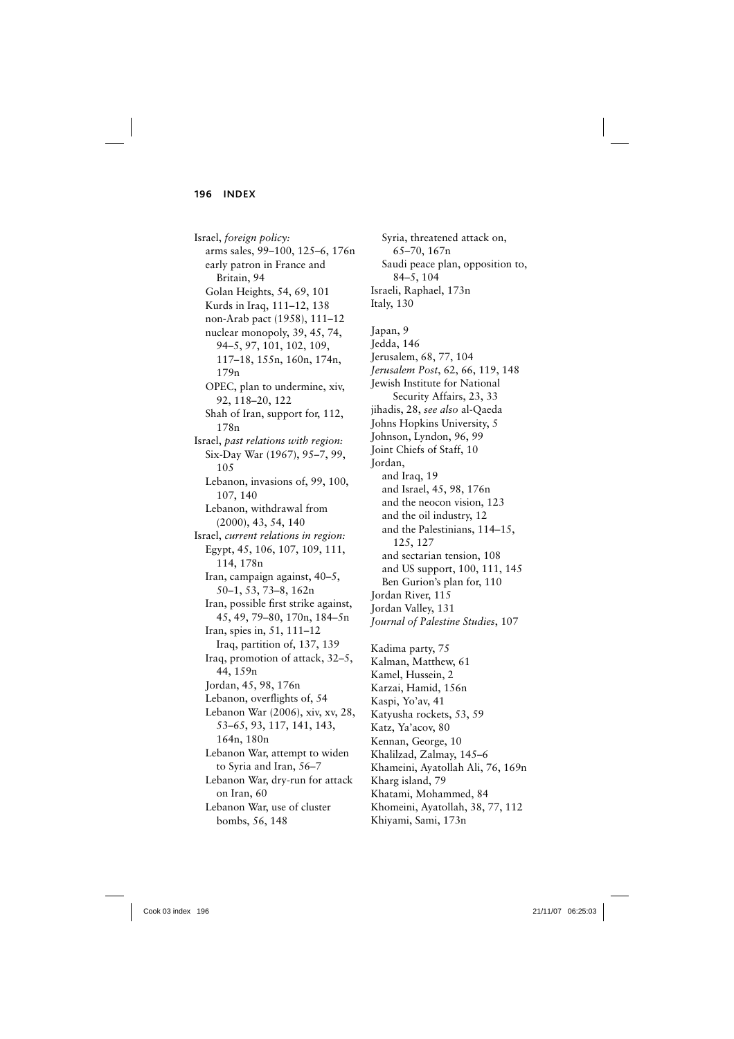Israel, *foreign policy:*
  arms sales, 99–100, 125–6, 176n
  early patron in France and Britain, 94
  Golan Heights, 54, 69, 101
  Kurds in Iraq, 111–12, 138
  non-Arab pact (1958), 111–12
  nuclear monopoly, 39, 45, 74, 94–5, 97, 101, 102, 109, 117–18, 155n, 160n, 174n, 179n
  OPEC, plan to undermine, xiv, 92, 118–20, 122
  Shah of Iran, support for, 112, 178n
Israel, *past relations with region:*
  Six-Day War (1967), 95–7, 99, 105
  Lebanon, invasions of, 99, 100, 107, 140
  Lebanon, withdrawal from (2000), 43, 54, 140
Israel, *current relations in region:*
  Egypt, 45, 106, 107, 109, 111, 114, 178n
  Iran, campaign against, 40–5, 50–1, 53, 73–8, 162n
  Iran, possible first strike against, 45, 49, 79–80, 170n, 184–5n
  Iran, spies in, 51, 111–12
  Iraq, partition of, 137, 139
  Iraq, promotion of attack, 32–5, 44, 159n
  Jordan, 45, 98, 176n
  Lebanon, overflights of, 54
  Lebanon War (2006), xiv, xv, 28, 53–65, 93, 117, 141, 143, 164n, 180n
  Lebanon War, attempt to widen to Syria and Iran, 56–7
  Lebanon War, dry-run for attack on Iran, 60
  Lebanon War, use of cluster bombs, 56, 148
  Syria, threatened attack on, 65–70, 167n
  Saudi peace plan, opposition to, 84–5, 104
Israeli, Raphael, 173n
Italy, 130

Japan, 9
Jedda, 146
Jerusalem, 68, 77, 104
*Jerusalem Post*, 62, 66, 119, 148
Jewish Institute for National Security Affairs, 23, 33
jihadis, 28, *see also* al-Qaeda
Johns Hopkins University, 5
Johnson, Lyndon, 96, 99
Joint Chiefs of Staff, 10
Jordan,
  and Iraq, 19
  and Israel, 45, 98, 176n
  and the neocon vision, 123
  and the oil industry, 12
  and the Palestinians, 114–15, 125, 127
  and sectarian tension, 108
  and US support, 100, 111, 145
  Ben Gurion's plan for, 110
Jordan River, 115
Jordan Valley, 131
*Journal of Palestine Studies*, 107

Kadima party, 75
Kalman, Matthew, 61
Kamel, Hussein, 2
Karzai, Hamid, 156n
Kaspi, Yo'av, 41
Katyusha rockets, 53, 59
Katz, Ya'acov, 80
Kennan, George, 10
Khalilzad, Zalmay, 145–6
Khameini, Ayatollah Ali, 76, 169n
Kharg island, 79
Khatami, Mohammed, 84
Khomeini, Ayatollah, 38, 77, 112
Khiyami, Sami, 173n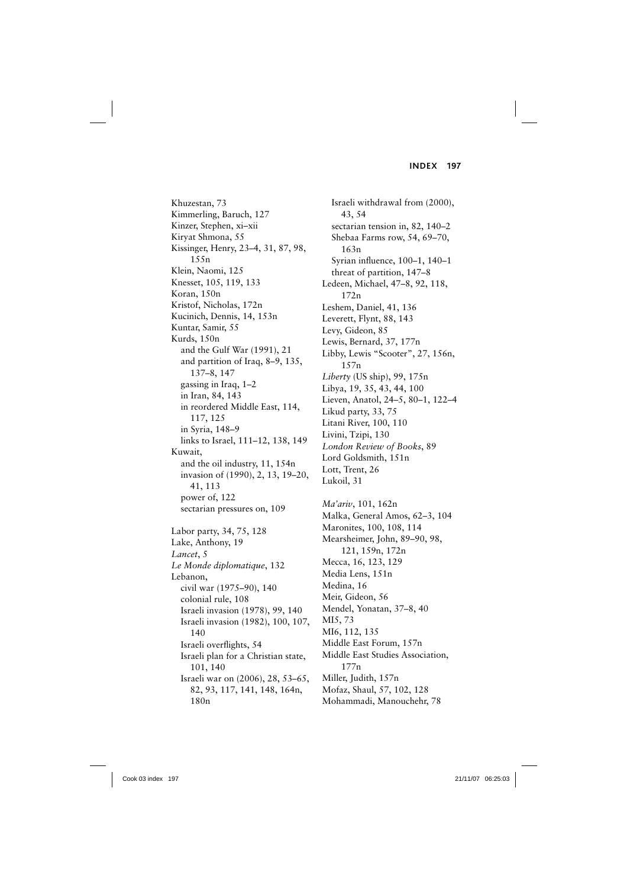Khuzestan, 73
Kimmerling, Baruch, 127
Kinzer, Stephen, xi–xii
Kiryat Shmona, 55
Kissinger, Henry, 23–4, 31, 87, 98, 155n
Klein, Naomi, 125
Knesset, 105, 119, 133
Koran, 150n
Kristof, Nicholas, 172n
Kucinich, Dennis, 14, 153n
Kuntar, Samir, 55
Kurds, 150n
 and the Gulf War (1991), 21
 and partition of Iraq, 8–9, 135, 137–8, 147
 gassing in Iraq, 1–2
 in Iran, 84, 143
 in reordered Middle East, 114, 117, 125
 in Syria, 148–9
 links to Israel, 111–12, 138, 149
Kuwait,
 and the oil industry, 11, 154n
 invasion of (1990), 2, 13, 19–20, 41, 113
 power of, 122
 sectarian pressures on, 109

Labor party, 34, 75, 128
Lake, Anthony, 19
*Lancet*, 5
*Le Monde diplomatique*, 132
Lebanon,
 civil war (1975–90), 140
 colonial rule, 108
 Israeli invasion (1978), 99, 140
 Israeli invasion (1982), 100, 107, 140
 Israeli overflights, 54
 Israeli plan for a Christian state, 101, 140
 Israeli war on (2006), 28, 53–65, 82, 93, 117, 141, 148, 164n, 180n
 Israeli withdrawal from (2000), 43, 54
 sectarian tension in, 82, 140–2
 Shebaa Farms row, 54, 69–70, 163n
 Syrian influence, 100–1, 140–1
 threat of partition, 147–8
Ledeen, Michael, 47–8, 92, 118, 172n
Leshem, Daniel, 41, 136
Leverett, Flynt, 88, 143
Levy, Gideon, 85
Lewis, Bernard, 37, 177n
Libby, Lewis "Scooter", 27, 156n, 157n
*Liberty* (US ship), 99, 175n
Libya, 19, 35, 43, 44, 100
Lieven, Anatol, 24–5, 80–1, 122–4
Likud party, 33, 75
Litani River, 100, 110
Livini, Tzipi, 130
*London Review of Books*, 89
Lord Goldsmith, 151n
Lott, Trent, 26
Lukoil, 31

*Ma'ariv*, 101, 162n
Malka, General Amos, 62–3, 104
Maronites, 100, 108, 114
Mearsheimer, John, 89–90, 98, 121, 159n, 172n
Mecca, 16, 123, 129
Media Lens, 151n
Medina, 16
Meir, Gideon, 56
Mendel, Yonatan, 37–8, 40
MI5, 73
MI6, 112, 135
Middle East Forum, 157n
Middle East Studies Association, 177n
Miller, Judith, 157n
Mofaz, Shaul, 57, 102, 128
Mohammadi, Manouchehr, 78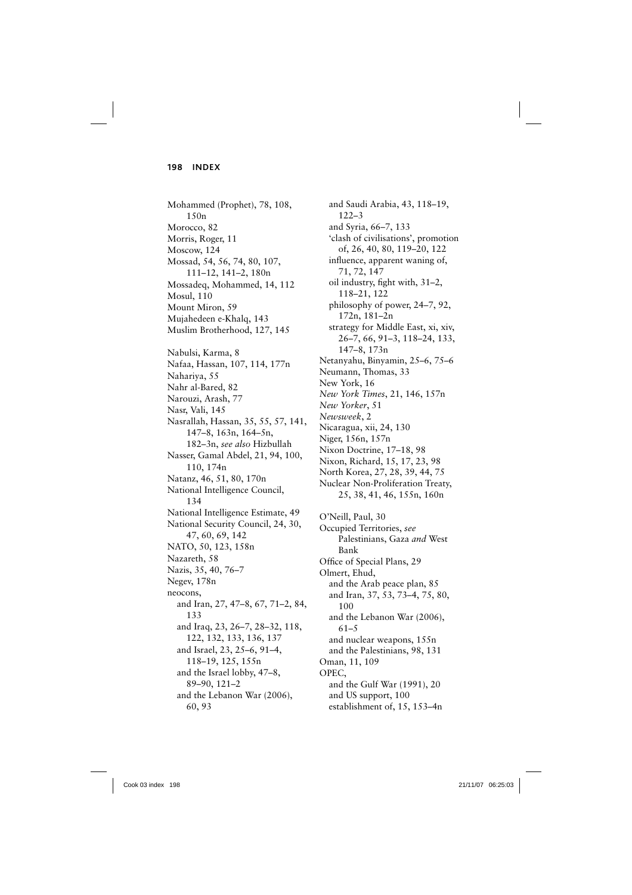Mohammed (Prophet), 78, 108, 150n
Morocco, 82
Morris, Roger, 11
Moscow, 124
Mossad, 54, 56, 74, 80, 107, 111–12, 141–2, 180n
Mossadeq, Mohammed, 14, 112
Mosul, 110
Mount Miron, 59
Mujahedeen e-Khalq, 143
Muslim Brotherhood, 127, 145

Nabulsi, Karma, 8
Nafaa, Hassan, 107, 114, 177n
Nahariya, 55
Nahr al-Bared, 82
Narouzi, Arash, 77
Nasr, Vali, 145
Nasrallah, Hassan, 35, 55, 57, 141, 147–8, 163n, 164–5n, 182–3n, *see also* Hizbullah
Nasser, Gamal Abdel, 21, 94, 100, 110, 174n
Natanz, 46, 51, 80, 170n
National Intelligence Council, 134
National Intelligence Estimate, 49
National Security Council, 24, 30, 47, 60, 69, 142
NATO, 50, 123, 158n
Nazareth, 58
Nazis, 35, 40, 76–7
Negev, 178n
neocons,
  and Iran, 27, 47–8, 67, 71–2, 84, 133
  and Iraq, 23, 26–7, 28–32, 118, 122, 132, 133, 136, 137
  and Israel, 23, 25–6, 91–4, 118–19, 125, 155n
  and the Israel lobby, 47–8, 89–90, 121–2
  and the Lebanon War (2006), 60, 93
  and Saudi Arabia, 43, 118–19, 122–3
  and Syria, 66–7, 133
  'clash of civilisations', promotion of, 26, 40, 80, 119–20, 122
  influence, apparent waning of, 71, 72, 147
  oil industry, fight with, 31–2, 118–21, 122
  philosophy of power, 24–7, 92, 172n, 181–2n
  strategy for Middle East, xi, xiv, 26–7, 66, 91–3, 118–24, 133, 147–8, 173n
Netanyahu, Binyamin, 25–6, 75–6
Neumann, Thomas, 33
New York, 16
*New York Times*, 21, 146, 157n
*New Yorker*, 51
*Newsweek*, 2
Nicaragua, xii, 24, 130
Niger, 156n, 157n
Nixon Doctrine, 17–18, 98
Nixon, Richard, 15, 17, 23, 98
North Korea, 27, 28, 39, 44, 75
Nuclear Non-Proliferation Treaty, 25, 38, 41, 46, 155n, 160n

O'Neill, Paul, 30
Occupied Territories, *see* Palestinians, Gaza *and* West Bank
Office of Special Plans, 29
Olmert, Ehud,
  and the Arab peace plan, 85
  and Iran, 37, 53, 73–4, 75, 80, 100
  and the Lebanon War (2006), 61–5
  and nuclear weapons, 155n
  and the Palestinians, 98, 131
Oman, 11, 109
OPEC,
  and the Gulf War (1991), 20
  and US support, 100
  establishment of, 15, 153–4n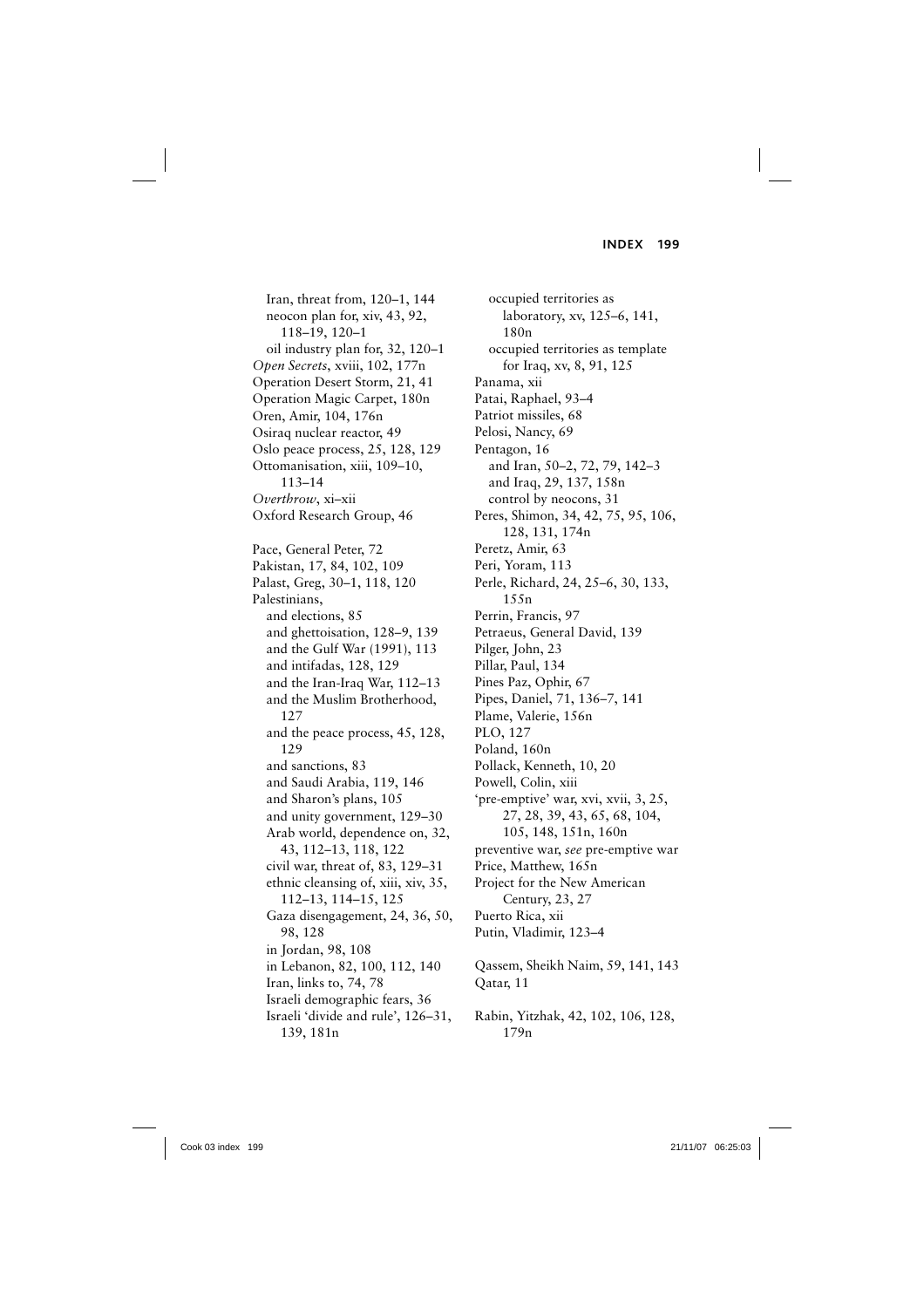Iran, threat from, 120–1, 144
neocon plan for, xiv, 43, 92, 118–19, 120–1
oil industry plan for, 32, 120–1

*Open Secrets*, xviii, 102, 177n
Operation Desert Storm, 21, 41
Operation Magic Carpet, 180n
Oren, Amir, 104, 176n
Osiraq nuclear reactor, 49
Oslo peace process, 25, 128, 129
Ottomanisation, xiii, 109–10, 113–14
*Overthrow*, xi–xii
Oxford Research Group, 46

Pace, General Peter, 72
Pakistan, 17, 84, 102, 109
Palast, Greg, 30–1, 118, 120
Palestinians,
and elections, 85
and ghettoisation, 128–9, 139
and the Gulf War (1991), 113
and intifadas, 128, 129
and the Iran-Iraq War, 112–13
and the Muslim Brotherhood, 127
and the peace process, 45, 128, 129
and sanctions, 83
and Saudi Arabia, 119, 146
and Sharon's plans, 105
and unity government, 129–30
Arab world, dependence on, 32, 43, 112–13, 118, 122
civil war, threat of, 83, 129–31
ethnic cleansing of, xiii, xiv, 35, 112–13, 114–15, 125
Gaza disengagement, 24, 36, 50, 98, 128
in Jordan, 98, 108
in Lebanon, 82, 100, 112, 140
Iran, links to, 74, 78
Israeli demographic fears, 36
Israeli 'divide and rule', 126–31, 139, 181n
occupied territories as laboratory, xv, 125–6, 141, 180n
occupied territories as template for Iraq, xv, 8, 91, 125

Panama, xii
Patai, Raphael, 93–4
Patriot missiles, 68
Pelosi, Nancy, 69
Pentagon, 16
and Iran, 50–2, 72, 79, 142–3
and Iraq, 29, 137, 158n
control by neocons, 31
Peres, Shimon, 34, 42, 75, 95, 106, 128, 131, 174n
Peretz, Amir, 63
Peri, Yoram, 113
Perle, Richard, 24, 25–6, 30, 133, 155n
Perrin, Francis, 97
Petraeus, General David, 139
Pilger, John, 23
Pillar, Paul, 134
Pines Paz, Ophir, 67
Pipes, Daniel, 71, 136–7, 141
Plame, Valerie, 156n
PLO, 127
Poland, 160n
Pollack, Kenneth, 10, 20
Powell, Colin, xiii
'pre-emptive' war, xvi, xvii, 3, 25, 27, 28, 39, 43, 65, 68, 104, 105, 148, 151n, 160n
preventive war, *see* pre-emptive war
Price, Matthew, 165n
Project for the New American Century, 23, 27
Puerto Rica, xii
Putin, Vladimir, 123–4

Qassem, Sheikh Naim, 59, 141, 143
Qatar, 11

Rabin, Yitzhak, 42, 102, 106, 128, 179n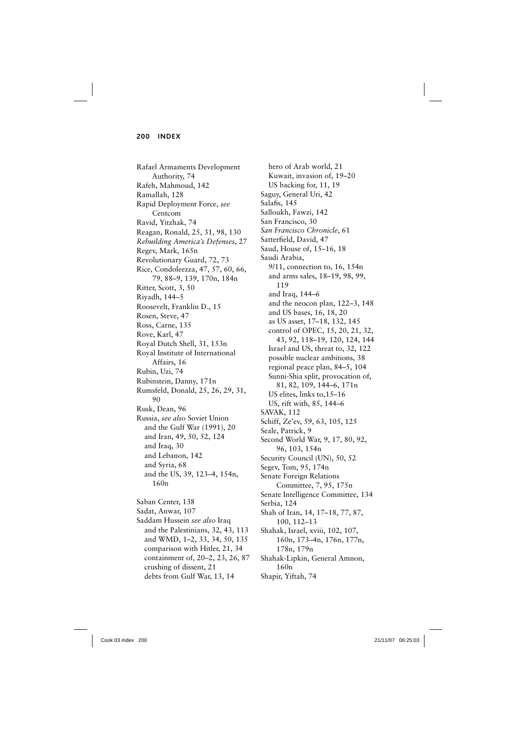Rafael Armaments Development Authority, 74
Rafeh, Mahmoud, 142
Ramallah, 128
Rapid Deployment Force, *see* Centcom
Ravid, Yitzhak, 74
Reagan, Ronald, 25, 31, 98, 130
*Rebuilding America's Defenses*, 27
Regev, Mark, 165n
Revolutionary Guard, 72, 73
Rice, Condoleezza, 47, 57, 60, 66, 79, 88–9, 139, 170n, 184n
Ritter, Scott, 3, 50
Riyadh, 144–5
Roosevelt, Franklin D., 15
Rosen, Steve, 47
Ross, Carne, 135
Rove, Karl, 47
Royal Dutch Shell, 31, 153n
Royal Institute of International Affairs, 16
Rubin, Uzi, 74
Rubinstein, Danny, 171n
Rumsfeld, Donald, 25, 26, 29, 31, 90
Rusk, Dean, 96
Russia, *see also* Soviet Union
  and the Gulf War (1991), 20
  and Iran, 49, 50, 52, 124
  and Iraq, 30
  and Lebanon, 142
  and Syria, 68
  and the US, 39, 123–4, 154n, 160n

Saban Center, 138
Sadat, Anwar, 107
Saddam Hussein *see also* Iraq
  and the Palestinians, 32, 43, 113
  and WMD, 1–2, 33, 34, 50, 135
  comparison with Hitler, 21, 34
  containment of, 20–2, 23, 26, 87
  crushing of dissent, 21
  debts from Gulf War, 13, 14
  hero of Arab world, 21
  Kuwait, invasion of, 19–20
  US backing for, 11, 19
Saguy, General Uri, 42
Salafis, 145
Salloukh, Fawzi, 142
San Francisco, 30
*San Francisco Chronicle*, 61
Satterfield, David, 47
Saud, House of, 15–16, 18
Saudi Arabia,
  9/11, connection to, 16, 154n
  and arms sales, 18–19, 98, 99, 119
  and Iraq, 144–6
  and the neocon plan, 122–3, 148
  and US bases, 16, 18, 20
  as US asset, 17–18, 132, 145
  control of OPEC, 15, 20, 21, 32, 43, 92, 118–19, 120, 124, 144
  Israel and US, threat to, 32, 122
  possible nuclear ambitions, 38
  regional peace plan, 84–5, 104
  Sunni-Shia split, provocation of, 81, 82, 109, 144–6, 171n
  US elites, links to,15–16
  US, rift with, 85, 144–6
SAVAK, 112
Schiff, Ze'ev, 59, 63, 105, 125
Seale, Patrick, 9
Second World War, 9, 17, 80, 92, 96, 103, 154n
Security Council (UN), 50, 52
Segev, Tom, 95, 174n
Senate Foreign Relations Committee, 7, 95, 175n
Senate Intelligence Committee, 134
Serbia, 124
Shah of Iran, 14, 17–18, 77, 87, 100, 112–13
Shahak, Israel, xviii, 102, 107, 160n, 173–4n, 176n, 177n, 178n, 179n
Shahak-Lipkin, General Amnon, 160n
Shapir, Yiftah, 74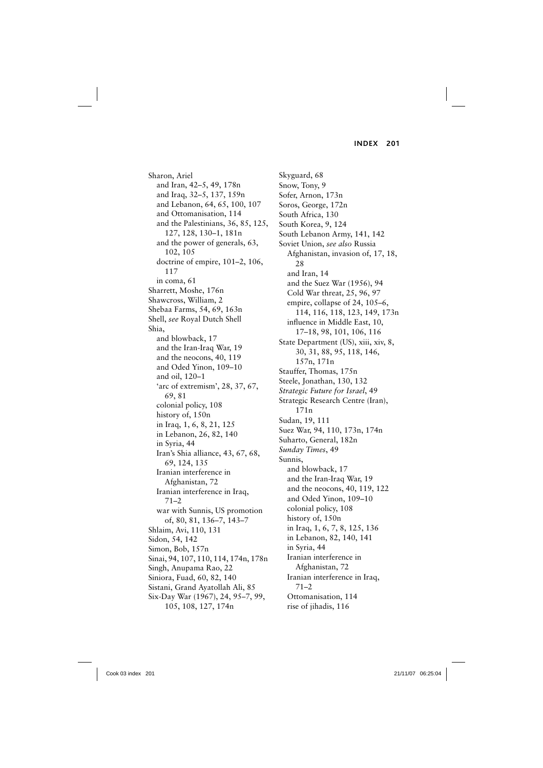Sharon, Ariel
- and Iran, 42–5, 49, 178n
- and Iraq, 32–5, 137, 159n
- and Lebanon, 64, 65, 100, 107
- and Ottomanisation, 114
- and the Palestinians, 36, 85, 125, 127, 128, 130–1, 181n
- and the power of generals, 63, 102, 105
- doctrine of empire, 101–2, 106, 117
- in coma, 61

Sharrett, Moshe, 176n

Shawcross, William, 2

Shebaa Farms, 54, 69, 163n

Shell, *see* Royal Dutch Shell

Shia,
- and blowback, 17
- and the Iran-Iraq War, 19
- and the neocons, 40, 119
- and Oded Yinon, 109–10
- and oil, 120–1
- 'arc of extremism', 28, 37, 67, 69, 81
- colonial policy, 108
- history of, 150n
- in Iraq, 1, 6, 8, 21, 125
- in Lebanon, 26, 82, 140
- in Syria, 44
- Iran's Shia alliance, 43, 67, 68, 69, 124, 135
- Iranian interference in Afghanistan, 72
- Iranian interference in Iraq, 71–2
- war with Sunnis, US promotion of, 80, 81, 136–7, 143–7

Shlaim, Avi, 110, 131

Sidon, 54, 142

Simon, Bob, 157n

Sinai, 94, 107, 110, 114, 174n, 178n

Singh, Anupama Rao, 22

Siniora, Fuad, 60, 82, 140

Sistani, Grand Ayatollah Ali, 85

Six-Day War (1967), 24, 95–7, 99, 105, 108, 127, 174n

Skyguard, 68

Snow, Tony, 9

Sofer, Arnon, 173n

Soros, George, 172n

South Africa, 130

South Korea, 9, 124

South Lebanon Army, 141, 142

Soviet Union, *see also* Russia
- Afghanistan, invasion of, 17, 18, 28
- and Iran, 14
- and the Suez War (1956), 94
- Cold War threat, 25, 96, 97
- empire, collapse of 24, 105–6, 114, 116, 118, 123, 149, 173n
- influence in Middle East, 10, 17–18, 98, 101, 106, 116

State Department (US), xiii, xiv, 8, 30, 31, 88, 95, 118, 146, 157n, 171n

Stauffer, Thomas, 175n

Steele, Jonathan, 130, 132

*Strategic Future for Israel*, 49

Strategic Research Centre (Iran), 171n

Sudan, 19, 111

Suez War, 94, 110, 173n, 174n

Suharto, General, 182n

*Sunday Times*, 49

Sunnis,
- and blowback, 17
- and the Iran-Iraq War, 19
- and the neocons, 40, 119, 122
- and Oded Yinon, 109–10
- colonial policy, 108
- history of, 150n
- in Iraq, 1, 6, 7, 8, 125, 136
- in Lebanon, 82, 140, 141
- in Syria, 44
- Iranian interference in Afghanistan, 72
- Iranian interference in Iraq, 71–2
- Ottomanisation, 114
- rise of jihadis, 116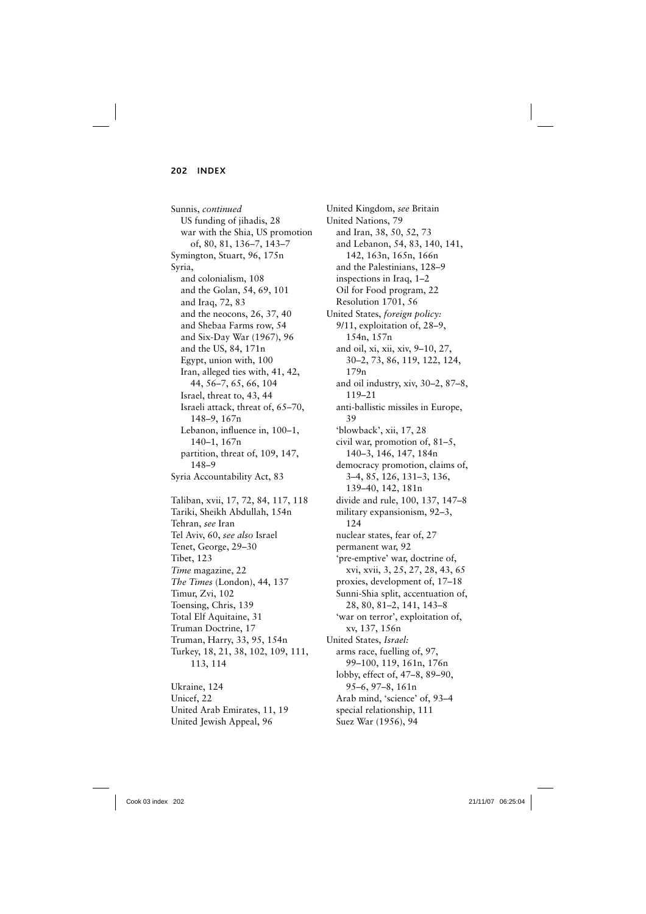Sunnis, *continued*
  US funding of jihadis, 28
  war with the Shia, US promotion of, 80, 81, 136–7, 143–7
Symington, Stuart, 96, 175n
Syria,
  and colonialism, 108
  and the Golan, 54, 69, 101
  and Iraq, 72, 83
  and the neocons, 26, 37, 40
  and Shebaa Farms row, 54
  and Six-Day War (1967), 96
  and the US, 84, 171n
  Egypt, union with, 100
  Iran, alleged ties with, 41, 42, 44, 56–7, 65, 66, 104
  Israel, threat to, 43, 44
  Israeli attack, threat of, 65–70, 148–9, 167n
  Lebanon, influence in, 100–1, 140–1, 167n
  partition, threat of, 109, 147, 148–9
Syria Accountability Act, 83

Taliban, xvii, 17, 72, 84, 117, 118
Tariki, Sheikh Abdullah, 154n
Tehran, *see* Iran
Tel Aviv, 60, *see also* Israel
Tenet, George, 29–30
Tibet, 123
*Time* magazine, 22
*The Times* (London), 44, 137
Timur, Zvi, 102
Toensing, Chris, 139
Total Elf Aquitaine, 31
Truman Doctrine, 17
Truman, Harry, 33, 95, 154n
Turkey, 18, 21, 38, 102, 109, 111, 113, 114

Ukraine, 124
Unicef, 22
United Arab Emirates, 11, 19
United Jewish Appeal, 96
United Kingdom, *see* Britain
United Nations, 79
  and Iran, 38, 50, 52, 73
  and Lebanon, 54, 83, 140, 141, 142, 163n, 165n, 166n
  and the Palestinians, 128–9
  inspections in Iraq, 1–2
  Oil for Food program, 22
  Resolution 1701, 56
United States, *foreign policy:*
  9/11, exploitation of, 28–9, 154n, 157n
  and oil, xi, xii, xiv, 9–10, 27, 30–2, 73, 86, 119, 122, 124, 179n
  and oil industry, xiv, 30–2, 87–8, 119–21
  anti-ballistic missiles in Europe, 39
  'blowback', xii, 17, 28
  civil war, promotion of, 81–5, 140–3, 146, 147, 184n
  democracy promotion, claims of, 3–4, 85, 126, 131–3, 136, 139–40, 142, 181n
  divide and rule, 100, 137, 147–8
  military expansionism, 92–3, 124
  nuclear states, fear of, 27
  permanent war, 92
  'pre-emptive' war, doctrine of, xvi, xvii, 3, 25, 27, 28, 43, 65
  proxies, development of, 17–18
  Sunni-Shia split, accentuation of, 28, 80, 81–2, 141, 143–8
  'war on terror', exploitation of, xv, 137, 156n
United States, *Israel:*
  arms race, fuelling of, 97, 99–100, 119, 161n, 176n
  lobby, effect of, 47–8, 89–90, 95–6, 97–8, 161n
  Arab mind, 'science' of, 93–4
  special relationship, 111
  Suez War (1956), 94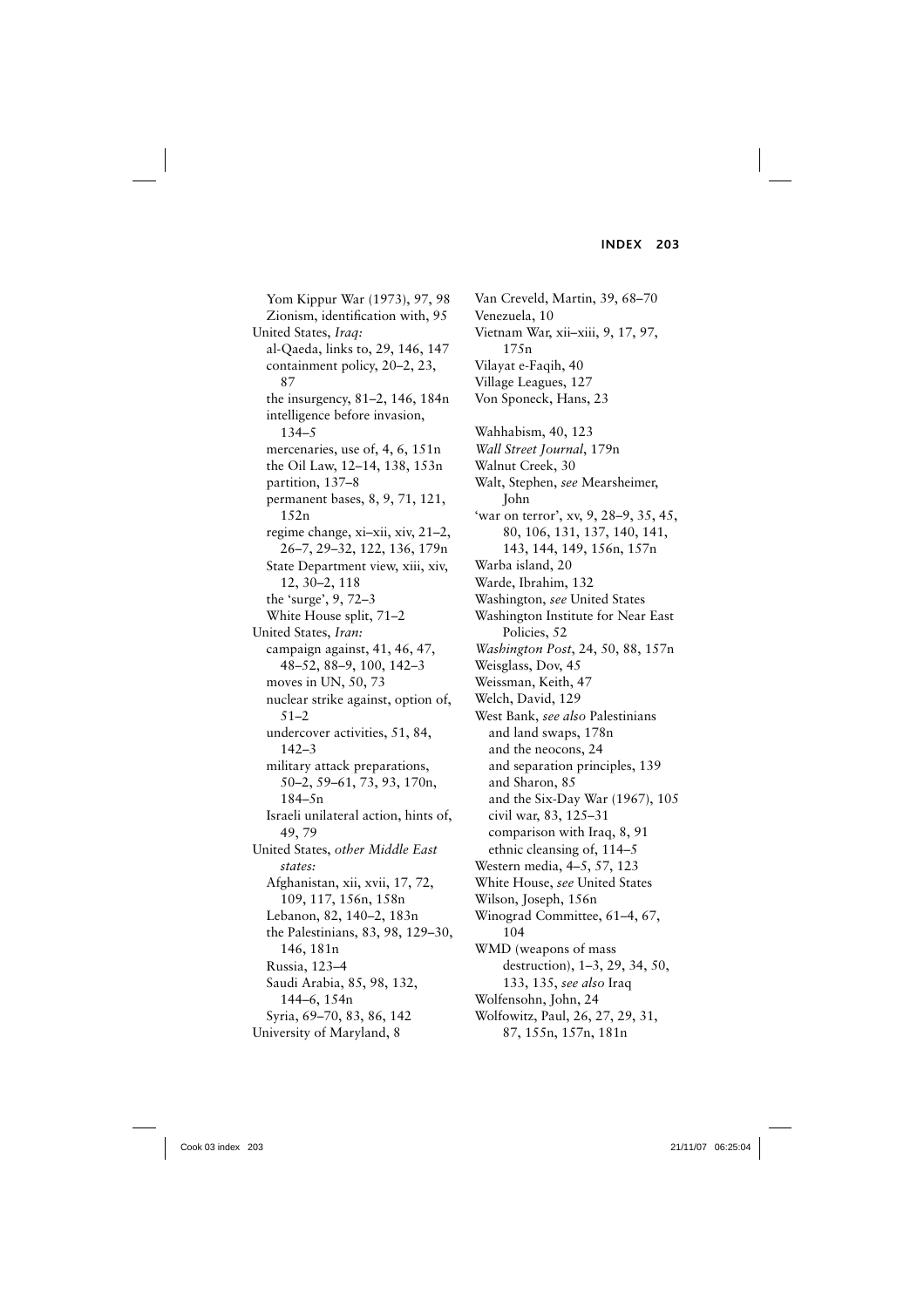Yom Kippur War (1973), 97, 98
Zionism, identification with, 95

United States, *Iraq:*
al-Qaeda, links to, 29, 146, 147
containment policy, 20–2, 23, 87
the insurgency, 81–2, 146, 184n
intelligence before invasion, 134–5
mercenaries, use of, 4, 6, 151n
the Oil Law, 12–14, 138, 153n
partition, 137–8
permanent bases, 8, 9, 71, 121, 152n
regime change, xi–xii, xiv, 21–2, 26–7, 29–32, 122, 136, 179n
State Department view, xiii, xiv, 12, 30–2, 118
the 'surge', 9, 72–3
White House split, 71–2

United States, *Iran:*
campaign against, 41, 46, 47, 48–52, 88–9, 100, 142–3
moves in UN, 50, 73
nuclear strike against, option of, 51–2
undercover activities, 51, 84, 142–3
military attack preparations, 50–2, 59–61, 73, 93, 170n, 184–5n
Israeli unilateral action, hints of, 49, 79

United States, *other Middle East states:*
Afghanistan, xii, xvii, 17, 72, 109, 117, 156n, 158n
Lebanon, 82, 140–2, 183n
the Palestinians, 83, 98, 129–30, 146, 181n
Russia, 123–4
Saudi Arabia, 85, 98, 132, 144–6, 154n
Syria, 69–70, 83, 86, 142

University of Maryland, 8

Van Creveld, Martin, 39, 68–70
Venezuela, 10
Vietnam War, xii–xiii, 9, 17, 97, 175n
Vilayat e-Faqih, 40
Village Leagues, 127
Von Sponeck, Hans, 23

Wahhabism, 40, 123
*Wall Street Journal*, 179n
Walnut Creek, 30
Walt, Stephen, *see* Mearsheimer, John
'war on terror', xv, 9, 28–9, 35, 45, 80, 106, 131, 137, 140, 141, 143, 144, 149, 156n, 157n
Warba island, 20
Warde, Ibrahim, 132
Washington, *see* United States
Washington Institute for Near East Policies, 52
*Washington Post*, 24, 50, 88, 157n
Weisglass, Dov, 45
Weissman, Keith, 47
Welch, David, 129
West Bank, *see also* Palestinians
and land swaps, 178n
and the neocons, 24
and separation principles, 139
and Sharon, 85
and the Six-Day War (1967), 105
civil war, 83, 125–31
comparison with Iraq, 8, 91
ethnic cleansing of, 114–5
Western media, 4–5, 57, 123
White House, *see* United States
Wilson, Joseph, 156n
Winograd Committee, 61–4, 67, 104
WMD (weapons of mass destruction), 1–3, 29, 34, 50, 133, 135, *see also* Iraq
Wolfensohn, John, 24
Wolfowitz, Paul, 26, 27, 29, 31, 87, 155n, 157n, 181n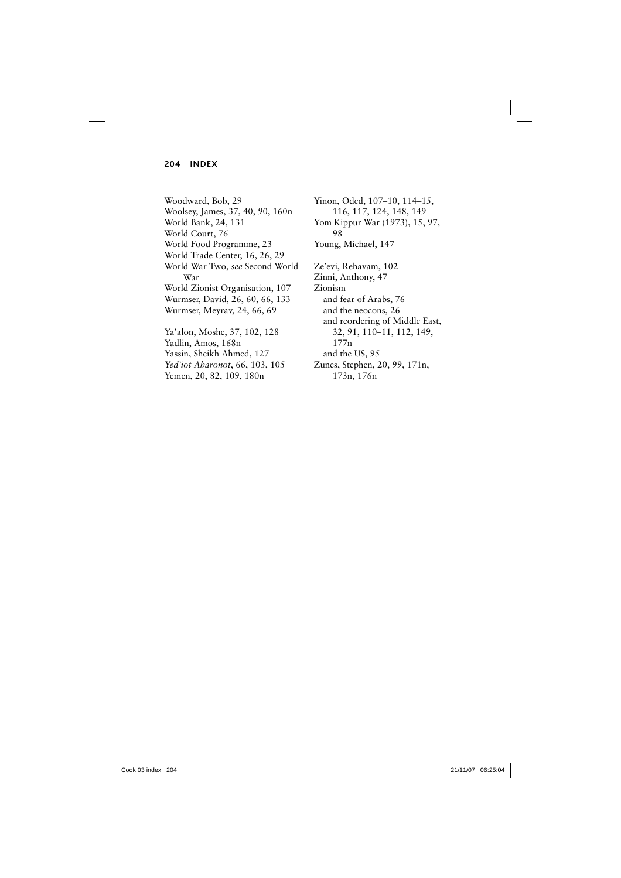Woodward, Bob, 29
Woolsey, James, 37, 40, 90, 160n
World Bank, 24, 131
World Court, 76
World Food Programme, 23
World Trade Center, 16, 26, 29
World War Two, *see* Second World War
World Zionist Organisation, 107
Wurmser, David, 26, 60, 66, 133
Wurmser, Meyrav, 24, 66, 69

Ya'alon, Moshe, 37, 102, 128
Yadlin, Amos, 168n
Yassin, Sheikh Ahmed, 127
*Yed'iot Aharonot*, 66, 103, 105
Yemen, 20, 82, 109, 180n
Yinon, Oded, 107–10, 114–15, 116, 117, 124, 148, 149
Yom Kippur War (1973), 15, 97, 98
Young, Michael, 147

Ze'evi, Rehavam, 102
Zinni, Anthony, 47
Zionism
  and fear of Arabs, 76
  and the neocons, 26
  and reordering of Middle East, 32, 91, 110–11, 112, 149, 177n
  and the US, 95
Zunes, Stephen, 20, 99, 171n, 173n, 176n